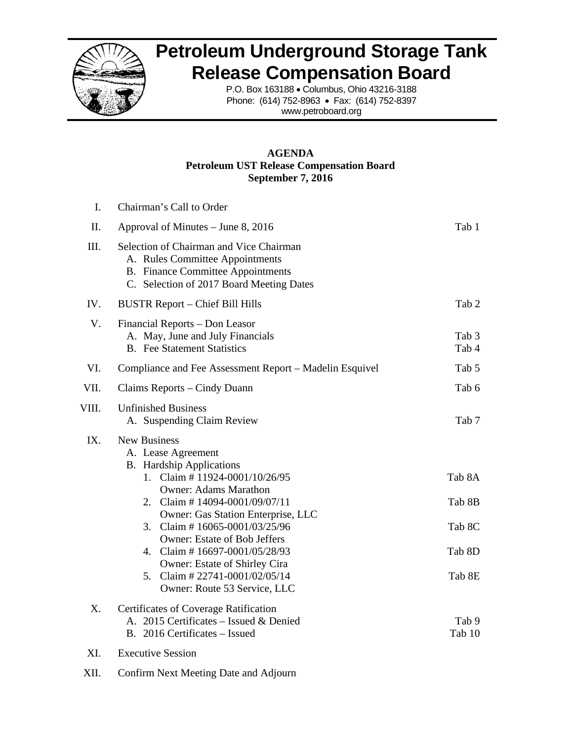# Petroleum Underground Storage Tank Release Compensation Board

P.O. Box 163188 • Columbus, Ohio 43216-3188
Phone: (614) 752-8963 • Fax: (614) 752-8397
www.petroboard.org

**AGENDA**
**Petroleum UST Release Compensation Board**
**September 7, 2016**

| | | |
|---|---|---|
| I. | Chairman's Call to Order | |
| II. | Approval of Minutes – June 8, 2016 | Tab 1 |
| III. | Selection of Chairman and Vice Chairman | |
| | A. Rules Committee Appointments | |
| | B. Finance Committee Appointments | |
| | C. Selection of 2017 Board Meeting Dates | |
| IV. | BUSTR Report – Chief Bill Hills | Tab 2 |
| V. | Financial Reports – Don Leasor | |
| | A. May, June and July Financials | Tab 3 |
| | B. Fee Statement Statistics | Tab 4 |
| VI. | Compliance and Fee Assessment Report – Madelin Esquivel | Tab 5 |
| VII. | Claims Reports – Cindy Duann | Tab 6 |
| VIII. | Unfinished Business | |
| | A. Suspending Claim Review | Tab 7 |
| IX. | New Business | |
| | A. Lease Agreement | |
| | B. Hardship Applications | |
| | 1. Claim # 11924-0001/10/26/95 Owner: Adams Marathon | Tab 8A |
| | 2. Claim # 14094-0001/09/07/11 Owner: Gas Station Enterprise, LLC | Tab 8B |
| | 3. Claim # 16065-0001/03/25/96 Owner: Estate of Bob Jeffers | Tab 8C |
| | 4. Claim # 16697-0001/05/28/93 Owner: Estate of Shirley Cira | Tab 8D |
| | 5. Claim # 22741-0001/02/05/14 Owner: Route 53 Service, LLC | Tab 8E |
| X. | Certificates of Coverage Ratification | |
| | A. 2015 Certificates – Issued & Denied | Tab 9 |
| | B. 2016 Certificates – Issued | Tab 10 |
| XI. | Executive Session | |
| XII. | Confirm Next Meeting Date and Adjourn | |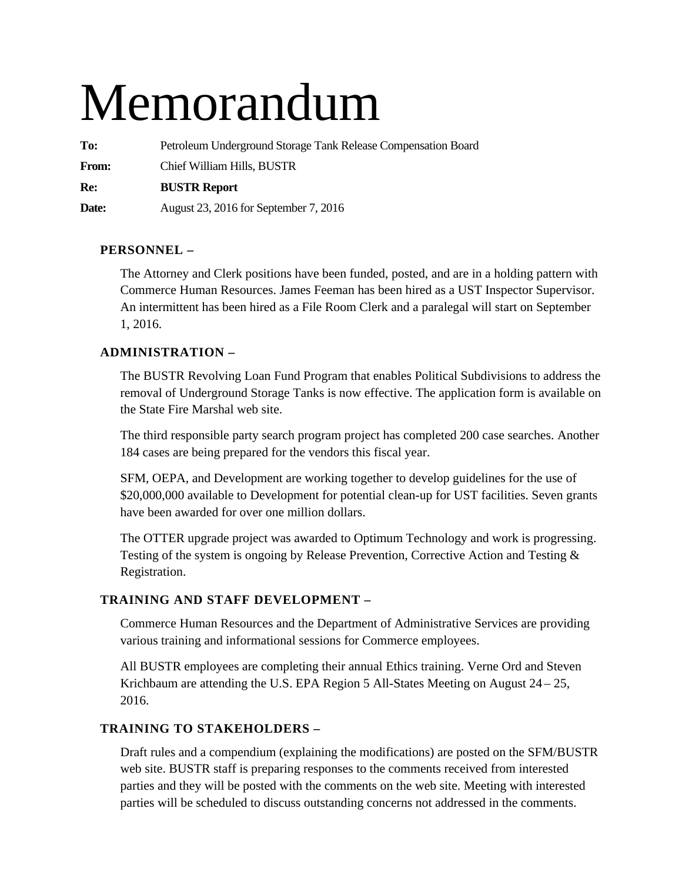# Memorandum

**To:** Petroleum Underground Storage Tank Release Compensation Board

**From:** Chief William Hills, BUSTR

**Re:** **BUSTR Report**

**Date:** August 23, 2016 for September 7, 2016

## PERSONNEL –

The Attorney and Clerk positions have been funded, posted, and are in a holding pattern with Commerce Human Resources. James Feeman has been hired as a UST Inspector Supervisor. An intermittent has been hired as a File Room Clerk and a paralegal will start on September 1, 2016.

## ADMINISTRATION –

The BUSTR Revolving Loan Fund Program that enables Political Subdivisions to address the removal of Underground Storage Tanks is now effective. The application form is available on the State Fire Marshal web site.

The third responsible party search program project has completed 200 case searches. Another 184 cases are being prepared for the vendors this fiscal year.

SFM, OEPA, and Development are working together to develop guidelines for the use of $20,000,000 available to Development for potential clean-up for UST facilities. Seven grants have been awarded for over one million dollars.

The OTTER upgrade project was awarded to Optimum Technology and work is progressing. Testing of the system is ongoing by Release Prevention, Corrective Action and Testing & Registration.

## TRAINING AND STAFF DEVELOPMENT –

Commerce Human Resources and the Department of Administrative Services are providing various training and informational sessions for Commerce employees.

All BUSTR employees are completing their annual Ethics training. Verne Ord and Steven Krichbaum are attending the U.S. EPA Region 5 All-States Meeting on August 24 – 25, 2016.

## TRAINING TO STAKEHOLDERS –

Draft rules and a compendium (explaining the modifications) are posted on the SFM/BUSTR web site. BUSTR staff is preparing responses to the comments received from interested parties and they will be posted with the comments on the web site. Meeting with interested parties will be scheduled to discuss outstanding concerns not addressed in the comments.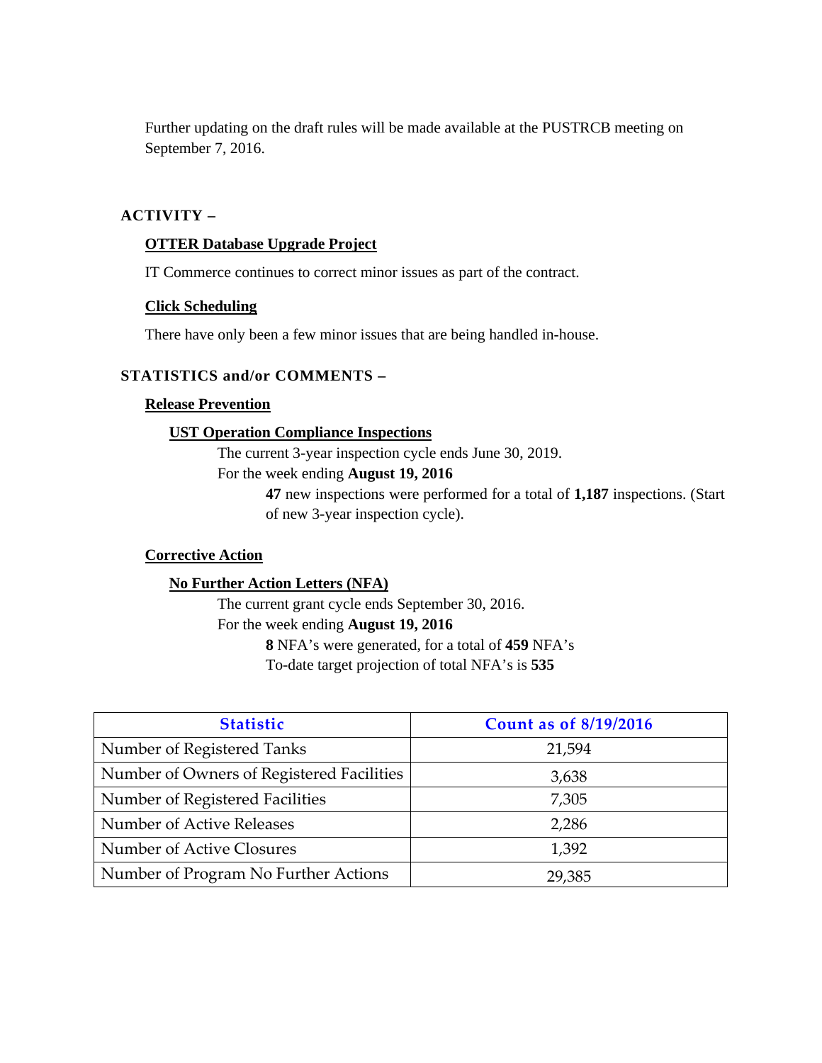Further updating on the draft rules will be made available at the PUSTRCB meeting on September 7, 2016.

## ACTIVITY –

### OTTER Database Upgrade Project

IT Commerce continues to correct minor issues as part of the contract.

### Click Scheduling

There have only been a few minor issues that are being handled in-house.

## STATISTICS and/or COMMENTS –

### Release Prevention

#### UST Operation Compliance Inspections

The current 3-year inspection cycle ends June 30, 2019.

For the week ending **August 19, 2016**

**47** new inspections were performed for a total of **1,187** inspections. (Start of new 3-year inspection cycle).

### Corrective Action

#### No Further Action Letters (NFA)

The current grant cycle ends September 30, 2016.

For the week ending **August 19, 2016**

**8** NFA's were generated, for a total of **459** NFA's

To-date target projection of total NFA's is **535**

| Statistic | Count as of 8/19/2016 |
|---|---|
| Number of Registered Tanks | 21,594 |
| Number of Owners of Registered Facilities | 3,638 |
| Number of Registered Facilities | 7,305 |
| Number of Active Releases | 2,286 |
| Number of Active Closures | 1,392 |
| Number of Program No Further Actions | 29,385 |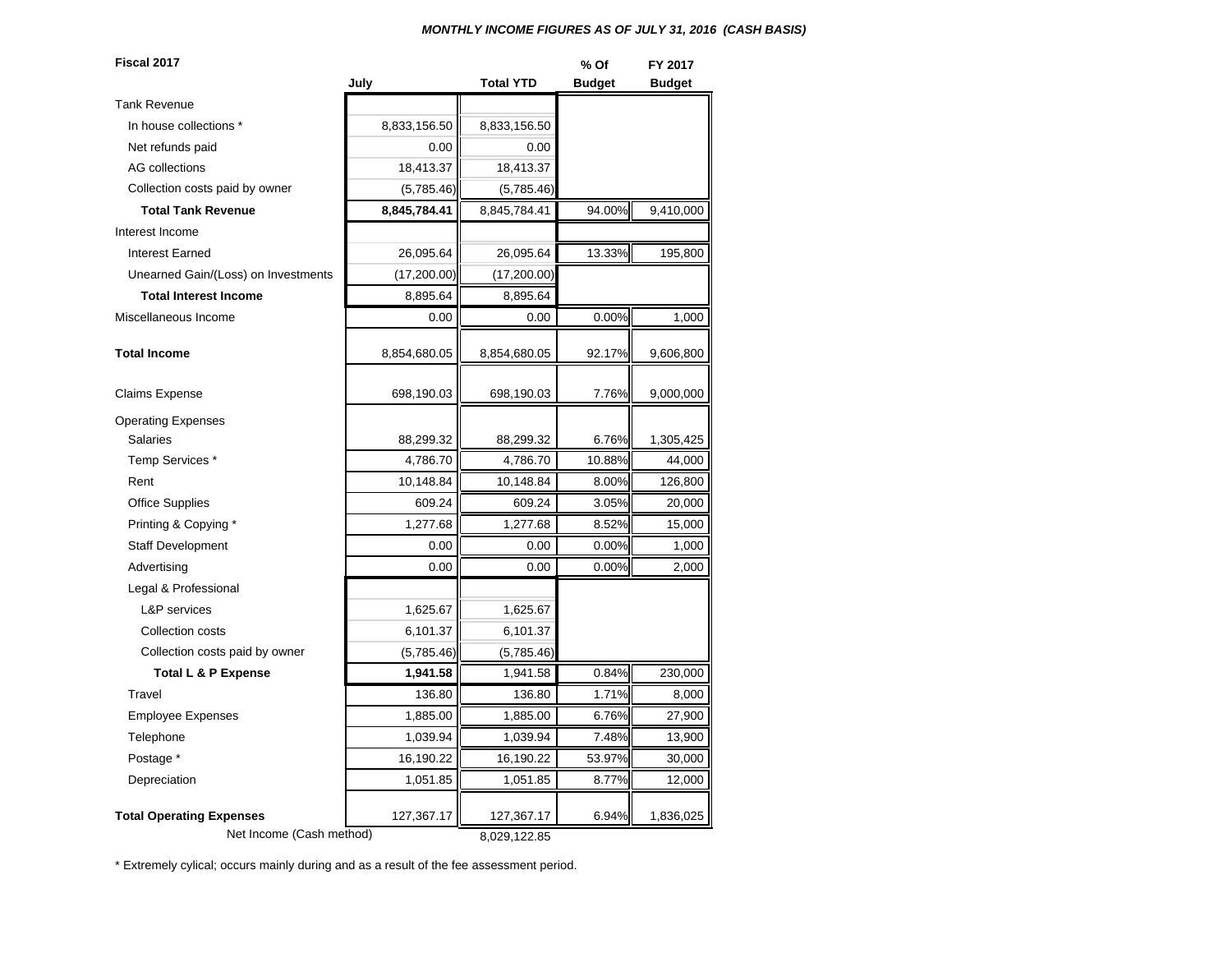***MONTHLY INCOME FIGURES AS OF JULY 31, 2016 (CASH BASIS)***

| Fiscal 2017 | July | Total YTD | % Of Budget | FY 2017 Budget |
|---|---|---|---|---|
| Tank Revenue | | | | |
| In house collections * | 8,833,156.50 | 8,833,156.50 | | |
| Net refunds paid | 0.00 | 0.00 | | |
| AG collections | 18,413.37 | 18,413.37 | | |
| Collection costs paid by owner | (5,785.46) | (5,785.46) | | |
| **Total Tank Revenue** | **8,845,784.41** | 8,845,784.41 | 94.00% | 9,410,000 |
| Interest Income | | | | |
| Interest Earned | 26,095.64 | 26,095.64 | 13.33% | 195,800 |
| Unearned Gain/(Loss) on Investments | (17,200.00) | (17,200.00) | | |
| **Total Interest Income** | 8,895.64 | 8,895.64 | | |
| Miscellaneous Income | 0.00 | 0.00 | 0.00% | 1,000 |
| **Total Income** | 8,854,680.05 | 8,854,680.05 | 92.17% | 9,606,800 |
| Claims Expense | 698,190.03 | 698,190.03 | 7.76% | 9,000,000 |
| Operating Expenses | | | | |
| Salaries | 88,299.32 | 88,299.32 | 6.76% | 1,305,425 |
| Temp Services * | 4,786.70 | 4,786.70 | 10.88% | 44,000 |
| Rent | 10,148.84 | 10,148.84 | 8.00% | 126,800 |
| Office Supplies | 609.24 | 609.24 | 3.05% | 20,000 |
| Printing & Copying * | 1,277.68 | 1,277.68 | 8.52% | 15,000 |
| Staff Development | 0.00 | 0.00 | 0.00% | 1,000 |
| Advertising | 0.00 | 0.00 | 0.00% | 2,000 |
| Legal & Professional | | | | |
| L&P services | 1,625.67 | 1,625.67 | | |
| Collection costs | 6,101.37 | 6,101.37 | | |
| Collection costs paid by owner | (5,785.46) | (5,785.46) | | |
| **Total L & P Expense** | **1,941.58** | 1,941.58 | 0.84% | 230,000 |
| Travel | 136.80 | 136.80 | 1.71% | 8,000 |
| Employee Expenses | 1,885.00 | 1,885.00 | 6.76% | 27,900 |
| Telephone | 1,039.94 | 1,039.94 | 7.48% | 13,900 |
| Postage * | 16,190.22 | 16,190.22 | 53.97% | 30,000 |
| Depreciation | 1,051.85 | 1,051.85 | 8.77% | 12,000 |
| **Total Operating Expenses** | 127,367.17 | 127,367.17 | 6.94% | 1,836,025 |
| Net Income (Cash method) | | 8,029,122.85 | | |

\* Extremely cylical; occurs mainly during and as a result of the fee assessment period.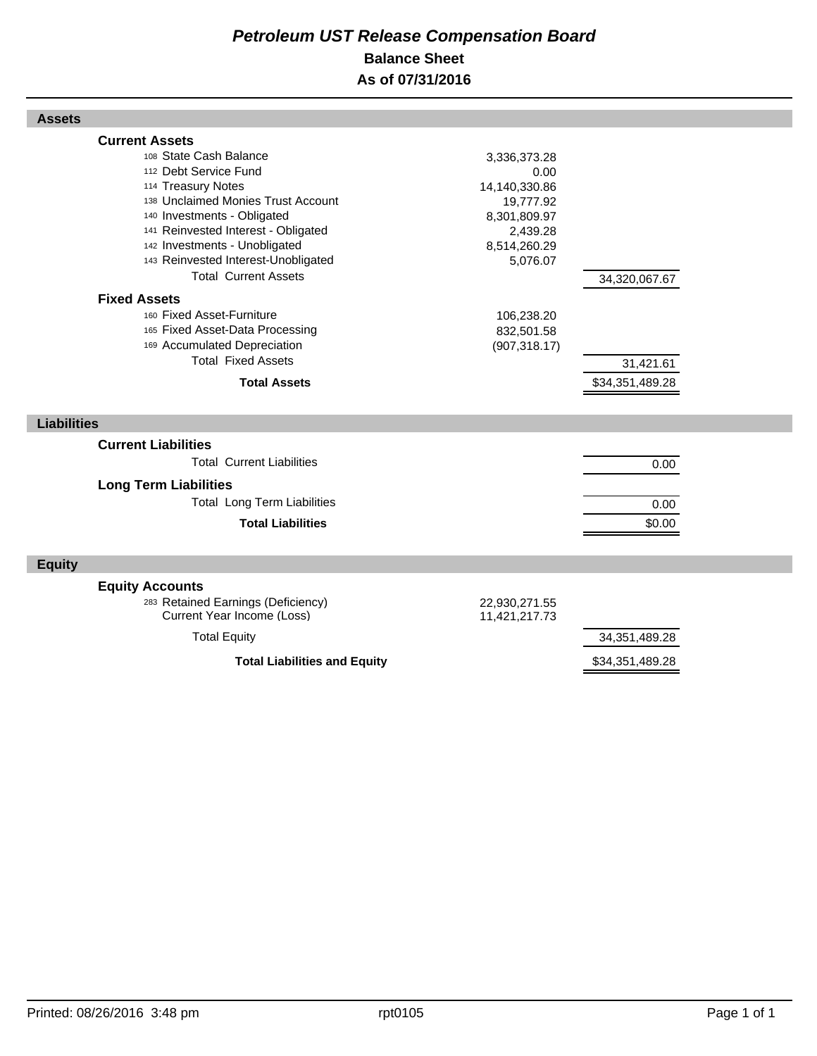# *Petroleum UST Release Compensation Board*

## Balance Sheet

## As of 07/31/2016

### Assets

| | | |
|---|---|---|
| **Current Assets** | | |
| 108 State Cash Balance | 3,336,373.28 | |
| 112 Debt Service Fund | 0.00 | |
| 114 Treasury Notes | 14,140,330.86 | |
| 138 Unclaimed Monies Trust Account | 19,777.92 | |
| 140 Investments - Obligated | 8,301,809.97 | |
| 141 Reinvested Interest - Obligated | 2,439.28 | |
| 142 Investments - Unobligated | 8,514,260.29 | |
| 143 Reinvested Interest-Unobligated | 5,076.07 | |
| Total Current Assets | | 34,320,067.67 |
| **Fixed Assets** | | |
| 160 Fixed Asset-Furniture | 106,238.20 | |
| 165 Fixed Asset-Data Processing | 832,501.58 | |
| 169 Accumulated Depreciation | (907,318.17) | |
| Total Fixed Assets | | 31,421.61 |
| **Total Assets** | | $34,351,489.28 |

### Liabilities

| | | |
|---|---|---|
| **Current Liabilities** | | |
| Total Current Liabilities | | 0.00 |
| **Long Term Liabilities** | | |
| Total Long Term Liabilities | | 0.00 |
| **Total Liabilities** | | $0.00 |

### Equity

| | | |
|---|---|---|
| **Equity Accounts** | | |
| 283 Retained Earnings (Deficiency) | 22,930,271.55 | |
| Current Year Income (Loss) | 11,421,217.73 | |
| Total Equity | | 34,351,489.28 |
| **Total Liabilities and Equity** | | $34,351,489.28 |

Printed: 08/26/2016 3:48 pm rpt0105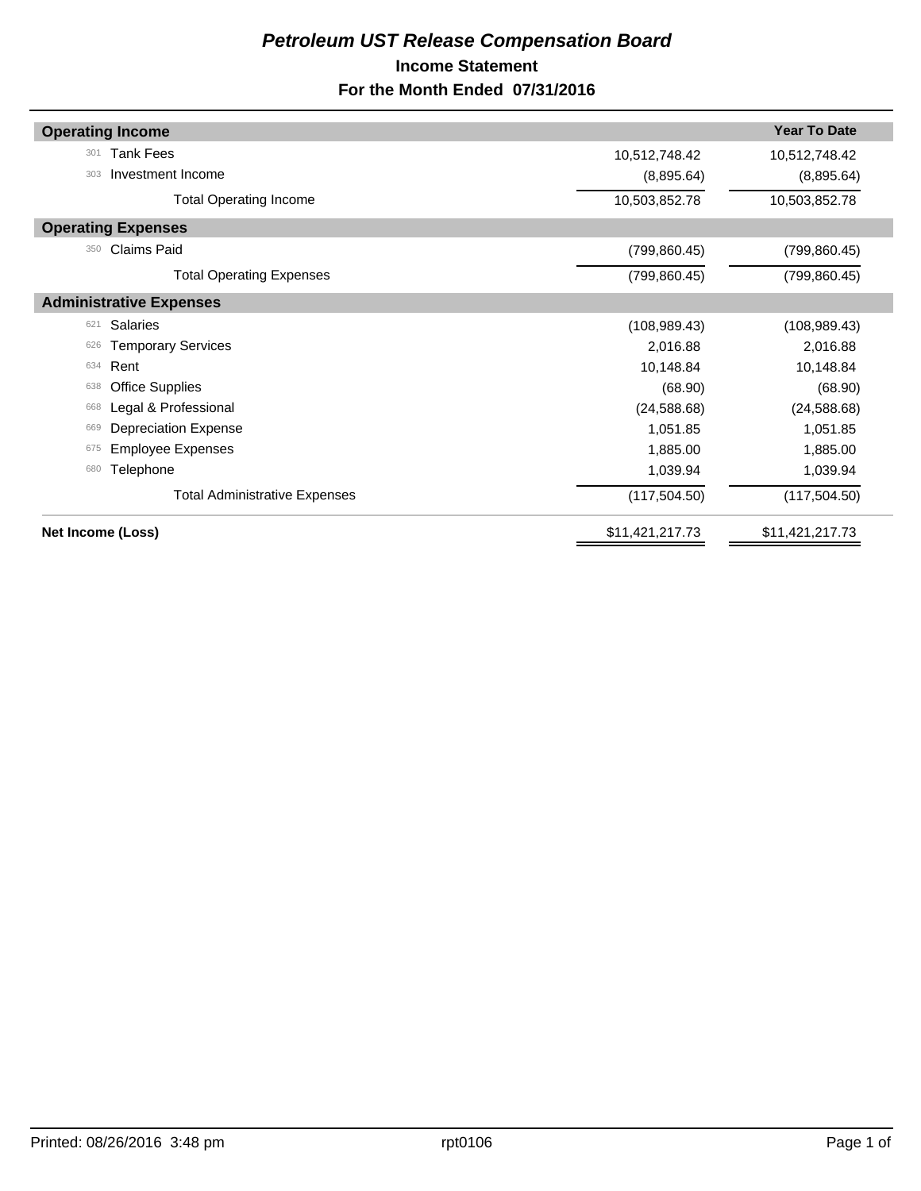# *Petroleum UST Release Compensation Board*

## Income Statement

### For the Month Ended 07/31/2016

| | | | Year To Date |
|---|---|---|---|
| **Operating Income** | | | |
| 301 | Tank Fees | 10,512,748.42 | 10,512,748.42 |
| 303 | Investment Income | (8,895.64) | (8,895.64) |
| | Total Operating Income | 10,503,852.78 | 10,503,852.78 |
| **Operating Expenses** | | | |
| 350 | Claims Paid | (799,860.45) | (799,860.45) |
| | Total Operating Expenses | (799,860.45) | (799,860.45) |
| **Administrative Expenses** | | | |
| 621 | Salaries | (108,989.43) | (108,989.43) |
| 626 | Temporary Services | 2,016.88 | 2,016.88 |
| 634 | Rent | 10,148.84 | 10,148.84 |
| 638 | Office Supplies | (68.90) | (68.90) |
| 668 | Legal & Professional | (24,588.68) | (24,588.68) |
| 669 | Depreciation Expense | 1,051.85 | 1,051.85 |
| 675 | Employee Expenses | 1,885.00 | 1,885.00 |
| 680 | Telephone | 1,039.94 | 1,039.94 |
| | Total Administrative Expenses | (117,504.50) | (117,504.50) |
| **Net Income (Loss)** | | $11,421,217.73 | $11,421,217.73 |

Printed: 08/26/2016 3:48 pm rpt0106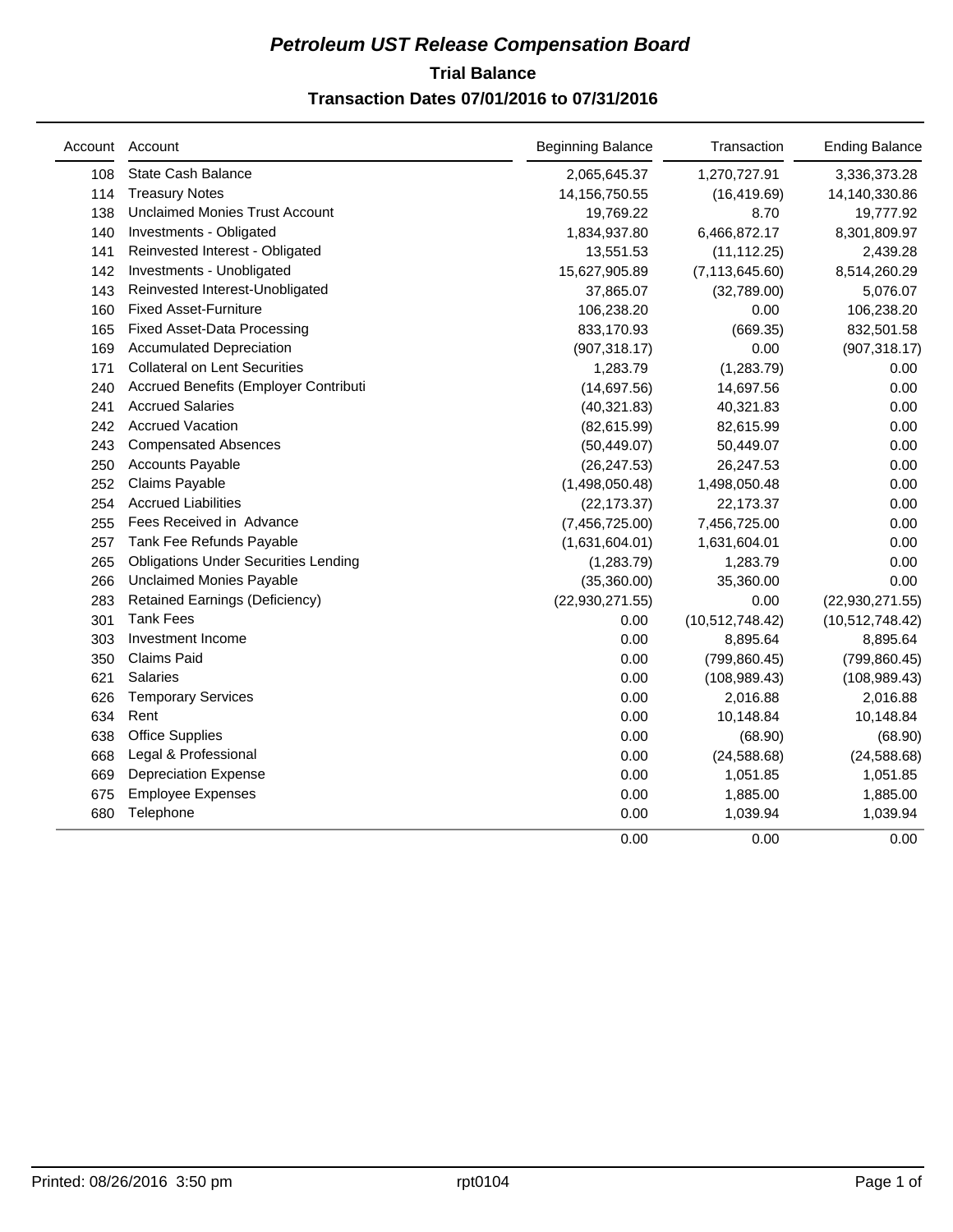# *Petroleum UST Release Compensation Board*

## Trial Balance

### Transaction Dates 07/01/2016 to 07/31/2016

| Account | Account | Beginning Balance | Transaction | Ending Balance |
|---|---|---|---|---|
| 108 | State Cash Balance | 2,065,645.37 | 1,270,727.91 | 3,336,373.28 |
| 114 | Treasury Notes | 14,156,750.55 | (16,419.69) | 14,140,330.86 |
| 138 | Unclaimed Monies Trust Account | 19,769.22 | 8.70 | 19,777.92 |
| 140 | Investments - Obligated | 1,834,937.80 | 6,466,872.17 | 8,301,809.97 |
| 141 | Reinvested Interest - Obligated | 13,551.53 | (11,112.25) | 2,439.28 |
| 142 | Investments - Unobligated | 15,627,905.89 | (7,113,645.60) | 8,514,260.29 |
| 143 | Reinvested Interest-Unobligated | 37,865.07 | (32,789.00) | 5,076.07 |
| 160 | Fixed Asset-Furniture | 106,238.20 | 0.00 | 106,238.20 |
| 165 | Fixed Asset-Data Processing | 833,170.93 | (669.35) | 832,501.58 |
| 169 | Accumulated Depreciation | (907,318.17) | 0.00 | (907,318.17) |
| 171 | Collateral on Lent Securities | 1,283.79 | (1,283.79) | 0.00 |
| 240 | Accrued Benefits (Employer Contributi | (14,697.56) | 14,697.56 | 0.00 |
| 241 | Accrued Salaries | (40,321.83) | 40,321.83 | 0.00 |
| 242 | Accrued Vacation | (82,615.99) | 82,615.99 | 0.00 |
| 243 | Compensated Absences | (50,449.07) | 50,449.07 | 0.00 |
| 250 | Accounts Payable | (26,247.53) | 26,247.53 | 0.00 |
| 252 | Claims Payable | (1,498,050.48) | 1,498,050.48 | 0.00 |
| 254 | Accrued Liabilities | (22,173.37) | 22,173.37 | 0.00 |
| 255 | Fees Received in Advance | (7,456,725.00) | 7,456,725.00 | 0.00 |
| 257 | Tank Fee Refunds Payable | (1,631,604.01) | 1,631,604.01 | 0.00 |
| 265 | Obligations Under Securities Lending | (1,283.79) | 1,283.79 | 0.00 |
| 266 | Unclaimed Monies Payable | (35,360.00) | 35,360.00 | 0.00 |
| 283 | Retained Earnings (Deficiency) | (22,930,271.55) | 0.00 | (22,930,271.55) |
| 301 | Tank Fees | 0.00 | (10,512,748.42) | (10,512,748.42) |
| 303 | Investment Income | 0.00 | 8,895.64 | 8,895.64 |
| 350 | Claims Paid | 0.00 | (799,860.45) | (799,860.45) |
| 621 | Salaries | 0.00 | (108,989.43) | (108,989.43) |
| 626 | Temporary Services | 0.00 | 2,016.88 | 2,016.88 |
| 634 | Rent | 0.00 | 10,148.84 | 10,148.84 |
| 638 | Office Supplies | 0.00 | (68.90) | (68.90) |
| 668 | Legal & Professional | 0.00 | (24,588.68) | (24,588.68) |
| 669 | Depreciation Expense | 0.00 | 1,051.85 | 1,051.85 |
| 675 | Employee Expenses | 0.00 | 1,885.00 | 1,885.00 |
| 680 | Telephone | 0.00 | 1,039.94 | 1,039.94 |
| | | 0.00 | 0.00 | 0.00 |

Printed: 08/26/2016 3:50 pm rpt0104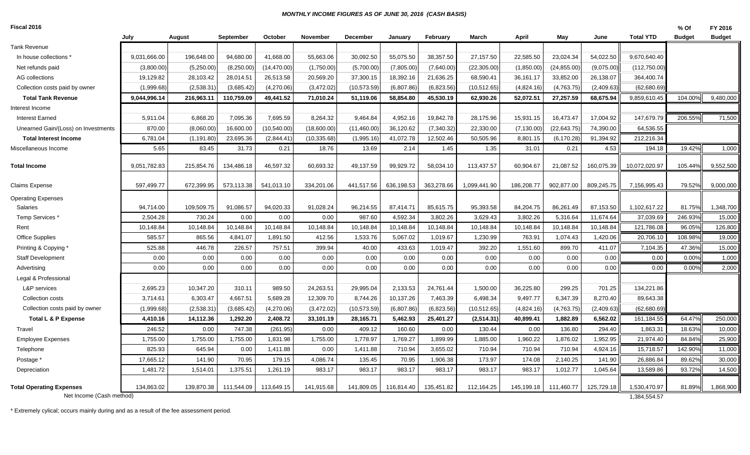***MONTHLY INCOME FIGURES AS OF JUNE 30, 2016 (CASH BASIS)***

| Fiscal 2016 | July | August | September | October | November | December | January | February | March | April | May | June | Total YTD | % Of Budget | FY 2016 Budget |
|---|---|---|---|---|---|---|---|---|---|---|---|---|---|---|---|
| Tank Revenue | | | | | | | | | | | | | | | |
| In house collections * | 9,031,666.00 | 196,648.00 | 94,680.00 | 41,668.00 | 55,663.06 | 30,092.50 | 55,075.50 | 38,357.50 | 27,157.50 | 22,585.50 | 23,024.34 | 54,022.50 | 9,670,640.40 | | |
| Net refunds paid | (3,800.00) | (5,250.00) | (8,250.00) | (14,470.00) | (1,750.00) | (5,700.00) | (7,805.00) | (7,640.00) | (22,305.00) | (1,850.00) | (24,855.00) | (9,075.00) | (112,750.00) | | |
| AG collections | 19,129.82 | 28,103.42 | 28,014.51 | 26,513.58 | 20,569.20 | 37,300.15 | 18,392.16 | 21,636.25 | 68,590.41 | 36,161.17 | 33,852.00 | 26,138.07 | 364,400.74 | | |
| Collection costs paid by owner | (1,999.68) | (2,538.31) | (3,685.42) | (4,270.06) | (3,472.02) | (10,573.59) | (6,807.86) | (6,823.56) | (10,512.65) | (4,824.16) | (4,763.75) | (2,409.63) | (62,680.69) | | |
| **Total Tank Revenue** | **9,044,996.14** | **216,963.11** | **110,759.09** | **49,441.52** | **71,010.24** | **51,119.06** | **58,854.80** | **45,530.19** | **62,930.26** | **52,072.51** | **27,257.59** | **68,675.94** | 9,859,610.45 | 104.00% | 9,480,000 |
| Interest Income | | | | | | | | | | | | | | | |
| Interest Earned | 5,911.04 | 6,868.20 | 7,095.36 | 7,695.59 | 8,264.32 | 9,464.84 | 4,952.16 | 19,842.78 | 28,175.96 | 15,931.15 | 16,473.47 | 17,004.92 | 147,679.79 | 206.55% | 71,500 |
| Unearned Gain/(Loss) on Investments | 870.00 | (8,060.00) | 16,600.00 | (10,540.00) | (18,600.00) | (11,460.00) | 36,120.62 | (7,340.32) | 22,330.00 | (7,130.00) | (22,643.75) | 74,390.00 | 64,536.55 | | |
| **Total Interest Income** | 6,781.04 | (1,191.80) | 23,695.36 | (2,844.41) | (10,335.68) | (1,995.16) | 41,072.78 | 12,502.46 | 50,505.96 | 8,801.15 | (6,170.28) | 91,394.92 | 212,216.34 | | |
| Miscellaneous Income | 5.65 | 83.45 | 31.73 | 0.21 | 18.76 | 13.69 | 2.14 | 1.45 | 1.35 | 31.01 | 0.21 | 4.53 | 194.18 | 19.42% | 1,000 |
| **Total Income** | 9,051,782.83 | 215,854.76 | 134,486.18 | 46,597.32 | 60,693.32 | 49,137.59 | 99,929.72 | 58,034.10 | 113,437.57 | 60,904.67 | 21,087.52 | 160,075.39 | 10,072,020.97 | 105.44% | 9,552,500 |
| Claims Expense | 597,499.77 | 672,399.95 | 573,113.38 | 541,013.10 | 334,201.06 | 441,517.56 | 636,198.53 | 363,278.66 | 1,099,441.90 | 186,208.77 | 902,877.00 | 809,245.75 | 7,156,995.43 | 79.52% | 9,000,000 |
| Operating Expenses | | | | | | | | | | | | | | | |
| Salaries | 94,714.00 | 109,509.75 | 91,086.57 | 94,020.33 | 91,028.24 | 96,214.55 | 87,414.71 | 85,615.75 | 95,393.58 | 84,204.75 | 86,261.49 | 87,153.50 | 1,102,617.22 | 81.75% | 1,348,700 |
| Temp Services * | 2,504.28 | 730.24 | 0.00 | 0.00 | 0.00 | 987.60 | 4,592.34 | 3,802.26 | 3,629.43 | 3,802.26 | 5,316.64 | 11,674.64 | 37,039.69 | 246.93% | 15,000 |
| Rent | 10,148.84 | 10,148.84 | 10,148.84 | 10,148.84 | 10,148.84 | 10,148.84 | 10,148.84 | 10,148.84 | 10,148.84 | 10,148.84 | 10,148.84 | 10,148.84 | 121,786.08 | 96.05% | 126,800 |
| Office Supplies | 585.57 | 865.56 | 4,841.07 | 1,891.50 | 412.56 | 1,533.76 | 5,067.02 | 1,019.67 | 1,230.99 | 763.91 | 1,074.43 | 1,420.06 | 20,706.10 | 108.98% | 19,000 |
| Printing & Copying * | 525.88 | 446.78 | 226.57 | 757.51 | 399.94 | 40.00 | 433.63 | 1,019.47 | 392.20 | 1,551.60 | 899.70 | 411.07 | 7,104.35 | 47.36% | 15,000 |
| Staff Development | 0.00 | 0.00 | 0.00 | 0.00 | 0.00 | 0.00 | 0.00 | 0.00 | 0.00 | 0.00 | 0.00 | 0.00 | 0.00 | 0.00% | 1,000 |
| Advertising | 0.00 | 0.00 | 0.00 | 0.00 | 0.00 | 0.00 | 0.00 | 0.00 | 0.00 | 0.00 | 0.00 | 0.00 | 0.00 | 0.00% | 2,000 |
| Legal & Professional | | | | | | | | | | | | | | | |
| L&P services | 2,695.23 | 10,347.20 | 310.11 | 989.50 | 24,263.51 | 29,995.04 | 2,133.53 | 24,761.44 | 1,500.00 | 36,225.80 | 299.25 | 701.25 | 134,221.86 | | |
| Collection costs | 3,714.61 | 6,303.47 | 4,667.51 | 5,689.28 | 12,309.70 | 8,744.26 | 10,137.26 | 7,463.39 | 6,498.34 | 9,497.77 | 6,347.39 | 8,270.40 | 89,643.38 | | |
| Collection costs paid by owner | (1,999.68) | (2,538.31) | (3,685.42) | (4,270.06) | (3,472.02) | (10,573.59) | (6,807.86) | (6,823.56) | (10,512.65) | (4,824.16) | (4,763.75) | (2,409.63) | (62,680.69) | | |
| **Total L & P Expense** | **4,410.16** | **14,112.36** | **1,292.20** | **2,408.72** | **33,101.19** | **28,165.71** | **5,462.93** | **25,401.27** | **(2,514.31)** | **40,899.41** | **1,882.89** | **6,562.02** | 161,184.55 | 64.47% | 250,000 |
| Travel | 246.52 | 0.00 | 747.38 | (261.95) | 0.00 | 409.12 | 160.60 | 0.00 | 130.44 | 0.00 | 136.80 | 294.40 | 1,863.31 | 18.63% | 10,000 |
| Employee Expenses | 1,755.00 | 1,755.00 | 1,755.00 | 1,831.98 | 1,755.00 | 1,778.97 | 1,769.27 | 1,899.99 | 1,885.00 | 1,960.22 | 1,876.02 | 1,952.95 | 21,974.40 | 84.84% | 25,900 |
| Telephone | 825.93 | 645.94 | 0.00 | 1,411.88 | 0.00 | 1,411.88 | 710.94 | 3,655.02 | 710.94 | 710.94 | 710.94 | 4,924.16 | 15,718.57 | 142.90% | 11,000 |
| Postage * | 17,665.12 | 141.90 | 70.95 | 179.15 | 4,086.74 | 135.45 | 70.95 | 1,906.38 | 173.97 | 174.08 | 2,140.25 | 141.90 | 26,886.84 | 89.62% | 30,000 |
| Depreciation | 1,481.72 | 1,514.01 | 1,375.51 | 1,261.19 | 983.17 | 983.17 | 983.17 | 983.17 | 983.17 | 983.17 | 1,012.77 | 1,045.64 | 13,589.86 | 93.72% | 14,500 |
| **Total Operating Expenses** | 134,863.02 | 139,870.38 | 111,544.09 | 113,649.15 | 141,915.68 | 141,809.05 | 116,814.40 | 135,451.82 | 112,164.25 | 145,199.18 | 111,460.77 | 125,729.18 | 1,530,470.97 | 81.89% | 1,868,900 |
| Net Income (Cash method) | | | | | | | | | | | | | 1,384,554.57 | | |

\* Extremely cylical; occurs mainly during and as a result of the fee assessment period.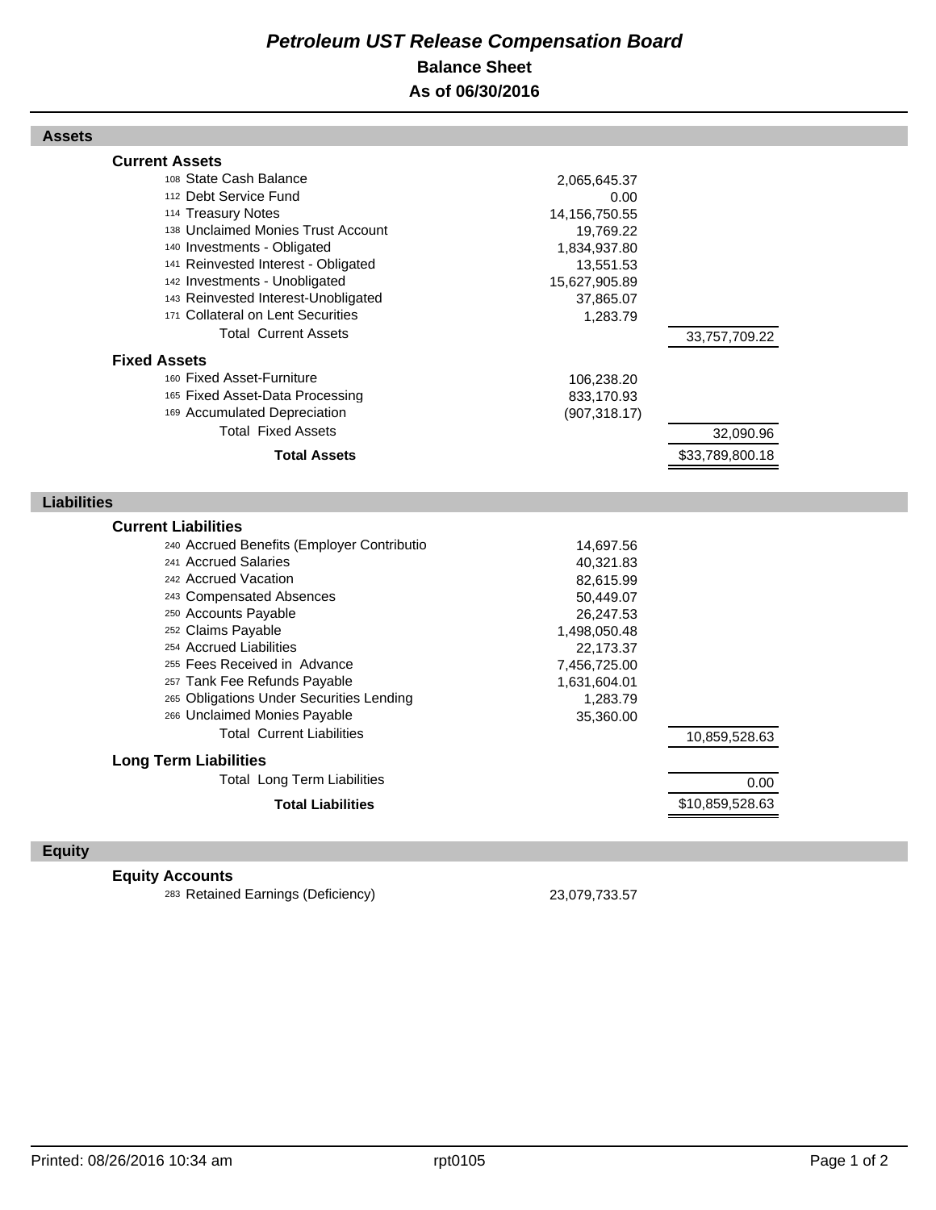# *Petroleum UST Release Compensation Board*

## Balance Sheet

## As of 06/30/2016

### Assets

| | | |
|---|---|---|
| **Current Assets** | | |
| 108 State Cash Balance | 2,065,645.37 | |
| 112 Debt Service Fund | 0.00 | |
| 114 Treasury Notes | 14,156,750.55 | |
| 138 Unclaimed Monies Trust Account | 19,769.22 | |
| 140 Investments - Obligated | 1,834,937.80 | |
| 141 Reinvested Interest - Obligated | 13,551.53 | |
| 142 Investments - Unobligated | 15,627,905.89 | |
| 143 Reinvested Interest-Unobligated | 37,865.07 | |
| 171 Collateral on Lent Securities | 1,283.79 | |
| Total Current Assets | | 33,757,709.22 |
| **Fixed Assets** | | |
| 160 Fixed Asset-Furniture | 106,238.20 | |
| 165 Fixed Asset-Data Processing | 833,170.93 | |
| 169 Accumulated Depreciation | (907,318.17) | |
| Total Fixed Assets | | 32,090.96 |
| **Total Assets** | | $33,789,800.18 |

### Liabilities

| | | |
|---|---|---|
| **Current Liabilities** | | |
| 240 Accrued Benefits (Employer Contributio | 14,697.56 | |
| 241 Accrued Salaries | 40,321.83 | |
| 242 Accrued Vacation | 82,615.99 | |
| 243 Compensated Absences | 50,449.07 | |
| 250 Accounts Payable | 26,247.53 | |
| 252 Claims Payable | 1,498,050.48 | |
| 254 Accrued Liabilities | 22,173.37 | |
| 255 Fees Received in Advance | 7,456,725.00 | |
| 257 Tank Fee Refunds Payable | 1,631,604.01 | |
| 265 Obligations Under Securities Lending | 1,283.79 | |
| 266 Unclaimed Monies Payable | 35,360.00 | |
| Total Current Liabilities | | 10,859,528.63 |
| **Long Term Liabilities** | | |
| Total Long Term Liabilities | | 0.00 |
| **Total Liabilities** | | $10,859,528.63 |

### Equity

| | | |
|---|---|---|
| **Equity Accounts** | | |
| 283 Retained Earnings (Deficiency) | 23,079,733.57 | |

Printed: 08/26/2016 10:34 am rpt0105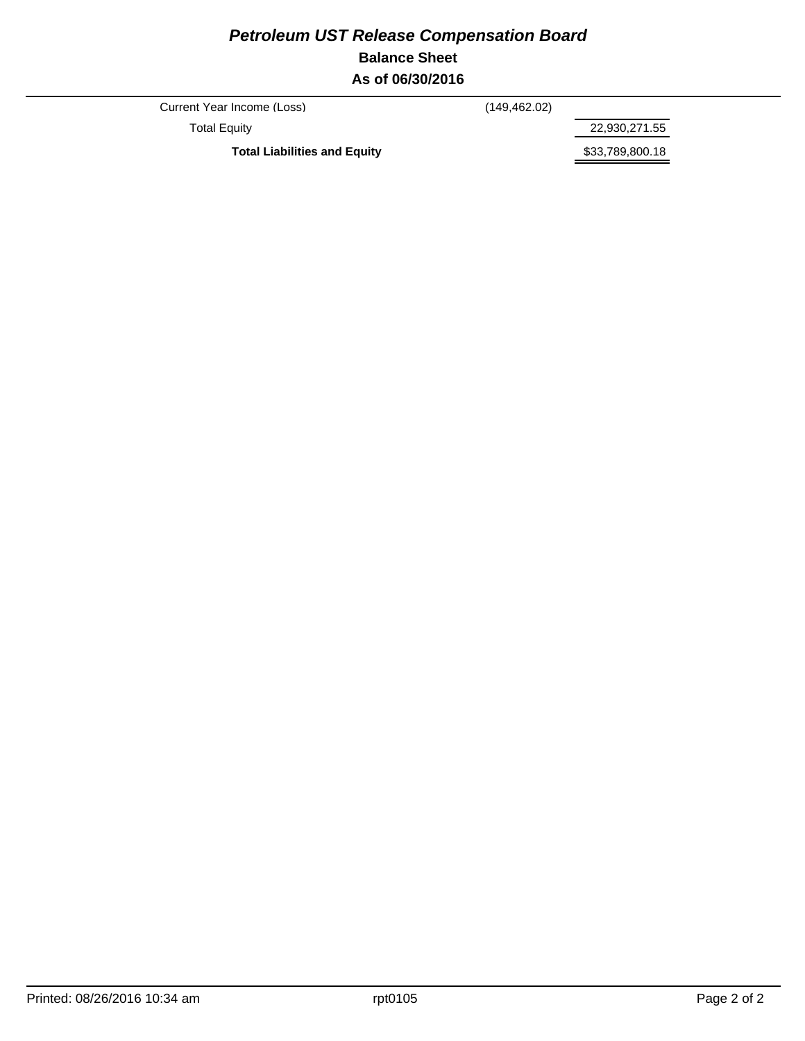# *Petroleum UST Release Compensation Board*

## Balance Sheet

## As of 06/30/2016

| | | |
|---|---|---|
| Current Year Income (Loss) | (149,462.02) | |
| Total Equity | | 22,930,271.55 |
| **Total Liabilities and Equity** | | $33,789,800.18 |

Printed: 08/26/2016 10:34 am rpt0105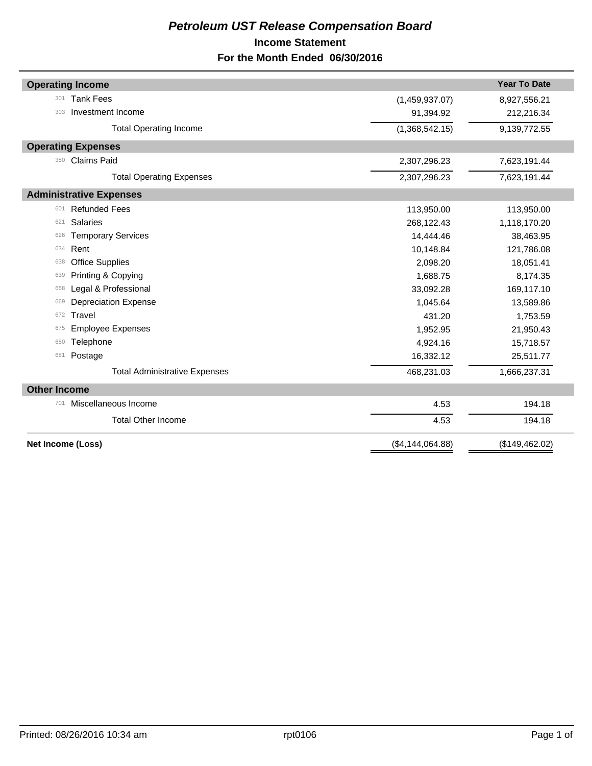# *Petroleum UST Release Compensation Board*

## Income Statement

## For the Month Ended 06/30/2016

| Account | | | Year To Date |
|---|---|---|---|
| **Operating Income** | | | |
| 301 | Tank Fees | (1,459,937.07) | 8,927,556.21 |
| 303 | Investment Income | 91,394.92 | 212,216.34 |
| | Total Operating Income | (1,368,542.15) | 9,139,772.55 |
| **Operating Expenses** | | | |
| 350 | Claims Paid | 2,307,296.23 | 7,623,191.44 |
| | Total Operating Expenses | 2,307,296.23 | 7,623,191.44 |
| **Administrative Expenses** | | | |
| 601 | Refunded Fees | 113,950.00 | 113,950.00 |
| 621 | Salaries | 268,122.43 | 1,118,170.20 |
| 626 | Temporary Services | 14,444.46 | 38,463.95 |
| 634 | Rent | 10,148.84 | 121,786.08 |
| 638 | Office Supplies | 2,098.20 | 18,051.41 |
| 639 | Printing & Copying | 1,688.75 | 8,174.35 |
| 668 | Legal & Professional | 33,092.28 | 169,117.10 |
| 669 | Depreciation Expense | 1,045.64 | 13,589.86 |
| 672 | Travel | 431.20 | 1,753.59 |
| 675 | Employee Expenses | 1,952.95 | 21,950.43 |
| 680 | Telephone | 4,924.16 | 15,718.57 |
| 681 | Postage | 16,332.12 | 25,511.77 |
| | Total Administrative Expenses | 468,231.03 | 1,666,237.31 |
| **Other Income** | | | |
| 701 | Miscellaneous Income | 4.53 | 194.18 |
| | Total Other Income | 4.53 | 194.18 |
| **Net Income (Loss)** | | ($4,144,064.88) | ($149,462.02) |

Printed: 08/26/2016 10:34 am rpt0106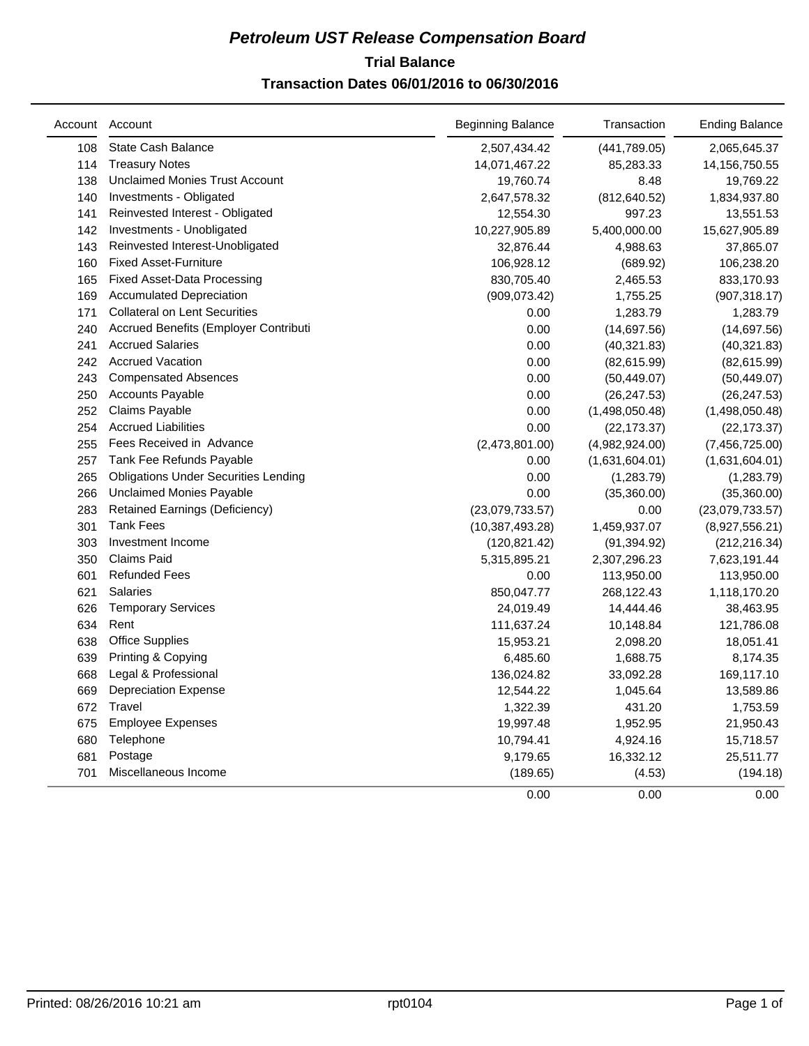# Petroleum UST Release Compensation Board

## Trial Balance

### Transaction Dates 06/01/2016 to 06/30/2016

| Account | Account | Beginning Balance | Transaction | Ending Balance |
|---|---|---|---|---|
| 108 | State Cash Balance | 2,507,434.42 | (441,789.05) | 2,065,645.37 |
| 114 | Treasury Notes | 14,071,467.22 | 85,283.33 | 14,156,750.55 |
| 138 | Unclaimed Monies Trust Account | 19,760.74 | 8.48 | 19,769.22 |
| 140 | Investments - Obligated | 2,647,578.32 | (812,640.52) | 1,834,937.80 |
| 141 | Reinvested Interest - Obligated | 12,554.30 | 997.23 | 13,551.53 |
| 142 | Investments - Unobligated | 10,227,905.89 | 5,400,000.00 | 15,627,905.89 |
| 143 | Reinvested Interest-Unobligated | 32,876.44 | 4,988.63 | 37,865.07 |
| 160 | Fixed Asset-Furniture | 106,928.12 | (689.92) | 106,238.20 |
| 165 | Fixed Asset-Data Processing | 830,705.40 | 2,465.53 | 833,170.93 |
| 169 | Accumulated Depreciation | (909,073.42) | 1,755.25 | (907,318.17) |
| 171 | Collateral on Lent Securities | 0.00 | 1,283.79 | 1,283.79 |
| 240 | Accrued Benefits (Employer Contributi | 0.00 | (14,697.56) | (14,697.56) |
| 241 | Accrued Salaries | 0.00 | (40,321.83) | (40,321.83) |
| 242 | Accrued Vacation | 0.00 | (82,615.99) | (82,615.99) |
| 243 | Compensated Absences | 0.00 | (50,449.07) | (50,449.07) |
| 250 | Accounts Payable | 0.00 | (26,247.53) | (26,247.53) |
| 252 | Claims Payable | 0.00 | (1,498,050.48) | (1,498,050.48) |
| 254 | Accrued Liabilities | 0.00 | (22,173.37) | (22,173.37) |
| 255 | Fees Received in Advance | (2,473,801.00) | (4,982,924.00) | (7,456,725.00) |
| 257 | Tank Fee Refunds Payable | 0.00 | (1,631,604.01) | (1,631,604.01) |
| 265 | Obligations Under Securities Lending | 0.00 | (1,283.79) | (1,283.79) |
| 266 | Unclaimed Monies Payable | 0.00 | (35,360.00) | (35,360.00) |
| 283 | Retained Earnings (Deficiency) | (23,079,733.57) | 0.00 | (23,079,733.57) |
| 301 | Tank Fees | (10,387,493.28) | 1,459,937.07 | (8,927,556.21) |
| 303 | Investment Income | (120,821.42) | (91,394.92) | (212,216.34) |
| 350 | Claims Paid | 5,315,895.21 | 2,307,296.23 | 7,623,191.44 |
| 601 | Refunded Fees | 0.00 | 113,950.00 | 113,950.00 |
| 621 | Salaries | 850,047.77 | 268,122.43 | 1,118,170.20 |
| 626 | Temporary Services | 24,019.49 | 14,444.46 | 38,463.95 |
| 634 | Rent | 111,637.24 | 10,148.84 | 121,786.08 |
| 638 | Office Supplies | 15,953.21 | 2,098.20 | 18,051.41 |
| 639 | Printing & Copying | 6,485.60 | 1,688.75 | 8,174.35 |
| 668 | Legal & Professional | 136,024.82 | 33,092.28 | 169,117.10 |
| 669 | Depreciation Expense | 12,544.22 | 1,045.64 | 13,589.86 |
| 672 | Travel | 1,322.39 | 431.20 | 1,753.59 |
| 675 | Employee Expenses | 19,997.48 | 1,952.95 | 21,950.43 |
| 680 | Telephone | 10,794.41 | 4,924.16 | 15,718.57 |
| 681 | Postage | 9,179.65 | 16,332.12 | 25,511.77 |
| 701 | Miscellaneous Income | (189.65) | (4.53) | (194.18) |
| | | 0.00 | 0.00 | 0.00 |

Printed: 08/26/2016 10:21 am rpt0104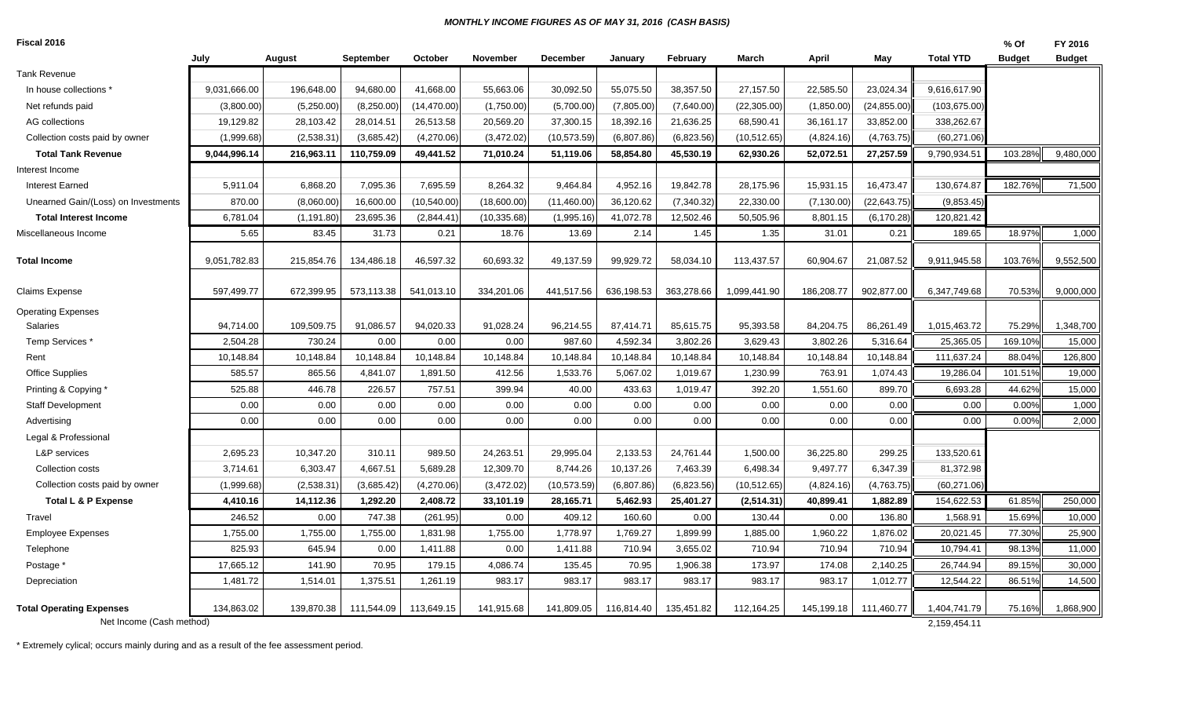***MONTHLY INCOME FIGURES AS OF MAY 31, 2016 (CASH BASIS)***

| Fiscal 2016 | July | August | September | October | November | December | January | February | March | April | May | Total YTD | % Of Budget | FY 2016 Budget |
|---|---|---|---|---|---|---|---|---|---|---|---|---|---|---|
| Tank Revenue | | | | | | | | | | | | | | |
| In house collections * | 9,031,666.00 | 196,648.00 | 94,680.00 | 41,668.00 | 55,663.06 | 30,092.50 | 55,075.50 | 38,357.50 | 27,157.50 | 22,585.50 | 23,024.34 | 9,616,617.90 | | |
| Net refunds paid | (3,800.00) | (5,250.00) | (8,250.00) | (14,470.00) | (1,750.00) | (5,700.00) | (7,805.00) | (7,640.00) | (22,305.00) | (1,850.00) | (24,855.00) | (103,675.00) | | |
| AG collections | 19,129.82 | 28,103.42 | 28,014.51 | 26,513.58 | 20,569.20 | 37,300.15 | 18,392.16 | 21,636.25 | 68,590.41 | 36,161.17 | 33,852.00 | 338,262.67 | | |
| Collection costs paid by owner | (1,999.68) | (2,538.31) | (3,685.42) | (4,270.06) | (3,472.02) | (10,573.59) | (6,807.86) | (6,823.56) | (10,512.65) | (4,824.16) | (4,763.75) | (60,271.06) | | |
| **Total Tank Revenue** | **9,044,996.14** | **216,963.11** | **110,759.09** | **49,441.52** | **71,010.24** | **51,119.06** | **58,854.80** | **45,530.19** | **62,930.26** | **52,072.51** | **27,257.59** | 9,790,934.51 | 103.28% | 9,480,000 |
| Interest Income | | | | | | | | | | | | | | |
| Interest Earned | 5,911.04 | 6,868.20 | 7,095.36 | 7,695.59 | 8,264.32 | 9,464.84 | 4,952.16 | 19,842.78 | 28,175.96 | 15,931.15 | 16,473.47 | 130,674.87 | 182.76% | 71,500 |
| Unearned Gain/(Loss) on Investments | 870.00 | (8,060.00) | 16,600.00 | (10,540.00) | (18,600.00) | (11,460.00) | 36,120.62 | (7,340.32) | 22,330.00 | (7,130.00) | (22,643.75) | (9,853.45) | | |
| **Total Interest Income** | 6,781.04 | (1,191.80) | 23,695.36 | (2,844.41) | (10,335.68) | (1,995.16) | 41,072.78 | 12,502.46 | 50,505.96 | 8,801.15 | (6,170.28) | 120,821.42 | | |
| Miscellaneous Income | 5.65 | 83.45 | 31.73 | 0.21 | 18.76 | 13.69 | 2.14 | 1.45 | 1.35 | 31.01 | 0.21 | 189.65 | 18.97% | 1,000 |
| **Total Income** | 9,051,782.83 | 215,854.76 | 134,486.18 | 46,597.32 | 60,693.32 | 49,137.59 | 99,929.72 | 58,034.10 | 113,437.57 | 60,904.67 | 21,087.52 | 9,911,945.58 | 103.76% | 9,552,500 |
| Claims Expense | 597,499.77 | 672,399.95 | 573,113.38 | 541,013.10 | 334,201.06 | 441,517.56 | 636,198.53 | 363,278.66 | 1,099,441.90 | 186,208.77 | 902,877.00 | 6,347,749.68 | 70.53% | 9,000,000 |
| Operating Expenses | | | | | | | | | | | | | | |
| Salaries | 94,714.00 | 109,509.75 | 91,086.57 | 94,020.33 | 91,028.24 | 96,214.55 | 87,414.71 | 85,615.75 | 95,393.58 | 84,204.75 | 86,261.49 | 1,015,463.72 | 75.29% | 1,348,700 |
| Temp Services * | 2,504.28 | 730.24 | 0.00 | 0.00 | 0.00 | 987.60 | 4,592.34 | 3,802.26 | 3,629.43 | 3,802.26 | 5,316.64 | 25,365.05 | 169.10% | 15,000 |
| Rent | 10,148.84 | 10,148.84 | 10,148.84 | 10,148.84 | 10,148.84 | 10,148.84 | 10,148.84 | 10,148.84 | 10,148.84 | 10,148.84 | 10,148.84 | 111,637.24 | 88.04% | 126,800 |
| Office Supplies | 585.57 | 865.56 | 4,841.07 | 1,891.50 | 412.56 | 1,533.76 | 5,067.02 | 1,019.67 | 1,230.99 | 763.91 | 1,074.43 | 19,286.04 | 101.51% | 19,000 |
| Printing & Copying * | 525.88 | 446.78 | 226.57 | 757.51 | 399.94 | 40.00 | 433.63 | 1,019.47 | 392.20 | 1,551.60 | 899.70 | 6,693.28 | 44.62% | 15,000 |
| Staff Development | 0.00 | 0.00 | 0.00 | 0.00 | 0.00 | 0.00 | 0.00 | 0.00 | 0.00 | 0.00 | 0.00 | 0.00 | 0.00% | 1,000 |
| Advertising | 0.00 | 0.00 | 0.00 | 0.00 | 0.00 | 0.00 | 0.00 | 0.00 | 0.00 | 0.00 | 0.00 | 0.00 | 0.00% | 2,000 |
| Legal & Professional | | | | | | | | | | | | | | |
| L&P services | 2,695.23 | 10,347.20 | 310.11 | 989.50 | 24,263.51 | 29,995.04 | 2,133.53 | 24,761.44 | 1,500.00 | 36,225.80 | 299.25 | 133,520.61 | | |
| Collection costs | 3,714.61 | 6,303.47 | 4,667.51 | 5,689.28 | 12,309.70 | 8,744.26 | 10,137.26 | 7,463.39 | 6,498.34 | 9,497.77 | 6,347.39 | 81,372.98 | | |
| Collection costs paid by owner | (1,999.68) | (2,538.31) | (3,685.42) | (4,270.06) | (3,472.02) | (10,573.59) | (6,807.86) | (6,823.56) | (10,512.65) | (4,824.16) | (4,763.75) | (60,271.06) | | |
| **Total L & P Expense** | **4,410.16** | **14,112.36** | **1,292.20** | **2,408.72** | **33,101.19** | **28,165.71** | **5,462.93** | **25,401.27** | **(2,514.31)** | **40,899.41** | **1,882.89** | 154,622.53 | 61.85% | 250,000 |
| Travel | 246.52 | 0.00 | 747.38 | (261.95) | 0.00 | 409.12 | 160.60 | 0.00 | 130.44 | 0.00 | 136.80 | 1,568.91 | 15.69% | 10,000 |
| Employee Expenses | 1,755.00 | 1,755.00 | 1,755.00 | 1,831.98 | 1,755.00 | 1,778.97 | 1,769.27 | 1,899.99 | 1,885.00 | 1,960.22 | 1,876.02 | 20,021.45 | 77.30% | 25,900 |
| Telephone | 825.93 | 645.94 | 0.00 | 1,411.88 | 0.00 | 1,411.88 | 710.94 | 3,655.02 | 710.94 | 710.94 | 710.94 | 10,794.41 | 98.13% | 11,000 |
| Postage * | 17,665.12 | 141.90 | 70.95 | 179.15 | 4,086.74 | 135.45 | 70.95 | 1,906.38 | 173.97 | 174.08 | 2,140.25 | 26,744.94 | 89.15% | 30,000 |
| Depreciation | 1,481.72 | 1,514.01 | 1,375.51 | 1,261.19 | 983.17 | 983.17 | 983.17 | 983.17 | 983.17 | 983.17 | 1,012.77 | 12,544.22 | 86.51% | 14,500 |
| **Total Operating Expenses** | 134,863.02 | 139,870.38 | 111,544.09 | 113,649.15 | 141,915.68 | 141,809.05 | 116,814.40 | 135,451.82 | 112,164.25 | 145,199.18 | 111,460.77 | 1,404,741.79 | 75.16% | 1,868,900 |
| Net Income (Cash method) | | | | | | | | | | | | 2,159,454.11 | | |

\* Extremely cylical; occurs mainly during and as a result of the fee assessment period.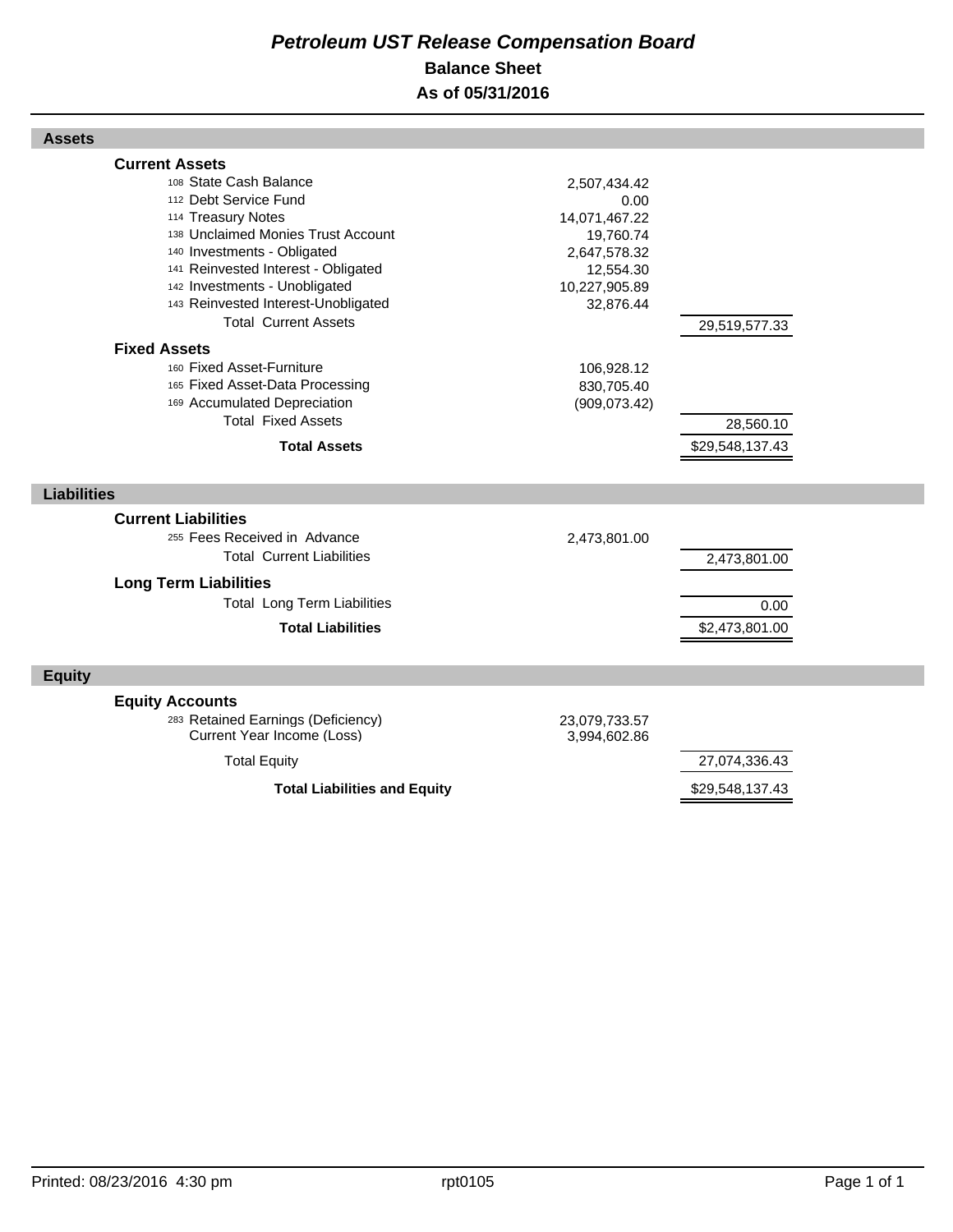# *Petroleum UST Release Compensation Board*

## Balance Sheet

## As of 05/31/2016

| | | |
|---|---|---|
| **Assets** | | |
| **Current Assets** | | |
| 108 State Cash Balance | 2,507,434.42 | |
| 112 Debt Service Fund | 0.00 | |
| 114 Treasury Notes | 14,071,467.22 | |
| 138 Unclaimed Monies Trust Account | 19,760.74 | |
| 140 Investments - Obligated | 2,647,578.32 | |
| 141 Reinvested Interest - Obligated | 12,554.30 | |
| 142 Investments - Unobligated | 10,227,905.89 | |
| 143 Reinvested Interest-Unobligated | 32,876.44 | |
| Total Current Assets | | 29,519,577.33 |
| **Fixed Assets** | | |
| 160 Fixed Asset-Furniture | 106,928.12 | |
| 165 Fixed Asset-Data Processing | 830,705.40 | |
| 169 Accumulated Depreciation | (909,073.42) | |
| Total Fixed Assets | | 28,560.10 |
| **Total Assets** | | $29,548,137.43 |
| **Liabilities** | | |
| **Current Liabilities** | | |
| 255 Fees Received in Advance | 2,473,801.00 | |
| Total Current Liabilities | | 2,473,801.00 |
| **Long Term Liabilities** | | |
| Total Long Term Liabilities | | 0.00 |
| **Total Liabilities** | | $2,473,801.00 |
| **Equity** | | |
| **Equity Accounts** | | |
| 283 Retained Earnings (Deficiency) | 23,079,733.57 | |
| Current Year Income (Loss) | 3,994,602.86 | |
| Total Equity | | 27,074,336.43 |
| **Total Liabilities and Equity** | | $29,548,137.43 |

Printed: 08/23/2016 4:30 pm rpt0105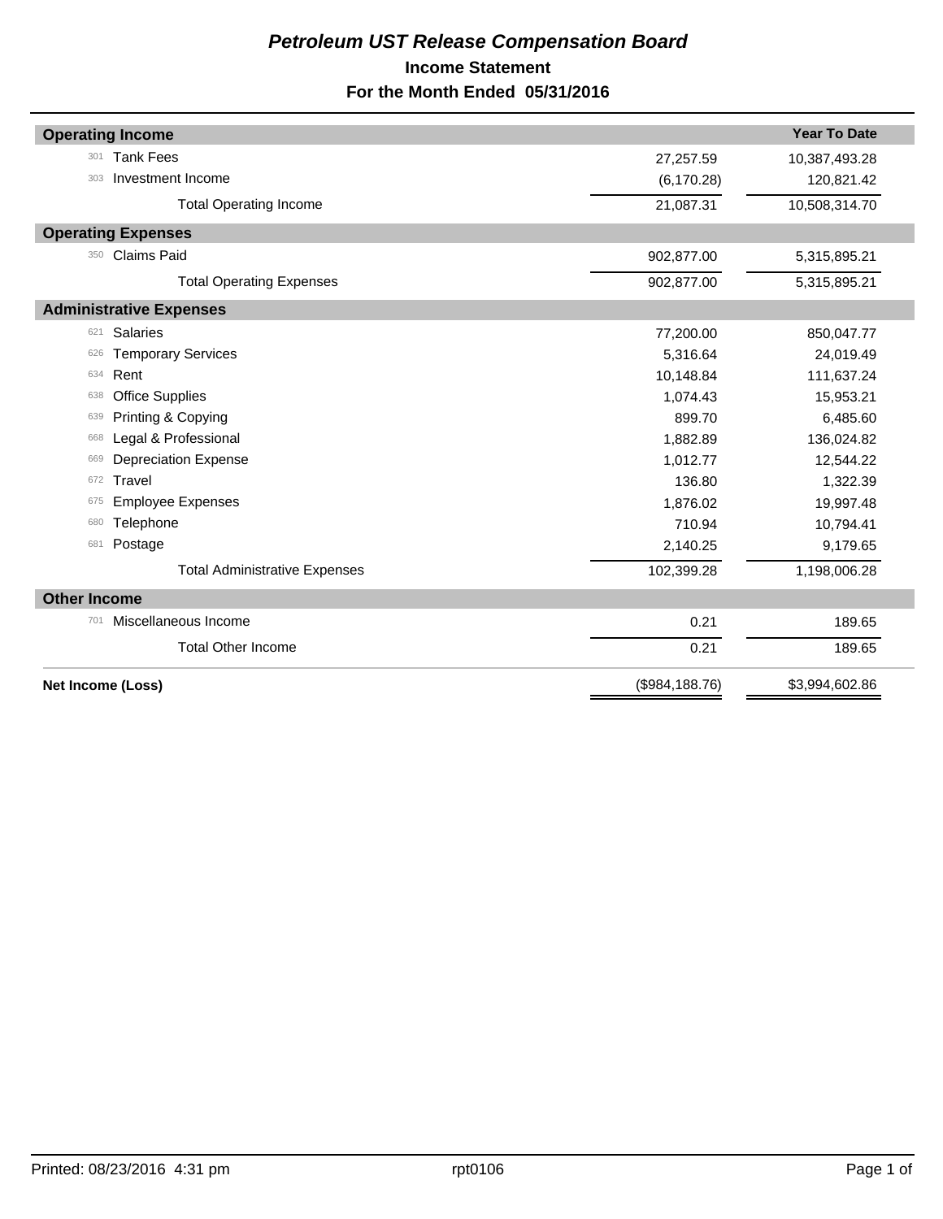# *Petroleum UST Release Compensation Board*

## Income Statement

## For the Month Ended 05/31/2016

| | | Year To Date |
|---|---|---|
| **Operating Income** | | |
| 301 Tank Fees | 27,257.59 | 10,387,493.28 |
| 303 Investment Income | (6,170.28) | 120,821.42 |
| Total Operating Income | 21,087.31 | 10,508,314.70 |
| **Operating Expenses** | | |
| 350 Claims Paid | 902,877.00 | 5,315,895.21 |
| Total Operating Expenses | 902,877.00 | 5,315,895.21 |
| **Administrative Expenses** | | |
| 621 Salaries | 77,200.00 | 850,047.77 |
| 626 Temporary Services | 5,316.64 | 24,019.49 |
| 634 Rent | 10,148.84 | 111,637.24 |
| 638 Office Supplies | 1,074.43 | 15,953.21 |
| 639 Printing & Copying | 899.70 | 6,485.60 |
| 668 Legal & Professional | 1,882.89 | 136,024.82 |
| 669 Depreciation Expense | 1,012.77 | 12,544.22 |
| 672 Travel | 136.80 | 1,322.39 |
| 675 Employee Expenses | 1,876.02 | 19,997.48 |
| 680 Telephone | 710.94 | 10,794.41 |
| 681 Postage | 2,140.25 | 9,179.65 |
| Total Administrative Expenses | 102,399.28 | 1,198,006.28 |
| **Other Income** | | |
| 701 Miscellaneous Income | 0.21 | 189.65 |
| Total Other Income | 0.21 | 189.65 |
| **Net Income (Loss)** | ($984,188.76) | $3,994,602.86 |

Printed: 08/23/2016 4:31 pm rpt0106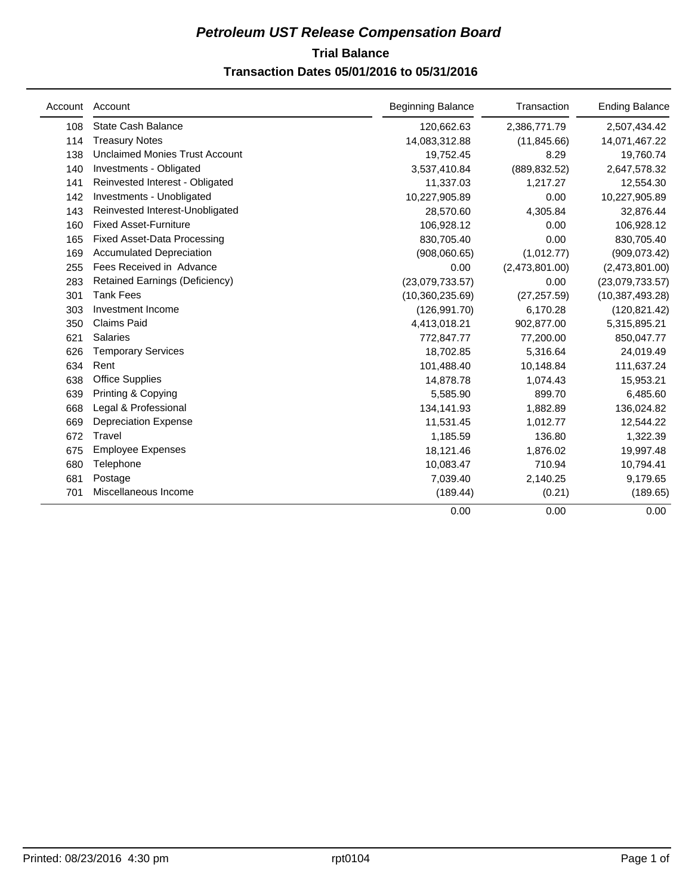# *Petroleum UST Release Compensation Board*

## Trial Balance

## Transaction Dates 05/01/2016 to 05/31/2016

| Account | Account | Beginning Balance | Transaction | Ending Balance |
|---|---|---|---|---|
| 108 | State Cash Balance | 120,662.63 | 2,386,771.79 | 2,507,434.42 |
| 114 | Treasury Notes | 14,083,312.88 | (11,845.66) | 14,071,467.22 |
| 138 | Unclaimed Monies Trust Account | 19,752.45 | 8.29 | 19,760.74 |
| 140 | Investments - Obligated | 3,537,410.84 | (889,832.52) | 2,647,578.32 |
| 141 | Reinvested Interest - Obligated | 11,337.03 | 1,217.27 | 12,554.30 |
| 142 | Investments - Unobligated | 10,227,905.89 | 0.00 | 10,227,905.89 |
| 143 | Reinvested Interest-Unobligated | 28,570.60 | 4,305.84 | 32,876.44 |
| 160 | Fixed Asset-Furniture | 106,928.12 | 0.00 | 106,928.12 |
| 165 | Fixed Asset-Data Processing | 830,705.40 | 0.00 | 830,705.40 |
| 169 | Accumulated Depreciation | (908,060.65) | (1,012.77) | (909,073.42) |
| 255 | Fees Received in Advance | 0.00 | (2,473,801.00) | (2,473,801.00) |
| 283 | Retained Earnings (Deficiency) | (23,079,733.57) | 0.00 | (23,079,733.57) |
| 301 | Tank Fees | (10,360,235.69) | (27,257.59) | (10,387,493.28) |
| 303 | Investment Income | (126,991.70) | 6,170.28 | (120,821.42) |
| 350 | Claims Paid | 4,413,018.21 | 902,877.00 | 5,315,895.21 |
| 621 | Salaries | 772,847.77 | 77,200.00 | 850,047.77 |
| 626 | Temporary Services | 18,702.85 | 5,316.64 | 24,019.49 |
| 634 | Rent | 101,488.40 | 10,148.84 | 111,637.24 |
| 638 | Office Supplies | 14,878.78 | 1,074.43 | 15,953.21 |
| 639 | Printing & Copying | 5,585.90 | 899.70 | 6,485.60 |
| 668 | Legal & Professional | 134,141.93 | 1,882.89 | 136,024.82 |
| 669 | Depreciation Expense | 11,531.45 | 1,012.77 | 12,544.22 |
| 672 | Travel | 1,185.59 | 136.80 | 1,322.39 |
| 675 | Employee Expenses | 18,121.46 | 1,876.02 | 19,997.48 |
| 680 | Telephone | 10,083.47 | 710.94 | 10,794.41 |
| 681 | Postage | 7,039.40 | 2,140.25 | 9,179.65 |
| 701 | Miscellaneous Income | (189.44) | (0.21) | (189.65) |
| | | 0.00 | 0.00 | 0.00 |

Printed: 08/23/2016 4:30 pm rpt0104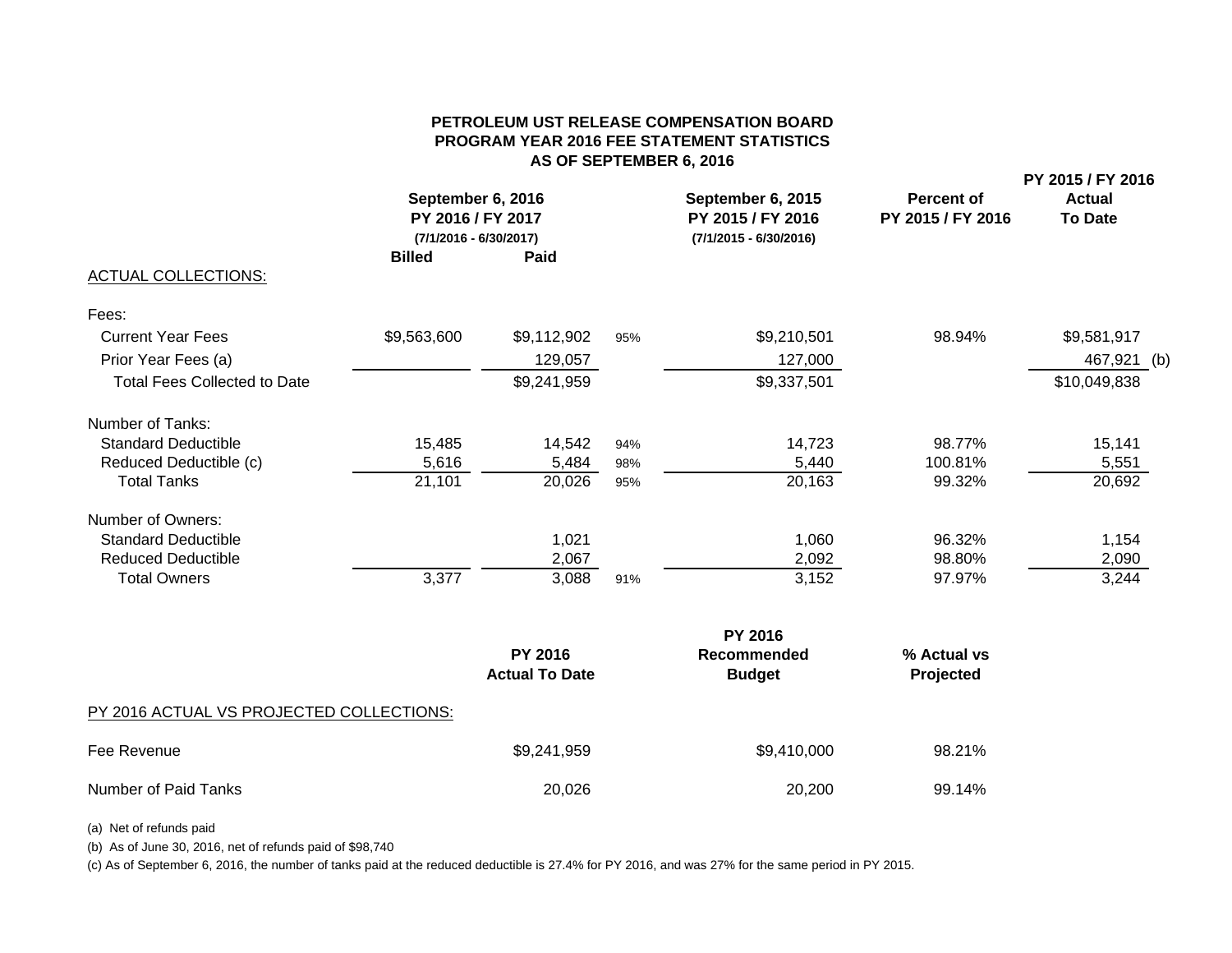**PETROLEUM UST RELEASE COMPENSATION BOARD**
**PROGRAM YEAR 2016 FEE STATEMENT STATISTICS**
**AS OF SEPTEMBER 6, 2016**

| | September 6, 2016 PY 2016 / FY 2017 (7/1/2016 - 6/30/2017) Billed | Paid | | September 6, 2015 PY 2015 / FY 2016 (7/1/2015 - 6/30/2016) | Percent of PY 2015 / FY 2016 | PY 2015 / FY 2016 Actual To Date |
|---|---|---|---|---|---|---|
| ACTUAL COLLECTIONS: | | | | | | |
| Fees: | | | | | | |
| Current Year Fees | $9,563,600 | $9,112,902 | 95% | $9,210,501 | 98.94% | $9,581,917 |
| Prior Year Fees (a) | | 129,057 | | 127,000 | | 467,921 (b) |
| Total Fees Collected to Date | | $9,241,959 | | $9,337,501 | | $10,049,838 |
| Number of Tanks: | | | | | | |
| Standard Deductible | 15,485 | 14,542 | 94% | 14,723 | 98.77% | 15,141 |
| Reduced Deductible (c) | 5,616 | 5,484 | 98% | 5,440 | 100.81% | 5,551 |
| Total Tanks | 21,101 | 20,026 | 95% | 20,163 | 99.32% | 20,692 |
| Number of Owners: | | | | | | |
| Standard Deductible | | 1,021 | | 1,060 | 96.32% | 1,154 |
| Reduced Deductible | | 2,067 | | 2,092 | 98.80% | 2,090 |
| Total Owners | 3,377 | 3,088 | 91% | 3,152 | 97.97% | 3,244 |

| PY 2016 ACTUAL VS PROJECTED COLLECTIONS: | PY 2016 Actual To Date | PY 2016 Recommended Budget | % Actual vs Projected |
|---|---|---|---|
| Fee Revenue | $9,241,959 | $9,410,000 | 98.21% |
| Number of Paid Tanks | 20,026 | 20,200 | 99.14% |

(a) Net of refunds paid

(b) As of June 30, 2016, net of refunds paid of $98,740

(c) As of September 6, 2016, the number of tanks paid at the reduced deductible is 27.4% for PY 2016, and was 27% for the same period in PY 2015.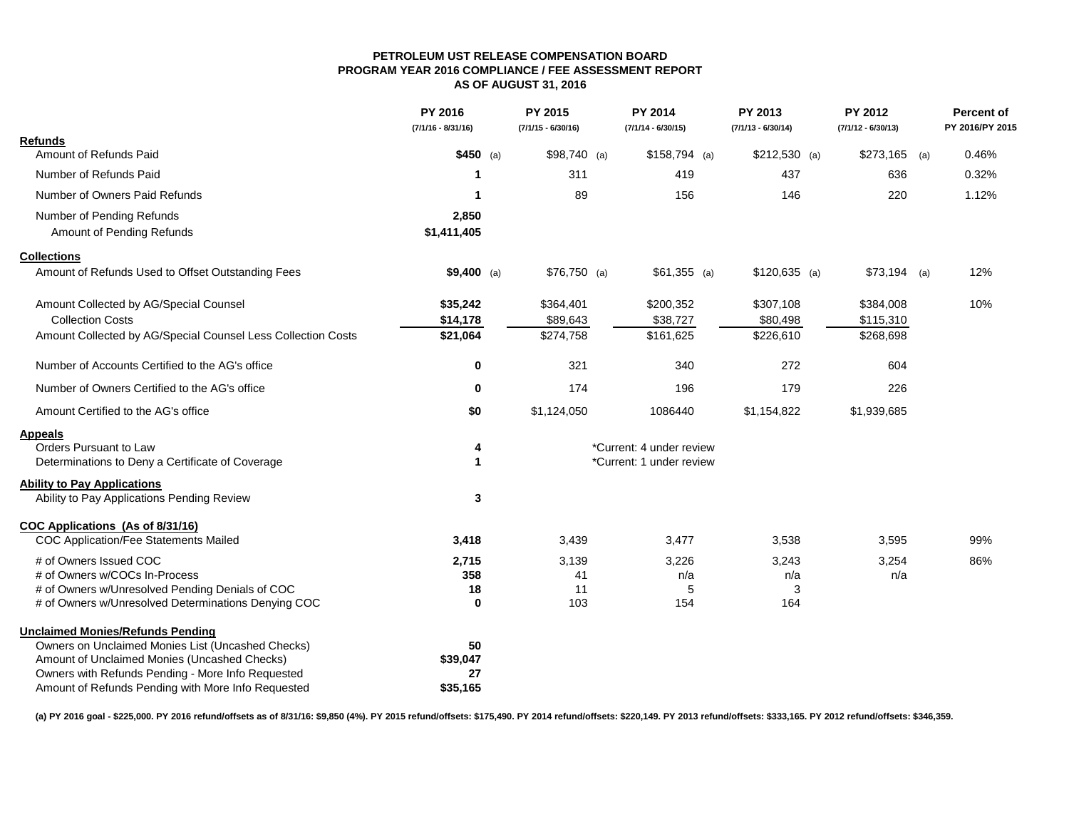**PETROLEUM UST RELEASE COMPENSATION BOARD**
**PROGRAM YEAR 2016 COMPLIANCE / FEE ASSESSMENT REPORT**
**AS OF AUGUST 31, 2016**

| | PY 2016 (7/1/16 - 8/31/16) | PY 2015 (7/1/15 - 6/30/16) | PY 2014 (7/1/14 - 6/30/15) | PY 2013 (7/1/13 - 6/30/14) | PY 2012 (7/1/12 - 6/30/13) | Percent of PY 2016/PY 2015 |
|---|---|---|---|---|---|---|
| **Refunds** | | | | | | |
| Amount of Refunds Paid | **$450** (a) | $98,740 (a) | $158,794 (a) | $212,530 (a) | $273,165 (a) | 0.46% |
| Number of Refunds Paid | **1** | 311 | 419 | 437 | 636 | 0.32% |
| Number of Owners Paid Refunds | **1** | 89 | 156 | 146 | 220 | 1.12% |
| Number of Pending Refunds | **2,850** | | | | | |
| Amount of Pending Refunds | **$1,411,405** | | | | | |
| **Collections** | | | | | | |
| Amount of Refunds Used to Offset Outstanding Fees | **$9,400** (a) | $76,750 (a) | $61,355 (a) | $120,635 (a) | $73,194 (a) | 12% |
| Amount Collected by AG/Special Counsel | **$35,242** | $364,401 | $200,352 | $307,108 | $384,008 | 10% |
| Collection Costs | **$14,178** | $89,643 | $38,727 | $80,498 | $115,310 | |
| Amount Collected by AG/Special Counsel Less Collection Costs | **$21,064** | $274,758 | $161,625 | $226,610 | $268,698 | |
| Number of Accounts Certified to the AG's office | **0** | 321 | 340 | 272 | 604 | |
| Number of Owners Certified to the AG's office | **0** | 174 | 196 | 179 | 226 | |
| Amount Certified to the AG's office | **$0** | $1,124,050 | 1086440 | $1,154,822 | $1,939,685 | |
| **Appeals** | | | | | | |
| Orders Pursuant to Law | **4** | | *Current: 4 under review | | | |
| Determinations to Deny a Certificate of Coverage | **1** | | *Current: 1 under review | | | |
| **Ability to Pay Applications** | | | | | | |
| Ability to Pay Applications Pending Review | **3** | | | | | |
| **COC Applications (As of 8/31/16)** | | | | | | |
| COC Application/Fee Statements Mailed | **3,418** | 3,439 | 3,477 | 3,538 | 3,595 | 99% |
| # of Owners Issued COC | **2,715** | 3,139 | 3,226 | 3,243 | 3,254 | 86% |
| # of Owners w/COCs In-Process | **358** | 41 | n/a | n/a | n/a | |
| # of Owners w/Unresolved Pending Denials of COC | **18** | 11 | 5 | 3 | | |
| # of Owners w/Unresolved Determinations Denying COC | **0** | 103 | 154 | 164 | | |
| **Unclaimed Monies/Refunds Pending** | | | | | | |
| Owners on Unclaimed Monies List (Uncashed Checks) | **50** | | | | | |
| Amount of Unclaimed Monies (Uncashed Checks) | **$39,047** | | | | | |
| Owners with Refunds Pending - More Info Requested | **27** | | | | | |
| Amount of Refunds Pending with More Info Requested | **$35,165** | | | | | |

**(a) PY 2016 goal - $225,000. PY 2016 refund/offsets as of 8/31/16: $9,850 (4%). PY 2015 refund/offsets: $175,490. PY 2014 refund/offsets: $220,149. PY 2013 refund/offsets: $333,165. PY 2012 refund/offsets: $346,359.**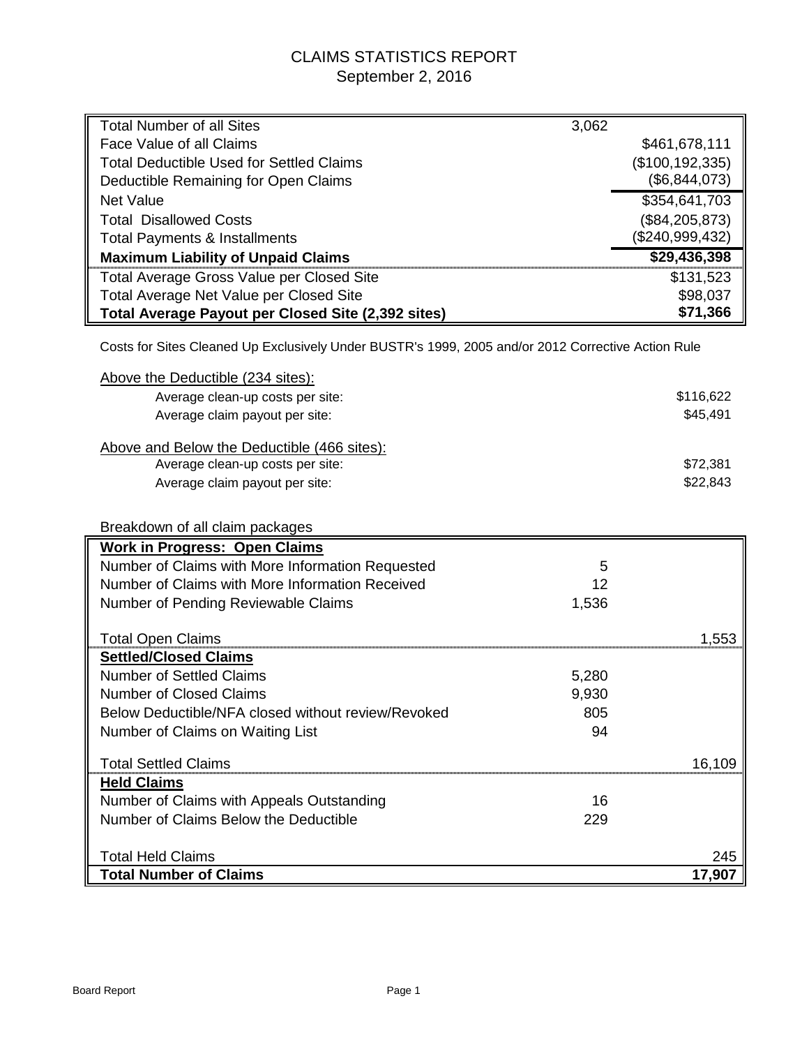# CLAIMS STATISTICS REPORT

September 2, 2016

| | | |
|---|---|---|
| Total Number of all Sites | 3,062 | |
| Face Value of all Claims | | $461,678,111 |
| Total Deductible Used for Settled Claims | | ($100,192,335) |
| Deductible Remaining for Open Claims | | ($6,844,073) |
| Net Value | | $354,641,703 |
| Total Disallowed Costs | | ($84,205,873) |
| Total Payments & Installments | | ($240,999,432) |
| **Maximum Liability of Unpaid Claims** | | **$29,436,398** |
| Total Average Gross Value per Closed Site | | $131,523 |
| Total Average Net Value per Closed Site | | $98,037 |
| **Total Average Payout per Closed Site (2,392 sites)** | | **$71,366** |

Costs for Sites Cleaned Up Exclusively Under BUSTR's 1999, 2005 and/or 2012 Corrective Action Rule

Above the Deductible (234 sites):

| | |
|---|---|
| Average clean-up costs per site: | $116,622 |
| Average claim payout per site: | $45,491 |

Above and Below the Deductible (466 sites):

| | |
|---|---|
| Average clean-up costs per site: | $72,381 |
| Average claim payout per site: | $22,843 |

Breakdown of all claim packages

| | | |
|---|---|---|
| **Work in Progress: Open Claims** | | |
| Number of Claims with More Information Requested | 5 | |
| Number of Claims with More Information Received | 12 | |
| Number of Pending Reviewable Claims | 1,536 | |
| Total Open Claims | | 1,553 |
| **Settled/Closed Claims** | | |
| Number of Settled Claims | 5,280 | |
| Number of Closed Claims | 9,930 | |
| Below Deductible/NFA closed without review/Revoked | 805 | |
| Number of Claims on Waiting List | 94 | |
| Total Settled Claims | | 16,109 |
| **Held Claims** | | |
| Number of Claims with Appeals Outstanding | 16 | |
| Number of Claims Below the Deductible | 229 | |
| Total Held Claims | | 245 |
| **Total Number of Claims** | | **17,907** |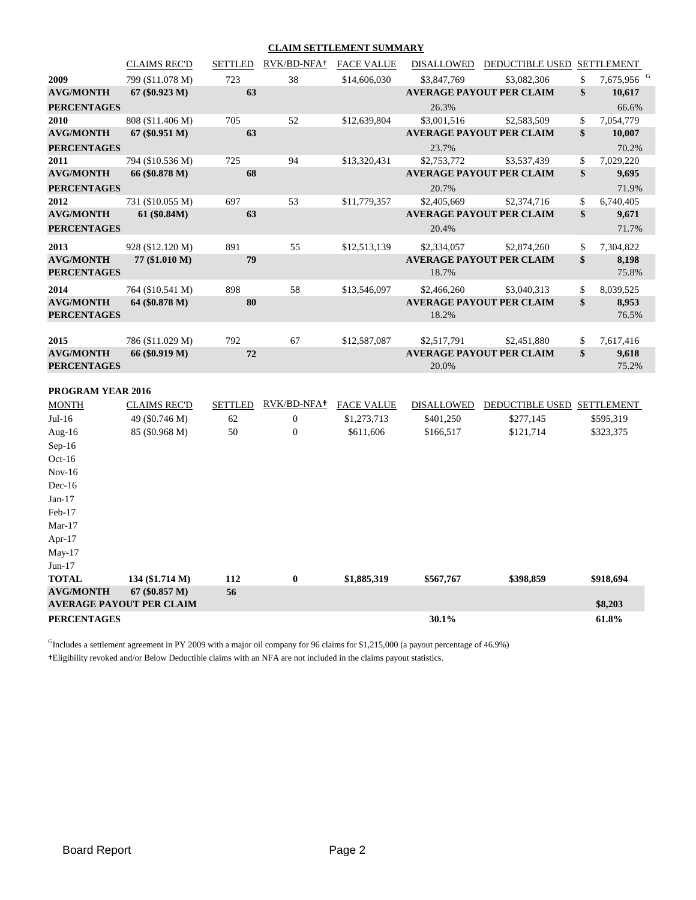## CLAIM SETTLEMENT SUMMARY

| | CLAIMS REC'D | SETTLED | RVK/BD-NFA† | FACE VALUE | DISALLOWED | DEDUCTIBLE USED | SETTLEMENT |
|---|---|---|---|---|---|---|---|
| **2009** | 799 ($11.078 M) | 723 | 38 | $14,606,030 | $3,847,769 | $3,082,306 | $ 7,675,956 [G] |
| **AVG/MONTH** | **67 ($0.923 M)** | **63** | | | **AVERAGE PAYOUT PER CLAIM** | | **$ 10,617** |
| **PERCENTAGES** | | | | | 26.3% | | 66.6% |
| **2010** | 808 ($11.406 M) | 705 | 52 | $12,639,804 | $3,001,516 | $2,583,509 | $ 7,054,779 |
| **AVG/MONTH** | **67 ($0.951 M)** | **63** | | | **AVERAGE PAYOUT PER CLAIM** | | **$ 10,007** |
| **PERCENTAGES** | | | | | 23.7% | | 70.2% |
| **2011** | 794 ($10.536 M) | 725 | 94 | $13,320,431 | $2,753,772 | $3,537,439 | $ 7,029,220 |
| **AVG/MONTH** | **66 ($0.878 M)** | **68** | | | **AVERAGE PAYOUT PER CLAIM** | | **$ 9,695** |
| **PERCENTAGES** | | | | | 20.7% | | 71.9% |
| **2012** | 731 ($10.055 M) | 697 | 53 | $11,779,357 | $2,405,669 | $2,374,716 | $ 6,740,405 |
| **AVG/MONTH** | **61 ($0.84M)** | **63** | | | **AVERAGE PAYOUT PER CLAIM** | | **$ 9,671** |
| **PERCENTAGES** | | | | | 20.4% | | 71.7% |
| **2013** | 928 ($12.120 M) | 891 | 55 | $12,513,139 | $2,334,057 | $2,874,260 | $ 7,304,822 |
| **AVG/MONTH** | **77 ($1.010 M)** | **79** | | | **AVERAGE PAYOUT PER CLAIM** | | **$ 8,198** |
| **PERCENTAGES** | | | | | 18.7% | | 75.8% |
| **2014** | 764 ($10.541 M) | 898 | 58 | $13,546,097 | $2,466,260 | $3,040,313 | $ 8,039,525 |
| **AVG/MONTH** | **64 ($0.878 M)** | **80** | | | **AVERAGE PAYOUT PER CLAIM** | | **$ 8,953** |
| **PERCENTAGES** | | | | | 18.2% | | 76.5% |
| **2015** | 786 ($11.029 M) | 792 | 67 | $12,587,087 | $2,517,791 | $2,451,880 | $ 7,617,416 |
| **AVG/MONTH** | **66 ($0.919 M)** | **72** | | | **AVERAGE PAYOUT PER CLAIM** | | **$ 9,618** |
| **PERCENTAGES** | | | | | 20.0% | | 75.2% |

**PROGRAM YEAR 2016**

| MONTH | CLAIMS REC'D | SETTLED | RVK/BD-NFA† | FACE VALUE | DISALLOWED | DEDUCTIBLE USED | SETTLEMENT |
|---|---|---|---|---|---|---|---|
| Jul-16 | 49 ($0.746 M) | 62 | 0 | $1,273,713 | $401,250 | $277,145 | $595,319 |
| Aug-16 | 85 ($0.968 M) | 50 | 0 | $611,606 | $166,517 | $121,714 | $323,375 |
| Sep-16 | | | | | | | |
| Oct-16 | | | | | | | |
| Nov-16 | | | | | | | |
| Dec-16 | | | | | | | |
| Jan-17 | | | | | | | |
| Feb-17 | | | | | | | |
| Mar-17 | | | | | | | |
| Apr-17 | | | | | | | |
| May-17 | | | | | | | |
| Jun-17 | | | | | | | |
| **TOTAL** | **134 ($1.714 M)** | **112** | **0** | **$1,885,319** | **$567,767** | **$398,859** | **$918,694** |
| **AVG/MONTH** | **67 ($0.857 M)** | **56** | | | | | |
| **AVERAGE PAYOUT PER CLAIM** | | | | | | | **$8,203** |
| **PERCENTAGES** | | | | | **30.1%** | | **61.8%** |

[G]Includes a settlement agreement in PY 2009 with a major oil company for 96 claims for $1,215,000 (a payout percentage of 46.9%)

†Eligibility revoked and/or Below Deductible claims with an NFA are not included in the claims payout statistics.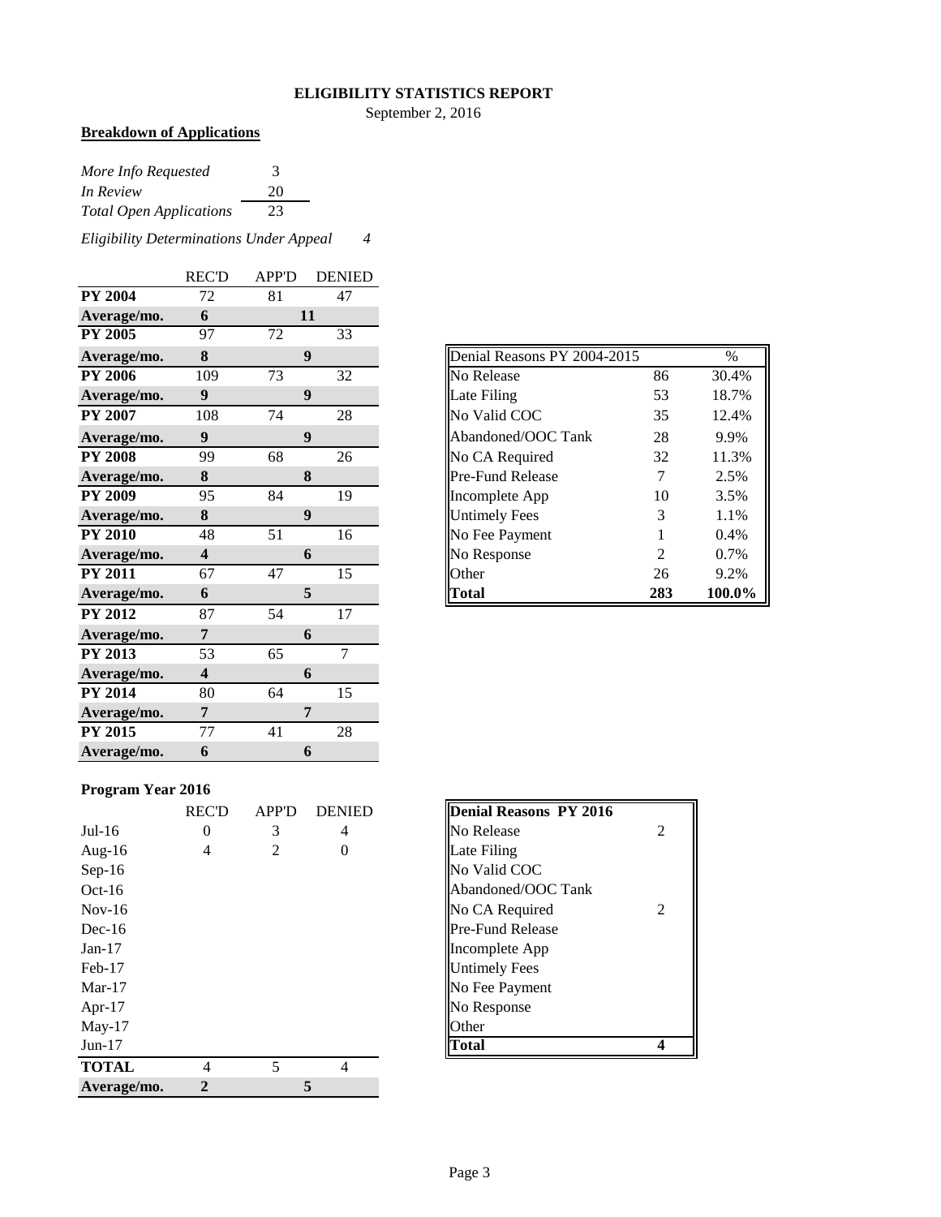# ELIGIBILITY STATISTICS REPORT

September 2, 2016

**Breakdown of Applications**

| | |
|---|---|
| *More Info Requested* | 3 |
| *In Review* | 20 |
| *Total Open Applications* | 23 |

*Eligibility Determinations Under Appeal* *4*

| | REC'D | APP'D | DENIED |
|---|---|---|---|
| **PY 2004** | 72 | 81 | 47 |
| **Average/mo.** | **6** | **11** | |
| **PY 2005** | 97 | 72 | 33 |
| **Average/mo.** | **8** | **9** | |
| **PY 2006** | 109 | 73 | 32 |
| **Average/mo.** | **9** | **9** | |
| **PY 2007** | 108 | 74 | 28 |
| **Average/mo.** | **9** | **9** | |
| **PY 2008** | 99 | 68 | 26 |
| **Average/mo.** | **8** | **8** | |
| **PY 2009** | 95 | 84 | 19 |
| **Average/mo.** | **8** | **9** | |
| **PY 2010** | 48 | 51 | 16 |
| **Average/mo.** | **4** | **6** | |
| **PY 2011** | 67 | 47 | 15 |
| **Average/mo.** | **6** | **5** | |
| **PY 2012** | 87 | 54 | 17 |
| **Average/mo.** | **7** | **6** | |
| **PY 2013** | 53 | 65 | 7 |
| **Average/mo.** | **4** | **6** | |
| **PY 2014** | 80 | 64 | 15 |
| **Average/mo.** | **7** | **7** | |
| **PY 2015** | 77 | 41 | 28 |
| **Average/mo.** | **6** | **6** | |

| Denial Reasons PY 2004-2015 | | % |
|---|---|---|
| No Release | 86 | 30.4% |
| Late Filing | 53 | 18.7% |
| No Valid COC | 35 | 12.4% |
| Abandoned/OOC Tank | 28 | 9.9% |
| No CA Required | 32 | 11.3% |
| Pre-Fund Release | 7 | 2.5% |
| Incomplete App | 10 | 3.5% |
| Untimely Fees | 3 | 1.1% |
| No Fee Payment | 1 | 0.4% |
| No Response | 2 | 0.7% |
| Other | 26 | 9.2% |
| **Total** | **283** | **100.0%** |

**Program Year 2016**

| | REC'D | APP'D | DENIED |
|---|---|---|---|
| Jul-16 | 0 | 3 | 4 |
| Aug-16 | 4 | 2 | 0 |
| Sep-16 | | | |
| Oct-16 | | | |
| Nov-16 | | | |
| Dec-16 | | | |
| Jan-17 | | | |
| Feb-17 | | | |
| Mar-17 | | | |
| Apr-17 | | | |
| May-17 | | | |
| Jun-17 | | | |
| **TOTAL** | 4 | 5 | 4 |
| **Average/mo.** | **2** | **5** | |

| **Denial Reasons PY 2016** | |
|---|---|
| No Release | 2 |
| Late Filing | |
| No Valid COC | |
| Abandoned/OOC Tank | |
| No CA Required | 2 |
| Pre-Fund Release | |
| Incomplete App | |
| Untimely Fees | |
| No Fee Payment | |
| No Response | |
| Other | |
| **Total** | **4** |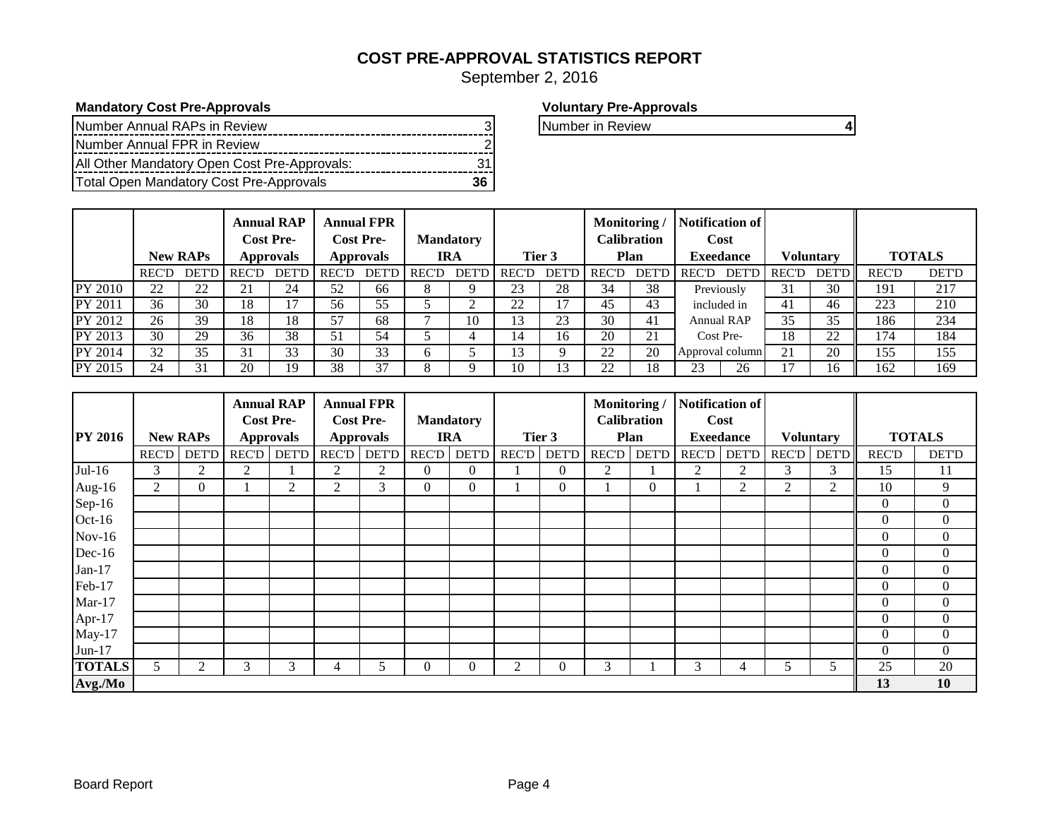# COST PRE-APPROVAL STATISTICS REPORT

September 2, 2016

**Mandatory Cost Pre-Approvals**

| | |
|---|---|
| Number Annual RAPs in Review | 3 |
| Number Annual FPR in Review | 2 |
| All Other Mandatory Open Cost Pre-Approvals: | 31 |
| Total Open Mandatory Cost Pre-Approvals | **36** |

**Voluntary Pre-Approvals**

| | |
|---|---|
| Number in Review | **4** |

| | New RAPs | | Annual RAP Cost Pre-Approvals | | Annual FPR Cost Pre-Approvals | | Mandatory IRA | | Tier 3 | | Monitoring / Calibration Plan | | Notification of Cost Exeedance | | Voluntary | | TOTALS | |
|---|---|---|---|---|---|---|---|---|---|---|---|---|---|---|---|---|---|---|
| | REC'D | DET'D | REC'D | DET'D | REC'D | DET'D | REC'D | DET'D | REC'D | DET'D | REC'D | DET'D | REC'D | DET'D | REC'D | DET'D | REC'D | DET'D |
| PY 2010 | 22 | 22 | 21 | 24 | 52 | 66 | 8 | 9 | 23 | 28 | 34 | 38 | Previously included in Annual RAP Cost Pre-Approval column | | 31 | 30 | 191 | 217 |
| PY 2011 | 36 | 30 | 18 | 17 | 56 | 55 | 5 | 2 | 22 | 17 | 45 | 43 | | | 41 | 46 | 223 | 210 |
| PY 2012 | 26 | 39 | 18 | 18 | 57 | 68 | 7 | 10 | 13 | 23 | 30 | 41 | | | 35 | 35 | 186 | 234 |
| PY 2013 | 30 | 29 | 36 | 38 | 51 | 54 | 5 | 4 | 14 | 16 | 20 | 21 | | | 18 | 22 | 174 | 184 |
| PY 2014 | 32 | 35 | 31 | 33 | 30 | 33 | 6 | 5 | 13 | 9 | 22 | 20 | | | 21 | 20 | 155 | 155 |
| PY 2015 | 24 | 31 | 20 | 19 | 38 | 37 | 8 | 9 | 10 | 13 | 22 | 18 | 23 | 26 | 17 | 16 | 162 | 169 |

| PY 2016 | New RAPs | | Annual RAP Cost Pre-Approvals | | Annual FPR Cost Pre-Approvals | | Mandatory IRA | | Tier 3 | | Monitoring / Calibration Plan | | Notification of Cost Exeedance | | Voluntary | | TOTALS | |
|---|---|---|---|---|---|---|---|---|---|---|---|---|---|---|---|---|---|---|
| | REC'D | DET'D | REC'D | DET'D | REC'D | DET'D | REC'D | DET'D | REC'D | DET'D | REC'D | DET'D | REC'D | DET'D | REC'D | DET'D | REC'D | DET'D |
| Jul-16 | 3 | 2 | 2 | 1 | 2 | 2 | 0 | 0 | 1 | 0 | 2 | 1 | 2 | 2 | 3 | 3 | 15 | 11 |
| Aug-16 | 2 | 0 | 1 | 2 | 2 | 3 | 0 | 0 | 1 | 0 | 1 | 0 | 1 | 2 | 2 | 2 | 10 | 9 |
| Sep-16 | | | | | | | | | | | | | | | | | 0 | 0 |
| Oct-16 | | | | | | | | | | | | | | | | | 0 | 0 |
| Nov-16 | | | | | | | | | | | | | | | | | 0 | 0 |
| Dec-16 | | | | | | | | | | | | | | | | | 0 | 0 |
| Jan-17 | | | | | | | | | | | | | | | | | 0 | 0 |
| Feb-17 | | | | | | | | | | | | | | | | | 0 | 0 |
| Mar-17 | | | | | | | | | | | | | | | | | 0 | 0 |
| Apr-17 | | | | | | | | | | | | | | | | | 0 | 0 |
| May-17 | | | | | | | | | | | | | | | | | 0 | 0 |
| Jun-17 | | | | | | | | | | | | | | | | | 0 | 0 |
| **TOTALS** | 5 | 2 | 3 | 3 | 4 | 5 | 0 | 0 | 2 | 0 | 3 | 1 | 3 | 4 | 5 | 5 | 25 | 20 |
| **Avg./Mo** | | | | | | | | | | | | | | | | | **13** | **10** |

Board Report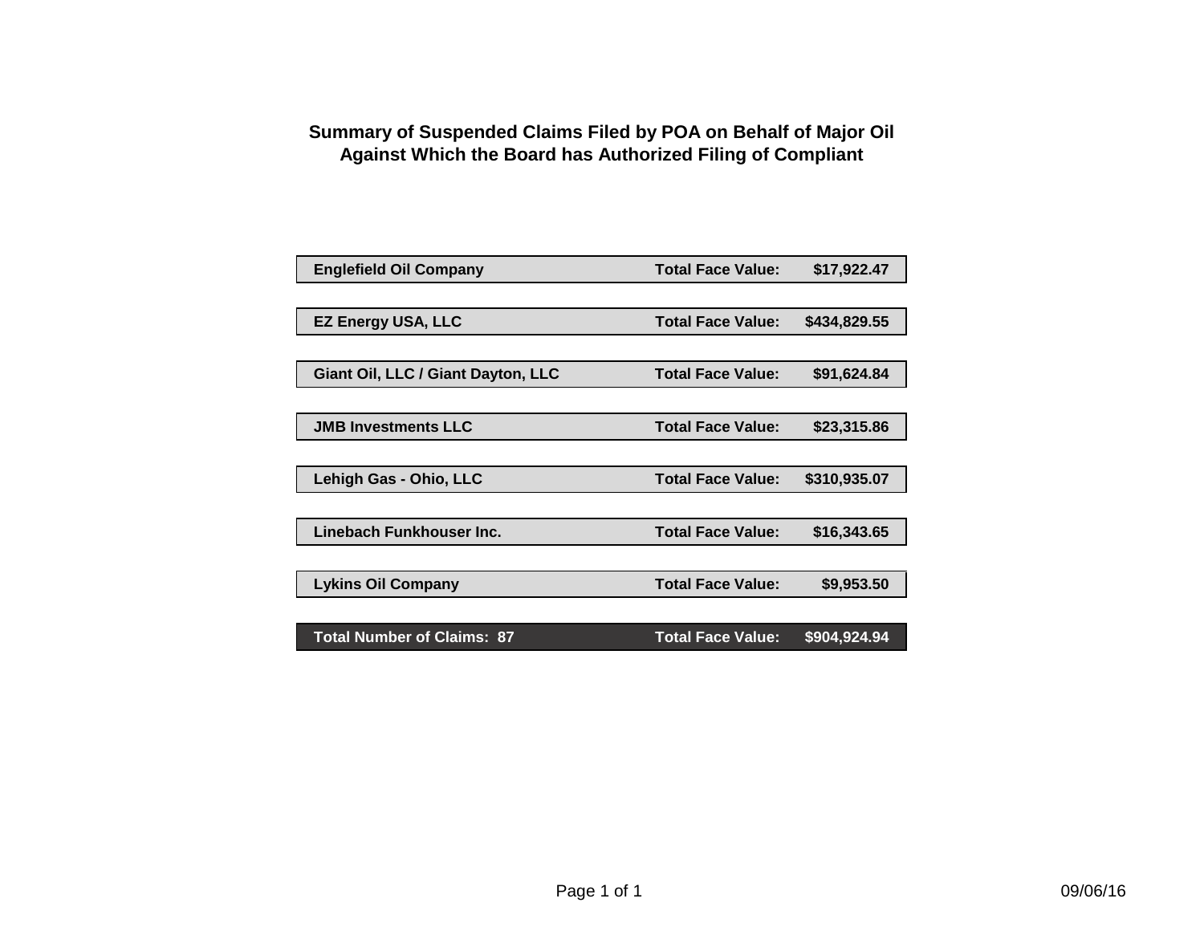## Summary of Suspended Claims Filed by POA on Behalf of Major Oil Against Which the Board has Authorized Filing of Compliant

| | | |
|---|---|---|
| **Englefield Oil Company** | **Total Face Value:** | **$17,922.47** |
| **EZ Energy USA, LLC** | **Total Face Value:** | **$434,829.55** |
| **Giant Oil, LLC / Giant Dayton, LLC** | **Total Face Value:** | **$91,624.84** |
| **JMB Investments LLC** | **Total Face Value:** | **$23,315.86** |
| **Lehigh Gas - Ohio, LLC** | **Total Face Value:** | **$310,935.07** |
| **Linebach Funkhouser Inc.** | **Total Face Value:** | **$16,343.65** |
| **Lykins Oil Company** | **Total Face Value:** | **$9,953.50** |
| **Total Number of Claims: 87** | **Total Face Value:** | **$904,924.94** |

09/06/16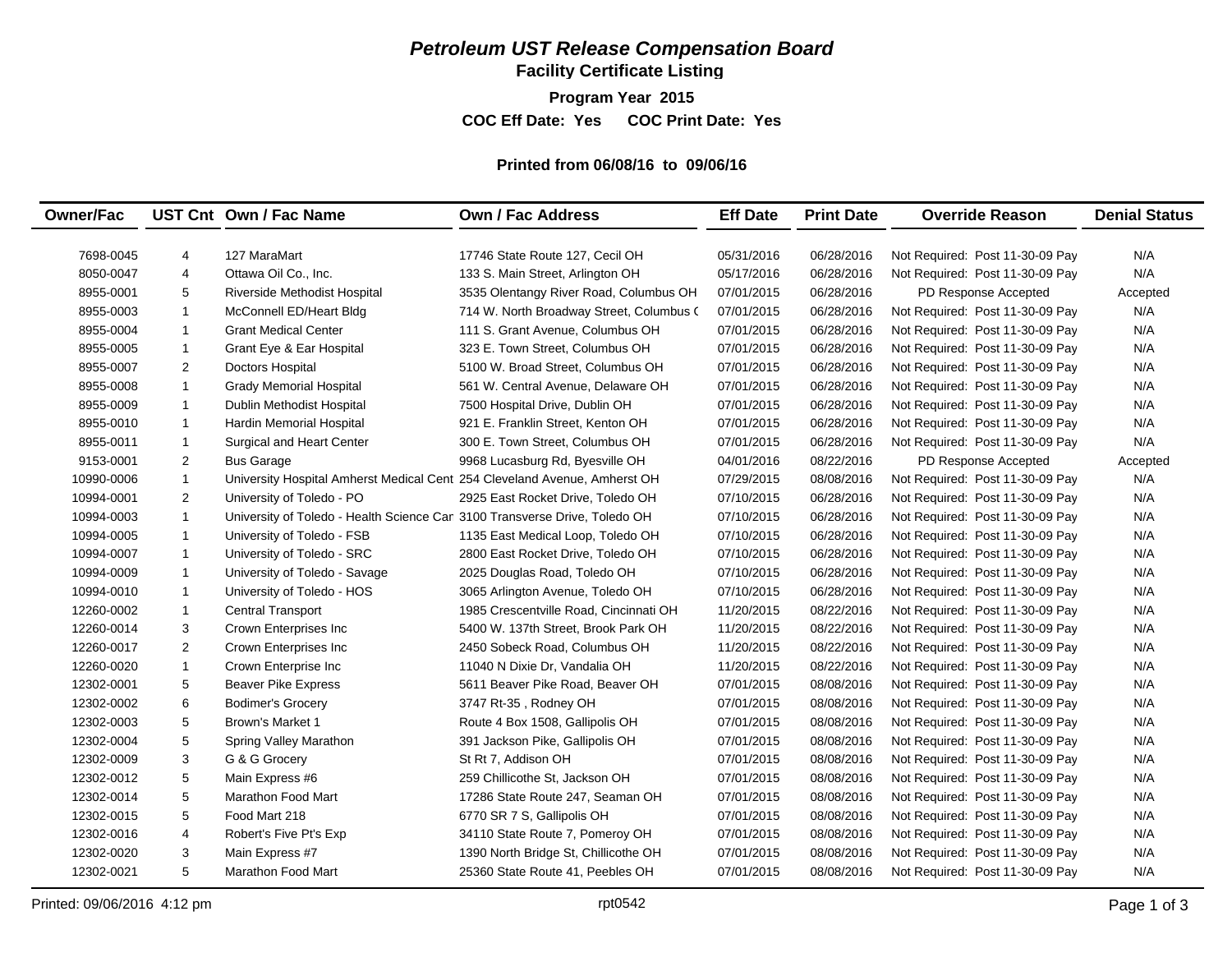# *Petroleum UST Release Compensation Board*

## Facility Certificate Listing

**Program Year 2015**

**COC Eff Date: Yes COC Print Date: Yes**

**Printed from 06/08/16 to 09/06/16**

| Owner/Fac | UST Cnt | Own / Fac Name | Own / Fac Address | Eff Date | Print Date | Override Reason | Denial Status |
|---|---|---|---|---|---|---|---|
| 7698-0045 | 4 | 127 MaraMart | 17746 State Route 127, Cecil OH | 05/31/2016 | 06/28/2016 | Not Required: Post 11-30-09 Pay | N/A |
| 8050-0047 | 4 | Ottawa Oil Co., Inc. | 133 S. Main Street, Arlington OH | 05/17/2016 | 06/28/2016 | Not Required: Post 11-30-09 Pay | N/A |
| 8955-0001 | 5 | Riverside Methodist Hospital | 3535 Olentangy River Road, Columbus OH | 07/01/2015 | 06/28/2016 | PD Response Accepted | Accepted |
| 8955-0003 | 1 | McConnell ED/Heart Bldg | 714 W. North Broadway Street, Columbus ( | 07/01/2015 | 06/28/2016 | Not Required: Post 11-30-09 Pay | N/A |
| 8955-0004 | 1 | Grant Medical Center | 111 S. Grant Avenue, Columbus OH | 07/01/2015 | 06/28/2016 | Not Required: Post 11-30-09 Pay | N/A |
| 8955-0005 | 1 | Grant Eye & Ear Hospital | 323 E. Town Street, Columbus OH | 07/01/2015 | 06/28/2016 | Not Required: Post 11-30-09 Pay | N/A |
| 8955-0007 | 2 | Doctors Hospital | 5100 W. Broad Street, Columbus OH | 07/01/2015 | 06/28/2016 | Not Required: Post 11-30-09 Pay | N/A |
| 8955-0008 | 1 | Grady Memorial Hospital | 561 W. Central Avenue, Delaware OH | 07/01/2015 | 06/28/2016 | Not Required: Post 11-30-09 Pay | N/A |
| 8955-0009 | 1 | Dublin Methodist Hospital | 7500 Hospital Drive, Dublin OH | 07/01/2015 | 06/28/2016 | Not Required: Post 11-30-09 Pay | N/A |
| 8955-0010 | 1 | Hardin Memorial Hospital | 921 E. Franklin Street, Kenton OH | 07/01/2015 | 06/28/2016 | Not Required: Post 11-30-09 Pay | N/A |
| 8955-0011 | 1 | Surgical and Heart Center | 300 E. Town Street, Columbus OH | 07/01/2015 | 06/28/2016 | Not Required: Post 11-30-09 Pay | N/A |
| 9153-0001 | 2 | Bus Garage | 9968 Lucasburg Rd, Byesville OH | 04/01/2016 | 08/22/2016 | PD Response Accepted | Accepted |
| 10990-0006 | 1 | University Hospital Amherst Medical Cent | 254 Cleveland Avenue, Amherst OH | 07/29/2015 | 08/08/2016 | Not Required: Post 11-30-09 Pay | N/A |
| 10994-0001 | 2 | University of Toledo - PO | 2925 East Rocket Drive, Toledo OH | 07/10/2015 | 06/28/2016 | Not Required: Post 11-30-09 Pay | N/A |
| 10994-0003 | 1 | University of Toledo - Health Science Car | 3100 Transverse Drive, Toledo OH | 07/10/2015 | 06/28/2016 | Not Required: Post 11-30-09 Pay | N/A |
| 10994-0005 | 1 | University of Toledo - FSB | 1135 East Medical Loop, Toledo OH | 07/10/2015 | 06/28/2016 | Not Required: Post 11-30-09 Pay | N/A |
| 10994-0007 | 1 | University of Toledo - SRC | 2800 East Rocket Drive, Toledo OH | 07/10/2015 | 06/28/2016 | Not Required: Post 11-30-09 Pay | N/A |
| 10994-0009 | 1 | University of Toledo - Savage | 2025 Douglas Road, Toledo OH | 07/10/2015 | 06/28/2016 | Not Required: Post 11-30-09 Pay | N/A |
| 10994-0010 | 1 | University of Toledo - HOS | 3065 Arlington Avenue, Toledo OH | 07/10/2015 | 06/28/2016 | Not Required: Post 11-30-09 Pay | N/A |
| 12260-0002 | 1 | Central Transport | 1985 Crescentville Road, Cincinnati OH | 11/20/2015 | 08/22/2016 | Not Required: Post 11-30-09 Pay | N/A |
| 12260-0014 | 3 | Crown Enterprises Inc | 5400 W. 137th Street, Brook Park OH | 11/20/2015 | 08/22/2016 | Not Required: Post 11-30-09 Pay | N/A |
| 12260-0017 | 2 | Crown Enterprises Inc | 2450 Sobeck Road, Columbus OH | 11/20/2015 | 08/22/2016 | Not Required: Post 11-30-09 Pay | N/A |
| 12260-0020 | 1 | Crown Enterprise Inc | 11040 N Dixie Dr, Vandalia OH | 11/20/2015 | 08/22/2016 | Not Required: Post 11-30-09 Pay | N/A |
| 12302-0001 | 5 | Beaver Pike Express | 5611 Beaver Pike Road, Beaver OH | 07/01/2015 | 08/08/2016 | Not Required: Post 11-30-09 Pay | N/A |
| 12302-0002 | 6 | Bodimer's Grocery | 3747 Rt-35 , Rodney OH | 07/01/2015 | 08/08/2016 | Not Required: Post 11-30-09 Pay | N/A |
| 12302-0003 | 5 | Brown's Market 1 | Route 4 Box 1508, Gallipolis OH | 07/01/2015 | 08/08/2016 | Not Required: Post 11-30-09 Pay | N/A |
| 12302-0004 | 5 | Spring Valley Marathon | 391 Jackson Pike, Gallipolis OH | 07/01/2015 | 08/08/2016 | Not Required: Post 11-30-09 Pay | N/A |
| 12302-0009 | 3 | G & G Grocery | St Rt 7, Addison OH | 07/01/2015 | 08/08/2016 | Not Required: Post 11-30-09 Pay | N/A |
| 12302-0012 | 5 | Main Express #6 | 259 Chillicothe St, Jackson OH | 07/01/2015 | 08/08/2016 | Not Required: Post 11-30-09 Pay | N/A |
| 12302-0014 | 5 | Marathon Food Mart | 17286 State Route 247, Seaman OH | 07/01/2015 | 08/08/2016 | Not Required: Post 11-30-09 Pay | N/A |
| 12302-0015 | 5 | Food Mart 218 | 6770 SR 7 S, Gallipolis OH | 07/01/2015 | 08/08/2016 | Not Required: Post 11-30-09 Pay | N/A |
| 12302-0016 | 4 | Robert's Five Pt's Exp | 34110 State Route 7, Pomeroy OH | 07/01/2015 | 08/08/2016 | Not Required: Post 11-30-09 Pay | N/A |
| 12302-0020 | 3 | Main Express #7 | 1390 North Bridge St, Chillicothe OH | 07/01/2015 | 08/08/2016 | Not Required: Post 11-30-09 Pay | N/A |
| 12302-0021 | 5 | Marathon Food Mart | 25360 State Route 41, Peebles OH | 07/01/2015 | 08/08/2016 | Not Required: Post 11-30-09 Pay | N/A |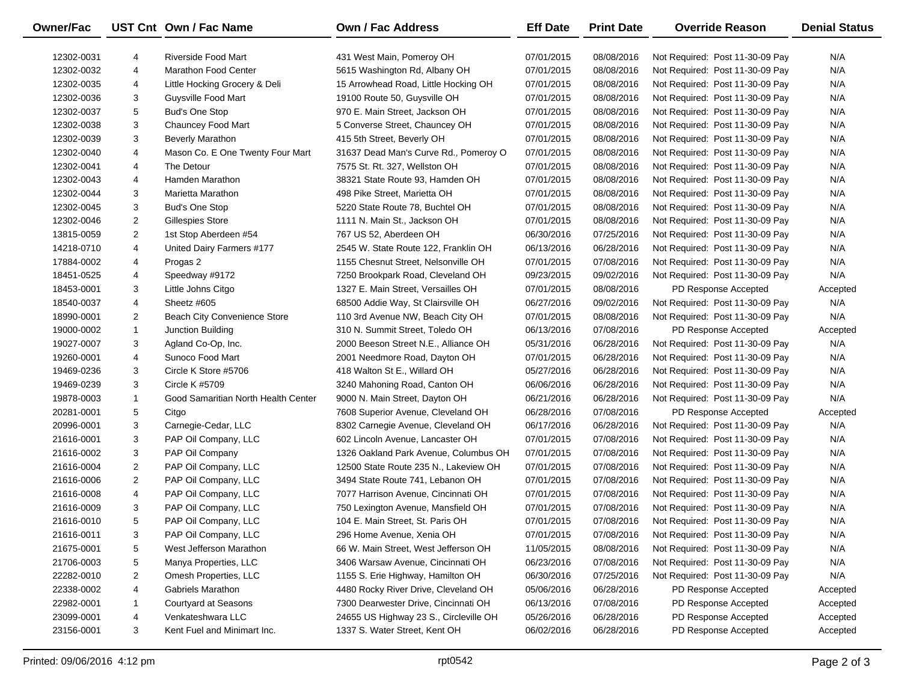| Owner/Fac | UST Cnt | Own / Fac Name | Own / Fac Address | Eff Date | Print Date | Override Reason | Denial Status |
|---|---|---|---|---|---|---|---|
| 12302-0031 | 4 | Riverside Food Mart | 431 West Main, Pomeroy OH | 07/01/2015 | 08/08/2016 | Not Required: Post 11-30-09 Pay | N/A |
| 12302-0032 | 4 | Marathon Food Center | 5615 Washington Rd, Albany OH | 07/01/2015 | 08/08/2016 | Not Required: Post 11-30-09 Pay | N/A |
| 12302-0035 | 4 | Little Hocking Grocery & Deli | 15 Arrowhead Road, Little Hocking OH | 07/01/2015 | 08/08/2016 | Not Required: Post 11-30-09 Pay | N/A |
| 12302-0036 | 3 | Guysville Food Mart | 19100 Route 50, Guysville OH | 07/01/2015 | 08/08/2016 | Not Required: Post 11-30-09 Pay | N/A |
| 12302-0037 | 5 | Bud's One Stop | 970 E. Main Street, Jackson OH | 07/01/2015 | 08/08/2016 | Not Required: Post 11-30-09 Pay | N/A |
| 12302-0038 | 3 | Chauncey Food Mart | 5 Converse Street, Chauncey OH | 07/01/2015 | 08/08/2016 | Not Required: Post 11-30-09 Pay | N/A |
| 12302-0039 | 3 | Beverly Marathon | 415 5th Street, Beverly OH | 07/01/2015 | 08/08/2016 | Not Required: Post 11-30-09 Pay | N/A |
| 12302-0040 | 4 | Mason Co. E One Twenty Four Mart | 31637 Dead Man's Curve Rd., Pomeroy O | 07/01/2015 | 08/08/2016 | Not Required: Post 11-30-09 Pay | N/A |
| 12302-0041 | 4 | The Detour | 7575 St. Rt. 327, Wellston OH | 07/01/2015 | 08/08/2016 | Not Required: Post 11-30-09 Pay | N/A |
| 12302-0043 | 4 | Hamden Marathon | 38321 State Route 93, Hamden OH | 07/01/2015 | 08/08/2016 | Not Required: Post 11-30-09 Pay | N/A |
| 12302-0044 | 3 | Marietta Marathon | 498 Pike Street, Marietta OH | 07/01/2015 | 08/08/2016 | Not Required: Post 11-30-09 Pay | N/A |
| 12302-0045 | 3 | Bud's One Stop | 5220 State Route 78, Buchtel OH | 07/01/2015 | 08/08/2016 | Not Required: Post 11-30-09 Pay | N/A |
| 12302-0046 | 2 | Gillespies Store | 1111 N. Main St., Jackson OH | 07/01/2015 | 08/08/2016 | Not Required: Post 11-30-09 Pay | N/A |
| 13815-0059 | 2 | 1st Stop Aberdeen #54 | 767 US 52, Aberdeen OH | 06/30/2016 | 07/25/2016 | Not Required: Post 11-30-09 Pay | N/A |
| 14218-0710 | 4 | United Dairy Farmers #177 | 2545 W. State Route 122, Franklin OH | 06/13/2016 | 06/28/2016 | Not Required: Post 11-30-09 Pay | N/A |
| 17884-0002 | 4 | Progas 2 | 1155 Chesnut Street, Nelsonville OH | 07/01/2015 | 07/08/2016 | Not Required: Post 11-30-09 Pay | N/A |
| 18451-0525 | 4 | Speedway #9172 | 7250 Brookpark Road, Cleveland OH | 09/23/2015 | 09/02/2016 | Not Required: Post 11-30-09 Pay | N/A |
| 18453-0001 | 3 | Little Johns Citgo | 1327 E. Main Street, Versailles OH | 07/01/2015 | 08/08/2016 | PD Response Accepted | Accepted |
| 18540-0037 | 4 | Sheetz #605 | 68500 Addie Way, St Clairsville OH | 06/27/2016 | 09/02/2016 | Not Required: Post 11-30-09 Pay | N/A |
| 18990-0001 | 2 | Beach City Convenience Store | 110 3rd Avenue NW, Beach City OH | 07/01/2015 | 08/08/2016 | Not Required: Post 11-30-09 Pay | N/A |
| 19000-0002 | 1 | Junction Building | 310 N. Summit Street, Toledo OH | 06/13/2016 | 07/08/2016 | PD Response Accepted | Accepted |
| 19027-0007 | 3 | Agland Co-Op, Inc. | 2000 Beeson Street N.E., Alliance OH | 05/31/2016 | 06/28/2016 | Not Required: Post 11-30-09 Pay | N/A |
| 19260-0001 | 4 | Sunoco Food Mart | 2001 Needmore Road, Dayton OH | 07/01/2015 | 06/28/2016 | Not Required: Post 11-30-09 Pay | N/A |
| 19469-0236 | 3 | Circle K Store #5706 | 418 Walton St E., Willard OH | 05/27/2016 | 06/28/2016 | Not Required: Post 11-30-09 Pay | N/A |
| 19469-0239 | 3 | Circle K #5709 | 3240 Mahoning Road, Canton OH | 06/06/2016 | 06/28/2016 | Not Required: Post 11-30-09 Pay | N/A |
| 19878-0003 | 1 | Good Samaritian North Health Center | 9000 N. Main Street, Dayton OH | 06/21/2016 | 06/28/2016 | Not Required: Post 11-30-09 Pay | N/A |
| 20281-0001 | 5 | Citgo | 7608 Superior Avenue, Cleveland OH | 06/28/2016 | 07/08/2016 | PD Response Accepted | Accepted |
| 20996-0001 | 3 | Carnegie-Cedar, LLC | 8302 Carnegie Avenue, Cleveland OH | 06/17/2016 | 06/28/2016 | Not Required: Post 11-30-09 Pay | N/A |
| 21616-0001 | 3 | PAP Oil Company, LLC | 602 Lincoln Avenue, Lancaster OH | 07/01/2015 | 07/08/2016 | Not Required: Post 11-30-09 Pay | N/A |
| 21616-0002 | 3 | PAP Oil Company | 1326 Oakland Park Avenue, Columbus OH | 07/01/2015 | 07/08/2016 | Not Required: Post 11-30-09 Pay | N/A |
| 21616-0004 | 2 | PAP Oil Company, LLC | 12500 State Route 235 N., Lakeview OH | 07/01/2015 | 07/08/2016 | Not Required: Post 11-30-09 Pay | N/A |
| 21616-0006 | 2 | PAP Oil Company, LLC | 3494 State Route 741, Lebanon OH | 07/01/2015 | 07/08/2016 | Not Required: Post 11-30-09 Pay | N/A |
| 21616-0008 | 4 | PAP Oil Company, LLC | 7077 Harrison Avenue, Cincinnati OH | 07/01/2015 | 07/08/2016 | Not Required: Post 11-30-09 Pay | N/A |
| 21616-0009 | 3 | PAP Oil Company, LLC | 750 Lexington Avenue, Mansfield OH | 07/01/2015 | 07/08/2016 | Not Required: Post 11-30-09 Pay | N/A |
| 21616-0010 | 5 | PAP Oil Company, LLC | 104 E. Main Street, St. Paris OH | 07/01/2015 | 07/08/2016 | Not Required: Post 11-30-09 Pay | N/A |
| 21616-0011 | 3 | PAP Oil Company, LLC | 296 Home Avenue, Xenia OH | 07/01/2015 | 07/08/2016 | Not Required: Post 11-30-09 Pay | N/A |
| 21675-0001 | 5 | West Jefferson Marathon | 66 W. Main Street, West Jefferson OH | 11/05/2015 | 08/08/2016 | Not Required: Post 11-30-09 Pay | N/A |
| 21706-0003 | 5 | Manya Properties, LLC | 3406 Warsaw Avenue, Cincinnati OH | 06/23/2016 | 07/08/2016 | Not Required: Post 11-30-09 Pay | N/A |
| 22282-0010 | 2 | Omesh Properties, LLC | 1155 S. Erie Highway, Hamilton OH | 06/30/2016 | 07/25/2016 | Not Required: Post 11-30-09 Pay | N/A |
| 22338-0002 | 4 | Gabriels Marathon | 4480 Rocky River Drive, Cleveland OH | 05/06/2016 | 06/28/2016 | PD Response Accepted | Accepted |
| 22982-0001 | 1 | Courtyard at Seasons | 7300 Dearwester Drive, Cincinnati OH | 06/13/2016 | 07/08/2016 | PD Response Accepted | Accepted |
| 23099-0001 | 4 | Venkateshwara LLC | 24655 US Highway 23 S., Circleville OH | 05/26/2016 | 06/28/2016 | PD Response Accepted | Accepted |
| 23156-0001 | 3 | Kent Fuel and Minimart Inc. | 1337 S. Water Street, Kent OH | 06/02/2016 | 06/28/2016 | PD Response Accepted | Accepted |

Printed: 09/06/2016 4:12 pm rpt0542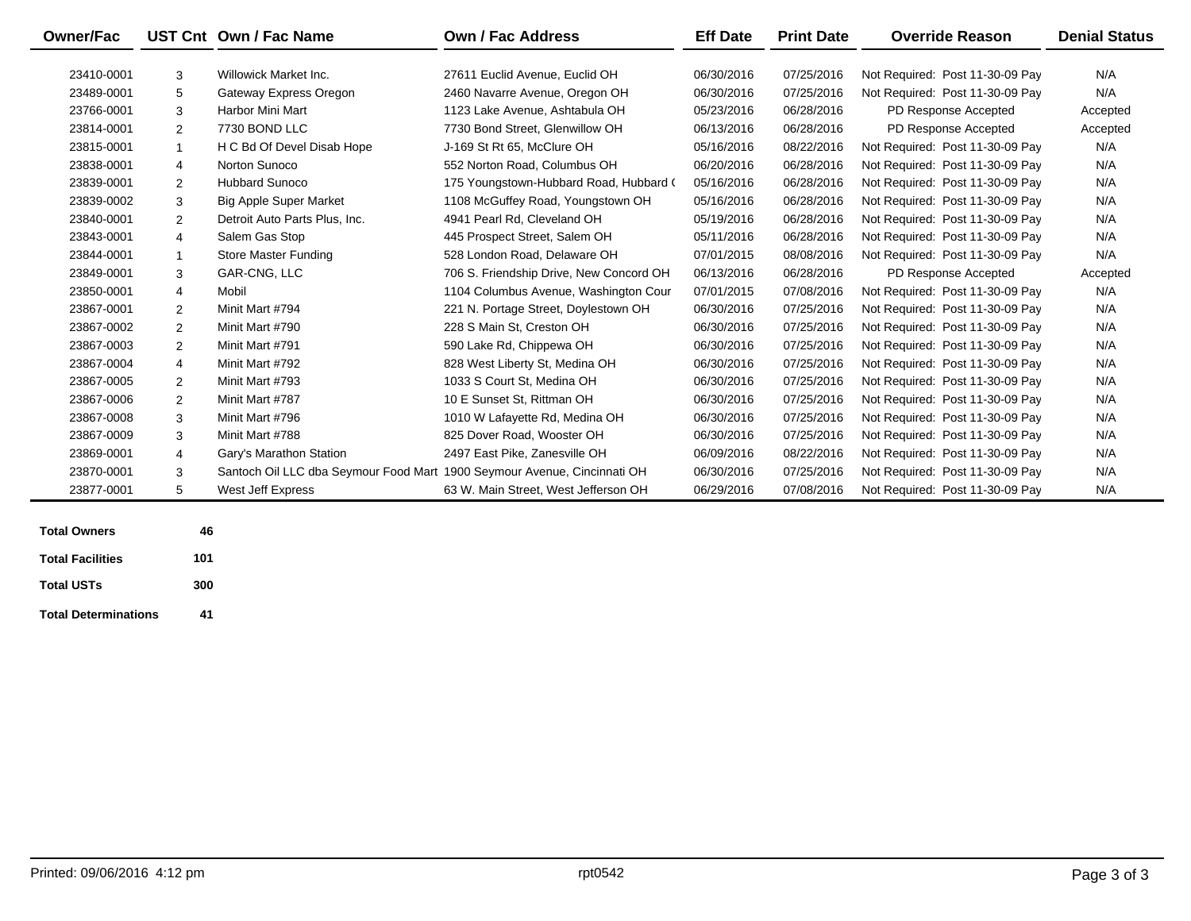| Owner/Fac | UST Cnt | Own / Fac Name | Own / Fac Address | Eff Date | Print Date | Override Reason | Denial Status |
|---|---|---|---|---|---|---|---|
| 23410-0001 | 3 | Willowick Market Inc. | 27611 Euclid Avenue, Euclid OH | 06/30/2016 | 07/25/2016 | Not Required: Post 11-30-09 Pay | N/A |
| 23489-0001 | 5 | Gateway Express Oregon | 2460 Navarre Avenue, Oregon OH | 06/30/2016 | 07/25/2016 | Not Required: Post 11-30-09 Pay | N/A |
| 23766-0001 | 3 | Harbor Mini Mart | 1123 Lake Avenue, Ashtabula OH | 05/23/2016 | 06/28/2016 | PD Response Accepted | Accepted |
| 23814-0001 | 2 | 7730 BOND LLC | 7730 Bond Street, Glenwillow OH | 06/13/2016 | 06/28/2016 | PD Response Accepted | Accepted |
| 23815-0001 | 1 | H C Bd Of Devel Disab Hope | J-169 St Rt 65, McClure OH | 05/16/2016 | 08/22/2016 | Not Required: Post 11-30-09 Pay | N/A |
| 23838-0001 | 4 | Norton Sunoco | 552 Norton Road, Columbus OH | 06/20/2016 | 06/28/2016 | Not Required: Post 11-30-09 Pay | N/A |
| 23839-0001 | 2 | Hubbard Sunoco | 175 Youngstown-Hubbard Road, Hubbard ( | 05/16/2016 | 06/28/2016 | Not Required: Post 11-30-09 Pay | N/A |
| 23839-0002 | 3 | Big Apple Super Market | 1108 McGuffey Road, Youngstown OH | 05/16/2016 | 06/28/2016 | Not Required: Post 11-30-09 Pay | N/A |
| 23840-0001 | 2 | Detroit Auto Parts Plus, Inc. | 4941 Pearl Rd, Cleveland OH | 05/19/2016 | 06/28/2016 | Not Required: Post 11-30-09 Pay | N/A |
| 23843-0001 | 4 | Salem Gas Stop | 445 Prospect Street, Salem OH | 05/11/2016 | 06/28/2016 | Not Required: Post 11-30-09 Pay | N/A |
| 23844-0001 | 1 | Store Master Funding | 528 London Road, Delaware OH | 07/01/2015 | 08/08/2016 | Not Required: Post 11-30-09 Pay | N/A |
| 23849-0001 | 3 | GAR-CNG, LLC | 706 S. Friendship Drive, New Concord OH | 06/13/2016 | 06/28/2016 | PD Response Accepted | Accepted |
| 23850-0001 | 4 | Mobil | 1104 Columbus Avenue, Washington Cour | 07/01/2015 | 07/08/2016 | Not Required: Post 11-30-09 Pay | N/A |
| 23867-0001 | 2 | Minit Mart #794 | 221 N. Portage Street, Doylestown OH | 06/30/2016 | 07/25/2016 | Not Required: Post 11-30-09 Pay | N/A |
| 23867-0002 | 2 | Minit Mart #790 | 228 S Main St, Creston OH | 06/30/2016 | 07/25/2016 | Not Required: Post 11-30-09 Pay | N/A |
| 23867-0003 | 2 | Minit Mart #791 | 590 Lake Rd, Chippewa OH | 06/30/2016 | 07/25/2016 | Not Required: Post 11-30-09 Pay | N/A |
| 23867-0004 | 4 | Minit Mart #792 | 828 West Liberty St, Medina OH | 06/30/2016 | 07/25/2016 | Not Required: Post 11-30-09 Pay | N/A |
| 23867-0005 | 2 | Minit Mart #793 | 1033 S Court St, Medina OH | 06/30/2016 | 07/25/2016 | Not Required: Post 11-30-09 Pay | N/A |
| 23867-0006 | 2 | Minit Mart #787 | 10 E Sunset St, Rittman OH | 06/30/2016 | 07/25/2016 | Not Required: Post 11-30-09 Pay | N/A |
| 23867-0008 | 3 | Minit Mart #796 | 1010 W Lafayette Rd, Medina OH | 06/30/2016 | 07/25/2016 | Not Required: Post 11-30-09 Pay | N/A |
| 23867-0009 | 3 | Minit Mart #788 | 825 Dover Road, Wooster OH | 06/30/2016 | 07/25/2016 | Not Required: Post 11-30-09 Pay | N/A |
| 23869-0001 | 4 | Gary's Marathon Station | 2497 East Pike, Zanesville OH | 06/09/2016 | 08/22/2016 | Not Required: Post 11-30-09 Pay | N/A |
| 23870-0001 | 3 | Santoch Oil LLC dba Seymour Food Mart | 1900 Seymour Avenue, Cincinnati OH | 06/30/2016 | 07/25/2016 | Not Required: Post 11-30-09 Pay | N/A |
| 23877-0001 | 5 | West Jeff Express | 63 W. Main Street, West Jefferson OH | 06/29/2016 | 07/08/2016 | Not Required: Post 11-30-09 Pay | N/A |

| | |
|---|---|
| **Total Owners** | **46** |
| **Total Facilities** | **101** |
| **Total USTs** | **300** |
| **Total Determinations** | **41** |

Printed: 09/06/2016 4:12 pm

rpt0542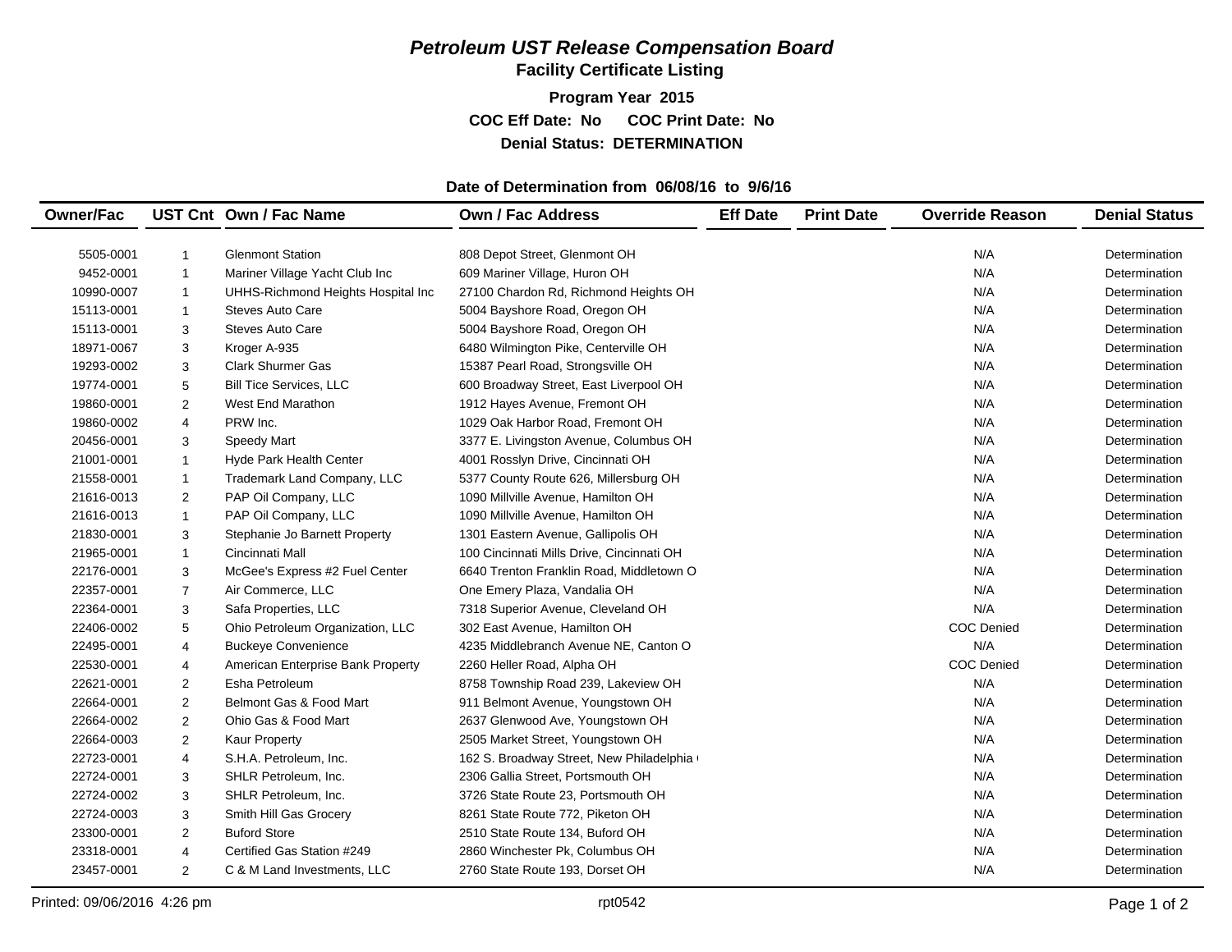# *Petroleum UST Release Compensation Board*

## Facility Certificate Listing

**Program Year 2015**

**COC Eff Date: No COC Print Date: No**

**Denial Status: DETERMINATION**

**Date of Determination from 06/08/16 to 9/6/16**

| Owner/Fac | UST Cnt | Own / Fac Name | Own / Fac Address | Eff Date | Print Date | Override Reason | Denial Status |
|---|---|---|---|---|---|---|---|
| 5505-0001 | 1 | Glenmont Station | 808 Depot Street, Glenmont OH | | | N/A | Determination |
| 9452-0001 | 1 | Mariner Village Yacht Club Inc | 609 Mariner Village, Huron OH | | | N/A | Determination |
| 10990-0007 | 1 | UHHS-Richmond Heights Hospital Inc | 27100 Chardon Rd, Richmond Heights OH | | | N/A | Determination |
| 15113-0001 | 1 | Steves Auto Care | 5004 Bayshore Road, Oregon OH | | | N/A | Determination |
| 15113-0001 | 3 | Steves Auto Care | 5004 Bayshore Road, Oregon OH | | | N/A | Determination |
| 18971-0067 | 3 | Kroger A-935 | 6480 Wilmington Pike, Centerville OH | | | N/A | Determination |
| 19293-0002 | 3 | Clark Shurmer Gas | 15387 Pearl Road, Strongsville OH | | | N/A | Determination |
| 19774-0001 | 5 | Bill Tice Services, LLC | 600 Broadway Street, East Liverpool OH | | | N/A | Determination |
| 19860-0001 | 2 | West End Marathon | 1912 Hayes Avenue, Fremont OH | | | N/A | Determination |
| 19860-0002 | 4 | PRW Inc. | 1029 Oak Harbor Road, Fremont OH | | | N/A | Determination |
| 20456-0001 | 3 | Speedy Mart | 3377 E. Livingston Avenue, Columbus OH | | | N/A | Determination |
| 21001-0001 | 1 | Hyde Park Health Center | 4001 Rosslyn Drive, Cincinnati OH | | | N/A | Determination |
| 21558-0001 | 1 | Trademark Land Company, LLC | 5377 County Route 626, Millersburg OH | | | N/A | Determination |
| 21616-0013 | 2 | PAP Oil Company, LLC | 1090 Millville Avenue, Hamilton OH | | | N/A | Determination |
| 21616-0013 | 1 | PAP Oil Company, LLC | 1090 Millville Avenue, Hamilton OH | | | N/A | Determination |
| 21830-0001 | 3 | Stephanie Jo Barnett Property | 1301 Eastern Avenue, Gallipolis OH | | | N/A | Determination |
| 21965-0001 | 1 | Cincinnati Mall | 100 Cincinnati Mills Drive, Cincinnati OH | | | N/A | Determination |
| 22176-0001 | 3 | McGee's Express #2 Fuel Center | 6640 Trenton Franklin Road, Middletown O | | | N/A | Determination |
| 22357-0001 | 7 | Air Commerce, LLC | One Emery Plaza, Vandalia OH | | | N/A | Determination |
| 22364-0001 | 3 | Safa Properties, LLC | 7318 Superior Avenue, Cleveland OH | | | N/A | Determination |
| 22406-0002 | 5 | Ohio Petroleum Organization, LLC | 302 East Avenue, Hamilton OH | | | COC Denied | Determination |
| 22495-0001 | 4 | Buckeye Convenience | 4235 Middlebranch Avenue NE, Canton O | | | N/A | Determination |
| 22530-0001 | 4 | American Enterprise Bank Property | 2260 Heller Road, Alpha OH | | | COC Denied | Determination |
| 22621-0001 | 2 | Esha Petroleum | 8758 Township Road 239, Lakeview OH | | | N/A | Determination |
| 22664-0001 | 2 | Belmont Gas & Food Mart | 911 Belmont Avenue, Youngstown OH | | | N/A | Determination |
| 22664-0002 | 2 | Ohio Gas & Food Mart | 2637 Glenwood Ave, Youngstown OH | | | N/A | Determination |
| 22664-0003 | 2 | Kaur Property | 2505 Market Street, Youngstown OH | | | N/A | Determination |
| 22723-0001 | 4 | S.H.A. Petroleum, Inc. | 162 S. Broadway Street, New Philadelphia | | | N/A | Determination |
| 22724-0001 | 3 | SHLR Petroleum, Inc. | 2306 Gallia Street, Portsmouth OH | | | N/A | Determination |
| 22724-0002 | 3 | SHLR Petroleum, Inc. | 3726 State Route 23, Portsmouth OH | | | N/A | Determination |
| 22724-0003 | 3 | Smith Hill Gas Grocery | 8261 State Route 772, Piketon OH | | | N/A | Determination |
| 23300-0001 | 2 | Buford Store | 2510 State Route 134, Buford OH | | | N/A | Determination |
| 23318-0001 | 4 | Certified Gas Station #249 | 2860 Winchester Pk, Columbus OH | | | N/A | Determination |
| 23457-0001 | 2 | C & M Land Investments, LLC | 2760 State Route 193, Dorset OH | | | N/A | Determination |

Printed: 09/06/2016 4:26 pm rpt0542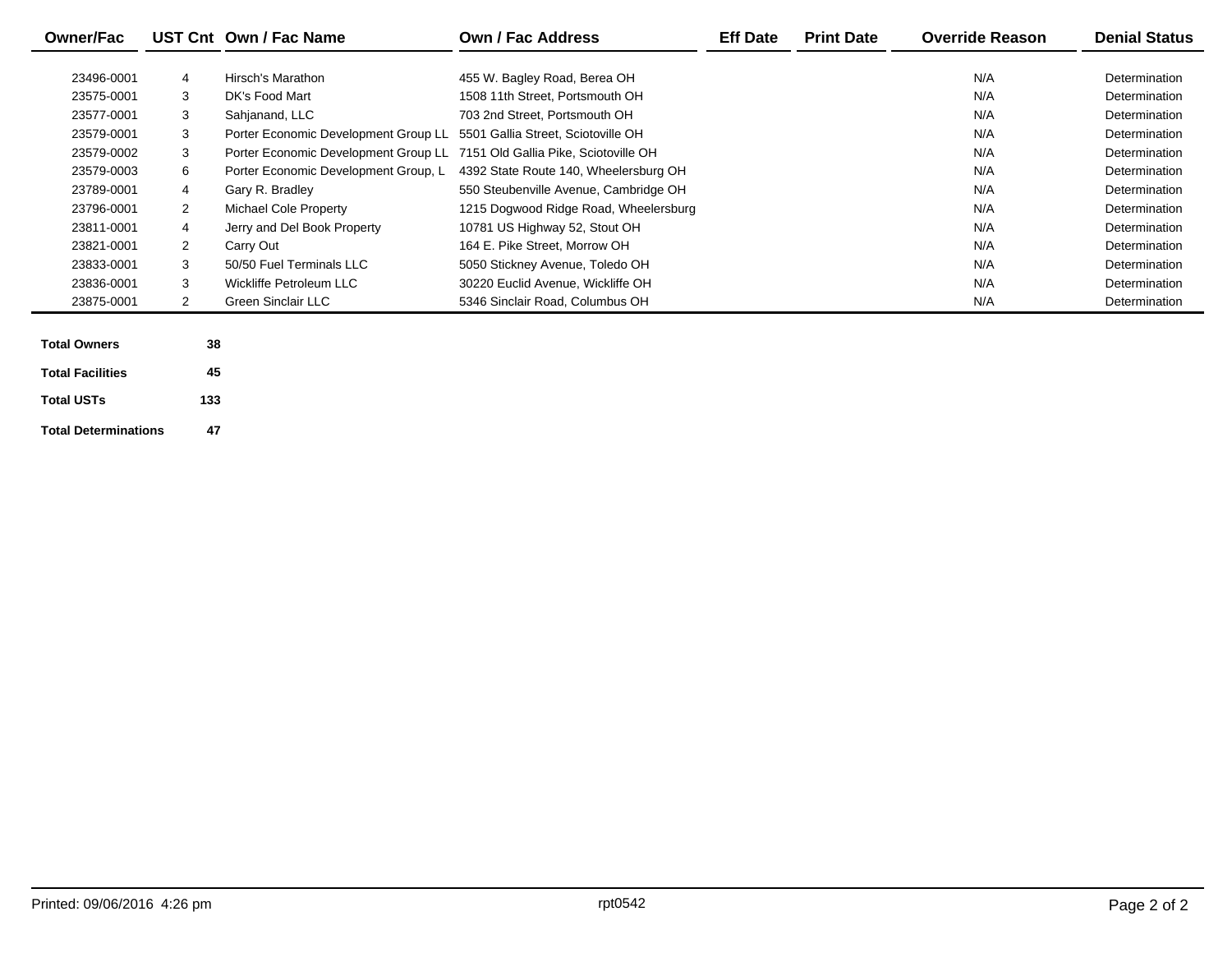| Owner/Fac | UST Cnt | Own / Fac Name | Own / Fac Address | Eff Date | Print Date | Override Reason | Denial Status |
|---|---|---|---|---|---|---|---|
| 23496-0001 | 4 | Hirsch's Marathon | 455 W. Bagley Road, Berea OH | | | N/A | Determination |
| 23575-0001 | 3 | DK's Food Mart | 1508 11th Street, Portsmouth OH | | | N/A | Determination |
| 23577-0001 | 3 | Sahjanand, LLC | 703 2nd Street, Portsmouth OH | | | N/A | Determination |
| 23579-0001 | 3 | Porter Economic Development Group LL | 5501 Gallia Street, Sciotoville OH | | | N/A | Determination |
| 23579-0002 | 3 | Porter Economic Development Group LL | 7151 Old Gallia Pike, Sciotoville OH | | | N/A | Determination |
| 23579-0003 | 6 | Porter Economic Development Group, L | 4392 State Route 140, Wheelersburg OH | | | N/A | Determination |
| 23789-0001 | 4 | Gary R. Bradley | 550 Steubenville Avenue, Cambridge OH | | | N/A | Determination |
| 23796-0001 | 2 | Michael Cole Property | 1215 Dogwood Ridge Road, Wheelersburg | | | N/A | Determination |
| 23811-0001 | 4 | Jerry and Del Book Property | 10781 US Highway 52, Stout OH | | | N/A | Determination |
| 23821-0001 | 2 | Carry Out | 164 E. Pike Street, Morrow OH | | | N/A | Determination |
| 23833-0001 | 3 | 50/50 Fuel Terminals LLC | 5050 Stickney Avenue, Toledo OH | | | N/A | Determination |
| 23836-0001 | 3 | Wickliffe Petroleum LLC | 30220 Euclid Avenue, Wickliffe OH | | | N/A | Determination |
| 23875-0001 | 2 | Green Sinclair LLC | 5346 Sinclair Road, Columbus OH | | | N/A | Determination |

| | |
|---|---|
| **Total Owners** | **38** |
| **Total Facilities** | **45** |
| **Total USTs** | **133** |
| **Total Determinations** | **47** |

Printed: 09/06/2016 4:26 pm    rpt0542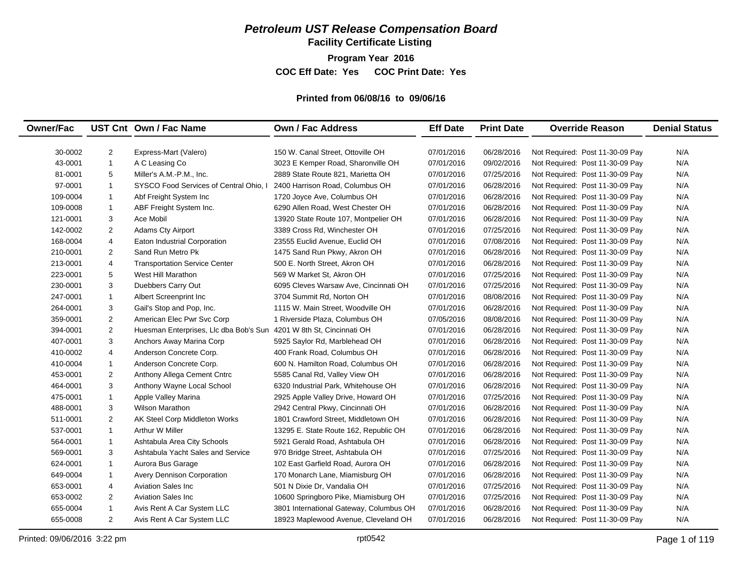# *Petroleum UST Release Compensation Board*

## Facility Certificate Listing

**Program Year 2016**

**COC Eff Date: Yes COC Print Date: Yes**

**Printed from 06/08/16 to 09/06/16**

| Owner/Fac | UST Cnt | Own / Fac Name | Own / Fac Address | Eff Date | Print Date | Override Reason | Denial Status |
|---|---|---|---|---|---|---|---|
| 30-0002 | 2 | Express-Mart (Valero) | 150 W. Canal Street, Ottoville OH | 07/01/2016 | 06/28/2016 | Not Required: Post 11-30-09 Pay | N/A |
| 43-0001 | 1 | A C Leasing Co | 3023 E Kemper Road, Sharonville OH | 07/01/2016 | 09/02/2016 | Not Required: Post 11-30-09 Pay | N/A |
| 81-0001 | 5 | Miller's A.M.-P.M., Inc. | 2889 State Route 821, Marietta OH | 07/01/2016 | 07/25/2016 | Not Required: Post 11-30-09 Pay | N/A |
| 97-0001 | 1 | SYSCO Food Services of Central Ohio, I | 2400 Harrison Road, Columbus OH | 07/01/2016 | 06/28/2016 | Not Required: Post 11-30-09 Pay | N/A |
| 109-0004 | 1 | Abf Freight System Inc | 1720 Joyce Ave, Columbus OH | 07/01/2016 | 06/28/2016 | Not Required: Post 11-30-09 Pay | N/A |
| 109-0008 | 1 | ABF Freight System Inc. | 6290 Allen Road, West Chester OH | 07/01/2016 | 06/28/2016 | Not Required: Post 11-30-09 Pay | N/A |
| 121-0001 | 3 | Ace Mobil | 13920 State Route 107, Montpelier OH | 07/01/2016 | 06/28/2016 | Not Required: Post 11-30-09 Pay | N/A |
| 142-0002 | 2 | Adams Cty Airport | 3389 Cross Rd, Winchester OH | 07/01/2016 | 07/25/2016 | Not Required: Post 11-30-09 Pay | N/A |
| 168-0004 | 4 | Eaton Industrial Corporation | 23555 Euclid Avenue, Euclid OH | 07/01/2016 | 07/08/2016 | Not Required: Post 11-30-09 Pay | N/A |
| 210-0001 | 2 | Sand Run Metro Pk | 1475 Sand Run Pkwy, Akron OH | 07/01/2016 | 06/28/2016 | Not Required: Post 11-30-09 Pay | N/A |
| 213-0001 | 4 | Transportation Service Center | 500 E. North Street, Akron OH | 07/01/2016 | 06/28/2016 | Not Required: Post 11-30-09 Pay | N/A |
| 223-0001 | 5 | West Hill Marathon | 569 W Market St, Akron OH | 07/01/2016 | 07/25/2016 | Not Required: Post 11-30-09 Pay | N/A |
| 230-0001 | 3 | Duebbers Carry Out | 6095 Cleves Warsaw Ave, Cincinnati OH | 07/01/2016 | 07/25/2016 | Not Required: Post 11-30-09 Pay | N/A |
| 247-0001 | 1 | Albert Screenprint Inc | 3704 Summit Rd, Norton OH | 07/01/2016 | 08/08/2016 | Not Required: Post 11-30-09 Pay | N/A |
| 264-0001 | 3 | Gail's Stop and Pop, Inc. | 1115 W. Main Street, Woodville OH | 07/01/2016 | 06/28/2016 | Not Required: Post 11-30-09 Pay | N/A |
| 359-0001 | 2 | American Elec Pwr Svc Corp | 1 Riverside Plaza, Columbus OH | 07/05/2016 | 08/08/2016 | Not Required: Post 11-30-09 Pay | N/A |
| 394-0001 | 2 | Huesman Enterprises, Llc dba Bob's Sun | 4201 W 8th St, Cincinnati OH | 07/01/2016 | 06/28/2016 | Not Required: Post 11-30-09 Pay | N/A |
| 407-0001 | 3 | Anchors Away Marina Corp | 5925 Saylor Rd, Marblehead OH | 07/01/2016 | 06/28/2016 | Not Required: Post 11-30-09 Pay | N/A |
| 410-0002 | 4 | Anderson Concrete Corp. | 400 Frank Road, Columbus OH | 07/01/2016 | 06/28/2016 | Not Required: Post 11-30-09 Pay | N/A |
| 410-0004 | 1 | Anderson Concrete Corp. | 600 N. Hamilton Road, Columbus OH | 07/01/2016 | 06/28/2016 | Not Required: Post 11-30-09 Pay | N/A |
| 453-0001 | 2 | Anthony Allega Cement Cntrc | 5585 Canal Rd, Valley View OH | 07/01/2016 | 06/28/2016 | Not Required: Post 11-30-09 Pay | N/A |
| 464-0001 | 3 | Anthony Wayne Local School | 6320 Industrial Park, Whitehouse OH | 07/01/2016 | 06/28/2016 | Not Required: Post 11-30-09 Pay | N/A |
| 475-0001 | 1 | Apple Valley Marina | 2925 Apple Valley Drive, Howard OH | 07/01/2016 | 07/25/2016 | Not Required: Post 11-30-09 Pay | N/A |
| 488-0001 | 3 | Wilson Marathon | 2942 Central Pkwy, Cincinnati OH | 07/01/2016 | 06/28/2016 | Not Required: Post 11-30-09 Pay | N/A |
| 511-0001 | 2 | AK Steel Corp Middleton Works | 1801 Crawford Street, Middletown OH | 07/01/2016 | 06/28/2016 | Not Required: Post 11-30-09 Pay | N/A |
| 537-0001 | 1 | Arthur W Miller | 13295 E. State Route 162, Republic OH | 07/01/2016 | 06/28/2016 | Not Required: Post 11-30-09 Pay | N/A |
| 564-0001 | 1 | Ashtabula Area City Schools | 5921 Gerald Road, Ashtabula OH | 07/01/2016 | 06/28/2016 | Not Required: Post 11-30-09 Pay | N/A |
| 569-0001 | 3 | Ashtabula Yacht Sales and Service | 970 Bridge Street, Ashtabula OH | 07/01/2016 | 07/25/2016 | Not Required: Post 11-30-09 Pay | N/A |
| 624-0001 | 1 | Aurora Bus Garage | 102 East Garfield Road, Aurora OH | 07/01/2016 | 06/28/2016 | Not Required: Post 11-30-09 Pay | N/A |
| 649-0004 | 1 | Avery Dennison Corporation | 170 Monarch Lane, Miamisburg OH | 07/01/2016 | 06/28/2016 | Not Required: Post 11-30-09 Pay | N/A |
| 653-0001 | 4 | Aviation Sales Inc | 501 N Dixie Dr, Vandalia OH | 07/01/2016 | 07/25/2016 | Not Required: Post 11-30-09 Pay | N/A |
| 653-0002 | 2 | Aviation Sales Inc | 10600 Springboro Pike, Miamisburg OH | 07/01/2016 | 07/25/2016 | Not Required: Post 11-30-09 Pay | N/A |
| 655-0004 | 1 | Avis Rent A Car System LLC | 3801 International Gateway, Columbus OH | 07/01/2016 | 06/28/2016 | Not Required: Post 11-30-09 Pay | N/A |
| 655-0008 | 2 | Avis Rent A Car System LLC | 18923 Maplewood Avenue, Cleveland OH | 07/01/2016 | 06/28/2016 | Not Required: Post 11-30-09 Pay | N/A |

Printed: 09/06/2016 3:22 pm rpt0542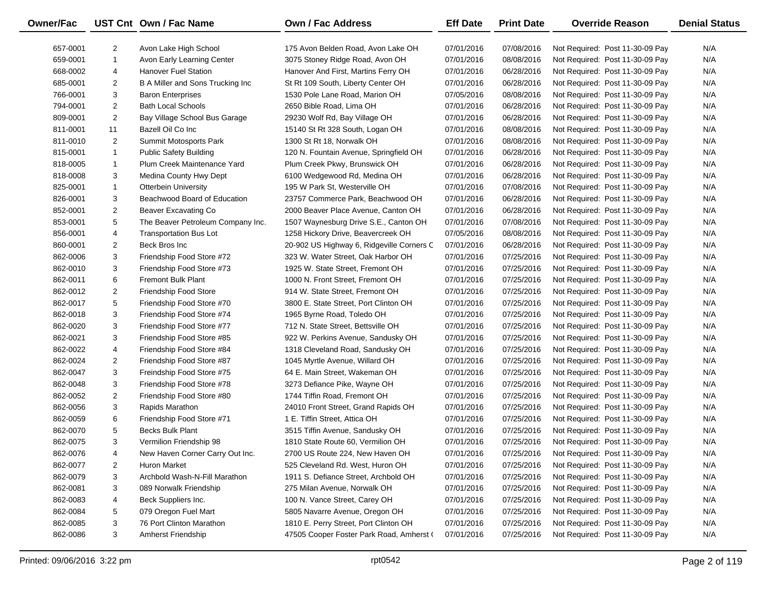| Owner/Fac | UST Cnt | Own / Fac Name | Own / Fac Address | Eff Date | Print Date | Override Reason | Denial Status |
|---|---|---|---|---|---|---|---|
| 657-0001 | 2 | Avon Lake High School | 175 Avon Belden Road, Avon Lake OH | 07/01/2016 | 07/08/2016 | Not Required: Post 11-30-09 Pay | N/A |
| 659-0001 | 1 | Avon Early Learning Center | 3075 Stoney Ridge Road, Avon OH | 07/01/2016 | 08/08/2016 | Not Required: Post 11-30-09 Pay | N/A |
| 668-0002 | 4 | Hanover Fuel Station | Hanover And First, Martins Ferry OH | 07/01/2016 | 06/28/2016 | Not Required: Post 11-30-09 Pay | N/A |
| 685-0001 | 2 | B A Miller and Sons Trucking Inc | St Rt 109 South, Liberty Center OH | 07/01/2016 | 06/28/2016 | Not Required: Post 11-30-09 Pay | N/A |
| 766-0001 | 3 | Baron Enterprises | 1530 Pole Lane Road, Marion OH | 07/05/2016 | 08/08/2016 | Not Required: Post 11-30-09 Pay | N/A |
| 794-0001 | 2 | Bath Local Schools | 2650 Bible Road, Lima OH | 07/01/2016 | 06/28/2016 | Not Required: Post 11-30-09 Pay | N/A |
| 809-0001 | 2 | Bay Village School Bus Garage | 29230 Wolf Rd, Bay Village OH | 07/01/2016 | 06/28/2016 | Not Required: Post 11-30-09 Pay | N/A |
| 811-0001 | 11 | Bazell Oil Co Inc | 15140 St Rt 328 South, Logan OH | 07/01/2016 | 08/08/2016 | Not Required: Post 11-30-09 Pay | N/A |
| 811-0010 | 2 | Summit Motosports Park | 1300 St Rt 18, Norwalk OH | 07/01/2016 | 08/08/2016 | Not Required: Post 11-30-09 Pay | N/A |
| 815-0001 | 1 | Public Safety Building | 120 N. Fountain Avenue, Springfield OH | 07/01/2016 | 06/28/2016 | Not Required: Post 11-30-09 Pay | N/A |
| 818-0005 | 1 | Plum Creek Maintenance Yard | Plum Creek Pkwy, Brunswick OH | 07/01/2016 | 06/28/2016 | Not Required: Post 11-30-09 Pay | N/A |
| 818-0008 | 3 | Medina County Hwy Dept | 6100 Wedgewood Rd, Medina OH | 07/01/2016 | 06/28/2016 | Not Required: Post 11-30-09 Pay | N/A |
| 825-0001 | 1 | Otterbein University | 195 W Park St, Westerville OH | 07/01/2016 | 07/08/2016 | Not Required: Post 11-30-09 Pay | N/A |
| 826-0001 | 3 | Beachwood Board of Education | 23757 Commerce Park, Beachwood OH | 07/01/2016 | 06/28/2016 | Not Required: Post 11-30-09 Pay | N/A |
| 852-0001 | 2 | Beaver Excavating Co | 2000 Beaver Place Avenue, Canton OH | 07/01/2016 | 06/28/2016 | Not Required: Post 11-30-09 Pay | N/A |
| 853-0001 | 5 | The Beaver Petroleum Company Inc. | 1507 Waynesburg Drive S.E., Canton OH | 07/01/2016 | 07/08/2016 | Not Required: Post 11-30-09 Pay | N/A |
| 856-0001 | 4 | Transportation Bus Lot | 1258 Hickory Drive, Beavercreek OH | 07/05/2016 | 08/08/2016 | Not Required: Post 11-30-09 Pay | N/A |
| 860-0001 | 2 | Beck Bros Inc | 20-902 US Highway 6, Ridgeville Corners C | 07/01/2016 | 06/28/2016 | Not Required: Post 11-30-09 Pay | N/A |
| 862-0006 | 3 | Friendship Food Store #72 | 323 W. Water Street, Oak Harbor OH | 07/01/2016 | 07/25/2016 | Not Required: Post 11-30-09 Pay | N/A |
| 862-0010 | 3 | Friendship Food Store #73 | 1925 W. State Street, Fremont OH | 07/01/2016 | 07/25/2016 | Not Required: Post 11-30-09 Pay | N/A |
| 862-0011 | 6 | Fremont Bulk Plant | 1000 N. Front Street, Fremont OH | 07/01/2016 | 07/25/2016 | Not Required: Post 11-30-09 Pay | N/A |
| 862-0012 | 2 | Friendship Food Store | 914 W. State Street, Fremont OH | 07/01/2016 | 07/25/2016 | Not Required: Post 11-30-09 Pay | N/A |
| 862-0017 | 5 | Friendship Food Store #70 | 3800 E. State Street, Port Clinton OH | 07/01/2016 | 07/25/2016 | Not Required: Post 11-30-09 Pay | N/A |
| 862-0018 | 3 | Friendship Food Store #74 | 1965 Byrne Road, Toledo OH | 07/01/2016 | 07/25/2016 | Not Required: Post 11-30-09 Pay | N/A |
| 862-0020 | 3 | Friendship Food Store #77 | 712 N. State Street, Bettsville OH | 07/01/2016 | 07/25/2016 | Not Required: Post 11-30-09 Pay | N/A |
| 862-0021 | 3 | Friendship Food Store #85 | 922 W. Perkins Avenue, Sandusky OH | 07/01/2016 | 07/25/2016 | Not Required: Post 11-30-09 Pay | N/A |
| 862-0022 | 4 | Friendship Food Store #84 | 1318 Cleveland Road, Sandusky OH | 07/01/2016 | 07/25/2016 | Not Required: Post 11-30-09 Pay | N/A |
| 862-0024 | 2 | Friendship Food Store #87 | 1045 Myrtle Avenue, Willard OH | 07/01/2016 | 07/25/2016 | Not Required: Post 11-30-09 Pay | N/A |
| 862-0047 | 3 | Freindship Food Store #75 | 64 E. Main Street, Wakeman OH | 07/01/2016 | 07/25/2016 | Not Required: Post 11-30-09 Pay | N/A |
| 862-0048 | 3 | Friendship Food Store #78 | 3273 Defiance Pike, Wayne OH | 07/01/2016 | 07/25/2016 | Not Required: Post 11-30-09 Pay | N/A |
| 862-0052 | 2 | Friendship Food Store #80 | 1744 Tiffin Road, Fremont OH | 07/01/2016 | 07/25/2016 | Not Required: Post 11-30-09 Pay | N/A |
| 862-0056 | 3 | Rapids Marathon | 24010 Front Street, Grand Rapids OH | 07/01/2016 | 07/25/2016 | Not Required: Post 11-30-09 Pay | N/A |
| 862-0059 | 6 | Friendship Food Store #71 | 1 E. Tiffin Street, Attica OH | 07/01/2016 | 07/25/2016 | Not Required: Post 11-30-09 Pay | N/A |
| 862-0070 | 5 | Becks Bulk Plant | 3515 Tiffin Avenue, Sandusky OH | 07/01/2016 | 07/25/2016 | Not Required: Post 11-30-09 Pay | N/A |
| 862-0075 | 3 | Vermilion Friendship 98 | 1810 State Route 60, Vermilion OH | 07/01/2016 | 07/25/2016 | Not Required: Post 11-30-09 Pay | N/A |
| 862-0076 | 4 | New Haven Corner Carry Out Inc. | 2700 US Route 224, New Haven OH | 07/01/2016 | 07/25/2016 | Not Required: Post 11-30-09 Pay | N/A |
| 862-0077 | 2 | Huron Market | 525 Cleveland Rd. West, Huron OH | 07/01/2016 | 07/25/2016 | Not Required: Post 11-30-09 Pay | N/A |
| 862-0079 | 3 | Archbold Wash-N-Fill Marathon | 1911 S. Defiance Street, Archbold OH | 07/01/2016 | 07/25/2016 | Not Required: Post 11-30-09 Pay | N/A |
| 862-0081 | 3 | 089 Norwalk Friendship | 275 Milan Avenue, Norwalk OH | 07/01/2016 | 07/25/2016 | Not Required: Post 11-30-09 Pay | N/A |
| 862-0083 | 4 | Beck Suppliers Inc. | 100 N. Vance Street, Carey OH | 07/01/2016 | 07/25/2016 | Not Required: Post 11-30-09 Pay | N/A |
| 862-0084 | 5 | 079 Oregon Fuel Mart | 5805 Navarre Avenue, Oregon OH | 07/01/2016 | 07/25/2016 | Not Required: Post 11-30-09 Pay | N/A |
| 862-0085 | 3 | 76 Port Clinton Marathon | 1810 E. Perry Street, Port Clinton OH | 07/01/2016 | 07/25/2016 | Not Required: Post 11-30-09 Pay | N/A |
| 862-0086 | 3 | Amherst Friendship | 47505 Cooper Foster Park Road, Amherst ( | 07/01/2016 | 07/25/2016 | Not Required: Post 11-30-09 Pay | N/A |

Printed: 09/06/2016 3:22 pm rpt0542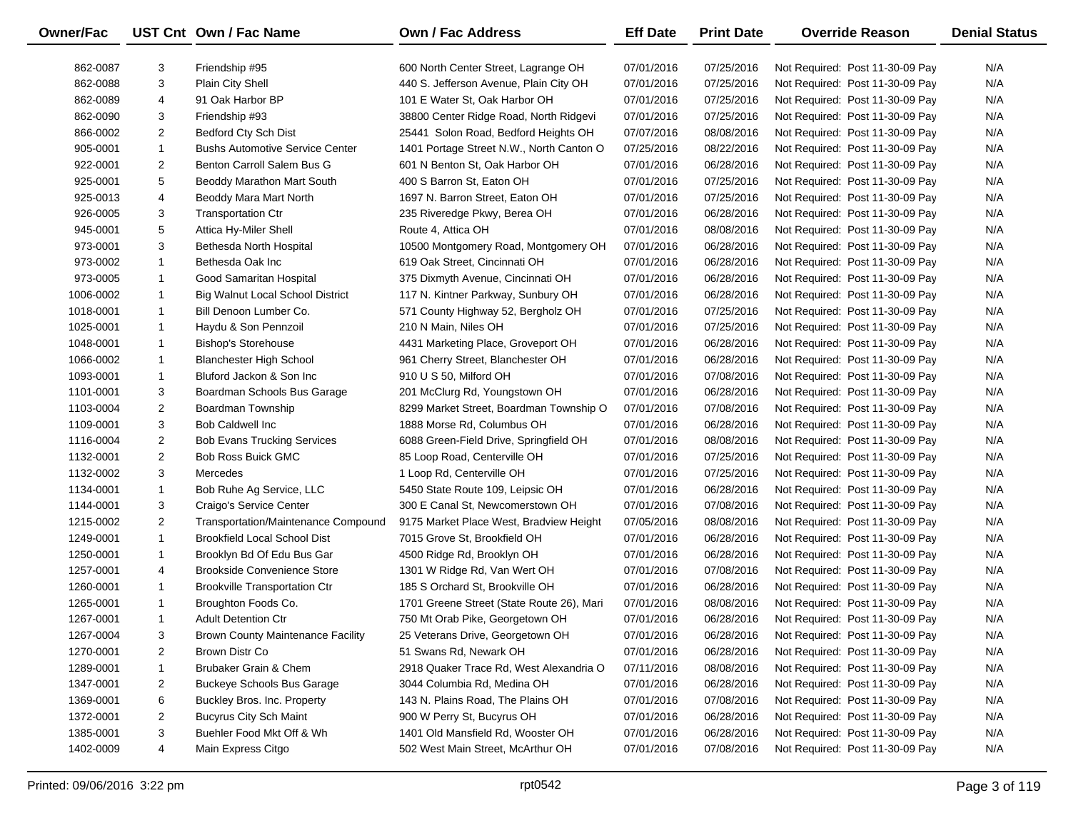| Owner/Fac | UST Cnt | Own / Fac Name | Own / Fac Address | Eff Date | Print Date | Override Reason | Denial Status |
|---|---|---|---|---|---|---|---|
| 862-0087 | 3 | Friendship #95 | 600 North Center Street, Lagrange OH | 07/01/2016 | 07/25/2016 | Not Required: Post 11-30-09 Pay | N/A |
| 862-0088 | 3 | Plain City Shell | 440 S. Jefferson Avenue, Plain City OH | 07/01/2016 | 07/25/2016 | Not Required: Post 11-30-09 Pay | N/A |
| 862-0089 | 4 | 91 Oak Harbor BP | 101 E Water St, Oak Harbor OH | 07/01/2016 | 07/25/2016 | Not Required: Post 11-30-09 Pay | N/A |
| 862-0090 | 3 | Friendship #93 | 38800 Center Ridge Road, North Ridgevi | 07/01/2016 | 07/25/2016 | Not Required: Post 11-30-09 Pay | N/A |
| 866-0002 | 2 | Bedford Cty Sch Dist | 25441 Solon Road, Bedford Heights OH | 07/07/2016 | 08/08/2016 | Not Required: Post 11-30-09 Pay | N/A |
| 905-0001 | 1 | Bushs Automotive Service Center | 1401 Portage Street N.W., North Canton O | 07/25/2016 | 08/22/2016 | Not Required: Post 11-30-09 Pay | N/A |
| 922-0001 | 2 | Benton Carroll Salem Bus G | 601 N Benton St, Oak Harbor OH | 07/01/2016 | 06/28/2016 | Not Required: Post 11-30-09 Pay | N/A |
| 925-0001 | 5 | Beoddy Marathon Mart South | 400 S Barron St, Eaton OH | 07/01/2016 | 07/25/2016 | Not Required: Post 11-30-09 Pay | N/A |
| 925-0013 | 4 | Beoddy Mara Mart North | 1697 N. Barron Street, Eaton OH | 07/01/2016 | 07/25/2016 | Not Required: Post 11-30-09 Pay | N/A |
| 926-0005 | 3 | Transportation Ctr | 235 Riveredge Pkwy, Berea OH | 07/01/2016 | 06/28/2016 | Not Required: Post 11-30-09 Pay | N/A |
| 945-0001 | 5 | Attica Hy-Miler Shell | Route 4, Attica OH | 07/01/2016 | 08/08/2016 | Not Required: Post 11-30-09 Pay | N/A |
| 973-0001 | 3 | Bethesda North Hospital | 10500 Montgomery Road, Montgomery OH | 07/01/2016 | 06/28/2016 | Not Required: Post 11-30-09 Pay | N/A |
| 973-0002 | 1 | Bethesda Oak Inc | 619 Oak Street, Cincinnati OH | 07/01/2016 | 06/28/2016 | Not Required: Post 11-30-09 Pay | N/A |
| 973-0005 | 1 | Good Samaritan Hospital | 375 Dixmyth Avenue, Cincinnati OH | 07/01/2016 | 06/28/2016 | Not Required: Post 11-30-09 Pay | N/A |
| 1006-0002 | 1 | Big Walnut Local School District | 117 N. Kintner Parkway, Sunbury OH | 07/01/2016 | 06/28/2016 | Not Required: Post 11-30-09 Pay | N/A |
| 1018-0001 | 1 | Bill Denoon Lumber Co. | 571 County Highway 52, Bergholz OH | 07/01/2016 | 07/25/2016 | Not Required: Post 11-30-09 Pay | N/A |
| 1025-0001 | 1 | Haydu & Son Pennzoil | 210 N Main, Niles OH | 07/01/2016 | 07/25/2016 | Not Required: Post 11-30-09 Pay | N/A |
| 1048-0001 | 1 | Bishop's Storehouse | 4431 Marketing Place, Groveport OH | 07/01/2016 | 06/28/2016 | Not Required: Post 11-30-09 Pay | N/A |
| 1066-0002 | 1 | Blanchester High School | 961 Cherry Street, Blanchester OH | 07/01/2016 | 06/28/2016 | Not Required: Post 11-30-09 Pay | N/A |
| 1093-0001 | 1 | Bluford Jackon & Son Inc | 910 U S 50, Milford OH | 07/01/2016 | 07/08/2016 | Not Required: Post 11-30-09 Pay | N/A |
| 1101-0001 | 3 | Boardman Schools Bus Garage | 201 McClurg Rd, Youngstown OH | 07/01/2016 | 06/28/2016 | Not Required: Post 11-30-09 Pay | N/A |
| 1103-0004 | 2 | Boardman Township | 8299 Market Street, Boardman Township O | 07/01/2016 | 07/08/2016 | Not Required: Post 11-30-09 Pay | N/A |
| 1109-0001 | 3 | Bob Caldwell Inc | 1888 Morse Rd, Columbus OH | 07/01/2016 | 06/28/2016 | Not Required: Post 11-30-09 Pay | N/A |
| 1116-0004 | 2 | Bob Evans Trucking Services | 6088 Green-Field Drive, Springfield OH | 07/01/2016 | 08/08/2016 | Not Required: Post 11-30-09 Pay | N/A |
| 1132-0001 | 2 | Bob Ross Buick GMC | 85 Loop Road, Centerville OH | 07/01/2016 | 07/25/2016 | Not Required: Post 11-30-09 Pay | N/A |
| 1132-0002 | 3 | Mercedes | 1 Loop Rd, Centerville OH | 07/01/2016 | 07/25/2016 | Not Required: Post 11-30-09 Pay | N/A |
| 1134-0001 | 1 | Bob Ruhe Ag Service, LLC | 5450 State Route 109, Leipsic OH | 07/01/2016 | 06/28/2016 | Not Required: Post 11-30-09 Pay | N/A |
| 1144-0001 | 3 | Craigo's Service Center | 300 E Canal St, Newcomerstown OH | 07/01/2016 | 07/08/2016 | Not Required: Post 11-30-09 Pay | N/A |
| 1215-0002 | 2 | Transportation/Maintenance Compound | 9175 Market Place West, Bradview Height | 07/05/2016 | 08/08/2016 | Not Required: Post 11-30-09 Pay | N/A |
| 1249-0001 | 1 | Brookfield Local School Dist | 7015 Grove St, Brookfield OH | 07/01/2016 | 06/28/2016 | Not Required: Post 11-30-09 Pay | N/A |
| 1250-0001 | 1 | Brooklyn Bd Of Edu Bus Gar | 4500 Ridge Rd, Brooklyn OH | 07/01/2016 | 06/28/2016 | Not Required: Post 11-30-09 Pay | N/A |
| 1257-0001 | 4 | Brookside Convenience Store | 1301 W Ridge Rd, Van Wert OH | 07/01/2016 | 07/08/2016 | Not Required: Post 11-30-09 Pay | N/A |
| 1260-0001 | 1 | Brookville Transportation Ctr | 185 S Orchard St, Brookville OH | 07/01/2016 | 06/28/2016 | Not Required: Post 11-30-09 Pay | N/A |
| 1265-0001 | 1 | Broughton Foods Co. | 1701 Greene Street (State Route 26), Mari | 07/01/2016 | 08/08/2016 | Not Required: Post 11-30-09 Pay | N/A |
| 1267-0001 | 1 | Adult Detention Ctr | 750 Mt Orab Pike, Georgetown OH | 07/01/2016 | 06/28/2016 | Not Required: Post 11-30-09 Pay | N/A |
| 1267-0004 | 3 | Brown County Maintenance Facility | 25 Veterans Drive, Georgetown OH | 07/01/2016 | 06/28/2016 | Not Required: Post 11-30-09 Pay | N/A |
| 1270-0001 | 2 | Brown Distr Co | 51 Swans Rd, Newark OH | 07/01/2016 | 06/28/2016 | Not Required: Post 11-30-09 Pay | N/A |
| 1289-0001 | 1 | Brubaker Grain & Chem | 2918 Quaker Trace Rd, West Alexandria O | 07/11/2016 | 08/08/2016 | Not Required: Post 11-30-09 Pay | N/A |
| 1347-0001 | 2 | Buckeye Schools Bus Garage | 3044 Columbia Rd, Medina OH | 07/01/2016 | 06/28/2016 | Not Required: Post 11-30-09 Pay | N/A |
| 1369-0001 | 6 | Buckley Bros. Inc. Property | 143 N. Plains Road, The Plains OH | 07/01/2016 | 07/08/2016 | Not Required: Post 11-30-09 Pay | N/A |
| 1372-0001 | 2 | Bucyrus City Sch Maint | 900 W Perry St, Bucyrus OH | 07/01/2016 | 06/28/2016 | Not Required: Post 11-30-09 Pay | N/A |
| 1385-0001 | 3 | Buehler Food Mkt Off & Wh | 1401 Old Mansfield Rd, Wooster OH | 07/01/2016 | 06/28/2016 | Not Required: Post 11-30-09 Pay | N/A |
| 1402-0009 | 4 | Main Express Citgo | 502 West Main Street, McArthur OH | 07/01/2016 | 07/08/2016 | Not Required: Post 11-30-09 Pay | N/A |

Printed: 09/06/2016 3:22 pm rpt0542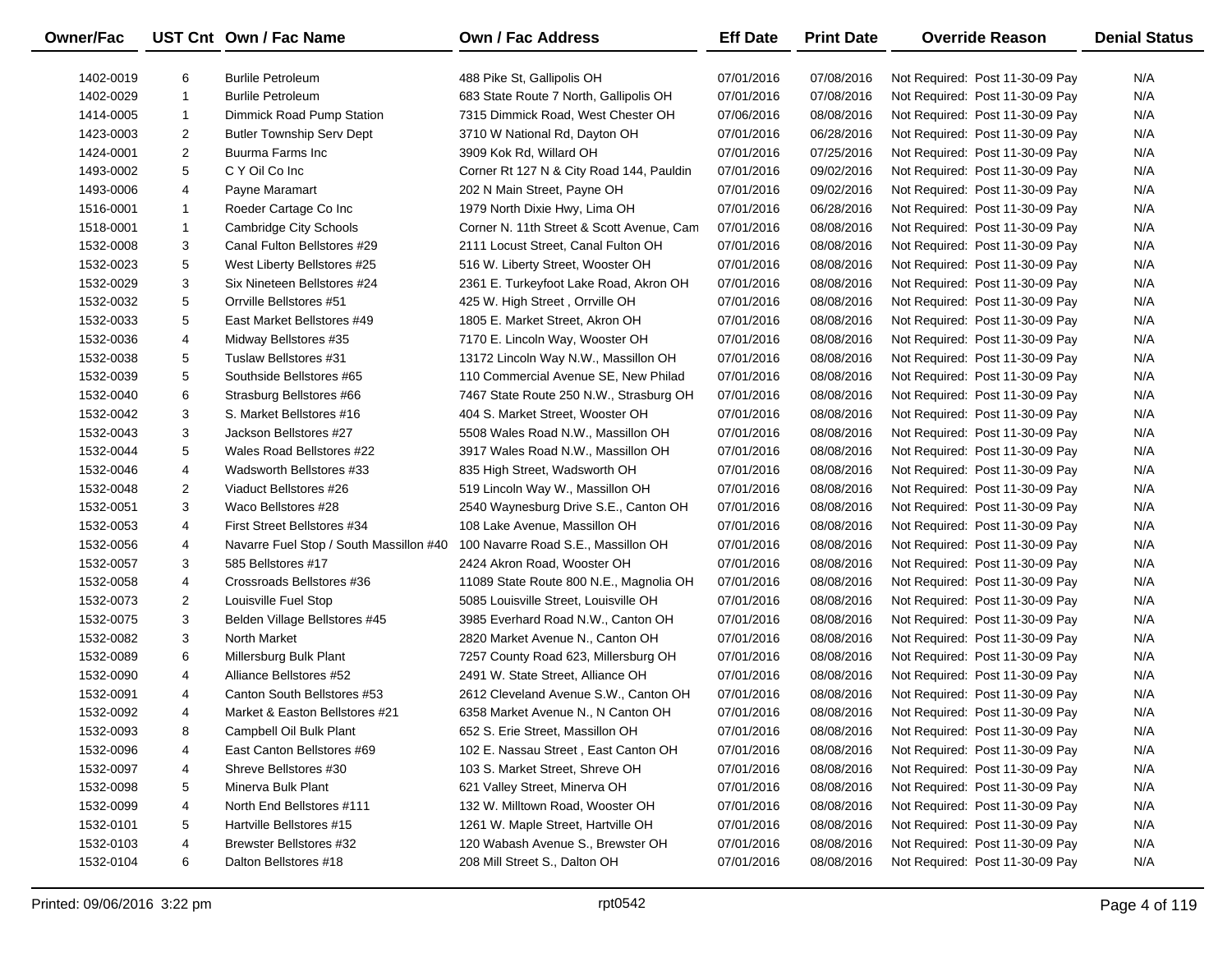| Owner/Fac | UST Cnt | Own / Fac Name | Own / Fac Address | Eff Date | Print Date | Override Reason | Denial Status |
|---|---|---|---|---|---|---|---|
| 1402-0019 | 6 | Burlile Petroleum | 488 Pike St, Gallipolis OH | 07/01/2016 | 07/08/2016 | Not Required: Post 11-30-09 Pay | N/A |
| 1402-0029 | 1 | Burlile Petroleum | 683 State Route 7 North, Gallipolis OH | 07/01/2016 | 07/08/2016 | Not Required: Post 11-30-09 Pay | N/A |
| 1414-0005 | 1 | Dimmick Road Pump Station | 7315 Dimmick Road, West Chester OH | 07/06/2016 | 08/08/2016 | Not Required: Post 11-30-09 Pay | N/A |
| 1423-0003 | 2 | Butler Township Serv Dept | 3710 W National Rd, Dayton OH | 07/01/2016 | 06/28/2016 | Not Required: Post 11-30-09 Pay | N/A |
| 1424-0001 | 2 | Buurma Farms Inc | 3909 Kok Rd, Willard OH | 07/01/2016 | 07/25/2016 | Not Required: Post 11-30-09 Pay | N/A |
| 1493-0002 | 5 | C Y Oil Co Inc | Corner Rt 127 N & City Road 144, Pauldin | 07/01/2016 | 09/02/2016 | Not Required: Post 11-30-09 Pay | N/A |
| 1493-0006 | 4 | Payne Maramart | 202 N Main Street, Payne OH | 07/01/2016 | 09/02/2016 | Not Required: Post 11-30-09 Pay | N/A |
| 1516-0001 | 1 | Roeder Cartage Co Inc | 1979 North Dixie Hwy, Lima OH | 07/01/2016 | 06/28/2016 | Not Required: Post 11-30-09 Pay | N/A |
| 1518-0001 | 1 | Cambridge City Schools | Corner N. 11th Street & Scott Avenue, Cam | 07/01/2016 | 08/08/2016 | Not Required: Post 11-30-09 Pay | N/A |
| 1532-0008 | 3 | Canal Fulton Bellstores #29 | 2111 Locust Street, Canal Fulton OH | 07/01/2016 | 08/08/2016 | Not Required: Post 11-30-09 Pay | N/A |
| 1532-0023 | 5 | West Liberty Bellstores #25 | 516 W. Liberty Street, Wooster OH | 07/01/2016 | 08/08/2016 | Not Required: Post 11-30-09 Pay | N/A |
| 1532-0029 | 3 | Six Nineteen Bellstores #24 | 2361 E. Turkeyfoot Lake Road, Akron OH | 07/01/2016 | 08/08/2016 | Not Required: Post 11-30-09 Pay | N/A |
| 1532-0032 | 5 | Orrville Bellstores #51 | 425 W. High Street , Orrville OH | 07/01/2016 | 08/08/2016 | Not Required: Post 11-30-09 Pay | N/A |
| 1532-0033 | 5 | East Market Bellstores #49 | 1805 E. Market Street, Akron OH | 07/01/2016 | 08/08/2016 | Not Required: Post 11-30-09 Pay | N/A |
| 1532-0036 | 4 | Midway Bellstores #35 | 7170 E. Lincoln Way, Wooster OH | 07/01/2016 | 08/08/2016 | Not Required: Post 11-30-09 Pay | N/A |
| 1532-0038 | 5 | Tuslaw Bellstores #31 | 13172 Lincoln Way N.W., Massillon OH | 07/01/2016 | 08/08/2016 | Not Required: Post 11-30-09 Pay | N/A |
| 1532-0039 | 5 | Southside Bellstores #65 | 110 Commercial Avenue SE, New Philad | 07/01/2016 | 08/08/2016 | Not Required: Post 11-30-09 Pay | N/A |
| 1532-0040 | 6 | Strasburg Bellstores #66 | 7467 State Route 250 N.W., Strasburg OH | 07/01/2016 | 08/08/2016 | Not Required: Post 11-30-09 Pay | N/A |
| 1532-0042 | 3 | S. Market Bellstores #16 | 404 S. Market Street, Wooster OH | 07/01/2016 | 08/08/2016 | Not Required: Post 11-30-09 Pay | N/A |
| 1532-0043 | 3 | Jackson Bellstores #27 | 5508 Wales Road N.W., Massillon OH | 07/01/2016 | 08/08/2016 | Not Required: Post 11-30-09 Pay | N/A |
| 1532-0044 | 5 | Wales Road Bellstores #22 | 3917 Wales Road N.W., Massillon OH | 07/01/2016 | 08/08/2016 | Not Required: Post 11-30-09 Pay | N/A |
| 1532-0046 | 4 | Wadsworth Bellstores #33 | 835 High Street, Wadsworth OH | 07/01/2016 | 08/08/2016 | Not Required: Post 11-30-09 Pay | N/A |
| 1532-0048 | 2 | Viaduct Bellstores #26 | 519 Lincoln Way W., Massillon OH | 07/01/2016 | 08/08/2016 | Not Required: Post 11-30-09 Pay | N/A |
| 1532-0051 | 3 | Waco Bellstores #28 | 2540 Waynesburg Drive S.E., Canton OH | 07/01/2016 | 08/08/2016 | Not Required: Post 11-30-09 Pay | N/A |
| 1532-0053 | 4 | First Street Bellstores #34 | 108 Lake Avenue, Massillon OH | 07/01/2016 | 08/08/2016 | Not Required: Post 11-30-09 Pay | N/A |
| 1532-0056 | 4 | Navarre Fuel Stop / South Massillon #40 | 100 Navarre Road S.E., Massillon OH | 07/01/2016 | 08/08/2016 | Not Required: Post 11-30-09 Pay | N/A |
| 1532-0057 | 3 | 585 Bellstores #17 | 2424 Akron Road, Wooster OH | 07/01/2016 | 08/08/2016 | Not Required: Post 11-30-09 Pay | N/A |
| 1532-0058 | 4 | Crossroads Bellstores #36 | 11089 State Route 800 N.E., Magnolia OH | 07/01/2016 | 08/08/2016 | Not Required: Post 11-30-09 Pay | N/A |
| 1532-0073 | 2 | Louisville Fuel Stop | 5085 Louisville Street, Louisville OH | 07/01/2016 | 08/08/2016 | Not Required: Post 11-30-09 Pay | N/A |
| 1532-0075 | 3 | Belden Village Bellstores #45 | 3985 Everhard Road N.W., Canton OH | 07/01/2016 | 08/08/2016 | Not Required: Post 11-30-09 Pay | N/A |
| 1532-0082 | 3 | North Market | 2820 Market Avenue N., Canton OH | 07/01/2016 | 08/08/2016 | Not Required: Post 11-30-09 Pay | N/A |
| 1532-0089 | 6 | Millersburg Bulk Plant | 7257 County Road 623, Millersburg OH | 07/01/2016 | 08/08/2016 | Not Required: Post 11-30-09 Pay | N/A |
| 1532-0090 | 4 | Alliance Bellstores #52 | 2491 W. State Street, Alliance OH | 07/01/2016 | 08/08/2016 | Not Required: Post 11-30-09 Pay | N/A |
| 1532-0091 | 4 | Canton South Bellstores #53 | 2612 Cleveland Avenue S.W., Canton OH | 07/01/2016 | 08/08/2016 | Not Required: Post 11-30-09 Pay | N/A |
| 1532-0092 | 4 | Market & Easton Bellstores #21 | 6358 Market Avenue N., N Canton OH | 07/01/2016 | 08/08/2016 | Not Required: Post 11-30-09 Pay | N/A |
| 1532-0093 | 8 | Campbell Oil Bulk Plant | 652 S. Erie Street, Massillon OH | 07/01/2016 | 08/08/2016 | Not Required: Post 11-30-09 Pay | N/A |
| 1532-0096 | 4 | East Canton Bellstores #69 | 102 E. Nassau Street , East Canton OH | 07/01/2016 | 08/08/2016 | Not Required: Post 11-30-09 Pay | N/A |
| 1532-0097 | 4 | Shreve Bellstores #30 | 103 S. Market Street, Shreve OH | 07/01/2016 | 08/08/2016 | Not Required: Post 11-30-09 Pay | N/A |
| 1532-0098 | 5 | Minerva Bulk Plant | 621 Valley Street, Minerva OH | 07/01/2016 | 08/08/2016 | Not Required: Post 11-30-09 Pay | N/A |
| 1532-0099 | 4 | North End Bellstores #111 | 132 W. Milltown Road, Wooster OH | 07/01/2016 | 08/08/2016 | Not Required: Post 11-30-09 Pay | N/A |
| 1532-0101 | 5 | Hartville Bellstores #15 | 1261 W. Maple Street, Hartville OH | 07/01/2016 | 08/08/2016 | Not Required: Post 11-30-09 Pay | N/A |
| 1532-0103 | 4 | Brewster Bellstores #32 | 120 Wabash Avenue S., Brewster OH | 07/01/2016 | 08/08/2016 | Not Required: Post 11-30-09 Pay | N/A |
| 1532-0104 | 6 | Dalton Bellstores #18 | 208 Mill Street S., Dalton OH | 07/01/2016 | 08/08/2016 | Not Required: Post 11-30-09 Pay | N/A |

Printed: 09/06/2016 3:22 pm rpt0542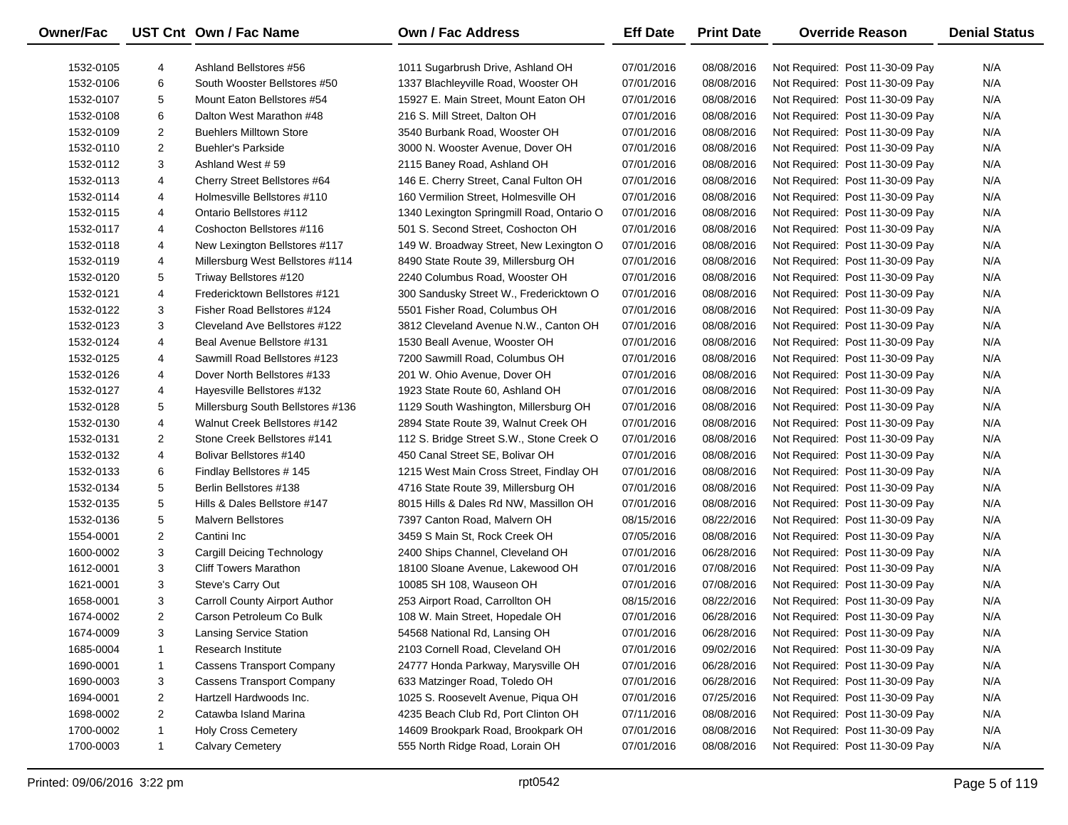| Owner/Fac | UST Cnt | Own / Fac Name | Own / Fac Address | Eff Date | Print Date | Override Reason | Denial Status |
|---|---|---|---|---|---|---|---|
| 1532-0105 | 4 | Ashland Bellstores #56 | 1011 Sugarbrush Drive, Ashland OH | 07/01/2016 | 08/08/2016 | Not Required: Post 11-30-09 Pay | N/A |
| 1532-0106 | 6 | South Wooster Bellstores #50 | 1337 Blachleyville Road, Wooster OH | 07/01/2016 | 08/08/2016 | Not Required: Post 11-30-09 Pay | N/A |
| 1532-0107 | 5 | Mount Eaton Bellstores #54 | 15927 E. Main Street, Mount Eaton OH | 07/01/2016 | 08/08/2016 | Not Required: Post 11-30-09 Pay | N/A |
| 1532-0108 | 6 | Dalton West Marathon #48 | 216 S. Mill Street, Dalton OH | 07/01/2016 | 08/08/2016 | Not Required: Post 11-30-09 Pay | N/A |
| 1532-0109 | 2 | Buehlers Milltown Store | 3540 Burbank Road, Wooster OH | 07/01/2016 | 08/08/2016 | Not Required: Post 11-30-09 Pay | N/A |
| 1532-0110 | 2 | Buehler's Parkside | 3000 N. Wooster Avenue, Dover OH | 07/01/2016 | 08/08/2016 | Not Required: Post 11-30-09 Pay | N/A |
| 1532-0112 | 3 | Ashland West # 59 | 2115 Baney Road, Ashland OH | 07/01/2016 | 08/08/2016 | Not Required: Post 11-30-09 Pay | N/A |
| 1532-0113 | 4 | Cherry Street Bellstores #64 | 146 E. Cherry Street, Canal Fulton OH | 07/01/2016 | 08/08/2016 | Not Required: Post 11-30-09 Pay | N/A |
| 1532-0114 | 4 | Holmesville Bellstores #110 | 160 Vermilion Street, Holmesville OH | 07/01/2016 | 08/08/2016 | Not Required: Post 11-30-09 Pay | N/A |
| 1532-0115 | 4 | Ontario Bellstores #112 | 1340 Lexington Springmill Road, Ontario O | 07/01/2016 | 08/08/2016 | Not Required: Post 11-30-09 Pay | N/A |
| 1532-0117 | 4 | Coshocton Bellstores #116 | 501 S. Second Street, Coshocton OH | 07/01/2016 | 08/08/2016 | Not Required: Post 11-30-09 Pay | N/A |
| 1532-0118 | 4 | New Lexington Bellstores #117 | 149 W. Broadway Street, New Lexington O | 07/01/2016 | 08/08/2016 | Not Required: Post 11-30-09 Pay | N/A |
| 1532-0119 | 4 | Millersburg West Bellstores #114 | 8490 State Route 39, Millersburg OH | 07/01/2016 | 08/08/2016 | Not Required: Post 11-30-09 Pay | N/A |
| 1532-0120 | 5 | Triway Bellstores #120 | 2240 Columbus Road, Wooster OH | 07/01/2016 | 08/08/2016 | Not Required: Post 11-30-09 Pay | N/A |
| 1532-0121 | 4 | Fredericktown Bellstores #121 | 300 Sandusky Street W., Fredericktown O | 07/01/2016 | 08/08/2016 | Not Required: Post 11-30-09 Pay | N/A |
| 1532-0122 | 3 | Fisher Road Bellstores #124 | 5501 Fisher Road, Columbus OH | 07/01/2016 | 08/08/2016 | Not Required: Post 11-30-09 Pay | N/A |
| 1532-0123 | 3 | Cleveland Ave Bellstores #122 | 3812 Cleveland Avenue N.W., Canton OH | 07/01/2016 | 08/08/2016 | Not Required: Post 11-30-09 Pay | N/A |
| 1532-0124 | 4 | Beal Avenue Bellstore #131 | 1530 Beall Avenue, Wooster OH | 07/01/2016 | 08/08/2016 | Not Required: Post 11-30-09 Pay | N/A |
| 1532-0125 | 4 | Sawmill Road Bellstores #123 | 7200 Sawmill Road, Columbus OH | 07/01/2016 | 08/08/2016 | Not Required: Post 11-30-09 Pay | N/A |
| 1532-0126 | 4 | Dover North Bellstores #133 | 201 W. Ohio Avenue, Dover OH | 07/01/2016 | 08/08/2016 | Not Required: Post 11-30-09 Pay | N/A |
| 1532-0127 | 4 | Hayesville Bellstores #132 | 1923 State Route 60, Ashland OH | 07/01/2016 | 08/08/2016 | Not Required: Post 11-30-09 Pay | N/A |
| 1532-0128 | 5 | Millersburg South Bellstores #136 | 1129 South Washington, Millersburg OH | 07/01/2016 | 08/08/2016 | Not Required: Post 11-30-09 Pay | N/A |
| 1532-0130 | 4 | Walnut Creek Bellstores #142 | 2894 State Route 39, Walnut Creek OH | 07/01/2016 | 08/08/2016 | Not Required: Post 11-30-09 Pay | N/A |
| 1532-0131 | 2 | Stone Creek Bellstores #141 | 112 S. Bridge Street S.W., Stone Creek O | 07/01/2016 | 08/08/2016 | Not Required: Post 11-30-09 Pay | N/A |
| 1532-0132 | 4 | Bolivar Bellstores #140 | 450 Canal Street SE, Bolivar OH | 07/01/2016 | 08/08/2016 | Not Required: Post 11-30-09 Pay | N/A |
| 1532-0133 | 6 | Findlay Bellstores # 145 | 1215 West Main Cross Street, Findlay OH | 07/01/2016 | 08/08/2016 | Not Required: Post 11-30-09 Pay | N/A |
| 1532-0134 | 5 | Berlin Bellstores #138 | 4716 State Route 39, Millersburg OH | 07/01/2016 | 08/08/2016 | Not Required: Post 11-30-09 Pay | N/A |
| 1532-0135 | 5 | Hills & Dales Bellstore #147 | 8015 Hills & Dales Rd NW, Massillon OH | 07/01/2016 | 08/08/2016 | Not Required: Post 11-30-09 Pay | N/A |
| 1532-0136 | 5 | Malvern Bellstores | 7397 Canton Road, Malvern OH | 08/15/2016 | 08/22/2016 | Not Required: Post 11-30-09 Pay | N/A |
| 1554-0001 | 2 | Cantini Inc | 3459 S Main St, Rock Creek OH | 07/05/2016 | 08/08/2016 | Not Required: Post 11-30-09 Pay | N/A |
| 1600-0002 | 3 | Cargill Deicing Technology | 2400 Ships Channel, Cleveland OH | 07/01/2016 | 06/28/2016 | Not Required: Post 11-30-09 Pay | N/A |
| 1612-0001 | 3 | Cliff Towers Marathon | 18100 Sloane Avenue, Lakewood OH | 07/01/2016 | 07/08/2016 | Not Required: Post 11-30-09 Pay | N/A |
| 1621-0001 | 3 | Steve's Carry Out | 10085 SH 108, Wauseon OH | 07/01/2016 | 07/08/2016 | Not Required: Post 11-30-09 Pay | N/A |
| 1658-0001 | 3 | Carroll County Airport Author | 253 Airport Road, Carrollton OH | 08/15/2016 | 08/22/2016 | Not Required: Post 11-30-09 Pay | N/A |
| 1674-0002 | 2 | Carson Petroleum Co Bulk | 108 W. Main Street, Hopedale OH | 07/01/2016 | 06/28/2016 | Not Required: Post 11-30-09 Pay | N/A |
| 1674-0009 | 3 | Lansing Service Station | 54568 National Rd, Lansing OH | 07/01/2016 | 06/28/2016 | Not Required: Post 11-30-09 Pay | N/A |
| 1685-0004 | 1 | Research Institute | 2103 Cornell Road, Cleveland OH | 07/01/2016 | 09/02/2016 | Not Required: Post 11-30-09 Pay | N/A |
| 1690-0001 | 1 | Cassens Transport Company | 24777 Honda Parkway, Marysville OH | 07/01/2016 | 06/28/2016 | Not Required: Post 11-30-09 Pay | N/A |
| 1690-0003 | 3 | Cassens Transport Company | 633 Matzinger Road, Toledo OH | 07/01/2016 | 06/28/2016 | Not Required: Post 11-30-09 Pay | N/A |
| 1694-0001 | 2 | Hartzell Hardwoods Inc. | 1025 S. Roosevelt Avenue, Piqua OH | 07/01/2016 | 07/25/2016 | Not Required: Post 11-30-09 Pay | N/A |
| 1698-0002 | 2 | Catawba Island Marina | 4235 Beach Club Rd, Port Clinton OH | 07/11/2016 | 08/08/2016 | Not Required: Post 11-30-09 Pay | N/A |
| 1700-0002 | 1 | Holy Cross Cemetery | 14609 Brookpark Road, Brookpark OH | 07/01/2016 | 08/08/2016 | Not Required: Post 11-30-09 Pay | N/A |
| 1700-0003 | 1 | Calvary Cemetery | 555 North Ridge Road, Lorain OH | 07/01/2016 | 08/08/2016 | Not Required: Post 11-30-09 Pay | N/A |

Printed: 09/06/2016 3:22 pm rpt0542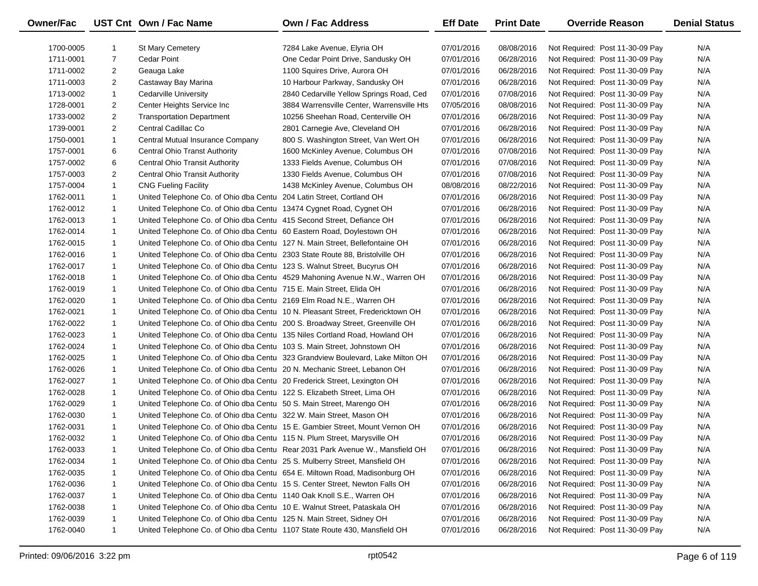| Owner/Fac | UST Cnt | Own / Fac Name | Own / Fac Address | Eff Date | Print Date | Override Reason | Denial Status |
|---|---|---|---|---|---|---|---|
| 1700-0005 | 1 | St Mary Cemetery | 7284 Lake Avenue, Elyria OH | 07/01/2016 | 08/08/2016 | Not Required: Post 11-30-09 Pay | N/A |
| 1711-0001 | 7 | Cedar Point | One Cedar Point Drive, Sandusky OH | 07/01/2016 | 06/28/2016 | Not Required: Post 11-30-09 Pay | N/A |
| 1711-0002 | 2 | Geauga Lake | 1100 Squires Drive, Aurora OH | 07/01/2016 | 06/28/2016 | Not Required: Post 11-30-09 Pay | N/A |
| 1711-0003 | 2 | Castaway Bay Marina | 10 Harbour Parkway, Sandusky OH | 07/01/2016 | 06/28/2016 | Not Required: Post 11-30-09 Pay | N/A |
| 1713-0002 | 1 | Cedarville University | 2840 Cedarville Yellow Springs Road, Ced | 07/01/2016 | 07/08/2016 | Not Required: Post 11-30-09 Pay | N/A |
| 1728-0001 | 2 | Center Heights Service Inc | 3884 Warrensville Center, Warrensville Hts | 07/05/2016 | 08/08/2016 | Not Required: Post 11-30-09 Pay | N/A |
| 1733-0002 | 2 | Transportation Department | 10256 Sheehan Road, Centerville OH | 07/01/2016 | 06/28/2016 | Not Required: Post 11-30-09 Pay | N/A |
| 1739-0001 | 2 | Central Cadillac Co | 2801 Carnegie Ave, Cleveland OH | 07/01/2016 | 06/28/2016 | Not Required: Post 11-30-09 Pay | N/A |
| 1750-0001 | 1 | Central Mutual Insurance Company | 800 S. Washington Street, Van Wert OH | 07/01/2016 | 06/28/2016 | Not Required: Post 11-30-09 Pay | N/A |
| 1757-0001 | 6 | Central Ohio Transt Authority | 1600 McKinley Avenue, Columbus OH | 07/01/2016 | 07/08/2016 | Not Required: Post 11-30-09 Pay | N/A |
| 1757-0002 | 6 | Central Ohio Transit Authority | 1333 Fields Avenue, Columbus OH | 07/01/2016 | 07/08/2016 | Not Required: Post 11-30-09 Pay | N/A |
| 1757-0003 | 2 | Central Ohio Transit Authority | 1330 Fields Avenue, Columbus OH | 07/01/2016 | 07/08/2016 | Not Required: Post 11-30-09 Pay | N/A |
| 1757-0004 | 1 | CNG Fueling Facility | 1438 McKinley Avenue, Columbus OH | 08/08/2016 | 08/22/2016 | Not Required: Post 11-30-09 Pay | N/A |
| 1762-0011 | 1 | United Telephone Co. of Ohio dba Centu | 204 Latin Street, Cortland OH | 07/01/2016 | 06/28/2016 | Not Required: Post 11-30-09 Pay | N/A |
| 1762-0012 | 1 | United Telephone Co. of Ohio dba Centu | 13474 Cygnet Road, Cygnet OH | 07/01/2016 | 06/28/2016 | Not Required: Post 11-30-09 Pay | N/A |
| 1762-0013 | 1 | United Telephone Co. of Ohio dba Centu | 415 Second Street, Defiance OH | 07/01/2016 | 06/28/2016 | Not Required: Post 11-30-09 Pay | N/A |
| 1762-0014 | 1 | United Telephone Co. of Ohio dba Centu | 60 Eastern Road, Doylestown OH | 07/01/2016 | 06/28/2016 | Not Required: Post 11-30-09 Pay | N/A |
| 1762-0015 | 1 | United Telephone Co. of Ohio dba Centu | 127 N. Main Street, Bellefontaine OH | 07/01/2016 | 06/28/2016 | Not Required: Post 11-30-09 Pay | N/A |
| 1762-0016 | 1 | United Telephone Co. of Ohio dba Centu | 2303 State Route 88, Bristolville OH | 07/01/2016 | 06/28/2016 | Not Required: Post 11-30-09 Pay | N/A |
| 1762-0017 | 1 | United Telephone Co. of Ohio dba Centu | 123 S. Walnut Street, Bucyrus OH | 07/01/2016 | 06/28/2016 | Not Required: Post 11-30-09 Pay | N/A |
| 1762-0018 | 1 | United Telephone Co. of Ohio dba Centu | 4529 Mahoning Avenue N.W., Warren OH | 07/01/2016 | 06/28/2016 | Not Required: Post 11-30-09 Pay | N/A |
| 1762-0019 | 1 | United Telephone Co. of Ohio dba Centu | 715 E. Main Street, Elida OH | 07/01/2016 | 06/28/2016 | Not Required: Post 11-30-09 Pay | N/A |
| 1762-0020 | 1 | United Telephone Co. of Ohio dba Centu | 2169 Elm Road N.E., Warren OH | 07/01/2016 | 06/28/2016 | Not Required: Post 11-30-09 Pay | N/A |
| 1762-0021 | 1 | United Telephone Co. of Ohio dba Centu | 10 N. Pleasant Street, Fredericktown OH | 07/01/2016 | 06/28/2016 | Not Required: Post 11-30-09 Pay | N/A |
| 1762-0022 | 1 | United Telephone Co. of Ohio dba Centu | 200 S. Broadway Street, Greenville OH | 07/01/2016 | 06/28/2016 | Not Required: Post 11-30-09 Pay | N/A |
| 1762-0023 | 1 | United Telephone Co. of Ohio dba Centu | 135 Niles Cortland Road, Howland OH | 07/01/2016 | 06/28/2016 | Not Required: Post 11-30-09 Pay | N/A |
| 1762-0024 | 1 | United Telephone Co. of Ohio dba Centu | 103 S. Main Street, Johnstown OH | 07/01/2016 | 06/28/2016 | Not Required: Post 11-30-09 Pay | N/A |
| 1762-0025 | 1 | United Telephone Co. of Ohio dba Centu | 323 Grandview Boulevard, Lake Milton OH | 07/01/2016 | 06/28/2016 | Not Required: Post 11-30-09 Pay | N/A |
| 1762-0026 | 1 | United Telephone Co. of Ohio dba Centu | 20 N. Mechanic Street, Lebanon OH | 07/01/2016 | 06/28/2016 | Not Required: Post 11-30-09 Pay | N/A |
| 1762-0027 | 1 | United Telephone Co. of Ohio dba Centu | 20 Frederick Street, Lexington OH | 07/01/2016 | 06/28/2016 | Not Required: Post 11-30-09 Pay | N/A |
| 1762-0028 | 1 | United Telephone Co. of Ohio dba Centu | 122 S. Elizabeth Street, Lima OH | 07/01/2016 | 06/28/2016 | Not Required: Post 11-30-09 Pay | N/A |
| 1762-0029 | 1 | United Telephone Co. of Ohio dba Centu | 50 S. Main Street, Marengo OH | 07/01/2016 | 06/28/2016 | Not Required: Post 11-30-09 Pay | N/A |
| 1762-0030 | 1 | United Telephone Co. of Ohio dba Centu | 322 W. Main Street, Mason OH | 07/01/2016 | 06/28/2016 | Not Required: Post 11-30-09 Pay | N/A |
| 1762-0031 | 1 | United Telephone Co. of Ohio dba Centu | 15 E. Gambier Street, Mount Vernon OH | 07/01/2016 | 06/28/2016 | Not Required: Post 11-30-09 Pay | N/A |
| 1762-0032 | 1 | United Telephone Co. of Ohio dba Centu | 115 N. Plum Street, Marysville OH | 07/01/2016 | 06/28/2016 | Not Required: Post 11-30-09 Pay | N/A |
| 1762-0033 | 1 | United Telephone Co. of Ohio dba Centu | Rear 2031 Park Avenue W., Mansfield OH | 07/01/2016 | 06/28/2016 | Not Required: Post 11-30-09 Pay | N/A |
| 1762-0034 | 1 | United Telephone Co. of Ohio dba Centu | 25 S. Mulberry Street, Mansfield OH | 07/01/2016 | 06/28/2016 | Not Required: Post 11-30-09 Pay | N/A |
| 1762-0035 | 1 | United Telephone Co. of Ohio dba Centu | 654 E. Miltown Road, Madisonburg OH | 07/01/2016 | 06/28/2016 | Not Required: Post 11-30-09 Pay | N/A |
| 1762-0036 | 1 | United Telephone Co. of Ohio dba Centu | 15 S. Center Street, Newton Falls OH | 07/01/2016 | 06/28/2016 | Not Required: Post 11-30-09 Pay | N/A |
| 1762-0037 | 1 | United Telephone Co. of Ohio dba Centu | 1140 Oak Knoll S.E., Warren OH | 07/01/2016 | 06/28/2016 | Not Required: Post 11-30-09 Pay | N/A |
| 1762-0038 | 1 | United Telephone Co. of Ohio dba Centu | 10 E. Walnut Street, Pataskala OH | 07/01/2016 | 06/28/2016 | Not Required: Post 11-30-09 Pay | N/A |
| 1762-0039 | 1 | United Telephone Co. of Ohio dba Centu | 125 N. Main Street, Sidney OH | 07/01/2016 | 06/28/2016 | Not Required: Post 11-30-09 Pay | N/A |
| 1762-0040 | 1 | United Telephone Co. of Ohio dba Centu | 1107 State Route 430, Mansfield OH | 07/01/2016 | 06/28/2016 | Not Required: Post 11-30-09 Pay | N/A |

Printed: 09/06/2016 3:22 pm — rpt0542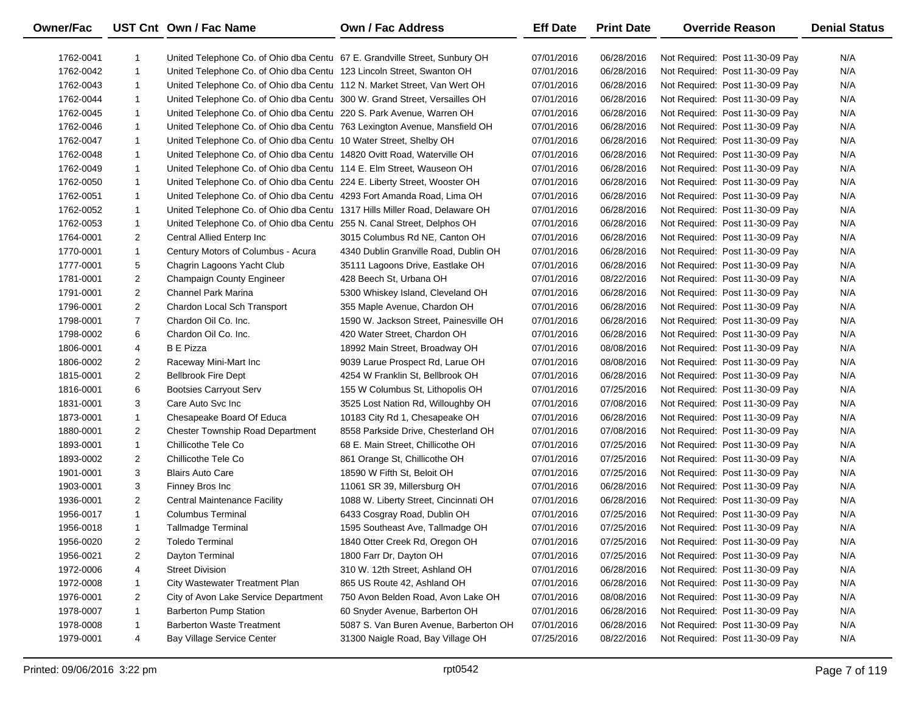| Owner/Fac | UST Cnt | Own / Fac Name | Own / Fac Address | Eff Date | Print Date | Override Reason | Denial Status |
|---|---|---|---|---|---|---|---|
| 1762-0041 | 1 | United Telephone Co. of Ohio dba Centu | 67 E. Grandville Street, Sunbury OH | 07/01/2016 | 06/28/2016 | Not Required: Post 11-30-09 Pay | N/A |
| 1762-0042 | 1 | United Telephone Co. of Ohio dba Centu | 123 Lincoln Street, Swanton OH | 07/01/2016 | 06/28/2016 | Not Required: Post 11-30-09 Pay | N/A |
| 1762-0043 | 1 | United Telephone Co. of Ohio dba Centu | 112 N. Market Street, Van Wert OH | 07/01/2016 | 06/28/2016 | Not Required: Post 11-30-09 Pay | N/A |
| 1762-0044 | 1 | United Telephone Co. of Ohio dba Centu | 300 W. Grand Street, Versailles OH | 07/01/2016 | 06/28/2016 | Not Required: Post 11-30-09 Pay | N/A |
| 1762-0045 | 1 | United Telephone Co. of Ohio dba Centu | 220 S. Park Avenue, Warren OH | 07/01/2016 | 06/28/2016 | Not Required: Post 11-30-09 Pay | N/A |
| 1762-0046 | 1 | United Telephone Co. of Ohio dba Centu | 763 Lexington Avenue, Mansfield OH | 07/01/2016 | 06/28/2016 | Not Required: Post 11-30-09 Pay | N/A |
| 1762-0047 | 1 | United Telephone Co. of Ohio dba Centu | 10 Water Street, Shelby OH | 07/01/2016 | 06/28/2016 | Not Required: Post 11-30-09 Pay | N/A |
| 1762-0048 | 1 | United Telephone Co. of Ohio dba Centu | 14820 Ovitt Road, Waterville OH | 07/01/2016 | 06/28/2016 | Not Required: Post 11-30-09 Pay | N/A |
| 1762-0049 | 1 | United Telephone Co. of Ohio dba Centu | 114 E. Elm Street, Wauseon OH | 07/01/2016 | 06/28/2016 | Not Required: Post 11-30-09 Pay | N/A |
| 1762-0050 | 1 | United Telephone Co. of Ohio dba Centu | 224 E. Liberty Street, Wooster OH | 07/01/2016 | 06/28/2016 | Not Required: Post 11-30-09 Pay | N/A |
| 1762-0051 | 1 | United Telephone Co. of Ohio dba Centu | 4293 Fort Amanda Road, Lima OH | 07/01/2016 | 06/28/2016 | Not Required: Post 11-30-09 Pay | N/A |
| 1762-0052 | 1 | United Telephone Co. of Ohio dba Centu | 1317 Hills Miller Road, Delaware OH | 07/01/2016 | 06/28/2016 | Not Required: Post 11-30-09 Pay | N/A |
| 1762-0053 | 1 | United Telephone Co. of Ohio dba Centu | 255 N. Canal Street, Delphos OH | 07/01/2016 | 06/28/2016 | Not Required: Post 11-30-09 Pay | N/A |
| 1764-0001 | 2 | Central Allied Enterp Inc | 3015 Columbus Rd NE, Canton OH | 07/01/2016 | 06/28/2016 | Not Required: Post 11-30-09 Pay | N/A |
| 1770-0001 | 1 | Century Motors of Columbus - Acura | 4340 Dublin Granville Road, Dublin OH | 07/01/2016 | 06/28/2016 | Not Required: Post 11-30-09 Pay | N/A |
| 1777-0001 | 5 | Chagrin Lagoons Yacht Club | 35111 Lagoons Drive, Eastlake OH | 07/01/2016 | 06/28/2016 | Not Required: Post 11-30-09 Pay | N/A |
| 1781-0001 | 2 | Champaign County Engineer | 428 Beech St, Urbana OH | 07/01/2016 | 08/22/2016 | Not Required: Post 11-30-09 Pay | N/A |
| 1791-0001 | 2 | Channel Park Marina | 5300 Whiskey Island, Cleveland OH | 07/01/2016 | 06/28/2016 | Not Required: Post 11-30-09 Pay | N/A |
| 1796-0001 | 2 | Chardon Local Sch Transport | 355 Maple Avenue, Chardon OH | 07/01/2016 | 06/28/2016 | Not Required: Post 11-30-09 Pay | N/A |
| 1798-0001 | 7 | Chardon Oil Co. Inc. | 1590 W. Jackson Street, Painesville OH | 07/01/2016 | 06/28/2016 | Not Required: Post 11-30-09 Pay | N/A |
| 1798-0002 | 6 | Chardon Oil Co. Inc. | 420 Water Street, Chardon OH | 07/01/2016 | 06/28/2016 | Not Required: Post 11-30-09 Pay | N/A |
| 1806-0001 | 4 | B E Pizza | 18992 Main Street, Broadway OH | 07/01/2016 | 08/08/2016 | Not Required: Post 11-30-09 Pay | N/A |
| 1806-0002 | 2 | Raceway Mini-Mart Inc | 9039 Larue Prospect Rd, Larue OH | 07/01/2016 | 08/08/2016 | Not Required: Post 11-30-09 Pay | N/A |
| 1815-0001 | 2 | Bellbrook Fire Dept | 4254 W Franklin St, Bellbrook OH | 07/01/2016 | 06/28/2016 | Not Required: Post 11-30-09 Pay | N/A |
| 1816-0001 | 6 | Bootsies Carryout Serv | 155 W Columbus St, Lithopolis OH | 07/01/2016 | 07/25/2016 | Not Required: Post 11-30-09 Pay | N/A |
| 1831-0001 | 3 | Care Auto Svc Inc | 3525 Lost Nation Rd, Willoughby OH | 07/01/2016 | 07/08/2016 | Not Required: Post 11-30-09 Pay | N/A |
| 1873-0001 | 1 | Chesapeake Board Of Educa | 10183 City Rd 1, Chesapeake OH | 07/01/2016 | 06/28/2016 | Not Required: Post 11-30-09 Pay | N/A |
| 1880-0001 | 2 | Chester Township Road Department | 8558 Parkside Drive, Chesterland OH | 07/01/2016 | 07/08/2016 | Not Required: Post 11-30-09 Pay | N/A |
| 1893-0001 | 1 | Chillicothe Tele Co | 68 E. Main Street, Chillicothe OH | 07/01/2016 | 07/25/2016 | Not Required: Post 11-30-09 Pay | N/A |
| 1893-0002 | 2 | Chillicothe Tele Co | 861 Orange St, Chillicothe OH | 07/01/2016 | 07/25/2016 | Not Required: Post 11-30-09 Pay | N/A |
| 1901-0001 | 3 | Blairs Auto Care | 18590 W Fifth St, Beloit OH | 07/01/2016 | 07/25/2016 | Not Required: Post 11-30-09 Pay | N/A |
| 1903-0001 | 3 | Finney Bros Inc | 11061 SR 39, Millersburg OH | 07/01/2016 | 06/28/2016 | Not Required: Post 11-30-09 Pay | N/A |
| 1936-0001 | 2 | Central Maintenance Facility | 1088 W. Liberty Street, Cincinnati OH | 07/01/2016 | 06/28/2016 | Not Required: Post 11-30-09 Pay | N/A |
| 1956-0017 | 1 | Columbus Terminal | 6433 Cosgray Road, Dublin OH | 07/01/2016 | 07/25/2016 | Not Required: Post 11-30-09 Pay | N/A |
| 1956-0018 | 1 | Tallmadge Terminal | 1595 Southeast Ave, Tallmadge OH | 07/01/2016 | 07/25/2016 | Not Required: Post 11-30-09 Pay | N/A |
| 1956-0020 | 2 | Toledo Terminal | 1840 Otter Creek Rd, Oregon OH | 07/01/2016 | 07/25/2016 | Not Required: Post 11-30-09 Pay | N/A |
| 1956-0021 | 2 | Dayton Terminal | 1800 Farr Dr, Dayton OH | 07/01/2016 | 07/25/2016 | Not Required: Post 11-30-09 Pay | N/A |
| 1972-0006 | 4 | Street Division | 310 W. 12th Street, Ashland OH | 07/01/2016 | 06/28/2016 | Not Required: Post 11-30-09 Pay | N/A |
| 1972-0008 | 1 | City Wastewater Treatment Plan | 865 US Route 42, Ashland OH | 07/01/2016 | 06/28/2016 | Not Required: Post 11-30-09 Pay | N/A |
| 1976-0001 | 2 | City of Avon Lake Service Department | 750 Avon Belden Road, Avon Lake OH | 07/01/2016 | 08/08/2016 | Not Required: Post 11-30-09 Pay | N/A |
| 1978-0007 | 1 | Barberton Pump Station | 60 Snyder Avenue, Barberton OH | 07/01/2016 | 06/28/2016 | Not Required: Post 11-30-09 Pay | N/A |
| 1978-0008 | 1 | Barberton Waste Treatment | 5087 S. Van Buren Avenue, Barberton OH | 07/01/2016 | 06/28/2016 | Not Required: Post 11-30-09 Pay | N/A |
| 1979-0001 | 4 | Bay Village Service Center | 31300 Naigle Road, Bay Village OH | 07/25/2016 | 08/22/2016 | Not Required: Post 11-30-09 Pay | N/A |

Printed: 09/06/2016 3:22 pm rpt0542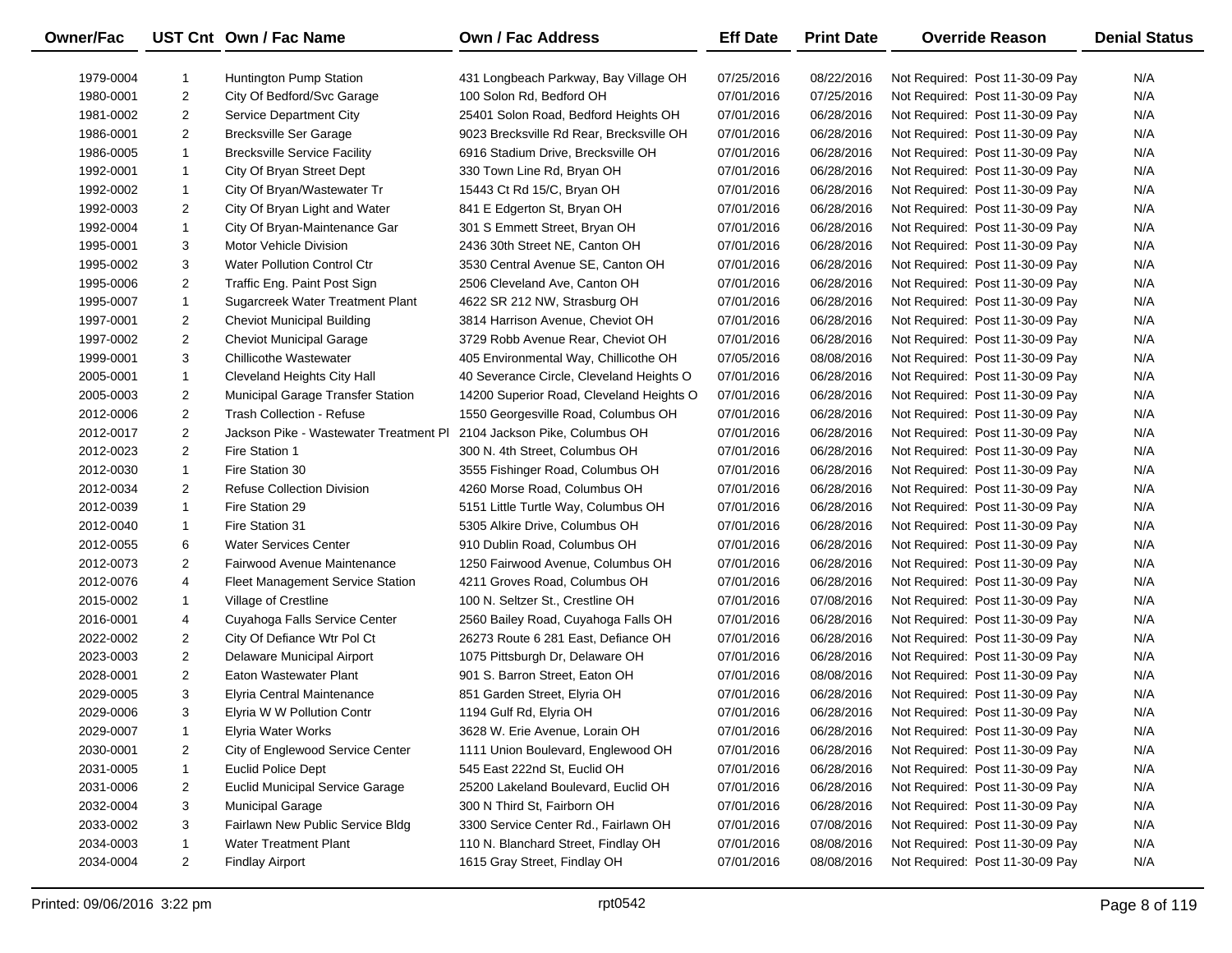| Owner/Fac | UST Cnt | Own / Fac Name | Own / Fac Address | Eff Date | Print Date | Override Reason | Denial Status |
|---|---|---|---|---|---|---|---|
| 1979-0004 | 1 | Huntington Pump Station | 431 Longbeach Parkway, Bay Village OH | 07/25/2016 | 08/22/2016 | Not Required: Post 11-30-09 Pay | N/A |
| 1980-0001 | 2 | City Of Bedford/Svc Garage | 100 Solon Rd, Bedford OH | 07/01/2016 | 07/25/2016 | Not Required: Post 11-30-09 Pay | N/A |
| 1981-0002 | 2 | Service Department City | 25401 Solon Road, Bedford Heights OH | 07/01/2016 | 06/28/2016 | Not Required: Post 11-30-09 Pay | N/A |
| 1986-0001 | 2 | Brecksville Ser Garage | 9023 Brecksville Rd Rear, Brecksville OH | 07/01/2016 | 06/28/2016 | Not Required: Post 11-30-09 Pay | N/A |
| 1986-0005 | 1 | Brecksville Service Facility | 6916 Stadium Drive, Brecksville OH | 07/01/2016 | 06/28/2016 | Not Required: Post 11-30-09 Pay | N/A |
| 1992-0001 | 1 | City Of Bryan Street Dept | 330 Town Line Rd, Bryan OH | 07/01/2016 | 06/28/2016 | Not Required: Post 11-30-09 Pay | N/A |
| 1992-0002 | 1 | City Of Bryan/Wastewater Tr | 15443 Ct Rd 15/C, Bryan OH | 07/01/2016 | 06/28/2016 | Not Required: Post 11-30-09 Pay | N/A |
| 1992-0003 | 2 | City Of Bryan Light and Water | 841 E Edgerton St, Bryan OH | 07/01/2016 | 06/28/2016 | Not Required: Post 11-30-09 Pay | N/A |
| 1992-0004 | 1 | City Of Bryan-Maintenance Gar | 301 S Emmett Street, Bryan OH | 07/01/2016 | 06/28/2016 | Not Required: Post 11-30-09 Pay | N/A |
| 1995-0001 | 3 | Motor Vehicle Division | 2436 30th Street NE, Canton OH | 07/01/2016 | 06/28/2016 | Not Required: Post 11-30-09 Pay | N/A |
| 1995-0002 | 3 | Water Pollution Control Ctr | 3530 Central Avenue SE, Canton OH | 07/01/2016 | 06/28/2016 | Not Required: Post 11-30-09 Pay | N/A |
| 1995-0006 | 2 | Traffic Eng. Paint Post Sign | 2506 Cleveland Ave, Canton OH | 07/01/2016 | 06/28/2016 | Not Required: Post 11-30-09 Pay | N/A |
| 1995-0007 | 1 | Sugarcreek Water Treatment Plant | 4622 SR 212 NW, Strasburg OH | 07/01/2016 | 06/28/2016 | Not Required: Post 11-30-09 Pay | N/A |
| 1997-0001 | 2 | Cheviot Municipal Building | 3814 Harrison Avenue, Cheviot OH | 07/01/2016 | 06/28/2016 | Not Required: Post 11-30-09 Pay | N/A |
| 1997-0002 | 2 | Cheviot Municipal Garage | 3729 Robb Avenue Rear, Cheviot OH | 07/01/2016 | 06/28/2016 | Not Required: Post 11-30-09 Pay | N/A |
| 1999-0001 | 3 | Chillicothe Wastewater | 405 Environmental Way, Chillicothe OH | 07/05/2016 | 08/08/2016 | Not Required: Post 11-30-09 Pay | N/A |
| 2005-0001 | 1 | Cleveland Heights City Hall | 40 Severance Circle, Cleveland Heights O | 07/01/2016 | 06/28/2016 | Not Required: Post 11-30-09 Pay | N/A |
| 2005-0003 | 2 | Municipal Garage Transfer Station | 14200 Superior Road, Cleveland Heights O | 07/01/2016 | 06/28/2016 | Not Required: Post 11-30-09 Pay | N/A |
| 2012-0006 | 2 | Trash Collection - Refuse | 1550 Georgesville Road, Columbus OH | 07/01/2016 | 06/28/2016 | Not Required: Post 11-30-09 Pay | N/A |
| 2012-0017 | 2 | Jackson Pike - Wastewater Treatment Pl | 2104 Jackson Pike, Columbus OH | 07/01/2016 | 06/28/2016 | Not Required: Post 11-30-09 Pay | N/A |
| 2012-0023 | 2 | Fire Station 1 | 300 N. 4th Street, Columbus OH | 07/01/2016 | 06/28/2016 | Not Required: Post 11-30-09 Pay | N/A |
| 2012-0030 | 1 | Fire Station 30 | 3555 Fishinger Road, Columbus OH | 07/01/2016 | 06/28/2016 | Not Required: Post 11-30-09 Pay | N/A |
| 2012-0034 | 2 | Refuse Collection Division | 4260 Morse Road, Columbus OH | 07/01/2016 | 06/28/2016 | Not Required: Post 11-30-09 Pay | N/A |
| 2012-0039 | 1 | Fire Station 29 | 5151 Little Turtle Way, Columbus OH | 07/01/2016 | 06/28/2016 | Not Required: Post 11-30-09 Pay | N/A |
| 2012-0040 | 1 | Fire Station 31 | 5305 Alkire Drive, Columbus OH | 07/01/2016 | 06/28/2016 | Not Required: Post 11-30-09 Pay | N/A |
| 2012-0055 | 6 | Water Services Center | 910 Dublin Road, Columbus OH | 07/01/2016 | 06/28/2016 | Not Required: Post 11-30-09 Pay | N/A |
| 2012-0073 | 2 | Fairwood Avenue Maintenance | 1250 Fairwood Avenue, Columbus OH | 07/01/2016 | 06/28/2016 | Not Required: Post 11-30-09 Pay | N/A |
| 2012-0076 | 4 | Fleet Management Service Station | 4211 Groves Road, Columbus OH | 07/01/2016 | 06/28/2016 | Not Required: Post 11-30-09 Pay | N/A |
| 2015-0002 | 1 | Village of Crestline | 100 N. Seltzer St., Crestline OH | 07/01/2016 | 07/08/2016 | Not Required: Post 11-30-09 Pay | N/A |
| 2016-0001 | 4 | Cuyahoga Falls Service Center | 2560 Bailey Road, Cuyahoga Falls OH | 07/01/2016 | 06/28/2016 | Not Required: Post 11-30-09 Pay | N/A |
| 2022-0002 | 2 | City Of Defiance Wtr Pol Ct | 26273 Route 6 281 East, Defiance OH | 07/01/2016 | 06/28/2016 | Not Required: Post 11-30-09 Pay | N/A |
| 2023-0003 | 2 | Delaware Municipal Airport | 1075 Pittsburgh Dr, Delaware OH | 07/01/2016 | 06/28/2016 | Not Required: Post 11-30-09 Pay | N/A |
| 2028-0001 | 2 | Eaton Wastewater Plant | 901 S. Barron Street, Eaton OH | 07/01/2016 | 08/08/2016 | Not Required: Post 11-30-09 Pay | N/A |
| 2029-0005 | 3 | Elyria Central Maintenance | 851 Garden Street, Elyria OH | 07/01/2016 | 06/28/2016 | Not Required: Post 11-30-09 Pay | N/A |
| 2029-0006 | 3 | Elyria W W Pollution Contr | 1194 Gulf Rd, Elyria OH | 07/01/2016 | 06/28/2016 | Not Required: Post 11-30-09 Pay | N/A |
| 2029-0007 | 1 | Elyria Water Works | 3628 W. Erie Avenue, Lorain OH | 07/01/2016 | 06/28/2016 | Not Required: Post 11-30-09 Pay | N/A |
| 2030-0001 | 2 | City of Englewood Service Center | 1111 Union Boulevard, Englewood OH | 07/01/2016 | 06/28/2016 | Not Required: Post 11-30-09 Pay | N/A |
| 2031-0005 | 1 | Euclid Police Dept | 545 East 222nd St, Euclid OH | 07/01/2016 | 06/28/2016 | Not Required: Post 11-30-09 Pay | N/A |
| 2031-0006 | 2 | Euclid Municipal Service Garage | 25200 Lakeland Boulevard, Euclid OH | 07/01/2016 | 06/28/2016 | Not Required: Post 11-30-09 Pay | N/A |
| 2032-0004 | 3 | Municipal Garage | 300 N Third St, Fairborn OH | 07/01/2016 | 06/28/2016 | Not Required: Post 11-30-09 Pay | N/A |
| 2033-0002 | 3 | Fairlawn New Public Service Bldg | 3300 Service Center Rd., Fairlawn OH | 07/01/2016 | 07/08/2016 | Not Required: Post 11-30-09 Pay | N/A |
| 2034-0003 | 1 | Water Treatment Plant | 110 N. Blanchard Street, Findlay OH | 07/01/2016 | 08/08/2016 | Not Required: Post 11-30-09 Pay | N/A |
| 2034-0004 | 2 | Findlay Airport | 1615 Gray Street, Findlay OH | 07/01/2016 | 08/08/2016 | Not Required: Post 11-30-09 Pay | N/A |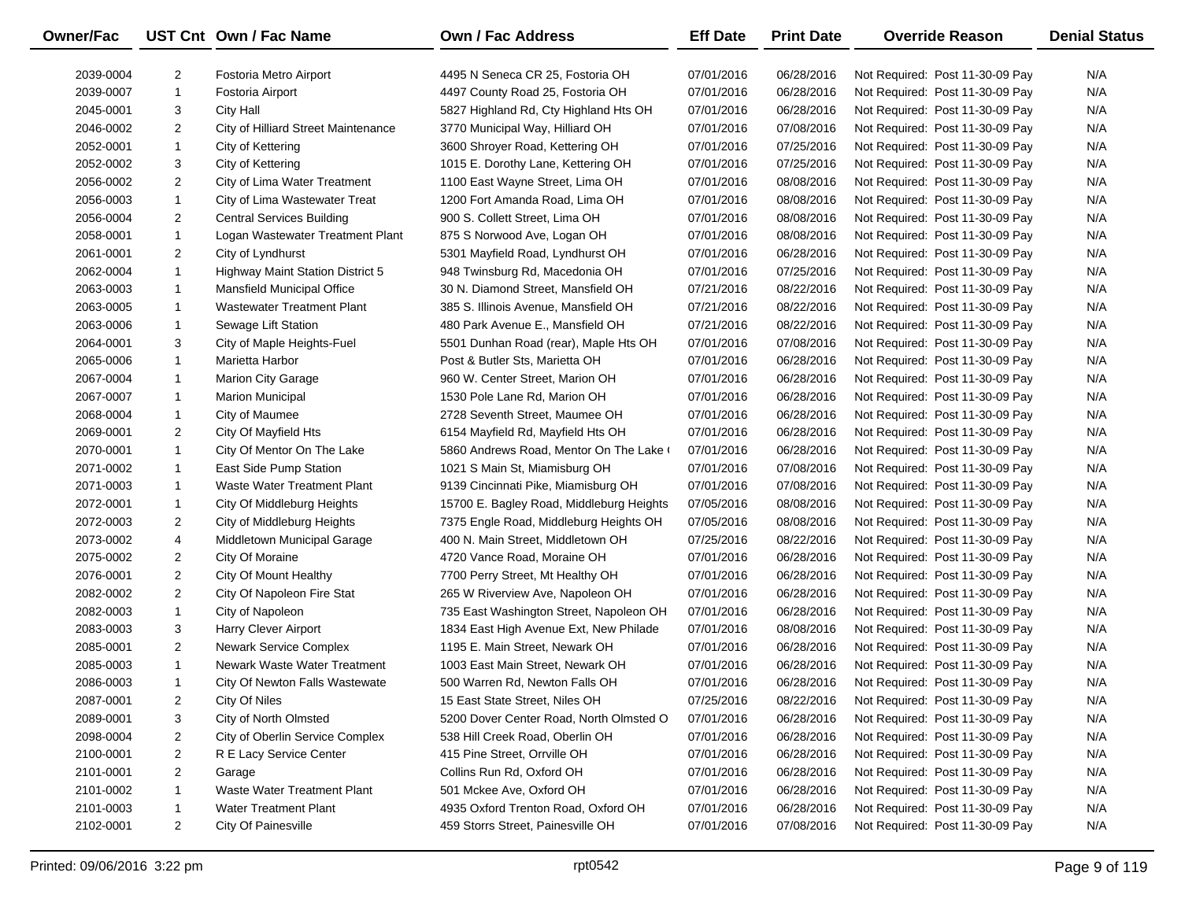| Owner/Fac | UST Cnt | Own / Fac Name | Own / Fac Address | Eff Date | Print Date | Override Reason | Denial Status |
|---|---|---|---|---|---|---|---|
| 2039-0004 | 2 | Fostoria Metro Airport | 4495 N Seneca CR 25, Fostoria OH | 07/01/2016 | 06/28/2016 | Not Required: Post 11-30-09 Pay | N/A |
| 2039-0007 | 1 | Fostoria Airport | 4497 County Road 25, Fostoria OH | 07/01/2016 | 06/28/2016 | Not Required: Post 11-30-09 Pay | N/A |
| 2045-0001 | 3 | City Hall | 5827 Highland Rd, Cty Highland Hts OH | 07/01/2016 | 06/28/2016 | Not Required: Post 11-30-09 Pay | N/A |
| 2046-0002 | 2 | City of Hilliard Street Maintenance | 3770 Municipal Way, Hilliard OH | 07/01/2016 | 07/08/2016 | Not Required: Post 11-30-09 Pay | N/A |
| 2052-0001 | 1 | City of Kettering | 3600 Shroyer Road, Kettering OH | 07/01/2016 | 07/25/2016 | Not Required: Post 11-30-09 Pay | N/A |
| 2052-0002 | 3 | City of Kettering | 1015 E. Dorothy Lane, Kettering OH | 07/01/2016 | 07/25/2016 | Not Required: Post 11-30-09 Pay | N/A |
| 2056-0002 | 2 | City of Lima Water Treatment | 1100 East Wayne Street, Lima OH | 07/01/2016 | 08/08/2016 | Not Required: Post 11-30-09 Pay | N/A |
| 2056-0003 | 1 | City of Lima Wastewater Treat | 1200 Fort Amanda Road, Lima OH | 07/01/2016 | 08/08/2016 | Not Required: Post 11-30-09 Pay | N/A |
| 2056-0004 | 2 | Central Services Building | 900 S. Collett Street, Lima OH | 07/01/2016 | 08/08/2016 | Not Required: Post 11-30-09 Pay | N/A |
| 2058-0001 | 1 | Logan Wastewater Treatment Plant | 875 S Norwood Ave, Logan OH | 07/01/2016 | 08/08/2016 | Not Required: Post 11-30-09 Pay | N/A |
| 2061-0001 | 2 | City of Lyndhurst | 5301 Mayfield Road, Lyndhurst OH | 07/01/2016 | 06/28/2016 | Not Required: Post 11-30-09 Pay | N/A |
| 2062-0004 | 1 | Highway Maint Station District 5 | 948 Twinsburg Rd, Macedonia OH | 07/01/2016 | 07/25/2016 | Not Required: Post 11-30-09 Pay | N/A |
| 2063-0003 | 1 | Mansfield Municipal Office | 30 N. Diamond Street, Mansfield OH | 07/21/2016 | 08/22/2016 | Not Required: Post 11-30-09 Pay | N/A |
| 2063-0005 | 1 | Wastewater Treatment Plant | 385 S. Illinois Avenue, Mansfield OH | 07/21/2016 | 08/22/2016 | Not Required: Post 11-30-09 Pay | N/A |
| 2063-0006 | 1 | Sewage Lift Station | 480 Park Avenue E., Mansfield OH | 07/21/2016 | 08/22/2016 | Not Required: Post 11-30-09 Pay | N/A |
| 2064-0001 | 3 | City of Maple Heights-Fuel | 5501 Dunhan Road (rear), Maple Hts OH | 07/01/2016 | 07/08/2016 | Not Required: Post 11-30-09 Pay | N/A |
| 2065-0006 | 1 | Marietta Harbor | Post & Butler Sts, Marietta OH | 07/01/2016 | 06/28/2016 | Not Required: Post 11-30-09 Pay | N/A |
| 2067-0004 | 1 | Marion City Garage | 960 W. Center Street, Marion OH | 07/01/2016 | 06/28/2016 | Not Required: Post 11-30-09 Pay | N/A |
| 2067-0007 | 1 | Marion Municipal | 1530 Pole Lane Rd, Marion OH | 07/01/2016 | 06/28/2016 | Not Required: Post 11-30-09 Pay | N/A |
| 2068-0004 | 1 | City of Maumee | 2728 Seventh Street, Maumee OH | 07/01/2016 | 06/28/2016 | Not Required: Post 11-30-09 Pay | N/A |
| 2069-0001 | 2 | City Of Mayfield Hts | 6154 Mayfield Rd, Mayfield Hts OH | 07/01/2016 | 06/28/2016 | Not Required: Post 11-30-09 Pay | N/A |
| 2070-0001 | 1 | City Of Mentor On The Lake | 5860 Andrews Road, Mentor On The Lake ( | 07/01/2016 | 06/28/2016 | Not Required: Post 11-30-09 Pay | N/A |
| 2071-0002 | 1 | East Side Pump Station | 1021 S Main St, Miamisburg OH | 07/01/2016 | 07/08/2016 | Not Required: Post 11-30-09 Pay | N/A |
| 2071-0003 | 1 | Waste Water Treatment Plant | 9139 Cincinnati Pike, Miamisburg OH | 07/01/2016 | 07/08/2016 | Not Required: Post 11-30-09 Pay | N/A |
| 2072-0001 | 1 | City Of Middleburg Heights | 15700 E. Bagley Road, Middleburg Heights | 07/05/2016 | 08/08/2016 | Not Required: Post 11-30-09 Pay | N/A |
| 2072-0003 | 2 | City of Middleburg Heights | 7375 Engle Road, Middleburg Heights OH | 07/05/2016 | 08/08/2016 | Not Required: Post 11-30-09 Pay | N/A |
| 2073-0002 | 4 | Middletown Municipal Garage | 400 N. Main Street, Middletown OH | 07/25/2016 | 08/22/2016 | Not Required: Post 11-30-09 Pay | N/A |
| 2075-0002 | 2 | City Of Moraine | 4720 Vance Road, Moraine OH | 07/01/2016 | 06/28/2016 | Not Required: Post 11-30-09 Pay | N/A |
| 2076-0001 | 2 | City Of Mount Healthy | 7700 Perry Street, Mt Healthy OH | 07/01/2016 | 06/28/2016 | Not Required: Post 11-30-09 Pay | N/A |
| 2082-0002 | 2 | City Of Napoleon Fire Stat | 265 W Riverview Ave, Napoleon OH | 07/01/2016 | 06/28/2016 | Not Required: Post 11-30-09 Pay | N/A |
| 2082-0003 | 1 | City of Napoleon | 735 East Washington Street, Napoleon OH | 07/01/2016 | 06/28/2016 | Not Required: Post 11-30-09 Pay | N/A |
| 2083-0003 | 3 | Harry Clever Airport | 1834 East High Avenue Ext, New Philade | 07/01/2016 | 08/08/2016 | Not Required: Post 11-30-09 Pay | N/A |
| 2085-0001 | 2 | Newark Service Complex | 1195 E. Main Street, Newark OH | 07/01/2016 | 06/28/2016 | Not Required: Post 11-30-09 Pay | N/A |
| 2085-0003 | 1 | Newark Waste Water Treatment | 1003 East Main Street, Newark OH | 07/01/2016 | 06/28/2016 | Not Required: Post 11-30-09 Pay | N/A |
| 2086-0003 | 1 | City Of Newton Falls Wastewate | 500 Warren Rd, Newton Falls OH | 07/01/2016 | 06/28/2016 | Not Required: Post 11-30-09 Pay | N/A |
| 2087-0001 | 2 | City Of Niles | 15 East State Street, Niles OH | 07/25/2016 | 08/22/2016 | Not Required: Post 11-30-09 Pay | N/A |
| 2089-0001 | 3 | City of North Olmsted | 5200 Dover Center Road, North Olmsted O | 07/01/2016 | 06/28/2016 | Not Required: Post 11-30-09 Pay | N/A |
| 2098-0004 | 2 | City of Oberlin Service Complex | 538 Hill Creek Road, Oberlin OH | 07/01/2016 | 06/28/2016 | Not Required: Post 11-30-09 Pay | N/A |
| 2100-0001 | 2 | R E Lacy Service Center | 415 Pine Street, Orrville OH | 07/01/2016 | 06/28/2016 | Not Required: Post 11-30-09 Pay | N/A |
| 2101-0001 | 2 | Garage | Collins Run Rd, Oxford OH | 07/01/2016 | 06/28/2016 | Not Required: Post 11-30-09 Pay | N/A |
| 2101-0002 | 1 | Waste Water Treatment Plant | 501 Mckee Ave, Oxford OH | 07/01/2016 | 06/28/2016 | Not Required: Post 11-30-09 Pay | N/A |
| 2101-0003 | 1 | Water Treatment Plant | 4935 Oxford Trenton Road, Oxford OH | 07/01/2016 | 06/28/2016 | Not Required: Post 11-30-09 Pay | N/A |
| 2102-0001 | 2 | City Of Painesville | 459 Storrs Street, Painesville OH | 07/01/2016 | 07/08/2016 | Not Required: Post 11-30-09 Pay | N/A |

Printed: 09/06/2016 3:22 pm rpt0542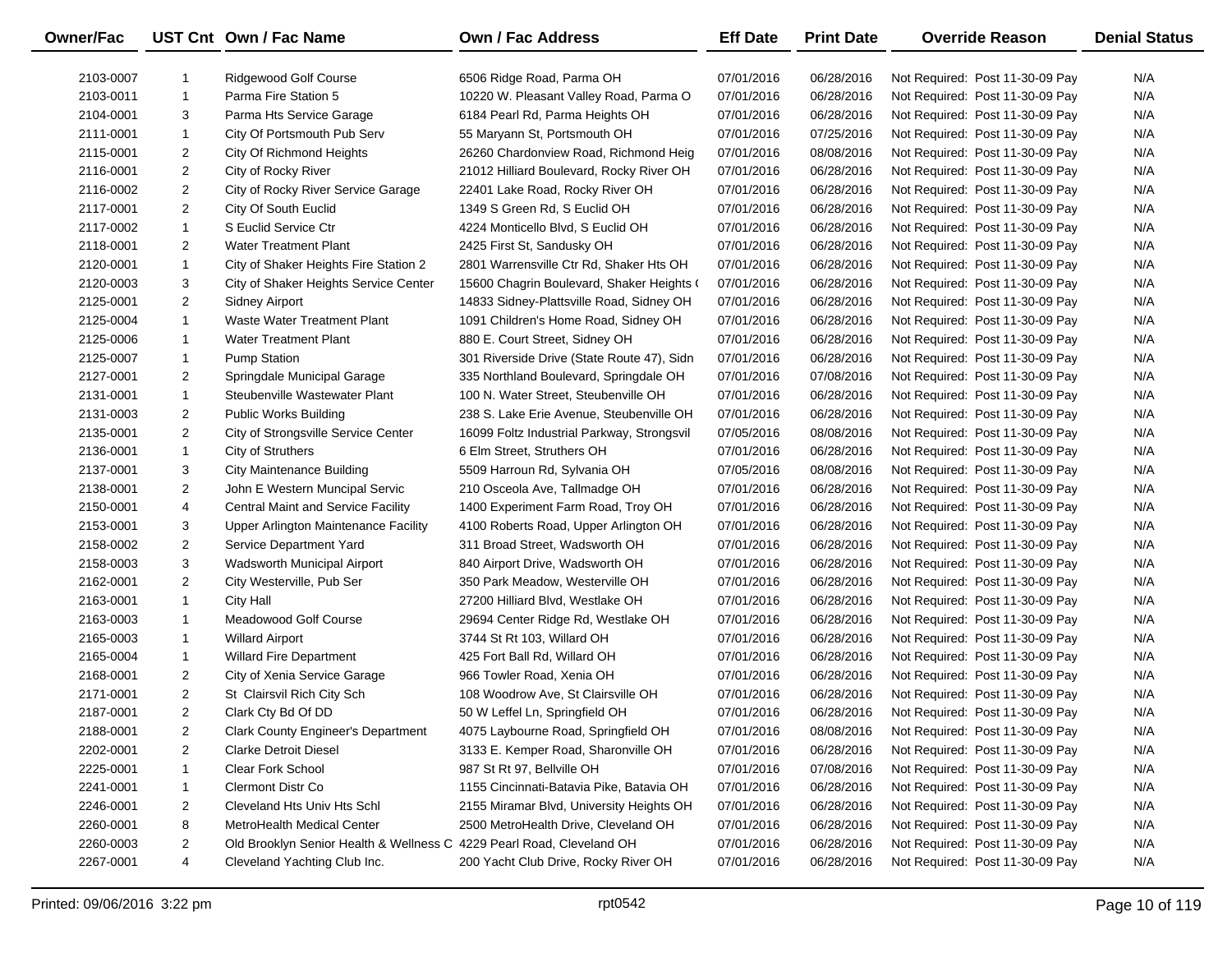| Owner/Fac | UST Cnt | Own / Fac Name | Own / Fac Address | Eff Date | Print Date | Override Reason | Denial Status |
|---|---|---|---|---|---|---|---|
| 2103-0007 | 1 | Ridgewood Golf Course | 6506 Ridge Road, Parma OH | 07/01/2016 | 06/28/2016 | Not Required: Post 11-30-09 Pay | N/A |
| 2103-0011 | 1 | Parma Fire Station 5 | 10220 W. Pleasant Valley Road, Parma O | 07/01/2016 | 06/28/2016 | Not Required: Post 11-30-09 Pay | N/A |
| 2104-0001 | 3 | Parma Hts Service Garage | 6184 Pearl Rd, Parma Heights OH | 07/01/2016 | 06/28/2016 | Not Required: Post 11-30-09 Pay | N/A |
| 2111-0001 | 1 | City Of Portsmouth Pub Serv | 55 Maryann St, Portsmouth OH | 07/01/2016 | 07/25/2016 | Not Required: Post 11-30-09 Pay | N/A |
| 2115-0001 | 2 | City Of Richmond Heights | 26260 Chardonview Road, Richmond Heig | 07/01/2016 | 08/08/2016 | Not Required: Post 11-30-09 Pay | N/A |
| 2116-0001 | 2 | City of Rocky River | 21012 Hilliard Boulevard, Rocky River OH | 07/01/2016 | 06/28/2016 | Not Required: Post 11-30-09 Pay | N/A |
| 2116-0002 | 2 | City of Rocky River Service Garage | 22401 Lake Road, Rocky River OH | 07/01/2016 | 06/28/2016 | Not Required: Post 11-30-09 Pay | N/A |
| 2117-0001 | 2 | City Of South Euclid | 1349 S Green Rd, S Euclid OH | 07/01/2016 | 06/28/2016 | Not Required: Post 11-30-09 Pay | N/A |
| 2117-0002 | 1 | S Euclid Service Ctr | 4224 Monticello Blvd, S Euclid OH | 07/01/2016 | 06/28/2016 | Not Required: Post 11-30-09 Pay | N/A |
| 2118-0001 | 2 | Water Treatment Plant | 2425 First St, Sandusky OH | 07/01/2016 | 06/28/2016 | Not Required: Post 11-30-09 Pay | N/A |
| 2120-0001 | 1 | City of Shaker Heights Fire Station 2 | 2801 Warrensville Ctr Rd, Shaker Hts OH | 07/01/2016 | 06/28/2016 | Not Required: Post 11-30-09 Pay | N/A |
| 2120-0003 | 3 | City of Shaker Heights Service Center | 15600 Chagrin Boulevard, Shaker Heights ( | 07/01/2016 | 06/28/2016 | Not Required: Post 11-30-09 Pay | N/A |
| 2125-0001 | 2 | Sidney Airport | 14833 Sidney-Plattsville Road, Sidney OH | 07/01/2016 | 06/28/2016 | Not Required: Post 11-30-09 Pay | N/A |
| 2125-0004 | 1 | Waste Water Treatment Plant | 1091 Children's Home Road, Sidney OH | 07/01/2016 | 06/28/2016 | Not Required: Post 11-30-09 Pay | N/A |
| 2125-0006 | 1 | Water Treatment Plant | 880 E. Court Street, Sidney OH | 07/01/2016 | 06/28/2016 | Not Required: Post 11-30-09 Pay | N/A |
| 2125-0007 | 1 | Pump Station | 301 Riverside Drive (State Route 47), Sidn | 07/01/2016 | 06/28/2016 | Not Required: Post 11-30-09 Pay | N/A |
| 2127-0001 | 2 | Springdale Municipal Garage | 335 Northland Boulevard, Springdale OH | 07/01/2016 | 07/08/2016 | Not Required: Post 11-30-09 Pay | N/A |
| 2131-0001 | 1 | Steubenville Wastewater Plant | 100 N. Water Street, Steubenville OH | 07/01/2016 | 06/28/2016 | Not Required: Post 11-30-09 Pay | N/A |
| 2131-0003 | 2 | Public Works Building | 238 S. Lake Erie Avenue, Steubenville OH | 07/01/2016 | 06/28/2016 | Not Required: Post 11-30-09 Pay | N/A |
| 2135-0001 | 2 | City of Strongsville Service Center | 16099 Foltz Industrial Parkway, Strongsvil | 07/05/2016 | 08/08/2016 | Not Required: Post 11-30-09 Pay | N/A |
| 2136-0001 | 1 | City of Struthers | 6 Elm Street, Struthers OH | 07/01/2016 | 06/28/2016 | Not Required: Post 11-30-09 Pay | N/A |
| 2137-0001 | 3 | City Maintenance Building | 5509 Harroun Rd, Sylvania OH | 07/05/2016 | 08/08/2016 | Not Required: Post 11-30-09 Pay | N/A |
| 2138-0001 | 2 | John E Western Muncipal Servic | 210 Osceola Ave, Tallmadge OH | 07/01/2016 | 06/28/2016 | Not Required: Post 11-30-09 Pay | N/A |
| 2150-0001 | 4 | Central Maint and Service Facility | 1400 Experiment Farm Road, Troy OH | 07/01/2016 | 06/28/2016 | Not Required: Post 11-30-09 Pay | N/A |
| 2153-0001 | 3 | Upper Arlington Maintenance Facility | 4100 Roberts Road, Upper Arlington OH | 07/01/2016 | 06/28/2016 | Not Required: Post 11-30-09 Pay | N/A |
| 2158-0002 | 2 | Service Department Yard | 311 Broad Street, Wadsworth OH | 07/01/2016 | 06/28/2016 | Not Required: Post 11-30-09 Pay | N/A |
| 2158-0003 | 3 | Wadsworth Municipal Airport | 840 Airport Drive, Wadsworth OH | 07/01/2016 | 06/28/2016 | Not Required: Post 11-30-09 Pay | N/A |
| 2162-0001 | 2 | City Westerville, Pub Ser | 350 Park Meadow, Westerville OH | 07/01/2016 | 06/28/2016 | Not Required: Post 11-30-09 Pay | N/A |
| 2163-0001 | 1 | City Hall | 27200 Hilliard Blvd, Westlake OH | 07/01/2016 | 06/28/2016 | Not Required: Post 11-30-09 Pay | N/A |
| 2163-0003 | 1 | Meadowood Golf Course | 29694 Center Ridge Rd, Westlake OH | 07/01/2016 | 06/28/2016 | Not Required: Post 11-30-09 Pay | N/A |
| 2165-0003 | 1 | Willard Airport | 3744 St Rt 103, Willard OH | 07/01/2016 | 06/28/2016 | Not Required: Post 11-30-09 Pay | N/A |
| 2165-0004 | 1 | Willard Fire Department | 425 Fort Ball Rd, Willard OH | 07/01/2016 | 06/28/2016 | Not Required: Post 11-30-09 Pay | N/A |
| 2168-0001 | 2 | City of Xenia Service Garage | 966 Towler Road, Xenia OH | 07/01/2016 | 06/28/2016 | Not Required: Post 11-30-09 Pay | N/A |
| 2171-0001 | 2 | St Clairsvil Rich City Sch | 108 Woodrow Ave, St Clairsville OH | 07/01/2016 | 06/28/2016 | Not Required: Post 11-30-09 Pay | N/A |
| 2187-0001 | 2 | Clark Cty Bd Of DD | 50 W Leffel Ln, Springfield OH | 07/01/2016 | 06/28/2016 | Not Required: Post 11-30-09 Pay | N/A |
| 2188-0001 | 2 | Clark County Engineer's Department | 4075 Laybourne Road, Springfield OH | 07/01/2016 | 08/08/2016 | Not Required: Post 11-30-09 Pay | N/A |
| 2202-0001 | 2 | Clarke Detroit Diesel | 3133 E. Kemper Road, Sharonville OH | 07/01/2016 | 06/28/2016 | Not Required: Post 11-30-09 Pay | N/A |
| 2225-0001 | 1 | Clear Fork School | 987 St Rt 97, Bellville OH | 07/01/2016 | 07/08/2016 | Not Required: Post 11-30-09 Pay | N/A |
| 2241-0001 | 1 | Clermont Distr Co | 1155 Cincinnati-Batavia Pike, Batavia OH | 07/01/2016 | 06/28/2016 | Not Required: Post 11-30-09 Pay | N/A |
| 2246-0001 | 2 | Cleveland Hts Univ Hts Schl | 2155 Miramar Blvd, University Heights OH | 07/01/2016 | 06/28/2016 | Not Required: Post 11-30-09 Pay | N/A |
| 2260-0001 | 8 | MetroHealth Medical Center | 2500 MetroHealth Drive, Cleveland OH | 07/01/2016 | 06/28/2016 | Not Required: Post 11-30-09 Pay | N/A |
| 2260-0003 | 2 | Old Brooklyn Senior Health & Wellness C | 4229 Pearl Road, Cleveland OH | 07/01/2016 | 06/28/2016 | Not Required: Post 11-30-09 Pay | N/A |
| 2267-0001 | 4 | Cleveland Yachting Club Inc. | 200 Yacht Club Drive, Rocky River OH | 07/01/2016 | 06/28/2016 | Not Required: Post 11-30-09 Pay | N/A |

Printed: 09/06/2016 3:22 pm rpt0542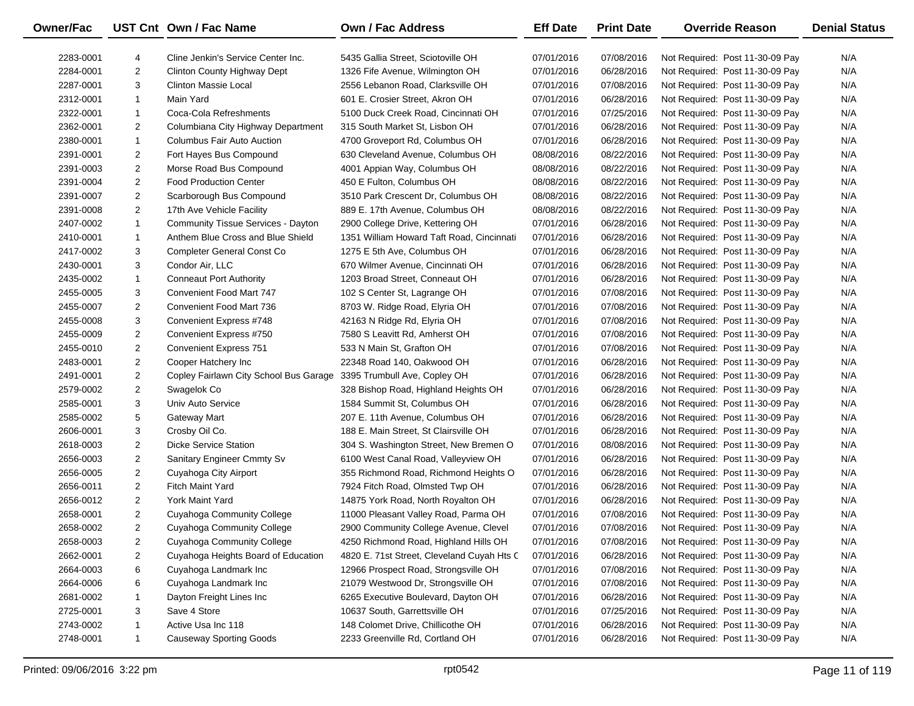| Owner/Fac | UST Cnt | Own / Fac Name | Own / Fac Address | Eff Date | Print Date | Override Reason | Denial Status |
|---|---|---|---|---|---|---|---|
| 2283-0001 | 4 | Cline Jenkin's Service Center Inc. | 5435 Gallia Street, Sciotoville OH | 07/01/2016 | 07/08/2016 | Not Required: Post 11-30-09 Pay | N/A |
| 2284-0001 | 2 | Clinton County Highway Dept | 1326 Fife Avenue, Wilmington OH | 07/01/2016 | 06/28/2016 | Not Required: Post 11-30-09 Pay | N/A |
| 2287-0001 | 3 | Clinton Massie Local | 2556 Lebanon Road, Clarksville OH | 07/01/2016 | 07/08/2016 | Not Required: Post 11-30-09 Pay | N/A |
| 2312-0001 | 1 | Main Yard | 601 E. Crosier Street, Akron OH | 07/01/2016 | 06/28/2016 | Not Required: Post 11-30-09 Pay | N/A |
| 2322-0001 | 1 | Coca-Cola Refreshments | 5100 Duck Creek Road, Cincinnati OH | 07/01/2016 | 07/25/2016 | Not Required: Post 11-30-09 Pay | N/A |
| 2362-0001 | 2 | Columbiana City Highway Department | 315 South Market St, Lisbon OH | 07/01/2016 | 06/28/2016 | Not Required: Post 11-30-09 Pay | N/A |
| 2380-0001 | 1 | Columbus Fair Auto Auction | 4700 Groveport Rd, Columbus OH | 07/01/2016 | 06/28/2016 | Not Required: Post 11-30-09 Pay | N/A |
| 2391-0001 | 2 | Fort Hayes Bus Compound | 630 Cleveland Avenue, Columbus OH | 08/08/2016 | 08/22/2016 | Not Required: Post 11-30-09 Pay | N/A |
| 2391-0003 | 2 | Morse Road Bus Compound | 4001 Appian Way, Columbus OH | 08/08/2016 | 08/22/2016 | Not Required: Post 11-30-09 Pay | N/A |
| 2391-0004 | 2 | Food Production Center | 450 E Fulton, Columbus OH | 08/08/2016 | 08/22/2016 | Not Required: Post 11-30-09 Pay | N/A |
| 2391-0007 | 2 | Scarborough Bus Compound | 3510 Park Crescent Dr, Columbus OH | 08/08/2016 | 08/22/2016 | Not Required: Post 11-30-09 Pay | N/A |
| 2391-0008 | 2 | 17th Ave Vehicle Facility | 889 E. 17th Avenue, Columbus OH | 08/08/2016 | 08/22/2016 | Not Required: Post 11-30-09 Pay | N/A |
| 2407-0002 | 1 | Community Tissue Services - Dayton | 2900 College Drive, Kettering OH | 07/01/2016 | 06/28/2016 | Not Required: Post 11-30-09 Pay | N/A |
| 2410-0001 | 1 | Anthem Blue Cross and Blue Shield | 1351 William Howard Taft Road, Cincinnati | 07/01/2016 | 06/28/2016 | Not Required: Post 11-30-09 Pay | N/A |
| 2417-0002 | 3 | Completer General Const Co | 1275 E 5th Ave, Columbus OH | 07/01/2016 | 06/28/2016 | Not Required: Post 11-30-09 Pay | N/A |
| 2430-0001 | 3 | Condor Air, LLC | 670 Wilmer Avenue, Cincinnati OH | 07/01/2016 | 06/28/2016 | Not Required: Post 11-30-09 Pay | N/A |
| 2435-0002 | 1 | Conneaut Port Authority | 1203 Broad Street, Conneaut OH | 07/01/2016 | 06/28/2016 | Not Required: Post 11-30-09 Pay | N/A |
| 2455-0005 | 3 | Convenient Food Mart 747 | 102 S Center St, Lagrange OH | 07/01/2016 | 07/08/2016 | Not Required: Post 11-30-09 Pay | N/A |
| 2455-0007 | 2 | Convenient Food Mart 736 | 8703 W. Ridge Road, Elyria OH | 07/01/2016 | 07/08/2016 | Not Required: Post 11-30-09 Pay | N/A |
| 2455-0008 | 3 | Convenient Express #748 | 42163 N Ridge Rd, Elyria OH | 07/01/2016 | 07/08/2016 | Not Required: Post 11-30-09 Pay | N/A |
| 2455-0009 | 2 | Convenient Express #750 | 7580 S Leavitt Rd, Amherst OH | 07/01/2016 | 07/08/2016 | Not Required: Post 11-30-09 Pay | N/A |
| 2455-0010 | 2 | Convenient Express 751 | 533 N Main St, Grafton OH | 07/01/2016 | 07/08/2016 | Not Required: Post 11-30-09 Pay | N/A |
| 2483-0001 | 2 | Cooper Hatchery Inc | 22348 Road 140, Oakwood OH | 07/01/2016 | 06/28/2016 | Not Required: Post 11-30-09 Pay | N/A |
| 2491-0001 | 2 | Copley Fairlawn City School Bus Garage | 3395 Trumbull Ave, Copley OH | 07/01/2016 | 06/28/2016 | Not Required: Post 11-30-09 Pay | N/A |
| 2579-0002 | 2 | Swagelok Co | 328 Bishop Road, Highland Heights OH | 07/01/2016 | 06/28/2016 | Not Required: Post 11-30-09 Pay | N/A |
| 2585-0001 | 3 | Univ Auto Service | 1584 Summit St, Columbus OH | 07/01/2016 | 06/28/2016 | Not Required: Post 11-30-09 Pay | N/A |
| 2585-0002 | 5 | Gateway Mart | 207 E. 11th Avenue, Columbus OH | 07/01/2016 | 06/28/2016 | Not Required: Post 11-30-09 Pay | N/A |
| 2606-0001 | 3 | Crosby Oil Co. | 188 E. Main Street, St Clairsville OH | 07/01/2016 | 06/28/2016 | Not Required: Post 11-30-09 Pay | N/A |
| 2618-0003 | 2 | Dicke Service Station | 304 S. Washington Street, New Bremen O | 07/01/2016 | 08/08/2016 | Not Required: Post 11-30-09 Pay | N/A |
| 2656-0003 | 2 | Sanitary Engineer Cmmty Sv | 6100 West Canal Road, Valleyview OH | 07/01/2016 | 06/28/2016 | Not Required: Post 11-30-09 Pay | N/A |
| 2656-0005 | 2 | Cuyahoga City Airport | 355 Richmond Road, Richmond Heights O | 07/01/2016 | 06/28/2016 | Not Required: Post 11-30-09 Pay | N/A |
| 2656-0011 | 2 | Fitch Maint Yard | 7924 Fitch Road, Olmsted Twp OH | 07/01/2016 | 06/28/2016 | Not Required: Post 11-30-09 Pay | N/A |
| 2656-0012 | 2 | York Maint Yard | 14875 York Road, North Royalton OH | 07/01/2016 | 06/28/2016 | Not Required: Post 11-30-09 Pay | N/A |
| 2658-0001 | 2 | Cuyahoga Community College | 11000 Pleasant Valley Road, Parma OH | 07/01/2016 | 07/08/2016 | Not Required: Post 11-30-09 Pay | N/A |
| 2658-0002 | 2 | Cuyahoga Community College | 2900 Community College Avenue, Clevel | 07/01/2016 | 07/08/2016 | Not Required: Post 11-30-09 Pay | N/A |
| 2658-0003 | 2 | Cuyahoga Community College | 4250 Richmond Road, Highland Hills OH | 07/01/2016 | 07/08/2016 | Not Required: Post 11-30-09 Pay | N/A |
| 2662-0001 | 2 | Cuyahoga Heights Board of Education | 4820 E. 71st Street, Cleveland Cuyah Hts C | 07/01/2016 | 06/28/2016 | Not Required: Post 11-30-09 Pay | N/A |
| 2664-0003 | 6 | Cuyahoga Landmark Inc | 12966 Prospect Road, Strongsville OH | 07/01/2016 | 07/08/2016 | Not Required: Post 11-30-09 Pay | N/A |
| 2664-0006 | 6 | Cuyahoga Landmark Inc | 21079 Westwood Dr, Strongsville OH | 07/01/2016 | 07/08/2016 | Not Required: Post 11-30-09 Pay | N/A |
| 2681-0002 | 1 | Dayton Freight Lines Inc | 6265 Executive Boulevard, Dayton OH | 07/01/2016 | 06/28/2016 | Not Required: Post 11-30-09 Pay | N/A |
| 2725-0001 | 3 | Save 4 Store | 10637 South, Garrettsville OH | 07/01/2016 | 07/25/2016 | Not Required: Post 11-30-09 Pay | N/A |
| 2743-0002 | 1 | Active Usa Inc 118 | 148 Colomet Drive, Chillicothe OH | 07/01/2016 | 06/28/2016 | Not Required: Post 11-30-09 Pay | N/A |
| 2748-0001 | 1 | Causeway Sporting Goods | 2233 Greenville Rd, Cortland OH | 07/01/2016 | 06/28/2016 | Not Required: Post 11-30-09 Pay | N/A |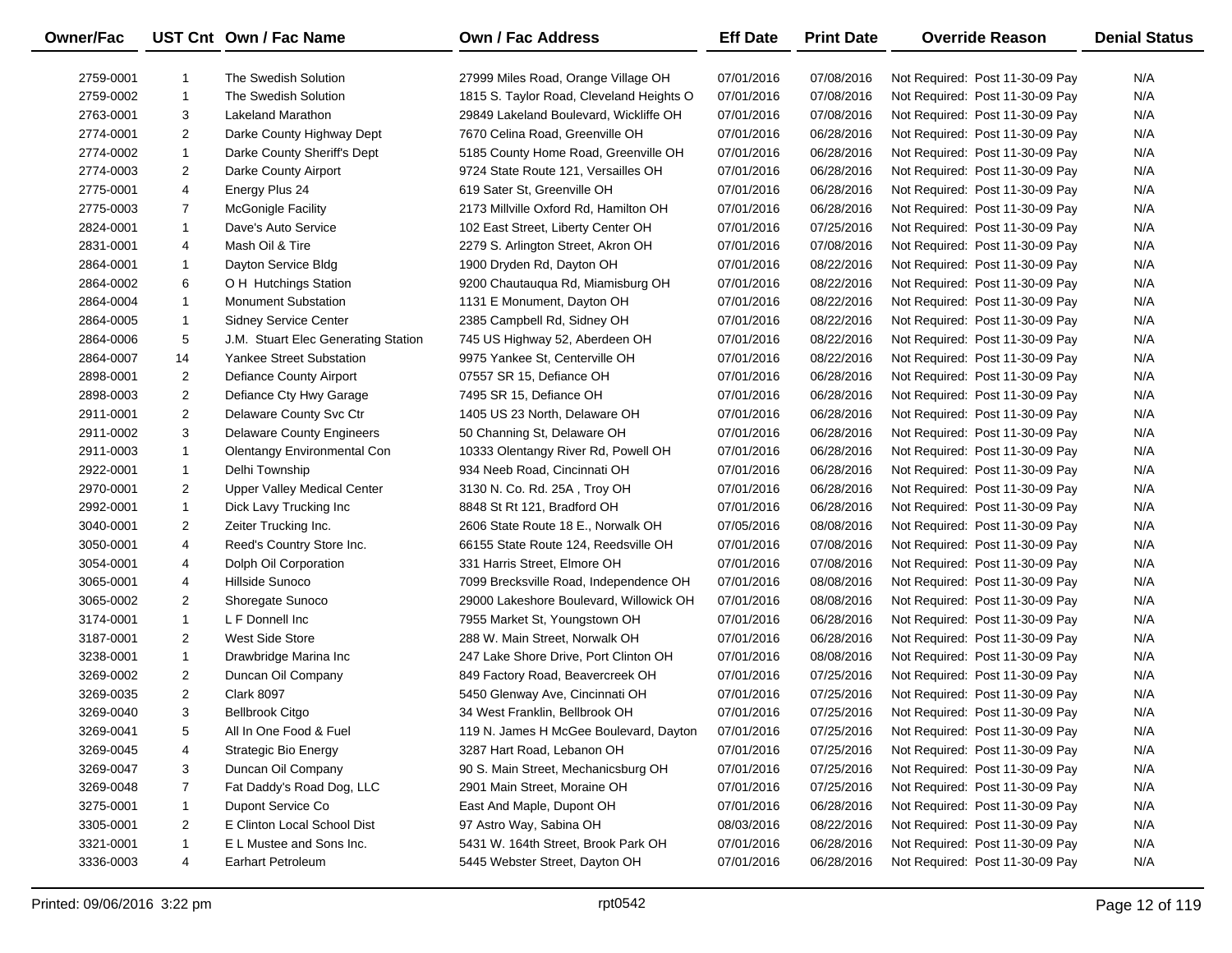| Owner/Fac | UST Cnt | Own / Fac Name | Own / Fac Address | Eff Date | Print Date | Override Reason | Denial Status |
|---|---|---|---|---|---|---|---|
| 2759-0001 | 1 | The Swedish Solution | 27999 Miles Road, Orange Village OH | 07/01/2016 | 07/08/2016 | Not Required: Post 11-30-09 Pay | N/A |
| 2759-0002 | 1 | The Swedish Solution | 1815 S. Taylor Road, Cleveland Heights O | 07/01/2016 | 07/08/2016 | Not Required: Post 11-30-09 Pay | N/A |
| 2763-0001 | 3 | Lakeland Marathon | 29849 Lakeland Boulevard, Wickliffe OH | 07/01/2016 | 07/08/2016 | Not Required: Post 11-30-09 Pay | N/A |
| 2774-0001 | 2 | Darke County Highway Dept | 7670 Celina Road, Greenville OH | 07/01/2016 | 06/28/2016 | Not Required: Post 11-30-09 Pay | N/A |
| 2774-0002 | 1 | Darke County Sheriff's Dept | 5185 County Home Road, Greenville OH | 07/01/2016 | 06/28/2016 | Not Required: Post 11-30-09 Pay | N/A |
| 2774-0003 | 2 | Darke County Airport | 9724 State Route 121, Versailles OH | 07/01/2016 | 06/28/2016 | Not Required: Post 11-30-09 Pay | N/A |
| 2775-0001 | 4 | Energy Plus 24 | 619 Sater St, Greenville OH | 07/01/2016 | 06/28/2016 | Not Required: Post 11-30-09 Pay | N/A |
| 2775-0003 | 7 | McGonigle Facility | 2173 Millville Oxford Rd, Hamilton OH | 07/01/2016 | 06/28/2016 | Not Required: Post 11-30-09 Pay | N/A |
| 2824-0001 | 1 | Dave's Auto Service | 102 East Street, Liberty Center OH | 07/01/2016 | 07/25/2016 | Not Required: Post 11-30-09 Pay | N/A |
| 2831-0001 | 4 | Mash Oil & Tire | 2279 S. Arlington Street, Akron OH | 07/01/2016 | 07/08/2016 | Not Required: Post 11-30-09 Pay | N/A |
| 2864-0001 | 1 | Dayton Service Bldg | 1900 Dryden Rd, Dayton OH | 07/01/2016 | 08/22/2016 | Not Required: Post 11-30-09 Pay | N/A |
| 2864-0002 | 6 | O H Hutchings Station | 9200 Chautauqua Rd, Miamisburg OH | 07/01/2016 | 08/22/2016 | Not Required: Post 11-30-09 Pay | N/A |
| 2864-0004 | 1 | Monument Substation | 1131 E Monument, Dayton OH | 07/01/2016 | 08/22/2016 | Not Required: Post 11-30-09 Pay | N/A |
| 2864-0005 | 1 | Sidney Service Center | 2385 Campbell Rd, Sidney OH | 07/01/2016 | 08/22/2016 | Not Required: Post 11-30-09 Pay | N/A |
| 2864-0006 | 5 | J.M. Stuart Elec Generating Station | 745 US Highway 52, Aberdeen OH | 07/01/2016 | 08/22/2016 | Not Required: Post 11-30-09 Pay | N/A |
| 2864-0007 | 14 | Yankee Street Substation | 9975 Yankee St, Centerville OH | 07/01/2016 | 08/22/2016 | Not Required: Post 11-30-09 Pay | N/A |
| 2898-0001 | 2 | Defiance County Airport | 07557 SR 15, Defiance OH | 07/01/2016 | 06/28/2016 | Not Required: Post 11-30-09 Pay | N/A |
| 2898-0003 | 2 | Defiance Cty Hwy Garage | 7495 SR 15, Defiance OH | 07/01/2016 | 06/28/2016 | Not Required: Post 11-30-09 Pay | N/A |
| 2911-0001 | 2 | Delaware County Svc Ctr | 1405 US 23 North, Delaware OH | 07/01/2016 | 06/28/2016 | Not Required: Post 11-30-09 Pay | N/A |
| 2911-0002 | 3 | Delaware County Engineers | 50 Channing St, Delaware OH | 07/01/2016 | 06/28/2016 | Not Required: Post 11-30-09 Pay | N/A |
| 2911-0003 | 1 | Olentangy Environmental Con | 10333 Olentangy River Rd, Powell OH | 07/01/2016 | 06/28/2016 | Not Required: Post 11-30-09 Pay | N/A |
| 2922-0001 | 1 | Delhi Township | 934 Neeb Road, Cincinnati OH | 07/01/2016 | 06/28/2016 | Not Required: Post 11-30-09 Pay | N/A |
| 2970-0001 | 2 | Upper Valley Medical Center | 3130 N. Co. Rd. 25A , Troy OH | 07/01/2016 | 06/28/2016 | Not Required: Post 11-30-09 Pay | N/A |
| 2992-0001 | 1 | Dick Lavy Trucking Inc | 8848 St Rt 121, Bradford OH | 07/01/2016 | 06/28/2016 | Not Required: Post 11-30-09 Pay | N/A |
| 3040-0001 | 2 | Zeiter Trucking Inc. | 2606 State Route 18 E., Norwalk OH | 07/05/2016 | 08/08/2016 | Not Required: Post 11-30-09 Pay | N/A |
| 3050-0001 | 4 | Reed's Country Store Inc. | 66155 State Route 124, Reedsville OH | 07/01/2016 | 07/08/2016 | Not Required: Post 11-30-09 Pay | N/A |
| 3054-0001 | 4 | Dolph Oil Corporation | 331 Harris Street, Elmore OH | 07/01/2016 | 07/08/2016 | Not Required: Post 11-30-09 Pay | N/A |
| 3065-0001 | 4 | Hillside Sunoco | 7099 Brecksville Road, Independence OH | 07/01/2016 | 08/08/2016 | Not Required: Post 11-30-09 Pay | N/A |
| 3065-0002 | 2 | Shoregate Sunoco | 29000 Lakeshore Boulevard, Willowick OH | 07/01/2016 | 08/08/2016 | Not Required: Post 11-30-09 Pay | N/A |
| 3174-0001 | 1 | L F Donnell Inc | 7955 Market St, Youngstown OH | 07/01/2016 | 06/28/2016 | Not Required: Post 11-30-09 Pay | N/A |
| 3187-0001 | 2 | West Side Store | 288 W. Main Street, Norwalk OH | 07/01/2016 | 06/28/2016 | Not Required: Post 11-30-09 Pay | N/A |
| 3238-0001 | 1 | Drawbridge Marina Inc | 247 Lake Shore Drive, Port Clinton OH | 07/01/2016 | 08/08/2016 | Not Required: Post 11-30-09 Pay | N/A |
| 3269-0002 | 2 | Duncan Oil Company | 849 Factory Road, Beavercreek OH | 07/01/2016 | 07/25/2016 | Not Required: Post 11-30-09 Pay | N/A |
| 3269-0035 | 2 | Clark 8097 | 5450 Glenway Ave, Cincinnati OH | 07/01/2016 | 07/25/2016 | Not Required: Post 11-30-09 Pay | N/A |
| 3269-0040 | 3 | Bellbrook Citgo | 34 West Franklin, Bellbrook OH | 07/01/2016 | 07/25/2016 | Not Required: Post 11-30-09 Pay | N/A |
| 3269-0041 | 5 | All In One Food & Fuel | 119 N. James H McGee Boulevard, Dayton | 07/01/2016 | 07/25/2016 | Not Required: Post 11-30-09 Pay | N/A |
| 3269-0045 | 4 | Strategic Bio Energy | 3287 Hart Road, Lebanon OH | 07/01/2016 | 07/25/2016 | Not Required: Post 11-30-09 Pay | N/A |
| 3269-0047 | 3 | Duncan Oil Company | 90 S. Main Street, Mechanicsburg OH | 07/01/2016 | 07/25/2016 | Not Required: Post 11-30-09 Pay | N/A |
| 3269-0048 | 7 | Fat Daddy's Road Dog, LLC | 2901 Main Street, Moraine OH | 07/01/2016 | 07/25/2016 | Not Required: Post 11-30-09 Pay | N/A |
| 3275-0001 | 1 | Dupont Service Co | East And Maple, Dupont OH | 07/01/2016 | 06/28/2016 | Not Required: Post 11-30-09 Pay | N/A |
| 3305-0001 | 2 | E Clinton Local School Dist | 97 Astro Way, Sabina OH | 08/03/2016 | 08/22/2016 | Not Required: Post 11-30-09 Pay | N/A |
| 3321-0001 | 1 | E L Mustee and Sons Inc. | 5431 W. 164th Street, Brook Park OH | 07/01/2016 | 06/28/2016 | Not Required: Post 11-30-09 Pay | N/A |
| 3336-0003 | 4 | Earhart Petroleum | 5445 Webster Street, Dayton OH | 07/01/2016 | 06/28/2016 | Not Required: Post 11-30-09 Pay | N/A |

Printed: 09/06/2016 3:22 pm rpt0542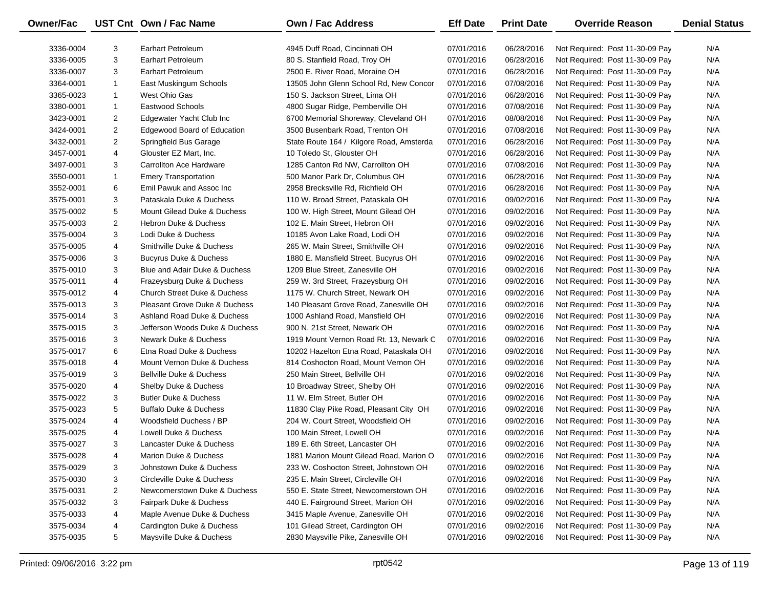| Owner/Fac | UST Cnt | Own / Fac Name | Own / Fac Address | Eff Date | Print Date | Override Reason | Denial Status |
|---|---|---|---|---|---|---|---|
| 3336-0004 | 3 | Earhart Petroleum | 4945 Duff Road, Cincinnati OH | 07/01/2016 | 06/28/2016 | Not Required: Post 11-30-09 Pay | N/A |
| 3336-0005 | 3 | Earhart Petroleum | 80 S. Stanfield Road, Troy OH | 07/01/2016 | 06/28/2016 | Not Required: Post 11-30-09 Pay | N/A |
| 3336-0007 | 3 | Earhart Petroleum | 2500 E. River Road, Moraine OH | 07/01/2016 | 06/28/2016 | Not Required: Post 11-30-09 Pay | N/A |
| 3364-0001 | 1 | East Muskingum Schools | 13505 John Glenn School Rd, New Concor | 07/01/2016 | 07/08/2016 | Not Required: Post 11-30-09 Pay | N/A |
| 3365-0023 | 1 | West Ohio Gas | 150 S. Jackson Street, Lima OH | 07/01/2016 | 06/28/2016 | Not Required: Post 11-30-09 Pay | N/A |
| 3380-0001 | 1 | Eastwood Schools | 4800 Sugar Ridge, Pemberville OH | 07/01/2016 | 07/08/2016 | Not Required: Post 11-30-09 Pay | N/A |
| 3423-0001 | 2 | Edgewater Yacht Club Inc | 6700 Memorial Shoreway, Cleveland OH | 07/01/2016 | 08/08/2016 | Not Required: Post 11-30-09 Pay | N/A |
| 3424-0001 | 2 | Edgewood Board of Education | 3500 Busenbark Road, Trenton OH | 07/01/2016 | 07/08/2016 | Not Required: Post 11-30-09 Pay | N/A |
| 3432-0001 | 2 | Springfield Bus Garage | State Route 164 / Kilgore Road, Amsterda | 07/01/2016 | 06/28/2016 | Not Required: Post 11-30-09 Pay | N/A |
| 3457-0001 | 4 | Glouster EZ Mart, Inc. | 10 Toledo St, Glouster OH | 07/01/2016 | 06/28/2016 | Not Required: Post 11-30-09 Pay | N/A |
| 3497-0001 | 3 | Carrollton Ace Hardware | 1285 Canton Rd NW, Carrollton OH | 07/01/2016 | 07/08/2016 | Not Required: Post 11-30-09 Pay | N/A |
| 3550-0001 | 1 | Emery Transportation | 500 Manor Park Dr, Columbus OH | 07/01/2016 | 06/28/2016 | Not Required: Post 11-30-09 Pay | N/A |
| 3552-0001 | 6 | Emil Pawuk and Assoc Inc | 2958 Brecksville Rd, Richfield OH | 07/01/2016 | 06/28/2016 | Not Required: Post 11-30-09 Pay | N/A |
| 3575-0001 | 3 | Pataskala Duke & Duchess | 110 W. Broad Street, Pataskala OH | 07/01/2016 | 09/02/2016 | Not Required: Post 11-30-09 Pay | N/A |
| 3575-0002 | 5 | Mount Gilead Duke & Duchess | 100 W. High Street, Mount Gilead OH | 07/01/2016 | 09/02/2016 | Not Required: Post 11-30-09 Pay | N/A |
| 3575-0003 | 2 | Hebron Duke & Duchess | 102 E. Main Street, Hebron OH | 07/01/2016 | 09/02/2016 | Not Required: Post 11-30-09 Pay | N/A |
| 3575-0004 | 3 | Lodi Duke & Duchess | 10185 Avon Lake Road, Lodi OH | 07/01/2016 | 09/02/2016 | Not Required: Post 11-30-09 Pay | N/A |
| 3575-0005 | 4 | Smithville Duke & Duchess | 265 W. Main Street, Smithville OH | 07/01/2016 | 09/02/2016 | Not Required: Post 11-30-09 Pay | N/A |
| 3575-0006 | 3 | Bucyrus Duke & Duchess | 1880 E. Mansfield Street, Bucyrus OH | 07/01/2016 | 09/02/2016 | Not Required: Post 11-30-09 Pay | N/A |
| 3575-0010 | 3 | Blue and Adair Duke & Duchess | 1209 Blue Street, Zanesville OH | 07/01/2016 | 09/02/2016 | Not Required: Post 11-30-09 Pay | N/A |
| 3575-0011 | 4 | Frazeysburg Duke & Duchess | 259 W. 3rd Street, Frazeysburg OH | 07/01/2016 | 09/02/2016 | Not Required: Post 11-30-09 Pay | N/A |
| 3575-0012 | 4 | Church Street Duke & Duchess | 1175 W. Church Street, Newark OH | 07/01/2016 | 09/02/2016 | Not Required: Post 11-30-09 Pay | N/A |
| 3575-0013 | 3 | Pleasant Grove Duke & Duchess | 140 Pleasant Grove Road, Zanesville OH | 07/01/2016 | 09/02/2016 | Not Required: Post 11-30-09 Pay | N/A |
| 3575-0014 | 3 | Ashland Road Duke & Duchess | 1000 Ashland Road, Mansfield OH | 07/01/2016 | 09/02/2016 | Not Required: Post 11-30-09 Pay | N/A |
| 3575-0015 | 3 | Jefferson Woods Duke & Duchess | 900 N. 21st Street, Newark OH | 07/01/2016 | 09/02/2016 | Not Required: Post 11-30-09 Pay | N/A |
| 3575-0016 | 3 | Newark Duke & Duchess | 1919 Mount Vernon Road Rt. 13, Newark C | 07/01/2016 | 09/02/2016 | Not Required: Post 11-30-09 Pay | N/A |
| 3575-0017 | 6 | Etna Road Duke & Duchess | 10202 Hazelton Etna Road, Pataskala OH | 07/01/2016 | 09/02/2016 | Not Required: Post 11-30-09 Pay | N/A |
| 3575-0018 | 4 | Mount Vernon Duke & Duchess | 814 Coshocton Road, Mount Vernon OH | 07/01/2016 | 09/02/2016 | Not Required: Post 11-30-09 Pay | N/A |
| 3575-0019 | 3 | Bellville Duke & Duchess | 250 Main Street, Bellville OH | 07/01/2016 | 09/02/2016 | Not Required: Post 11-30-09 Pay | N/A |
| 3575-0020 | 4 | Shelby Duke & Duchess | 10 Broadway Street, Shelby OH | 07/01/2016 | 09/02/2016 | Not Required: Post 11-30-09 Pay | N/A |
| 3575-0022 | 3 | Butler Duke & Duchess | 11 W. Elm Street, Butler OH | 07/01/2016 | 09/02/2016 | Not Required: Post 11-30-09 Pay | N/A |
| 3575-0023 | 5 | Buffalo Duke & Duchess | 11830 Clay Pike Road, Pleasant City OH | 07/01/2016 | 09/02/2016 | Not Required: Post 11-30-09 Pay | N/A |
| 3575-0024 | 4 | Woodsfield Duchess / BP | 204 W. Court Street, Woodsfield OH | 07/01/2016 | 09/02/2016 | Not Required: Post 11-30-09 Pay | N/A |
| 3575-0025 | 4 | Lowell Duke & Duchess | 100 Main Street, Lowell OH | 07/01/2016 | 09/02/2016 | Not Required: Post 11-30-09 Pay | N/A |
| 3575-0027 | 3 | Lancaster Duke & Duchess | 189 E. 6th Street, Lancaster OH | 07/01/2016 | 09/02/2016 | Not Required: Post 11-30-09 Pay | N/A |
| 3575-0028 | 4 | Marion Duke & Duchess | 1881 Marion Mount Gilead Road, Marion O | 07/01/2016 | 09/02/2016 | Not Required: Post 11-30-09 Pay | N/A |
| 3575-0029 | 3 | Johnstown Duke & Duchess | 233 W. Coshocton Street, Johnstown OH | 07/01/2016 | 09/02/2016 | Not Required: Post 11-30-09 Pay | N/A |
| 3575-0030 | 3 | Circleville Duke & Duchess | 235 E. Main Street, Circleville OH | 07/01/2016 | 09/02/2016 | Not Required: Post 11-30-09 Pay | N/A |
| 3575-0031 | 2 | Newcomerstown Duke & Duchess | 550 E. State Street, Newcomerstown OH | 07/01/2016 | 09/02/2016 | Not Required: Post 11-30-09 Pay | N/A |
| 3575-0032 | 3 | Fairpark Duke & Duchess | 440 E. Fairground Street, Marion OH | 07/01/2016 | 09/02/2016 | Not Required: Post 11-30-09 Pay | N/A |
| 3575-0033 | 4 | Maple Avenue Duke & Duchess | 3415 Maple Avenue, Zanesville OH | 07/01/2016 | 09/02/2016 | Not Required: Post 11-30-09 Pay | N/A |
| 3575-0034 | 4 | Cardington Duke & Duchess | 101 Gilead Street, Cardington OH | 07/01/2016 | 09/02/2016 | Not Required: Post 11-30-09 Pay | N/A |
| 3575-0035 | 5 | Maysville Duke & Duchess | 2830 Maysville Pike, Zanesville OH | 07/01/2016 | 09/02/2016 | Not Required: Post 11-30-09 Pay | N/A |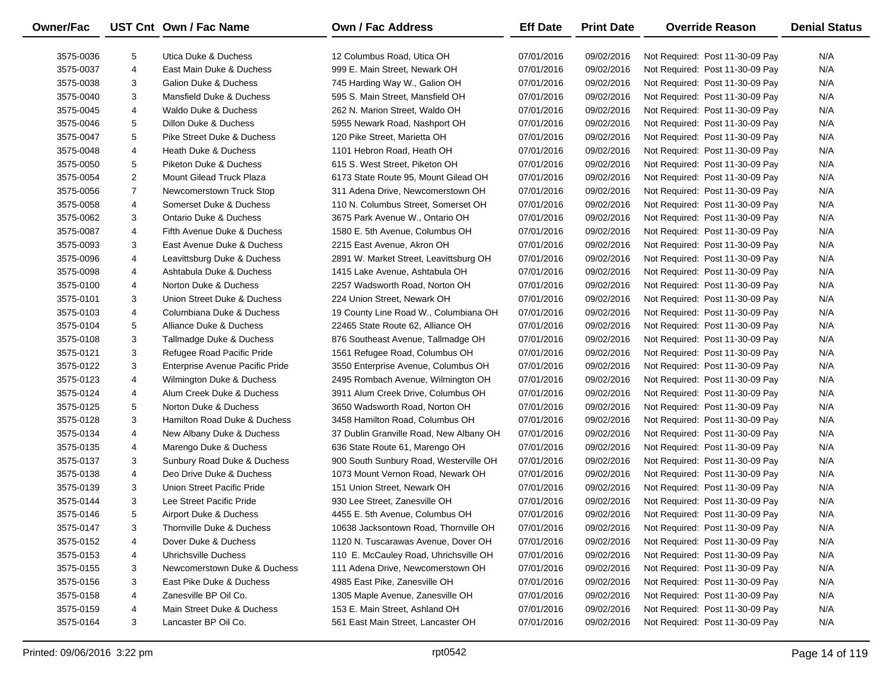| Owner/Fac | UST Cnt | Own / Fac Name | Own / Fac Address | Eff Date | Print Date | Override Reason | Denial Status |
|---|---|---|---|---|---|---|---|
| 3575-0036 | 5 | Utica Duke & Duchess | 12 Columbus Road, Utica OH | 07/01/2016 | 09/02/2016 | Not Required: Post 11-30-09 Pay | N/A |
| 3575-0037 | 4 | East Main Duke & Duchess | 999 E. Main Street, Newark OH | 07/01/2016 | 09/02/2016 | Not Required: Post 11-30-09 Pay | N/A |
| 3575-0038 | 3 | Galion Duke & Duchess | 745 Harding Way W., Galion OH | 07/01/2016 | 09/02/2016 | Not Required: Post 11-30-09 Pay | N/A |
| 3575-0040 | 3 | Mansfield Duke & Duchess | 595 S. Main Street, Mansfield OH | 07/01/2016 | 09/02/2016 | Not Required: Post 11-30-09 Pay | N/A |
| 3575-0045 | 4 | Waldo Duke & Duchess | 262 N. Marion Street, Waldo OH | 07/01/2016 | 09/02/2016 | Not Required: Post 11-30-09 Pay | N/A |
| 3575-0046 | 5 | Dillon Duke & Duchess | 5955 Newark Road, Nashport OH | 07/01/2016 | 09/02/2016 | Not Required: Post 11-30-09 Pay | N/A |
| 3575-0047 | 5 | Pike Street Duke & Duchess | 120 Pike Street, Marietta OH | 07/01/2016 | 09/02/2016 | Not Required: Post 11-30-09 Pay | N/A |
| 3575-0048 | 4 | Heath Duke & Duchess | 1101 Hebron Road, Heath OH | 07/01/2016 | 09/02/2016 | Not Required: Post 11-30-09 Pay | N/A |
| 3575-0050 | 5 | Piketon Duke & Duchess | 615 S. West Street, Piketon OH | 07/01/2016 | 09/02/2016 | Not Required: Post 11-30-09 Pay | N/A |
| 3575-0054 | 2 | Mount Gilead Truck Plaza | 6173 State Route 95, Mount Gilead OH | 07/01/2016 | 09/02/2016 | Not Required: Post 11-30-09 Pay | N/A |
| 3575-0056 | 7 | Newcomerstown Truck Stop | 311 Adena Drive, Newcomerstown OH | 07/01/2016 | 09/02/2016 | Not Required: Post 11-30-09 Pay | N/A |
| 3575-0058 | 4 | Somerset Duke & Duchess | 110 N. Columbus Street, Somerset OH | 07/01/2016 | 09/02/2016 | Not Required: Post 11-30-09 Pay | N/A |
| 3575-0062 | 3 | Ontario Duke & Duchess | 3675 Park Avenue W., Ontario OH | 07/01/2016 | 09/02/2016 | Not Required: Post 11-30-09 Pay | N/A |
| 3575-0087 | 4 | Fifth Avenue Duke & Duchess | 1580 E. 5th Avenue, Columbus OH | 07/01/2016 | 09/02/2016 | Not Required: Post 11-30-09 Pay | N/A |
| 3575-0093 | 3 | East Avenue Duke & Duchess | 2215 East Avenue, Akron OH | 07/01/2016 | 09/02/2016 | Not Required: Post 11-30-09 Pay | N/A |
| 3575-0096 | 4 | Leavittsburg Duke & Duchess | 2891 W. Market Street, Leavittsburg OH | 07/01/2016 | 09/02/2016 | Not Required: Post 11-30-09 Pay | N/A |
| 3575-0098 | 4 | Ashtabula Duke & Duchess | 1415 Lake Avenue, Ashtabula OH | 07/01/2016 | 09/02/2016 | Not Required: Post 11-30-09 Pay | N/A |
| 3575-0100 | 4 | Norton Duke & Duchess | 2257 Wadsworth Road, Norton OH | 07/01/2016 | 09/02/2016 | Not Required: Post 11-30-09 Pay | N/A |
| 3575-0101 | 3 | Union Street Duke & Duchess | 224 Union Street, Newark OH | 07/01/2016 | 09/02/2016 | Not Required: Post 11-30-09 Pay | N/A |
| 3575-0103 | 4 | Columbiana Duke & Duchess | 19 County Line Road W., Columbiana OH | 07/01/2016 | 09/02/2016 | Not Required: Post 11-30-09 Pay | N/A |
| 3575-0104 | 5 | Alliance Duke & Duchess | 22465 State Route 62, Alliance OH | 07/01/2016 | 09/02/2016 | Not Required: Post 11-30-09 Pay | N/A |
| 3575-0108 | 3 | Tallmadge Duke & Duchess | 876 Southeast Avenue, Tallmadge OH | 07/01/2016 | 09/02/2016 | Not Required: Post 11-30-09 Pay | N/A |
| 3575-0121 | 3 | Refugee Road Pacific Pride | 1561 Refugee Road, Columbus OH | 07/01/2016 | 09/02/2016 | Not Required: Post 11-30-09 Pay | N/A |
| 3575-0122 | 3 | Enterprise Avenue Pacific Pride | 3550 Enterprise Avenue, Columbus OH | 07/01/2016 | 09/02/2016 | Not Required: Post 11-30-09 Pay | N/A |
| 3575-0123 | 4 | Wilmington Duke & Duchess | 2495 Rombach Avenue, Wilmington OH | 07/01/2016 | 09/02/2016 | Not Required: Post 11-30-09 Pay | N/A |
| 3575-0124 | 4 | Alum Creek Duke & Duchess | 3911 Alum Creek Drive, Columbus OH | 07/01/2016 | 09/02/2016 | Not Required: Post 11-30-09 Pay | N/A |
| 3575-0125 | 5 | Norton Duke & Duchess | 3650 Wadsworth Road, Norton OH | 07/01/2016 | 09/02/2016 | Not Required: Post 11-30-09 Pay | N/A |
| 3575-0128 | 3 | Hamilton Road Duke & Duchess | 3458 Hamilton Road, Columbus OH | 07/01/2016 | 09/02/2016 | Not Required: Post 11-30-09 Pay | N/A |
| 3575-0134 | 4 | New Albany Duke & Duchess | 37 Dublin Granville Road, New Albany OH | 07/01/2016 | 09/02/2016 | Not Required: Post 11-30-09 Pay | N/A |
| 3575-0135 | 4 | Marengo Duke & Duchess | 636 State Route 61, Marengo OH | 07/01/2016 | 09/02/2016 | Not Required: Post 11-30-09 Pay | N/A |
| 3575-0137 | 3 | Sunbury Road Duke & Duchess | 900 South Sunbury Road, Westerville OH | 07/01/2016 | 09/02/2016 | Not Required: Post 11-30-09 Pay | N/A |
| 3575-0138 | 4 | Deo Drive Duke & Duchess | 1073 Mount Vernon Road, Newark OH | 07/01/2016 | 09/02/2016 | Not Required: Post 11-30-09 Pay | N/A |
| 3575-0139 | 3 | Union Street Pacific Pride | 151 Union Street, Newark OH | 07/01/2016 | 09/02/2016 | Not Required: Post 11-30-09 Pay | N/A |
| 3575-0144 | 3 | Lee Street Pacific Pride | 930 Lee Street, Zanesville OH | 07/01/2016 | 09/02/2016 | Not Required: Post 11-30-09 Pay | N/A |
| 3575-0146 | 5 | Airport Duke & Duchess | 4455 E. 5th Avenue, Columbus OH | 07/01/2016 | 09/02/2016 | Not Required: Post 11-30-09 Pay | N/A |
| 3575-0147 | 3 | Thornville Duke & Duchess | 10638 Jacksontown Road, Thornville OH | 07/01/2016 | 09/02/2016 | Not Required: Post 11-30-09 Pay | N/A |
| 3575-0152 | 4 | Dover Duke & Duchess | 1120 N. Tuscarawas Avenue, Dover OH | 07/01/2016 | 09/02/2016 | Not Required: Post 11-30-09 Pay | N/A |
| 3575-0153 | 4 | Uhrichsville Duchess | 110 E. McCauley Road, Uhrichsville OH | 07/01/2016 | 09/02/2016 | Not Required: Post 11-30-09 Pay | N/A |
| 3575-0155 | 3 | Newcomerstown Duke & Duchess | 111 Adena Drive, Newcomerstown OH | 07/01/2016 | 09/02/2016 | Not Required: Post 11-30-09 Pay | N/A |
| 3575-0156 | 3 | East Pike Duke & Duchess | 4985 East Pike, Zanesville OH | 07/01/2016 | 09/02/2016 | Not Required: Post 11-30-09 Pay | N/A |
| 3575-0158 | 4 | Zanesville BP Oil Co. | 1305 Maple Avenue, Zanesville OH | 07/01/2016 | 09/02/2016 | Not Required: Post 11-30-09 Pay | N/A |
| 3575-0159 | 4 | Main Street Duke & Duchess | 153 E. Main Street, Ashland OH | 07/01/2016 | 09/02/2016 | Not Required: Post 11-30-09 Pay | N/A |
| 3575-0164 | 3 | Lancaster BP Oil Co. | 561 East Main Street, Lancaster OH | 07/01/2016 | 09/02/2016 | Not Required: Post 11-30-09 Pay | N/A |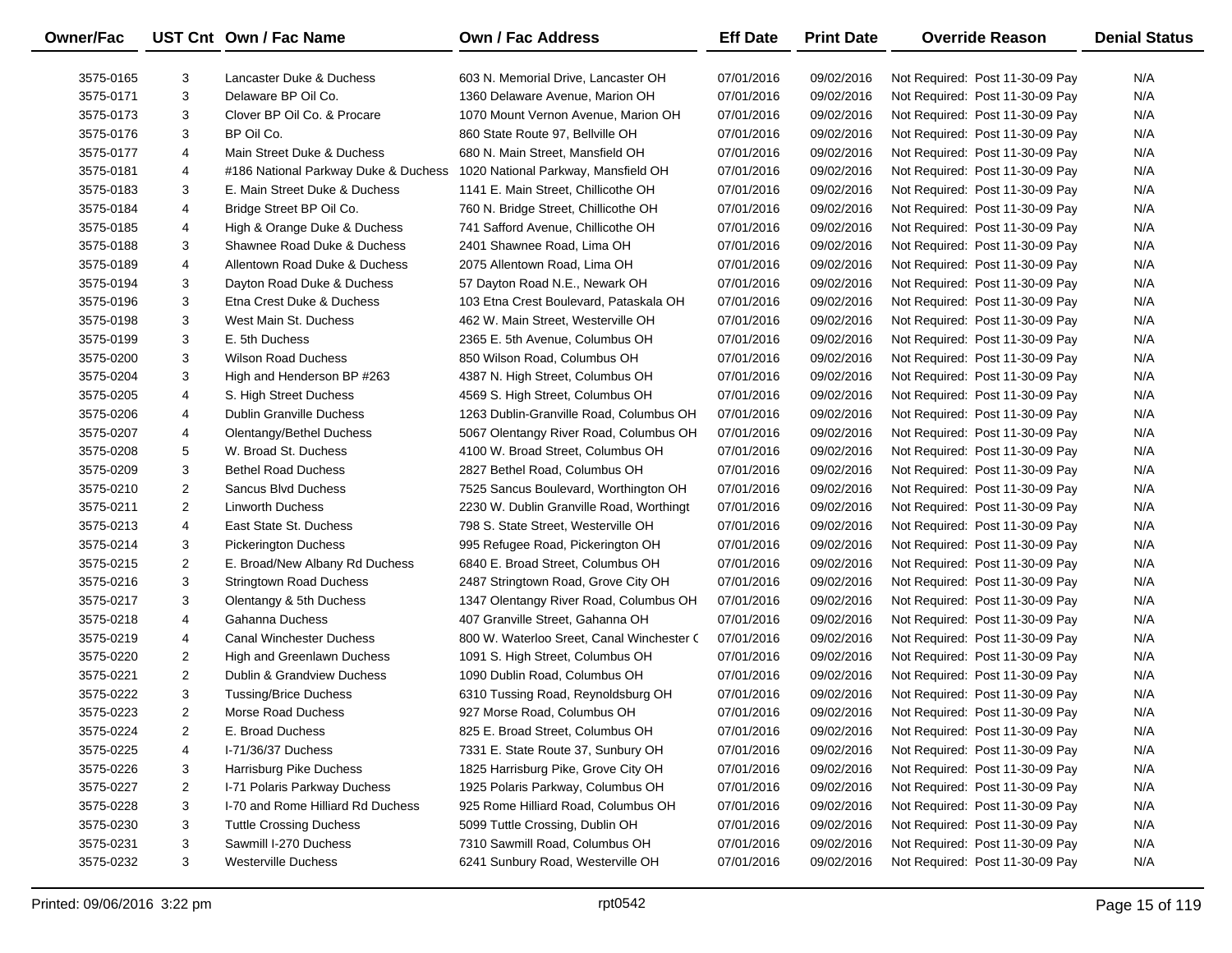| Owner/Fac | UST Cnt | Own / Fac Name | Own / Fac Address | Eff Date | Print Date | Override Reason | Denial Status |
|---|---|---|---|---|---|---|---|
| 3575-0165 | 3 | Lancaster Duke & Duchess | 603 N. Memorial Drive, Lancaster OH | 07/01/2016 | 09/02/2016 | Not Required: Post 11-30-09 Pay | N/A |
| 3575-0171 | 3 | Delaware BP Oil Co. | 1360 Delaware Avenue, Marion OH | 07/01/2016 | 09/02/2016 | Not Required: Post 11-30-09 Pay | N/A |
| 3575-0173 | 3 | Clover BP Oil Co. & Procare | 1070 Mount Vernon Avenue, Marion OH | 07/01/2016 | 09/02/2016 | Not Required: Post 11-30-09 Pay | N/A |
| 3575-0176 | 3 | BP Oil Co. | 860 State Route 97, Bellville OH | 07/01/2016 | 09/02/2016 | Not Required: Post 11-30-09 Pay | N/A |
| 3575-0177 | 4 | Main Street Duke & Duchess | 680 N. Main Street, Mansfield OH | 07/01/2016 | 09/02/2016 | Not Required: Post 11-30-09 Pay | N/A |
| 3575-0181 | 4 | #186 National Parkway Duke & Duchess | 1020 National Parkway, Mansfield OH | 07/01/2016 | 09/02/2016 | Not Required: Post 11-30-09 Pay | N/A |
| 3575-0183 | 3 | E. Main Street Duke & Duchess | 1141 E. Main Street, Chillicothe OH | 07/01/2016 | 09/02/2016 | Not Required: Post 11-30-09 Pay | N/A |
| 3575-0184 | 4 | Bridge Street BP Oil Co. | 760 N. Bridge Street, Chillicothe OH | 07/01/2016 | 09/02/2016 | Not Required: Post 11-30-09 Pay | N/A |
| 3575-0185 | 4 | High & Orange Duke & Duchess | 741 Safford Avenue, Chillicothe OH | 07/01/2016 | 09/02/2016 | Not Required: Post 11-30-09 Pay | N/A |
| 3575-0188 | 3 | Shawnee Road Duke & Duchess | 2401 Shawnee Road, Lima OH | 07/01/2016 | 09/02/2016 | Not Required: Post 11-30-09 Pay | N/A |
| 3575-0189 | 4 | Allentown Road Duke & Duchess | 2075 Allentown Road, Lima OH | 07/01/2016 | 09/02/2016 | Not Required: Post 11-30-09 Pay | N/A |
| 3575-0194 | 3 | Dayton Road Duke & Duchess | 57 Dayton Road N.E., Newark OH | 07/01/2016 | 09/02/2016 | Not Required: Post 11-30-09 Pay | N/A |
| 3575-0196 | 3 | Etna Crest Duke & Duchess | 103 Etna Crest Boulevard, Pataskala OH | 07/01/2016 | 09/02/2016 | Not Required: Post 11-30-09 Pay | N/A |
| 3575-0198 | 3 | West Main St. Duchess | 462 W. Main Street, Westerville OH | 07/01/2016 | 09/02/2016 | Not Required: Post 11-30-09 Pay | N/A |
| 3575-0199 | 3 | E. 5th Duchess | 2365 E. 5th Avenue, Columbus OH | 07/01/2016 | 09/02/2016 | Not Required: Post 11-30-09 Pay | N/A |
| 3575-0200 | 3 | Wilson Road Duchess | 850 Wilson Road, Columbus OH | 07/01/2016 | 09/02/2016 | Not Required: Post 11-30-09 Pay | N/A |
| 3575-0204 | 3 | High and Henderson BP #263 | 4387 N. High Street, Columbus OH | 07/01/2016 | 09/02/2016 | Not Required: Post 11-30-09 Pay | N/A |
| 3575-0205 | 4 | S. High Street Duchess | 4569 S. High Street, Columbus OH | 07/01/2016 | 09/02/2016 | Not Required: Post 11-30-09 Pay | N/A |
| 3575-0206 | 4 | Dublin Granville Duchess | 1263 Dublin-Granville Road, Columbus OH | 07/01/2016 | 09/02/2016 | Not Required: Post 11-30-09 Pay | N/A |
| 3575-0207 | 4 | Olentangy/Bethel Duchess | 5067 Olentangy River Road, Columbus OH | 07/01/2016 | 09/02/2016 | Not Required: Post 11-30-09 Pay | N/A |
| 3575-0208 | 5 | W. Broad St. Duchess | 4100 W. Broad Street, Columbus OH | 07/01/2016 | 09/02/2016 | Not Required: Post 11-30-09 Pay | N/A |
| 3575-0209 | 3 | Bethel Road Duchess | 2827 Bethel Road, Columbus OH | 07/01/2016 | 09/02/2016 | Not Required: Post 11-30-09 Pay | N/A |
| 3575-0210 | 2 | Sancus Blvd Duchess | 7525 Sancus Boulevard, Worthington OH | 07/01/2016 | 09/02/2016 | Not Required: Post 11-30-09 Pay | N/A |
| 3575-0211 | 2 | Linworth Duchess | 2230 W. Dublin Granville Road, Worthingt | 07/01/2016 | 09/02/2016 | Not Required: Post 11-30-09 Pay | N/A |
| 3575-0213 | 4 | East State St. Duchess | 798 S. State Street, Westerville OH | 07/01/2016 | 09/02/2016 | Not Required: Post 11-30-09 Pay | N/A |
| 3575-0214 | 3 | Pickerington Duchess | 995 Refugee Road, Pickerington OH | 07/01/2016 | 09/02/2016 | Not Required: Post 11-30-09 Pay | N/A |
| 3575-0215 | 2 | E. Broad/New Albany Rd Duchess | 6840 E. Broad Street, Columbus OH | 07/01/2016 | 09/02/2016 | Not Required: Post 11-30-09 Pay | N/A |
| 3575-0216 | 3 | Stringtown Road Duchess | 2487 Stringtown Road, Grove City OH | 07/01/2016 | 09/02/2016 | Not Required: Post 11-30-09 Pay | N/A |
| 3575-0217 | 3 | Olentangy & 5th Duchess | 1347 Olentangy River Road, Columbus OH | 07/01/2016 | 09/02/2016 | Not Required: Post 11-30-09 Pay | N/A |
| 3575-0218 | 4 | Gahanna Duchess | 407 Granville Street, Gahanna OH | 07/01/2016 | 09/02/2016 | Not Required: Post 11-30-09 Pay | N/A |
| 3575-0219 | 4 | Canal Winchester Duchess | 800 W. Waterloo Sreet, Canal Winchester C | 07/01/2016 | 09/02/2016 | Not Required: Post 11-30-09 Pay | N/A |
| 3575-0220 | 2 | High and Greenlawn Duchess | 1091 S. High Street, Columbus OH | 07/01/2016 | 09/02/2016 | Not Required: Post 11-30-09 Pay | N/A |
| 3575-0221 | 2 | Dublin & Grandview Duchess | 1090 Dublin Road, Columbus OH | 07/01/2016 | 09/02/2016 | Not Required: Post 11-30-09 Pay | N/A |
| 3575-0222 | 3 | Tussing/Brice Duchess | 6310 Tussing Road, Reynoldsburg OH | 07/01/2016 | 09/02/2016 | Not Required: Post 11-30-09 Pay | N/A |
| 3575-0223 | 2 | Morse Road Duchess | 927 Morse Road, Columbus OH | 07/01/2016 | 09/02/2016 | Not Required: Post 11-30-09 Pay | N/A |
| 3575-0224 | 2 | E. Broad Duchess | 825 E. Broad Street, Columbus OH | 07/01/2016 | 09/02/2016 | Not Required: Post 11-30-09 Pay | N/A |
| 3575-0225 | 4 | I-71/36/37 Duchess | 7331 E. State Route 37, Sunbury OH | 07/01/2016 | 09/02/2016 | Not Required: Post 11-30-09 Pay | N/A |
| 3575-0226 | 3 | Harrisburg Pike Duchess | 1825 Harrisburg Pike, Grove City OH | 07/01/2016 | 09/02/2016 | Not Required: Post 11-30-09 Pay | N/A |
| 3575-0227 | 2 | I-71 Polaris Parkway Duchess | 1925 Polaris Parkway, Columbus OH | 07/01/2016 | 09/02/2016 | Not Required: Post 11-30-09 Pay | N/A |
| 3575-0228 | 3 | I-70 and Rome Hilliard Rd Duchess | 925 Rome Hilliard Road, Columbus OH | 07/01/2016 | 09/02/2016 | Not Required: Post 11-30-09 Pay | N/A |
| 3575-0230 | 3 | Tuttle Crossing Duchess | 5099 Tuttle Crossing, Dublin OH | 07/01/2016 | 09/02/2016 | Not Required: Post 11-30-09 Pay | N/A |
| 3575-0231 | 3 | Sawmill I-270 Duchess | 7310 Sawmill Road, Columbus OH | 07/01/2016 | 09/02/2016 | Not Required: Post 11-30-09 Pay | N/A |
| 3575-0232 | 3 | Westerville Duchess | 6241 Sunbury Road, Westerville OH | 07/01/2016 | 09/02/2016 | Not Required: Post 11-30-09 Pay | N/A |

Printed: 09/06/2016 3:22 pm rpt0542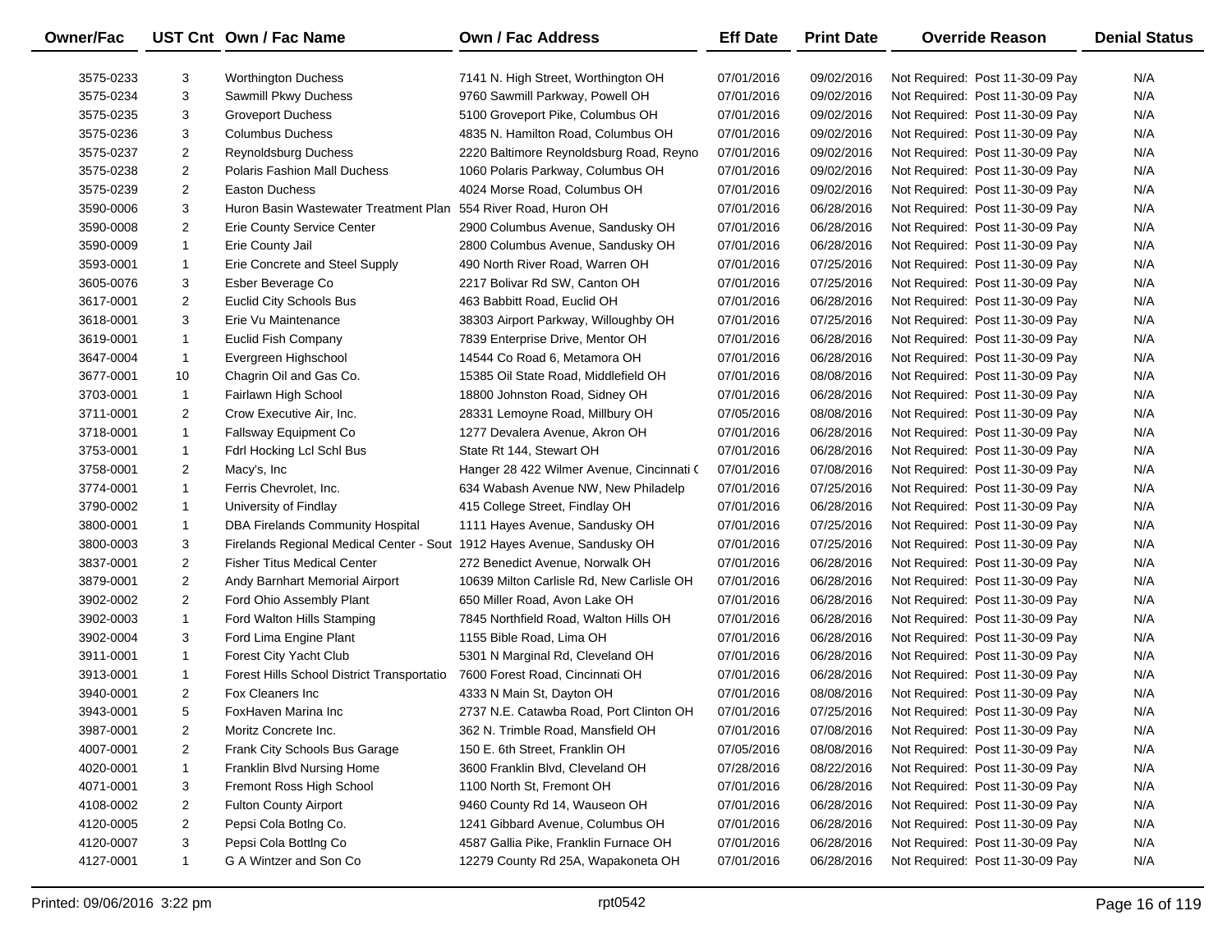| Owner/Fac | UST Cnt | Own / Fac Name | Own / Fac Address | Eff Date | Print Date | Override Reason | Denial Status |
|---|---|---|---|---|---|---|---|
| 3575-0233 | 3 | Worthington Duchess | 7141 N. High Street, Worthington OH | 07/01/2016 | 09/02/2016 | Not Required: Post 11-30-09 Pay | N/A |
| 3575-0234 | 3 | Sawmill Pkwy Duchess | 9760 Sawmill Parkway, Powell OH | 07/01/2016 | 09/02/2016 | Not Required: Post 11-30-09 Pay | N/A |
| 3575-0235 | 3 | Groveport Duchess | 5100 Groveport Pike, Columbus OH | 07/01/2016 | 09/02/2016 | Not Required: Post 11-30-09 Pay | N/A |
| 3575-0236 | 3 | Columbus Duchess | 4835 N. Hamilton Road, Columbus OH | 07/01/2016 | 09/02/2016 | Not Required: Post 11-30-09 Pay | N/A |
| 3575-0237 | 2 | Reynoldsburg Duchess | 2220 Baltimore Reynoldsburg Road, Reyno | 07/01/2016 | 09/02/2016 | Not Required: Post 11-30-09 Pay | N/A |
| 3575-0238 | 2 | Polaris Fashion Mall Duchess | 1060 Polaris Parkway, Columbus OH | 07/01/2016 | 09/02/2016 | Not Required: Post 11-30-09 Pay | N/A |
| 3575-0239 | 2 | Easton Duchess | 4024 Morse Road, Columbus OH | 07/01/2016 | 09/02/2016 | Not Required: Post 11-30-09 Pay | N/A |
| 3590-0006 | 3 | Huron Basin Wastewater Treatment Plan | 554 River Road, Huron OH | 07/01/2016 | 06/28/2016 | Not Required: Post 11-30-09 Pay | N/A |
| 3590-0008 | 2 | Erie County Service Center | 2900 Columbus Avenue, Sandusky OH | 07/01/2016 | 06/28/2016 | Not Required: Post 11-30-09 Pay | N/A |
| 3590-0009 | 1 | Erie County Jail | 2800 Columbus Avenue, Sandusky OH | 07/01/2016 | 06/28/2016 | Not Required: Post 11-30-09 Pay | N/A |
| 3593-0001 | 1 | Erie Concrete and Steel Supply | 490 North River Road, Warren OH | 07/01/2016 | 07/25/2016 | Not Required: Post 11-30-09 Pay | N/A |
| 3605-0076 | 3 | Esber Beverage Co | 2217 Bolivar Rd SW, Canton OH | 07/01/2016 | 07/25/2016 | Not Required: Post 11-30-09 Pay | N/A |
| 3617-0001 | 2 | Euclid City Schools Bus | 463 Babbitt Road, Euclid OH | 07/01/2016 | 06/28/2016 | Not Required: Post 11-30-09 Pay | N/A |
| 3618-0001 | 3 | Erie Vu Maintenance | 38303 Airport Parkway, Willoughby OH | 07/01/2016 | 07/25/2016 | Not Required: Post 11-30-09 Pay | N/A |
| 3619-0001 | 1 | Euclid Fish Company | 7839 Enterprise Drive, Mentor OH | 07/01/2016 | 06/28/2016 | Not Required: Post 11-30-09 Pay | N/A |
| 3647-0004 | 1 | Evergreen Highschool | 14544 Co Road 6, Metamora OH | 07/01/2016 | 06/28/2016 | Not Required: Post 11-30-09 Pay | N/A |
| 3677-0001 | 10 | Chagrin Oil and Gas Co. | 15385 Oil State Road, Middlefield OH | 07/01/2016 | 08/08/2016 | Not Required: Post 11-30-09 Pay | N/A |
| 3703-0001 | 1 | Fairlawn High School | 18800 Johnston Road, Sidney OH | 07/01/2016 | 06/28/2016 | Not Required: Post 11-30-09 Pay | N/A |
| 3711-0001 | 2 | Crow Executive Air, Inc. | 28331 Lemoyne Road, Millbury OH | 07/05/2016 | 08/08/2016 | Not Required: Post 11-30-09 Pay | N/A |
| 3718-0001 | 1 | Fallsway Equipment Co | 1277 Devalera Avenue, Akron OH | 07/01/2016 | 06/28/2016 | Not Required: Post 11-30-09 Pay | N/A |
| 3753-0001 | 1 | Fdrl Hocking Lcl Schl Bus | State Rt 144, Stewart OH | 07/01/2016 | 06/28/2016 | Not Required: Post 11-30-09 Pay | N/A |
| 3758-0001 | 2 | Macy's, Inc | Hanger 28 422 Wilmer Avenue, Cincinnati ( | 07/01/2016 | 07/08/2016 | Not Required: Post 11-30-09 Pay | N/A |
| 3774-0001 | 1 | Ferris Chevrolet, Inc. | 634 Wabash Avenue NW, New Philadelp | 07/01/2016 | 07/25/2016 | Not Required: Post 11-30-09 Pay | N/A |
| 3790-0002 | 1 | University of Findlay | 415 College Street, Findlay OH | 07/01/2016 | 06/28/2016 | Not Required: Post 11-30-09 Pay | N/A |
| 3800-0001 | 1 | DBA Firelands Community Hospital | 1111 Hayes Avenue, Sandusky OH | 07/01/2016 | 07/25/2016 | Not Required: Post 11-30-09 Pay | N/A |
| 3800-0003 | 3 | Firelands Regional Medical Center - Sout | 1912 Hayes Avenue, Sandusky OH | 07/01/2016 | 07/25/2016 | Not Required: Post 11-30-09 Pay | N/A |
| 3837-0001 | 2 | Fisher Titus Medical Center | 272 Benedict Avenue, Norwalk OH | 07/01/2016 | 06/28/2016 | Not Required: Post 11-30-09 Pay | N/A |
| 3879-0001 | 2 | Andy Barnhart Memorial Airport | 10639 Milton Carlisle Rd, New Carlisle OH | 07/01/2016 | 06/28/2016 | Not Required: Post 11-30-09 Pay | N/A |
| 3902-0002 | 2 | Ford Ohio Assembly Plant | 650 Miller Road, Avon Lake OH | 07/01/2016 | 06/28/2016 | Not Required: Post 11-30-09 Pay | N/A |
| 3902-0003 | 1 | Ford Walton Hills Stamping | 7845 Northfield Road, Walton Hills OH | 07/01/2016 | 06/28/2016 | Not Required: Post 11-30-09 Pay | N/A |
| 3902-0004 | 3 | Ford Lima Engine Plant | 1155 Bible Road, Lima OH | 07/01/2016 | 06/28/2016 | Not Required: Post 11-30-09 Pay | N/A |
| 3911-0001 | 1 | Forest City Yacht Club | 5301 N Marginal Rd, Cleveland OH | 07/01/2016 | 06/28/2016 | Not Required: Post 11-30-09 Pay | N/A |
| 3913-0001 | 1 | Forest Hills School District Transportatio | 7600 Forest Road, Cincinnati OH | 07/01/2016 | 06/28/2016 | Not Required: Post 11-30-09 Pay | N/A |
| 3940-0001 | 2 | Fox Cleaners Inc | 4333 N Main St, Dayton OH | 07/01/2016 | 08/08/2016 | Not Required: Post 11-30-09 Pay | N/A |
| 3943-0001 | 5 | FoxHaven Marina Inc | 2737 N.E. Catawba Road, Port Clinton OH | 07/01/2016 | 07/25/2016 | Not Required: Post 11-30-09 Pay | N/A |
| 3987-0001 | 2 | Moritz Concrete Inc. | 362 N. Trimble Road, Mansfield OH | 07/01/2016 | 07/08/2016 | Not Required: Post 11-30-09 Pay | N/A |
| 4007-0001 | 2 | Frank City Schools Bus Garage | 150 E. 6th Street, Franklin OH | 07/05/2016 | 08/08/2016 | Not Required: Post 11-30-09 Pay | N/A |
| 4020-0001 | 1 | Franklin Blvd Nursing Home | 3600 Franklin Blvd, Cleveland OH | 07/28/2016 | 08/22/2016 | Not Required: Post 11-30-09 Pay | N/A |
| 4071-0001 | 3 | Fremont Ross High School | 1100 North St, Fremont OH | 07/01/2016 | 06/28/2016 | Not Required: Post 11-30-09 Pay | N/A |
| 4108-0002 | 2 | Fulton County Airport | 9460 County Rd 14, Wauseon OH | 07/01/2016 | 06/28/2016 | Not Required: Post 11-30-09 Pay | N/A |
| 4120-0005 | 2 | Pepsi Cola Botlng Co. | 1241 Gibbard Avenue, Columbus OH | 07/01/2016 | 06/28/2016 | Not Required: Post 11-30-09 Pay | N/A |
| 4120-0007 | 3 | Pepsi Cola Bottlng Co | 4587 Gallia Pike, Franklin Furnace OH | 07/01/2016 | 06/28/2016 | Not Required: Post 11-30-09 Pay | N/A |
| 4127-0001 | 1 | G A Wintzer and Son Co | 12279 County Rd 25A, Wapakoneta OH | 07/01/2016 | 06/28/2016 | Not Required: Post 11-30-09 Pay | N/A |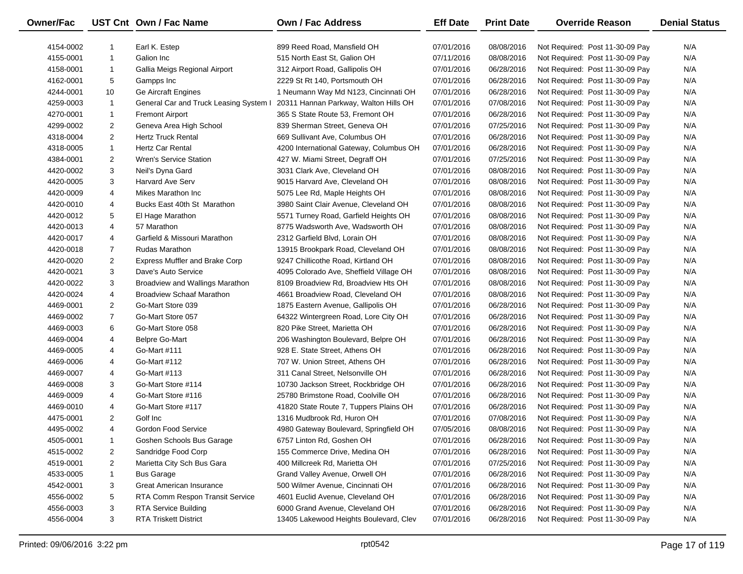| Owner/Fac | UST Cnt | Own / Fac Name | Own / Fac Address | Eff Date | Print Date | Override Reason | Denial Status |
|---|---|---|---|---|---|---|---|
| 4154-0002 | 1 | Earl K. Estep | 899 Reed Road, Mansfield OH | 07/01/2016 | 08/08/2016 | Not Required: Post 11-30-09 Pay | N/A |
| 4155-0001 | 1 | Galion Inc | 515 North East St, Galion OH | 07/11/2016 | 08/08/2016 | Not Required: Post 11-30-09 Pay | N/A |
| 4158-0001 | 1 | Gallia Meigs Regional Airport | 312 Airport Road, Gallipolis OH | 07/01/2016 | 06/28/2016 | Not Required: Post 11-30-09 Pay | N/A |
| 4162-0001 | 5 | Gampps Inc | 2229 St Rt 140, Portsmouth OH | 07/01/2016 | 06/28/2016 | Not Required: Post 11-30-09 Pay | N/A |
| 4244-0001 | 10 | Ge Aircraft Engines | 1 Neumann Way Md N123, Cincinnati OH | 07/01/2016 | 06/28/2016 | Not Required: Post 11-30-09 Pay | N/A |
| 4259-0003 | 1 | General Car and Truck Leasing System I | 20311 Hannan Parkway, Walton Hills OH | 07/01/2016 | 07/08/2016 | Not Required: Post 11-30-09 Pay | N/A |
| 4270-0001 | 1 | Fremont Airport | 365 S State Route 53, Fremont OH | 07/01/2016 | 06/28/2016 | Not Required: Post 11-30-09 Pay | N/A |
| 4299-0002 | 2 | Geneva Area High School | 839 Sherman Street, Geneva OH | 07/01/2016 | 07/25/2016 | Not Required: Post 11-30-09 Pay | N/A |
| 4318-0004 | 2 | Hertz Truck Rental | 669 Sullivant Ave, Columbus OH | 07/01/2016 | 06/28/2016 | Not Required: Post 11-30-09 Pay | N/A |
| 4318-0005 | 1 | Hertz Car Rental | 4200 International Gateway, Columbus OH | 07/01/2016 | 06/28/2016 | Not Required: Post 11-30-09 Pay | N/A |
| 4384-0001 | 2 | Wren's Service Station | 427 W. Miami Street, Degraff OH | 07/01/2016 | 07/25/2016 | Not Required: Post 11-30-09 Pay | N/A |
| 4420-0002 | 3 | Neil's Dyna Gard | 3031 Clark Ave, Cleveland OH | 07/01/2016 | 08/08/2016 | Not Required: Post 11-30-09 Pay | N/A |
| 4420-0005 | 3 | Harvard Ave Serv | 9015 Harvard Ave, Cleveland OH | 07/01/2016 | 08/08/2016 | Not Required: Post 11-30-09 Pay | N/A |
| 4420-0009 | 4 | Mikes Marathon Inc | 5075 Lee Rd, Maple Heights OH | 07/01/2016 | 08/08/2016 | Not Required: Post 11-30-09 Pay | N/A |
| 4420-0010 | 4 | Bucks East 40th St Marathon | 3980 Saint Clair Avenue, Cleveland OH | 07/01/2016 | 08/08/2016 | Not Required: Post 11-30-09 Pay | N/A |
| 4420-0012 | 5 | El Hage Marathon | 5571 Turney Road, Garfield Heights OH | 07/01/2016 | 08/08/2016 | Not Required: Post 11-30-09 Pay | N/A |
| 4420-0013 | 4 | 57 Marathon | 8775 Wadsworth Ave, Wadsworth OH | 07/01/2016 | 08/08/2016 | Not Required: Post 11-30-09 Pay | N/A |
| 4420-0017 | 4 | Garfield & Missouri Marathon | 2312 Garfield Blvd, Lorain OH | 07/01/2016 | 08/08/2016 | Not Required: Post 11-30-09 Pay | N/A |
| 4420-0018 | 7 | Rudas Marathon | 13915 Brookpark Road, Cleveland OH | 07/01/2016 | 08/08/2016 | Not Required: Post 11-30-09 Pay | N/A |
| 4420-0020 | 2 | Express Muffler and Brake Corp | 9247 Chillicothe Road, Kirtland OH | 07/01/2016 | 08/08/2016 | Not Required: Post 11-30-09 Pay | N/A |
| 4420-0021 | 3 | Dave's Auto Service | 4095 Colorado Ave, Sheffield Village OH | 07/01/2016 | 08/08/2016 | Not Required: Post 11-30-09 Pay | N/A |
| 4420-0022 | 3 | Broadview and Wallings Marathon | 8109 Broadview Rd, Broadview Hts OH | 07/01/2016 | 08/08/2016 | Not Required: Post 11-30-09 Pay | N/A |
| 4420-0024 | 4 | Broadview Schaaf Marathon | 4661 Broadview Road, Cleveland OH | 07/01/2016 | 08/08/2016 | Not Required: Post 11-30-09 Pay | N/A |
| 4469-0001 | 2 | Go-Mart Store 039 | 1875 Eastern Avenue, Gallipolis OH | 07/01/2016 | 06/28/2016 | Not Required: Post 11-30-09 Pay | N/A |
| 4469-0002 | 7 | Go-Mart Store 057 | 64322 Wintergreen Road, Lore City OH | 07/01/2016 | 06/28/2016 | Not Required: Post 11-30-09 Pay | N/A |
| 4469-0003 | 6 | Go-Mart Store 058 | 820 Pike Street, Marietta OH | 07/01/2016 | 06/28/2016 | Not Required: Post 11-30-09 Pay | N/A |
| 4469-0004 | 4 | Belpre Go-Mart | 206 Washington Boulevard, Belpre OH | 07/01/2016 | 06/28/2016 | Not Required: Post 11-30-09 Pay | N/A |
| 4469-0005 | 4 | Go-Mart #111 | 928 E. State Street, Athens OH | 07/01/2016 | 06/28/2016 | Not Required: Post 11-30-09 Pay | N/A |
| 4469-0006 | 4 | Go-Mart #112 | 707 W. Union Street, Athens OH | 07/01/2016 | 06/28/2016 | Not Required: Post 11-30-09 Pay | N/A |
| 4469-0007 | 4 | Go-Mart #113 | 311 Canal Street, Nelsonville OH | 07/01/2016 | 06/28/2016 | Not Required: Post 11-30-09 Pay | N/A |
| 4469-0008 | 3 | Go-Mart Store #114 | 10730 Jackson Street, Rockbridge OH | 07/01/2016 | 06/28/2016 | Not Required: Post 11-30-09 Pay | N/A |
| 4469-0009 | 4 | Go-Mart Store #116 | 25780 Brimstone Road, Coolville OH | 07/01/2016 | 06/28/2016 | Not Required: Post 11-30-09 Pay | N/A |
| 4469-0010 | 4 | Go-Mart Store #117 | 41820 State Route 7, Tuppers Plains OH | 07/01/2016 | 06/28/2016 | Not Required: Post 11-30-09 Pay | N/A |
| 4475-0001 | 2 | Golf Inc | 1316 Mudbrook Rd, Huron OH | 07/01/2016 | 07/08/2016 | Not Required: Post 11-30-09 Pay | N/A |
| 4495-0002 | 4 | Gordon Food Service | 4980 Gateway Boulevard, Springfield OH | 07/05/2016 | 08/08/2016 | Not Required: Post 11-30-09 Pay | N/A |
| 4505-0001 | 1 | Goshen Schools Bus Garage | 6757 Linton Rd, Goshen OH | 07/01/2016 | 06/28/2016 | Not Required: Post 11-30-09 Pay | N/A |
| 4515-0002 | 2 | Sandridge Food Corp | 155 Commerce Drive, Medina OH | 07/01/2016 | 06/28/2016 | Not Required: Post 11-30-09 Pay | N/A |
| 4519-0001 | 2 | Marietta City Sch Bus Gara | 400 Millcreek Rd, Marietta OH | 07/01/2016 | 07/25/2016 | Not Required: Post 11-30-09 Pay | N/A |
| 4533-0005 | 1 | Bus Garage | Grand Valley Avenue, Orwell OH | 07/01/2016 | 06/28/2016 | Not Required: Post 11-30-09 Pay | N/A |
| 4542-0001 | 3 | Great American Insurance | 500 Wilmer Avenue, Cincinnati OH | 07/01/2016 | 06/28/2016 | Not Required: Post 11-30-09 Pay | N/A |
| 4556-0002 | 5 | RTA Comm Respon Transit Service | 4601 Euclid Avenue, Cleveland OH | 07/01/2016 | 06/28/2016 | Not Required: Post 11-30-09 Pay | N/A |
| 4556-0003 | 3 | RTA Service Building | 6000 Grand Avenue, Cleveland OH | 07/01/2016 | 06/28/2016 | Not Required: Post 11-30-09 Pay | N/A |
| 4556-0004 | 3 | RTA Triskett District | 13405 Lakewood Heights Boulevard, Clev | 07/01/2016 | 06/28/2016 | Not Required: Post 11-30-09 Pay | N/A |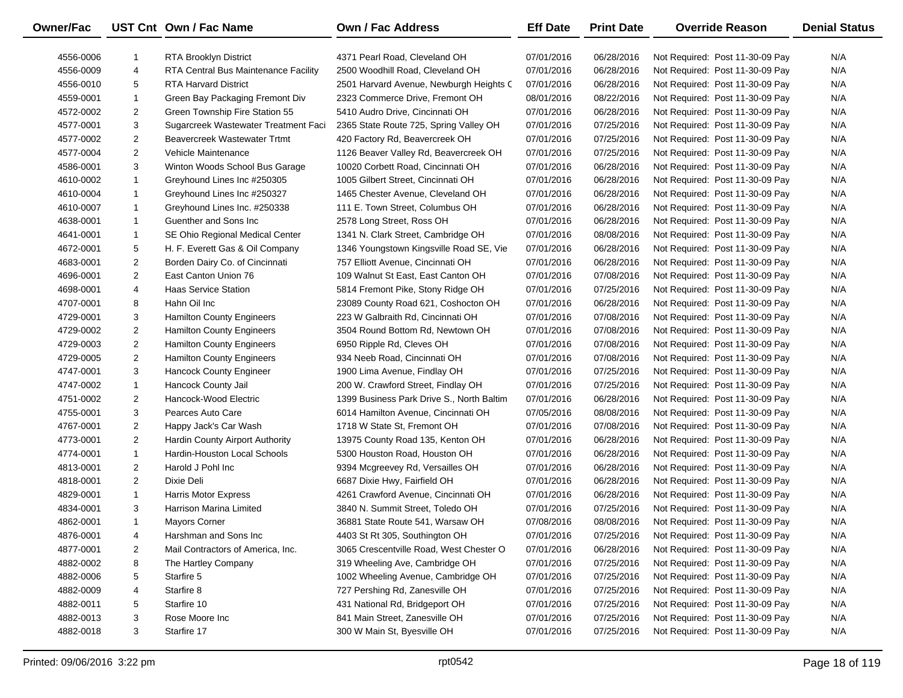| Owner/Fac | UST Cnt | Own / Fac Name | Own / Fac Address | Eff Date | Print Date | Override Reason | Denial Status |
|---|---|---|---|---|---|---|---|
| 4556-0006 | 1 | RTA Brooklyn District | 4371 Pearl Road, Cleveland OH | 07/01/2016 | 06/28/2016 | Not Required: Post 11-30-09 Pay | N/A |
| 4556-0009 | 4 | RTA Central Bus Maintenance Facility | 2500 Woodhill Road, Cleveland OH | 07/01/2016 | 06/28/2016 | Not Required: Post 11-30-09 Pay | N/A |
| 4556-0010 | 5 | RTA Harvard District | 2501 Harvard Avenue, Newburgh Heights C | 07/01/2016 | 06/28/2016 | Not Required: Post 11-30-09 Pay | N/A |
| 4559-0001 | 1 | Green Bay Packaging Fremont Div | 2323 Commerce Drive, Fremont OH | 08/01/2016 | 08/22/2016 | Not Required: Post 11-30-09 Pay | N/A |
| 4572-0002 | 2 | Green Township Fire Station 55 | 5410 Audro Drive, Cincinnati OH | 07/01/2016 | 06/28/2016 | Not Required: Post 11-30-09 Pay | N/A |
| 4577-0001 | 3 | Sugarcreek Wastewater Treatment Faci | 2365 State Route 725, Spring Valley OH | 07/01/2016 | 07/25/2016 | Not Required: Post 11-30-09 Pay | N/A |
| 4577-0002 | 2 | Beavercreek Wastewater Trtmt | 420 Factory Rd, Beavercreek OH | 07/01/2016 | 07/25/2016 | Not Required: Post 11-30-09 Pay | N/A |
| 4577-0004 | 2 | Vehicle Maintenance | 1126 Beaver Valley Rd, Beavercreek OH | 07/01/2016 | 07/25/2016 | Not Required: Post 11-30-09 Pay | N/A |
| 4586-0001 | 3 | Winton Woods School Bus Garage | 10020 Corbett Road, Cincinnati OH | 07/01/2016 | 06/28/2016 | Not Required: Post 11-30-09 Pay | N/A |
| 4610-0002 | 1 | Greyhound Lines Inc #250305 | 1005 Gilbert Street, Cincinnati OH | 07/01/2016 | 06/28/2016 | Not Required: Post 11-30-09 Pay | N/A |
| 4610-0004 | 1 | Greyhound Lines Inc #250327 | 1465 Chester Avenue, Cleveland OH | 07/01/2016 | 06/28/2016 | Not Required: Post 11-30-09 Pay | N/A |
| 4610-0007 | 1 | Greyhound Lines Inc. #250338 | 111 E. Town Street, Columbus OH | 07/01/2016 | 06/28/2016 | Not Required: Post 11-30-09 Pay | N/A |
| 4638-0001 | 1 | Guenther and Sons Inc | 2578 Long Street, Ross OH | 07/01/2016 | 06/28/2016 | Not Required: Post 11-30-09 Pay | N/A |
| 4641-0001 | 1 | SE Ohio Regional Medical Center | 1341 N. Clark Street, Cambridge OH | 07/01/2016 | 08/08/2016 | Not Required: Post 11-30-09 Pay | N/A |
| 4672-0001 | 5 | H. F. Everett Gas & Oil Company | 1346 Youngstown Kingsville Road SE, Vie | 07/01/2016 | 06/28/2016 | Not Required: Post 11-30-09 Pay | N/A |
| 4683-0001 | 2 | Borden Dairy Co. of Cincinnati | 757 Elliott Avenue, Cincinnati OH | 07/01/2016 | 06/28/2016 | Not Required: Post 11-30-09 Pay | N/A |
| 4696-0001 | 2 | East Canton Union 76 | 109 Walnut St East, East Canton OH | 07/01/2016 | 07/08/2016 | Not Required: Post 11-30-09 Pay | N/A |
| 4698-0001 | 4 | Haas Service Station | 5814 Fremont Pike, Stony Ridge OH | 07/01/2016 | 07/25/2016 | Not Required: Post 11-30-09 Pay | N/A |
| 4707-0001 | 8 | Hahn Oil Inc | 23089 County Road 621, Coshocton OH | 07/01/2016 | 06/28/2016 | Not Required: Post 11-30-09 Pay | N/A |
| 4729-0001 | 3 | Hamilton County Engineers | 223 W Galbraith Rd, Cincinnati OH | 07/01/2016 | 07/08/2016 | Not Required: Post 11-30-09 Pay | N/A |
| 4729-0002 | 2 | Hamilton County Engineers | 3504 Round Bottom Rd, Newtown OH | 07/01/2016 | 07/08/2016 | Not Required: Post 11-30-09 Pay | N/A |
| 4729-0003 | 2 | Hamilton County Engineers | 6950 Ripple Rd, Cleves OH | 07/01/2016 | 07/08/2016 | Not Required: Post 11-30-09 Pay | N/A |
| 4729-0005 | 2 | Hamilton County Engineers | 934 Neeb Road, Cincinnati OH | 07/01/2016 | 07/08/2016 | Not Required: Post 11-30-09 Pay | N/A |
| 4747-0001 | 3 | Hancock County Engineer | 1900 Lima Avenue, Findlay OH | 07/01/2016 | 07/25/2016 | Not Required: Post 11-30-09 Pay | N/A |
| 4747-0002 | 1 | Hancock County Jail | 200 W. Crawford Street, Findlay OH | 07/01/2016 | 07/25/2016 | Not Required: Post 11-30-09 Pay | N/A |
| 4751-0002 | 2 | Hancock-Wood Electric | 1399 Business Park Drive S., North Baltim | 07/01/2016 | 06/28/2016 | Not Required: Post 11-30-09 Pay | N/A |
| 4755-0001 | 3 | Pearces Auto Care | 6014 Hamilton Avenue, Cincinnati OH | 07/05/2016 | 08/08/2016 | Not Required: Post 11-30-09 Pay | N/A |
| 4767-0001 | 2 | Happy Jack's Car Wash | 1718 W State St, Fremont OH | 07/01/2016 | 07/08/2016 | Not Required: Post 11-30-09 Pay | N/A |
| 4773-0001 | 2 | Hardin County Airport Authority | 13975 County Road 135, Kenton OH | 07/01/2016 | 06/28/2016 | Not Required: Post 11-30-09 Pay | N/A |
| 4774-0001 | 1 | Hardin-Houston Local Schools | 5300 Houston Road, Houston OH | 07/01/2016 | 06/28/2016 | Not Required: Post 11-30-09 Pay | N/A |
| 4813-0001 | 2 | Harold J Pohl Inc | 9394 Mcgreevey Rd, Versailles OH | 07/01/2016 | 06/28/2016 | Not Required: Post 11-30-09 Pay | N/A |
| 4818-0001 | 2 | Dixie Deli | 6687 Dixie Hwy, Fairfield OH | 07/01/2016 | 06/28/2016 | Not Required: Post 11-30-09 Pay | N/A |
| 4829-0001 | 1 | Harris Motor Express | 4261 Crawford Avenue, Cincinnati OH | 07/01/2016 | 06/28/2016 | Not Required: Post 11-30-09 Pay | N/A |
| 4834-0001 | 3 | Harrison Marina Limited | 3840 N. Summit Street, Toledo OH | 07/01/2016 | 07/25/2016 | Not Required: Post 11-30-09 Pay | N/A |
| 4862-0001 | 1 | Mayors Corner | 36881 State Route 541, Warsaw OH | 07/08/2016 | 08/08/2016 | Not Required: Post 11-30-09 Pay | N/A |
| 4876-0001 | 4 | Harshman and Sons Inc | 4403 St Rt 305, Southington OH | 07/01/2016 | 07/25/2016 | Not Required: Post 11-30-09 Pay | N/A |
| 4877-0001 | 2 | Mail Contractors of America, Inc. | 3065 Crescentville Road, West Chester O | 07/01/2016 | 06/28/2016 | Not Required: Post 11-30-09 Pay | N/A |
| 4882-0002 | 8 | The Hartley Company | 319 Wheeling Ave, Cambridge OH | 07/01/2016 | 07/25/2016 | Not Required: Post 11-30-09 Pay | N/A |
| 4882-0006 | 5 | Starfire 5 | 1002 Wheeling Avenue, Cambridge OH | 07/01/2016 | 07/25/2016 | Not Required: Post 11-30-09 Pay | N/A |
| 4882-0009 | 4 | Starfire 8 | 727 Pershing Rd, Zanesville OH | 07/01/2016 | 07/25/2016 | Not Required: Post 11-30-09 Pay | N/A |
| 4882-0011 | 5 | Starfire 10 | 431 National Rd, Bridgeport OH | 07/01/2016 | 07/25/2016 | Not Required: Post 11-30-09 Pay | N/A |
| 4882-0013 | 3 | Rose Moore Inc | 841 Main Street, Zanesville OH | 07/01/2016 | 07/25/2016 | Not Required: Post 11-30-09 Pay | N/A |
| 4882-0018 | 3 | Starfire 17 | 300 W Main St, Byesville OH | 07/01/2016 | 07/25/2016 | Not Required: Post 11-30-09 Pay | N/A |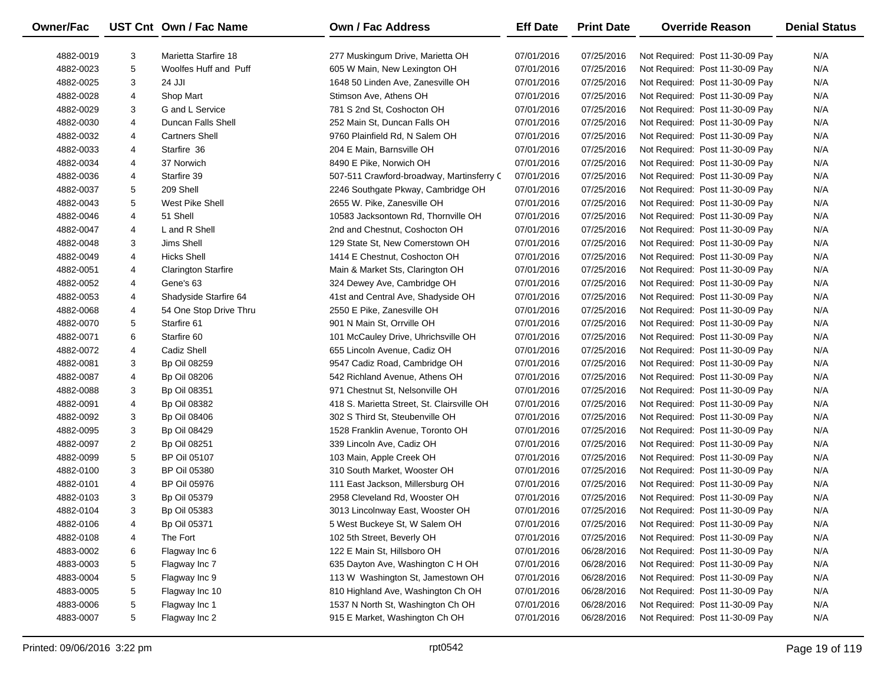| Owner/Fac | UST Cnt | Own / Fac Name | Own / Fac Address | Eff Date | Print Date | Override Reason | Denial Status |
|---|---|---|---|---|---|---|---|
| 4882-0019 | 3 | Marietta Starfire 18 | 277 Muskingum Drive, Marietta OH | 07/01/2016 | 07/25/2016 | Not Required: Post 11-30-09 Pay | N/A |
| 4882-0023 | 5 | Woolfes Huff and Puff | 605 W Main, New Lexington OH | 07/01/2016 | 07/25/2016 | Not Required: Post 11-30-09 Pay | N/A |
| 4882-0025 | 3 | 24 JJI | 1648 50 Linden Ave, Zanesville OH | 07/01/2016 | 07/25/2016 | Not Required: Post 11-30-09 Pay | N/A |
| 4882-0028 | 4 | Shop Mart | Stimson Ave, Athens OH | 07/01/2016 | 07/25/2016 | Not Required: Post 11-30-09 Pay | N/A |
| 4882-0029 | 3 | G and L Service | 781 S 2nd St, Coshocton OH | 07/01/2016 | 07/25/2016 | Not Required: Post 11-30-09 Pay | N/A |
| 4882-0030 | 4 | Duncan Falls Shell | 252 Main St, Duncan Falls OH | 07/01/2016 | 07/25/2016 | Not Required: Post 11-30-09 Pay | N/A |
| 4882-0032 | 4 | Cartners Shell | 9760 Plainfield Rd, N Salem OH | 07/01/2016 | 07/25/2016 | Not Required: Post 11-30-09 Pay | N/A |
| 4882-0033 | 4 | Starfire 36 | 204 E Main, Barnsville OH | 07/01/2016 | 07/25/2016 | Not Required: Post 11-30-09 Pay | N/A |
| 4882-0034 | 4 | 37 Norwich | 8490 E Pike, Norwich OH | 07/01/2016 | 07/25/2016 | Not Required: Post 11-30-09 Pay | N/A |
| 4882-0036 | 4 | Starfire 39 | 507-511 Crawford-broadway, Martinsferry C | 07/01/2016 | 07/25/2016 | Not Required: Post 11-30-09 Pay | N/A |
| 4882-0037 | 5 | 209 Shell | 2246 Southgate Pkway, Cambridge OH | 07/01/2016 | 07/25/2016 | Not Required: Post 11-30-09 Pay | N/A |
| 4882-0043 | 5 | West Pike Shell | 2655 W. Pike, Zanesville OH | 07/01/2016 | 07/25/2016 | Not Required: Post 11-30-09 Pay | N/A |
| 4882-0046 | 4 | 51 Shell | 10583 Jacksontown Rd, Thornville OH | 07/01/2016 | 07/25/2016 | Not Required: Post 11-30-09 Pay | N/A |
| 4882-0047 | 4 | L and R Shell | 2nd and Chestnut, Coshocton OH | 07/01/2016 | 07/25/2016 | Not Required: Post 11-30-09 Pay | N/A |
| 4882-0048 | 3 | Jims Shell | 129 State St, New Comerstown OH | 07/01/2016 | 07/25/2016 | Not Required: Post 11-30-09 Pay | N/A |
| 4882-0049 | 4 | Hicks Shell | 1414 E Chestnut, Coshocton OH | 07/01/2016 | 07/25/2016 | Not Required: Post 11-30-09 Pay | N/A |
| 4882-0051 | 4 | Clarington Starfire | Main & Market Sts, Clarington OH | 07/01/2016 | 07/25/2016 | Not Required: Post 11-30-09 Pay | N/A |
| 4882-0052 | 4 | Gene's 63 | 324 Dewey Ave, Cambridge OH | 07/01/2016 | 07/25/2016 | Not Required: Post 11-30-09 Pay | N/A |
| 4882-0053 | 4 | Shadyside Starfire 64 | 41st and Central Ave, Shadyside OH | 07/01/2016 | 07/25/2016 | Not Required: Post 11-30-09 Pay | N/A |
| 4882-0068 | 4 | 54 One Stop Drive Thru | 2550 E Pike, Zanesville OH | 07/01/2016 | 07/25/2016 | Not Required: Post 11-30-09 Pay | N/A |
| 4882-0070 | 5 | Starfire 61 | 901 N Main St, Orrville OH | 07/01/2016 | 07/25/2016 | Not Required: Post 11-30-09 Pay | N/A |
| 4882-0071 | 6 | Starfire 60 | 101 McCauley Drive, Uhrichsville OH | 07/01/2016 | 07/25/2016 | Not Required: Post 11-30-09 Pay | N/A |
| 4882-0072 | 4 | Cadiz Shell | 655 Lincoln Avenue, Cadiz OH | 07/01/2016 | 07/25/2016 | Not Required: Post 11-30-09 Pay | N/A |
| 4882-0081 | 3 | Bp Oil 08259 | 9547 Cadiz Road, Cambridge OH | 07/01/2016 | 07/25/2016 | Not Required: Post 11-30-09 Pay | N/A |
| 4882-0087 | 4 | Bp Oil 08206 | 542 Richland Avenue, Athens OH | 07/01/2016 | 07/25/2016 | Not Required: Post 11-30-09 Pay | N/A |
| 4882-0088 | 3 | Bp Oil 08351 | 971 Chestnut St, Nelsonville OH | 07/01/2016 | 07/25/2016 | Not Required: Post 11-30-09 Pay | N/A |
| 4882-0091 | 4 | Bp Oil 08382 | 418 S. Marietta Street, St. Clairsville OH | 07/01/2016 | 07/25/2016 | Not Required: Post 11-30-09 Pay | N/A |
| 4882-0092 | 3 | Bp Oil 08406 | 302 S Third St, Steubenville OH | 07/01/2016 | 07/25/2016 | Not Required: Post 11-30-09 Pay | N/A |
| 4882-0095 | 3 | Bp Oil 08429 | 1528 Franklin Avenue, Toronto OH | 07/01/2016 | 07/25/2016 | Not Required: Post 11-30-09 Pay | N/A |
| 4882-0097 | 2 | Bp Oil 08251 | 339 Lincoln Ave, Cadiz OH | 07/01/2016 | 07/25/2016 | Not Required: Post 11-30-09 Pay | N/A |
| 4882-0099 | 5 | BP Oil 05107 | 103 Main, Apple Creek OH | 07/01/2016 | 07/25/2016 | Not Required: Post 11-30-09 Pay | N/A |
| 4882-0100 | 3 | BP Oil 05380 | 310 South Market, Wooster OH | 07/01/2016 | 07/25/2016 | Not Required: Post 11-30-09 Pay | N/A |
| 4882-0101 | 4 | BP Oil 05976 | 111 East Jackson, Millersburg OH | 07/01/2016 | 07/25/2016 | Not Required: Post 11-30-09 Pay | N/A |
| 4882-0103 | 3 | Bp Oil 05379 | 2958 Cleveland Rd, Wooster OH | 07/01/2016 | 07/25/2016 | Not Required: Post 11-30-09 Pay | N/A |
| 4882-0104 | 3 | Bp Oil 05383 | 3013 Lincolnway East, Wooster OH | 07/01/2016 | 07/25/2016 | Not Required: Post 11-30-09 Pay | N/A |
| 4882-0106 | 4 | Bp Oil 05371 | 5 West Buckeye St, W Salem OH | 07/01/2016 | 07/25/2016 | Not Required: Post 11-30-09 Pay | N/A |
| 4882-0108 | 4 | The Fort | 102 5th Street, Beverly OH | 07/01/2016 | 07/25/2016 | Not Required: Post 11-30-09 Pay | N/A |
| 4883-0002 | 6 | Flagway Inc 6 | 122 E Main St, Hillsboro OH | 07/01/2016 | 06/28/2016 | Not Required: Post 11-30-09 Pay | N/A |
| 4883-0003 | 5 | Flagway Inc 7 | 635 Dayton Ave, Washington C H OH | 07/01/2016 | 06/28/2016 | Not Required: Post 11-30-09 Pay | N/A |
| 4883-0004 | 5 | Flagway Inc 9 | 113 W Washington St, Jamestown OH | 07/01/2016 | 06/28/2016 | Not Required: Post 11-30-09 Pay | N/A |
| 4883-0005 | 5 | Flagway Inc 10 | 810 Highland Ave, Washington Ch OH | 07/01/2016 | 06/28/2016 | Not Required: Post 11-30-09 Pay | N/A |
| 4883-0006 | 5 | Flagway Inc 1 | 1537 N North St, Washington Ch OH | 07/01/2016 | 06/28/2016 | Not Required: Post 11-30-09 Pay | N/A |
| 4883-0007 | 5 | Flagway Inc 2 | 915 E Market, Washington Ch OH | 07/01/2016 | 06/28/2016 | Not Required: Post 11-30-09 Pay | N/A |

Printed: 09/06/2016 3:22 pm　　rpt0542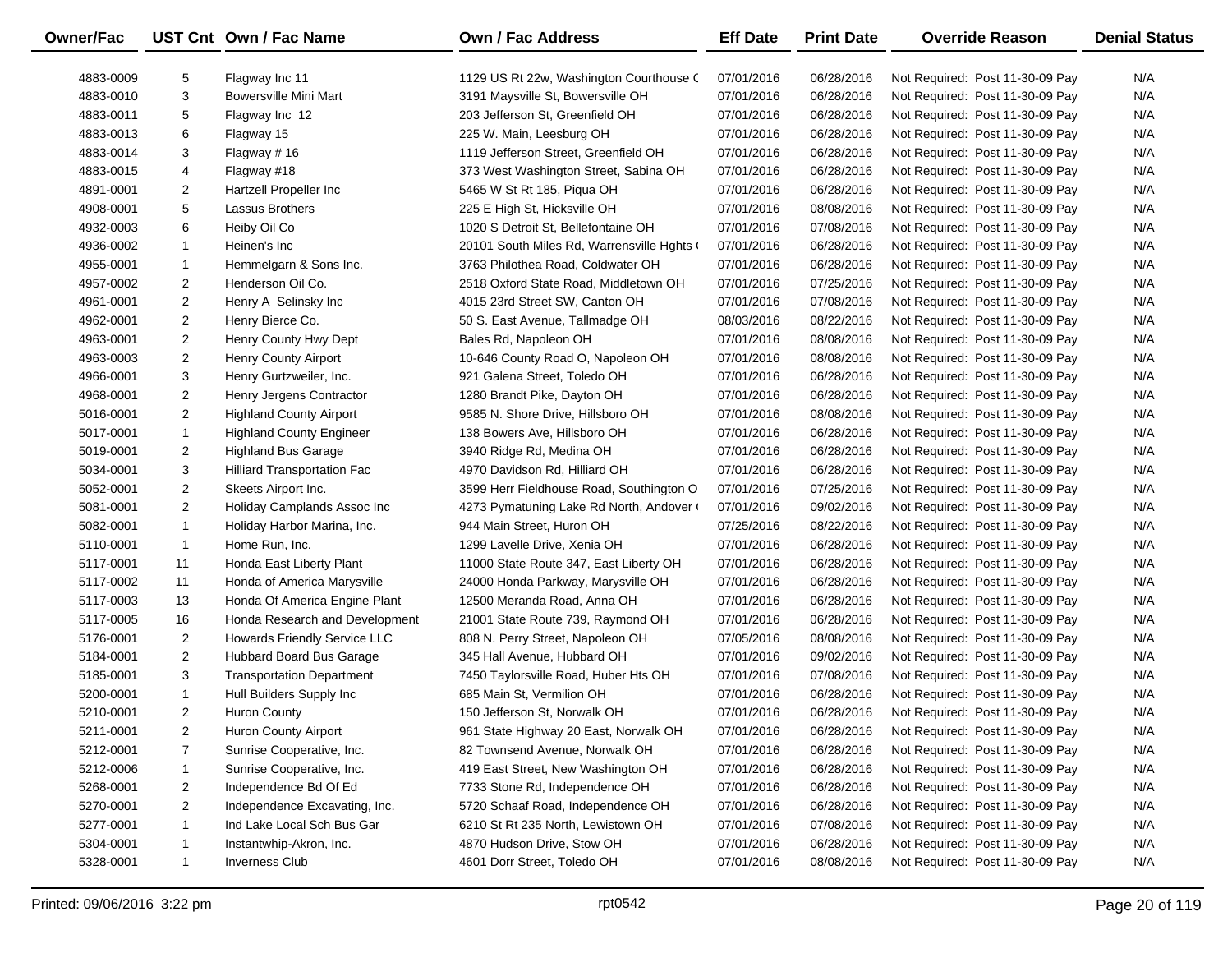| Owner/Fac | UST Cnt | Own / Fac Name | Own / Fac Address | Eff Date | Print Date | Override Reason | Denial Status |
|---|---|---|---|---|---|---|---|
| 4883-0009 | 5 | Flagway Inc 11 | 1129 US Rt 22w, Washington Courthouse ( | 07/01/2016 | 06/28/2016 | Not Required: Post 11-30-09 Pay | N/A |
| 4883-0010 | 3 | Bowersville Mini Mart | 3191 Maysville St, Bowersville OH | 07/01/2016 | 06/28/2016 | Not Required: Post 11-30-09 Pay | N/A |
| 4883-0011 | 5 | Flagway Inc 12 | 203 Jefferson St, Greenfield OH | 07/01/2016 | 06/28/2016 | Not Required: Post 11-30-09 Pay | N/A |
| 4883-0013 | 6 | Flagway 15 | 225 W. Main, Leesburg OH | 07/01/2016 | 06/28/2016 | Not Required: Post 11-30-09 Pay | N/A |
| 4883-0014 | 3 | Flagway # 16 | 1119 Jefferson Street, Greenfield OH | 07/01/2016 | 06/28/2016 | Not Required: Post 11-30-09 Pay | N/A |
| 4883-0015 | 4 | Flagway #18 | 373 West Washington Street, Sabina OH | 07/01/2016 | 06/28/2016 | Not Required: Post 11-30-09 Pay | N/A |
| 4891-0001 | 2 | Hartzell Propeller Inc | 5465 W St Rt 185, Piqua OH | 07/01/2016 | 06/28/2016 | Not Required: Post 11-30-09 Pay | N/A |
| 4908-0001 | 5 | Lassus Brothers | 225 E High St, Hicksville OH | 07/01/2016 | 08/08/2016 | Not Required: Post 11-30-09 Pay | N/A |
| 4932-0003 | 6 | Heiby Oil Co | 1020 S Detroit St, Bellefontaine OH | 07/01/2016 | 07/08/2016 | Not Required: Post 11-30-09 Pay | N/A |
| 4936-0002 | 1 | Heinen's Inc | 20101 South Miles Rd, Warrensville Hghts ( | 07/01/2016 | 06/28/2016 | Not Required: Post 11-30-09 Pay | N/A |
| 4955-0001 | 1 | Hemmelgarn & Sons Inc. | 3763 Philothea Road, Coldwater OH | 07/01/2016 | 06/28/2016 | Not Required: Post 11-30-09 Pay | N/A |
| 4957-0002 | 2 | Henderson Oil Co. | 2518 Oxford State Road, Middletown OH | 07/01/2016 | 07/25/2016 | Not Required: Post 11-30-09 Pay | N/A |
| 4961-0001 | 2 | Henry A Selinsky Inc | 4015 23rd Street SW, Canton OH | 07/01/2016 | 07/08/2016 | Not Required: Post 11-30-09 Pay | N/A |
| 4962-0001 | 2 | Henry Bierce Co. | 50 S. East Avenue, Tallmadge OH | 08/03/2016 | 08/22/2016 | Not Required: Post 11-30-09 Pay | N/A |
| 4963-0001 | 2 | Henry County Hwy Dept | Bales Rd, Napoleon OH | 07/01/2016 | 08/08/2016 | Not Required: Post 11-30-09 Pay | N/A |
| 4963-0003 | 2 | Henry County Airport | 10-646 County Road O, Napoleon OH | 07/01/2016 | 08/08/2016 | Not Required: Post 11-30-09 Pay | N/A |
| 4966-0001 | 3 | Henry Gurtzweiler, Inc. | 921 Galena Street, Toledo OH | 07/01/2016 | 06/28/2016 | Not Required: Post 11-30-09 Pay | N/A |
| 4968-0001 | 2 | Henry Jergens Contractor | 1280 Brandt Pike, Dayton OH | 07/01/2016 | 06/28/2016 | Not Required: Post 11-30-09 Pay | N/A |
| 5016-0001 | 2 | Highland County Airport | 9585 N. Shore Drive, Hillsboro OH | 07/01/2016 | 08/08/2016 | Not Required: Post 11-30-09 Pay | N/A |
| 5017-0001 | 1 | Highland County Engineer | 138 Bowers Ave, Hillsboro OH | 07/01/2016 | 06/28/2016 | Not Required: Post 11-30-09 Pay | N/A |
| 5019-0001 | 2 | Highland Bus Garage | 3940 Ridge Rd, Medina OH | 07/01/2016 | 06/28/2016 | Not Required: Post 11-30-09 Pay | N/A |
| 5034-0001 | 3 | Hilliard Transportation Fac | 4970 Davidson Rd, Hilliard OH | 07/01/2016 | 06/28/2016 | Not Required: Post 11-30-09 Pay | N/A |
| 5052-0001 | 2 | Skeets Airport Inc. | 3599 Herr Fieldhouse Road, Southington O | 07/01/2016 | 07/25/2016 | Not Required: Post 11-30-09 Pay | N/A |
| 5081-0001 | 2 | Holiday Camplands Assoc Inc | 4273 Pymatuning Lake Rd North, Andover ( | 07/01/2016 | 09/02/2016 | Not Required: Post 11-30-09 Pay | N/A |
| 5082-0001 | 1 | Holiday Harbor Marina, Inc. | 944 Main Street, Huron OH | 07/25/2016 | 08/22/2016 | Not Required: Post 11-30-09 Pay | N/A |
| 5110-0001 | 1 | Home Run, Inc. | 1299 Lavelle Drive, Xenia OH | 07/01/2016 | 06/28/2016 | Not Required: Post 11-30-09 Pay | N/A |
| 5117-0001 | 11 | Honda East Liberty Plant | 11000 State Route 347, East Liberty OH | 07/01/2016 | 06/28/2016 | Not Required: Post 11-30-09 Pay | N/A |
| 5117-0002 | 11 | Honda of America Marysville | 24000 Honda Parkway, Marysville OH | 07/01/2016 | 06/28/2016 | Not Required: Post 11-30-09 Pay | N/A |
| 5117-0003 | 13 | Honda Of America Engine Plant | 12500 Meranda Road, Anna OH | 07/01/2016 | 06/28/2016 | Not Required: Post 11-30-09 Pay | N/A |
| 5117-0005 | 16 | Honda Research and Development | 21001 State Route 739, Raymond OH | 07/01/2016 | 06/28/2016 | Not Required: Post 11-30-09 Pay | N/A |
| 5176-0001 | 2 | Howards Friendly Service LLC | 808 N. Perry Street, Napoleon OH | 07/05/2016 | 08/08/2016 | Not Required: Post 11-30-09 Pay | N/A |
| 5184-0001 | 2 | Hubbard Board Bus Garage | 345 Hall Avenue, Hubbard OH | 07/01/2016 | 09/02/2016 | Not Required: Post 11-30-09 Pay | N/A |
| 5185-0001 | 3 | Transportation Department | 7450 Taylorsville Road, Huber Hts OH | 07/01/2016 | 07/08/2016 | Not Required: Post 11-30-09 Pay | N/A |
| 5200-0001 | 1 | Hull Builders Supply Inc | 685 Main St, Vermilion OH | 07/01/2016 | 06/28/2016 | Not Required: Post 11-30-09 Pay | N/A |
| 5210-0001 | 2 | Huron County | 150 Jefferson St, Norwalk OH | 07/01/2016 | 06/28/2016 | Not Required: Post 11-30-09 Pay | N/A |
| 5211-0001 | 2 | Huron County Airport | 961 State Highway 20 East, Norwalk OH | 07/01/2016 | 06/28/2016 | Not Required: Post 11-30-09 Pay | N/A |
| 5212-0001 | 7 | Sunrise Cooperative, Inc. | 82 Townsend Avenue, Norwalk OH | 07/01/2016 | 06/28/2016 | Not Required: Post 11-30-09 Pay | N/A |
| 5212-0006 | 1 | Sunrise Cooperative, Inc. | 419 East Street, New Washington OH | 07/01/2016 | 06/28/2016 | Not Required: Post 11-30-09 Pay | N/A |
| 5268-0001 | 2 | Independence Bd Of Ed | 7733 Stone Rd, Independence OH | 07/01/2016 | 06/28/2016 | Not Required: Post 11-30-09 Pay | N/A |
| 5270-0001 | 2 | Independence Excavating, Inc. | 5720 Schaaf Road, Independence OH | 07/01/2016 | 06/28/2016 | Not Required: Post 11-30-09 Pay | N/A |
| 5277-0001 | 1 | Ind Lake Local Sch Bus Gar | 6210 St Rt 235 North, Lewistown OH | 07/01/2016 | 07/08/2016 | Not Required: Post 11-30-09 Pay | N/A |
| 5304-0001 | 1 | Instantwhip-Akron, Inc. | 4870 Hudson Drive, Stow OH | 07/01/2016 | 06/28/2016 | Not Required: Post 11-30-09 Pay | N/A |
| 5328-0001 | 1 | Inverness Club | 4601 Dorr Street, Toledo OH | 07/01/2016 | 08/08/2016 | Not Required: Post 11-30-09 Pay | N/A |

Printed: 09/06/2016 3:22 pm rpt0542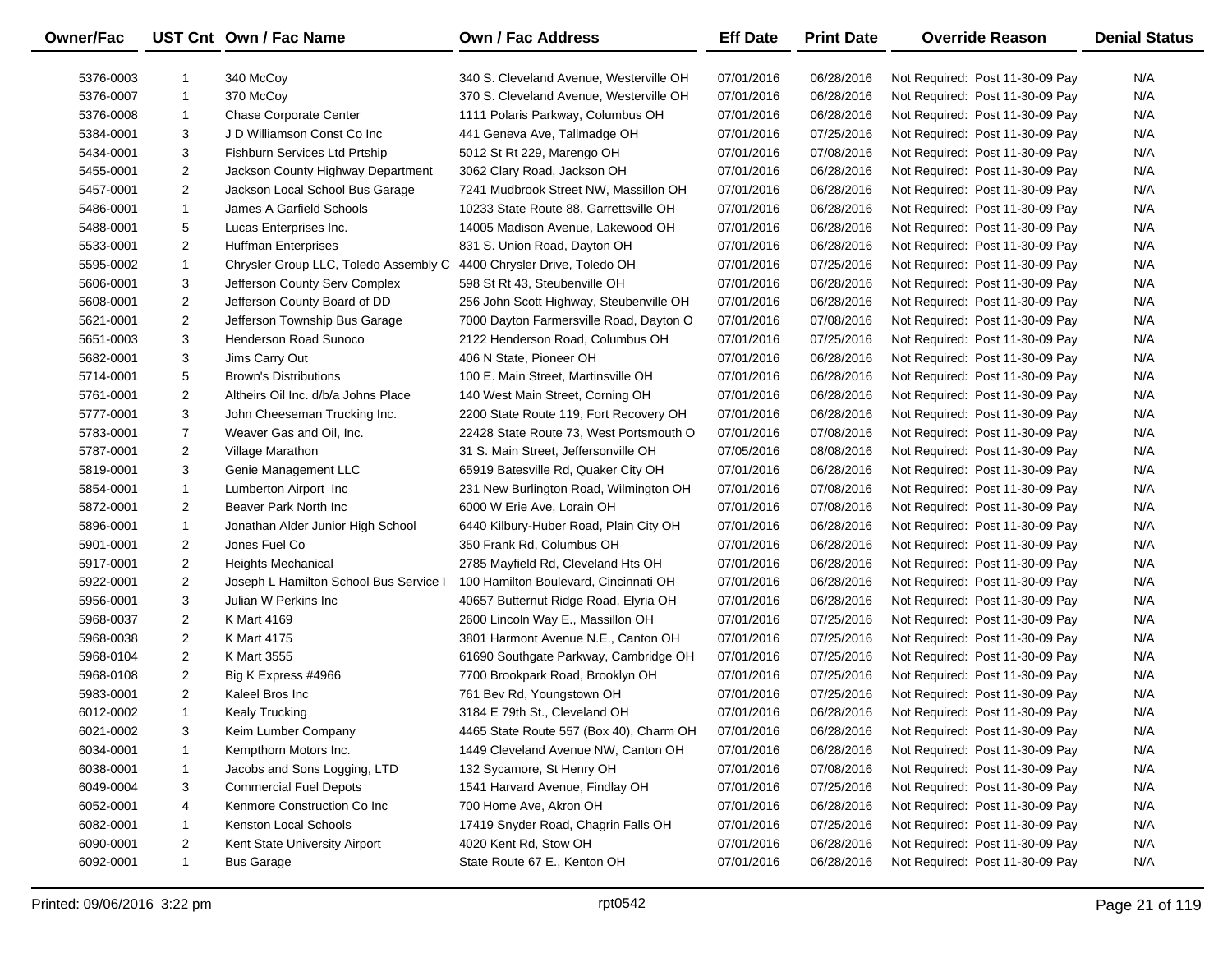| Owner/Fac | UST Cnt | Own / Fac Name | Own / Fac Address | Eff Date | Print Date | Override Reason | Denial Status |
|---|---|---|---|---|---|---|---|
| 5376-0003 | 1 | 340 McCoy | 340 S. Cleveland Avenue, Westerville OH | 07/01/2016 | 06/28/2016 | Not Required: Post 11-30-09 Pay | N/A |
| 5376-0007 | 1 | 370 McCoy | 370 S. Cleveland Avenue, Westerville OH | 07/01/2016 | 06/28/2016 | Not Required: Post 11-30-09 Pay | N/A |
| 5376-0008 | 1 | Chase Corporate Center | 1111 Polaris Parkway, Columbus OH | 07/01/2016 | 06/28/2016 | Not Required: Post 11-30-09 Pay | N/A |
| 5384-0001 | 3 | J D Williamson Const Co Inc | 441 Geneva Ave, Tallmadge OH | 07/01/2016 | 07/25/2016 | Not Required: Post 11-30-09 Pay | N/A |
| 5434-0001 | 3 | Fishburn Services Ltd Prtship | 5012 St Rt 229, Marengo OH | 07/01/2016 | 07/08/2016 | Not Required: Post 11-30-09 Pay | N/A |
| 5455-0001 | 2 | Jackson County Highway Department | 3062 Clary Road, Jackson OH | 07/01/2016 | 06/28/2016 | Not Required: Post 11-30-09 Pay | N/A |
| 5457-0001 | 2 | Jackson Local School Bus Garage | 7241 Mudbrook Street NW, Massillon OH | 07/01/2016 | 06/28/2016 | Not Required: Post 11-30-09 Pay | N/A |
| 5486-0001 | 1 | James A Garfield Schools | 10233 State Route 88, Garrettsville OH | 07/01/2016 | 06/28/2016 | Not Required: Post 11-30-09 Pay | N/A |
| 5488-0001 | 5 | Lucas Enterprises Inc. | 14005 Madison Avenue, Lakewood OH | 07/01/2016 | 06/28/2016 | Not Required: Post 11-30-09 Pay | N/A |
| 5533-0001 | 2 | Huffman Enterprises | 831 S. Union Road, Dayton OH | 07/01/2016 | 06/28/2016 | Not Required: Post 11-30-09 Pay | N/A |
| 5595-0002 | 1 | Chrysler Group LLC, Toledo Assembly C | 4400 Chrysler Drive, Toledo OH | 07/01/2016 | 07/25/2016 | Not Required: Post 11-30-09 Pay | N/A |
| 5606-0001 | 3 | Jefferson County Serv Complex | 598 St Rt 43, Steubenville OH | 07/01/2016 | 06/28/2016 | Not Required: Post 11-30-09 Pay | N/A |
| 5608-0001 | 2 | Jefferson County Board of DD | 256 John Scott Highway, Steubenville OH | 07/01/2016 | 06/28/2016 | Not Required: Post 11-30-09 Pay | N/A |
| 5621-0001 | 2 | Jefferson Township Bus Garage | 7000 Dayton Farmersville Road, Dayton O | 07/01/2016 | 07/08/2016 | Not Required: Post 11-30-09 Pay | N/A |
| 5651-0003 | 3 | Henderson Road Sunoco | 2122 Henderson Road, Columbus OH | 07/01/2016 | 07/25/2016 | Not Required: Post 11-30-09 Pay | N/A |
| 5682-0001 | 3 | Jims Carry Out | 406 N State, Pioneer OH | 07/01/2016 | 06/28/2016 | Not Required: Post 11-30-09 Pay | N/A |
| 5714-0001 | 5 | Brown's Distributions | 100 E. Main Street, Martinsville OH | 07/01/2016 | 06/28/2016 | Not Required: Post 11-30-09 Pay | N/A |
| 5761-0001 | 2 | Altheirs Oil Inc. d/b/a Johns Place | 140 West Main Street, Corning OH | 07/01/2016 | 06/28/2016 | Not Required: Post 11-30-09 Pay | N/A |
| 5777-0001 | 3 | John Cheeseman Trucking Inc. | 2200 State Route 119, Fort Recovery OH | 07/01/2016 | 06/28/2016 | Not Required: Post 11-30-09 Pay | N/A |
| 5783-0001 | 7 | Weaver Gas and Oil, Inc. | 22428 State Route 73, West Portsmouth O | 07/01/2016 | 07/08/2016 | Not Required: Post 11-30-09 Pay | N/A |
| 5787-0001 | 2 | Village Marathon | 31 S. Main Street, Jeffersonville OH | 07/05/2016 | 08/08/2016 | Not Required: Post 11-30-09 Pay | N/A |
| 5819-0001 | 3 | Genie Management LLC | 65919 Batesville Rd, Quaker City OH | 07/01/2016 | 06/28/2016 | Not Required: Post 11-30-09 Pay | N/A |
| 5854-0001 | 1 | Lumberton Airport Inc | 231 New Burlington Road, Wilmington OH | 07/01/2016 | 07/08/2016 | Not Required: Post 11-30-09 Pay | N/A |
| 5872-0001 | 2 | Beaver Park North Inc | 6000 W Erie Ave, Lorain OH | 07/01/2016 | 07/08/2016 | Not Required: Post 11-30-09 Pay | N/A |
| 5896-0001 | 1 | Jonathan Alder Junior High School | 6440 Kilbury-Huber Road, Plain City OH | 07/01/2016 | 06/28/2016 | Not Required: Post 11-30-09 Pay | N/A |
| 5901-0001 | 2 | Jones Fuel Co | 350 Frank Rd, Columbus OH | 07/01/2016 | 06/28/2016 | Not Required: Post 11-30-09 Pay | N/A |
| 5917-0001 | 2 | Heights Mechanical | 2785 Mayfield Rd, Cleveland Hts OH | 07/01/2016 | 06/28/2016 | Not Required: Post 11-30-09 Pay | N/A |
| 5922-0001 | 2 | Joseph L Hamilton School Bus Service I | 100 Hamilton Boulevard, Cincinnati OH | 07/01/2016 | 06/28/2016 | Not Required: Post 11-30-09 Pay | N/A |
| 5956-0001 | 3 | Julian W Perkins Inc | 40657 Butternut Ridge Road, Elyria OH | 07/01/2016 | 06/28/2016 | Not Required: Post 11-30-09 Pay | N/A |
| 5968-0037 | 2 | K Mart 4169 | 2600 Lincoln Way E., Massillon OH | 07/01/2016 | 07/25/2016 | Not Required: Post 11-30-09 Pay | N/A |
| 5968-0038 | 2 | K Mart 4175 | 3801 Harmont Avenue N.E., Canton OH | 07/01/2016 | 07/25/2016 | Not Required: Post 11-30-09 Pay | N/A |
| 5968-0104 | 2 | K Mart 3555 | 61690 Southgate Parkway, Cambridge OH | 07/01/2016 | 07/25/2016 | Not Required: Post 11-30-09 Pay | N/A |
| 5968-0108 | 2 | Big K Express #4966 | 7700 Brookpark Road, Brooklyn OH | 07/01/2016 | 07/25/2016 | Not Required: Post 11-30-09 Pay | N/A |
| 5983-0001 | 2 | Kaleel Bros Inc | 761 Bev Rd, Youngstown OH | 07/01/2016 | 07/25/2016 | Not Required: Post 11-30-09 Pay | N/A |
| 6012-0002 | 1 | Kealy Trucking | 3184 E 79th St., Cleveland OH | 07/01/2016 | 06/28/2016 | Not Required: Post 11-30-09 Pay | N/A |
| 6021-0002 | 3 | Keim Lumber Company | 4465 State Route 557 (Box 40), Charm OH | 07/01/2016 | 06/28/2016 | Not Required: Post 11-30-09 Pay | N/A |
| 6034-0001 | 1 | Kempthorn Motors Inc. | 1449 Cleveland Avenue NW, Canton OH | 07/01/2016 | 06/28/2016 | Not Required: Post 11-30-09 Pay | N/A |
| 6038-0001 | 1 | Jacobs and Sons Logging, LTD | 132 Sycamore, St Henry OH | 07/01/2016 | 07/08/2016 | Not Required: Post 11-30-09 Pay | N/A |
| 6049-0004 | 3 | Commercial Fuel Depots | 1541 Harvard Avenue, Findlay OH | 07/01/2016 | 07/25/2016 | Not Required: Post 11-30-09 Pay | N/A |
| 6052-0001 | 4 | Kenmore Construction Co Inc | 700 Home Ave, Akron OH | 07/01/2016 | 06/28/2016 | Not Required: Post 11-30-09 Pay | N/A |
| 6082-0001 | 1 | Kenston Local Schools | 17419 Snyder Road, Chagrin Falls OH | 07/01/2016 | 07/25/2016 | Not Required: Post 11-30-09 Pay | N/A |
| 6090-0001 | 2 | Kent State University Airport | 4020 Kent Rd, Stow OH | 07/01/2016 | 06/28/2016 | Not Required: Post 11-30-09 Pay | N/A |
| 6092-0001 | 1 | Bus Garage | State Route 67 E., Kenton OH | 07/01/2016 | 06/28/2016 | Not Required: Post 11-30-09 Pay | N/A |

Printed: 09/06/2016 3:22 pm rpt0542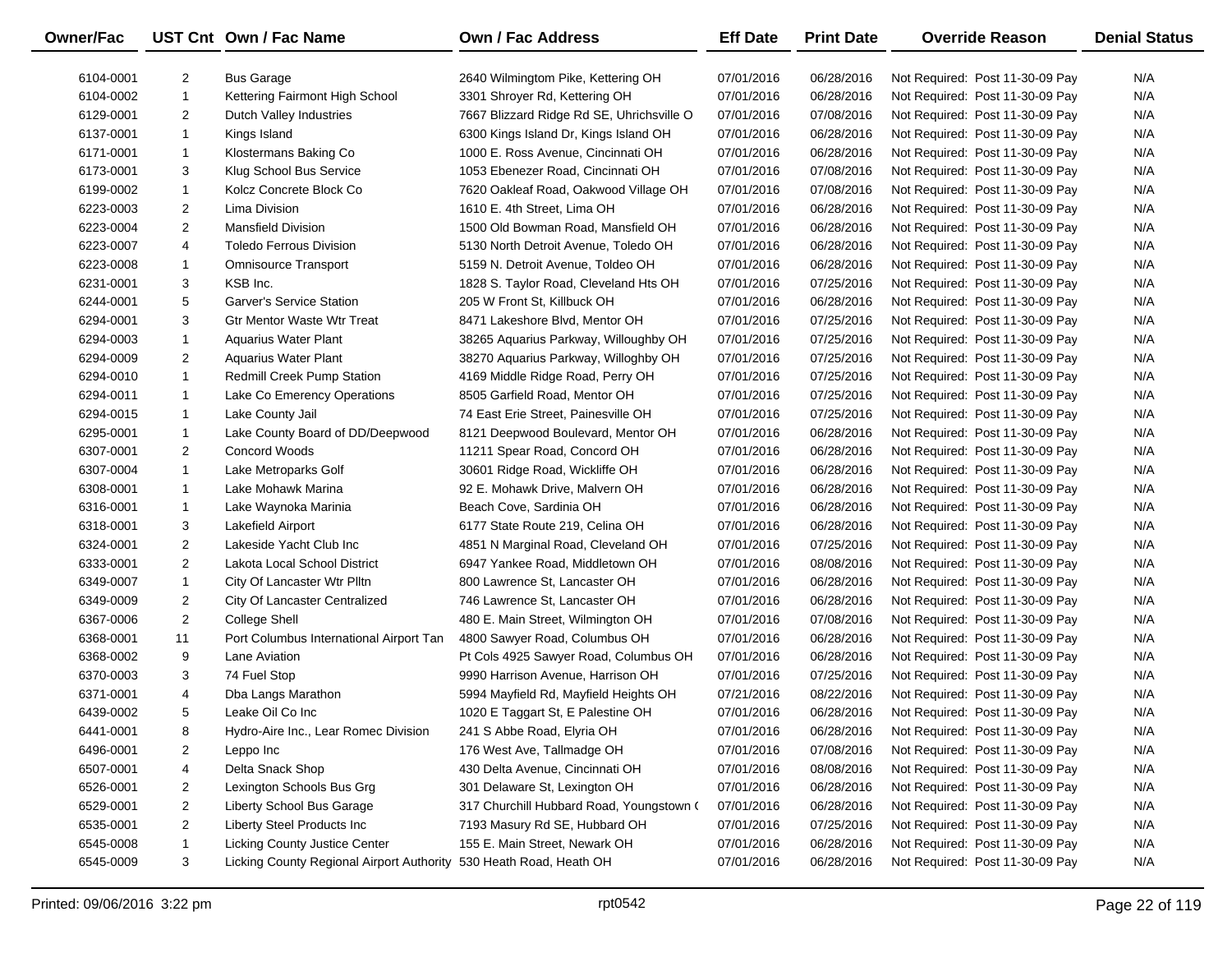| Owner/Fac | UST Cnt | Own / Fac Name | Own / Fac Address | Eff Date | Print Date | Override Reason | Denial Status |
|---|---|---|---|---|---|---|---|
| 6104-0001 | 2 | Bus Garage | 2640 Wilmingtom Pike, Kettering OH | 07/01/2016 | 06/28/2016 | Not Required: Post 11-30-09 Pay | N/A |
| 6104-0002 | 1 | Kettering Fairmont High School | 3301 Shroyer Rd, Kettering OH | 07/01/2016 | 06/28/2016 | Not Required: Post 11-30-09 Pay | N/A |
| 6129-0001 | 2 | Dutch Valley Industries | 7667 Blizzard Ridge Rd SE, Uhrichsville O | 07/01/2016 | 07/08/2016 | Not Required: Post 11-30-09 Pay | N/A |
| 6137-0001 | 1 | Kings Island | 6300 Kings Island Dr, Kings Island OH | 07/01/2016 | 06/28/2016 | Not Required: Post 11-30-09 Pay | N/A |
| 6171-0001 | 1 | Klostermans Baking Co | 1000 E. Ross Avenue, Cincinnati OH | 07/01/2016 | 06/28/2016 | Not Required: Post 11-30-09 Pay | N/A |
| 6173-0001 | 3 | Klug School Bus Service | 1053 Ebenezer Road, Cincinnati OH | 07/01/2016 | 07/08/2016 | Not Required: Post 11-30-09 Pay | N/A |
| 6199-0002 | 1 | Kolcz Concrete Block Co | 7620 Oakleaf Road, Oakwood Village OH | 07/01/2016 | 07/08/2016 | Not Required: Post 11-30-09 Pay | N/A |
| 6223-0003 | 2 | Lima Division | 1610 E. 4th Street, Lima OH | 07/01/2016 | 06/28/2016 | Not Required: Post 11-30-09 Pay | N/A |
| 6223-0004 | 2 | Mansfield Division | 1500 Old Bowman Road, Mansfield OH | 07/01/2016 | 06/28/2016 | Not Required: Post 11-30-09 Pay | N/A |
| 6223-0007 | 4 | Toledo Ferrous Division | 5130 North Detroit Avenue, Toledo OH | 07/01/2016 | 06/28/2016 | Not Required: Post 11-30-09 Pay | N/A |
| 6223-0008 | 1 | Omnisource Transport | 5159 N. Detroit Avenue, Toldeo OH | 07/01/2016 | 06/28/2016 | Not Required: Post 11-30-09 Pay | N/A |
| 6231-0001 | 3 | KSB Inc. | 1828 S. Taylor Road, Cleveland Hts OH | 07/01/2016 | 07/25/2016 | Not Required: Post 11-30-09 Pay | N/A |
| 6244-0001 | 5 | Garver's Service Station | 205 W Front St, Killbuck OH | 07/01/2016 | 06/28/2016 | Not Required: Post 11-30-09 Pay | N/A |
| 6294-0001 | 3 | Gtr Mentor Waste Wtr Treat | 8471 Lakeshore Blvd, Mentor OH | 07/01/2016 | 07/25/2016 | Not Required: Post 11-30-09 Pay | N/A |
| 6294-0003 | 1 | Aquarius Water Plant | 38265 Aquarius Parkway, Willoughby OH | 07/01/2016 | 07/25/2016 | Not Required: Post 11-30-09 Pay | N/A |
| 6294-0009 | 2 | Aquarius Water Plant | 38270 Aquarius Parkway, Willoghby OH | 07/01/2016 | 07/25/2016 | Not Required: Post 11-30-09 Pay | N/A |
| 6294-0010 | 1 | Redmill Creek Pump Station | 4169 Middle Ridge Road, Perry OH | 07/01/2016 | 07/25/2016 | Not Required: Post 11-30-09 Pay | N/A |
| 6294-0011 | 1 | Lake Co Emerency Operations | 8505 Garfield Road, Mentor OH | 07/01/2016 | 07/25/2016 | Not Required: Post 11-30-09 Pay | N/A |
| 6294-0015 | 1 | Lake County Jail | 74 East Erie Street, Painesville OH | 07/01/2016 | 07/25/2016 | Not Required: Post 11-30-09 Pay | N/A |
| 6295-0001 | 1 | Lake County Board of DD/Deepwood | 8121 Deepwood Boulevard, Mentor OH | 07/01/2016 | 06/28/2016 | Not Required: Post 11-30-09 Pay | N/A |
| 6307-0001 | 2 | Concord Woods | 11211 Spear Road, Concord OH | 07/01/2016 | 06/28/2016 | Not Required: Post 11-30-09 Pay | N/A |
| 6307-0004 | 1 | Lake Metroparks Golf | 30601 Ridge Road, Wickliffe OH | 07/01/2016 | 06/28/2016 | Not Required: Post 11-30-09 Pay | N/A |
| 6308-0001 | 1 | Lake Mohawk Marina | 92 E. Mohawk Drive, Malvern OH | 07/01/2016 | 06/28/2016 | Not Required: Post 11-30-09 Pay | N/A |
| 6316-0001 | 1 | Lake Waynoka Marinia | Beach Cove, Sardinia OH | 07/01/2016 | 06/28/2016 | Not Required: Post 11-30-09 Pay | N/A |
| 6318-0001 | 3 | Lakefield Airport | 6177 State Route 219, Celina OH | 07/01/2016 | 06/28/2016 | Not Required: Post 11-30-09 Pay | N/A |
| 6324-0001 | 2 | Lakeside Yacht Club Inc | 4851 N Marginal Road, Cleveland OH | 07/01/2016 | 07/25/2016 | Not Required: Post 11-30-09 Pay | N/A |
| 6333-0001 | 2 | Lakota Local School District | 6947 Yankee Road, Middletown OH | 07/01/2016 | 08/08/2016 | Not Required: Post 11-30-09 Pay | N/A |
| 6349-0007 | 1 | City Of Lancaster Wtr Plltn | 800 Lawrence St, Lancaster OH | 07/01/2016 | 06/28/2016 | Not Required: Post 11-30-09 Pay | N/A |
| 6349-0009 | 2 | City Of Lancaster Centralized | 746 Lawrence St, Lancaster OH | 07/01/2016 | 06/28/2016 | Not Required: Post 11-30-09 Pay | N/A |
| 6367-0006 | 2 | College Shell | 480 E. Main Street, Wilmington OH | 07/01/2016 | 07/08/2016 | Not Required: Post 11-30-09 Pay | N/A |
| 6368-0001 | 11 | Port Columbus International Airport Tan | 4800 Sawyer Road, Columbus OH | 07/01/2016 | 06/28/2016 | Not Required: Post 11-30-09 Pay | N/A |
| 6368-0002 | 9 | Lane Aviation | Pt Cols 4925 Sawyer Road, Columbus OH | 07/01/2016 | 06/28/2016 | Not Required: Post 11-30-09 Pay | N/A |
| 6370-0003 | 3 | 74 Fuel Stop | 9990 Harrison Avenue, Harrison OH | 07/01/2016 | 07/25/2016 | Not Required: Post 11-30-09 Pay | N/A |
| 6371-0001 | 4 | Dba Langs Marathon | 5994 Mayfield Rd, Mayfield Heights OH | 07/21/2016 | 08/22/2016 | Not Required: Post 11-30-09 Pay | N/A |
| 6439-0002 | 5 | Leake Oil Co Inc | 1020 E Taggart St, E Palestine OH | 07/01/2016 | 06/28/2016 | Not Required: Post 11-30-09 Pay | N/A |
| 6441-0001 | 8 | Hydro-Aire Inc., Lear Romec Division | 241 S Abbe Road, Elyria OH | 07/01/2016 | 06/28/2016 | Not Required: Post 11-30-09 Pay | N/A |
| 6496-0001 | 2 | Leppo Inc | 176 West Ave, Tallmadge OH | 07/01/2016 | 07/08/2016 | Not Required: Post 11-30-09 Pay | N/A |
| 6507-0001 | 4 | Delta Snack Shop | 430 Delta Avenue, Cincinnati OH | 07/01/2016 | 08/08/2016 | Not Required: Post 11-30-09 Pay | N/A |
| 6526-0001 | 2 | Lexington Schools Bus Grg | 301 Delaware St, Lexington OH | 07/01/2016 | 06/28/2016 | Not Required: Post 11-30-09 Pay | N/A |
| 6529-0001 | 2 | Liberty School Bus Garage | 317 Churchill Hubbard Road, Youngstown ( | 07/01/2016 | 06/28/2016 | Not Required: Post 11-30-09 Pay | N/A |
| 6535-0001 | 2 | Liberty Steel Products Inc | 7193 Masury Rd SE, Hubbard OH | 07/01/2016 | 07/25/2016 | Not Required: Post 11-30-09 Pay | N/A |
| 6545-0008 | 1 | Licking County Justice Center | 155 E. Main Street, Newark OH | 07/01/2016 | 06/28/2016 | Not Required: Post 11-30-09 Pay | N/A |
| 6545-0009 | 3 | Licking County Regional Airport Authority | 530 Heath Road, Heath OH | 07/01/2016 | 06/28/2016 | Not Required: Post 11-30-09 Pay | N/A |

Printed: 09/06/2016 3:22 pm rpt0542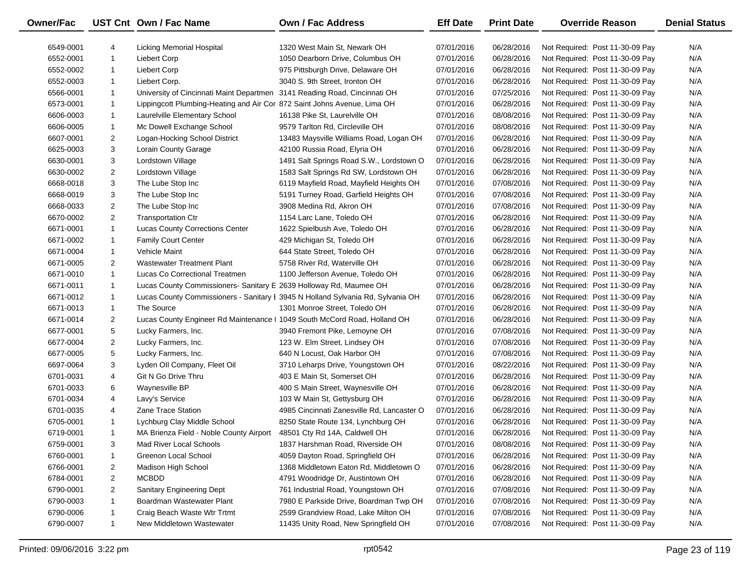| Owner/Fac | UST Cnt | Own / Fac Name | Own / Fac Address | Eff Date | Print Date | Override Reason | Denial Status |
|---|---|---|---|---|---|---|---|
| 6549-0001 | 4 | Licking Memorial Hospital | 1320 West Main St, Newark OH | 07/01/2016 | 06/28/2016 | Not Required: Post 11-30-09 Pay | N/A |
| 6552-0001 | 1 | Liebert Corp | 1050 Dearborn Drive, Columbus OH | 07/01/2016 | 06/28/2016 | Not Required: Post 11-30-09 Pay | N/A |
| 6552-0002 | 1 | Liebert Corp | 975 Pittsburgh Drive, Delaware OH | 07/01/2016 | 06/28/2016 | Not Required: Post 11-30-09 Pay | N/A |
| 6552-0003 | 1 | Liebert Corp. | 3040 S. 9th Street, Ironton OH | 07/01/2016 | 06/28/2016 | Not Required: Post 11-30-09 Pay | N/A |
| 6566-0001 | 1 | University of Cincinnati Maint Departmen | 3141 Reading Road, Cincinnati OH | 07/01/2016 | 07/25/2016 | Not Required: Post 11-30-09 Pay | N/A |
| 6573-0001 | 1 | Lippingcott Plumbing-Heating and Air Cor | 872 Saint Johns Avenue, Lima OH | 07/01/2016 | 06/28/2016 | Not Required: Post 11-30-09 Pay | N/A |
| 6606-0003 | 1 | Laurelville Elementary School | 16138 Pike St, Laurelville OH | 07/01/2016 | 08/08/2016 | Not Required: Post 11-30-09 Pay | N/A |
| 6606-0005 | 1 | Mc Dowell Exchange School | 9579 Tarlton Rd, Circleville OH | 07/01/2016 | 08/08/2016 | Not Required: Post 11-30-09 Pay | N/A |
| 6607-0001 | 2 | Logan-Hocking School District | 13483 Maysville Williams Road, Logan OH | 07/01/2016 | 06/28/2016 | Not Required: Post 11-30-09 Pay | N/A |
| 6625-0003 | 3 | Lorain County Garage | 42100 Russia Road, Elyria OH | 07/01/2016 | 06/28/2016 | Not Required: Post 11-30-09 Pay | N/A |
| 6630-0001 | 3 | Lordstown Village | 1491 Salt Springs Road S.W., Lordstown O | 07/01/2016 | 06/28/2016 | Not Required: Post 11-30-09 Pay | N/A |
| 6630-0002 | 2 | Lordstown Village | 1583 Salt Springs Rd SW, Lordstown OH | 07/01/2016 | 06/28/2016 | Not Required: Post 11-30-09 Pay | N/A |
| 6668-0018 | 3 | The Lube Stop Inc | 6119 Mayfield Road, Mayfield Heights OH | 07/01/2016 | 07/08/2016 | Not Required: Post 11-30-09 Pay | N/A |
| 6668-0019 | 3 | The Lube Stop Inc | 5191 Turney Road, Garfield Heights OH | 07/01/2016 | 07/08/2016 | Not Required: Post 11-30-09 Pay | N/A |
| 6668-0033 | 2 | The Lube Stop Inc | 3908 Medina Rd, Akron OH | 07/01/2016 | 07/08/2016 | Not Required: Post 11-30-09 Pay | N/A |
| 6670-0002 | 2 | Transportation Ctr | 1154 Larc Lane, Toledo OH | 07/01/2016 | 06/28/2016 | Not Required: Post 11-30-09 Pay | N/A |
| 6671-0001 | 1 | Lucas County Corrections Center | 1622 Spielbush Ave, Toledo OH | 07/01/2016 | 06/28/2016 | Not Required: Post 11-30-09 Pay | N/A |
| 6671-0002 | 1 | Family Court Center | 429 Michigan St, Toledo OH | 07/01/2016 | 06/28/2016 | Not Required: Post 11-30-09 Pay | N/A |
| 6671-0004 | 1 | Vehicle Maint | 644 State Street, Toledo OH | 07/01/2016 | 06/28/2016 | Not Required: Post 11-30-09 Pay | N/A |
| 6671-0005 | 2 | Wastewater Treatment Plant | 5758 River Rd, Waterville OH | 07/01/2016 | 06/28/2016 | Not Required: Post 11-30-09 Pay | N/A |
| 6671-0010 | 1 | Lucas Co Correctional Treatmen | 1100 Jefferson Avenue, Toledo OH | 07/01/2016 | 06/28/2016 | Not Required: Post 11-30-09 Pay | N/A |
| 6671-0011 | 1 | Lucas County Commissioners- Sanitary E | 2639 Holloway Rd, Maumee OH | 07/01/2016 | 06/28/2016 | Not Required: Post 11-30-09 Pay | N/A |
| 6671-0012 | 1 | Lucas County Commissioners - Sanitary E | 3945 N Holland Sylvania Rd, Sylvania OH | 07/01/2016 | 06/28/2016 | Not Required: Post 11-30-09 Pay | N/A |
| 6671-0013 | 1 | The Source | 1301 Monroe Street, Toledo OH | 07/01/2016 | 06/28/2016 | Not Required: Post 11-30-09 Pay | N/A |
| 6671-0014 | 2 | Lucas County Engineer Rd Maintenance I | 1049 South McCord Road, Holland OH | 07/01/2016 | 06/28/2016 | Not Required: Post 11-30-09 Pay | N/A |
| 6677-0001 | 5 | Lucky Farmers, Inc. | 3940 Fremont Pike, Lemoyne OH | 07/01/2016 | 07/08/2016 | Not Required: Post 11-30-09 Pay | N/A |
| 6677-0004 | 2 | Lucky Farmers, Inc. | 123 W. Elm Street, Lindsey OH | 07/01/2016 | 07/08/2016 | Not Required: Post 11-30-09 Pay | N/A |
| 6677-0005 | 5 | Lucky Farmers, Inc. | 640 N Locust, Oak Harbor OH | 07/01/2016 | 07/08/2016 | Not Required: Post 11-30-09 Pay | N/A |
| 6697-0064 | 3 | Lyden OIl Company, Fleet Oil | 3710 Leharps Drive, Youngstown OH | 07/01/2016 | 08/22/2016 | Not Required: Post 11-30-09 Pay | N/A |
| 6701-0031 | 4 | Git N Go Drive Thru | 403 E Main St, Somerset OH | 07/01/2016 | 06/28/2016 | Not Required: Post 11-30-09 Pay | N/A |
| 6701-0033 | 6 | Waynesville BP | 400 S Main Street, Waynesville OH | 07/01/2016 | 06/28/2016 | Not Required: Post 11-30-09 Pay | N/A |
| 6701-0034 | 4 | Lavy's Service | 103 W Main St, Gettysburg OH | 07/01/2016 | 06/28/2016 | Not Required: Post 11-30-09 Pay | N/A |
| 6701-0035 | 4 | Zane Trace Station | 4985 Cincinnati Zanesville Rd, Lancaster O | 07/01/2016 | 06/28/2016 | Not Required: Post 11-30-09 Pay | N/A |
| 6705-0001 | 1 | Lychburg Clay Middle School | 8250 State Route 134, Lynchburg OH | 07/01/2016 | 06/28/2016 | Not Required: Post 11-30-09 Pay | N/A |
| 6719-0001 | 1 | MA Brienza Field - Noble County Airport | 48501 Cty Rd 14A, Caldwell OH | 07/01/2016 | 06/28/2016 | Not Required: Post 11-30-09 Pay | N/A |
| 6759-0001 | 3 | Mad River Local Schools | 1837 Harshman Road, Riverside OH | 07/01/2016 | 08/08/2016 | Not Required: Post 11-30-09 Pay | N/A |
| 6760-0001 | 1 | Greenon Local School | 4059 Dayton Road, Springfield OH | 07/01/2016 | 06/28/2016 | Not Required: Post 11-30-09 Pay | N/A |
| 6766-0001 | 2 | Madison High School | 1368 Middletown Eaton Rd, Middletown O | 07/01/2016 | 06/28/2016 | Not Required: Post 11-30-09 Pay | N/A |
| 6784-0001 | 2 | MCBDD | 4791 Woodridge Dr, Austintown OH | 07/01/2016 | 06/28/2016 | Not Required: Post 11-30-09 Pay | N/A |
| 6790-0001 | 2 | Sanitary Engineering Dept | 761 Industrial Road, Youngstown OH | 07/01/2016 | 07/08/2016 | Not Required: Post 11-30-09 Pay | N/A |
| 6790-0003 | 1 | Boardman Wastewater Plant | 7980 E Parkside Drive, Boardman Twp OH | 07/01/2016 | 07/08/2016 | Not Required: Post 11-30-09 Pay | N/A |
| 6790-0006 | 1 | Craig Beach Waste Wtr Trtmt | 2599 Grandview Road, Lake Milton OH | 07/01/2016 | 07/08/2016 | Not Required: Post 11-30-09 Pay | N/A |
| 6790-0007 | 1 | New Middletown Wastewater | 11435 Unity Road, New Springfield OH | 07/01/2016 | 07/08/2016 | Not Required: Post 11-30-09 Pay | N/A |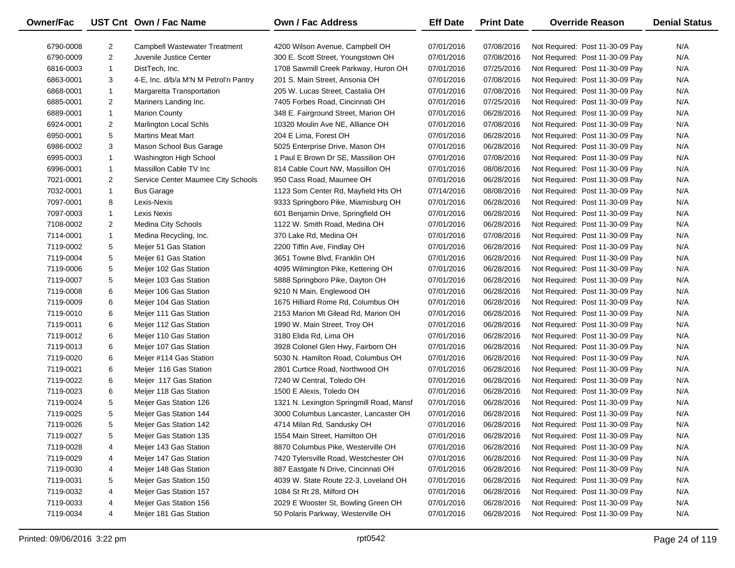| Owner/Fac | UST Cnt | Own / Fac Name | Own / Fac Address | Eff Date | Print Date | Override Reason | Denial Status |
|---|---|---|---|---|---|---|---|
| 6790-0008 | 2 | Campbell Wastewater Treatment | 4200 Wilson Avenue, Campbell OH | 07/01/2016 | 07/08/2016 | Not Required: Post 11-30-09 Pay | N/A |
| 6790-0009 | 2 | Juvenile Justice Center | 300 E. Scott Street, Youngstown OH | 07/01/2016 | 07/08/2016 | Not Required: Post 11-30-09 Pay | N/A |
| 6816-0003 | 1 | DistTech, Inc. | 1708 Sawmill Creek Parkway, Huron OH | 07/01/2016 | 07/25/2016 | Not Required: Post 11-30-09 Pay | N/A |
| 6863-0001 | 3 | 4-E, Inc. d/b/a M'N M Petrol'n Pantry | 201 S. Main Street, Ansonia OH | 07/01/2016 | 07/08/2016 | Not Required: Post 11-30-09 Pay | N/A |
| 6868-0001 | 1 | Margaretta Transportation | 205 W. Lucas Street, Castalia OH | 07/01/2016 | 07/08/2016 | Not Required: Post 11-30-09 Pay | N/A |
| 6885-0001 | 2 | Mariners Landing Inc. | 7405 Forbes Road, Cincinnati OH | 07/01/2016 | 07/25/2016 | Not Required: Post 11-30-09 Pay | N/A |
| 6889-0001 | 1 | Marion County | 348 E. Fairground Street, Marion OH | 07/01/2016 | 06/28/2016 | Not Required: Post 11-30-09 Pay | N/A |
| 6924-0001 | 2 | Marlington Local Schls | 10320 Moulin Ave NE, Alliance OH | 07/01/2016 | 07/08/2016 | Not Required: Post 11-30-09 Pay | N/A |
| 6950-0001 | 5 | Martins Meat Mart | 204 E Lima, Forest OH | 07/01/2016 | 06/28/2016 | Not Required: Post 11-30-09 Pay | N/A |
| 6986-0002 | 3 | Mason School Bus Garage | 5025 Enterprise Drive, Mason OH | 07/01/2016 | 06/28/2016 | Not Required: Post 11-30-09 Pay | N/A |
| 6995-0003 | 1 | Washington High School | 1 Paul E Brown Dr SE, Massilion OH | 07/01/2016 | 07/08/2016 | Not Required: Post 11-30-09 Pay | N/A |
| 6996-0001 | 1 | Massillon Cable TV Inc | 814 Cable Court NW, Massillon OH | 07/01/2016 | 08/08/2016 | Not Required: Post 11-30-09 Pay | N/A |
| 7021-0001 | 2 | Service Center Maumee City Schools | 950 Cass Road, Maumee OH | 07/01/2016 | 06/28/2016 | Not Required: Post 11-30-09 Pay | N/A |
| 7032-0001 | 1 | Bus Garage | 1123 Som Center Rd, Mayfield Hts OH | 07/14/2016 | 08/08/2016 | Not Required: Post 11-30-09 Pay | N/A |
| 7097-0001 | 8 | Lexis-Nexis | 9333 Springboro Pike, Miamisburg OH | 07/01/2016 | 06/28/2016 | Not Required: Post 11-30-09 Pay | N/A |
| 7097-0003 | 1 | Lexis Nexis | 601 Benjamin Drive, Springfield OH | 07/01/2016 | 06/28/2016 | Not Required: Post 11-30-09 Pay | N/A |
| 7108-0002 | 2 | Medina City Schools | 1122 W. Smith Road, Medina OH | 07/01/2016 | 06/28/2016 | Not Required: Post 11-30-09 Pay | N/A |
| 7114-0001 | 1 | Medina Recycling, Inc. | 370 Lake Rd, Medina OH | 07/01/2016 | 07/08/2016 | Not Required: Post 11-30-09 Pay | N/A |
| 7119-0002 | 5 | Meijer 51 Gas Station | 2200 Tiffin Ave, Findlay OH | 07/01/2016 | 06/28/2016 | Not Required: Post 11-30-09 Pay | N/A |
| 7119-0004 | 5 | Meijer 61 Gas Station | 3651 Towne Blvd, Franklin OH | 07/01/2016 | 06/28/2016 | Not Required: Post 11-30-09 Pay | N/A |
| 7119-0006 | 5 | Meijer 102 Gas Station | 4095 Wilmington Pike, Kettering OH | 07/01/2016 | 06/28/2016 | Not Required: Post 11-30-09 Pay | N/A |
| 7119-0007 | 5 | Meijer 103 Gas Station | 5888 Springboro Pike, Dayton OH | 07/01/2016 | 06/28/2016 | Not Required: Post 11-30-09 Pay | N/A |
| 7119-0008 | 6 | Meijer 106 Gas Station | 9210 N Main, Englewood OH | 07/01/2016 | 06/28/2016 | Not Required: Post 11-30-09 Pay | N/A |
| 7119-0009 | 6 | Meijer 104 Gas Station | 1675 Hilliard Rome Rd, Columbus OH | 07/01/2016 | 06/28/2016 | Not Required: Post 11-30-09 Pay | N/A |
| 7119-0010 | 6 | Meijer 111 Gas Station | 2153 Marion Mt Gilead Rd, Marion OH | 07/01/2016 | 06/28/2016 | Not Required: Post 11-30-09 Pay | N/A |
| 7119-0011 | 6 | Meijer 112 Gas Station | 1990 W. Main Street, Troy OH | 07/01/2016 | 06/28/2016 | Not Required: Post 11-30-09 Pay | N/A |
| 7119-0012 | 6 | Meijer 110 Gas Station | 3180 Elida Rd, Lima OH | 07/01/2016 | 06/28/2016 | Not Required: Post 11-30-09 Pay | N/A |
| 7119-0013 | 6 | Meijer 107 Gas Station | 3928 Colonel Glen Hwy, Fairborn OH | 07/01/2016 | 06/28/2016 | Not Required: Post 11-30-09 Pay | N/A |
| 7119-0020 | 6 | Meijer #114 Gas Station | 5030 N. Hamilton Road, Columbus OH | 07/01/2016 | 06/28/2016 | Not Required: Post 11-30-09 Pay | N/A |
| 7119-0021 | 6 | Meijer 116 Gas Station | 2801 Curtice Road, Northwood OH | 07/01/2016 | 06/28/2016 | Not Required: Post 11-30-09 Pay | N/A |
| 7119-0022 | 6 | Meijer 117 Gas Station | 7240 W Central, Toledo OH | 07/01/2016 | 06/28/2016 | Not Required: Post 11-30-09 Pay | N/A |
| 7119-0023 | 6 | Meijer 118 Gas Station | 1500 E Alexis, Toledo OH | 07/01/2016 | 06/28/2016 | Not Required: Post 11-30-09 Pay | N/A |
| 7119-0024 | 5 | Meijer Gas Station 126 | 1321 N. Lexington Springmill Road, Mansf | 07/01/2016 | 06/28/2016 | Not Required: Post 11-30-09 Pay | N/A |
| 7119-0025 | 5 | Meijer Gas Station 144 | 3000 Columbus Lancaster, Lancaster OH | 07/01/2016 | 06/28/2016 | Not Required: Post 11-30-09 Pay | N/A |
| 7119-0026 | 5 | Meijer Gas Station 142 | 4714 Milan Rd, Sandusky OH | 07/01/2016 | 06/28/2016 | Not Required: Post 11-30-09 Pay | N/A |
| 7119-0027 | 5 | Meijer Gas Station 135 | 1554 Main Street, Hamilton OH | 07/01/2016 | 06/28/2016 | Not Required: Post 11-30-09 Pay | N/A |
| 7119-0028 | 4 | Meijer 143 Gas Station | 8870 Columbus Pike, Westerville OH | 07/01/2016 | 06/28/2016 | Not Required: Post 11-30-09 Pay | N/A |
| 7119-0029 | 4 | Meijer 147 Gas Station | 7420 Tylersville Road, Westchester OH | 07/01/2016 | 06/28/2016 | Not Required: Post 11-30-09 Pay | N/A |
| 7119-0030 | 4 | Meijer 148 Gas Station | 887 Eastgate N Drive, Cincinnati OH | 07/01/2016 | 06/28/2016 | Not Required: Post 11-30-09 Pay | N/A |
| 7119-0031 | 5 | Meijer Gas Station 150 | 4039 W. State Route 22-3, Loveland OH | 07/01/2016 | 06/28/2016 | Not Required: Post 11-30-09 Pay | N/A |
| 7119-0032 | 4 | Meijer Gas Station 157 | 1084 St Rt 28, Milford OH | 07/01/2016 | 06/28/2016 | Not Required: Post 11-30-09 Pay | N/A |
| 7119-0033 | 4 | Meijer Gas Station 156 | 2029 E Wooster St, Bowling Green OH | 07/01/2016 | 06/28/2016 | Not Required: Post 11-30-09 Pay | N/A |
| 7119-0034 | 4 | Meijer 181 Gas Station | 50 Polaris Parkway, Westerville OH | 07/01/2016 | 06/28/2016 | Not Required: Post 11-30-09 Pay | N/A |

Printed: 09/06/2016 3:22 pm rpt0542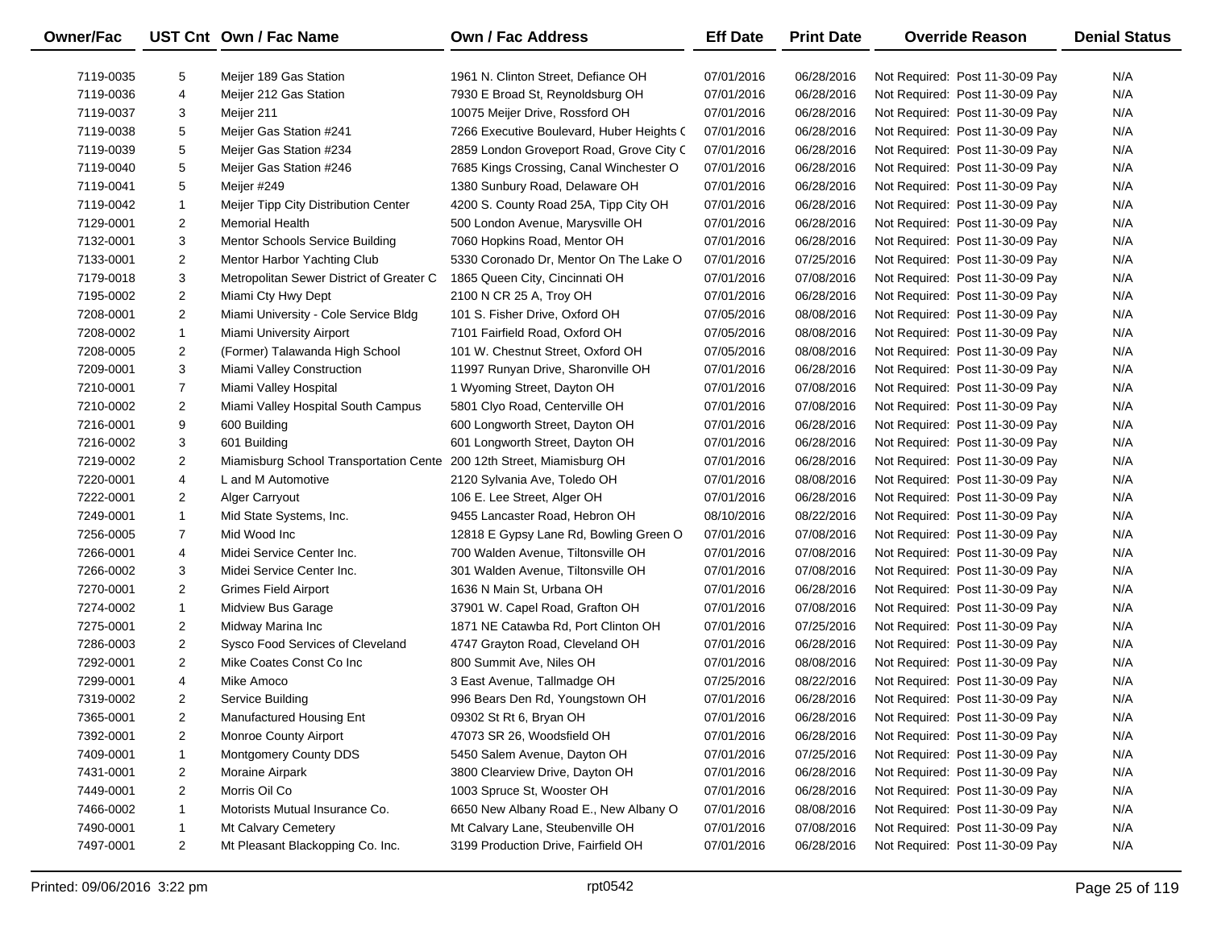| Owner/Fac | UST Cnt | Own / Fac Name | Own / Fac Address | Eff Date | Print Date | Override Reason | Denial Status |
|---|---|---|---|---|---|---|---|
| 7119-0035 | 5 | Meijer 189 Gas Station | 1961 N. Clinton Street, Defiance OH | 07/01/2016 | 06/28/2016 | Not Required: Post 11-30-09 Pay | N/A |
| 7119-0036 | 4 | Meijer 212 Gas Station | 7930 E Broad St, Reynoldsburg OH | 07/01/2016 | 06/28/2016 | Not Required: Post 11-30-09 Pay | N/A |
| 7119-0037 | 3 | Meijer 211 | 10075 Meijer Drive, Rossford OH | 07/01/2016 | 06/28/2016 | Not Required: Post 11-30-09 Pay | N/A |
| 7119-0038 | 5 | Meijer Gas Station #241 | 7266 Executive Boulevard, Huber Heights C | 07/01/2016 | 06/28/2016 | Not Required: Post 11-30-09 Pay | N/A |
| 7119-0039 | 5 | Meijer Gas Station #234 | 2859 London Groveport Road, Grove City C | 07/01/2016 | 06/28/2016 | Not Required: Post 11-30-09 Pay | N/A |
| 7119-0040 | 5 | Meijer Gas Station #246 | 7685 Kings Crossing, Canal Winchester O | 07/01/2016 | 06/28/2016 | Not Required: Post 11-30-09 Pay | N/A |
| 7119-0041 | 5 | Meijer #249 | 1380 Sunbury Road, Delaware OH | 07/01/2016 | 06/28/2016 | Not Required: Post 11-30-09 Pay | N/A |
| 7119-0042 | 1 | Meijer Tipp City Distribution Center | 4200 S. County Road 25A, Tipp City OH | 07/01/2016 | 06/28/2016 | Not Required: Post 11-30-09 Pay | N/A |
| 7129-0001 | 2 | Memorial Health | 500 London Avenue, Marysville OH | 07/01/2016 | 06/28/2016 | Not Required: Post 11-30-09 Pay | N/A |
| 7132-0001 | 3 | Mentor Schools Service Building | 7060 Hopkins Road, Mentor OH | 07/01/2016 | 06/28/2016 | Not Required: Post 11-30-09 Pay | N/A |
| 7133-0001 | 2 | Mentor Harbor Yachting Club | 5330 Coronado Dr, Mentor On The Lake O | 07/01/2016 | 07/25/2016 | Not Required: Post 11-30-09 Pay | N/A |
| 7179-0018 | 3 | Metropolitan Sewer District of Greater C | 1865 Queen City, Cincinnati OH | 07/01/2016 | 07/08/2016 | Not Required: Post 11-30-09 Pay | N/A |
| 7195-0002 | 2 | Miami Cty Hwy Dept | 2100 N CR 25 A, Troy OH | 07/01/2016 | 06/28/2016 | Not Required: Post 11-30-09 Pay | N/A |
| 7208-0001 | 2 | Miami University - Cole Service Bldg | 101 S. Fisher Drive, Oxford OH | 07/05/2016 | 08/08/2016 | Not Required: Post 11-30-09 Pay | N/A |
| 7208-0002 | 1 | Miami University Airport | 7101 Fairfield Road, Oxford OH | 07/05/2016 | 08/08/2016 | Not Required: Post 11-30-09 Pay | N/A |
| 7208-0005 | 2 | (Former) Talawanda High School | 101 W. Chestnut Street, Oxford OH | 07/05/2016 | 08/08/2016 | Not Required: Post 11-30-09 Pay | N/A |
| 7209-0001 | 3 | Miami Valley Construction | 11997 Runyan Drive, Sharonville OH | 07/01/2016 | 06/28/2016 | Not Required: Post 11-30-09 Pay | N/A |
| 7210-0001 | 7 | Miami Valley Hospital | 1 Wyoming Street, Dayton OH | 07/01/2016 | 07/08/2016 | Not Required: Post 11-30-09 Pay | N/A |
| 7210-0002 | 2 | Miami Valley Hospital South Campus | 5801 Clyo Road, Centerville OH | 07/01/2016 | 07/08/2016 | Not Required: Post 11-30-09 Pay | N/A |
| 7216-0001 | 9 | 600 Building | 600 Longworth Street, Dayton OH | 07/01/2016 | 06/28/2016 | Not Required: Post 11-30-09 Pay | N/A |
| 7216-0002 | 3 | 601 Building | 601 Longworth Street, Dayton OH | 07/01/2016 | 06/28/2016 | Not Required: Post 11-30-09 Pay | N/A |
| 7219-0002 | 2 | Miamisburg School Transportation Cente | 200 12th Street, Miamisburg OH | 07/01/2016 | 06/28/2016 | Not Required: Post 11-30-09 Pay | N/A |
| 7220-0001 | 4 | L and M Automotive | 2120 Sylvania Ave, Toledo OH | 07/01/2016 | 08/08/2016 | Not Required: Post 11-30-09 Pay | N/A |
| 7222-0001 | 2 | Alger Carryout | 106 E. Lee Street, Alger OH | 07/01/2016 | 06/28/2016 | Not Required: Post 11-30-09 Pay | N/A |
| 7249-0001 | 1 | Mid State Systems, Inc. | 9455 Lancaster Road, Hebron OH | 08/10/2016 | 08/22/2016 | Not Required: Post 11-30-09 Pay | N/A |
| 7256-0005 | 7 | Mid Wood Inc | 12818 E Gypsy Lane Rd, Bowling Green O | 07/01/2016 | 07/08/2016 | Not Required: Post 11-30-09 Pay | N/A |
| 7266-0001 | 4 | Midei Service Center Inc. | 700 Walden Avenue, Tiltonsville OH | 07/01/2016 | 07/08/2016 | Not Required: Post 11-30-09 Pay | N/A |
| 7266-0002 | 3 | Midei Service Center Inc. | 301 Walden Avenue, Tiltonsville OH | 07/01/2016 | 07/08/2016 | Not Required: Post 11-30-09 Pay | N/A |
| 7270-0001 | 2 | Grimes Field Airport | 1636 N Main St, Urbana OH | 07/01/2016 | 06/28/2016 | Not Required: Post 11-30-09 Pay | N/A |
| 7274-0002 | 1 | Midview Bus Garage | 37901 W. Capel Road, Grafton OH | 07/01/2016 | 07/08/2016 | Not Required: Post 11-30-09 Pay | N/A |
| 7275-0001 | 2 | Midway Marina Inc | 1871 NE Catawba Rd, Port Clinton OH | 07/01/2016 | 07/25/2016 | Not Required: Post 11-30-09 Pay | N/A |
| 7286-0003 | 2 | Sysco Food Services of Cleveland | 4747 Grayton Road, Cleveland OH | 07/01/2016 | 06/28/2016 | Not Required: Post 11-30-09 Pay | N/A |
| 7292-0001 | 2 | Mike Coates Const Co Inc | 800 Summit Ave, Niles OH | 07/01/2016 | 08/08/2016 | Not Required: Post 11-30-09 Pay | N/A |
| 7299-0001 | 4 | Mike Amoco | 3 East Avenue, Tallmadge OH | 07/25/2016 | 08/22/2016 | Not Required: Post 11-30-09 Pay | N/A |
| 7319-0002 | 2 | Service Building | 996 Bears Den Rd, Youngstown OH | 07/01/2016 | 06/28/2016 | Not Required: Post 11-30-09 Pay | N/A |
| 7365-0001 | 2 | Manufactured Housing Ent | 09302 St Rt 6, Bryan OH | 07/01/2016 | 06/28/2016 | Not Required: Post 11-30-09 Pay | N/A |
| 7392-0001 | 2 | Monroe County Airport | 47073 SR 26, Woodsfield OH | 07/01/2016 | 06/28/2016 | Not Required: Post 11-30-09 Pay | N/A |
| 7409-0001 | 1 | Montgomery County DDS | 5450 Salem Avenue, Dayton OH | 07/01/2016 | 07/25/2016 | Not Required: Post 11-30-09 Pay | N/A |
| 7431-0001 | 2 | Moraine Airpark | 3800 Clearview Drive, Dayton OH | 07/01/2016 | 06/28/2016 | Not Required: Post 11-30-09 Pay | N/A |
| 7449-0001 | 2 | Morris Oil Co | 1003 Spruce St, Wooster OH | 07/01/2016 | 06/28/2016 | Not Required: Post 11-30-09 Pay | N/A |
| 7466-0002 | 1 | Motorists Mutual Insurance Co. | 6650 New Albany Road E., New Albany O | 07/01/2016 | 08/08/2016 | Not Required: Post 11-30-09 Pay | N/A |
| 7490-0001 | 1 | Mt Calvary Cemetery | Mt Calvary Lane, Steubenville OH | 07/01/2016 | 07/08/2016 | Not Required: Post 11-30-09 Pay | N/A |
| 7497-0001 | 2 | Mt Pleasant Blackopping Co. Inc. | 3199 Production Drive, Fairfield OH | 07/01/2016 | 06/28/2016 | Not Required: Post 11-30-09 Pay | N/A |

Printed: 09/06/2016 3:22 pm rpt0542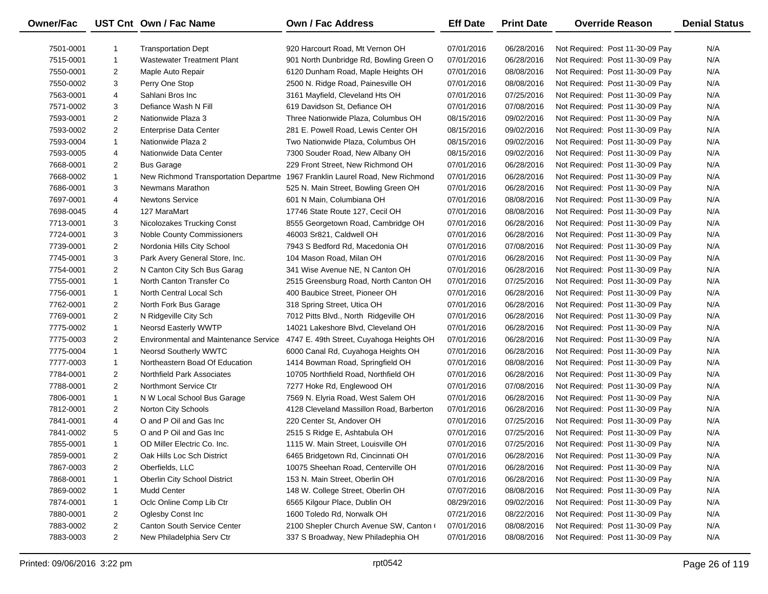| Owner/Fac | UST Cnt | Own / Fac Name | Own / Fac Address | Eff Date | Print Date | Override Reason | Denial Status |
|---|---|---|---|---|---|---|---|
| 7501-0001 | 1 | Transportation Dept | 920 Harcourt Road, Mt Vernon OH | 07/01/2016 | 06/28/2016 | Not Required: Post 11-30-09 Pay | N/A |
| 7515-0001 | 1 | Wastewater Treatment Plant | 901 North Dunbridge Rd, Bowling Green O | 07/01/2016 | 06/28/2016 | Not Required: Post 11-30-09 Pay | N/A |
| 7550-0001 | 2 | Maple Auto Repair | 6120 Dunham Road, Maple Heights OH | 07/01/2016 | 08/08/2016 | Not Required: Post 11-30-09 Pay | N/A |
| 7550-0002 | 3 | Perry One Stop | 2500 N. Ridge Road, Painesville OH | 07/01/2016 | 08/08/2016 | Not Required: Post 11-30-09 Pay | N/A |
| 7563-0001 | 4 | Sahlani Bros Inc | 3161 Mayfield, Cleveland Hts OH | 07/01/2016 | 07/25/2016 | Not Required: Post 11-30-09 Pay | N/A |
| 7571-0002 | 3 | Defiance Wash N Fill | 619 Davidson St, Defiance OH | 07/01/2016 | 07/08/2016 | Not Required: Post 11-30-09 Pay | N/A |
| 7593-0001 | 2 | Nationwide Plaza 3 | Three Nationwide Plaza, Columbus OH | 08/15/2016 | 09/02/2016 | Not Required: Post 11-30-09 Pay | N/A |
| 7593-0002 | 2 | Enterprise Data Center | 281 E. Powell Road, Lewis Center OH | 08/15/2016 | 09/02/2016 | Not Required: Post 11-30-09 Pay | N/A |
| 7593-0004 | 1 | Nationwide Plaza 2 | Two Nationwide Plaza, Columbus OH | 08/15/2016 | 09/02/2016 | Not Required: Post 11-30-09 Pay | N/A |
| 7593-0005 | 4 | Nationwide Data Center | 7300 Souder Road, New Albany OH | 08/15/2016 | 09/02/2016 | Not Required: Post 11-30-09 Pay | N/A |
| 7668-0001 | 2 | Bus Garage | 229 Front Street, New Richmond OH | 07/01/2016 | 06/28/2016 | Not Required: Post 11-30-09 Pay | N/A |
| 7668-0002 | 1 | New Richmond Transportation Departme | 1967 Franklin Laurel Road, New Richmond | 07/01/2016 | 06/28/2016 | Not Required: Post 11-30-09 Pay | N/A |
| 7686-0001 | 3 | Newmans Marathon | 525 N. Main Street, Bowling Green OH | 07/01/2016 | 06/28/2016 | Not Required: Post 11-30-09 Pay | N/A |
| 7697-0001 | 4 | Newtons Service | 601 N Main, Columbiana OH | 07/01/2016 | 08/08/2016 | Not Required: Post 11-30-09 Pay | N/A |
| 7698-0045 | 4 | 127 MaraMart | 17746 State Route 127, Cecil OH | 07/01/2016 | 08/08/2016 | Not Required: Post 11-30-09 Pay | N/A |
| 7713-0001 | 3 | Nicolozakes Trucking Const | 8555 Georgetown Road, Cambridge OH | 07/01/2016 | 06/28/2016 | Not Required: Post 11-30-09 Pay | N/A |
| 7724-0001 | 3 | Noble County Commissioners | 46003 Sr821, Caldwell OH | 07/01/2016 | 06/28/2016 | Not Required: Post 11-30-09 Pay | N/A |
| 7739-0001 | 2 | Nordonia Hills City School | 7943 S Bedford Rd, Macedonia OH | 07/01/2016 | 07/08/2016 | Not Required: Post 11-30-09 Pay | N/A |
| 7745-0001 | 3 | Park Avery General Store, Inc. | 104 Mason Road, Milan OH | 07/01/2016 | 06/28/2016 | Not Required: Post 11-30-09 Pay | N/A |
| 7754-0001 | 2 | N Canton City Sch Bus Garag | 341 Wise Avenue NE, N Canton OH | 07/01/2016 | 06/28/2016 | Not Required: Post 11-30-09 Pay | N/A |
| 7755-0001 | 1 | North Canton Transfer Co | 2515 Greensburg Road, North Canton OH | 07/01/2016 | 07/25/2016 | Not Required: Post 11-30-09 Pay | N/A |
| 7756-0001 | 1 | North Central Local Sch | 400 Baubice Street, Pioneer OH | 07/01/2016 | 06/28/2016 | Not Required: Post 11-30-09 Pay | N/A |
| 7762-0001 | 2 | North Fork Bus Garage | 318 Spring Street, Utica OH | 07/01/2016 | 06/28/2016 | Not Required: Post 11-30-09 Pay | N/A |
| 7769-0001 | 2 | N Ridgeville City Sch | 7012 Pitts Blvd., North Ridgeville OH | 07/01/2016 | 06/28/2016 | Not Required: Post 11-30-09 Pay | N/A |
| 7775-0002 | 1 | Neorsd Easterly WWTP | 14021 Lakeshore Blvd, Cleveland OH | 07/01/2016 | 06/28/2016 | Not Required: Post 11-30-09 Pay | N/A |
| 7775-0003 | 2 | Environmental and Maintenance Service | 4747 E. 49th Street, Cuyahoga Heights OH | 07/01/2016 | 06/28/2016 | Not Required: Post 11-30-09 Pay | N/A |
| 7775-0004 | 1 | Neorsd Southerly WWTC | 6000 Canal Rd, Cuyahoga Heights OH | 07/01/2016 | 06/28/2016 | Not Required: Post 11-30-09 Pay | N/A |
| 7777-0003 | 1 | Northeastern Boad Of Education | 1414 Bowman Road, Springfield OH | 07/01/2016 | 08/08/2016 | Not Required: Post 11-30-09 Pay | N/A |
| 7784-0001 | 2 | Northfield Park Associates | 10705 Northfield Road, Northfield OH | 07/01/2016 | 06/28/2016 | Not Required: Post 11-30-09 Pay | N/A |
| 7788-0001 | 2 | Northmont Service Ctr | 7277 Hoke Rd, Englewood OH | 07/01/2016 | 07/08/2016 | Not Required: Post 11-30-09 Pay | N/A |
| 7806-0001 | 1 | N W Local School Bus Garage | 7569 N. Elyria Road, West Salem OH | 07/01/2016 | 06/28/2016 | Not Required: Post 11-30-09 Pay | N/A |
| 7812-0001 | 2 | Norton City Schools | 4128 Cleveland Massillon Road, Barberton | 07/01/2016 | 06/28/2016 | Not Required: Post 11-30-09 Pay | N/A |
| 7841-0001 | 4 | O and P Oil and Gas Inc | 220 Center St, Andover OH | 07/01/2016 | 07/25/2016 | Not Required: Post 11-30-09 Pay | N/A |
| 7841-0002 | 5 | O and P Oil and Gas Inc | 2515 S Ridge E, Ashtabula OH | 07/01/2016 | 07/25/2016 | Not Required: Post 11-30-09 Pay | N/A |
| 7855-0001 | 1 | OD Miller Electric Co. Inc. | 1115 W. Main Street, Louisville OH | 07/01/2016 | 07/25/2016 | Not Required: Post 11-30-09 Pay | N/A |
| 7859-0001 | 2 | Oak Hills Loc Sch District | 6465 Bridgetown Rd, Cincinnati OH | 07/01/2016 | 06/28/2016 | Not Required: Post 11-30-09 Pay | N/A |
| 7867-0003 | 2 | Oberfields, LLC | 10075 Sheehan Road, Centerville OH | 07/01/2016 | 06/28/2016 | Not Required: Post 11-30-09 Pay | N/A |
| 7868-0001 | 1 | Oberlin City School District | 153 N. Main Street, Oberlin OH | 07/01/2016 | 06/28/2016 | Not Required: Post 11-30-09 Pay | N/A |
| 7869-0002 | 1 | Mudd Center | 148 W. College Street, Oberlin OH | 07/07/2016 | 08/08/2016 | Not Required: Post 11-30-09 Pay | N/A |
| 7874-0001 | 1 | Oclc Online Comp Lib Ctr | 6565 Kilgour Place, Dublin OH | 08/29/2016 | 09/02/2016 | Not Required: Post 11-30-09 Pay | N/A |
| 7880-0001 | 2 | Oglesby Const Inc | 1600 Toledo Rd, Norwalk OH | 07/21/2016 | 08/22/2016 | Not Required: Post 11-30-09 Pay | N/A |
| 7883-0002 | 2 | Canton South Service Center | 2100 Shepler Church Avenue SW, Canton ( | 07/01/2016 | 08/08/2016 | Not Required: Post 11-30-09 Pay | N/A |
| 7883-0003 | 2 | New Philadelphia Serv Ctr | 337 S Broadway, New Philadephia OH | 07/01/2016 | 08/08/2016 | Not Required: Post 11-30-09 Pay | N/A |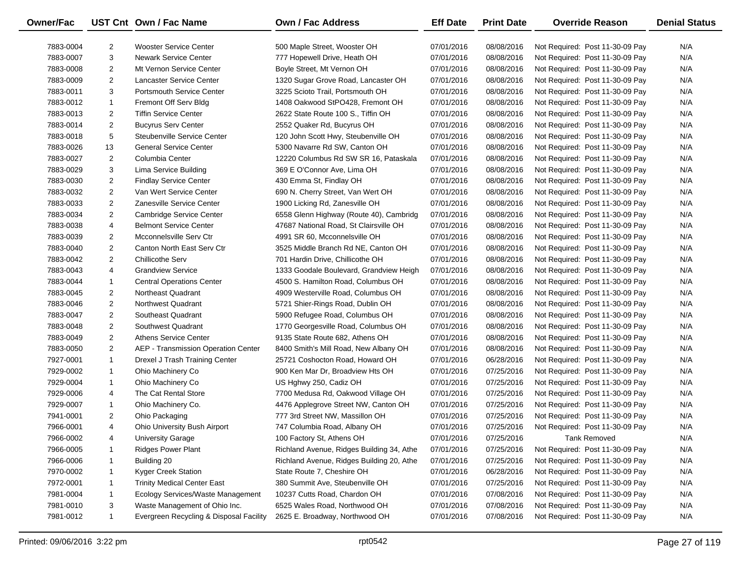| Owner/Fac | UST Cnt | Own / Fac Name | Own / Fac Address | Eff Date | Print Date | Override Reason | Denial Status |
|---|---|---|---|---|---|---|---|
| 7883-0004 | 2 | Wooster Service Center | 500 Maple Street, Wooster OH | 07/01/2016 | 08/08/2016 | Not Required: Post 11-30-09 Pay | N/A |
| 7883-0007 | 3 | Newark Service Center | 777 Hopewell Drive, Heath OH | 07/01/2016 | 08/08/2016 | Not Required: Post 11-30-09 Pay | N/A |
| 7883-0008 | 2 | Mt Vernon Service Center | Boyle Street, Mt Vernon OH | 07/01/2016 | 08/08/2016 | Not Required: Post 11-30-09 Pay | N/A |
| 7883-0009 | 2 | Lancaster Service Center | 1320 Sugar Grove Road, Lancaster OH | 07/01/2016 | 08/08/2016 | Not Required: Post 11-30-09 Pay | N/A |
| 7883-0011 | 3 | Portsmouth Service Center | 3225 Scioto Trail, Portsmouth OH | 07/01/2016 | 08/08/2016 | Not Required: Post 11-30-09 Pay | N/A |
| 7883-0012 | 1 | Fremont Off Serv Bldg | 1408 Oakwood StPO428, Fremont OH | 07/01/2016 | 08/08/2016 | Not Required: Post 11-30-09 Pay | N/A |
| 7883-0013 | 2 | Tiffin Service Center | 2622 State Route 100 S., Tiffin OH | 07/01/2016 | 08/08/2016 | Not Required: Post 11-30-09 Pay | N/A |
| 7883-0014 | 2 | Bucyrus Serv Center | 2552 Quaker Rd, Bucyrus OH | 07/01/2016 | 08/08/2016 | Not Required: Post 11-30-09 Pay | N/A |
| 7883-0018 | 5 | Steubenville Service Center | 120 John Scott Hwy, Steubenville OH | 07/01/2016 | 08/08/2016 | Not Required: Post 11-30-09 Pay | N/A |
| 7883-0026 | 13 | General Service Center | 5300 Navarre Rd SW, Canton OH | 07/01/2016 | 08/08/2016 | Not Required: Post 11-30-09 Pay | N/A |
| 7883-0027 | 2 | Columbia Center | 12220 Columbus Rd SW SR 16, Pataskala | 07/01/2016 | 08/08/2016 | Not Required: Post 11-30-09 Pay | N/A |
| 7883-0029 | 3 | Lima Service Building | 369 E O'Connor Ave, Lima OH | 07/01/2016 | 08/08/2016 | Not Required: Post 11-30-09 Pay | N/A |
| 7883-0030 | 2 | Findlay Service Center | 430 Emma St, Findlay OH | 07/01/2016 | 08/08/2016 | Not Required: Post 11-30-09 Pay | N/A |
| 7883-0032 | 2 | Van Wert Service Center | 690 N. Cherry Street, Van Wert OH | 07/01/2016 | 08/08/2016 | Not Required: Post 11-30-09 Pay | N/A |
| 7883-0033 | 2 | Zanesville Service Center | 1900 Licking Rd, Zanesville OH | 07/01/2016 | 08/08/2016 | Not Required: Post 11-30-09 Pay | N/A |
| 7883-0034 | 2 | Cambridge Service Center | 6558 Glenn Highway (Route 40), Cambridg | 07/01/2016 | 08/08/2016 | Not Required: Post 11-30-09 Pay | N/A |
| 7883-0038 | 4 | Belmont Service Center | 47687 National Road, St Clairsville OH | 07/01/2016 | 08/08/2016 | Not Required: Post 11-30-09 Pay | N/A |
| 7883-0039 | 2 | Mcconnelsville Serv Ctr | 4991 SR 60, Mcconnelsville OH | 07/01/2016 | 08/08/2016 | Not Required: Post 11-30-09 Pay | N/A |
| 7883-0040 | 2 | Canton North East Serv Ctr | 3525 Middle Branch Rd NE, Canton OH | 07/01/2016 | 08/08/2016 | Not Required: Post 11-30-09 Pay | N/A |
| 7883-0042 | 2 | Chillicothe Serv | 701 Hardin Drive, Chillicothe OH | 07/01/2016 | 08/08/2016 | Not Required: Post 11-30-09 Pay | N/A |
| 7883-0043 | 4 | Grandview Service | 1333 Goodale Boulevard, Grandview Heigh | 07/01/2016 | 08/08/2016 | Not Required: Post 11-30-09 Pay | N/A |
| 7883-0044 | 1 | Central Operations Center | 4500 S. Hamilton Road, Columbus OH | 07/01/2016 | 08/08/2016 | Not Required: Post 11-30-09 Pay | N/A |
| 7883-0045 | 2 | Northeast Quadrant | 4909 Westerville Road, Columbus OH | 07/01/2016 | 08/08/2016 | Not Required: Post 11-30-09 Pay | N/A |
| 7883-0046 | 2 | Northwest Quadrant | 5721 Shier-Rings Road, Dublin OH | 07/01/2016 | 08/08/2016 | Not Required: Post 11-30-09 Pay | N/A |
| 7883-0047 | 2 | Southeast Quadrant | 5900 Refugee Road, Columbus OH | 07/01/2016 | 08/08/2016 | Not Required: Post 11-30-09 Pay | N/A |
| 7883-0048 | 2 | Southwest Quadrant | 1770 Georgesville Road, Columbus OH | 07/01/2016 | 08/08/2016 | Not Required: Post 11-30-09 Pay | N/A |
| 7883-0049 | 2 | Athens Service Center | 9135 State Route 682, Athens OH | 07/01/2016 | 08/08/2016 | Not Required: Post 11-30-09 Pay | N/A |
| 7883-0050 | 2 | AEP - Transmission Operation Center | 8400 Smith's Mill Road, New Albany OH | 07/01/2016 | 08/08/2016 | Not Required: Post 11-30-09 Pay | N/A |
| 7927-0001 | 1 | Drexel J Trash Training Center | 25721 Coshocton Road, Howard OH | 07/01/2016 | 06/28/2016 | Not Required: Post 11-30-09 Pay | N/A |
| 7929-0002 | 1 | Ohio Machinery Co | 900 Ken Mar Dr, Broadview Hts OH | 07/01/2016 | 07/25/2016 | Not Required: Post 11-30-09 Pay | N/A |
| 7929-0004 | 1 | Ohio Machinery Co | US Hghwy 250, Cadiz OH | 07/01/2016 | 07/25/2016 | Not Required: Post 11-30-09 Pay | N/A |
| 7929-0006 | 4 | The Cat Rental Store | 7700 Medusa Rd, Oakwood Village OH | 07/01/2016 | 07/25/2016 | Not Required: Post 11-30-09 Pay | N/A |
| 7929-0007 | 1 | Ohio Machinery Co. | 4476 Applegrove Street NW, Canton OH | 07/01/2016 | 07/25/2016 | Not Required: Post 11-30-09 Pay | N/A |
| 7941-0001 | 2 | Ohio Packaging | 777 3rd Street NW, Massillon OH | 07/01/2016 | 07/25/2016 | Not Required: Post 11-30-09 Pay | N/A |
| 7966-0001 | 4 | Ohio University Bush Airport | 747 Columbia Road, Albany OH | 07/01/2016 | 07/25/2016 | Not Required: Post 11-30-09 Pay | N/A |
| 7966-0002 | 4 | University Garage | 100 Factory St, Athens OH | 07/01/2016 | 07/25/2016 | Tank Removed | N/A |
| 7966-0005 | 1 | Ridges Power Plant | Richland Avenue, Ridges Building 34, Athe | 07/01/2016 | 07/25/2016 | Not Required: Post 11-30-09 Pay | N/A |
| 7966-0006 | 1 | Building 20 | Richland Avenue, Ridges Building 20, Athe | 07/01/2016 | 07/25/2016 | Not Required: Post 11-30-09 Pay | N/A |
| 7970-0002 | 1 | Kyger Creek Station | State Route 7, Cheshire OH | 07/01/2016 | 06/28/2016 | Not Required: Post 11-30-09 Pay | N/A |
| 7972-0001 | 1 | Trinity Medical Center East | 380 Summit Ave, Steubenville OH | 07/01/2016 | 07/25/2016 | Not Required: Post 11-30-09 Pay | N/A |
| 7981-0004 | 1 | Ecology Services/Waste Management | 10237 Cutts Road, Chardon OH | 07/01/2016 | 07/08/2016 | Not Required: Post 11-30-09 Pay | N/A |
| 7981-0010 | 3 | Waste Management of Ohio Inc. | 6525 Wales Road, Northwood OH | 07/01/2016 | 07/08/2016 | Not Required: Post 11-30-09 Pay | N/A |
| 7981-0012 | 1 | Evergreen Recycling & Disposal Facility | 2625 E. Broadway, Northwood OH | 07/01/2016 | 07/08/2016 | Not Required: Post 11-30-09 Pay | N/A |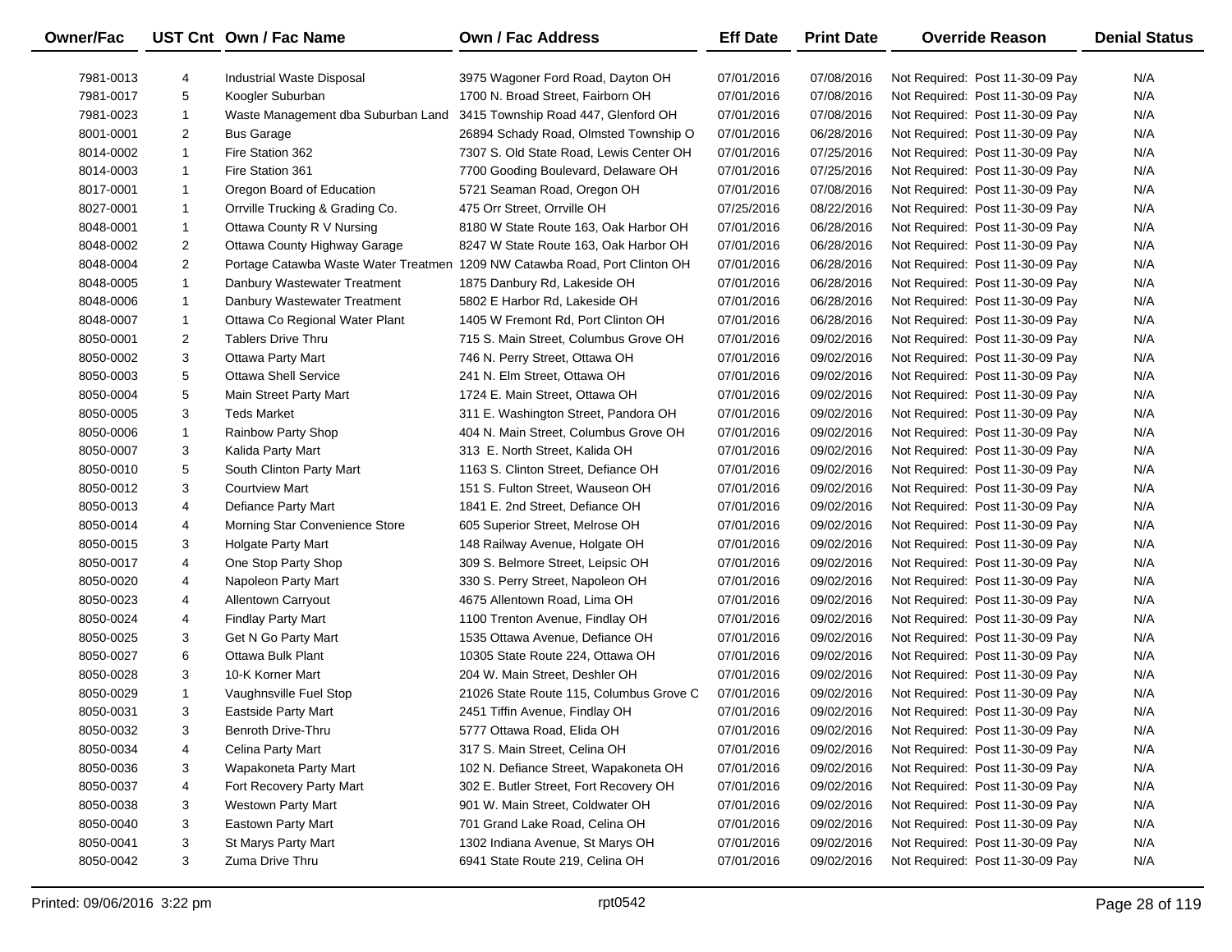| Owner/Fac | UST Cnt | Own / Fac Name | Own / Fac Address | Eff Date | Print Date | Override Reason | Denial Status |
|---|---|---|---|---|---|---|---|
| 7981-0013 | 4 | Industrial Waste Disposal | 3975 Wagoner Ford Road, Dayton OH | 07/01/2016 | 07/08/2016 | Not Required: Post 11-30-09 Pay | N/A |
| 7981-0017 | 5 | Koogler Suburban | 1700 N. Broad Street, Fairborn OH | 07/01/2016 | 07/08/2016 | Not Required: Post 11-30-09 Pay | N/A |
| 7981-0023 | 1 | Waste Management dba Suburban Land | 3415 Township Road 447, Glenford OH | 07/01/2016 | 07/08/2016 | Not Required: Post 11-30-09 Pay | N/A |
| 8001-0001 | 2 | Bus Garage | 26894 Schady Road, Olmsted Township O | 07/01/2016 | 06/28/2016 | Not Required: Post 11-30-09 Pay | N/A |
| 8014-0002 | 1 | Fire Station 362 | 7307 S. Old State Road, Lewis Center OH | 07/01/2016 | 07/25/2016 | Not Required: Post 11-30-09 Pay | N/A |
| 8014-0003 | 1 | Fire Station 361 | 7700 Gooding Boulevard, Delaware OH | 07/01/2016 | 07/25/2016 | Not Required: Post 11-30-09 Pay | N/A |
| 8017-0001 | 1 | Oregon Board of Education | 5721 Seaman Road, Oregon OH | 07/01/2016 | 07/08/2016 | Not Required: Post 11-30-09 Pay | N/A |
| 8027-0001 | 1 | Orrville Trucking & Grading Co. | 475 Orr Street, Orrville OH | 07/25/2016 | 08/22/2016 | Not Required: Post 11-30-09 Pay | N/A |
| 8048-0001 | 1 | Ottawa County R V Nursing | 8180 W State Route 163, Oak Harbor OH | 07/01/2016 | 06/28/2016 | Not Required: Post 11-30-09 Pay | N/A |
| 8048-0002 | 2 | Ottawa County Highway Garage | 8247 W State Route 163, Oak Harbor OH | 07/01/2016 | 06/28/2016 | Not Required: Post 11-30-09 Pay | N/A |
| 8048-0004 | 2 | Portage Catawba Waste Water Treatmen | 1209 NW Catawba Road, Port Clinton OH | 07/01/2016 | 06/28/2016 | Not Required: Post 11-30-09 Pay | N/A |
| 8048-0005 | 1 | Danbury Wastewater Treatment | 1875 Danbury Rd, Lakeside OH | 07/01/2016 | 06/28/2016 | Not Required: Post 11-30-09 Pay | N/A |
| 8048-0006 | 1 | Danbury Wastewater Treatment | 5802 E Harbor Rd, Lakeside OH | 07/01/2016 | 06/28/2016 | Not Required: Post 11-30-09 Pay | N/A |
| 8048-0007 | 1 | Ottawa Co Regional Water Plant | 1405 W Fremont Rd, Port Clinton OH | 07/01/2016 | 06/28/2016 | Not Required: Post 11-30-09 Pay | N/A |
| 8050-0001 | 2 | Tablers Drive Thru | 715 S. Main Street, Columbus Grove OH | 07/01/2016 | 09/02/2016 | Not Required: Post 11-30-09 Pay | N/A |
| 8050-0002 | 3 | Ottawa Party Mart | 746 N. Perry Street, Ottawa OH | 07/01/2016 | 09/02/2016 | Not Required: Post 11-30-09 Pay | N/A |
| 8050-0003 | 5 | Ottawa Shell Service | 241 N. Elm Street, Ottawa OH | 07/01/2016 | 09/02/2016 | Not Required: Post 11-30-09 Pay | N/A |
| 8050-0004 | 5 | Main Street Party Mart | 1724 E. Main Street, Ottawa OH | 07/01/2016 | 09/02/2016 | Not Required: Post 11-30-09 Pay | N/A |
| 8050-0005 | 3 | Teds Market | 311 E. Washington Street, Pandora OH | 07/01/2016 | 09/02/2016 | Not Required: Post 11-30-09 Pay | N/A |
| 8050-0006 | 1 | Rainbow Party Shop | 404 N. Main Street, Columbus Grove OH | 07/01/2016 | 09/02/2016 | Not Required: Post 11-30-09 Pay | N/A |
| 8050-0007 | 3 | Kalida Party Mart | 313 E. North Street, Kalida OH | 07/01/2016 | 09/02/2016 | Not Required: Post 11-30-09 Pay | N/A |
| 8050-0010 | 5 | South Clinton Party Mart | 1163 S. Clinton Street, Defiance OH | 07/01/2016 | 09/02/2016 | Not Required: Post 11-30-09 Pay | N/A |
| 8050-0012 | 3 | Courtview Mart | 151 S. Fulton Street, Wauseon OH | 07/01/2016 | 09/02/2016 | Not Required: Post 11-30-09 Pay | N/A |
| 8050-0013 | 4 | Defiance Party Mart | 1841 E. 2nd Street, Defiance OH | 07/01/2016 | 09/02/2016 | Not Required: Post 11-30-09 Pay | N/A |
| 8050-0014 | 4 | Morning Star Convenience Store | 605 Superior Street, Melrose OH | 07/01/2016 | 09/02/2016 | Not Required: Post 11-30-09 Pay | N/A |
| 8050-0015 | 3 | Holgate Party Mart | 148 Railway Avenue, Holgate OH | 07/01/2016 | 09/02/2016 | Not Required: Post 11-30-09 Pay | N/A |
| 8050-0017 | 4 | One Stop Party Shop | 309 S. Belmore Street, Leipsic OH | 07/01/2016 | 09/02/2016 | Not Required: Post 11-30-09 Pay | N/A |
| 8050-0020 | 4 | Napoleon Party Mart | 330 S. Perry Street, Napoleon OH | 07/01/2016 | 09/02/2016 | Not Required: Post 11-30-09 Pay | N/A |
| 8050-0023 | 4 | Allentown Carryout | 4675 Allentown Road, Lima OH | 07/01/2016 | 09/02/2016 | Not Required: Post 11-30-09 Pay | N/A |
| 8050-0024 | 4 | Findlay Party Mart | 1100 Trenton Avenue, Findlay OH | 07/01/2016 | 09/02/2016 | Not Required: Post 11-30-09 Pay | N/A |
| 8050-0025 | 3 | Get N Go Party Mart | 1535 Ottawa Avenue, Defiance OH | 07/01/2016 | 09/02/2016 | Not Required: Post 11-30-09 Pay | N/A |
| 8050-0027 | 6 | Ottawa Bulk Plant | 10305 State Route 224, Ottawa OH | 07/01/2016 | 09/02/2016 | Not Required: Post 11-30-09 Pay | N/A |
| 8050-0028 | 3 | 10-K Korner Mart | 204 W. Main Street, Deshler OH | 07/01/2016 | 09/02/2016 | Not Required: Post 11-30-09 Pay | N/A |
| 8050-0029 | 1 | Vaughnsville Fuel Stop | 21026 State Route 115, Columbus Grove C | 07/01/2016 | 09/02/2016 | Not Required: Post 11-30-09 Pay | N/A |
| 8050-0031 | 3 | Eastside Party Mart | 2451 Tiffin Avenue, Findlay OH | 07/01/2016 | 09/02/2016 | Not Required: Post 11-30-09 Pay | N/A |
| 8050-0032 | 3 | Benroth Drive-Thru | 5777 Ottawa Road, Elida OH | 07/01/2016 | 09/02/2016 | Not Required: Post 11-30-09 Pay | N/A |
| 8050-0034 | 4 | Celina Party Mart | 317 S. Main Street, Celina OH | 07/01/2016 | 09/02/2016 | Not Required: Post 11-30-09 Pay | N/A |
| 8050-0036 | 3 | Wapakoneta Party Mart | 102 N. Defiance Street, Wapakoneta OH | 07/01/2016 | 09/02/2016 | Not Required: Post 11-30-09 Pay | N/A |
| 8050-0037 | 4 | Fort Recovery Party Mart | 302 E. Butler Street, Fort Recovery OH | 07/01/2016 | 09/02/2016 | Not Required: Post 11-30-09 Pay | N/A |
| 8050-0038 | 3 | Westown Party Mart | 901 W. Main Street, Coldwater OH | 07/01/2016 | 09/02/2016 | Not Required: Post 11-30-09 Pay | N/A |
| 8050-0040 | 3 | Eastown Party Mart | 701 Grand Lake Road, Celina OH | 07/01/2016 | 09/02/2016 | Not Required: Post 11-30-09 Pay | N/A |
| 8050-0041 | 3 | St Marys Party Mart | 1302 Indiana Avenue, St Marys OH | 07/01/2016 | 09/02/2016 | Not Required: Post 11-30-09 Pay | N/A |
| 8050-0042 | 3 | Zuma Drive Thru | 6941 State Route 219, Celina OH | 07/01/2016 | 09/02/2016 | Not Required: Post 11-30-09 Pay | N/A |

Printed: 09/06/2016 3:22 pm rpt0542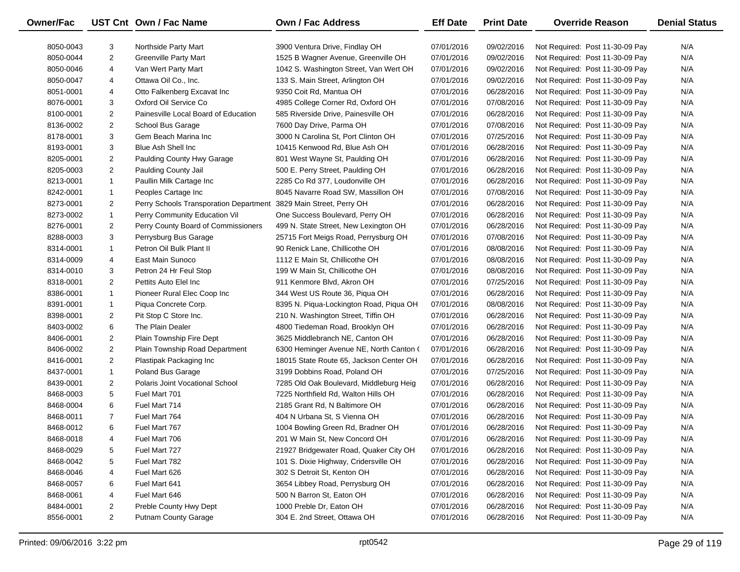| Owner/Fac | UST Cnt | Own / Fac Name | Own / Fac Address | Eff Date | Print Date | Override Reason | Denial Status |
|---|---|---|---|---|---|---|---|
| 8050-0043 | 3 | Northside Party Mart | 3900 Ventura Drive, Findlay OH | 07/01/2016 | 09/02/2016 | Not Required: Post 11-30-09 Pay | N/A |
| 8050-0044 | 2 | Greenville Party Mart | 1525 B Wagner Avenue, Greenville OH | 07/01/2016 | 09/02/2016 | Not Required: Post 11-30-09 Pay | N/A |
| 8050-0046 | 4 | Van Wert Party Mart | 1042 S. Washington Street, Van Wert OH | 07/01/2016 | 09/02/2016 | Not Required: Post 11-30-09 Pay | N/A |
| 8050-0047 | 4 | Ottawa Oil Co., Inc. | 133 S. Main Street, Arlington OH | 07/01/2016 | 09/02/2016 | Not Required: Post 11-30-09 Pay | N/A |
| 8051-0001 | 4 | Otto Falkenberg Excavat Inc | 9350 Coit Rd, Mantua OH | 07/01/2016 | 06/28/2016 | Not Required: Post 11-30-09 Pay | N/A |
| 8076-0001 | 3 | Oxford Oil Service Co | 4985 College Corner Rd, Oxford OH | 07/01/2016 | 07/08/2016 | Not Required: Post 11-30-09 Pay | N/A |
| 8100-0001 | 2 | Painesville Local Board of Education | 585 Riverside Drive, Painesville OH | 07/01/2016 | 06/28/2016 | Not Required: Post 11-30-09 Pay | N/A |
| 8136-0002 | 2 | School Bus Garage | 7600 Day Drive, Parma OH | 07/01/2016 | 07/08/2016 | Not Required: Post 11-30-09 Pay | N/A |
| 8178-0001 | 3 | Gem Beach Marina Inc | 3000 N Carolina St, Port Clinton OH | 07/01/2016 | 07/25/2016 | Not Required: Post 11-30-09 Pay | N/A |
| 8193-0001 | 3 | Blue Ash Shell Inc | 10415 Kenwood Rd, Blue Ash OH | 07/01/2016 | 06/28/2016 | Not Required: Post 11-30-09 Pay | N/A |
| 8205-0001 | 2 | Paulding County Hwy Garage | 801 West Wayne St, Paulding OH | 07/01/2016 | 06/28/2016 | Not Required: Post 11-30-09 Pay | N/A |
| 8205-0003 | 2 | Paulding County Jail | 500 E. Perry Street, Paulding OH | 07/01/2016 | 06/28/2016 | Not Required: Post 11-30-09 Pay | N/A |
| 8213-0001 | 1 | Paullin Milk Cartage Inc | 2285 Co Rd 377, Loudonville OH | 07/01/2016 | 06/28/2016 | Not Required: Post 11-30-09 Pay | N/A |
| 8242-0001 | 1 | Peoples Cartage Inc | 8045 Navarre Road SW, Massillon OH | 07/01/2016 | 07/08/2016 | Not Required: Post 11-30-09 Pay | N/A |
| 8273-0001 | 2 | Perry Schools Transporation Department | 3829 Main Street, Perry OH | 07/01/2016 | 06/28/2016 | Not Required: Post 11-30-09 Pay | N/A |
| 8273-0002 | 1 | Perry Community Education Vil | One Success Boulevard, Perry OH | 07/01/2016 | 06/28/2016 | Not Required: Post 11-30-09 Pay | N/A |
| 8276-0001 | 2 | Perry County Board of Commissioners | 499 N. State Street, New Lexington OH | 07/01/2016 | 06/28/2016 | Not Required: Post 11-30-09 Pay | N/A |
| 8288-0003 | 3 | Perrysburg Bus Garage | 25715 Fort Meigs Road, Perrysburg OH | 07/01/2016 | 07/08/2016 | Not Required: Post 11-30-09 Pay | N/A |
| 8314-0001 | 1 | Petron Oil Bulk Plant II | 90 Renick Lane, Chillicothe OH | 07/01/2016 | 08/08/2016 | Not Required: Post 11-30-09 Pay | N/A |
| 8314-0009 | 4 | East Main Sunoco | 1112 E Main St, Chillicothe OH | 07/01/2016 | 08/08/2016 | Not Required: Post 11-30-09 Pay | N/A |
| 8314-0010 | 3 | Petron 24 Hr Feul Stop | 199 W Main St, Chillicothe OH | 07/01/2016 | 08/08/2016 | Not Required: Post 11-30-09 Pay | N/A |
| 8318-0001 | 2 | Pettits Auto Elel Inc | 911 Kenmore Blvd, Akron OH | 07/01/2016 | 07/25/2016 | Not Required: Post 11-30-09 Pay | N/A |
| 8386-0001 | 1 | Pioneer Rural Elec Coop Inc | 344 West US Route 36, Piqua OH | 07/01/2016 | 06/28/2016 | Not Required: Post 11-30-09 Pay | N/A |
| 8391-0001 | 1 | Piqua Concrete Corp. | 8395 N. Piqua-Lockington Road, Piqua OH | 07/01/2016 | 08/08/2016 | Not Required: Post 11-30-09 Pay | N/A |
| 8398-0001 | 2 | Pit Stop C Store Inc. | 210 N. Washington Street, Tiffin OH | 07/01/2016 | 06/28/2016 | Not Required: Post 11-30-09 Pay | N/A |
| 8403-0002 | 6 | The Plain Dealer | 4800 Tiedeman Road, Brooklyn OH | 07/01/2016 | 06/28/2016 | Not Required: Post 11-30-09 Pay | N/A |
| 8406-0001 | 2 | Plain Township Fire Dept | 3625 Middlebranch NE, Canton OH | 07/01/2016 | 06/28/2016 | Not Required: Post 11-30-09 Pay | N/A |
| 8406-0002 | 2 | Plain Township Road Department | 6300 Heminger Avenue NE, North Canton ( | 07/01/2016 | 06/28/2016 | Not Required: Post 11-30-09 Pay | N/A |
| 8416-0001 | 2 | Plastipak Packaging Inc | 18015 State Route 65, Jackson Center OH | 07/01/2016 | 06/28/2016 | Not Required: Post 11-30-09 Pay | N/A |
| 8437-0001 | 1 | Poland Bus Garage | 3199 Dobbins Road, Poland OH | 07/01/2016 | 07/25/2016 | Not Required: Post 11-30-09 Pay | N/A |
| 8439-0001 | 2 | Polaris Joint Vocational School | 7285 Old Oak Boulevard, Middleburg Heig | 07/01/2016 | 06/28/2016 | Not Required: Post 11-30-09 Pay | N/A |
| 8468-0003 | 5 | Fuel Mart 701 | 7225 Northfield Rd, Walton Hills OH | 07/01/2016 | 06/28/2016 | Not Required: Post 11-30-09 Pay | N/A |
| 8468-0004 | 6 | Fuel Mart 714 | 2185 Grant Rd, N Baltimore OH | 07/01/2016 | 06/28/2016 | Not Required: Post 11-30-09 Pay | N/A |
| 8468-0011 | 7 | Fuel Mart 764 | 404 N Urbana St, S Vienna OH | 07/01/2016 | 06/28/2016 | Not Required: Post 11-30-09 Pay | N/A |
| 8468-0012 | 6 | Fuel Mart 767 | 1004 Bowling Green Rd, Bradner OH | 07/01/2016 | 06/28/2016 | Not Required: Post 11-30-09 Pay | N/A |
| 8468-0018 | 4 | Fuel Mart 706 | 201 W Main St, New Concord OH | 07/01/2016 | 06/28/2016 | Not Required: Post 11-30-09 Pay | N/A |
| 8468-0029 | 5 | Fuel Mart 727 | 21927 Bridgewater Road, Quaker City OH | 07/01/2016 | 06/28/2016 | Not Required: Post 11-30-09 Pay | N/A |
| 8468-0042 | 5 | Fuel Mart 782 | 101 S. Dixie Highway, Cridersville OH | 07/01/2016 | 06/28/2016 | Not Required: Post 11-30-09 Pay | N/A |
| 8468-0046 | 4 | Fuel Mart 626 | 302 S Detroit St, Kenton OH | 07/01/2016 | 06/28/2016 | Not Required: Post 11-30-09 Pay | N/A |
| 8468-0057 | 6 | Fuel Mart 641 | 3654 Libbey Road, Perrysburg OH | 07/01/2016 | 06/28/2016 | Not Required: Post 11-30-09 Pay | N/A |
| 8468-0061 | 4 | Fuel Mart 646 | 500 N Barron St, Eaton OH | 07/01/2016 | 06/28/2016 | Not Required: Post 11-30-09 Pay | N/A |
| 8484-0001 | 2 | Preble County Hwy Dept | 1000 Preble Dr, Eaton OH | 07/01/2016 | 06/28/2016 | Not Required: Post 11-30-09 Pay | N/A |
| 8556-0001 | 2 | Putnam County Garage | 304 E. 2nd Street, Ottawa OH | 07/01/2016 | 06/28/2016 | Not Required: Post 11-30-09 Pay | N/A |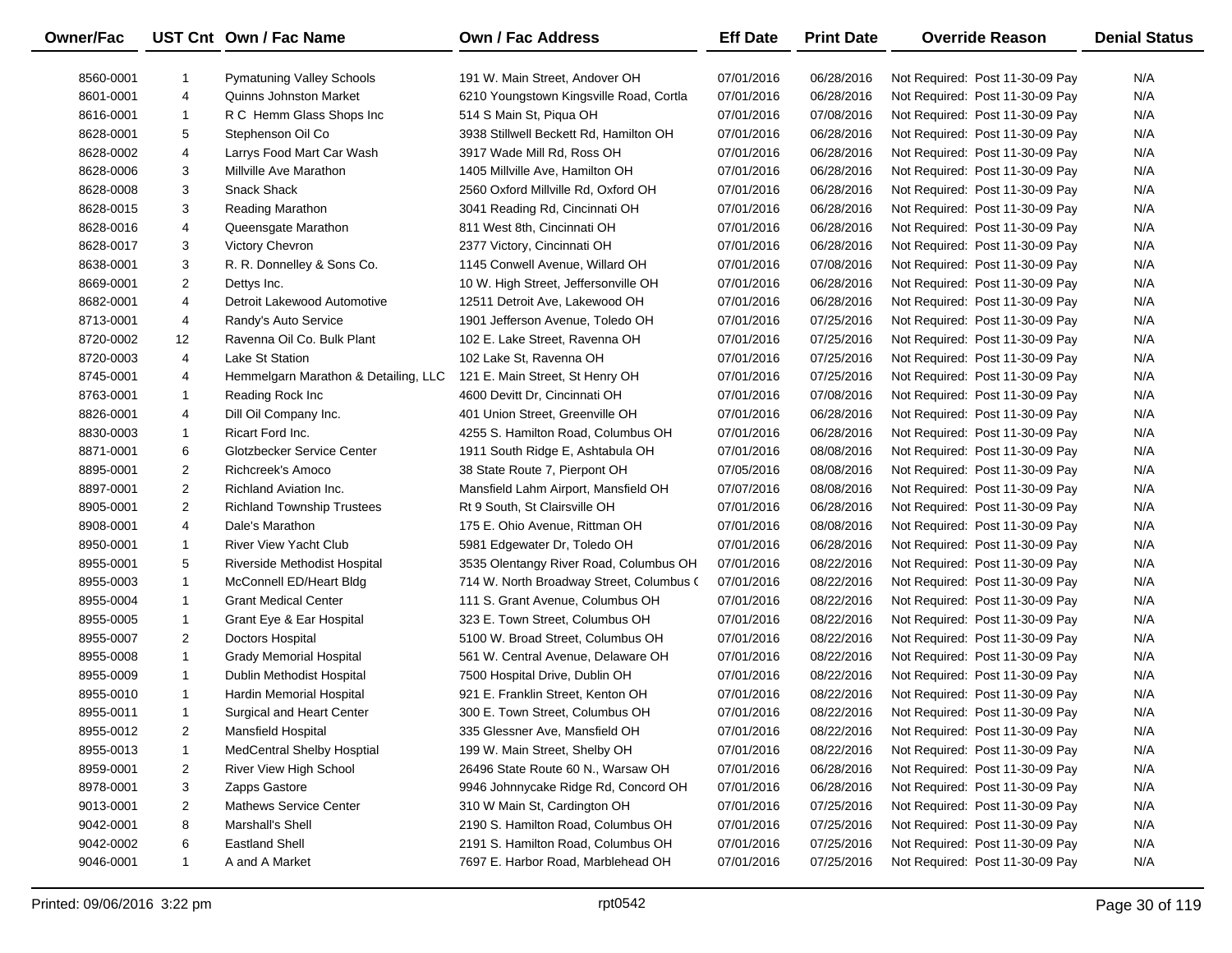| Owner/Fac | UST Cnt | Own / Fac Name | Own / Fac Address | Eff Date | Print Date | Override Reason | Denial Status |
|---|---|---|---|---|---|---|---|
| 8560-0001 | 1 | Pymatuning Valley Schools | 191 W. Main Street, Andover OH | 07/01/2016 | 06/28/2016 | Not Required: Post 11-30-09 Pay | N/A |
| 8601-0001 | 4 | Quinns Johnston Market | 6210 Youngstown Kingsville Road, Cortla | 07/01/2016 | 06/28/2016 | Not Required: Post 11-30-09 Pay | N/A |
| 8616-0001 | 1 | R C Hemm Glass Shops Inc | 514 S Main St, Piqua OH | 07/01/2016 | 07/08/2016 | Not Required: Post 11-30-09 Pay | N/A |
| 8628-0001 | 5 | Stephenson Oil Co | 3938 Stillwell Beckett Rd, Hamilton OH | 07/01/2016 | 06/28/2016 | Not Required: Post 11-30-09 Pay | N/A |
| 8628-0002 | 4 | Larrys Food Mart Car Wash | 3917 Wade Mill Rd, Ross OH | 07/01/2016 | 06/28/2016 | Not Required: Post 11-30-09 Pay | N/A |
| 8628-0006 | 3 | Millville Ave Marathon | 1405 Millville Ave, Hamilton OH | 07/01/2016 | 06/28/2016 | Not Required: Post 11-30-09 Pay | N/A |
| 8628-0008 | 3 | Snack Shack | 2560 Oxford Millville Rd, Oxford OH | 07/01/2016 | 06/28/2016 | Not Required: Post 11-30-09 Pay | N/A |
| 8628-0015 | 3 | Reading Marathon | 3041 Reading Rd, Cincinnati OH | 07/01/2016 | 06/28/2016 | Not Required: Post 11-30-09 Pay | N/A |
| 8628-0016 | 4 | Queensgate Marathon | 811 West 8th, Cincinnati OH | 07/01/2016 | 06/28/2016 | Not Required: Post 11-30-09 Pay | N/A |
| 8628-0017 | 3 | Victory Chevron | 2377 Victory, Cincinnati OH | 07/01/2016 | 06/28/2016 | Not Required: Post 11-30-09 Pay | N/A |
| 8638-0001 | 3 | R. R. Donnelley & Sons Co. | 1145 Conwell Avenue, Willard OH | 07/01/2016 | 07/08/2016 | Not Required: Post 11-30-09 Pay | N/A |
| 8669-0001 | 2 | Dettys Inc. | 10 W. High Street, Jeffersonville OH | 07/01/2016 | 06/28/2016 | Not Required: Post 11-30-09 Pay | N/A |
| 8682-0001 | 4 | Detroit Lakewood Automotive | 12511 Detroit Ave, Lakewood OH | 07/01/2016 | 06/28/2016 | Not Required: Post 11-30-09 Pay | N/A |
| 8713-0001 | 4 | Randy's Auto Service | 1901 Jefferson Avenue, Toledo OH | 07/01/2016 | 07/25/2016 | Not Required: Post 11-30-09 Pay | N/A |
| 8720-0002 | 12 | Ravenna Oil Co. Bulk Plant | 102 E. Lake Street, Ravenna OH | 07/01/2016 | 07/25/2016 | Not Required: Post 11-30-09 Pay | N/A |
| 8720-0003 | 4 | Lake St Station | 102 Lake St, Ravenna OH | 07/01/2016 | 07/25/2016 | Not Required: Post 11-30-09 Pay | N/A |
| 8745-0001 | 4 | Hemmelgarn Marathon & Detailing, LLC | 121 E. Main Street, St Henry OH | 07/01/2016 | 07/25/2016 | Not Required: Post 11-30-09 Pay | N/A |
| 8763-0001 | 1 | Reading Rock Inc | 4600 Devitt Dr, Cincinnati OH | 07/01/2016 | 07/08/2016 | Not Required: Post 11-30-09 Pay | N/A |
| 8826-0001 | 4 | Dill Oil Company Inc. | 401 Union Street, Greenville OH | 07/01/2016 | 06/28/2016 | Not Required: Post 11-30-09 Pay | N/A |
| 8830-0003 | 1 | Ricart Ford Inc. | 4255 S. Hamilton Road, Columbus OH | 07/01/2016 | 06/28/2016 | Not Required: Post 11-30-09 Pay | N/A |
| 8871-0001 | 6 | Glotzbecker Service Center | 1911 South Ridge E, Ashtabula OH | 07/01/2016 | 08/08/2016 | Not Required: Post 11-30-09 Pay | N/A |
| 8895-0001 | 2 | Richcreek's Amoco | 38 State Route 7, Pierpont OH | 07/05/2016 | 08/08/2016 | Not Required: Post 11-30-09 Pay | N/A |
| 8897-0001 | 2 | Richland Aviation Inc. | Mansfield Lahm Airport, Mansfield OH | 07/07/2016 | 08/08/2016 | Not Required: Post 11-30-09 Pay | N/A |
| 8905-0001 | 2 | Richland Township Trustees | Rt 9 South, St Clairsville OH | 07/01/2016 | 06/28/2016 | Not Required: Post 11-30-09 Pay | N/A |
| 8908-0001 | 4 | Dale's Marathon | 175 E. Ohio Avenue, Rittman OH | 07/01/2016 | 08/08/2016 | Not Required: Post 11-30-09 Pay | N/A |
| 8950-0001 | 1 | River View Yacht Club | 5981 Edgewater Dr, Toledo OH | 07/01/2016 | 06/28/2016 | Not Required: Post 11-30-09 Pay | N/A |
| 8955-0001 | 5 | Riverside Methodist Hospital | 3535 Olentangy River Road, Columbus OH | 07/01/2016 | 08/22/2016 | Not Required: Post 11-30-09 Pay | N/A |
| 8955-0003 | 1 | McConnell ED/Heart Bldg | 714 W. North Broadway Street, Columbus ( | 07/01/2016 | 08/22/2016 | Not Required: Post 11-30-09 Pay | N/A |
| 8955-0004 | 1 | Grant Medical Center | 111 S. Grant Avenue, Columbus OH | 07/01/2016 | 08/22/2016 | Not Required: Post 11-30-09 Pay | N/A |
| 8955-0005 | 1 | Grant Eye & Ear Hospital | 323 E. Town Street, Columbus OH | 07/01/2016 | 08/22/2016 | Not Required: Post 11-30-09 Pay | N/A |
| 8955-0007 | 2 | Doctors Hospital | 5100 W. Broad Street, Columbus OH | 07/01/2016 | 08/22/2016 | Not Required: Post 11-30-09 Pay | N/A |
| 8955-0008 | 1 | Grady Memorial Hospital | 561 W. Central Avenue, Delaware OH | 07/01/2016 | 08/22/2016 | Not Required: Post 11-30-09 Pay | N/A |
| 8955-0009 | 1 | Dublin Methodist Hospital | 7500 Hospital Drive, Dublin OH | 07/01/2016 | 08/22/2016 | Not Required: Post 11-30-09 Pay | N/A |
| 8955-0010 | 1 | Hardin Memorial Hospital | 921 E. Franklin Street, Kenton OH | 07/01/2016 | 08/22/2016 | Not Required: Post 11-30-09 Pay | N/A |
| 8955-0011 | 1 | Surgical and Heart Center | 300 E. Town Street, Columbus OH | 07/01/2016 | 08/22/2016 | Not Required: Post 11-30-09 Pay | N/A |
| 8955-0012 | 2 | Mansfield Hospital | 335 Glessner Ave, Mansfield OH | 07/01/2016 | 08/22/2016 | Not Required: Post 11-30-09 Pay | N/A |
| 8955-0013 | 1 | MedCentral Shelby Hosptial | 199 W. Main Street, Shelby OH | 07/01/2016 | 08/22/2016 | Not Required: Post 11-30-09 Pay | N/A |
| 8959-0001 | 2 | River View High School | 26496 State Route 60 N., Warsaw OH | 07/01/2016 | 06/28/2016 | Not Required: Post 11-30-09 Pay | N/A |
| 8978-0001 | 3 | Zapps Gastore | 9946 Johnnycake Ridge Rd, Concord OH | 07/01/2016 | 06/28/2016 | Not Required: Post 11-30-09 Pay | N/A |
| 9013-0001 | 2 | Mathews Service Center | 310 W Main St, Cardington OH | 07/01/2016 | 07/25/2016 | Not Required: Post 11-30-09 Pay | N/A |
| 9042-0001 | 8 | Marshall's Shell | 2190 S. Hamilton Road, Columbus OH | 07/01/2016 | 07/25/2016 | Not Required: Post 11-30-09 Pay | N/A |
| 9042-0002 | 6 | Eastland Shell | 2191 S. Hamilton Road, Columbus OH | 07/01/2016 | 07/25/2016 | Not Required: Post 11-30-09 Pay | N/A |
| 9046-0001 | 1 | A and A Market | 7697 E. Harbor Road, Marblehead OH | 07/01/2016 | 07/25/2016 | Not Required: Post 11-30-09 Pay | N/A |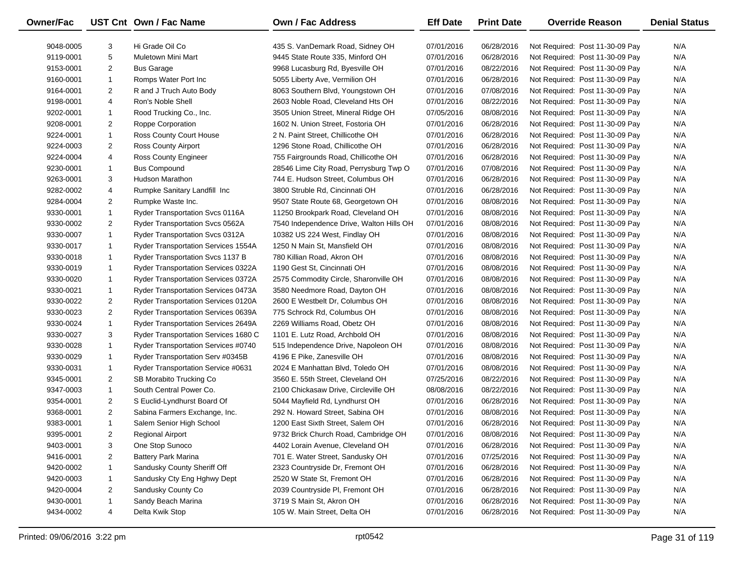| Owner/Fac | UST Cnt | Own / Fac Name | Own / Fac Address | Eff Date | Print Date | Override Reason | Denial Status |
|---|---|---|---|---|---|---|---|
| 9048-0005 | 3 | Hi Grade Oil Co | 435 S. VanDemark Road, Sidney OH | 07/01/2016 | 06/28/2016 | Not Required: Post 11-30-09 Pay | N/A |
| 9119-0001 | 5 | Muletown Mini Mart | 9445 State Route 335, Minford OH | 07/01/2016 | 06/28/2016 | Not Required: Post 11-30-09 Pay | N/A |
| 9153-0001 | 2 | Bus Garage | 9968 Lucasburg Rd, Byesville OH | 07/01/2016 | 08/22/2016 | Not Required: Post 11-30-09 Pay | N/A |
| 9160-0001 | 1 | Romps Water Port Inc | 5055 Liberty Ave, Vermilion OH | 07/01/2016 | 06/28/2016 | Not Required: Post 11-30-09 Pay | N/A |
| 9164-0001 | 2 | R and J Truch Auto Body | 8063 Southern Blvd, Youngstown OH | 07/01/2016 | 07/08/2016 | Not Required: Post 11-30-09 Pay | N/A |
| 9198-0001 | 4 | Ron's Noble Shell | 2603 Noble Road, Cleveland Hts OH | 07/01/2016 | 08/22/2016 | Not Required: Post 11-30-09 Pay | N/A |
| 9202-0001 | 1 | Rood Trucking Co., Inc. | 3505 Union Street, Mineral Ridge OH | 07/05/2016 | 08/08/2016 | Not Required: Post 11-30-09 Pay | N/A |
| 9208-0001 | 2 | Roppe Corporation | 1602 N. Union Street, Fostoria OH | 07/01/2016 | 06/28/2016 | Not Required: Post 11-30-09 Pay | N/A |
| 9224-0001 | 1 | Ross County Court House | 2 N. Paint Street, Chillicothe OH | 07/01/2016 | 06/28/2016 | Not Required: Post 11-30-09 Pay | N/A |
| 9224-0003 | 2 | Ross County Airport | 1296 Stone Road, Chillicothe OH | 07/01/2016 | 06/28/2016 | Not Required: Post 11-30-09 Pay | N/A |
| 9224-0004 | 4 | Ross County Engineer | 755 Fairgrounds Road, Chillicothe OH | 07/01/2016 | 06/28/2016 | Not Required: Post 11-30-09 Pay | N/A |
| 9230-0001 | 1 | Bus Compound | 28546 Lime City Road, Perrysburg Twp O | 07/01/2016 | 07/08/2016 | Not Required: Post 11-30-09 Pay | N/A |
| 9263-0001 | 3 | Hudson Marathon | 744 E. Hudson Street, Columbus OH | 07/01/2016 | 06/28/2016 | Not Required: Post 11-30-09 Pay | N/A |
| 9282-0002 | 4 | Rumpke Sanitary Landfill Inc | 3800 Struble Rd, Cincinnati OH | 07/01/2016 | 06/28/2016 | Not Required: Post 11-30-09 Pay | N/A |
| 9284-0004 | 2 | Rumpke Waste Inc. | 9507 State Route 68, Georgetown OH | 07/01/2016 | 08/08/2016 | Not Required: Post 11-30-09 Pay | N/A |
| 9330-0001 | 1 | Ryder Transportation Svcs 0116A | 11250 Brookpark Road, Cleveland OH | 07/01/2016 | 08/08/2016 | Not Required: Post 11-30-09 Pay | N/A |
| 9330-0002 | 2 | Ryder Transportation Svcs 0562A | 7540 Independence Drive, Walton Hills OH | 07/01/2016 | 08/08/2016 | Not Required: Post 11-30-09 Pay | N/A |
| 9330-0007 | 1 | Ryder Transportation Svcs 0312A | 10382 US 224 West, Findlay OH | 07/01/2016 | 08/08/2016 | Not Required: Post 11-30-09 Pay | N/A |
| 9330-0017 | 1 | Ryder Transportation Services 1554A | 1250 N Main St, Mansfield OH | 07/01/2016 | 08/08/2016 | Not Required: Post 11-30-09 Pay | N/A |
| 9330-0018 | 1 | Ryder Transportation Svcs 1137 B | 780 Killian Road, Akron OH | 07/01/2016 | 08/08/2016 | Not Required: Post 11-30-09 Pay | N/A |
| 9330-0019 | 1 | Ryder Transportation Services 0322A | 1190 Gest St, Cincinnati OH | 07/01/2016 | 08/08/2016 | Not Required: Post 11-30-09 Pay | N/A |
| 9330-0020 | 1 | Ryder Transportation Services 0372A | 2575 Commodity Circle, Sharonville OH | 07/01/2016 | 08/08/2016 | Not Required: Post 11-30-09 Pay | N/A |
| 9330-0021 | 1 | Ryder Transportation Services 0473A | 3580 Needmore Road, Dayton OH | 07/01/2016 | 08/08/2016 | Not Required: Post 11-30-09 Pay | N/A |
| 9330-0022 | 2 | Ryder Transportation Services 0120A | 2600 E Westbelt Dr, Columbus OH | 07/01/2016 | 08/08/2016 | Not Required: Post 11-30-09 Pay | N/A |
| 9330-0023 | 2 | Ryder Transportation Services 0639A | 775 Schrock Rd, Columbus OH | 07/01/2016 | 08/08/2016 | Not Required: Post 11-30-09 Pay | N/A |
| 9330-0024 | 1 | Ryder Transportation Services 2649A | 2269 Williams Road, Obetz OH | 07/01/2016 | 08/08/2016 | Not Required: Post 11-30-09 Pay | N/A |
| 9330-0027 | 3 | Ryder Transportation Services 1680 C | 1101 E. Lutz Road, Archbold OH | 07/01/2016 | 08/08/2016 | Not Required: Post 11-30-09 Pay | N/A |
| 9330-0028 | 1 | Ryder Transportation Services #0740 | 515 Independence Drive, Napoleon OH | 07/01/2016 | 08/08/2016 | Not Required: Post 11-30-09 Pay | N/A |
| 9330-0029 | 1 | Ryder Transportation Serv #0345B | 4196 E Pike, Zanesville OH | 07/01/2016 | 08/08/2016 | Not Required: Post 11-30-09 Pay | N/A |
| 9330-0031 | 1 | Ryder Transportation Service #0631 | 2024 E Manhattan Blvd, Toledo OH | 07/01/2016 | 08/08/2016 | Not Required: Post 11-30-09 Pay | N/A |
| 9345-0001 | 2 | SB Morabito Trucking Co | 3560 E. 55th Street, Cleveland OH | 07/25/2016 | 08/22/2016 | Not Required: Post 11-30-09 Pay | N/A |
| 9347-0003 | 1 | South Central Power Co. | 2100 Chickasaw Drive, Circleville OH | 08/08/2016 | 08/22/2016 | Not Required: Post 11-30-09 Pay | N/A |
| 9354-0001 | 2 | S Euclid-Lyndhurst Board Of | 5044 Mayfield Rd, Lyndhurst OH | 07/01/2016 | 06/28/2016 | Not Required: Post 11-30-09 Pay | N/A |
| 9368-0001 | 2 | Sabina Farmers Exchange, Inc. | 292 N. Howard Street, Sabina OH | 07/01/2016 | 08/08/2016 | Not Required: Post 11-30-09 Pay | N/A |
| 9383-0001 | 1 | Salem Senior High School | 1200 East Sixth Street, Salem OH | 07/01/2016 | 06/28/2016 | Not Required: Post 11-30-09 Pay | N/A |
| 9395-0001 | 2 | Regional Airport | 9732 Brick Church Road, Cambridge OH | 07/01/2016 | 08/08/2016 | Not Required: Post 11-30-09 Pay | N/A |
| 9403-0001 | 3 | One Stop Sunoco | 4402 Lorain Avenue, Cleveland OH | 07/01/2016 | 06/28/2016 | Not Required: Post 11-30-09 Pay | N/A |
| 9416-0001 | 2 | Battery Park Marina | 701 E. Water Street, Sandusky OH | 07/01/2016 | 07/25/2016 | Not Required: Post 11-30-09 Pay | N/A |
| 9420-0002 | 1 | Sandusky County Sheriff Off | 2323 Countryside Dr, Fremont OH | 07/01/2016 | 06/28/2016 | Not Required: Post 11-30-09 Pay | N/A |
| 9420-0003 | 1 | Sandusky Cty Eng Hghwy Dept | 2520 W State St, Fremont OH | 07/01/2016 | 06/28/2016 | Not Required: Post 11-30-09 Pay | N/A |
| 9420-0004 | 2 | Sandusky County Co | 2039 Countryside Pl, Fremont OH | 07/01/2016 | 06/28/2016 | Not Required: Post 11-30-09 Pay | N/A |
| 9430-0001 | 1 | Sandy Beach Marina | 3719 S Main St, Akron OH | 07/01/2016 | 06/28/2016 | Not Required: Post 11-30-09 Pay | N/A |
| 9434-0002 | 4 | Delta Kwik Stop | 105 W. Main Street, Delta OH | 07/01/2016 | 06/28/2016 | Not Required: Post 11-30-09 Pay | N/A |

Printed: 09/06/2016 3:22 pm rpt0542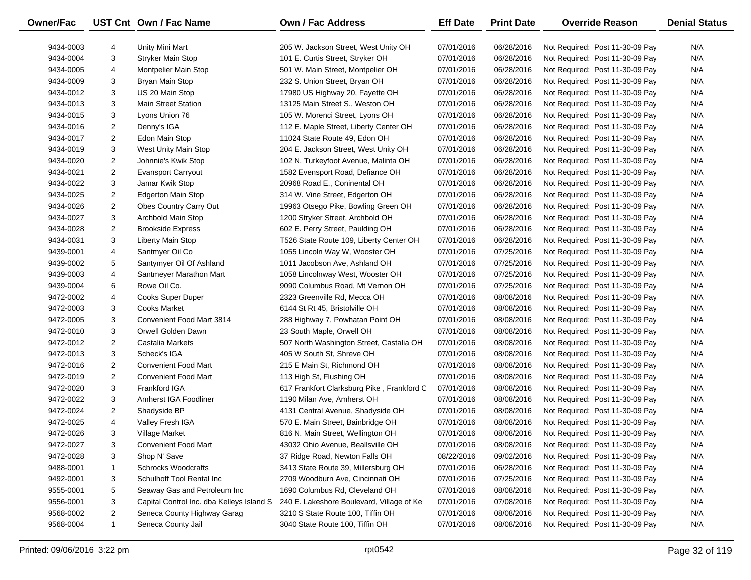| Owner/Fac | UST Cnt | Own / Fac Name | Own / Fac Address | Eff Date | Print Date | Override Reason | Denial Status |
|---|---|---|---|---|---|---|---|
| 9434-0003 | 4 | Unity Mini Mart | 205 W. Jackson Street, West Unity OH | 07/01/2016 | 06/28/2016 | Not Required: Post 11-30-09 Pay | N/A |
| 9434-0004 | 3 | Stryker Main Stop | 101 E. Curtis Street, Stryker OH | 07/01/2016 | 06/28/2016 | Not Required: Post 11-30-09 Pay | N/A |
| 9434-0005 | 4 | Montpelier Main Stop | 501 W. Main Street, Montpelier OH | 07/01/2016 | 06/28/2016 | Not Required: Post 11-30-09 Pay | N/A |
| 9434-0009 | 3 | Bryan Main Stop | 232 S. Union Street, Bryan OH | 07/01/2016 | 06/28/2016 | Not Required: Post 11-30-09 Pay | N/A |
| 9434-0012 | 3 | US 20 Main Stop | 17980 US Highway 20, Fayette OH | 07/01/2016 | 06/28/2016 | Not Required: Post 11-30-09 Pay | N/A |
| 9434-0013 | 3 | Main Street Station | 13125 Main Street S., Weston OH | 07/01/2016 | 06/28/2016 | Not Required: Post 11-30-09 Pay | N/A |
| 9434-0015 | 3 | Lyons Union 76 | 105 W. Morenci Street, Lyons OH | 07/01/2016 | 06/28/2016 | Not Required: Post 11-30-09 Pay | N/A |
| 9434-0016 | 2 | Denny's IGA | 112 E. Maple Street, Liberty Center OH | 07/01/2016 | 06/28/2016 | Not Required: Post 11-30-09 Pay | N/A |
| 9434-0017 | 2 | Edon Main Stop | 11024 State Route 49, Edon OH | 07/01/2016 | 06/28/2016 | Not Required: Post 11-30-09 Pay | N/A |
| 9434-0019 | 3 | West Unity Main Stop | 204 E. Jackson Street, West Unity OH | 07/01/2016 | 06/28/2016 | Not Required: Post 11-30-09 Pay | N/A |
| 9434-0020 | 2 | Johnnie's Kwik Stop | 102 N. Turkeyfoot Avenue, Malinta OH | 07/01/2016 | 06/28/2016 | Not Required: Post 11-30-09 Pay | N/A |
| 9434-0021 | 2 | Evansport Carryout | 1582 Evensport Road, Defiance OH | 07/01/2016 | 06/28/2016 | Not Required: Post 11-30-09 Pay | N/A |
| 9434-0022 | 3 | Jamar Kwik Stop | 20968 Road E., Coninental OH | 07/01/2016 | 06/28/2016 | Not Required: Post 11-30-09 Pay | N/A |
| 9434-0025 | 2 | Edgerton Main Stop | 314 W. Vine Street, Edgerton OH | 07/01/2016 | 06/28/2016 | Not Required: Post 11-30-09 Pay | N/A |
| 9434-0026 | 2 | Obes Country Carry Out | 19963 Otsego Pike, Bowling Green OH | 07/01/2016 | 06/28/2016 | Not Required: Post 11-30-09 Pay | N/A |
| 9434-0027 | 3 | Archbold Main Stop | 1200 Stryker Street, Archbold OH | 07/01/2016 | 06/28/2016 | Not Required: Post 11-30-09 Pay | N/A |
| 9434-0028 | 2 | Brookside Express | 602 E. Perry Street, Paulding OH | 07/01/2016 | 06/28/2016 | Not Required: Post 11-30-09 Pay | N/A |
| 9434-0031 | 3 | Liberty Main Stop | T526 State Route 109, Liberty Center OH | 07/01/2016 | 06/28/2016 | Not Required: Post 11-30-09 Pay | N/A |
| 9439-0001 | 4 | Santmyer Oil Co | 1055 Lincoln Way W, Wooster OH | 07/01/2016 | 07/25/2016 | Not Required: Post 11-30-09 Pay | N/A |
| 9439-0002 | 5 | Santymyer Oil Of Ashland | 1011 Jacobson Ave, Ashland OH | 07/01/2016 | 07/25/2016 | Not Required: Post 11-30-09 Pay | N/A |
| 9439-0003 | 4 | Santmeyer Marathon Mart | 1058 Lincolnway West, Wooster OH | 07/01/2016 | 07/25/2016 | Not Required: Post 11-30-09 Pay | N/A |
| 9439-0004 | 6 | Rowe Oil Co. | 9090 Columbus Road, Mt Vernon OH | 07/01/2016 | 07/25/2016 | Not Required: Post 11-30-09 Pay | N/A |
| 9472-0002 | 4 | Cooks Super Duper | 2323 Greenville Rd, Mecca OH | 07/01/2016 | 08/08/2016 | Not Required: Post 11-30-09 Pay | N/A |
| 9472-0003 | 3 | Cooks Market | 6144 St Rt 45, Bristolville OH | 07/01/2016 | 08/08/2016 | Not Required: Post 11-30-09 Pay | N/A |
| 9472-0005 | 3 | Convenient Food Mart 3814 | 288 Highway 7, Powhatan Point OH | 07/01/2016 | 08/08/2016 | Not Required: Post 11-30-09 Pay | N/A |
| 9472-0010 | 3 | Orwell Golden Dawn | 23 South Maple, Orwell OH | 07/01/2016 | 08/08/2016 | Not Required: Post 11-30-09 Pay | N/A |
| 9472-0012 | 2 | Castalia Markets | 507 North Washington Street, Castalia OH | 07/01/2016 | 08/08/2016 | Not Required: Post 11-30-09 Pay | N/A |
| 9472-0013 | 3 | Scheck's IGA | 405 W South St, Shreve OH | 07/01/2016 | 08/08/2016 | Not Required: Post 11-30-09 Pay | N/A |
| 9472-0016 | 2 | Convenient Food Mart | 215 E Main St, Richmond OH | 07/01/2016 | 08/08/2016 | Not Required: Post 11-30-09 Pay | N/A |
| 9472-0019 | 2 | Convenient Food Mart | 113 High St, Flushing OH | 07/01/2016 | 08/08/2016 | Not Required: Post 11-30-09 Pay | N/A |
| 9472-0020 | 3 | Frankford IGA | 617 Frankfort Clarksburg Pike , Frankford C | 07/01/2016 | 08/08/2016 | Not Required: Post 11-30-09 Pay | N/A |
| 9472-0022 | 3 | Amherst IGA Foodliner | 1190 Milan Ave, Amherst OH | 07/01/2016 | 08/08/2016 | Not Required: Post 11-30-09 Pay | N/A |
| 9472-0024 | 2 | Shadyside BP | 4131 Central Avenue, Shadyside OH | 07/01/2016 | 08/08/2016 | Not Required: Post 11-30-09 Pay | N/A |
| 9472-0025 | 4 | Valley Fresh IGA | 570 E. Main Street, Bainbridge OH | 07/01/2016 | 08/08/2016 | Not Required: Post 11-30-09 Pay | N/A |
| 9472-0026 | 3 | Village Market | 816 N. Main Street, Wellington OH | 07/01/2016 | 08/08/2016 | Not Required: Post 11-30-09 Pay | N/A |
| 9472-0027 | 3 | Convenient Food Mart | 43032 Ohio Avenue, Beallsville OH | 07/01/2016 | 08/08/2016 | Not Required: Post 11-30-09 Pay | N/A |
| 9472-0028 | 3 | Shop N' Save | 37 Ridge Road, Newton Falls OH | 08/22/2016 | 09/02/2016 | Not Required: Post 11-30-09 Pay | N/A |
| 9488-0001 | 1 | Schrocks Woodcrafts | 3413 State Route 39, Millersburg OH | 07/01/2016 | 06/28/2016 | Not Required: Post 11-30-09 Pay | N/A |
| 9492-0001 | 3 | Schulhoff Tool Rental Inc | 2709 Woodburn Ave, Cincinnati OH | 07/01/2016 | 07/25/2016 | Not Required: Post 11-30-09 Pay | N/A |
| 9555-0001 | 5 | Seaway Gas and Petroleum Inc | 1690 Columbus Rd, Cleveland OH | 07/01/2016 | 08/08/2016 | Not Required: Post 11-30-09 Pay | N/A |
| 9556-0001 | 3 | Capital Control Inc. dba Kelleys Island S | 240 E. Lakeshore Boulevard, Village of Ke | 07/01/2016 | 07/08/2016 | Not Required: Post 11-30-09 Pay | N/A |
| 9568-0002 | 2 | Seneca County Highway Garag | 3210 S State Route 100, Tiffin OH | 07/01/2016 | 08/08/2016 | Not Required: Post 11-30-09 Pay | N/A |
| 9568-0004 | 1 | Seneca County Jail | 3040 State Route 100, Tiffin OH | 07/01/2016 | 08/08/2016 | Not Required: Post 11-30-09 Pay | N/A |

Printed: 09/06/2016 3:22 pm rpt0542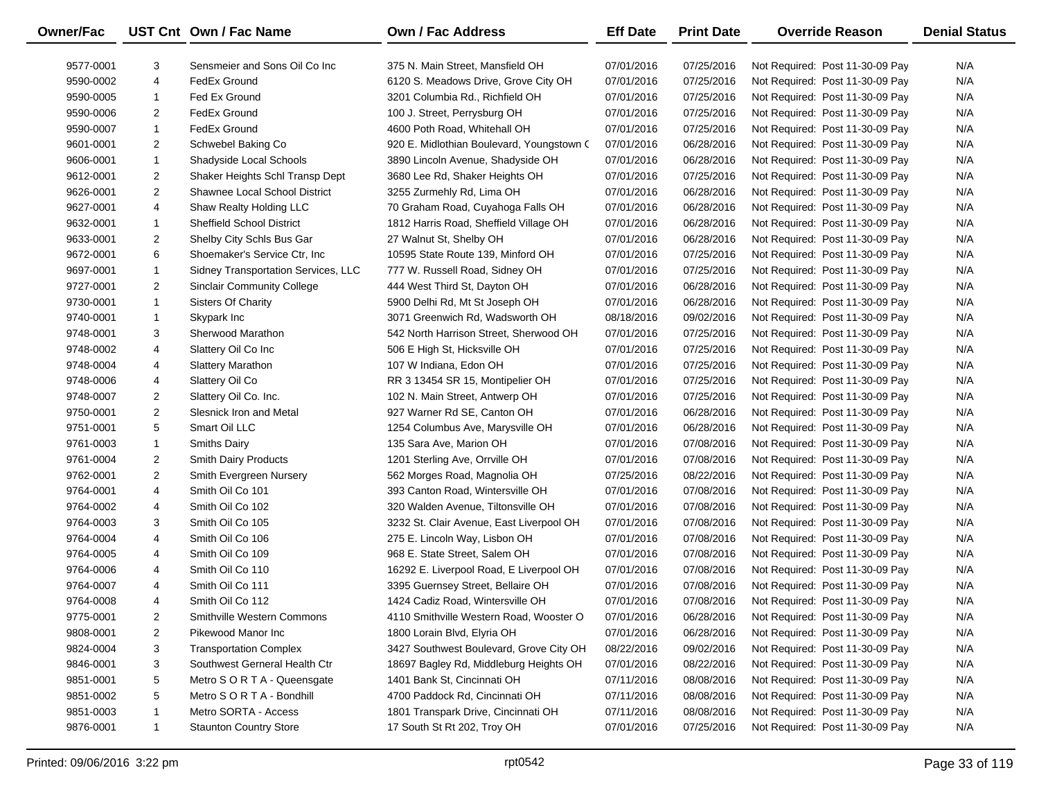| Owner/Fac | UST Cnt | Own / Fac Name | Own / Fac Address | Eff Date | Print Date | Override Reason | Denial Status |
|---|---|---|---|---|---|---|---|
| 9577-0001 | 3 | Sensmeier and Sons Oil Co Inc | 375 N. Main Street, Mansfield OH | 07/01/2016 | 07/25/2016 | Not Required: Post 11-30-09 Pay | N/A |
| 9590-0002 | 4 | FedEx Ground | 6120 S. Meadows Drive, Grove City OH | 07/01/2016 | 07/25/2016 | Not Required: Post 11-30-09 Pay | N/A |
| 9590-0005 | 1 | Fed Ex Ground | 3201 Columbia Rd., Richfield OH | 07/01/2016 | 07/25/2016 | Not Required: Post 11-30-09 Pay | N/A |
| 9590-0006 | 2 | FedEx Ground | 100 J. Street, Perrysburg OH | 07/01/2016 | 07/25/2016 | Not Required: Post 11-30-09 Pay | N/A |
| 9590-0007 | 1 | FedEx Ground | 4600 Poth Road, Whitehall OH | 07/01/2016 | 07/25/2016 | Not Required: Post 11-30-09 Pay | N/A |
| 9601-0001 | 2 | Schwebel Baking Co | 920 E. Midlothian Boulevard, Youngstown O | 07/01/2016 | 06/28/2016 | Not Required: Post 11-30-09 Pay | N/A |
| 9606-0001 | 1 | Shadyside Local Schools | 3890 Lincoln Avenue, Shadyside OH | 07/01/2016 | 06/28/2016 | Not Required: Post 11-30-09 Pay | N/A |
| 9612-0001 | 2 | Shaker Heights Schl Transp Dept | 3680 Lee Rd, Shaker Heights OH | 07/01/2016 | 07/25/2016 | Not Required: Post 11-30-09 Pay | N/A |
| 9626-0001 | 2 | Shawnee Local School District | 3255 Zurmehly Rd, Lima OH | 07/01/2016 | 06/28/2016 | Not Required: Post 11-30-09 Pay | N/A |
| 9627-0001 | 4 | Shaw Realty Holding LLC | 70 Graham Road, Cuyahoga Falls OH | 07/01/2016 | 06/28/2016 | Not Required: Post 11-30-09 Pay | N/A |
| 9632-0001 | 1 | Sheffield School District | 1812 Harris Road, Sheffield Village OH | 07/01/2016 | 06/28/2016 | Not Required: Post 11-30-09 Pay | N/A |
| 9633-0001 | 2 | Shelby City Schls Bus Gar | 27 Walnut St, Shelby OH | 07/01/2016 | 06/28/2016 | Not Required: Post 11-30-09 Pay | N/A |
| 9672-0001 | 6 | Shoemaker's Service Ctr, Inc | 10595 State Route 139, Minford OH | 07/01/2016 | 07/25/2016 | Not Required: Post 11-30-09 Pay | N/A |
| 9697-0001 | 1 | Sidney Transportation Services, LLC | 777 W. Russell Road, Sidney OH | 07/01/2016 | 07/25/2016 | Not Required: Post 11-30-09 Pay | N/A |
| 9727-0001 | 2 | Sinclair Community College | 444 West Third St, Dayton OH | 07/01/2016 | 06/28/2016 | Not Required: Post 11-30-09 Pay | N/A |
| 9730-0001 | 1 | Sisters Of Charity | 5900 Delhi Rd, Mt St Joseph OH | 07/01/2016 | 06/28/2016 | Not Required: Post 11-30-09 Pay | N/A |
| 9740-0001 | 1 | Skypark Inc | 3071 Greenwich Rd, Wadsworth OH | 08/18/2016 | 09/02/2016 | Not Required: Post 11-30-09 Pay | N/A |
| 9748-0001 | 3 | Sherwood Marathon | 542 North Harrison Street, Sherwood OH | 07/01/2016 | 07/25/2016 | Not Required: Post 11-30-09 Pay | N/A |
| 9748-0002 | 4 | Slattery Oil Co Inc | 506 E High St, Hicksville OH | 07/01/2016 | 07/25/2016 | Not Required: Post 11-30-09 Pay | N/A |
| 9748-0004 | 4 | Slattery Marathon | 107 W Indiana, Edon OH | 07/01/2016 | 07/25/2016 | Not Required: Post 11-30-09 Pay | N/A |
| 9748-0006 | 4 | Slattery Oil Co | RR 3 13454 SR 15, Montipelier OH | 07/01/2016 | 07/25/2016 | Not Required: Post 11-30-09 Pay | N/A |
| 9748-0007 | 2 | Slattery Oil Co. Inc. | 102 N. Main Street, Antwerp OH | 07/01/2016 | 07/25/2016 | Not Required: Post 11-30-09 Pay | N/A |
| 9750-0001 | 2 | Slesnick Iron and Metal | 927 Warner Rd SE, Canton OH | 07/01/2016 | 06/28/2016 | Not Required: Post 11-30-09 Pay | N/A |
| 9751-0001 | 5 | Smart Oil LLC | 1254 Columbus Ave, Marysville OH | 07/01/2016 | 06/28/2016 | Not Required: Post 11-30-09 Pay | N/A |
| 9761-0003 | 1 | Smiths Dairy | 135 Sara Ave, Marion OH | 07/01/2016 | 07/08/2016 | Not Required: Post 11-30-09 Pay | N/A |
| 9761-0004 | 2 | Smith Dairy Products | 1201 Sterling Ave, Orrville OH | 07/01/2016 | 07/08/2016 | Not Required: Post 11-30-09 Pay | N/A |
| 9762-0001 | 2 | Smith Evergreen Nursery | 562 Morges Road, Magnolia OH | 07/25/2016 | 08/22/2016 | Not Required: Post 11-30-09 Pay | N/A |
| 9764-0001 | 4 | Smith Oil Co 101 | 393 Canton Road, Wintersville OH | 07/01/2016 | 07/08/2016 | Not Required: Post 11-30-09 Pay | N/A |
| 9764-0002 | 4 | Smith Oil Co 102 | 320 Walden Avenue, Tiltonsville OH | 07/01/2016 | 07/08/2016 | Not Required: Post 11-30-09 Pay | N/A |
| 9764-0003 | 3 | Smith Oil Co 105 | 3232 St. Clair Avenue, East Liverpool OH | 07/01/2016 | 07/08/2016 | Not Required: Post 11-30-09 Pay | N/A |
| 9764-0004 | 4 | Smith Oil Co 106 | 275 E. Lincoln Way, Lisbon OH | 07/01/2016 | 07/08/2016 | Not Required: Post 11-30-09 Pay | N/A |
| 9764-0005 | 4 | Smith Oil Co 109 | 968 E. State Street, Salem OH | 07/01/2016 | 07/08/2016 | Not Required: Post 11-30-09 Pay | N/A |
| 9764-0006 | 4 | Smith Oil Co 110 | 16292 E. Liverpool Road, E Liverpool OH | 07/01/2016 | 07/08/2016 | Not Required: Post 11-30-09 Pay | N/A |
| 9764-0007 | 4 | Smith Oil Co 111 | 3395 Guernsey Street, Bellaire OH | 07/01/2016 | 07/08/2016 | Not Required: Post 11-30-09 Pay | N/A |
| 9764-0008 | 4 | Smith Oil Co 112 | 1424 Cadiz Road, Wintersville OH | 07/01/2016 | 07/08/2016 | Not Required: Post 11-30-09 Pay | N/A |
| 9775-0001 | 2 | Smithville Western Commons | 4110 Smithville Western Road, Wooster O | 07/01/2016 | 06/28/2016 | Not Required: Post 11-30-09 Pay | N/A |
| 9808-0001 | 2 | Pikewood Manor Inc | 1800 Lorain Blvd, Elyria OH | 07/01/2016 | 06/28/2016 | Not Required: Post 11-30-09 Pay | N/A |
| 9824-0004 | 3 | Transportation Complex | 3427 Southwest Boulevard, Grove City OH | 08/22/2016 | 09/02/2016 | Not Required: Post 11-30-09 Pay | N/A |
| 9846-0001 | 3 | Southwest Gerneral Health Ctr | 18697 Bagley Rd, Middleburg Heights OH | 07/01/2016 | 08/22/2016 | Not Required: Post 11-30-09 Pay | N/A |
| 9851-0001 | 5 | Metro S O R T A - Queensgate | 1401 Bank St, Cincinnati OH | 07/11/2016 | 08/08/2016 | Not Required: Post 11-30-09 Pay | N/A |
| 9851-0002 | 5 | Metro S O R T A - Bondhill | 4700 Paddock Rd, Cincinnati OH | 07/11/2016 | 08/08/2016 | Not Required: Post 11-30-09 Pay | N/A |
| 9851-0003 | 1 | Metro SORTA - Access | 1801 Transpark Drive, Cincinnati OH | 07/11/2016 | 08/08/2016 | Not Required: Post 11-30-09 Pay | N/A |
| 9876-0001 | 1 | Staunton Country Store | 17 South St Rt 202, Troy OH | 07/01/2016 | 07/25/2016 | Not Required: Post 11-30-09 Pay | N/A |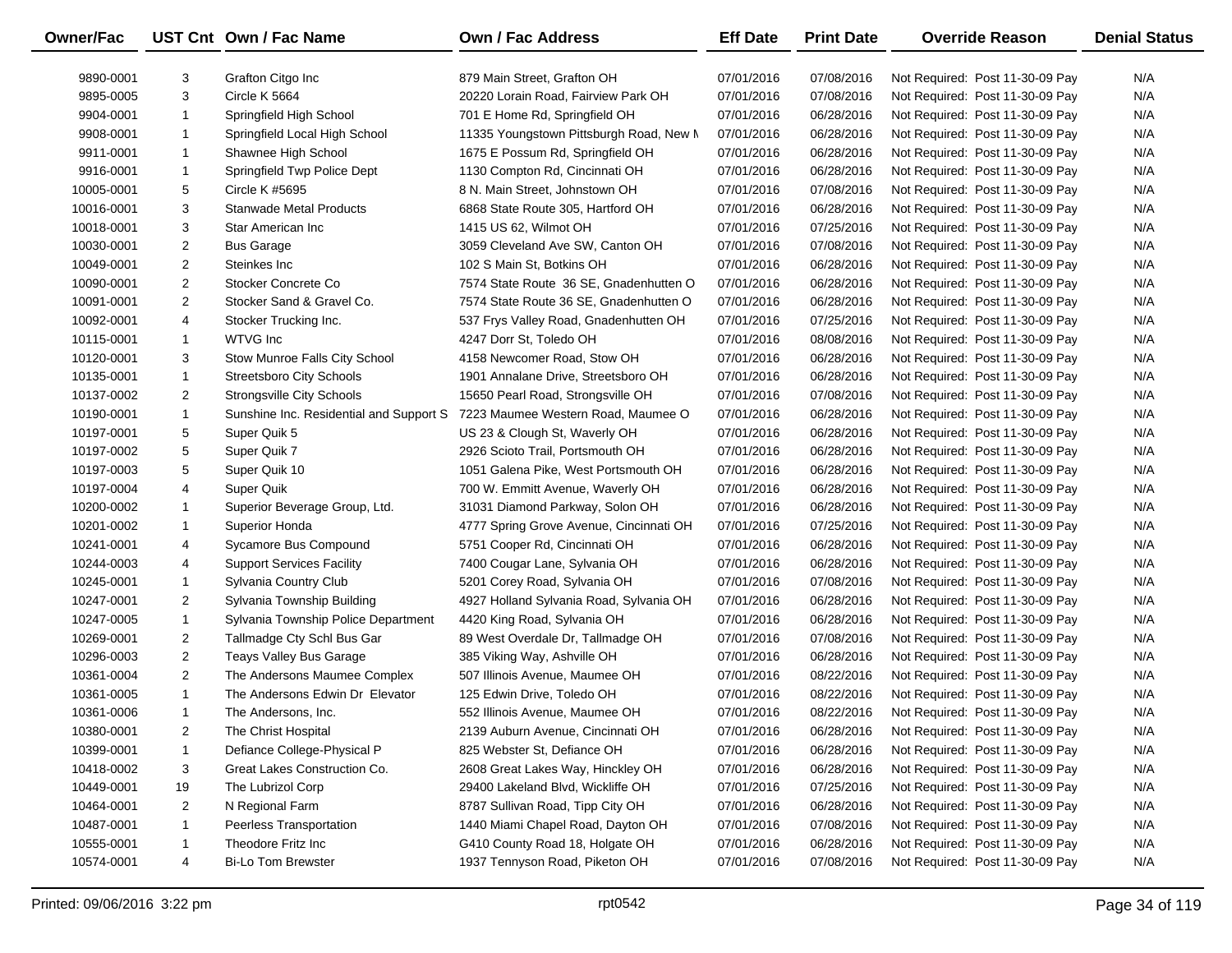| Owner/Fac | UST Cnt | Own / Fac Name | Own / Fac Address | Eff Date | Print Date | Override Reason | Denial Status |
|---|---|---|---|---|---|---|---|
| 9890-0001 | 3 | Grafton Citgo Inc | 879 Main Street, Grafton OH | 07/01/2016 | 07/08/2016 | Not Required: Post 11-30-09 Pay | N/A |
| 9895-0005 | 3 | Circle K 5664 | 20220 Lorain Road, Fairview Park OH | 07/01/2016 | 07/08/2016 | Not Required: Post 11-30-09 Pay | N/A |
| 9904-0001 | 1 | Springfield High School | 701 E Home Rd, Springfield OH | 07/01/2016 | 06/28/2016 | Not Required: Post 11-30-09 Pay | N/A |
| 9908-0001 | 1 | Springfield Local High School | 11335 Youngstown Pittsburgh Road, New M | 07/01/2016 | 06/28/2016 | Not Required: Post 11-30-09 Pay | N/A |
| 9911-0001 | 1 | Shawnee High School | 1675 E Possum Rd, Springfield OH | 07/01/2016 | 06/28/2016 | Not Required: Post 11-30-09 Pay | N/A |
| 9916-0001 | 1 | Springfield Twp Police Dept | 1130 Compton Rd, Cincinnati OH | 07/01/2016 | 06/28/2016 | Not Required: Post 11-30-09 Pay | N/A |
| 10005-0001 | 5 | Circle K #5695 | 8 N. Main Street, Johnstown OH | 07/01/2016 | 07/08/2016 | Not Required: Post 11-30-09 Pay | N/A |
| 10016-0001 | 3 | Stanwade Metal Products | 6868 State Route 305, Hartford OH | 07/01/2016 | 06/28/2016 | Not Required: Post 11-30-09 Pay | N/A |
| 10018-0001 | 3 | Star American Inc | 1415 US 62, Wilmot OH | 07/01/2016 | 07/25/2016 | Not Required: Post 11-30-09 Pay | N/A |
| 10030-0001 | 2 | Bus Garage | 3059 Cleveland Ave SW, Canton OH | 07/01/2016 | 07/08/2016 | Not Required: Post 11-30-09 Pay | N/A |
| 10049-0001 | 2 | Steinkes Inc | 102 S Main St, Botkins OH | 07/01/2016 | 06/28/2016 | Not Required: Post 11-30-09 Pay | N/A |
| 10090-0001 | 2 | Stocker Concrete Co | 7574 State Route 36 SE, Gnadenhutten O | 07/01/2016 | 06/28/2016 | Not Required: Post 11-30-09 Pay | N/A |
| 10091-0001 | 2 | Stocker Sand & Gravel Co. | 7574 State Route 36 SE, Gnadenhutten O | 07/01/2016 | 06/28/2016 | Not Required: Post 11-30-09 Pay | N/A |
| 10092-0001 | 4 | Stocker Trucking Inc. | 537 Frys Valley Road, Gnadenhutten OH | 07/01/2016 | 07/25/2016 | Not Required: Post 11-30-09 Pay | N/A |
| 10115-0001 | 1 | WTVG Inc | 4247 Dorr St, Toledo OH | 07/01/2016 | 08/08/2016 | Not Required: Post 11-30-09 Pay | N/A |
| 10120-0001 | 3 | Stow Munroe Falls City School | 4158 Newcomer Road, Stow OH | 07/01/2016 | 06/28/2016 | Not Required: Post 11-30-09 Pay | N/A |
| 10135-0001 | 1 | Streetsboro City Schools | 1901 Annalane Drive, Streetsboro OH | 07/01/2016 | 06/28/2016 | Not Required: Post 11-30-09 Pay | N/A |
| 10137-0002 | 2 | Strongsville City Schools | 15650 Pearl Road, Strongsville OH | 07/01/2016 | 07/08/2016 | Not Required: Post 11-30-09 Pay | N/A |
| 10190-0001 | 1 | Sunshine Inc. Residential and Support S | 7223 Maumee Western Road, Maumee O | 07/01/2016 | 06/28/2016 | Not Required: Post 11-30-09 Pay | N/A |
| 10197-0001 | 5 | Super Quik 5 | US 23 & Clough St, Waverly OH | 07/01/2016 | 06/28/2016 | Not Required: Post 11-30-09 Pay | N/A |
| 10197-0002 | 5 | Super Quik 7 | 2926 Scioto Trail, Portsmouth OH | 07/01/2016 | 06/28/2016 | Not Required: Post 11-30-09 Pay | N/A |
| 10197-0003 | 5 | Super Quik 10 | 1051 Galena Pike, West Portsmouth OH | 07/01/2016 | 06/28/2016 | Not Required: Post 11-30-09 Pay | N/A |
| 10197-0004 | 4 | Super Quik | 700 W. Emmitt Avenue, Waverly OH | 07/01/2016 | 06/28/2016 | Not Required: Post 11-30-09 Pay | N/A |
| 10200-0002 | 1 | Superior Beverage Group, Ltd. | 31031 Diamond Parkway, Solon OH | 07/01/2016 | 06/28/2016 | Not Required: Post 11-30-09 Pay | N/A |
| 10201-0002 | 1 | Superior Honda | 4777 Spring Grove Avenue, Cincinnati OH | 07/01/2016 | 07/25/2016 | Not Required: Post 11-30-09 Pay | N/A |
| 10241-0001 | 4 | Sycamore Bus Compound | 5751 Cooper Rd, Cincinnati OH | 07/01/2016 | 06/28/2016 | Not Required: Post 11-30-09 Pay | N/A |
| 10244-0003 | 4 | Support Services Facility | 7400 Cougar Lane, Sylvania OH | 07/01/2016 | 06/28/2016 | Not Required: Post 11-30-09 Pay | N/A |
| 10245-0001 | 1 | Sylvania Country Club | 5201 Corey Road, Sylvania OH | 07/01/2016 | 07/08/2016 | Not Required: Post 11-30-09 Pay | N/A |
| 10247-0001 | 2 | Sylvania Township Building | 4927 Holland Sylvania Road, Sylvania OH | 07/01/2016 | 06/28/2016 | Not Required: Post 11-30-09 Pay | N/A |
| 10247-0005 | 1 | Sylvania Township Police Department | 4420 King Road, Sylvania OH | 07/01/2016 | 06/28/2016 | Not Required: Post 11-30-09 Pay | N/A |
| 10269-0001 | 2 | Tallmadge Cty Schl Bus Gar | 89 West Overdale Dr, Tallmadge OH | 07/01/2016 | 07/08/2016 | Not Required: Post 11-30-09 Pay | N/A |
| 10296-0003 | 2 | Teays Valley Bus Garage | 385 Viking Way, Ashville OH | 07/01/2016 | 06/28/2016 | Not Required: Post 11-30-09 Pay | N/A |
| 10361-0004 | 2 | The Andersons Maumee Complex | 507 Illinois Avenue, Maumee OH | 07/01/2016 | 08/22/2016 | Not Required: Post 11-30-09 Pay | N/A |
| 10361-0005 | 1 | The Andersons Edwin Dr Elevator | 125 Edwin Drive, Toledo OH | 07/01/2016 | 08/22/2016 | Not Required: Post 11-30-09 Pay | N/A |
| 10361-0006 | 1 | The Andersons, Inc. | 552 Illinois Avenue, Maumee OH | 07/01/2016 | 08/22/2016 | Not Required: Post 11-30-09 Pay | N/A |
| 10380-0001 | 2 | The Christ Hospital | 2139 Auburn Avenue, Cincinnati OH | 07/01/2016 | 06/28/2016 | Not Required: Post 11-30-09 Pay | N/A |
| 10399-0001 | 1 | Defiance College-Physical P | 825 Webster St, Defiance OH | 07/01/2016 | 06/28/2016 | Not Required: Post 11-30-09 Pay | N/A |
| 10418-0002 | 3 | Great Lakes Construction Co. | 2608 Great Lakes Way, Hinckley OH | 07/01/2016 | 06/28/2016 | Not Required: Post 11-30-09 Pay | N/A |
| 10449-0001 | 19 | The Lubrizol Corp | 29400 Lakeland Blvd, Wickliffe OH | 07/01/2016 | 07/25/2016 | Not Required: Post 11-30-09 Pay | N/A |
| 10464-0001 | 2 | N Regional Farm | 8787 Sullivan Road, Tipp City OH | 07/01/2016 | 06/28/2016 | Not Required: Post 11-30-09 Pay | N/A |
| 10487-0001 | 1 | Peerless Transportation | 1440 Miami Chapel Road, Dayton OH | 07/01/2016 | 07/08/2016 | Not Required: Post 11-30-09 Pay | N/A |
| 10555-0001 | 1 | Theodore Fritz Inc | G410 County Road 18, Holgate OH | 07/01/2016 | 06/28/2016 | Not Required: Post 11-30-09 Pay | N/A |
| 10574-0001 | 4 | Bi-Lo Tom Brewster | 1937 Tennyson Road, Piketon OH | 07/01/2016 | 07/08/2016 | Not Required: Post 11-30-09 Pay | N/A |

Printed: 09/06/2016 3:22 pm rpt0542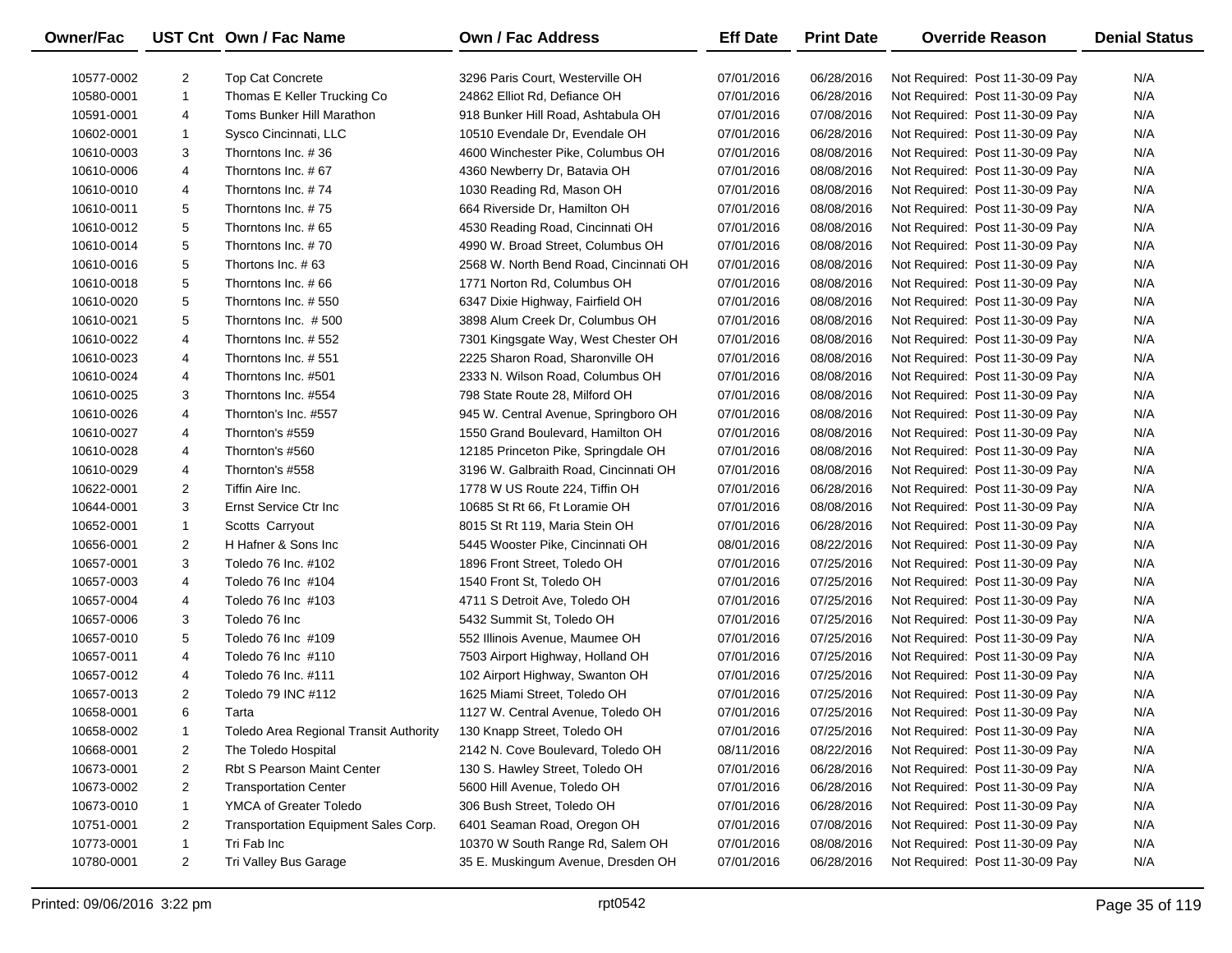| Owner/Fac | UST Cnt | Own / Fac Name | Own / Fac Address | Eff Date | Print Date | Override Reason | Denial Status |
|---|---|---|---|---|---|---|---|
| 10577-0002 | 2 | Top Cat Concrete | 3296 Paris Court, Westerville OH | 07/01/2016 | 06/28/2016 | Not Required: Post 11-30-09 Pay | N/A |
| 10580-0001 | 1 | Thomas E Keller Trucking Co | 24862 Elliot Rd, Defiance OH | 07/01/2016 | 06/28/2016 | Not Required: Post 11-30-09 Pay | N/A |
| 10591-0001 | 4 | Toms Bunker Hill Marathon | 918 Bunker Hill Road, Ashtabula OH | 07/01/2016 | 07/08/2016 | Not Required: Post 11-30-09 Pay | N/A |
| 10602-0001 | 1 | Sysco Cincinnati, LLC | 10510 Evendale Dr, Evendale OH | 07/01/2016 | 06/28/2016 | Not Required: Post 11-30-09 Pay | N/A |
| 10610-0003 | 3 | Thorntons Inc. # 36 | 4600 Winchester Pike, Columbus OH | 07/01/2016 | 08/08/2016 | Not Required: Post 11-30-09 Pay | N/A |
| 10610-0006 | 4 | Thorntons Inc. # 67 | 4360 Newberry Dr, Batavia OH | 07/01/2016 | 08/08/2016 | Not Required: Post 11-30-09 Pay | N/A |
| 10610-0010 | 4 | Thorntons Inc. # 74 | 1030 Reading Rd, Mason OH | 07/01/2016 | 08/08/2016 | Not Required: Post 11-30-09 Pay | N/A |
| 10610-0011 | 5 | Thorntons Inc. # 75 | 664 Riverside Dr, Hamilton OH | 07/01/2016 | 08/08/2016 | Not Required: Post 11-30-09 Pay | N/A |
| 10610-0012 | 5 | Thorntons Inc. # 65 | 4530 Reading Road, Cincinnati OH | 07/01/2016 | 08/08/2016 | Not Required: Post 11-30-09 Pay | N/A |
| 10610-0014 | 5 | Thorntons Inc. # 70 | 4990 W. Broad Street, Columbus OH | 07/01/2016 | 08/08/2016 | Not Required: Post 11-30-09 Pay | N/A |
| 10610-0016 | 5 | Thortons Inc. # 63 | 2568 W. North Bend Road, Cincinnati OH | 07/01/2016 | 08/08/2016 | Not Required: Post 11-30-09 Pay | N/A |
| 10610-0018 | 5 | Thorntons Inc. # 66 | 1771 Norton Rd, Columbus OH | 07/01/2016 | 08/08/2016 | Not Required: Post 11-30-09 Pay | N/A |
| 10610-0020 | 5 | Thorntons Inc. # 550 | 6347 Dixie Highway, Fairfield OH | 07/01/2016 | 08/08/2016 | Not Required: Post 11-30-09 Pay | N/A |
| 10610-0021 | 5 | Thorntons Inc. # 500 | 3898 Alum Creek Dr, Columbus OH | 07/01/2016 | 08/08/2016 | Not Required: Post 11-30-09 Pay | N/A |
| 10610-0022 | 4 | Thorntons Inc. # 552 | 7301 Kingsgate Way, West Chester OH | 07/01/2016 | 08/08/2016 | Not Required: Post 11-30-09 Pay | N/A |
| 10610-0023 | 4 | Thorntons Inc. # 551 | 2225 Sharon Road, Sharonville OH | 07/01/2016 | 08/08/2016 | Not Required: Post 11-30-09 Pay | N/A |
| 10610-0024 | 4 | Thorntons Inc. #501 | 2333 N. Wilson Road, Columbus OH | 07/01/2016 | 08/08/2016 | Not Required: Post 11-30-09 Pay | N/A |
| 10610-0025 | 3 | Thorntons Inc. #554 | 798 State Route 28, Milford OH | 07/01/2016 | 08/08/2016 | Not Required: Post 11-30-09 Pay | N/A |
| 10610-0026 | 4 | Thornton's Inc. #557 | 945 W. Central Avenue, Springboro OH | 07/01/2016 | 08/08/2016 | Not Required: Post 11-30-09 Pay | N/A |
| 10610-0027 | 4 | Thornton's #559 | 1550 Grand Boulevard, Hamilton OH | 07/01/2016 | 08/08/2016 | Not Required: Post 11-30-09 Pay | N/A |
| 10610-0028 | 4 | Thornton's #560 | 12185 Princeton Pike, Springdale OH | 07/01/2016 | 08/08/2016 | Not Required: Post 11-30-09 Pay | N/A |
| 10610-0029 | 4 | Thornton's #558 | 3196 W. Galbraith Road, Cincinnati OH | 07/01/2016 | 08/08/2016 | Not Required: Post 11-30-09 Pay | N/A |
| 10622-0001 | 2 | Tiffin Aire Inc. | 1778 W US Route 224, Tiffin OH | 07/01/2016 | 06/28/2016 | Not Required: Post 11-30-09 Pay | N/A |
| 10644-0001 | 3 | Ernst Service Ctr Inc | 10685 St Rt 66, Ft Loramie OH | 07/01/2016 | 08/08/2016 | Not Required: Post 11-30-09 Pay | N/A |
| 10652-0001 | 1 | Scotts Carryout | 8015 St Rt 119, Maria Stein OH | 07/01/2016 | 06/28/2016 | Not Required: Post 11-30-09 Pay | N/A |
| 10656-0001 | 2 | H Hafner & Sons Inc | 5445 Wooster Pike, Cincinnati OH | 08/01/2016 | 08/22/2016 | Not Required: Post 11-30-09 Pay | N/A |
| 10657-0001 | 3 | Toledo 76 Inc. #102 | 1896 Front Street, Toledo OH | 07/01/2016 | 07/25/2016 | Not Required: Post 11-30-09 Pay | N/A |
| 10657-0003 | 4 | Toledo 76 Inc #104 | 1540 Front St, Toledo OH | 07/01/2016 | 07/25/2016 | Not Required: Post 11-30-09 Pay | N/A |
| 10657-0004 | 4 | Toledo 76 Inc #103 | 4711 S Detroit Ave, Toledo OH | 07/01/2016 | 07/25/2016 | Not Required: Post 11-30-09 Pay | N/A |
| 10657-0006 | 3 | Toledo 76 Inc | 5432 Summit St, Toledo OH | 07/01/2016 | 07/25/2016 | Not Required: Post 11-30-09 Pay | N/A |
| 10657-0010 | 5 | Toledo 76 Inc #109 | 552 Illinois Avenue, Maumee OH | 07/01/2016 | 07/25/2016 | Not Required: Post 11-30-09 Pay | N/A |
| 10657-0011 | 4 | Toledo 76 Inc #110 | 7503 Airport Highway, Holland OH | 07/01/2016 | 07/25/2016 | Not Required: Post 11-30-09 Pay | N/A |
| 10657-0012 | 4 | Toledo 76 Inc. #111 | 102 Airport Highway, Swanton OH | 07/01/2016 | 07/25/2016 | Not Required: Post 11-30-09 Pay | N/A |
| 10657-0013 | 2 | Toledo 79 INC #112 | 1625 Miami Street, Toledo OH | 07/01/2016 | 07/25/2016 | Not Required: Post 11-30-09 Pay | N/A |
| 10658-0001 | 6 | Tarta | 1127 W. Central Avenue, Toledo OH | 07/01/2016 | 07/25/2016 | Not Required: Post 11-30-09 Pay | N/A |
| 10658-0002 | 1 | Toledo Area Regional Transit Authority | 130 Knapp Street, Toledo OH | 07/01/2016 | 07/25/2016 | Not Required: Post 11-30-09 Pay | N/A |
| 10668-0001 | 2 | The Toledo Hospital | 2142 N. Cove Boulevard, Toledo OH | 08/11/2016 | 08/22/2016 | Not Required: Post 11-30-09 Pay | N/A |
| 10673-0001 | 2 | Rbt S Pearson Maint Center | 130 S. Hawley Street, Toledo OH | 07/01/2016 | 06/28/2016 | Not Required: Post 11-30-09 Pay | N/A |
| 10673-0002 | 2 | Transportation Center | 5600 Hill Avenue, Toledo OH | 07/01/2016 | 06/28/2016 | Not Required: Post 11-30-09 Pay | N/A |
| 10673-0010 | 1 | YMCA of Greater Toledo | 306 Bush Street, Toledo OH | 07/01/2016 | 06/28/2016 | Not Required: Post 11-30-09 Pay | N/A |
| 10751-0001 | 2 | Transportation Equipment Sales Corp. | 6401 Seaman Road, Oregon OH | 07/01/2016 | 07/08/2016 | Not Required: Post 11-30-09 Pay | N/A |
| 10773-0001 | 1 | Tri Fab Inc | 10370 W South Range Rd, Salem OH | 07/01/2016 | 08/08/2016 | Not Required: Post 11-30-09 Pay | N/A |
| 10780-0001 | 2 | Tri Valley Bus Garage | 35 E. Muskingum Avenue, Dresden OH | 07/01/2016 | 06/28/2016 | Not Required: Post 11-30-09 Pay | N/A |

Printed: 09/06/2016 3:22 pm rpt0542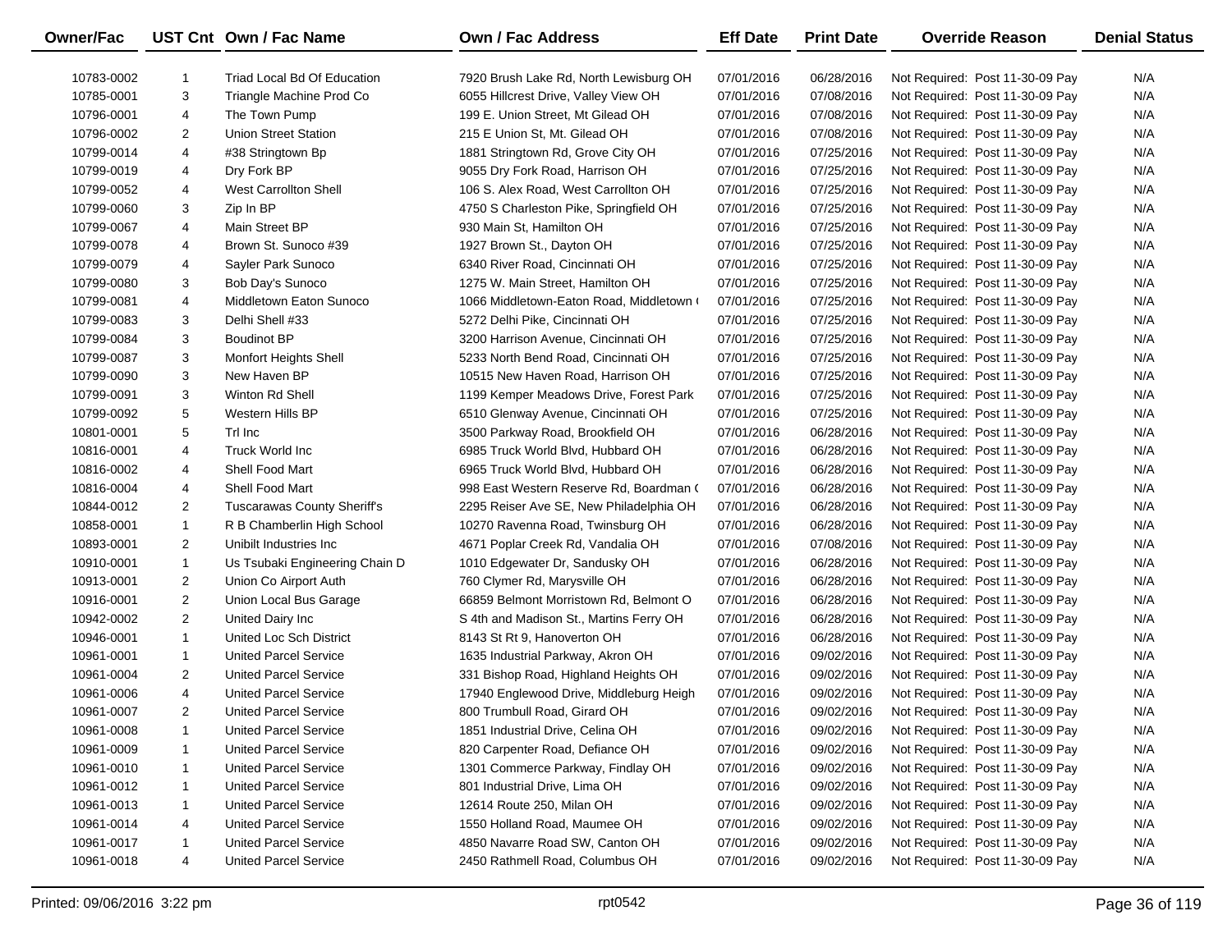| Owner/Fac | UST Cnt | Own / Fac Name | Own / Fac Address | Eff Date | Print Date | Override Reason | Denial Status |
|---|---|---|---|---|---|---|---|
| 10783-0002 | 1 | Triad Local Bd Of Education | 7920 Brush Lake Rd, North Lewisburg OH | 07/01/2016 | 06/28/2016 | Not Required: Post 11-30-09 Pay | N/A |
| 10785-0001 | 3 | Triangle Machine Prod Co | 6055 Hillcrest Drive, Valley View OH | 07/01/2016 | 07/08/2016 | Not Required: Post 11-30-09 Pay | N/A |
| 10796-0001 | 4 | The Town Pump | 199 E. Union Street, Mt Gilead OH | 07/01/2016 | 07/08/2016 | Not Required: Post 11-30-09 Pay | N/A |
| 10796-0002 | 2 | Union Street Station | 215 E Union St, Mt. Gilead OH | 07/01/2016 | 07/08/2016 | Not Required: Post 11-30-09 Pay | N/A |
| 10799-0014 | 4 | #38 Stringtown Bp | 1881 Stringtown Rd, Grove City OH | 07/01/2016 | 07/25/2016 | Not Required: Post 11-30-09 Pay | N/A |
| 10799-0019 | 4 | Dry Fork BP | 9055 Dry Fork Road, Harrison OH | 07/01/2016 | 07/25/2016 | Not Required: Post 11-30-09 Pay | N/A |
| 10799-0052 | 4 | West Carrollton Shell | 106 S. Alex Road, West Carrollton OH | 07/01/2016 | 07/25/2016 | Not Required: Post 11-30-09 Pay | N/A |
| 10799-0060 | 3 | Zip In BP | 4750 S Charleston Pike, Springfield OH | 07/01/2016 | 07/25/2016 | Not Required: Post 11-30-09 Pay | N/A |
| 10799-0067 | 4 | Main Street BP | 930 Main St, Hamilton OH | 07/01/2016 | 07/25/2016 | Not Required: Post 11-30-09 Pay | N/A |
| 10799-0078 | 4 | Brown St. Sunoco #39 | 1927 Brown St., Dayton OH | 07/01/2016 | 07/25/2016 | Not Required: Post 11-30-09 Pay | N/A |
| 10799-0079 | 4 | Sayler Park Sunoco | 6340 River Road, Cincinnati OH | 07/01/2016 | 07/25/2016 | Not Required: Post 11-30-09 Pay | N/A |
| 10799-0080 | 3 | Bob Day's Sunoco | 1275 W. Main Street, Hamilton OH | 07/01/2016 | 07/25/2016 | Not Required: Post 11-30-09 Pay | N/A |
| 10799-0081 | 4 | Middletown Eaton Sunoco | 1066 Middletown-Eaton Road, Middletown ( | 07/01/2016 | 07/25/2016 | Not Required: Post 11-30-09 Pay | N/A |
| 10799-0083 | 3 | Delhi Shell #33 | 5272 Delhi Pike, Cincinnati OH | 07/01/2016 | 07/25/2016 | Not Required: Post 11-30-09 Pay | N/A |
| 10799-0084 | 3 | Boudinot BP | 3200 Harrison Avenue, Cincinnati OH | 07/01/2016 | 07/25/2016 | Not Required: Post 11-30-09 Pay | N/A |
| 10799-0087 | 3 | Monfort Heights Shell | 5233 North Bend Road, Cincinnati OH | 07/01/2016 | 07/25/2016 | Not Required: Post 11-30-09 Pay | N/A |
| 10799-0090 | 3 | New Haven BP | 10515 New Haven Road, Harrison OH | 07/01/2016 | 07/25/2016 | Not Required: Post 11-30-09 Pay | N/A |
| 10799-0091 | 3 | Winton Rd Shell | 1199 Kemper Meadows Drive, Forest Park | 07/01/2016 | 07/25/2016 | Not Required: Post 11-30-09 Pay | N/A |
| 10799-0092 | 5 | Western Hills BP | 6510 Glenway Avenue, Cincinnati OH | 07/01/2016 | 07/25/2016 | Not Required: Post 11-30-09 Pay | N/A |
| 10801-0001 | 5 | Trl Inc | 3500 Parkway Road, Brookfield OH | 07/01/2016 | 06/28/2016 | Not Required: Post 11-30-09 Pay | N/A |
| 10816-0001 | 4 | Truck World Inc | 6985 Truck World Blvd, Hubbard OH | 07/01/2016 | 06/28/2016 | Not Required: Post 11-30-09 Pay | N/A |
| 10816-0002 | 4 | Shell Food Mart | 6965 Truck World Blvd, Hubbard OH | 07/01/2016 | 06/28/2016 | Not Required: Post 11-30-09 Pay | N/A |
| 10816-0004 | 4 | Shell Food Mart | 998 East Western Reserve Rd, Boardman ( | 07/01/2016 | 06/28/2016 | Not Required: Post 11-30-09 Pay | N/A |
| 10844-0012 | 2 | Tuscarawas County Sheriff's | 2295 Reiser Ave SE, New Philadelphia OH | 07/01/2016 | 06/28/2016 | Not Required: Post 11-30-09 Pay | N/A |
| 10858-0001 | 1 | R B Chamberlin High School | 10270 Ravenna Road, Twinsburg OH | 07/01/2016 | 06/28/2016 | Not Required: Post 11-30-09 Pay | N/A |
| 10893-0001 | 2 | Unibilt Industries Inc | 4671 Poplar Creek Rd, Vandalia OH | 07/01/2016 | 07/08/2016 | Not Required: Post 11-30-09 Pay | N/A |
| 10910-0001 | 1 | Us Tsubaki Engineering Chain D | 1010 Edgewater Dr, Sandusky OH | 07/01/2016 | 06/28/2016 | Not Required: Post 11-30-09 Pay | N/A |
| 10913-0001 | 2 | Union Co Airport Auth | 760 Clymer Rd, Marysville OH | 07/01/2016 | 06/28/2016 | Not Required: Post 11-30-09 Pay | N/A |
| 10916-0001 | 2 | Union Local Bus Garage | 66859 Belmont Morristown Rd, Belmont O | 07/01/2016 | 06/28/2016 | Not Required: Post 11-30-09 Pay | N/A |
| 10942-0002 | 2 | United Dairy Inc | S 4th and Madison St., Martins Ferry OH | 07/01/2016 | 06/28/2016 | Not Required: Post 11-30-09 Pay | N/A |
| 10946-0001 | 1 | United Loc Sch District | 8143 St Rt 9, Hanoverton OH | 07/01/2016 | 06/28/2016 | Not Required: Post 11-30-09 Pay | N/A |
| 10961-0001 | 1 | United Parcel Service | 1635 Industrial Parkway, Akron OH | 07/01/2016 | 09/02/2016 | Not Required: Post 11-30-09 Pay | N/A |
| 10961-0004 | 2 | United Parcel Service | 331 Bishop Road, Highland Heights OH | 07/01/2016 | 09/02/2016 | Not Required: Post 11-30-09 Pay | N/A |
| 10961-0006 | 4 | United Parcel Service | 17940 Englewood Drive, Middleburg Heigh | 07/01/2016 | 09/02/2016 | Not Required: Post 11-30-09 Pay | N/A |
| 10961-0007 | 2 | United Parcel Service | 800 Trumbull Road, Girard OH | 07/01/2016 | 09/02/2016 | Not Required: Post 11-30-09 Pay | N/A |
| 10961-0008 | 1 | United Parcel Service | 1851 Industrial Drive, Celina OH | 07/01/2016 | 09/02/2016 | Not Required: Post 11-30-09 Pay | N/A |
| 10961-0009 | 1 | United Parcel Service | 820 Carpenter Road, Defiance OH | 07/01/2016 | 09/02/2016 | Not Required: Post 11-30-09 Pay | N/A |
| 10961-0010 | 1 | United Parcel Service | 1301 Commerce Parkway, Findlay OH | 07/01/2016 | 09/02/2016 | Not Required: Post 11-30-09 Pay | N/A |
| 10961-0012 | 1 | United Parcel Service | 801 Industrial Drive, Lima OH | 07/01/2016 | 09/02/2016 | Not Required: Post 11-30-09 Pay | N/A |
| 10961-0013 | 1 | United Parcel Service | 12614 Route 250, Milan OH | 07/01/2016 | 09/02/2016 | Not Required: Post 11-30-09 Pay | N/A |
| 10961-0014 | 4 | United Parcel Service | 1550 Holland Road, Maumee OH | 07/01/2016 | 09/02/2016 | Not Required: Post 11-30-09 Pay | N/A |
| 10961-0017 | 1 | United Parcel Service | 4850 Navarre Road SW, Canton OH | 07/01/2016 | 09/02/2016 | Not Required: Post 11-30-09 Pay | N/A |
| 10961-0018 | 4 | United Parcel Service | 2450 Rathmell Road, Columbus OH | 07/01/2016 | 09/02/2016 | Not Required: Post 11-30-09 Pay | N/A |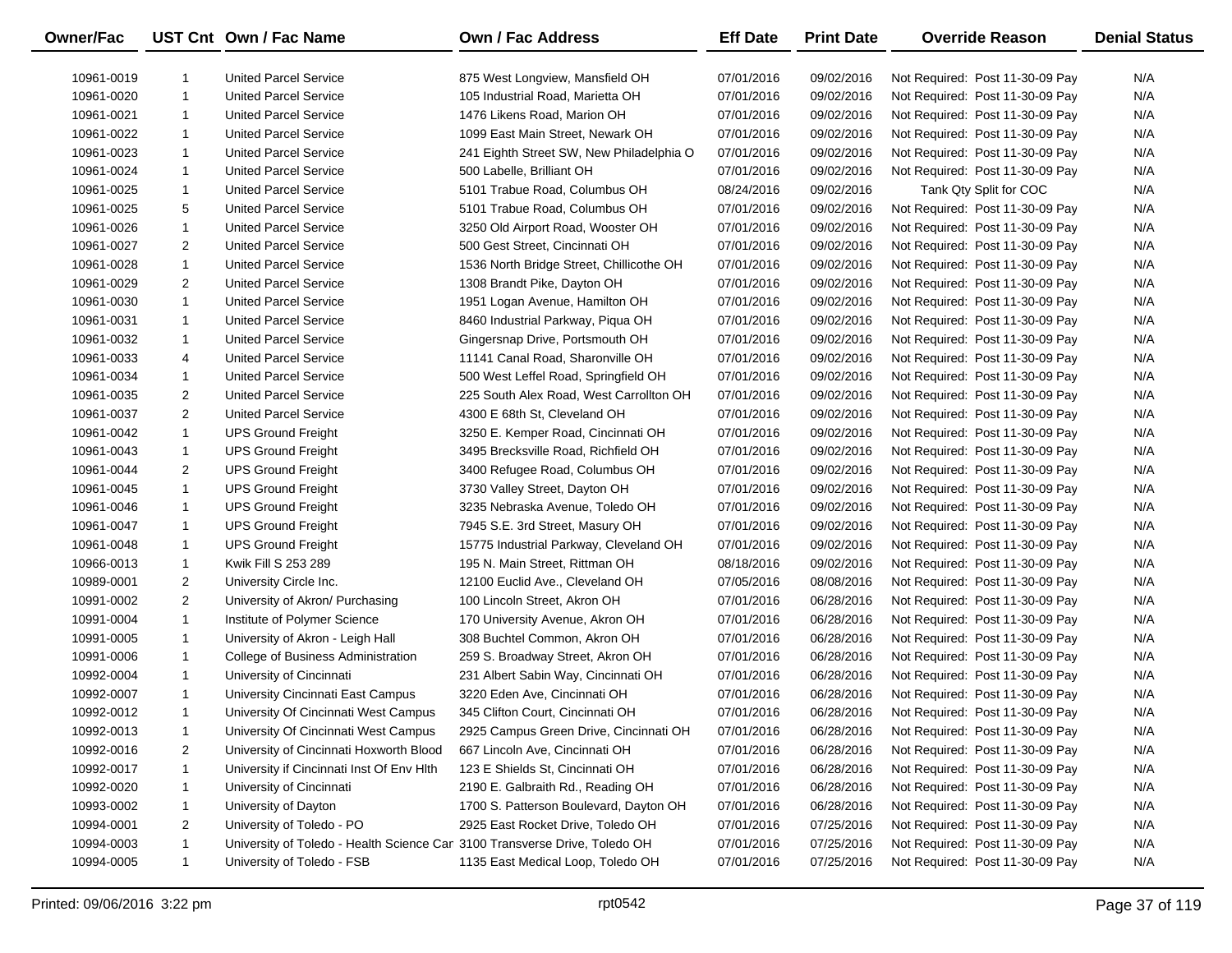| Owner/Fac | UST Cnt | Own / Fac Name | Own / Fac Address | Eff Date | Print Date | Override Reason | Denial Status |
|---|---|---|---|---|---|---|---|
| 10961-0019 | 1 | United Parcel Service | 875 West Longview, Mansfield OH | 07/01/2016 | 09/02/2016 | Not Required: Post 11-30-09 Pay | N/A |
| 10961-0020 | 1 | United Parcel Service | 105 Industrial Road, Marietta OH | 07/01/2016 | 09/02/2016 | Not Required: Post 11-30-09 Pay | N/A |
| 10961-0021 | 1 | United Parcel Service | 1476 Likens Road, Marion OH | 07/01/2016 | 09/02/2016 | Not Required: Post 11-30-09 Pay | N/A |
| 10961-0022 | 1 | United Parcel Service | 1099 East Main Street, Newark OH | 07/01/2016 | 09/02/2016 | Not Required: Post 11-30-09 Pay | N/A |
| 10961-0023 | 1 | United Parcel Service | 241 Eighth Street SW, New Philadelphia O | 07/01/2016 | 09/02/2016 | Not Required: Post 11-30-09 Pay | N/A |
| 10961-0024 | 1 | United Parcel Service | 500 Labelle, Brilliant OH | 07/01/2016 | 09/02/2016 | Not Required: Post 11-30-09 Pay | N/A |
| 10961-0025 | 1 | United Parcel Service | 5101 Trabue Road, Columbus OH | 08/24/2016 | 09/02/2016 | Tank Qty Split for COC | N/A |
| 10961-0025 | 5 | United Parcel Service | 5101 Trabue Road, Columbus OH | 07/01/2016 | 09/02/2016 | Not Required: Post 11-30-09 Pay | N/A |
| 10961-0026 | 1 | United Parcel Service | 3250 Old Airport Road, Wooster OH | 07/01/2016 | 09/02/2016 | Not Required: Post 11-30-09 Pay | N/A |
| 10961-0027 | 2 | United Parcel Service | 500 Gest Street, Cincinnati OH | 07/01/2016 | 09/02/2016 | Not Required: Post 11-30-09 Pay | N/A |
| 10961-0028 | 1 | United Parcel Service | 1536 North Bridge Street, Chillicothe OH | 07/01/2016 | 09/02/2016 | Not Required: Post 11-30-09 Pay | N/A |
| 10961-0029 | 2 | United Parcel Service | 1308 Brandt Pike, Dayton OH | 07/01/2016 | 09/02/2016 | Not Required: Post 11-30-09 Pay | N/A |
| 10961-0030 | 1 | United Parcel Service | 1951 Logan Avenue, Hamilton OH | 07/01/2016 | 09/02/2016 | Not Required: Post 11-30-09 Pay | N/A |
| 10961-0031 | 1 | United Parcel Service | 8460 Industrial Parkway, Piqua OH | 07/01/2016 | 09/02/2016 | Not Required: Post 11-30-09 Pay | N/A |
| 10961-0032 | 1 | United Parcel Service | Gingersnap Drive, Portsmouth OH | 07/01/2016 | 09/02/2016 | Not Required: Post 11-30-09 Pay | N/A |
| 10961-0033 | 4 | United Parcel Service | 11141 Canal Road, Sharonville OH | 07/01/2016 | 09/02/2016 | Not Required: Post 11-30-09 Pay | N/A |
| 10961-0034 | 1 | United Parcel Service | 500 West Leffel Road, Springfield OH | 07/01/2016 | 09/02/2016 | Not Required: Post 11-30-09 Pay | N/A |
| 10961-0035 | 2 | United Parcel Service | 225 South Alex Road, West Carrollton OH | 07/01/2016 | 09/02/2016 | Not Required: Post 11-30-09 Pay | N/A |
| 10961-0037 | 2 | United Parcel Service | 4300 E 68th St, Cleveland OH | 07/01/2016 | 09/02/2016 | Not Required: Post 11-30-09 Pay | N/A |
| 10961-0042 | 1 | UPS Ground Freight | 3250 E. Kemper Road, Cincinnati OH | 07/01/2016 | 09/02/2016 | Not Required: Post 11-30-09 Pay | N/A |
| 10961-0043 | 1 | UPS Ground Freight | 3495 Brecksville Road, Richfield OH | 07/01/2016 | 09/02/2016 | Not Required: Post 11-30-09 Pay | N/A |
| 10961-0044 | 2 | UPS Ground Freight | 3400 Refugee Road, Columbus OH | 07/01/2016 | 09/02/2016 | Not Required: Post 11-30-09 Pay | N/A |
| 10961-0045 | 1 | UPS Ground Freight | 3730 Valley Street, Dayton OH | 07/01/2016 | 09/02/2016 | Not Required: Post 11-30-09 Pay | N/A |
| 10961-0046 | 1 | UPS Ground Freight | 3235 Nebraska Avenue, Toledo OH | 07/01/2016 | 09/02/2016 | Not Required: Post 11-30-09 Pay | N/A |
| 10961-0047 | 1 | UPS Ground Freight | 7945 S.E. 3rd Street, Masury OH | 07/01/2016 | 09/02/2016 | Not Required: Post 11-30-09 Pay | N/A |
| 10961-0048 | 1 | UPS Ground Freight | 15775 Industrial Parkway, Cleveland OH | 07/01/2016 | 09/02/2016 | Not Required: Post 11-30-09 Pay | N/A |
| 10966-0013 | 1 | Kwik Fill S 253 289 | 195 N. Main Street, Rittman OH | 08/18/2016 | 09/02/2016 | Not Required: Post 11-30-09 Pay | N/A |
| 10989-0001 | 2 | University Circle Inc. | 12100 Euclid Ave., Cleveland OH | 07/05/2016 | 08/08/2016 | Not Required: Post 11-30-09 Pay | N/A |
| 10991-0002 | 2 | University of Akron/ Purchasing | 100 Lincoln Street, Akron OH | 07/01/2016 | 06/28/2016 | Not Required: Post 11-30-09 Pay | N/A |
| 10991-0004 | 1 | Institute of Polymer Science | 170 University Avenue, Akron OH | 07/01/2016 | 06/28/2016 | Not Required: Post 11-30-09 Pay | N/A |
| 10991-0005 | 1 | University of Akron - Leigh Hall | 308 Buchtel Common, Akron OH | 07/01/2016 | 06/28/2016 | Not Required: Post 11-30-09 Pay | N/A |
| 10991-0006 | 1 | College of Business Administration | 259 S. Broadway Street, Akron OH | 07/01/2016 | 06/28/2016 | Not Required: Post 11-30-09 Pay | N/A |
| 10992-0004 | 1 | University of Cincinnati | 231 Albert Sabin Way, Cincinnati OH | 07/01/2016 | 06/28/2016 | Not Required: Post 11-30-09 Pay | N/A |
| 10992-0007 | 1 | University Cincinnati East Campus | 3220 Eden Ave, Cincinnati OH | 07/01/2016 | 06/28/2016 | Not Required: Post 11-30-09 Pay | N/A |
| 10992-0012 | 1 | University Of Cincinnati West Campus | 345 Clifton Court, Cincinnati OH | 07/01/2016 | 06/28/2016 | Not Required: Post 11-30-09 Pay | N/A |
| 10992-0013 | 1 | University Of Cincinnati West Campus | 2925 Campus Green Drive, Cincinnati OH | 07/01/2016 | 06/28/2016 | Not Required: Post 11-30-09 Pay | N/A |
| 10992-0016 | 2 | University of Cincinnati Hoxworth Blood | 667 Lincoln Ave, Cincinnati OH | 07/01/2016 | 06/28/2016 | Not Required: Post 11-30-09 Pay | N/A |
| 10992-0017 | 1 | University if Cincinnati Inst Of Env Hlth | 123 E Shields St, Cincinnati OH | 07/01/2016 | 06/28/2016 | Not Required: Post 11-30-09 Pay | N/A |
| 10992-0020 | 1 | University of Cincinnati | 2190 E. Galbraith Rd., Reading OH | 07/01/2016 | 06/28/2016 | Not Required: Post 11-30-09 Pay | N/A |
| 10993-0002 | 1 | University of Dayton | 1700 S. Patterson Boulevard, Dayton OH | 07/01/2016 | 06/28/2016 | Not Required: Post 11-30-09 Pay | N/A |
| 10994-0001 | 2 | University of Toledo - PO | 2925 East Rocket Drive, Toledo OH | 07/01/2016 | 07/25/2016 | Not Required: Post 11-30-09 Pay | N/A |
| 10994-0003 | 1 | University of Toledo - Health Science Car | 3100 Transverse Drive, Toledo OH | 07/01/2016 | 07/25/2016 | Not Required: Post 11-30-09 Pay | N/A |
| 10994-0005 | 1 | University of Toledo - FSB | 1135 East Medical Loop, Toledo OH | 07/01/2016 | 07/25/2016 | Not Required: Post 11-30-09 Pay | N/A |

Printed: 09/06/2016 3:22 pm rpt0542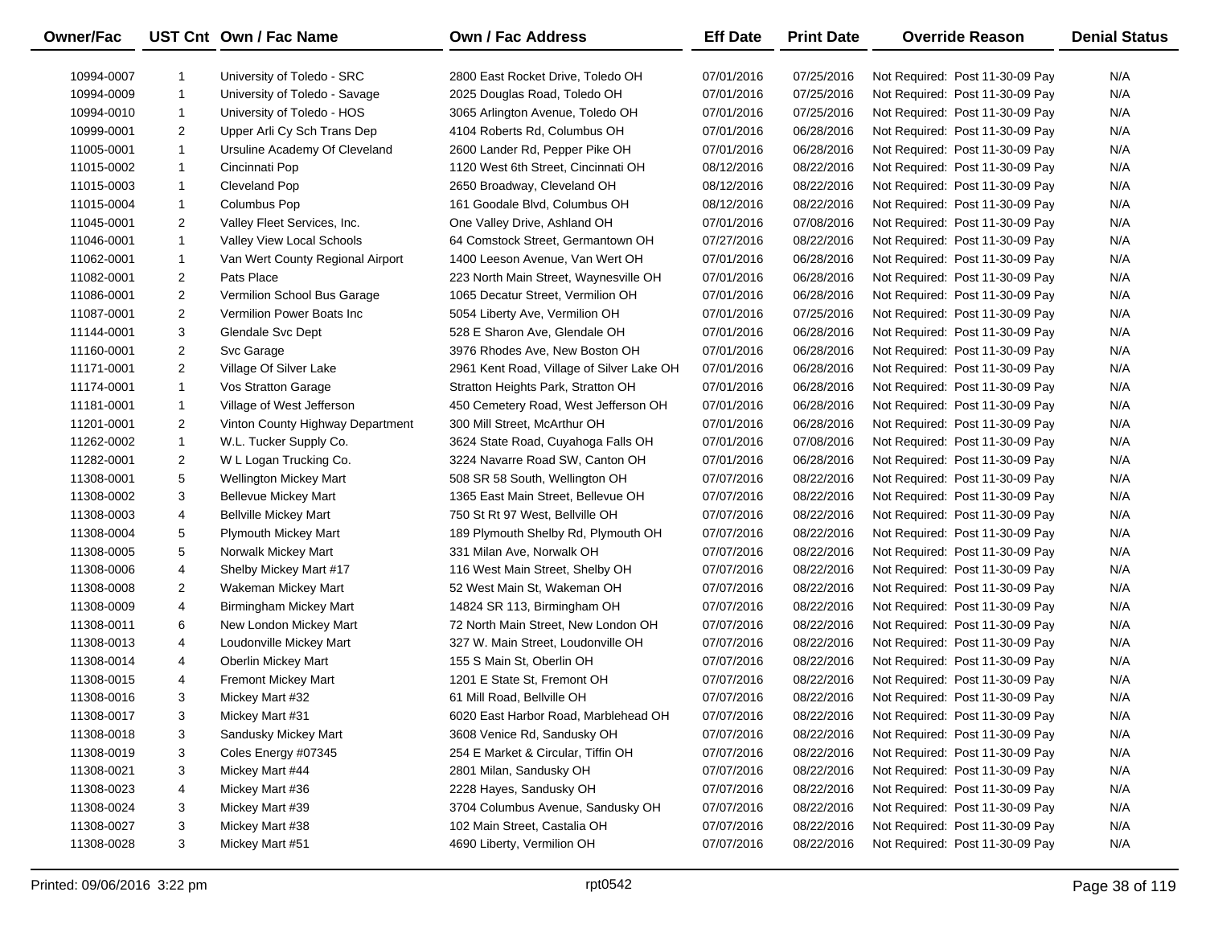| Owner/Fac | UST Cnt | Own / Fac Name | Own / Fac Address | Eff Date | Print Date | Override Reason | Denial Status |
|---|---|---|---|---|---|---|---|
| 10994-0007 | 1 | University of Toledo - SRC | 2800 East Rocket Drive, Toledo OH | 07/01/2016 | 07/25/2016 | Not Required: Post 11-30-09 Pay | N/A |
| 10994-0009 | 1 | University of Toledo - Savage | 2025 Douglas Road, Toledo OH | 07/01/2016 | 07/25/2016 | Not Required: Post 11-30-09 Pay | N/A |
| 10994-0010 | 1 | University of Toledo - HOS | 3065 Arlington Avenue, Toledo OH | 07/01/2016 | 07/25/2016 | Not Required: Post 11-30-09 Pay | N/A |
| 10999-0001 | 2 | Upper Arli Cy Sch Trans Dep | 4104 Roberts Rd, Columbus OH | 07/01/2016 | 06/28/2016 | Not Required: Post 11-30-09 Pay | N/A |
| 11005-0001 | 1 | Ursuline Academy Of Cleveland | 2600 Lander Rd, Pepper Pike OH | 07/01/2016 | 06/28/2016 | Not Required: Post 11-30-09 Pay | N/A |
| 11015-0002 | 1 | Cincinnati Pop | 1120 West 6th Street, Cincinnati OH | 08/12/2016 | 08/22/2016 | Not Required: Post 11-30-09 Pay | N/A |
| 11015-0003 | 1 | Cleveland Pop | 2650 Broadway, Cleveland OH | 08/12/2016 | 08/22/2016 | Not Required: Post 11-30-09 Pay | N/A |
| 11015-0004 | 1 | Columbus Pop | 161 Goodale Blvd, Columbus OH | 08/12/2016 | 08/22/2016 | Not Required: Post 11-30-09 Pay | N/A |
| 11045-0001 | 2 | Valley Fleet Services, Inc. | One Valley Drive, Ashland OH | 07/01/2016 | 07/08/2016 | Not Required: Post 11-30-09 Pay | N/A |
| 11046-0001 | 1 | Valley View Local Schools | 64 Comstock Street, Germantown OH | 07/27/2016 | 08/22/2016 | Not Required: Post 11-30-09 Pay | N/A |
| 11062-0001 | 1 | Van Wert County Regional Airport | 1400 Leeson Avenue, Van Wert OH | 07/01/2016 | 06/28/2016 | Not Required: Post 11-30-09 Pay | N/A |
| 11082-0001 | 2 | Pats Place | 223 North Main Street, Waynesville OH | 07/01/2016 | 06/28/2016 | Not Required: Post 11-30-09 Pay | N/A |
| 11086-0001 | 2 | Vermilion School Bus Garage | 1065 Decatur Street, Vermilion OH | 07/01/2016 | 06/28/2016 | Not Required: Post 11-30-09 Pay | N/A |
| 11087-0001 | 2 | Vermilion Power Boats Inc | 5054 Liberty Ave, Vermilion OH | 07/01/2016 | 07/25/2016 | Not Required: Post 11-30-09 Pay | N/A |
| 11144-0001 | 3 | Glendale Svc Dept | 528 E Sharon Ave, Glendale OH | 07/01/2016 | 06/28/2016 | Not Required: Post 11-30-09 Pay | N/A |
| 11160-0001 | 2 | Svc Garage | 3976 Rhodes Ave, New Boston OH | 07/01/2016 | 06/28/2016 | Not Required: Post 11-30-09 Pay | N/A |
| 11171-0001 | 2 | Village Of Silver Lake | 2961 Kent Road, Village of Silver Lake OH | 07/01/2016 | 06/28/2016 | Not Required: Post 11-30-09 Pay | N/A |
| 11174-0001 | 1 | Vos Stratton Garage | Stratton Heights Park, Stratton OH | 07/01/2016 | 06/28/2016 | Not Required: Post 11-30-09 Pay | N/A |
| 11181-0001 | 1 | Village of West Jefferson | 450 Cemetery Road, West Jefferson OH | 07/01/2016 | 06/28/2016 | Not Required: Post 11-30-09 Pay | N/A |
| 11201-0001 | 2 | Vinton County Highway Department | 300 Mill Street, McArthur OH | 07/01/2016 | 06/28/2016 | Not Required: Post 11-30-09 Pay | N/A |
| 11262-0002 | 1 | W.L. Tucker Supply Co. | 3624 State Road, Cuyahoga Falls OH | 07/01/2016 | 07/08/2016 | Not Required: Post 11-30-09 Pay | N/A |
| 11282-0001 | 2 | W L Logan Trucking Co. | 3224 Navarre Road SW, Canton OH | 07/01/2016 | 06/28/2016 | Not Required: Post 11-30-09 Pay | N/A |
| 11308-0001 | 5 | Wellington Mickey Mart | 508 SR 58 South, Wellington OH | 07/07/2016 | 08/22/2016 | Not Required: Post 11-30-09 Pay | N/A |
| 11308-0002 | 3 | Bellevue Mickey Mart | 1365 East Main Street, Bellevue OH | 07/07/2016 | 08/22/2016 | Not Required: Post 11-30-09 Pay | N/A |
| 11308-0003 | 4 | Bellville Mickey Mart | 750 St Rt 97 West, Bellville OH | 07/07/2016 | 08/22/2016 | Not Required: Post 11-30-09 Pay | N/A |
| 11308-0004 | 5 | Plymouth Mickey Mart | 189 Plymouth Shelby Rd, Plymouth OH | 07/07/2016 | 08/22/2016 | Not Required: Post 11-30-09 Pay | N/A |
| 11308-0005 | 5 | Norwalk Mickey Mart | 331 Milan Ave, Norwalk OH | 07/07/2016 | 08/22/2016 | Not Required: Post 11-30-09 Pay | N/A |
| 11308-0006 | 4 | Shelby Mickey Mart #17 | 116 West Main Street, Shelby OH | 07/07/2016 | 08/22/2016 | Not Required: Post 11-30-09 Pay | N/A |
| 11308-0008 | 2 | Wakeman Mickey Mart | 52 West Main St, Wakeman OH | 07/07/2016 | 08/22/2016 | Not Required: Post 11-30-09 Pay | N/A |
| 11308-0009 | 4 | Birmingham Mickey Mart | 14824 SR 113, Birmingham OH | 07/07/2016 | 08/22/2016 | Not Required: Post 11-30-09 Pay | N/A |
| 11308-0011 | 6 | New London Mickey Mart | 72 North Main Street, New London OH | 07/07/2016 | 08/22/2016 | Not Required: Post 11-30-09 Pay | N/A |
| 11308-0013 | 4 | Loudonville Mickey Mart | 327 W. Main Street, Loudonville OH | 07/07/2016 | 08/22/2016 | Not Required: Post 11-30-09 Pay | N/A |
| 11308-0014 | 4 | Oberlin Mickey Mart | 155 S Main St, Oberlin OH | 07/07/2016 | 08/22/2016 | Not Required: Post 11-30-09 Pay | N/A |
| 11308-0015 | 4 | Fremont Mickey Mart | 1201 E State St, Fremont OH | 07/07/2016 | 08/22/2016 | Not Required: Post 11-30-09 Pay | N/A |
| 11308-0016 | 3 | Mickey Mart #32 | 61 Mill Road, Bellville OH | 07/07/2016 | 08/22/2016 | Not Required: Post 11-30-09 Pay | N/A |
| 11308-0017 | 3 | Mickey Mart #31 | 6020 East Harbor Road, Marblehead OH | 07/07/2016 | 08/22/2016 | Not Required: Post 11-30-09 Pay | N/A |
| 11308-0018 | 3 | Sandusky Mickey Mart | 3608 Venice Rd, Sandusky OH | 07/07/2016 | 08/22/2016 | Not Required: Post 11-30-09 Pay | N/A |
| 11308-0019 | 3 | Coles Energy #07345 | 254 E Market & Circular, Tiffin OH | 07/07/2016 | 08/22/2016 | Not Required: Post 11-30-09 Pay | N/A |
| 11308-0021 | 3 | Mickey Mart #44 | 2801 Milan, Sandusky OH | 07/07/2016 | 08/22/2016 | Not Required: Post 11-30-09 Pay | N/A |
| 11308-0023 | 4 | Mickey Mart #36 | 2228 Hayes, Sandusky OH | 07/07/2016 | 08/22/2016 | Not Required: Post 11-30-09 Pay | N/A |
| 11308-0024 | 3 | Mickey Mart #39 | 3704 Columbus Avenue, Sandusky OH | 07/07/2016 | 08/22/2016 | Not Required: Post 11-30-09 Pay | N/A |
| 11308-0027 | 3 | Mickey Mart #38 | 102 Main Street, Castalia OH | 07/07/2016 | 08/22/2016 | Not Required: Post 11-30-09 Pay | N/A |
| 11308-0028 | 3 | Mickey Mart #51 | 4690 Liberty, Vermilion OH | 07/07/2016 | 08/22/2016 | Not Required: Post 11-30-09 Pay | N/A |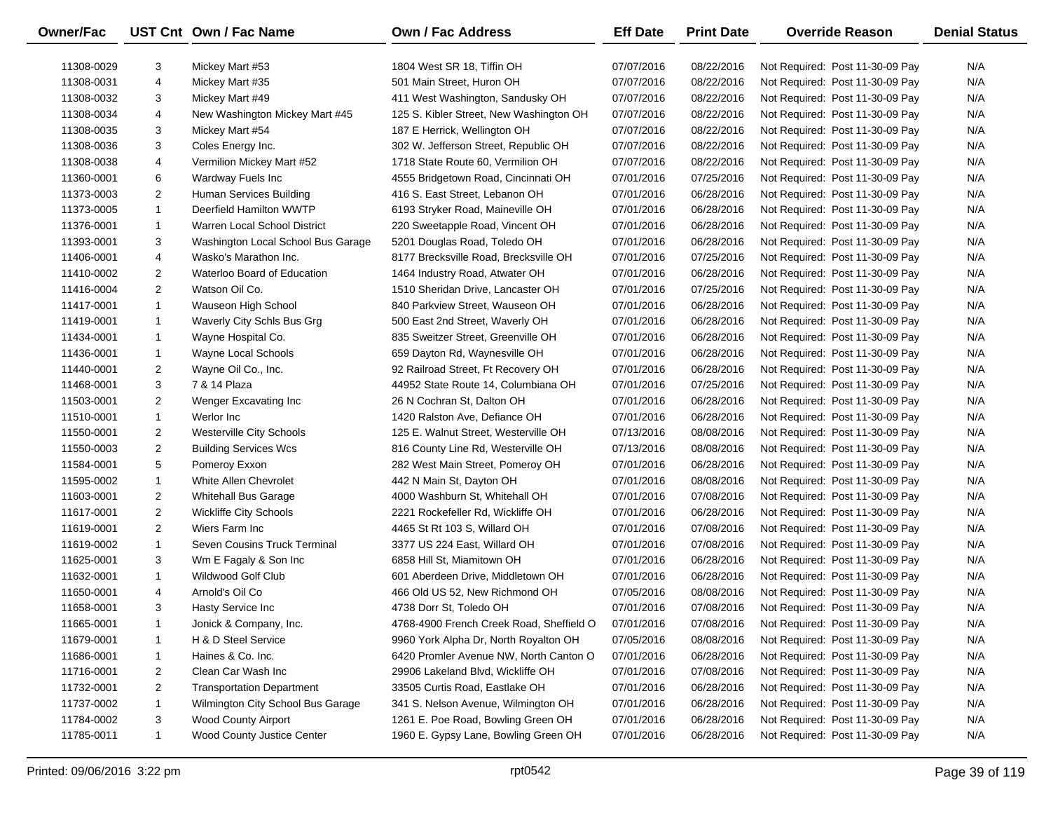| Owner/Fac | UST Cnt | Own / Fac Name | Own / Fac Address | Eff Date | Print Date | Override Reason | Denial Status |
|---|---|---|---|---|---|---|---|
| 11308-0029 | 3 | Mickey Mart #53 | 1804 West SR 18, Tiffin OH | 07/07/2016 | 08/22/2016 | Not Required: Post 11-30-09 Pay | N/A |
| 11308-0031 | 4 | Mickey Mart #35 | 501 Main Street, Huron OH | 07/07/2016 | 08/22/2016 | Not Required: Post 11-30-09 Pay | N/A |
| 11308-0032 | 3 | Mickey Mart #49 | 411 West Washington, Sandusky OH | 07/07/2016 | 08/22/2016 | Not Required: Post 11-30-09 Pay | N/A |
| 11308-0034 | 4 | New Washington Mickey Mart #45 | 125 S. Kibler Street, New Washington OH | 07/07/2016 | 08/22/2016 | Not Required: Post 11-30-09 Pay | N/A |
| 11308-0035 | 3 | Mickey Mart #54 | 187 E Herrick, Wellington OH | 07/07/2016 | 08/22/2016 | Not Required: Post 11-30-09 Pay | N/A |
| 11308-0036 | 3 | Coles Energy Inc. | 302 W. Jefferson Street, Republic OH | 07/07/2016 | 08/22/2016 | Not Required: Post 11-30-09 Pay | N/A |
| 11308-0038 | 4 | Vermilion Mickey Mart #52 | 1718 State Route 60, Vermilion OH | 07/07/2016 | 08/22/2016 | Not Required: Post 11-30-09 Pay | N/A |
| 11360-0001 | 6 | Wardway Fuels Inc | 4555 Bridgetown Road, Cincinnati OH | 07/01/2016 | 07/25/2016 | Not Required: Post 11-30-09 Pay | N/A |
| 11373-0003 | 2 | Human Services Building | 416 S. East Street, Lebanon OH | 07/01/2016 | 06/28/2016 | Not Required: Post 11-30-09 Pay | N/A |
| 11373-0005 | 1 | Deerfield Hamilton WWTP | 6193 Stryker Road, Maineville OH | 07/01/2016 | 06/28/2016 | Not Required: Post 11-30-09 Pay | N/A |
| 11376-0001 | 1 | Warren Local School District | 220 Sweetapple Road, Vincent OH | 07/01/2016 | 06/28/2016 | Not Required: Post 11-30-09 Pay | N/A |
| 11393-0001 | 3 | Washington Local School Bus Garage | 5201 Douglas Road, Toledo OH | 07/01/2016 | 06/28/2016 | Not Required: Post 11-30-09 Pay | N/A |
| 11406-0001 | 4 | Wasko's Marathon Inc. | 8177 Brecksville Road, Brecksville OH | 07/01/2016 | 07/25/2016 | Not Required: Post 11-30-09 Pay | N/A |
| 11410-0002 | 2 | Waterloo Board of Education | 1464 Industry Road, Atwater OH | 07/01/2016 | 06/28/2016 | Not Required: Post 11-30-09 Pay | N/A |
| 11416-0004 | 2 | Watson Oil Co. | 1510 Sheridan Drive, Lancaster OH | 07/01/2016 | 07/25/2016 | Not Required: Post 11-30-09 Pay | N/A |
| 11417-0001 | 1 | Wauseon High School | 840 Parkview Street, Wauseon OH | 07/01/2016 | 06/28/2016 | Not Required: Post 11-30-09 Pay | N/A |
| 11419-0001 | 1 | Waverly City Schls Bus Grg | 500 East 2nd Street, Waverly OH | 07/01/2016 | 06/28/2016 | Not Required: Post 11-30-09 Pay | N/A |
| 11434-0001 | 1 | Wayne Hospital Co. | 835 Sweitzer Street, Greenville OH | 07/01/2016 | 06/28/2016 | Not Required: Post 11-30-09 Pay | N/A |
| 11436-0001 | 1 | Wayne Local Schools | 659 Dayton Rd, Waynesville OH | 07/01/2016 | 06/28/2016 | Not Required: Post 11-30-09 Pay | N/A |
| 11440-0001 | 2 | Wayne Oil Co., Inc. | 92 Railroad Street, Ft Recovery OH | 07/01/2016 | 06/28/2016 | Not Required: Post 11-30-09 Pay | N/A |
| 11468-0001 | 3 | 7 & 14 Plaza | 44952 State Route 14, Columbiana OH | 07/01/2016 | 07/25/2016 | Not Required: Post 11-30-09 Pay | N/A |
| 11503-0001 | 2 | Wenger Excavating Inc | 26 N Cochran St, Dalton OH | 07/01/2016 | 06/28/2016 | Not Required: Post 11-30-09 Pay | N/A |
| 11510-0001 | 1 | Werlor Inc | 1420 Ralston Ave, Defiance OH | 07/01/2016 | 06/28/2016 | Not Required: Post 11-30-09 Pay | N/A |
| 11550-0001 | 2 | Westerville City Schools | 125 E. Walnut Street, Westerville OH | 07/13/2016 | 08/08/2016 | Not Required: Post 11-30-09 Pay | N/A |
| 11550-0003 | 2 | Building Services Wcs | 816 County Line Rd, Westerville OH | 07/13/2016 | 08/08/2016 | Not Required: Post 11-30-09 Pay | N/A |
| 11584-0001 | 5 | Pomeroy Exxon | 282 West Main Street, Pomeroy OH | 07/01/2016 | 06/28/2016 | Not Required: Post 11-30-09 Pay | N/A |
| 11595-0002 | 1 | White Allen Chevrolet | 442 N Main St, Dayton OH | 07/01/2016 | 08/08/2016 | Not Required: Post 11-30-09 Pay | N/A |
| 11603-0001 | 2 | Whitehall Bus Garage | 4000 Washburn St, Whitehall OH | 07/01/2016 | 07/08/2016 | Not Required: Post 11-30-09 Pay | N/A |
| 11617-0001 | 2 | Wickliffe City Schools | 2221 Rockefeller Rd, Wickliffe OH | 07/01/2016 | 06/28/2016 | Not Required: Post 11-30-09 Pay | N/A |
| 11619-0001 | 2 | Wiers Farm Inc | 4465 St Rt 103 S, Willard OH | 07/01/2016 | 07/08/2016 | Not Required: Post 11-30-09 Pay | N/A |
| 11619-0002 | 1 | Seven Cousins Truck Terminal | 3377 US 224 East, Willard OH | 07/01/2016 | 07/08/2016 | Not Required: Post 11-30-09 Pay | N/A |
| 11625-0001 | 3 | Wm E Fagaly & Son Inc | 6858 Hill St, Miamitown OH | 07/01/2016 | 06/28/2016 | Not Required: Post 11-30-09 Pay | N/A |
| 11632-0001 | 1 | Wildwood Golf Club | 601 Aberdeen Drive, Middletown OH | 07/01/2016 | 06/28/2016 | Not Required: Post 11-30-09 Pay | N/A |
| 11650-0001 | 4 | Arnold's Oil Co | 466 Old US 52, New Richmond OH | 07/05/2016 | 08/08/2016 | Not Required: Post 11-30-09 Pay | N/A |
| 11658-0001 | 3 | Hasty Service Inc | 4738 Dorr St, Toledo OH | 07/01/2016 | 07/08/2016 | Not Required: Post 11-30-09 Pay | N/A |
| 11665-0001 | 1 | Jonick & Company, Inc. | 4768-4900 French Creek Road, Sheffield O | 07/01/2016 | 07/08/2016 | Not Required: Post 11-30-09 Pay | N/A |
| 11679-0001 | 1 | H & D Steel Service | 9960 York Alpha Dr, North Royalton OH | 07/05/2016 | 08/08/2016 | Not Required: Post 11-30-09 Pay | N/A |
| 11686-0001 | 1 | Haines & Co. Inc. | 6420 Promler Avenue NW, North Canton O | 07/01/2016 | 06/28/2016 | Not Required: Post 11-30-09 Pay | N/A |
| 11716-0001 | 2 | Clean Car Wash Inc | 29906 Lakeland Blvd, Wickliffe OH | 07/01/2016 | 07/08/2016 | Not Required: Post 11-30-09 Pay | N/A |
| 11732-0001 | 2 | Transportation Department | 33505 Curtis Road, Eastlake OH | 07/01/2016 | 06/28/2016 | Not Required: Post 11-30-09 Pay | N/A |
| 11737-0002 | 1 | Wilmington City School Bus Garage | 341 S. Nelson Avenue, Wilmington OH | 07/01/2016 | 06/28/2016 | Not Required: Post 11-30-09 Pay | N/A |
| 11784-0002 | 3 | Wood County Airport | 1261 E. Poe Road, Bowling Green OH | 07/01/2016 | 06/28/2016 | Not Required: Post 11-30-09 Pay | N/A |
| 11785-0011 | 1 | Wood County Justice Center | 1960 E. Gypsy Lane, Bowling Green OH | 07/01/2016 | 06/28/2016 | Not Required: Post 11-30-09 Pay | N/A |

Printed: 09/06/2016 3:22 pm rpt0542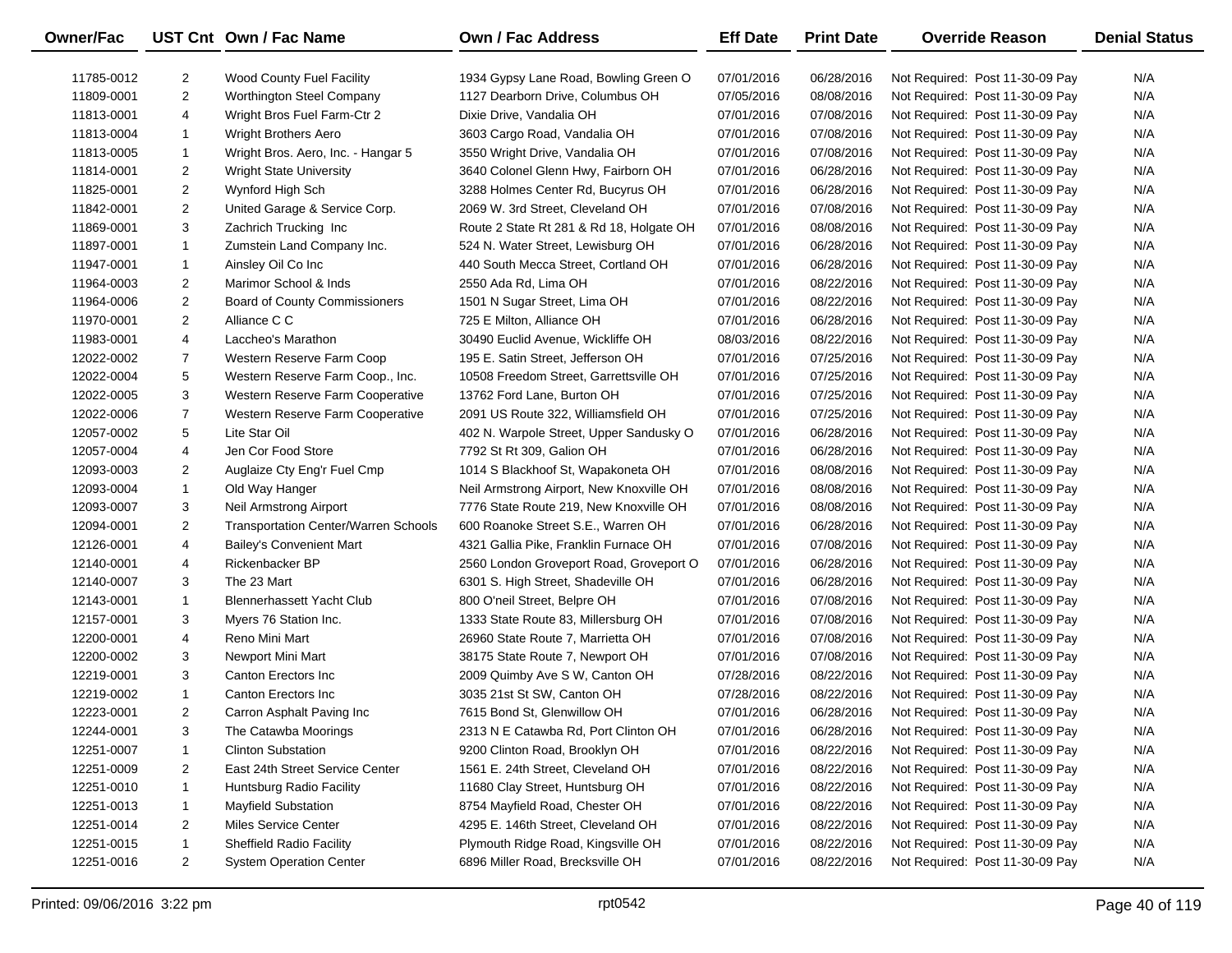| Owner/Fac | UST Cnt | Own / Fac Name | Own / Fac Address | Eff Date | Print Date | Override Reason | Denial Status |
|---|---|---|---|---|---|---|---|
| 11785-0012 | 2 | Wood County Fuel Facility | 1934 Gypsy Lane Road, Bowling Green O | 07/01/2016 | 06/28/2016 | Not Required: Post 11-30-09 Pay | N/A |
| 11809-0001 | 2 | Worthington Steel Company | 1127 Dearborn Drive, Columbus OH | 07/05/2016 | 08/08/2016 | Not Required: Post 11-30-09 Pay | N/A |
| 11813-0001 | 4 | Wright Bros Fuel Farm-Ctr 2 | Dixie Drive, Vandalia OH | 07/01/2016 | 07/08/2016 | Not Required: Post 11-30-09 Pay | N/A |
| 11813-0004 | 1 | Wright Brothers Aero | 3603 Cargo Road, Vandalia OH | 07/01/2016 | 07/08/2016 | Not Required: Post 11-30-09 Pay | N/A |
| 11813-0005 | 1 | Wright Bros. Aero, Inc. - Hangar 5 | 3550 Wright Drive, Vandalia OH | 07/01/2016 | 07/08/2016 | Not Required: Post 11-30-09 Pay | N/A |
| 11814-0001 | 2 | Wright State University | 3640 Colonel Glenn Hwy, Fairborn OH | 07/01/2016 | 06/28/2016 | Not Required: Post 11-30-09 Pay | N/A |
| 11825-0001 | 2 | Wynford High Sch | 3288 Holmes Center Rd, Bucyrus OH | 07/01/2016 | 06/28/2016 | Not Required: Post 11-30-09 Pay | N/A |
| 11842-0001 | 2 | United Garage & Service Corp. | 2069 W. 3rd Street, Cleveland OH | 07/01/2016 | 07/08/2016 | Not Required: Post 11-30-09 Pay | N/A |
| 11869-0001 | 3 | Zachrich Trucking Inc | Route 2 State Rt 281 & Rd 18, Holgate OH | 07/01/2016 | 08/08/2016 | Not Required: Post 11-30-09 Pay | N/A |
| 11897-0001 | 1 | Zumstein Land Company Inc. | 524 N. Water Street, Lewisburg OH | 07/01/2016 | 06/28/2016 | Not Required: Post 11-30-09 Pay | N/A |
| 11947-0001 | 1 | Ainsley Oil Co Inc | 440 South Mecca Street, Cortland OH | 07/01/2016 | 06/28/2016 | Not Required: Post 11-30-09 Pay | N/A |
| 11964-0003 | 2 | Marimor School & Inds | 2550 Ada Rd, Lima OH | 07/01/2016 | 08/22/2016 | Not Required: Post 11-30-09 Pay | N/A |
| 11964-0006 | 2 | Board of County Commissioners | 1501 N Sugar Street, Lima OH | 07/01/2016 | 08/22/2016 | Not Required: Post 11-30-09 Pay | N/A |
| 11970-0001 | 2 | Alliance C C | 725 E Milton, Alliance OH | 07/01/2016 | 06/28/2016 | Not Required: Post 11-30-09 Pay | N/A |
| 11983-0001 | 4 | Laccheo's Marathon | 30490 Euclid Avenue, Wickliffe OH | 08/03/2016 | 08/22/2016 | Not Required: Post 11-30-09 Pay | N/A |
| 12022-0002 | 7 | Western Reserve Farm Coop | 195 E. Satin Street, Jefferson OH | 07/01/2016 | 07/25/2016 | Not Required: Post 11-30-09 Pay | N/A |
| 12022-0004 | 5 | Western Reserve Farm Coop., Inc. | 10508 Freedom Street, Garrettsville OH | 07/01/2016 | 07/25/2016 | Not Required: Post 11-30-09 Pay | N/A |
| 12022-0005 | 3 | Western Reserve Farm Cooperative | 13762 Ford Lane, Burton OH | 07/01/2016 | 07/25/2016 | Not Required: Post 11-30-09 Pay | N/A |
| 12022-0006 | 7 | Western Reserve Farm Cooperative | 2091 US Route 322, Williamsfield OH | 07/01/2016 | 07/25/2016 | Not Required: Post 11-30-09 Pay | N/A |
| 12057-0002 | 5 | Lite Star Oil | 402 N. Warpole Street, Upper Sandusky O | 07/01/2016 | 06/28/2016 | Not Required: Post 11-30-09 Pay | N/A |
| 12057-0004 | 4 | Jen Cor Food Store | 7792 St Rt 309, Galion OH | 07/01/2016 | 06/28/2016 | Not Required: Post 11-30-09 Pay | N/A |
| 12093-0003 | 2 | Auglaize Cty Eng'r Fuel Cmp | 1014 S Blackhoof St, Wapakoneta OH | 07/01/2016 | 08/08/2016 | Not Required: Post 11-30-09 Pay | N/A |
| 12093-0004 | 1 | Old Way Hanger | Neil Armstrong Airport, New Knoxville OH | 07/01/2016 | 08/08/2016 | Not Required: Post 11-30-09 Pay | N/A |
| 12093-0007 | 3 | Neil Armstrong Airport | 7776 State Route 219, New Knoxville OH | 07/01/2016 | 08/08/2016 | Not Required: Post 11-30-09 Pay | N/A |
| 12094-0001 | 2 | Transportation Center/Warren Schools | 600 Roanoke Street S.E., Warren OH | 07/01/2016 | 06/28/2016 | Not Required: Post 11-30-09 Pay | N/A |
| 12126-0001 | 4 | Bailey's Convenient Mart | 4321 Gallia Pike, Franklin Furnace OH | 07/01/2016 | 07/08/2016 | Not Required: Post 11-30-09 Pay | N/A |
| 12140-0001 | 4 | Rickenbacker BP | 2560 London Groveport Road, Groveport O | 07/01/2016 | 06/28/2016 | Not Required: Post 11-30-09 Pay | N/A |
| 12140-0007 | 3 | The 23 Mart | 6301 S. High Street, Shadeville OH | 07/01/2016 | 06/28/2016 | Not Required: Post 11-30-09 Pay | N/A |
| 12143-0001 | 1 | Blennerhassett Yacht Club | 800 O'neil Street, Belpre OH | 07/01/2016 | 07/08/2016 | Not Required: Post 11-30-09 Pay | N/A |
| 12157-0001 | 3 | Myers 76 Station Inc. | 1333 State Route 83, Millersburg OH | 07/01/2016 | 07/08/2016 | Not Required: Post 11-30-09 Pay | N/A |
| 12200-0001 | 4 | Reno Mini Mart | 26960 State Route 7, Marrietta OH | 07/01/2016 | 07/08/2016 | Not Required: Post 11-30-09 Pay | N/A |
| 12200-0002 | 3 | Newport Mini Mart | 38175 State Route 7, Newport OH | 07/01/2016 | 07/08/2016 | Not Required: Post 11-30-09 Pay | N/A |
| 12219-0001 | 3 | Canton Erectors Inc | 2009 Quimby Ave S W, Canton OH | 07/28/2016 | 08/22/2016 | Not Required: Post 11-30-09 Pay | N/A |
| 12219-0002 | 1 | Canton Erectors Inc | 3035 21st St SW, Canton OH | 07/28/2016 | 08/22/2016 | Not Required: Post 11-30-09 Pay | N/A |
| 12223-0001 | 2 | Carron Asphalt Paving Inc | 7615 Bond St, Glenwillow OH | 07/01/2016 | 06/28/2016 | Not Required: Post 11-30-09 Pay | N/A |
| 12244-0001 | 3 | The Catawba Moorings | 2313 N E Catawba Rd, Port Clinton OH | 07/01/2016 | 06/28/2016 | Not Required: Post 11-30-09 Pay | N/A |
| 12251-0007 | 1 | Clinton Substation | 9200 Clinton Road, Brooklyn OH | 07/01/2016 | 08/22/2016 | Not Required: Post 11-30-09 Pay | N/A |
| 12251-0009 | 2 | East 24th Street Service Center | 1561 E. 24th Street, Cleveland OH | 07/01/2016 | 08/22/2016 | Not Required: Post 11-30-09 Pay | N/A |
| 12251-0010 | 1 | Huntsburg Radio Facility | 11680 Clay Street, Huntsburg OH | 07/01/2016 | 08/22/2016 | Not Required: Post 11-30-09 Pay | N/A |
| 12251-0013 | 1 | Mayfield Substation | 8754 Mayfield Road, Chester OH | 07/01/2016 | 08/22/2016 | Not Required: Post 11-30-09 Pay | N/A |
| 12251-0014 | 2 | Miles Service Center | 4295 E. 146th Street, Cleveland OH | 07/01/2016 | 08/22/2016 | Not Required: Post 11-30-09 Pay | N/A |
| 12251-0015 | 1 | Sheffield Radio Facility | Plymouth Ridge Road, Kingsville OH | 07/01/2016 | 08/22/2016 | Not Required: Post 11-30-09 Pay | N/A |
| 12251-0016 | 2 | System Operation Center | 6896 Miller Road, Brecksville OH | 07/01/2016 | 08/22/2016 | Not Required: Post 11-30-09 Pay | N/A |

Printed: 09/06/2016 3:22 pm rpt0542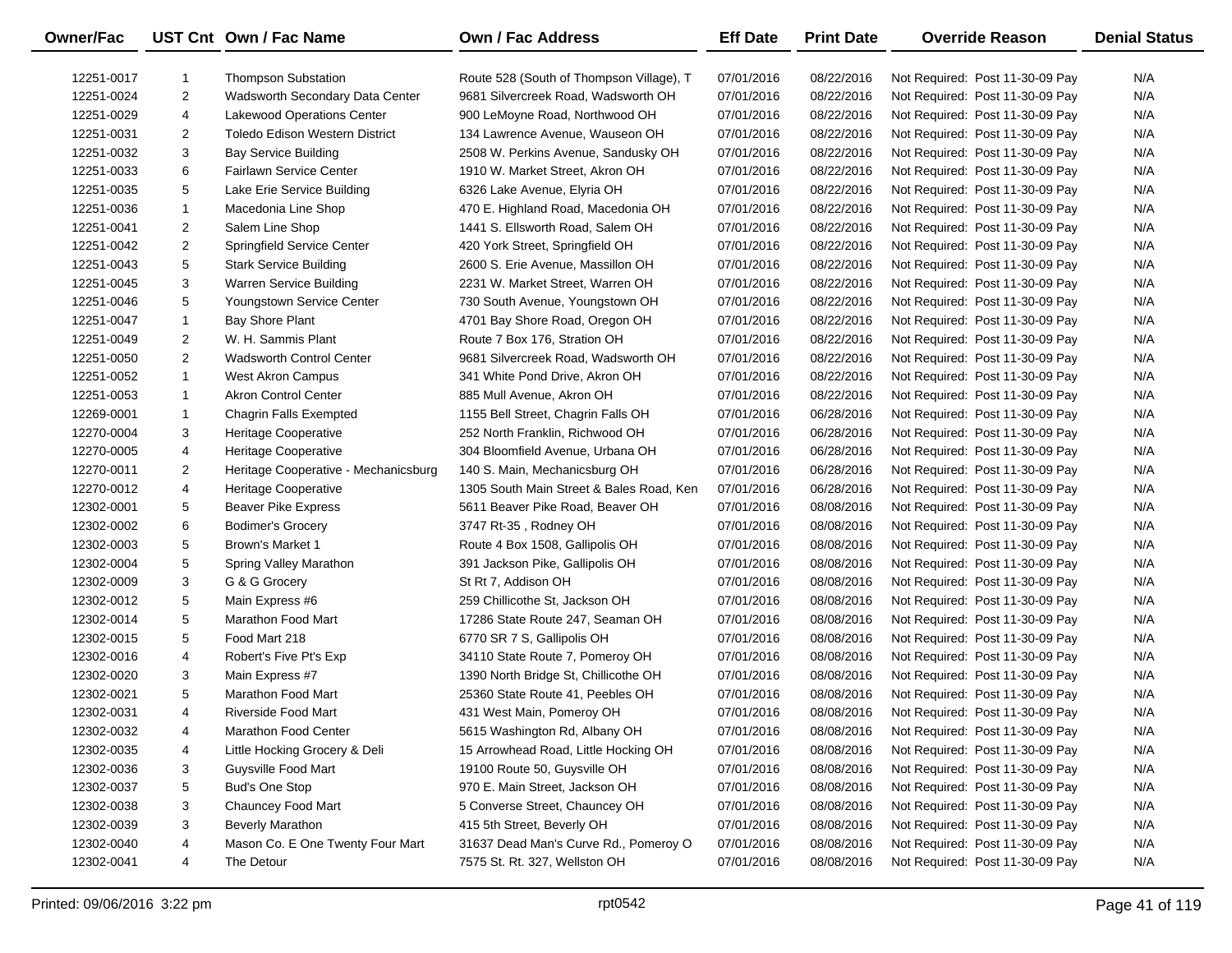| Owner/Fac | UST Cnt | Own / Fac Name | Own / Fac Address | Eff Date | Print Date | Override Reason | Denial Status |
|---|---|---|---|---|---|---|---|
| 12251-0017 | 1 | Thompson Substation | Route 528 (South of Thompson Village), T | 07/01/2016 | 08/22/2016 | Not Required: Post 11-30-09 Pay | N/A |
| 12251-0024 | 2 | Wadsworth Secondary Data Center | 9681 Silvercreek Road, Wadsworth OH | 07/01/2016 | 08/22/2016 | Not Required: Post 11-30-09 Pay | N/A |
| 12251-0029 | 4 | Lakewood Operations Center | 900 LeMoyne Road, Northwood OH | 07/01/2016 | 08/22/2016 | Not Required: Post 11-30-09 Pay | N/A |
| 12251-0031 | 2 | Toledo Edison Western District | 134 Lawrence Avenue, Wauseon OH | 07/01/2016 | 08/22/2016 | Not Required: Post 11-30-09 Pay | N/A |
| 12251-0032 | 3 | Bay Service Building | 2508 W. Perkins Avenue, Sandusky OH | 07/01/2016 | 08/22/2016 | Not Required: Post 11-30-09 Pay | N/A |
| 12251-0033 | 6 | Fairlawn Service Center | 1910 W. Market Street, Akron OH | 07/01/2016 | 08/22/2016 | Not Required: Post 11-30-09 Pay | N/A |
| 12251-0035 | 5 | Lake Erie Service Building | 6326 Lake Avenue, Elyria OH | 07/01/2016 | 08/22/2016 | Not Required: Post 11-30-09 Pay | N/A |
| 12251-0036 | 1 | Macedonia Line Shop | 470 E. Highland Road, Macedonia OH | 07/01/2016 | 08/22/2016 | Not Required: Post 11-30-09 Pay | N/A |
| 12251-0041 | 2 | Salem Line Shop | 1441 S. Ellsworth Road, Salem OH | 07/01/2016 | 08/22/2016 | Not Required: Post 11-30-09 Pay | N/A |
| 12251-0042 | 2 | Springfield Service Center | 420 York Street, Springfield OH | 07/01/2016 | 08/22/2016 | Not Required: Post 11-30-09 Pay | N/A |
| 12251-0043 | 5 | Stark Service Building | 2600 S. Erie Avenue, Massillon OH | 07/01/2016 | 08/22/2016 | Not Required: Post 11-30-09 Pay | N/A |
| 12251-0045 | 3 | Warren Service Building | 2231 W. Market Street, Warren OH | 07/01/2016 | 08/22/2016 | Not Required: Post 11-30-09 Pay | N/A |
| 12251-0046 | 5 | Youngstown Service Center | 730 South Avenue, Youngstown OH | 07/01/2016 | 08/22/2016 | Not Required: Post 11-30-09 Pay | N/A |
| 12251-0047 | 1 | Bay Shore Plant | 4701 Bay Shore Road, Oregon OH | 07/01/2016 | 08/22/2016 | Not Required: Post 11-30-09 Pay | N/A |
| 12251-0049 | 2 | W. H. Sammis Plant | Route 7 Box 176, Stration OH | 07/01/2016 | 08/22/2016 | Not Required: Post 11-30-09 Pay | N/A |
| 12251-0050 | 2 | Wadsworth Control Center | 9681 Silvercreek Road, Wadsworth OH | 07/01/2016 | 08/22/2016 | Not Required: Post 11-30-09 Pay | N/A |
| 12251-0052 | 1 | West Akron Campus | 341 White Pond Drive, Akron OH | 07/01/2016 | 08/22/2016 | Not Required: Post 11-30-09 Pay | N/A |
| 12251-0053 | 1 | Akron Control Center | 885 Mull Avenue, Akron OH | 07/01/2016 | 08/22/2016 | Not Required: Post 11-30-09 Pay | N/A |
| 12269-0001 | 1 | Chagrin Falls Exempted | 1155 Bell Street, Chagrin Falls OH | 07/01/2016 | 06/28/2016 | Not Required: Post 11-30-09 Pay | N/A |
| 12270-0004 | 3 | Heritage Cooperative | 252 North Franklin, Richwood OH | 07/01/2016 | 06/28/2016 | Not Required: Post 11-30-09 Pay | N/A |
| 12270-0005 | 4 | Heritage Cooperative | 304 Bloomfield Avenue, Urbana OH | 07/01/2016 | 06/28/2016 | Not Required: Post 11-30-09 Pay | N/A |
| 12270-0011 | 2 | Heritage Cooperative - Mechanicsburg | 140 S. Main, Mechanicsburg OH | 07/01/2016 | 06/28/2016 | Not Required: Post 11-30-09 Pay | N/A |
| 12270-0012 | 4 | Heritage Cooperative | 1305 South Main Street & Bales Road, Ken | 07/01/2016 | 06/28/2016 | Not Required: Post 11-30-09 Pay | N/A |
| 12302-0001 | 5 | Beaver Pike Express | 5611 Beaver Pike Road, Beaver OH | 07/01/2016 | 08/08/2016 | Not Required: Post 11-30-09 Pay | N/A |
| 12302-0002 | 6 | Bodimer's Grocery | 3747 Rt-35 , Rodney OH | 07/01/2016 | 08/08/2016 | Not Required: Post 11-30-09 Pay | N/A |
| 12302-0003 | 5 | Brown's Market 1 | Route 4 Box 1508, Gallipolis OH | 07/01/2016 | 08/08/2016 | Not Required: Post 11-30-09 Pay | N/A |
| 12302-0004 | 5 | Spring Valley Marathon | 391 Jackson Pike, Gallipolis OH | 07/01/2016 | 08/08/2016 | Not Required: Post 11-30-09 Pay | N/A |
| 12302-0009 | 3 | G & G Grocery | St Rt 7, Addison OH | 07/01/2016 | 08/08/2016 | Not Required: Post 11-30-09 Pay | N/A |
| 12302-0012 | 5 | Main Express #6 | 259 Chillicothe St, Jackson OH | 07/01/2016 | 08/08/2016 | Not Required: Post 11-30-09 Pay | N/A |
| 12302-0014 | 5 | Marathon Food Mart | 17286 State Route 247, Seaman OH | 07/01/2016 | 08/08/2016 | Not Required: Post 11-30-09 Pay | N/A |
| 12302-0015 | 5 | Food Mart 218 | 6770 SR 7 S, Gallipolis OH | 07/01/2016 | 08/08/2016 | Not Required: Post 11-30-09 Pay | N/A |
| 12302-0016 | 4 | Robert's Five Pt's Exp | 34110 State Route 7, Pomeroy OH | 07/01/2016 | 08/08/2016 | Not Required: Post 11-30-09 Pay | N/A |
| 12302-0020 | 3 | Main Express #7 | 1390 North Bridge St, Chillicothe OH | 07/01/2016 | 08/08/2016 | Not Required: Post 11-30-09 Pay | N/A |
| 12302-0021 | 5 | Marathon Food Mart | 25360 State Route 41, Peebles OH | 07/01/2016 | 08/08/2016 | Not Required: Post 11-30-09 Pay | N/A |
| 12302-0031 | 4 | Riverside Food Mart | 431 West Main, Pomeroy OH | 07/01/2016 | 08/08/2016 | Not Required: Post 11-30-09 Pay | N/A |
| 12302-0032 | 4 | Marathon Food Center | 5615 Washington Rd, Albany OH | 07/01/2016 | 08/08/2016 | Not Required: Post 11-30-09 Pay | N/A |
| 12302-0035 | 4 | Little Hocking Grocery & Deli | 15 Arrowhead Road, Little Hocking OH | 07/01/2016 | 08/08/2016 | Not Required: Post 11-30-09 Pay | N/A |
| 12302-0036 | 3 | Guysville Food Mart | 19100 Route 50, Guysville OH | 07/01/2016 | 08/08/2016 | Not Required: Post 11-30-09 Pay | N/A |
| 12302-0037 | 5 | Bud's One Stop | 970 E. Main Street, Jackson OH | 07/01/2016 | 08/08/2016 | Not Required: Post 11-30-09 Pay | N/A |
| 12302-0038 | 3 | Chauncey Food Mart | 5 Converse Street, Chauncey OH | 07/01/2016 | 08/08/2016 | Not Required: Post 11-30-09 Pay | N/A |
| 12302-0039 | 3 | Beverly Marathon | 415 5th Street, Beverly OH | 07/01/2016 | 08/08/2016 | Not Required: Post 11-30-09 Pay | N/A |
| 12302-0040 | 4 | Mason Co. E One Twenty Four Mart | 31637 Dead Man's Curve Rd., Pomeroy O | 07/01/2016 | 08/08/2016 | Not Required: Post 11-30-09 Pay | N/A |
| 12302-0041 | 4 | The Detour | 7575 St. Rt. 327, Wellston OH | 07/01/2016 | 08/08/2016 | Not Required: Post 11-30-09 Pay | N/A |

Printed: 09/06/2016 3:22 pm rpt0542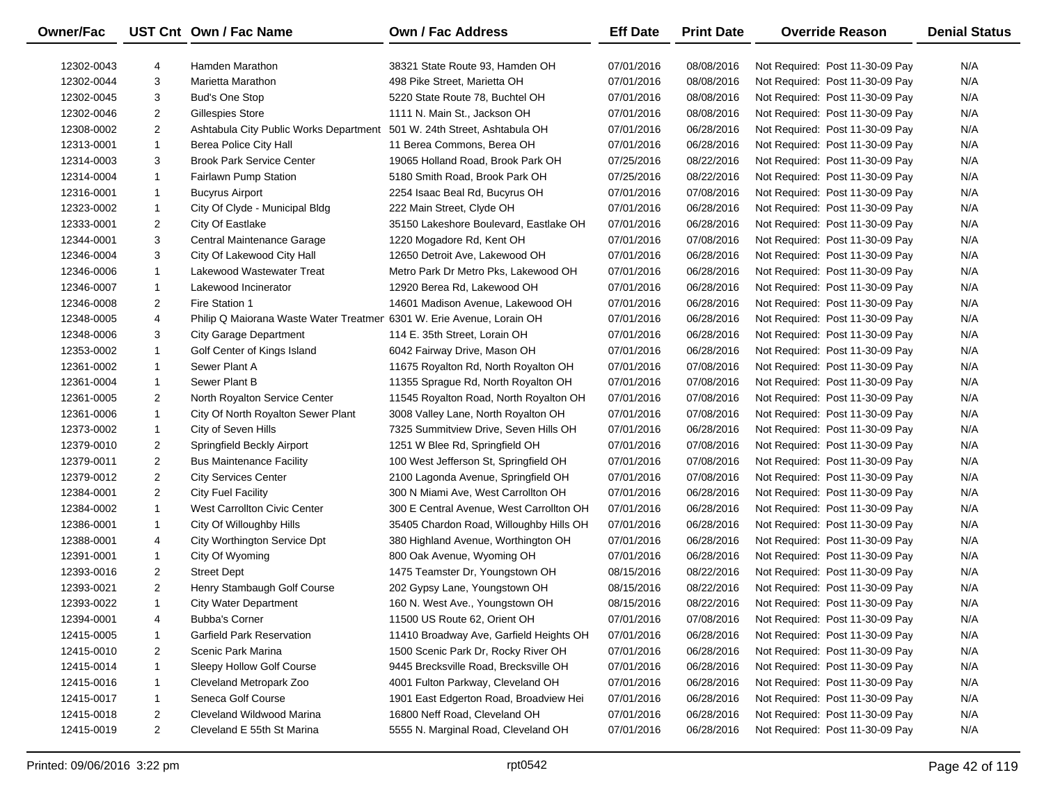| Owner/Fac | UST Cnt | Own / Fac Name | Own / Fac Address | Eff Date | Print Date | Override Reason | Denial Status |
|---|---|---|---|---|---|---|---|
| 12302-0043 | 4 | Hamden Marathon | 38321 State Route 93, Hamden OH | 07/01/2016 | 08/08/2016 | Not Required: Post 11-30-09 Pay | N/A |
| 12302-0044 | 3 | Marietta Marathon | 498 Pike Street, Marietta OH | 07/01/2016 | 08/08/2016 | Not Required: Post 11-30-09 Pay | N/A |
| 12302-0045 | 3 | Bud's One Stop | 5220 State Route 78, Buchtel OH | 07/01/2016 | 08/08/2016 | Not Required: Post 11-30-09 Pay | N/A |
| 12302-0046 | 2 | Gillespies Store | 1111 N. Main St., Jackson OH | 07/01/2016 | 08/08/2016 | Not Required: Post 11-30-09 Pay | N/A |
| 12308-0002 | 2 | Ashtabula City Public Works Department | 501 W. 24th Street, Ashtabula OH | 07/01/2016 | 06/28/2016 | Not Required: Post 11-30-09 Pay | N/A |
| 12313-0001 | 1 | Berea Police City Hall | 11 Berea Commons, Berea OH | 07/01/2016 | 06/28/2016 | Not Required: Post 11-30-09 Pay | N/A |
| 12314-0003 | 3 | Brook Park Service Center | 19065 Holland Road, Brook Park OH | 07/25/2016 | 08/22/2016 | Not Required: Post 11-30-09 Pay | N/A |
| 12314-0004 | 1 | Fairlawn Pump Station | 5180 Smith Road, Brook Park OH | 07/25/2016 | 08/22/2016 | Not Required: Post 11-30-09 Pay | N/A |
| 12316-0001 | 1 | Bucyrus Airport | 2254 Isaac Beal Rd, Bucyrus OH | 07/01/2016 | 07/08/2016 | Not Required: Post 11-30-09 Pay | N/A |
| 12323-0002 | 1 | City Of Clyde - Municipal Bldg | 222 Main Street, Clyde OH | 07/01/2016 | 06/28/2016 | Not Required: Post 11-30-09 Pay | N/A |
| 12333-0001 | 2 | City Of Eastlake | 35150 Lakeshore Boulevard, Eastlake OH | 07/01/2016 | 06/28/2016 | Not Required: Post 11-30-09 Pay | N/A |
| 12344-0001 | 3 | Central Maintenance Garage | 1220 Mogadore Rd, Kent OH | 07/01/2016 | 07/08/2016 | Not Required: Post 11-30-09 Pay | N/A |
| 12346-0004 | 3 | City Of Lakewood City Hall | 12650 Detroit Ave, Lakewood OH | 07/01/2016 | 06/28/2016 | Not Required: Post 11-30-09 Pay | N/A |
| 12346-0006 | 1 | Lakewood Wastewater Treat | Metro Park Dr Metro Pks, Lakewood OH | 07/01/2016 | 06/28/2016 | Not Required: Post 11-30-09 Pay | N/A |
| 12346-0007 | 1 | Lakewood Incinerator | 12920 Berea Rd, Lakewood OH | 07/01/2016 | 06/28/2016 | Not Required: Post 11-30-09 Pay | N/A |
| 12346-0008 | 2 | Fire Station 1 | 14601 Madison Avenue, Lakewood OH | 07/01/2016 | 06/28/2016 | Not Required: Post 11-30-09 Pay | N/A |
| 12348-0005 | 4 | Philip Q Maiorana Waste Water Treatmer | 6301 W. Erie Avenue, Lorain OH | 07/01/2016 | 06/28/2016 | Not Required: Post 11-30-09 Pay | N/A |
| 12348-0006 | 3 | City Garage Department | 114 E. 35th Street, Lorain OH | 07/01/2016 | 06/28/2016 | Not Required: Post 11-30-09 Pay | N/A |
| 12353-0002 | 1 | Golf Center of Kings Island | 6042 Fairway Drive, Mason OH | 07/01/2016 | 06/28/2016 | Not Required: Post 11-30-09 Pay | N/A |
| 12361-0002 | 1 | Sewer Plant A | 11675 Royalton Rd, North Royalton OH | 07/01/2016 | 07/08/2016 | Not Required: Post 11-30-09 Pay | N/A |
| 12361-0004 | 1 | Sewer Plant B | 11355 Sprague Rd, North Royalton OH | 07/01/2016 | 07/08/2016 | Not Required: Post 11-30-09 Pay | N/A |
| 12361-0005 | 2 | North Royalton Service Center | 11545 Royalton Road, North Royalton OH | 07/01/2016 | 07/08/2016 | Not Required: Post 11-30-09 Pay | N/A |
| 12361-0006 | 1 | City Of North Royalton Sewer Plant | 3008 Valley Lane, North Royalton OH | 07/01/2016 | 07/08/2016 | Not Required: Post 11-30-09 Pay | N/A |
| 12373-0002 | 1 | City of Seven Hills | 7325 Summitview Drive, Seven Hills OH | 07/01/2016 | 06/28/2016 | Not Required: Post 11-30-09 Pay | N/A |
| 12379-0010 | 2 | Springfield Beckly Airport | 1251 W Blee Rd, Springfield OH | 07/01/2016 | 07/08/2016 | Not Required: Post 11-30-09 Pay | N/A |
| 12379-0011 | 2 | Bus Maintenance Facility | 100 West Jefferson St, Springfield OH | 07/01/2016 | 07/08/2016 | Not Required: Post 11-30-09 Pay | N/A |
| 12379-0012 | 2 | City Services Center | 2100 Lagonda Avenue, Springfield OH | 07/01/2016 | 07/08/2016 | Not Required: Post 11-30-09 Pay | N/A |
| 12384-0001 | 2 | City Fuel Facility | 300 N Miami Ave, West Carrollton OH | 07/01/2016 | 06/28/2016 | Not Required: Post 11-30-09 Pay | N/A |
| 12384-0002 | 1 | West Carrollton Civic Center | 300 E Central Avenue, West Carrollton OH | 07/01/2016 | 06/28/2016 | Not Required: Post 11-30-09 Pay | N/A |
| 12386-0001 | 1 | City Of Willoughby Hills | 35405 Chardon Road, Willoughby Hills OH | 07/01/2016 | 06/28/2016 | Not Required: Post 11-30-09 Pay | N/A |
| 12388-0001 | 4 | City Worthington Service Dpt | 380 Highland Avenue, Worthington OH | 07/01/2016 | 06/28/2016 | Not Required: Post 11-30-09 Pay | N/A |
| 12391-0001 | 1 | City Of Wyoming | 800 Oak Avenue, Wyoming OH | 07/01/2016 | 06/28/2016 | Not Required: Post 11-30-09 Pay | N/A |
| 12393-0016 | 2 | Street Dept | 1475 Teamster Dr, Youngstown OH | 08/15/2016 | 08/22/2016 | Not Required: Post 11-30-09 Pay | N/A |
| 12393-0021 | 2 | Henry Stambaugh Golf Course | 202 Gypsy Lane, Youngstown OH | 08/15/2016 | 08/22/2016 | Not Required: Post 11-30-09 Pay | N/A |
| 12393-0022 | 1 | City Water Department | 160 N. West Ave., Youngstown OH | 08/15/2016 | 08/22/2016 | Not Required: Post 11-30-09 Pay | N/A |
| 12394-0001 | 4 | Bubba's Corner | 11500 US Route 62, Orient OH | 07/01/2016 | 07/08/2016 | Not Required: Post 11-30-09 Pay | N/A |
| 12415-0005 | 1 | Garfield Park Reservation | 11410 Broadway Ave, Garfield Heights OH | 07/01/2016 | 06/28/2016 | Not Required: Post 11-30-09 Pay | N/A |
| 12415-0010 | 2 | Scenic Park Marina | 1500 Scenic Park Dr, Rocky River OH | 07/01/2016 | 06/28/2016 | Not Required: Post 11-30-09 Pay | N/A |
| 12415-0014 | 1 | Sleepy Hollow Golf Course | 9445 Brecksville Road, Brecksville OH | 07/01/2016 | 06/28/2016 | Not Required: Post 11-30-09 Pay | N/A |
| 12415-0016 | 1 | Cleveland Metropark Zoo | 4001 Fulton Parkway, Cleveland OH | 07/01/2016 | 06/28/2016 | Not Required: Post 11-30-09 Pay | N/A |
| 12415-0017 | 1 | Seneca Golf Course | 1901 East Edgerton Road, Broadview Hei | 07/01/2016 | 06/28/2016 | Not Required: Post 11-30-09 Pay | N/A |
| 12415-0018 | 2 | Cleveland Wildwood Marina | 16800 Neff Road, Cleveland OH | 07/01/2016 | 06/28/2016 | Not Required: Post 11-30-09 Pay | N/A |
| 12415-0019 | 2 | Cleveland E 55th St Marina | 5555 N. Marginal Road, Cleveland OH | 07/01/2016 | 06/28/2016 | Not Required: Post 11-30-09 Pay | N/A |

Printed: 09/06/2016 3:22 pm rpt0542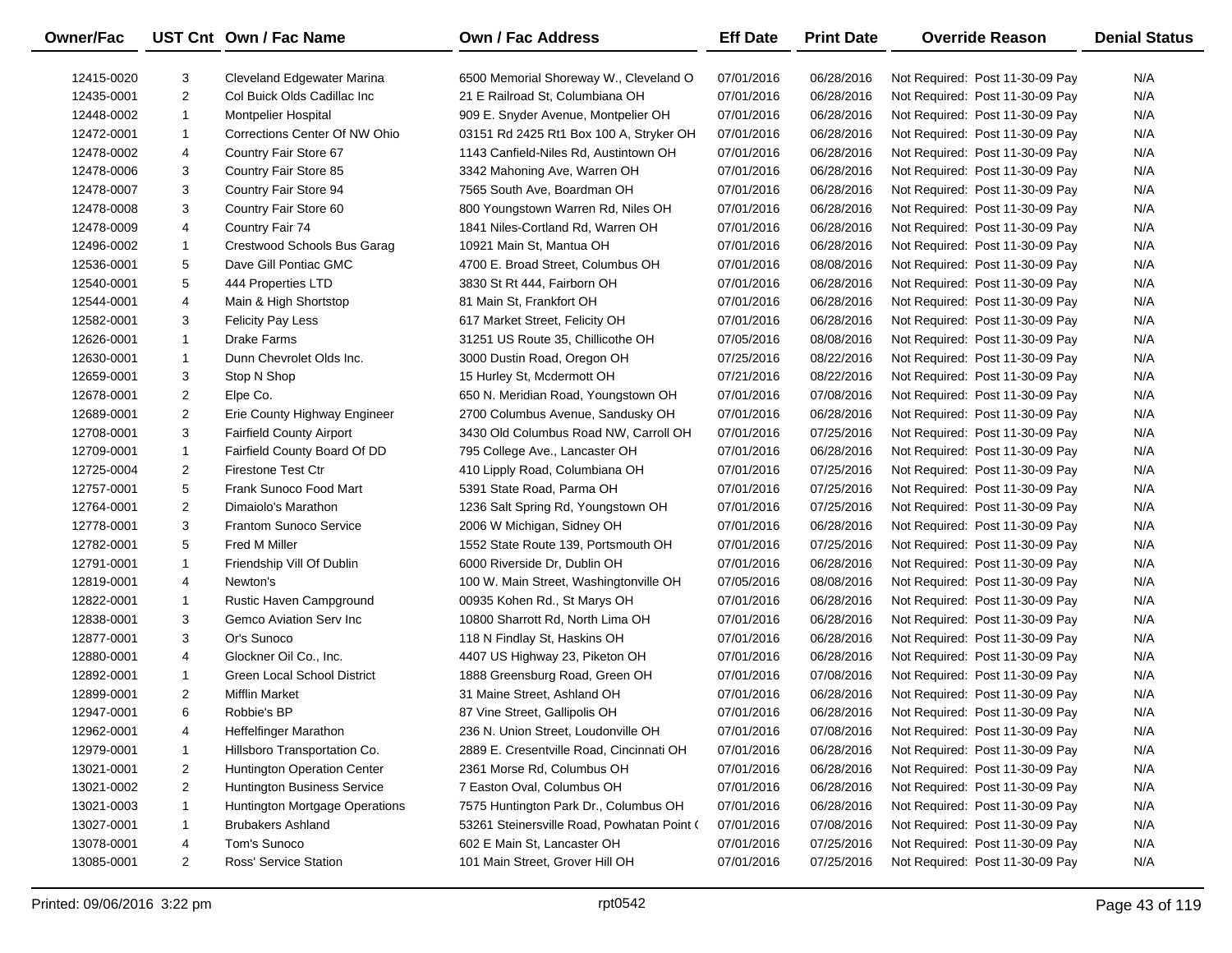| Owner/Fac | UST Cnt | Own / Fac Name | Own / Fac Address | Eff Date | Print Date | Override Reason | Denial Status |
|---|---|---|---|---|---|---|---|
| 12415-0020 | 3 | Cleveland Edgewater Marina | 6500 Memorial Shoreway W., Cleveland O | 07/01/2016 | 06/28/2016 | Not Required: Post 11-30-09 Pay | N/A |
| 12435-0001 | 2 | Col Buick Olds Cadillac Inc | 21 E Railroad St, Columbiana OH | 07/01/2016 | 06/28/2016 | Not Required: Post 11-30-09 Pay | N/A |
| 12448-0002 | 1 | Montpelier Hospital | 909 E. Snyder Avenue, Montpelier OH | 07/01/2016 | 06/28/2016 | Not Required: Post 11-30-09 Pay | N/A |
| 12472-0001 | 1 | Corrections Center Of NW Ohio | 03151 Rd 2425 Rt1 Box 100 A, Stryker OH | 07/01/2016 | 06/28/2016 | Not Required: Post 11-30-09 Pay | N/A |
| 12478-0002 | 4 | Country Fair Store 67 | 1143 Canfield-Niles Rd, Austintown OH | 07/01/2016 | 06/28/2016 | Not Required: Post 11-30-09 Pay | N/A |
| 12478-0006 | 3 | Country Fair Store 85 | 3342 Mahoning Ave, Warren OH | 07/01/2016 | 06/28/2016 | Not Required: Post 11-30-09 Pay | N/A |
| 12478-0007 | 3 | Country Fair Store 94 | 7565 South Ave, Boardman OH | 07/01/2016 | 06/28/2016 | Not Required: Post 11-30-09 Pay | N/A |
| 12478-0008 | 3 | Country Fair Store 60 | 800 Youngstown Warren Rd, Niles OH | 07/01/2016 | 06/28/2016 | Not Required: Post 11-30-09 Pay | N/A |
| 12478-0009 | 4 | Country Fair 74 | 1841 Niles-Cortland Rd, Warren OH | 07/01/2016 | 06/28/2016 | Not Required: Post 11-30-09 Pay | N/A |
| 12496-0002 | 1 | Crestwood Schools Bus Garag | 10921 Main St, Mantua OH | 07/01/2016 | 06/28/2016 | Not Required: Post 11-30-09 Pay | N/A |
| 12536-0001 | 5 | Dave Gill Pontiac GMC | 4700 E. Broad Street, Columbus OH | 07/01/2016 | 08/08/2016 | Not Required: Post 11-30-09 Pay | N/A |
| 12540-0001 | 5 | 444 Properties LTD | 3830 St Rt 444, Fairborn OH | 07/01/2016 | 06/28/2016 | Not Required: Post 11-30-09 Pay | N/A |
| 12544-0001 | 4 | Main & High Shortstop | 81 Main St, Frankfort OH | 07/01/2016 | 06/28/2016 | Not Required: Post 11-30-09 Pay | N/A |
| 12582-0001 | 3 | Felicity Pay Less | 617 Market Street, Felicity OH | 07/01/2016 | 06/28/2016 | Not Required: Post 11-30-09 Pay | N/A |
| 12626-0001 | 1 | Drake Farms | 31251 US Route 35, Chillicothe OH | 07/05/2016 | 08/08/2016 | Not Required: Post 11-30-09 Pay | N/A |
| 12630-0001 | 1 | Dunn Chevrolet Olds Inc. | 3000 Dustin Road, Oregon OH | 07/25/2016 | 08/22/2016 | Not Required: Post 11-30-09 Pay | N/A |
| 12659-0001 | 3 | Stop N Shop | 15 Hurley St, Mcdermott OH | 07/21/2016 | 08/22/2016 | Not Required: Post 11-30-09 Pay | N/A |
| 12678-0001 | 2 | Elpe Co. | 650 N. Meridian Road, Youngstown OH | 07/01/2016 | 07/08/2016 | Not Required: Post 11-30-09 Pay | N/A |
| 12689-0001 | 2 | Erie County Highway Engineer | 2700 Columbus Avenue, Sandusky OH | 07/01/2016 | 06/28/2016 | Not Required: Post 11-30-09 Pay | N/A |
| 12708-0001 | 3 | Fairfield County Airport | 3430 Old Columbus Road NW, Carroll OH | 07/01/2016 | 07/25/2016 | Not Required: Post 11-30-09 Pay | N/A |
| 12709-0001 | 1 | Fairfield County Board Of DD | 795 College Ave., Lancaster OH | 07/01/2016 | 06/28/2016 | Not Required: Post 11-30-09 Pay | N/A |
| 12725-0004 | 2 | Firestone Test Ctr | 410 Lipply Road, Columbiana OH | 07/01/2016 | 07/25/2016 | Not Required: Post 11-30-09 Pay | N/A |
| 12757-0001 | 5 | Frank Sunoco Food Mart | 5391 State Road, Parma OH | 07/01/2016 | 07/25/2016 | Not Required: Post 11-30-09 Pay | N/A |
| 12764-0001 | 2 | Dimaiolo's Marathon | 1236 Salt Spring Rd, Youngstown OH | 07/01/2016 | 07/25/2016 | Not Required: Post 11-30-09 Pay | N/A |
| 12778-0001 | 3 | Frantom Sunoco Service | 2006 W Michigan, Sidney OH | 07/01/2016 | 06/28/2016 | Not Required: Post 11-30-09 Pay | N/A |
| 12782-0001 | 5 | Fred M Miller | 1552 State Route 139, Portsmouth OH | 07/01/2016 | 07/25/2016 | Not Required: Post 11-30-09 Pay | N/A |
| 12791-0001 | 1 | Friendship Vill Of Dublin | 6000 Riverside Dr, Dublin OH | 07/01/2016 | 06/28/2016 | Not Required: Post 11-30-09 Pay | N/A |
| 12819-0001 | 4 | Newton's | 100 W. Main Street, Washingtonville OH | 07/05/2016 | 08/08/2016 | Not Required: Post 11-30-09 Pay | N/A |
| 12822-0001 | 1 | Rustic Haven Campground | 00935 Kohen Rd., St Marys OH | 07/01/2016 | 06/28/2016 | Not Required: Post 11-30-09 Pay | N/A |
| 12838-0001 | 3 | Gemco Aviation Serv Inc | 10800 Sharrott Rd, North Lima OH | 07/01/2016 | 06/28/2016 | Not Required: Post 11-30-09 Pay | N/A |
| 12877-0001 | 3 | Or's Sunoco | 118 N Findlay St, Haskins OH | 07/01/2016 | 06/28/2016 | Not Required: Post 11-30-09 Pay | N/A |
| 12880-0001 | 4 | Glockner Oil Co., Inc. | 4407 US Highway 23, Piketon OH | 07/01/2016 | 06/28/2016 | Not Required: Post 11-30-09 Pay | N/A |
| 12892-0001 | 1 | Green Local School District | 1888 Greensburg Road, Green OH | 07/01/2016 | 07/08/2016 | Not Required: Post 11-30-09 Pay | N/A |
| 12899-0001 | 2 | Mifflin Market | 31 Maine Street, Ashland OH | 07/01/2016 | 06/28/2016 | Not Required: Post 11-30-09 Pay | N/A |
| 12947-0001 | 6 | Robbie's BP | 87 Vine Street, Gallipolis OH | 07/01/2016 | 06/28/2016 | Not Required: Post 11-30-09 Pay | N/A |
| 12962-0001 | 4 | Heffelfinger Marathon | 236 N. Union Street, Loudonville OH | 07/01/2016 | 07/08/2016 | Not Required: Post 11-30-09 Pay | N/A |
| 12979-0001 | 1 | Hillsboro Transportation Co. | 2889 E. Cresentville Road, Cincinnati OH | 07/01/2016 | 06/28/2016 | Not Required: Post 11-30-09 Pay | N/A |
| 13021-0001 | 2 | Huntington Operation Center | 2361 Morse Rd, Columbus OH | 07/01/2016 | 06/28/2016 | Not Required: Post 11-30-09 Pay | N/A |
| 13021-0002 | 2 | Huntington Business Service | 7 Easton Oval, Columbus OH | 07/01/2016 | 06/28/2016 | Not Required: Post 11-30-09 Pay | N/A |
| 13021-0003 | 1 | Huntington Mortgage Operations | 7575 Huntington Park Dr., Columbus OH | 07/01/2016 | 06/28/2016 | Not Required: Post 11-30-09 Pay | N/A |
| 13027-0001 | 1 | Brubakers Ashland | 53261 Steinersville Road, Powhatan Point ( | 07/01/2016 | 07/08/2016 | Not Required: Post 11-30-09 Pay | N/A |
| 13078-0001 | 4 | Tom's Sunoco | 602 E Main St, Lancaster OH | 07/01/2016 | 07/25/2016 | Not Required: Post 11-30-09 Pay | N/A |
| 13085-0001 | 2 | Ross' Service Station | 101 Main Street, Grover Hill OH | 07/01/2016 | 07/25/2016 | Not Required: Post 11-30-09 Pay | N/A |

Printed: 09/06/2016 3:22 pm rpt0542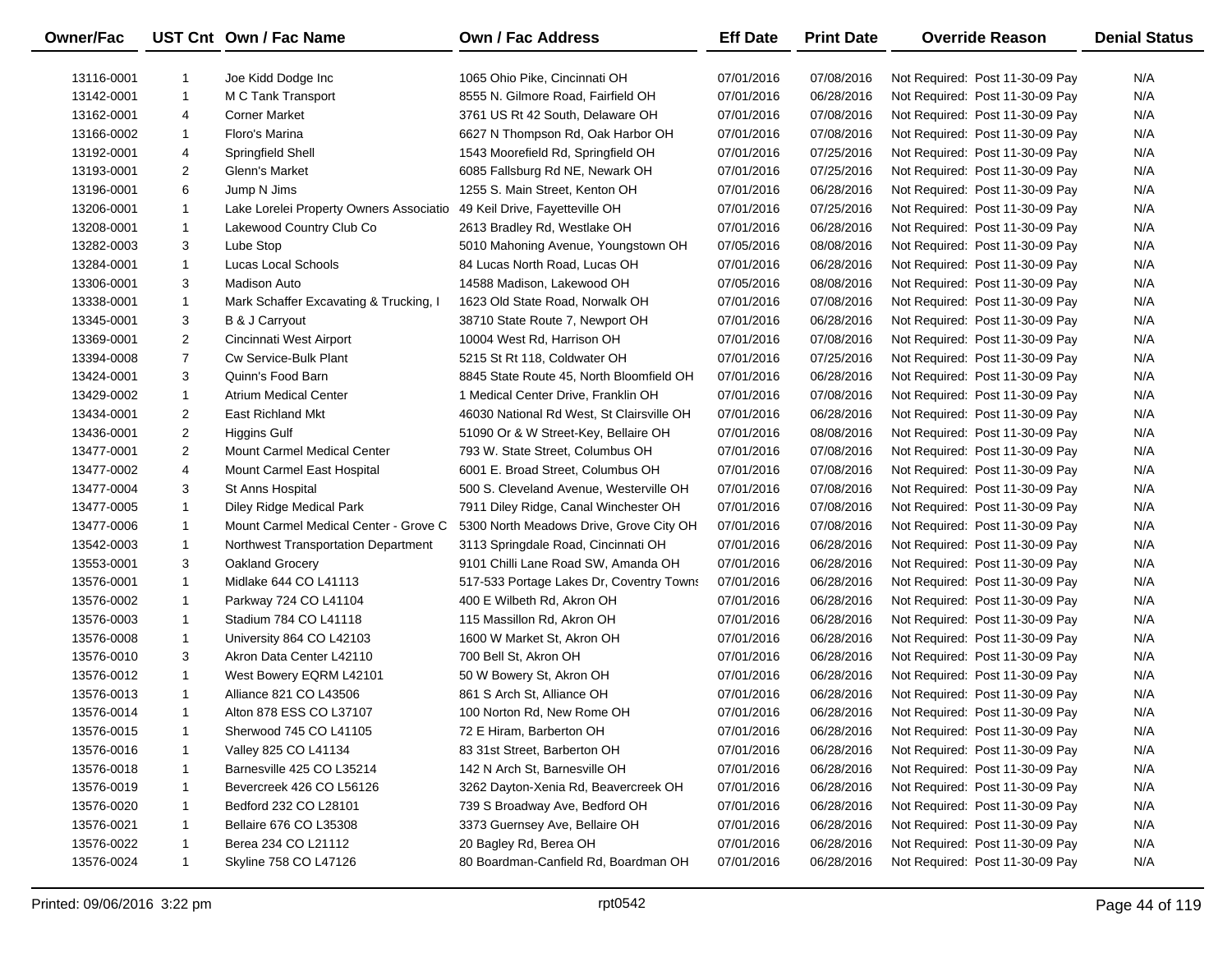| Owner/Fac | UST Cnt | Own / Fac Name | Own / Fac Address | Eff Date | Print Date | Override Reason | Denial Status |
|---|---|---|---|---|---|---|---|
| 13116-0001 | 1 | Joe Kidd Dodge Inc | 1065 Ohio Pike, Cincinnati OH | 07/01/2016 | 07/08/2016 | Not Required: Post 11-30-09 Pay | N/A |
| 13142-0001 | 1 | M C Tank Transport | 8555 N. Gilmore Road, Fairfield OH | 07/01/2016 | 06/28/2016 | Not Required: Post 11-30-09 Pay | N/A |
| 13162-0001 | 4 | Corner Market | 3761 US Rt 42 South, Delaware OH | 07/01/2016 | 07/08/2016 | Not Required: Post 11-30-09 Pay | N/A |
| 13166-0002 | 1 | Floro's Marina | 6627 N Thompson Rd, Oak Harbor OH | 07/01/2016 | 07/08/2016 | Not Required: Post 11-30-09 Pay | N/A |
| 13192-0001 | 4 | Springfield Shell | 1543 Moorefield Rd, Springfield OH | 07/01/2016 | 07/25/2016 | Not Required: Post 11-30-09 Pay | N/A |
| 13193-0001 | 2 | Glenn's Market | 6085 Fallsburg Rd NE, Newark OH | 07/01/2016 | 07/25/2016 | Not Required: Post 11-30-09 Pay | N/A |
| 13196-0001 | 6 | Jump N Jims | 1255 S. Main Street, Kenton OH | 07/01/2016 | 06/28/2016 | Not Required: Post 11-30-09 Pay | N/A |
| 13206-0001 | 1 | Lake Lorelei Property Owners Associatio | 49 Keil Drive, Fayetteville OH | 07/01/2016 | 07/25/2016 | Not Required: Post 11-30-09 Pay | N/A |
| 13208-0001 | 1 | Lakewood Country Club Co | 2613 Bradley Rd, Westlake OH | 07/01/2016 | 06/28/2016 | Not Required: Post 11-30-09 Pay | N/A |
| 13282-0003 | 3 | Lube Stop | 5010 Mahoning Avenue, Youngstown OH | 07/05/2016 | 08/08/2016 | Not Required: Post 11-30-09 Pay | N/A |
| 13284-0001 | 1 | Lucas Local Schools | 84 Lucas North Road, Lucas OH | 07/01/2016 | 06/28/2016 | Not Required: Post 11-30-09 Pay | N/A |
| 13306-0001 | 3 | Madison Auto | 14588 Madison, Lakewood OH | 07/05/2016 | 08/08/2016 | Not Required: Post 11-30-09 Pay | N/A |
| 13338-0001 | 1 | Mark Schaffer Excavating & Trucking, I | 1623 Old State Road, Norwalk OH | 07/01/2016 | 07/08/2016 | Not Required: Post 11-30-09 Pay | N/A |
| 13345-0001 | 3 | B & J Carryout | 38710 State Route 7, Newport OH | 07/01/2016 | 06/28/2016 | Not Required: Post 11-30-09 Pay | N/A |
| 13369-0001 | 2 | Cincinnati West Airport | 10004 West Rd, Harrison OH | 07/01/2016 | 07/08/2016 | Not Required: Post 11-30-09 Pay | N/A |
| 13394-0008 | 7 | Cw Service-Bulk Plant | 5215 St Rt 118, Coldwater OH | 07/01/2016 | 07/25/2016 | Not Required: Post 11-30-09 Pay | N/A |
| 13424-0001 | 3 | Quinn's Food Barn | 8845 State Route 45, North Bloomfield OH | 07/01/2016 | 06/28/2016 | Not Required: Post 11-30-09 Pay | N/A |
| 13429-0002 | 1 | Atrium Medical Center | 1 Medical Center Drive, Franklin OH | 07/01/2016 | 07/08/2016 | Not Required: Post 11-30-09 Pay | N/A |
| 13434-0001 | 2 | East Richland Mkt | 46030 National Rd West, St Clairsville OH | 07/01/2016 | 06/28/2016 | Not Required: Post 11-30-09 Pay | N/A |
| 13436-0001 | 2 | Higgins Gulf | 51090 Or & W Street-Key, Bellaire OH | 07/01/2016 | 08/08/2016 | Not Required: Post 11-30-09 Pay | N/A |
| 13477-0001 | 2 | Mount Carmel Medical Center | 793 W. State Street, Columbus OH | 07/01/2016 | 07/08/2016 | Not Required: Post 11-30-09 Pay | N/A |
| 13477-0002 | 4 | Mount Carmel East Hospital | 6001 E. Broad Street, Columbus OH | 07/01/2016 | 07/08/2016 | Not Required: Post 11-30-09 Pay | N/A |
| 13477-0004 | 3 | St Anns Hospital | 500 S. Cleveland Avenue, Westerville OH | 07/01/2016 | 07/08/2016 | Not Required: Post 11-30-09 Pay | N/A |
| 13477-0005 | 1 | Diley Ridge Medical Park | 7911 Diley Ridge, Canal Winchester OH | 07/01/2016 | 07/08/2016 | Not Required: Post 11-30-09 Pay | N/A |
| 13477-0006 | 1 | Mount Carmel Medical Center - Grove C | 5300 North Meadows Drive, Grove City OH | 07/01/2016 | 07/08/2016 | Not Required: Post 11-30-09 Pay | N/A |
| 13542-0003 | 1 | Northwest Transportation Department | 3113 Springdale Road, Cincinnati OH | 07/01/2016 | 06/28/2016 | Not Required: Post 11-30-09 Pay | N/A |
| 13553-0001 | 3 | Oakland Grocery | 9101 Chilli Lane Road SW, Amanda OH | 07/01/2016 | 06/28/2016 | Not Required: Post 11-30-09 Pay | N/A |
| 13576-0001 | 1 | Midlake 644 CO L41113 | 517-533 Portage Lakes Dr, Coventry Towns | 07/01/2016 | 06/28/2016 | Not Required: Post 11-30-09 Pay | N/A |
| 13576-0002 | 1 | Parkway 724 CO L41104 | 400 E Wilbeth Rd, Akron OH | 07/01/2016 | 06/28/2016 | Not Required: Post 11-30-09 Pay | N/A |
| 13576-0003 | 1 | Stadium 784 CO L41118 | 115 Massillon Rd, Akron OH | 07/01/2016 | 06/28/2016 | Not Required: Post 11-30-09 Pay | N/A |
| 13576-0008 | 1 | University 864 CO L42103 | 1600 W Market St, Akron OH | 07/01/2016 | 06/28/2016 | Not Required: Post 11-30-09 Pay | N/A |
| 13576-0010 | 3 | Akron Data Center L42110 | 700 Bell St, Akron OH | 07/01/2016 | 06/28/2016 | Not Required: Post 11-30-09 Pay | N/A |
| 13576-0012 | 1 | West Bowery EQRM L42101 | 50 W Bowery St, Akron OH | 07/01/2016 | 06/28/2016 | Not Required: Post 11-30-09 Pay | N/A |
| 13576-0013 | 1 | Alliance 821 CO L43506 | 861 S Arch St, Alliance OH | 07/01/2016 | 06/28/2016 | Not Required: Post 11-30-09 Pay | N/A |
| 13576-0014 | 1 | Alton 878 ESS CO L37107 | 100 Norton Rd, New Rome OH | 07/01/2016 | 06/28/2016 | Not Required: Post 11-30-09 Pay | N/A |
| 13576-0015 | 1 | Sherwood 745 CO L41105 | 72 E Hiram, Barberton OH | 07/01/2016 | 06/28/2016 | Not Required: Post 11-30-09 Pay | N/A |
| 13576-0016 | 1 | Valley 825 CO L41134 | 83 31st Street, Barberton OH | 07/01/2016 | 06/28/2016 | Not Required: Post 11-30-09 Pay | N/A |
| 13576-0018 | 1 | Barnesville 425 CO L35214 | 142 N Arch St, Barnesville OH | 07/01/2016 | 06/28/2016 | Not Required: Post 11-30-09 Pay | N/A |
| 13576-0019 | 1 | Bevercreek 426 CO L56126 | 3262 Dayton-Xenia Rd, Beavercreek OH | 07/01/2016 | 06/28/2016 | Not Required: Post 11-30-09 Pay | N/A |
| 13576-0020 | 1 | Bedford 232 CO L28101 | 739 S Broadway Ave, Bedford OH | 07/01/2016 | 06/28/2016 | Not Required: Post 11-30-09 Pay | N/A |
| 13576-0021 | 1 | Bellaire 676 CO L35308 | 3373 Guernsey Ave, Bellaire OH | 07/01/2016 | 06/28/2016 | Not Required: Post 11-30-09 Pay | N/A |
| 13576-0022 | 1 | Berea 234 CO L21112 | 20 Bagley Rd, Berea OH | 07/01/2016 | 06/28/2016 | Not Required: Post 11-30-09 Pay | N/A |
| 13576-0024 | 1 | Skyline 758 CO L47126 | 80 Boardman-Canfield Rd, Boardman OH | 07/01/2016 | 06/28/2016 | Not Required: Post 11-30-09 Pay | N/A |

Printed: 09/06/2016 3:22 pm rpt0542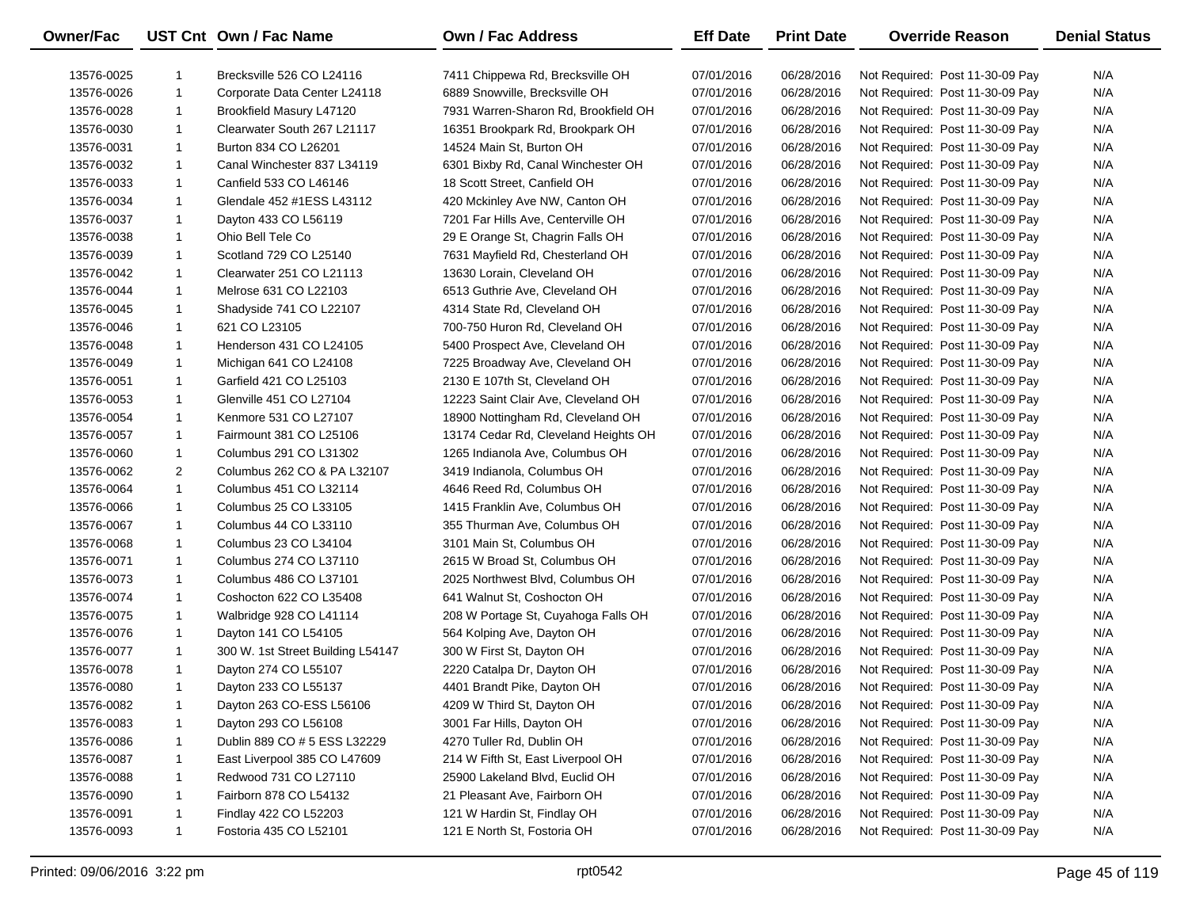| Owner/Fac | UST Cnt | Own / Fac Name | Own / Fac Address | Eff Date | Print Date | Override Reason | Denial Status |
|---|---|---|---|---|---|---|---|
| 13576-0025 | 1 | Brecksville 526 CO L24116 | 7411 Chippewa Rd, Brecksville OH | 07/01/2016 | 06/28/2016 | Not Required: Post 11-30-09 Pay | N/A |
| 13576-0026 | 1 | Corporate Data Center L24118 | 6889 Snowville, Brecksville OH | 07/01/2016 | 06/28/2016 | Not Required: Post 11-30-09 Pay | N/A |
| 13576-0028 | 1 | Brookfield Masury L47120 | 7931 Warren-Sharon Rd, Brookfield OH | 07/01/2016 | 06/28/2016 | Not Required: Post 11-30-09 Pay | N/A |
| 13576-0030 | 1 | Clearwater South 267 L21117 | 16351 Brookpark Rd, Brookpark OH | 07/01/2016 | 06/28/2016 | Not Required: Post 11-30-09 Pay | N/A |
| 13576-0031 | 1 | Burton 834 CO L26201 | 14524 Main St, Burton OH | 07/01/2016 | 06/28/2016 | Not Required: Post 11-30-09 Pay | N/A |
| 13576-0032 | 1 | Canal Winchester 837 L34119 | 6301 Bixby Rd, Canal Winchester OH | 07/01/2016 | 06/28/2016 | Not Required: Post 11-30-09 Pay | N/A |
| 13576-0033 | 1 | Canfield 533 CO L46146 | 18 Scott Street, Canfield OH | 07/01/2016 | 06/28/2016 | Not Required: Post 11-30-09 Pay | N/A |
| 13576-0034 | 1 | Glendale 452 #1ESS L43112 | 420 Mckinley Ave NW, Canton OH | 07/01/2016 | 06/28/2016 | Not Required: Post 11-30-09 Pay | N/A |
| 13576-0037 | 1 | Dayton 433 CO L56119 | 7201 Far Hills Ave, Centerville OH | 07/01/2016 | 06/28/2016 | Not Required: Post 11-30-09 Pay | N/A |
| 13576-0038 | 1 | Ohio Bell Tele Co | 29 E Orange St, Chagrin Falls OH | 07/01/2016 | 06/28/2016 | Not Required: Post 11-30-09 Pay | N/A |
| 13576-0039 | 1 | Scotland 729 CO L25140 | 7631 Mayfield Rd, Chesterland OH | 07/01/2016 | 06/28/2016 | Not Required: Post 11-30-09 Pay | N/A |
| 13576-0042 | 1 | Clearwater 251 CO L21113 | 13630 Lorain, Cleveland OH | 07/01/2016 | 06/28/2016 | Not Required: Post 11-30-09 Pay | N/A |
| 13576-0044 | 1 | Melrose 631 CO L22103 | 6513 Guthrie Ave, Cleveland OH | 07/01/2016 | 06/28/2016 | Not Required: Post 11-30-09 Pay | N/A |
| 13576-0045 | 1 | Shadyside 741 CO L22107 | 4314 State Rd, Cleveland OH | 07/01/2016 | 06/28/2016 | Not Required: Post 11-30-09 Pay | N/A |
| 13576-0046 | 1 | 621 CO L23105 | 700-750 Huron Rd, Cleveland OH | 07/01/2016 | 06/28/2016 | Not Required: Post 11-30-09 Pay | N/A |
| 13576-0048 | 1 | Henderson 431 CO L24105 | 5400 Prospect Ave, Cleveland OH | 07/01/2016 | 06/28/2016 | Not Required: Post 11-30-09 Pay | N/A |
| 13576-0049 | 1 | Michigan 641 CO L24108 | 7225 Broadway Ave, Cleveland OH | 07/01/2016 | 06/28/2016 | Not Required: Post 11-30-09 Pay | N/A |
| 13576-0051 | 1 | Garfield 421 CO L25103 | 2130 E 107th St, Cleveland OH | 07/01/2016 | 06/28/2016 | Not Required: Post 11-30-09 Pay | N/A |
| 13576-0053 | 1 | Glenville 451 CO L27104 | 12223 Saint Clair Ave, Cleveland OH | 07/01/2016 | 06/28/2016 | Not Required: Post 11-30-09 Pay | N/A |
| 13576-0054 | 1 | Kenmore 531 CO L27107 | 18900 Nottingham Rd, Cleveland OH | 07/01/2016 | 06/28/2016 | Not Required: Post 11-30-09 Pay | N/A |
| 13576-0057 | 1 | Fairmount 381 CO L25106 | 13174 Cedar Rd, Cleveland Heights OH | 07/01/2016 | 06/28/2016 | Not Required: Post 11-30-09 Pay | N/A |
| 13576-0060 | 1 | Columbus 291 CO L31302 | 1265 Indianola Ave, Columbus OH | 07/01/2016 | 06/28/2016 | Not Required: Post 11-30-09 Pay | N/A |
| 13576-0062 | 2 | Columbus 262 CO & PA L32107 | 3419 Indianola, Columbus OH | 07/01/2016 | 06/28/2016 | Not Required: Post 11-30-09 Pay | N/A |
| 13576-0064 | 1 | Columbus 451 CO L32114 | 4646 Reed Rd, Columbus OH | 07/01/2016 | 06/28/2016 | Not Required: Post 11-30-09 Pay | N/A |
| 13576-0066 | 1 | Columbus 25 CO L33105 | 1415 Franklin Ave, Columbus OH | 07/01/2016 | 06/28/2016 | Not Required: Post 11-30-09 Pay | N/A |
| 13576-0067 | 1 | Columbus 44 CO L33110 | 355 Thurman Ave, Columbus OH | 07/01/2016 | 06/28/2016 | Not Required: Post 11-30-09 Pay | N/A |
| 13576-0068 | 1 | Columbus 23 CO L34104 | 3101 Main St, Columbus OH | 07/01/2016 | 06/28/2016 | Not Required: Post 11-30-09 Pay | N/A |
| 13576-0071 | 1 | Columbus 274 CO L37110 | 2615 W Broad St, Columbus OH | 07/01/2016 | 06/28/2016 | Not Required: Post 11-30-09 Pay | N/A |
| 13576-0073 | 1 | Columbus 486 CO L37101 | 2025 Northwest Blvd, Columbus OH | 07/01/2016 | 06/28/2016 | Not Required: Post 11-30-09 Pay | N/A |
| 13576-0074 | 1 | Coshocton 622 CO L35408 | 641 Walnut St, Coshocton OH | 07/01/2016 | 06/28/2016 | Not Required: Post 11-30-09 Pay | N/A |
| 13576-0075 | 1 | Walbridge 928 CO L41114 | 208 W Portage St, Cuyahoga Falls OH | 07/01/2016 | 06/28/2016 | Not Required: Post 11-30-09 Pay | N/A |
| 13576-0076 | 1 | Dayton 141 CO L54105 | 564 Kolping Ave, Dayton OH | 07/01/2016 | 06/28/2016 | Not Required: Post 11-30-09 Pay | N/A |
| 13576-0077 | 1 | 300 W. 1st Street Building L54147 | 300 W First St, Dayton OH | 07/01/2016 | 06/28/2016 | Not Required: Post 11-30-09 Pay | N/A |
| 13576-0078 | 1 | Dayton 274 CO L55107 | 2220 Catalpa Dr, Dayton OH | 07/01/2016 | 06/28/2016 | Not Required: Post 11-30-09 Pay | N/A |
| 13576-0080 | 1 | Dayton 233 CO L55137 | 4401 Brandt Pike, Dayton OH | 07/01/2016 | 06/28/2016 | Not Required: Post 11-30-09 Pay | N/A |
| 13576-0082 | 1 | Dayton 263 CO-ESS L56106 | 4209 W Third St, Dayton OH | 07/01/2016 | 06/28/2016 | Not Required: Post 11-30-09 Pay | N/A |
| 13576-0083 | 1 | Dayton 293 CO L56108 | 3001 Far Hills, Dayton OH | 07/01/2016 | 06/28/2016 | Not Required: Post 11-30-09 Pay | N/A |
| 13576-0086 | 1 | Dublin 889 CO # 5 ESS L32229 | 4270 Tuller Rd, Dublin OH | 07/01/2016 | 06/28/2016 | Not Required: Post 11-30-09 Pay | N/A |
| 13576-0087 | 1 | East Liverpool 385 CO L47609 | 214 W Fifth St, East Liverpool OH | 07/01/2016 | 06/28/2016 | Not Required: Post 11-30-09 Pay | N/A |
| 13576-0088 | 1 | Redwood 731 CO L27110 | 25900 Lakeland Blvd, Euclid OH | 07/01/2016 | 06/28/2016 | Not Required: Post 11-30-09 Pay | N/A |
| 13576-0090 | 1 | Fairborn 878 CO L54132 | 21 Pleasant Ave, Fairborn OH | 07/01/2016 | 06/28/2016 | Not Required: Post 11-30-09 Pay | N/A |
| 13576-0091 | 1 | Findlay 422 CO L52203 | 121 W Hardin St, Findlay OH | 07/01/2016 | 06/28/2016 | Not Required: Post 11-30-09 Pay | N/A |
| 13576-0093 | 1 | Fostoria 435 CO L52101 | 121 E North St, Fostoria OH | 07/01/2016 | 06/28/2016 | Not Required: Post 11-30-09 Pay | N/A |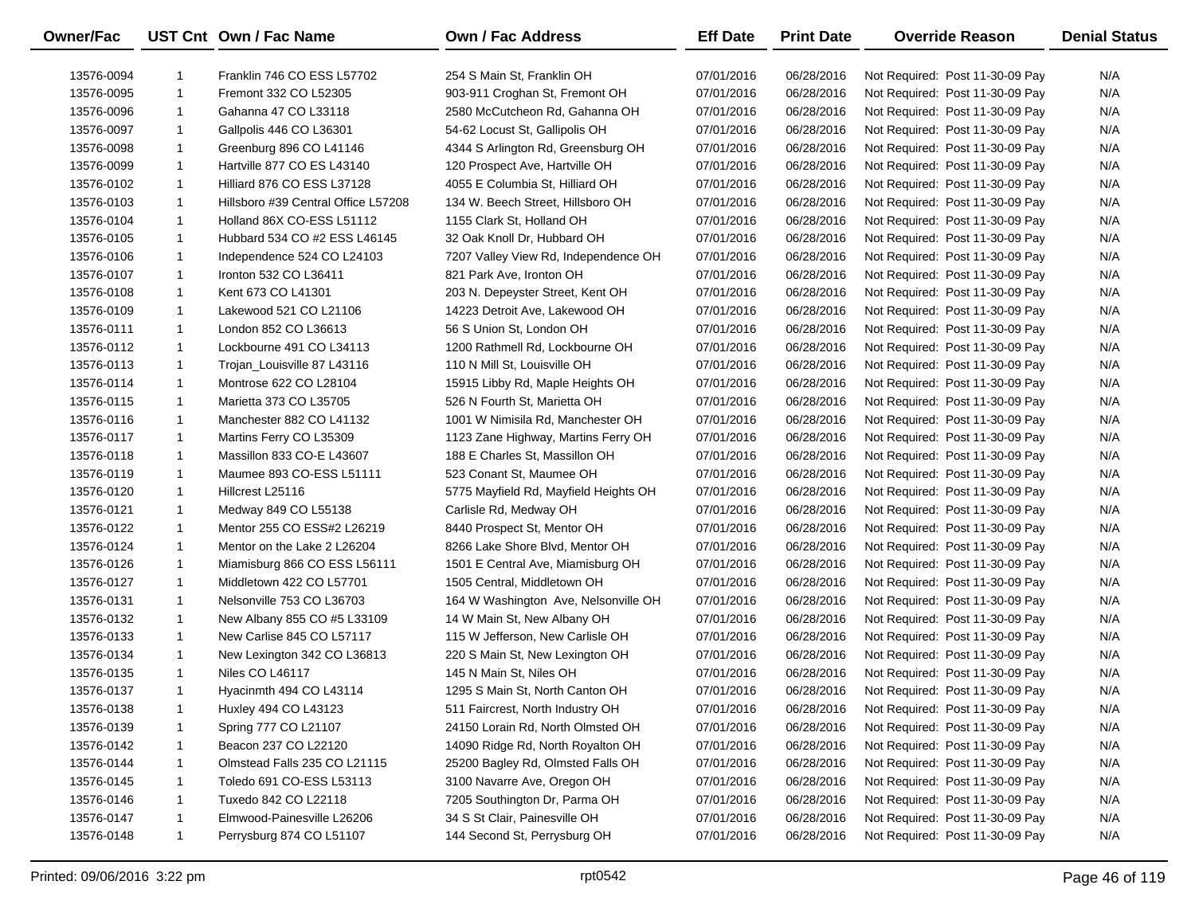| Owner/Fac | UST Cnt | Own / Fac Name | Own / Fac Address | Eff Date | Print Date | Override Reason | Denial Status |
|---|---|---|---|---|---|---|---|
| 13576-0094 | 1 | Franklin 746 CO ESS L57702 | 254 S Main St, Franklin OH | 07/01/2016 | 06/28/2016 | Not Required: Post 11-30-09 Pay | N/A |
| 13576-0095 | 1 | Fremont 332 CO L52305 | 903-911 Croghan St, Fremont OH | 07/01/2016 | 06/28/2016 | Not Required: Post 11-30-09 Pay | N/A |
| 13576-0096 | 1 | Gahanna 47 CO L33118 | 2580 McCutcheon Rd, Gahanna OH | 07/01/2016 | 06/28/2016 | Not Required: Post 11-30-09 Pay | N/A |
| 13576-0097 | 1 | Gallpolis 446 CO L36301 | 54-62 Locust St, Gallipolis OH | 07/01/2016 | 06/28/2016 | Not Required: Post 11-30-09 Pay | N/A |
| 13576-0098 | 1 | Greenburg 896 CO L41146 | 4344 S Arlington Rd, Greensburg OH | 07/01/2016 | 06/28/2016 | Not Required: Post 11-30-09 Pay | N/A |
| 13576-0099 | 1 | Hartville 877 CO ES L43140 | 120 Prospect Ave, Hartville OH | 07/01/2016 | 06/28/2016 | Not Required: Post 11-30-09 Pay | N/A |
| 13576-0102 | 1 | Hilliard 876 CO ESS L37128 | 4055 E Columbia St, Hilliard OH | 07/01/2016 | 06/28/2016 | Not Required: Post 11-30-09 Pay | N/A |
| 13576-0103 | 1 | Hillsboro #39 Central Office L57208 | 134 W. Beech Street, Hillsboro OH | 07/01/2016 | 06/28/2016 | Not Required: Post 11-30-09 Pay | N/A |
| 13576-0104 | 1 | Holland 86X CO-ESS L51112 | 1155 Clark St, Holland OH | 07/01/2016 | 06/28/2016 | Not Required: Post 11-30-09 Pay | N/A |
| 13576-0105 | 1 | Hubbard 534 CO #2 ESS L46145 | 32 Oak Knoll Dr, Hubbard OH | 07/01/2016 | 06/28/2016 | Not Required: Post 11-30-09 Pay | N/A |
| 13576-0106 | 1 | Independence 524 CO L24103 | 7207 Valley View Rd, Independence OH | 07/01/2016 | 06/28/2016 | Not Required: Post 11-30-09 Pay | N/A |
| 13576-0107 | 1 | Ironton 532 CO L36411 | 821 Park Ave, Ironton OH | 07/01/2016 | 06/28/2016 | Not Required: Post 11-30-09 Pay | N/A |
| 13576-0108 | 1 | Kent 673 CO L41301 | 203 N. Depeyster Street, Kent OH | 07/01/2016 | 06/28/2016 | Not Required: Post 11-30-09 Pay | N/A |
| 13576-0109 | 1 | Lakewood 521 CO L21106 | 14223 Detroit Ave, Lakewood OH | 07/01/2016 | 06/28/2016 | Not Required: Post 11-30-09 Pay | N/A |
| 13576-0111 | 1 | London 852 CO L36613 | 56 S Union St, London OH | 07/01/2016 | 06/28/2016 | Not Required: Post 11-30-09 Pay | N/A |
| 13576-0112 | 1 | Lockbourne 491 CO L34113 | 1200 Rathmell Rd, Lockbourne OH | 07/01/2016 | 06/28/2016 | Not Required: Post 11-30-09 Pay | N/A |
| 13576-0113 | 1 | Trojan_Louisville 87 L43116 | 110 N Mill St, Louisville OH | 07/01/2016 | 06/28/2016 | Not Required: Post 11-30-09 Pay | N/A |
| 13576-0114 | 1 | Montrose 622 CO L28104 | 15915 Libby Rd, Maple Heights OH | 07/01/2016 | 06/28/2016 | Not Required: Post 11-30-09 Pay | N/A |
| 13576-0115 | 1 | Marietta 373 CO L35705 | 526 N Fourth St, Marietta OH | 07/01/2016 | 06/28/2016 | Not Required: Post 11-30-09 Pay | N/A |
| 13576-0116 | 1 | Manchester 882 CO L41132 | 1001 W Nimisila Rd, Manchester OH | 07/01/2016 | 06/28/2016 | Not Required: Post 11-30-09 Pay | N/A |
| 13576-0117 | 1 | Martins Ferry CO L35309 | 1123 Zane Highway, Martins Ferry OH | 07/01/2016 | 06/28/2016 | Not Required: Post 11-30-09 Pay | N/A |
| 13576-0118 | 1 | Massillon 833 CO-E L43607 | 188 E Charles St, Massillon OH | 07/01/2016 | 06/28/2016 | Not Required: Post 11-30-09 Pay | N/A |
| 13576-0119 | 1 | Maumee 893 CO-ESS L51111 | 523 Conant St, Maumee OH | 07/01/2016 | 06/28/2016 | Not Required: Post 11-30-09 Pay | N/A |
| 13576-0120 | 1 | Hillcrest L25116 | 5775 Mayfield Rd, Mayfield Heights OH | 07/01/2016 | 06/28/2016 | Not Required: Post 11-30-09 Pay | N/A |
| 13576-0121 | 1 | Medway 849 CO L55138 | Carlisle Rd, Medway OH | 07/01/2016 | 06/28/2016 | Not Required: Post 11-30-09 Pay | N/A |
| 13576-0122 | 1 | Mentor 255 CO ESS#2 L26219 | 8440 Prospect St, Mentor OH | 07/01/2016 | 06/28/2016 | Not Required: Post 11-30-09 Pay | N/A |
| 13576-0124 | 1 | Mentor on the Lake 2 L26204 | 8266 Lake Shore Blvd, Mentor OH | 07/01/2016 | 06/28/2016 | Not Required: Post 11-30-09 Pay | N/A |
| 13576-0126 | 1 | Miamisburg 866 CO ESS L56111 | 1501 E Central Ave, Miamisburg OH | 07/01/2016 | 06/28/2016 | Not Required: Post 11-30-09 Pay | N/A |
| 13576-0127 | 1 | Middletown 422 CO L57701 | 1505 Central, Middletown OH | 07/01/2016 | 06/28/2016 | Not Required: Post 11-30-09 Pay | N/A |
| 13576-0131 | 1 | Nelsonville 753 CO L36703 | 164 W Washington Ave, Nelsonville OH | 07/01/2016 | 06/28/2016 | Not Required: Post 11-30-09 Pay | N/A |
| 13576-0132 | 1 | New Albany 855 CO #5 L33109 | 14 W Main St, New Albany OH | 07/01/2016 | 06/28/2016 | Not Required: Post 11-30-09 Pay | N/A |
| 13576-0133 | 1 | New Carlise 845 CO L57117 | 115 W Jefferson, New Carlisle OH | 07/01/2016 | 06/28/2016 | Not Required: Post 11-30-09 Pay | N/A |
| 13576-0134 | 1 | New Lexington 342 CO L36813 | 220 S Main St, New Lexington OH | 07/01/2016 | 06/28/2016 | Not Required: Post 11-30-09 Pay | N/A |
| 13576-0135 | 1 | Niles CO L46117 | 145 N Main St, Niles OH | 07/01/2016 | 06/28/2016 | Not Required: Post 11-30-09 Pay | N/A |
| 13576-0137 | 1 | Hyacinmth 494 CO L43114 | 1295 S Main St, North Canton OH | 07/01/2016 | 06/28/2016 | Not Required: Post 11-30-09 Pay | N/A |
| 13576-0138 | 1 | Huxley 494 CO L43123 | 511 Faircrest, North Industry OH | 07/01/2016 | 06/28/2016 | Not Required: Post 11-30-09 Pay | N/A |
| 13576-0139 | 1 | Spring 777 CO L21107 | 24150 Lorain Rd, North Olmsted OH | 07/01/2016 | 06/28/2016 | Not Required: Post 11-30-09 Pay | N/A |
| 13576-0142 | 1 | Beacon 237 CO L22120 | 14090 Ridge Rd, North Royalton OH | 07/01/2016 | 06/28/2016 | Not Required: Post 11-30-09 Pay | N/A |
| 13576-0144 | 1 | Olmstead Falls 235 CO L21115 | 25200 Bagley Rd, Olmsted Falls OH | 07/01/2016 | 06/28/2016 | Not Required: Post 11-30-09 Pay | N/A |
| 13576-0145 | 1 | Toledo 691 CO-ESS L53113 | 3100 Navarre Ave, Oregon OH | 07/01/2016 | 06/28/2016 | Not Required: Post 11-30-09 Pay | N/A |
| 13576-0146 | 1 | Tuxedo 842 CO L22118 | 7205 Southington Dr, Parma OH | 07/01/2016 | 06/28/2016 | Not Required: Post 11-30-09 Pay | N/A |
| 13576-0147 | 1 | Elmwood-Painesville L26206 | 34 S St Clair, Painesville OH | 07/01/2016 | 06/28/2016 | Not Required: Post 11-30-09 Pay | N/A |
| 13576-0148 | 1 | Perrysburg 874 CO L51107 | 144 Second St, Perrysburg OH | 07/01/2016 | 06/28/2016 | Not Required: Post 11-30-09 Pay | N/A |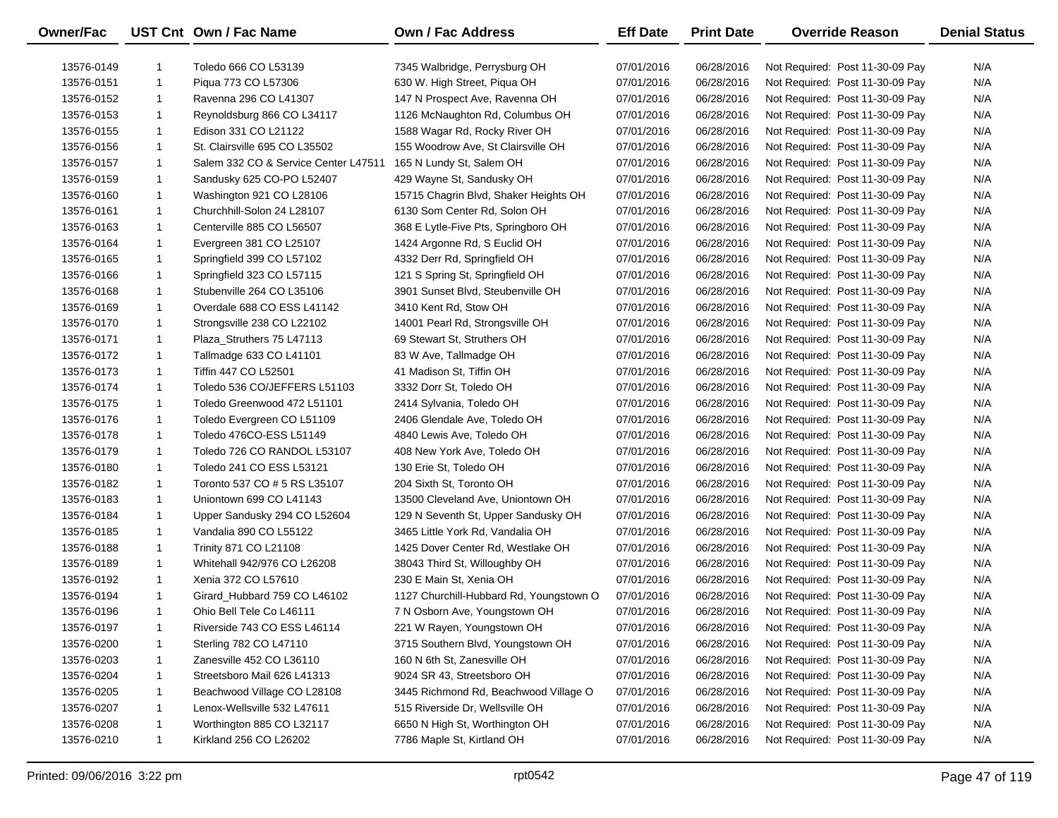| Owner/Fac | UST Cnt | Own / Fac Name | Own / Fac Address | Eff Date | Print Date | Override Reason | Denial Status |
|---|---|---|---|---|---|---|---|
| 13576-0149 | 1 | Toledo 666 CO L53139 | 7345 Walbridge, Perrysburg OH | 07/01/2016 | 06/28/2016 | Not Required: Post 11-30-09 Pay | N/A |
| 13576-0151 | 1 | Piqua 773 CO L57306 | 630 W. High Street, Piqua OH | 07/01/2016 | 06/28/2016 | Not Required: Post 11-30-09 Pay | N/A |
| 13576-0152 | 1 | Ravenna 296 CO L41307 | 147 N Prospect Ave, Ravenna OH | 07/01/2016 | 06/28/2016 | Not Required: Post 11-30-09 Pay | N/A |
| 13576-0153 | 1 | Reynoldsburg 866 CO L34117 | 1126 McNaughton Rd, Columbus OH | 07/01/2016 | 06/28/2016 | Not Required: Post 11-30-09 Pay | N/A |
| 13576-0155 | 1 | Edison 331 CO L21122 | 1588 Wagar Rd, Rocky River OH | 07/01/2016 | 06/28/2016 | Not Required: Post 11-30-09 Pay | N/A |
| 13576-0156 | 1 | St. Clairsville 695 CO L35502 | 155 Woodrow Ave, St Clairsville OH | 07/01/2016 | 06/28/2016 | Not Required: Post 11-30-09 Pay | N/A |
| 13576-0157 | 1 | Salem 332 CO & Service Center L47511 | 165 N Lundy St, Salem OH | 07/01/2016 | 06/28/2016 | Not Required: Post 11-30-09 Pay | N/A |
| 13576-0159 | 1 | Sandusky 625 CO-PO L52407 | 429 Wayne St, Sandusky OH | 07/01/2016 | 06/28/2016 | Not Required: Post 11-30-09 Pay | N/A |
| 13576-0160 | 1 | Washington 921 CO L28106 | 15715 Chagrin Blvd, Shaker Heights OH | 07/01/2016 | 06/28/2016 | Not Required: Post 11-30-09 Pay | N/A |
| 13576-0161 | 1 | Churchhill-Solon 24 L28107 | 6130 Som Center Rd, Solon OH | 07/01/2016 | 06/28/2016 | Not Required: Post 11-30-09 Pay | N/A |
| 13576-0163 | 1 | Centerville 885 CO L56507 | 368 E Lytle-Five Pts, Springboro OH | 07/01/2016 | 06/28/2016 | Not Required: Post 11-30-09 Pay | N/A |
| 13576-0164 | 1 | Evergreen 381 CO L25107 | 1424 Argonne Rd, S Euclid OH | 07/01/2016 | 06/28/2016 | Not Required: Post 11-30-09 Pay | N/A |
| 13576-0165 | 1 | Springfield 399 CO L57102 | 4332 Derr Rd, Springfield OH | 07/01/2016 | 06/28/2016 | Not Required: Post 11-30-09 Pay | N/A |
| 13576-0166 | 1 | Springfield 323 CO L57115 | 121 S Spring St, Springfield OH | 07/01/2016 | 06/28/2016 | Not Required: Post 11-30-09 Pay | N/A |
| 13576-0168 | 1 | Stubenville 264 CO L35106 | 3901 Sunset Blvd, Steubenville OH | 07/01/2016 | 06/28/2016 | Not Required: Post 11-30-09 Pay | N/A |
| 13576-0169 | 1 | Overdale 688 CO ESS L41142 | 3410 Kent Rd, Stow OH | 07/01/2016 | 06/28/2016 | Not Required: Post 11-30-09 Pay | N/A |
| 13576-0170 | 1 | Strongsville 238 CO L22102 | 14001 Pearl Rd, Strongsville OH | 07/01/2016 | 06/28/2016 | Not Required: Post 11-30-09 Pay | N/A |
| 13576-0171 | 1 | Plaza_Struthers 75 L47113 | 69 Stewart St, Struthers OH | 07/01/2016 | 06/28/2016 | Not Required: Post 11-30-09 Pay | N/A |
| 13576-0172 | 1 | Tallmadge 633 CO L41101 | 83 W Ave, Tallmadge OH | 07/01/2016 | 06/28/2016 | Not Required: Post 11-30-09 Pay | N/A |
| 13576-0173 | 1 | Tiffin 447 CO L52501 | 41 Madison St, Tiffin OH | 07/01/2016 | 06/28/2016 | Not Required: Post 11-30-09 Pay | N/A |
| 13576-0174 | 1 | Toledo 536 CO/JEFFERS L51103 | 3332 Dorr St, Toledo OH | 07/01/2016 | 06/28/2016 | Not Required: Post 11-30-09 Pay | N/A |
| 13576-0175 | 1 | Toledo Greenwood 472 L51101 | 2414 Sylvania, Toledo OH | 07/01/2016 | 06/28/2016 | Not Required: Post 11-30-09 Pay | N/A |
| 13576-0176 | 1 | Toledo Evergreen CO L51109 | 2406 Glendale Ave, Toledo OH | 07/01/2016 | 06/28/2016 | Not Required: Post 11-30-09 Pay | N/A |
| 13576-0178 | 1 | Toledo 476CO-ESS L51149 | 4840 Lewis Ave, Toledo OH | 07/01/2016 | 06/28/2016 | Not Required: Post 11-30-09 Pay | N/A |
| 13576-0179 | 1 | Toledo 726 CO RANDOL L53107 | 408 New York Ave, Toledo OH | 07/01/2016 | 06/28/2016 | Not Required: Post 11-30-09 Pay | N/A |
| 13576-0180 | 1 | Toledo 241 CO ESS L53121 | 130 Erie St, Toledo OH | 07/01/2016 | 06/28/2016 | Not Required: Post 11-30-09 Pay | N/A |
| 13576-0182 | 1 | Toronto 537 CO # 5 RS L35107 | 204 Sixth St, Toronto OH | 07/01/2016 | 06/28/2016 | Not Required: Post 11-30-09 Pay | N/A |
| 13576-0183 | 1 | Uniontown 699 CO L41143 | 13500 Cleveland Ave, Uniontown OH | 07/01/2016 | 06/28/2016 | Not Required: Post 11-30-09 Pay | N/A |
| 13576-0184 | 1 | Upper Sandusky 294 CO L52604 | 129 N Seventh St, Upper Sandusky OH | 07/01/2016 | 06/28/2016 | Not Required: Post 11-30-09 Pay | N/A |
| 13576-0185 | 1 | Vandalia 890 CO L55122 | 3465 Little York Rd, Vandalia OH | 07/01/2016 | 06/28/2016 | Not Required: Post 11-30-09 Pay | N/A |
| 13576-0188 | 1 | Trinity 871 CO L21108 | 1425 Dover Center Rd, Westlake OH | 07/01/2016 | 06/28/2016 | Not Required: Post 11-30-09 Pay | N/A |
| 13576-0189 | 1 | Whitehall 942/976 CO L26208 | 38043 Third St, Willoughby OH | 07/01/2016 | 06/28/2016 | Not Required: Post 11-30-09 Pay | N/A |
| 13576-0192 | 1 | Xenia 372 CO L57610 | 230 E Main St, Xenia OH | 07/01/2016 | 06/28/2016 | Not Required: Post 11-30-09 Pay | N/A |
| 13576-0194 | 1 | Girard_Hubbard 759 CO L46102 | 1127 Churchill-Hubbard Rd, Youngstown O | 07/01/2016 | 06/28/2016 | Not Required: Post 11-30-09 Pay | N/A |
| 13576-0196 | 1 | Ohio Bell Tele Co L46111 | 7 N Osborn Ave, Youngstown OH | 07/01/2016 | 06/28/2016 | Not Required: Post 11-30-09 Pay | N/A |
| 13576-0197 | 1 | Riverside 743 CO ESS L46114 | 221 W Rayen, Youngstown OH | 07/01/2016 | 06/28/2016 | Not Required: Post 11-30-09 Pay | N/A |
| 13576-0200 | 1 | Sterling 782 CO L47110 | 3715 Southern Blvd, Youngstown OH | 07/01/2016 | 06/28/2016 | Not Required: Post 11-30-09 Pay | N/A |
| 13576-0203 | 1 | Zanesville 452 CO L36110 | 160 N 6th St, Zanesville OH | 07/01/2016 | 06/28/2016 | Not Required: Post 11-30-09 Pay | N/A |
| 13576-0204 | 1 | Streetsboro Mail 626 L41313 | 9024 SR 43, Streetsboro OH | 07/01/2016 | 06/28/2016 | Not Required: Post 11-30-09 Pay | N/A |
| 13576-0205 | 1 | Beachwood Village CO L28108 | 3445 Richmond Rd, Beachwood Village O | 07/01/2016 | 06/28/2016 | Not Required: Post 11-30-09 Pay | N/A |
| 13576-0207 | 1 | Lenox-Wellsville 532 L47611 | 515 Riverside Dr, Wellsville OH | 07/01/2016 | 06/28/2016 | Not Required: Post 11-30-09 Pay | N/A |
| 13576-0208 | 1 | Worthington 885 CO L32117 | 6650 N High St, Worthington OH | 07/01/2016 | 06/28/2016 | Not Required: Post 11-30-09 Pay | N/A |
| 13576-0210 | 1 | Kirkland 256 CO L26202 | 7786 Maple St, Kirtland OH | 07/01/2016 | 06/28/2016 | Not Required: Post 11-30-09 Pay | N/A |

Printed: 09/06/2016 3:22 pm rpt0542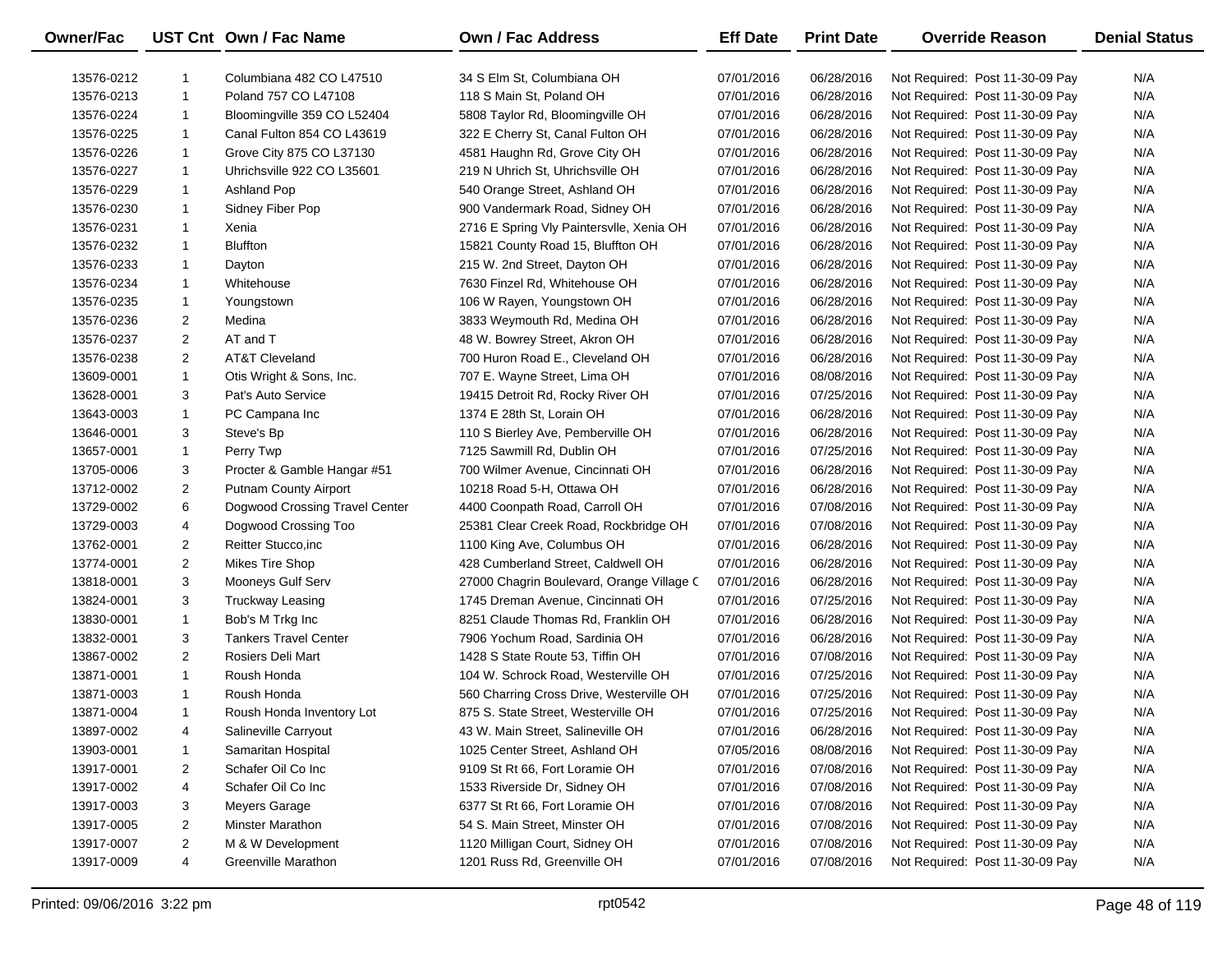| Owner/Fac | UST Cnt | Own / Fac Name | Own / Fac Address | Eff Date | Print Date | Override Reason | Denial Status |
|---|---|---|---|---|---|---|---|
| 13576-0212 | 1 | Columbiana 482 CO L47510 | 34 S Elm St, Columbiana OH | 07/01/2016 | 06/28/2016 | Not Required: Post 11-30-09 Pay | N/A |
| 13576-0213 | 1 | Poland 757 CO L47108 | 118 S Main St, Poland OH | 07/01/2016 | 06/28/2016 | Not Required: Post 11-30-09 Pay | N/A |
| 13576-0224 | 1 | Bloomingville 359 CO L52404 | 5808 Taylor Rd, Bloomingville OH | 07/01/2016 | 06/28/2016 | Not Required: Post 11-30-09 Pay | N/A |
| 13576-0225 | 1 | Canal Fulton 854 CO L43619 | 322 E Cherry St, Canal Fulton OH | 07/01/2016 | 06/28/2016 | Not Required: Post 11-30-09 Pay | N/A |
| 13576-0226 | 1 | Grove City 875 CO L37130 | 4581 Haughn Rd, Grove City OH | 07/01/2016 | 06/28/2016 | Not Required: Post 11-30-09 Pay | N/A |
| 13576-0227 | 1 | Uhrichsville 922 CO L35601 | 219 N Uhrich St, Uhrichsville OH | 07/01/2016 | 06/28/2016 | Not Required: Post 11-30-09 Pay | N/A |
| 13576-0229 | 1 | Ashland Pop | 540 Orange Street, Ashland OH | 07/01/2016 | 06/28/2016 | Not Required: Post 11-30-09 Pay | N/A |
| 13576-0230 | 1 | Sidney Fiber Pop | 900 Vandermark Road, Sidney OH | 07/01/2016 | 06/28/2016 | Not Required: Post 11-30-09 Pay | N/A |
| 13576-0231 | 1 | Xenia | 2716 E Spring Vly Paintersvlle, Xenia OH | 07/01/2016 | 06/28/2016 | Not Required: Post 11-30-09 Pay | N/A |
| 13576-0232 | 1 | Bluffton | 15821 County Road 15, Bluffton OH | 07/01/2016 | 06/28/2016 | Not Required: Post 11-30-09 Pay | N/A |
| 13576-0233 | 1 | Dayton | 215 W. 2nd Street, Dayton OH | 07/01/2016 | 06/28/2016 | Not Required: Post 11-30-09 Pay | N/A |
| 13576-0234 | 1 | Whitehouse | 7630 Finzel Rd, Whitehouse OH | 07/01/2016 | 06/28/2016 | Not Required: Post 11-30-09 Pay | N/A |
| 13576-0235 | 1 | Youngstown | 106 W Rayen, Youngstown OH | 07/01/2016 | 06/28/2016 | Not Required: Post 11-30-09 Pay | N/A |
| 13576-0236 | 2 | Medina | 3833 Weymouth Rd, Medina OH | 07/01/2016 | 06/28/2016 | Not Required: Post 11-30-09 Pay | N/A |
| 13576-0237 | 2 | AT and T | 48 W. Bowrey Street, Akron OH | 07/01/2016 | 06/28/2016 | Not Required: Post 11-30-09 Pay | N/A |
| 13576-0238 | 2 | AT&T Cleveland | 700 Huron Road E., Cleveland OH | 07/01/2016 | 06/28/2016 | Not Required: Post 11-30-09 Pay | N/A |
| 13609-0001 | 1 | Otis Wright & Sons, Inc. | 707 E. Wayne Street, Lima OH | 07/01/2016 | 08/08/2016 | Not Required: Post 11-30-09 Pay | N/A |
| 13628-0001 | 3 | Pat's Auto Service | 19415 Detroit Rd, Rocky River OH | 07/01/2016 | 07/25/2016 | Not Required: Post 11-30-09 Pay | N/A |
| 13643-0003 | 1 | PC Campana Inc | 1374 E 28th St, Lorain OH | 07/01/2016 | 06/28/2016 | Not Required: Post 11-30-09 Pay | N/A |
| 13646-0001 | 3 | Steve's Bp | 110 S Bierley Ave, Pemberville OH | 07/01/2016 | 06/28/2016 | Not Required: Post 11-30-09 Pay | N/A |
| 13657-0001 | 1 | Perry Twp | 7125 Sawmill Rd, Dublin OH | 07/01/2016 | 07/25/2016 | Not Required: Post 11-30-09 Pay | N/A |
| 13705-0006 | 3 | Procter & Gamble Hangar #51 | 700 Wilmer Avenue, Cincinnati OH | 07/01/2016 | 06/28/2016 | Not Required: Post 11-30-09 Pay | N/A |
| 13712-0002 | 2 | Putnam County Airport | 10218 Road 5-H, Ottawa OH | 07/01/2016 | 06/28/2016 | Not Required: Post 11-30-09 Pay | N/A |
| 13729-0002 | 6 | Dogwood Crossing Travel Center | 4400 Coonpath Road, Carroll OH | 07/01/2016 | 07/08/2016 | Not Required: Post 11-30-09 Pay | N/A |
| 13729-0003 | 4 | Dogwood Crossing Too | 25381 Clear Creek Road, Rockbridge OH | 07/01/2016 | 07/08/2016 | Not Required: Post 11-30-09 Pay | N/A |
| 13762-0001 | 2 | Reitter Stucco,inc | 1100 King Ave, Columbus OH | 07/01/2016 | 06/28/2016 | Not Required: Post 11-30-09 Pay | N/A |
| 13774-0001 | 2 | Mikes Tire Shop | 428 Cumberland Street, Caldwell OH | 07/01/2016 | 06/28/2016 | Not Required: Post 11-30-09 Pay | N/A |
| 13818-0001 | 3 | Mooneys Gulf Serv | 27000 Chagrin Boulevard, Orange Village C | 07/01/2016 | 06/28/2016 | Not Required: Post 11-30-09 Pay | N/A |
| 13824-0001 | 3 | Truckway Leasing | 1745 Dreman Avenue, Cincinnati OH | 07/01/2016 | 07/25/2016 | Not Required: Post 11-30-09 Pay | N/A |
| 13830-0001 | 1 | Bob's M Trkg Inc | 8251 Claude Thomas Rd, Franklin OH | 07/01/2016 | 06/28/2016 | Not Required: Post 11-30-09 Pay | N/A |
| 13832-0001 | 3 | Tankers Travel Center | 7906 Yochum Road, Sardinia OH | 07/01/2016 | 06/28/2016 | Not Required: Post 11-30-09 Pay | N/A |
| 13867-0002 | 2 | Rosiers Deli Mart | 1428 S State Route 53, Tiffin OH | 07/01/2016 | 07/08/2016 | Not Required: Post 11-30-09 Pay | N/A |
| 13871-0001 | 1 | Roush Honda | 104 W. Schrock Road, Westerville OH | 07/01/2016 | 07/25/2016 | Not Required: Post 11-30-09 Pay | N/A |
| 13871-0003 | 1 | Roush Honda | 560 Charring Cross Drive, Westerville OH | 07/01/2016 | 07/25/2016 | Not Required: Post 11-30-09 Pay | N/A |
| 13871-0004 | 1 | Roush Honda Inventory Lot | 875 S. State Street, Westerville OH | 07/01/2016 | 07/25/2016 | Not Required: Post 11-30-09 Pay | N/A |
| 13897-0002 | 4 | Salineville Carryout | 43 W. Main Street, Salineville OH | 07/01/2016 | 06/28/2016 | Not Required: Post 11-30-09 Pay | N/A |
| 13903-0001 | 1 | Samaritan Hospital | 1025 Center Street, Ashland OH | 07/05/2016 | 08/08/2016 | Not Required: Post 11-30-09 Pay | N/A |
| 13917-0001 | 2 | Schafer Oil Co Inc | 9109 St Rt 66, Fort Loramie OH | 07/01/2016 | 07/08/2016 | Not Required: Post 11-30-09 Pay | N/A |
| 13917-0002 | 4 | Schafer Oil Co Inc | 1533 Riverside Dr, Sidney OH | 07/01/2016 | 07/08/2016 | Not Required: Post 11-30-09 Pay | N/A |
| 13917-0003 | 3 | Meyers Garage | 6377 St Rt 66, Fort Loramie OH | 07/01/2016 | 07/08/2016 | Not Required: Post 11-30-09 Pay | N/A |
| 13917-0005 | 2 | Minster Marathon | 54 S. Main Street, Minster OH | 07/01/2016 | 07/08/2016 | Not Required: Post 11-30-09 Pay | N/A |
| 13917-0007 | 2 | M & W Development | 1120 Milligan Court, Sidney OH | 07/01/2016 | 07/08/2016 | Not Required: Post 11-30-09 Pay | N/A |
| 13917-0009 | 4 | Greenville Marathon | 1201 Russ Rd, Greenville OH | 07/01/2016 | 07/08/2016 | Not Required: Post 11-30-09 Pay | N/A |

Printed: 09/06/2016 3:22 pm rpt0542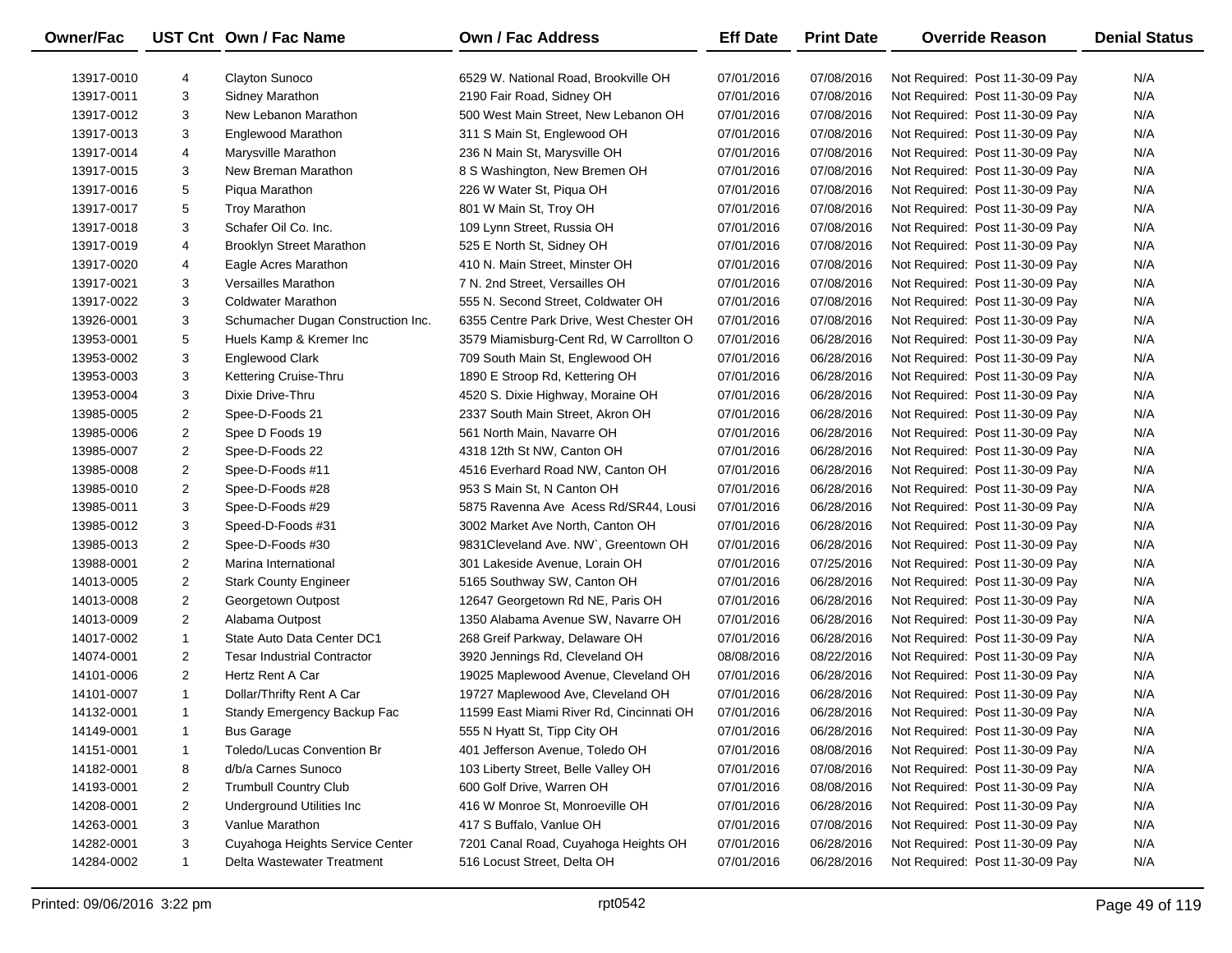| Owner/Fac | UST Cnt | Own / Fac Name | Own / Fac Address | Eff Date | Print Date | Override Reason | Denial Status |
|---|---|---|---|---|---|---|---|
| 13917-0010 | 4 | Clayton Sunoco | 6529 W. National Road, Brookville OH | 07/01/2016 | 07/08/2016 | Not Required: Post 11-30-09 Pay | N/A |
| 13917-0011 | 3 | Sidney Marathon | 2190 Fair Road, Sidney OH | 07/01/2016 | 07/08/2016 | Not Required: Post 11-30-09 Pay | N/A |
| 13917-0012 | 3 | New Lebanon Marathon | 500 West Main Street, New Lebanon OH | 07/01/2016 | 07/08/2016 | Not Required: Post 11-30-09 Pay | N/A |
| 13917-0013 | 3 | Englewood Marathon | 311 S Main St, Englewood OH | 07/01/2016 | 07/08/2016 | Not Required: Post 11-30-09 Pay | N/A |
| 13917-0014 | 4 | Marysville Marathon | 236 N Main St, Marysville OH | 07/01/2016 | 07/08/2016 | Not Required: Post 11-30-09 Pay | N/A |
| 13917-0015 | 3 | New Breman Marathon | 8 S Washington, New Bremen OH | 07/01/2016 | 07/08/2016 | Not Required: Post 11-30-09 Pay | N/A |
| 13917-0016 | 5 | Piqua Marathon | 226 W Water St, Piqua OH | 07/01/2016 | 07/08/2016 | Not Required: Post 11-30-09 Pay | N/A |
| 13917-0017 | 5 | Troy Marathon | 801 W Main St, Troy OH | 07/01/2016 | 07/08/2016 | Not Required: Post 11-30-09 Pay | N/A |
| 13917-0018 | 3 | Schafer Oil Co. Inc. | 109 Lynn Street, Russia OH | 07/01/2016 | 07/08/2016 | Not Required: Post 11-30-09 Pay | N/A |
| 13917-0019 | 4 | Brooklyn Street Marathon | 525 E North St, Sidney OH | 07/01/2016 | 07/08/2016 | Not Required: Post 11-30-09 Pay | N/A |
| 13917-0020 | 4 | Eagle Acres Marathon | 410 N. Main Street, Minster OH | 07/01/2016 | 07/08/2016 | Not Required: Post 11-30-09 Pay | N/A |
| 13917-0021 | 3 | Versailles Marathon | 7 N. 2nd Street, Versailles OH | 07/01/2016 | 07/08/2016 | Not Required: Post 11-30-09 Pay | N/A |
| 13917-0022 | 3 | Coldwater Marathon | 555 N. Second Street, Coldwater OH | 07/01/2016 | 07/08/2016 | Not Required: Post 11-30-09 Pay | N/A |
| 13926-0001 | 3 | Schumacher Dugan Construction Inc. | 6355 Centre Park Drive, West Chester OH | 07/01/2016 | 07/08/2016 | Not Required: Post 11-30-09 Pay | N/A |
| 13953-0001 | 5 | Huels Kamp & Kremer Inc | 3579 Miamisburg-Cent Rd, W Carrollton O | 07/01/2016 | 06/28/2016 | Not Required: Post 11-30-09 Pay | N/A |
| 13953-0002 | 3 | Englewood Clark | 709 South Main St, Englewood OH | 07/01/2016 | 06/28/2016 | Not Required: Post 11-30-09 Pay | N/A |
| 13953-0003 | 3 | Kettering Cruise-Thru | 1890 E Stroop Rd, Kettering OH | 07/01/2016 | 06/28/2016 | Not Required: Post 11-30-09 Pay | N/A |
| 13953-0004 | 3 | Dixie Drive-Thru | 4520 S. Dixie Highway, Moraine OH | 07/01/2016 | 06/28/2016 | Not Required: Post 11-30-09 Pay | N/A |
| 13985-0005 | 2 | Spee-D-Foods 21 | 2337 South Main Street, Akron OH | 07/01/2016 | 06/28/2016 | Not Required: Post 11-30-09 Pay | N/A |
| 13985-0006 | 2 | Spee D Foods 19 | 561 North Main, Navarre OH | 07/01/2016 | 06/28/2016 | Not Required: Post 11-30-09 Pay | N/A |
| 13985-0007 | 2 | Spee-D-Foods 22 | 4318 12th St NW, Canton OH | 07/01/2016 | 06/28/2016 | Not Required: Post 11-30-09 Pay | N/A |
| 13985-0008 | 2 | Spee-D-Foods #11 | 4516 Everhard Road NW, Canton OH | 07/01/2016 | 06/28/2016 | Not Required: Post 11-30-09 Pay | N/A |
| 13985-0010 | 2 | Spee-D-Foods #28 | 953 S Main St, N Canton OH | 07/01/2016 | 06/28/2016 | Not Required: Post 11-30-09 Pay | N/A |
| 13985-0011 | 3 | Spee-D-Foods #29 | 5875 Ravenna Ave Acess Rd/SR44, Lousi | 07/01/2016 | 06/28/2016 | Not Required: Post 11-30-09 Pay | N/A |
| 13985-0012 | 3 | Speed-D-Foods #31 | 3002 Market Ave North, Canton OH | 07/01/2016 | 06/28/2016 | Not Required: Post 11-30-09 Pay | N/A |
| 13985-0013 | 2 | Spee-D-Foods #30 | 9831Cleveland Ave. NW`, Greentown OH | 07/01/2016 | 06/28/2016 | Not Required: Post 11-30-09 Pay | N/A |
| 13988-0001 | 2 | Marina International | 301 Lakeside Avenue, Lorain OH | 07/01/2016 | 07/25/2016 | Not Required: Post 11-30-09 Pay | N/A |
| 14013-0005 | 2 | Stark County Engineer | 5165 Southway SW, Canton OH | 07/01/2016 | 06/28/2016 | Not Required: Post 11-30-09 Pay | N/A |
| 14013-0008 | 2 | Georgetown Outpost | 12647 Georgetown Rd NE, Paris OH | 07/01/2016 | 06/28/2016 | Not Required: Post 11-30-09 Pay | N/A |
| 14013-0009 | 2 | Alabama Outpost | 1350 Alabama Avenue SW, Navarre OH | 07/01/2016 | 06/28/2016 | Not Required: Post 11-30-09 Pay | N/A |
| 14017-0002 | 1 | State Auto Data Center DC1 | 268 Greif Parkway, Delaware OH | 07/01/2016 | 06/28/2016 | Not Required: Post 11-30-09 Pay | N/A |
| 14074-0001 | 2 | Tesar Industrial Contractor | 3920 Jennings Rd, Cleveland OH | 08/08/2016 | 08/22/2016 | Not Required: Post 11-30-09 Pay | N/A |
| 14101-0006 | 2 | Hertz Rent A Car | 19025 Maplewood Avenue, Cleveland OH | 07/01/2016 | 06/28/2016 | Not Required: Post 11-30-09 Pay | N/A |
| 14101-0007 | 1 | Dollar/Thrifty Rent A Car | 19727 Maplewood Ave, Cleveland OH | 07/01/2016 | 06/28/2016 | Not Required: Post 11-30-09 Pay | N/A |
| 14132-0001 | 1 | Standy Emergency Backup Fac | 11599 East Miami River Rd, Cincinnati OH | 07/01/2016 | 06/28/2016 | Not Required: Post 11-30-09 Pay | N/A |
| 14149-0001 | 1 | Bus Garage | 555 N Hyatt St, Tipp City OH | 07/01/2016 | 06/28/2016 | Not Required: Post 11-30-09 Pay | N/A |
| 14151-0001 | 1 | Toledo/Lucas Convention Br | 401 Jefferson Avenue, Toledo OH | 07/01/2016 | 08/08/2016 | Not Required: Post 11-30-09 Pay | N/A |
| 14182-0001 | 8 | d/b/a Carnes Sunoco | 103 Liberty Street, Belle Valley OH | 07/01/2016 | 07/08/2016 | Not Required: Post 11-30-09 Pay | N/A |
| 14193-0001 | 2 | Trumbull Country Club | 600 Golf Drive, Warren OH | 07/01/2016 | 08/08/2016 | Not Required: Post 11-30-09 Pay | N/A |
| 14208-0001 | 2 | Underground Utilities Inc | 416 W Monroe St, Monroeville OH | 07/01/2016 | 06/28/2016 | Not Required: Post 11-30-09 Pay | N/A |
| 14263-0001 | 3 | Vanlue Marathon | 417 S Buffalo, Vanlue OH | 07/01/2016 | 07/08/2016 | Not Required: Post 11-30-09 Pay | N/A |
| 14282-0001 | 3 | Cuyahoga Heights Service Center | 7201 Canal Road, Cuyahoga Heights OH | 07/01/2016 | 06/28/2016 | Not Required: Post 11-30-09 Pay | N/A |
| 14284-0002 | 1 | Delta Wastewater Treatment | 516 Locust Street, Delta OH | 07/01/2016 | 06/28/2016 | Not Required: Post 11-30-09 Pay | N/A |

Printed: 09/06/2016 3:22 pm rpt0542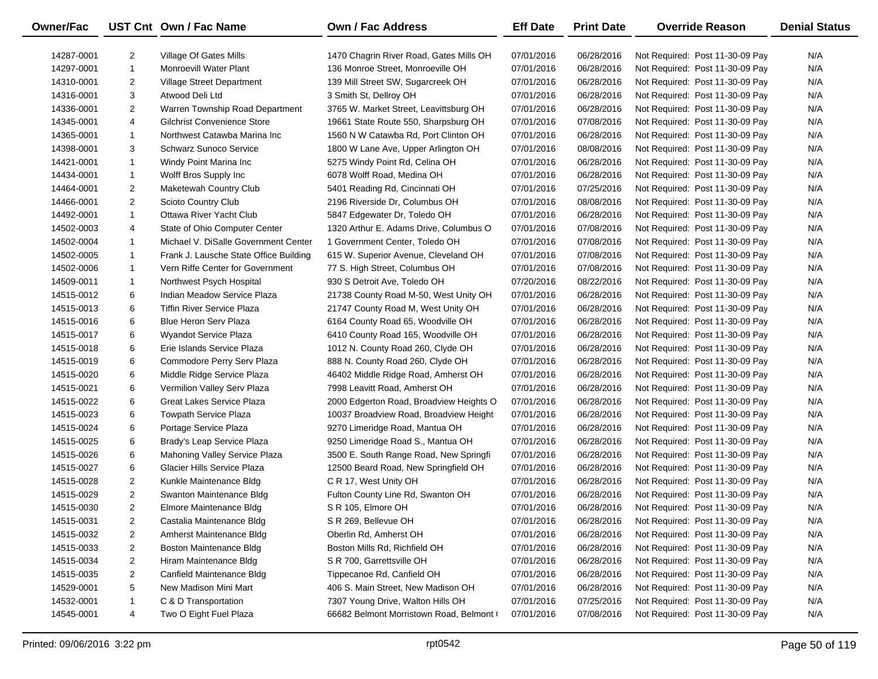| Owner/Fac | UST Cnt | Own / Fac Name | Own / Fac Address | Eff Date | Print Date | Override Reason | Denial Status |
|---|---|---|---|---|---|---|---|
| 14287-0001 | 2 | Village Of Gates Mills | 1470 Chagrin River Road, Gates Mills OH | 07/01/2016 | 06/28/2016 | Not Required: Post 11-30-09 Pay | N/A |
| 14297-0001 | 1 | Monroevill Water Plant | 136 Monroe Street, Monroeville OH | 07/01/2016 | 06/28/2016 | Not Required: Post 11-30-09 Pay | N/A |
| 14310-0001 | 2 | Village Street Department | 139 Mill Street SW, Sugarcreek OH | 07/01/2016 | 06/28/2016 | Not Required: Post 11-30-09 Pay | N/A |
| 14316-0001 | 3 | Atwood Deli Ltd | 3 Smith St, Dellroy OH | 07/01/2016 | 06/28/2016 | Not Required: Post 11-30-09 Pay | N/A |
| 14336-0001 | 2 | Warren Township Road Department | 3765 W. Market Street, Leavittsburg OH | 07/01/2016 | 06/28/2016 | Not Required: Post 11-30-09 Pay | N/A |
| 14345-0001 | 4 | Gilchrist Convenience Store | 19661 State Route 550, Sharpsburg OH | 07/01/2016 | 07/08/2016 | Not Required: Post 11-30-09 Pay | N/A |
| 14365-0001 | 1 | Northwest Catawba Marina Inc | 1560 N W Catawba Rd, Port Clinton OH | 07/01/2016 | 06/28/2016 | Not Required: Post 11-30-09 Pay | N/A |
| 14398-0001 | 3 | Schwarz Sunoco Service | 1800 W Lane Ave, Upper Arlington OH | 07/01/2016 | 08/08/2016 | Not Required: Post 11-30-09 Pay | N/A |
| 14421-0001 | 1 | Windy Point Marina Inc | 5275 Windy Point Rd, Celina OH | 07/01/2016 | 06/28/2016 | Not Required: Post 11-30-09 Pay | N/A |
| 14434-0001 | 1 | Wolff Bros Supply Inc | 6078 Wolff Road, Medina OH | 07/01/2016 | 06/28/2016 | Not Required: Post 11-30-09 Pay | N/A |
| 14464-0001 | 2 | Maketewah Country Club | 5401 Reading Rd, Cincinnati OH | 07/01/2016 | 07/25/2016 | Not Required: Post 11-30-09 Pay | N/A |
| 14466-0001 | 2 | Scioto Country Club | 2196 Riverside Dr, Columbus OH | 07/01/2016 | 08/08/2016 | Not Required: Post 11-30-09 Pay | N/A |
| 14492-0001 | 1 | Ottawa River Yacht Club | 5847 Edgewater Dr, Toledo OH | 07/01/2016 | 06/28/2016 | Not Required: Post 11-30-09 Pay | N/A |
| 14502-0003 | 4 | State of Ohio Computer Center | 1320 Arthur E. Adams Drive, Columbus O | 07/01/2016 | 07/08/2016 | Not Required: Post 11-30-09 Pay | N/A |
| 14502-0004 | 1 | Michael V. DiSalle Government Center | 1 Government Center, Toledo OH | 07/01/2016 | 07/08/2016 | Not Required: Post 11-30-09 Pay | N/A |
| 14502-0005 | 1 | Frank J. Lausche State Office Building | 615 W. Superior Avenue, Cleveland OH | 07/01/2016 | 07/08/2016 | Not Required: Post 11-30-09 Pay | N/A |
| 14502-0006 | 1 | Vern Riffe Center for Government | 77 S. High Street, Columbus OH | 07/01/2016 | 07/08/2016 | Not Required: Post 11-30-09 Pay | N/A |
| 14509-0011 | 1 | Northwest Psych Hospital | 930 S Detroit Ave, Toledo OH | 07/20/2016 | 08/22/2016 | Not Required: Post 11-30-09 Pay | N/A |
| 14515-0012 | 6 | Indian Meadow Service Plaza | 21738 County Road M-50, West Unity OH | 07/01/2016 | 06/28/2016 | Not Required: Post 11-30-09 Pay | N/A |
| 14515-0013 | 6 | Tiffin River Service Plaza | 21747 County Road M, West Unity OH | 07/01/2016 | 06/28/2016 | Not Required: Post 11-30-09 Pay | N/A |
| 14515-0016 | 6 | Blue Heron Serv Plaza | 6164 County Road 65, Woodville OH | 07/01/2016 | 06/28/2016 | Not Required: Post 11-30-09 Pay | N/A |
| 14515-0017 | 6 | Wyandot Service Plaza | 6410 County Road 165, Woodville OH | 07/01/2016 | 06/28/2016 | Not Required: Post 11-30-09 Pay | N/A |
| 14515-0018 | 6 | Erie Islands Service Plaza | 1012 N. County Road 260, Clyde OH | 07/01/2016 | 06/28/2016 | Not Required: Post 11-30-09 Pay | N/A |
| 14515-0019 | 6 | Commodore Perry Serv Plaza | 888 N. County Road 260, Clyde OH | 07/01/2016 | 06/28/2016 | Not Required: Post 11-30-09 Pay | N/A |
| 14515-0020 | 6 | Middle Ridge Service Plaza | 46402 Middle Ridge Road, Amherst OH | 07/01/2016 | 06/28/2016 | Not Required: Post 11-30-09 Pay | N/A |
| 14515-0021 | 6 | Vermilion Valley Serv Plaza | 7998 Leavitt Road, Amherst OH | 07/01/2016 | 06/28/2016 | Not Required: Post 11-30-09 Pay | N/A |
| 14515-0022 | 6 | Great Lakes Service Plaza | 2000 Edgerton Road, Broadview Heights O | 07/01/2016 | 06/28/2016 | Not Required: Post 11-30-09 Pay | N/A |
| 14515-0023 | 6 | Towpath Service Plaza | 10037 Broadview Road, Broadview Height | 07/01/2016 | 06/28/2016 | Not Required: Post 11-30-09 Pay | N/A |
| 14515-0024 | 6 | Portage Service Plaza | 9270 Limeridge Road, Mantua OH | 07/01/2016 | 06/28/2016 | Not Required: Post 11-30-09 Pay | N/A |
| 14515-0025 | 6 | Brady's Leap Service Plaza | 9250 Limeridge Road S., Mantua OH | 07/01/2016 | 06/28/2016 | Not Required: Post 11-30-09 Pay | N/A |
| 14515-0026 | 6 | Mahoning Valley Service Plaza | 3500 E. South Range Road, New Springfi | 07/01/2016 | 06/28/2016 | Not Required: Post 11-30-09 Pay | N/A |
| 14515-0027 | 6 | Glacier Hills Service Plaza | 12500 Beard Road, New Springfield OH | 07/01/2016 | 06/28/2016 | Not Required: Post 11-30-09 Pay | N/A |
| 14515-0028 | 2 | Kunkle Maintenance Bldg | C R 17, West Unity OH | 07/01/2016 | 06/28/2016 | Not Required: Post 11-30-09 Pay | N/A |
| 14515-0029 | 2 | Swanton Maintenance Bldg | Fulton County Line Rd, Swanton OH | 07/01/2016 | 06/28/2016 | Not Required: Post 11-30-09 Pay | N/A |
| 14515-0030 | 2 | Elmore Maintenance Bldg | S R 105, Elmore OH | 07/01/2016 | 06/28/2016 | Not Required: Post 11-30-09 Pay | N/A |
| 14515-0031 | 2 | Castalia Maintenance Bldg | S R 269, Bellevue OH | 07/01/2016 | 06/28/2016 | Not Required: Post 11-30-09 Pay | N/A |
| 14515-0032 | 2 | Amherst Maintenance Bldg | Oberlin Rd, Amherst OH | 07/01/2016 | 06/28/2016 | Not Required: Post 11-30-09 Pay | N/A |
| 14515-0033 | 2 | Boston Maintenance Bldg | Boston Mills Rd, Richfield OH | 07/01/2016 | 06/28/2016 | Not Required: Post 11-30-09 Pay | N/A |
| 14515-0034 | 2 | Hiram Maintenance Bldg | S R 700, Garrettsville OH | 07/01/2016 | 06/28/2016 | Not Required: Post 11-30-09 Pay | N/A |
| 14515-0035 | 2 | Canfield Maintenance Bldg | Tippecanoe Rd, Canfield OH | 07/01/2016 | 06/28/2016 | Not Required: Post 11-30-09 Pay | N/A |
| 14529-0001 | 5 | New Madison Mini Mart | 406 S. Main Street, New Madison OH | 07/01/2016 | 06/28/2016 | Not Required: Post 11-30-09 Pay | N/A |
| 14532-0001 | 1 | C & D Transportation | 7307 Young Drive, Walton Hills OH | 07/01/2016 | 07/25/2016 | Not Required: Post 11-30-09 Pay | N/A |
| 14545-0001 | 4 | Two O Eight Fuel Plaza | 66682 Belmont Morristown Road, Belmont ( | 07/01/2016 | 07/08/2016 | Not Required: Post 11-30-09 Pay | N/A |

Printed: 09/06/2016 3:22 pm rpt0542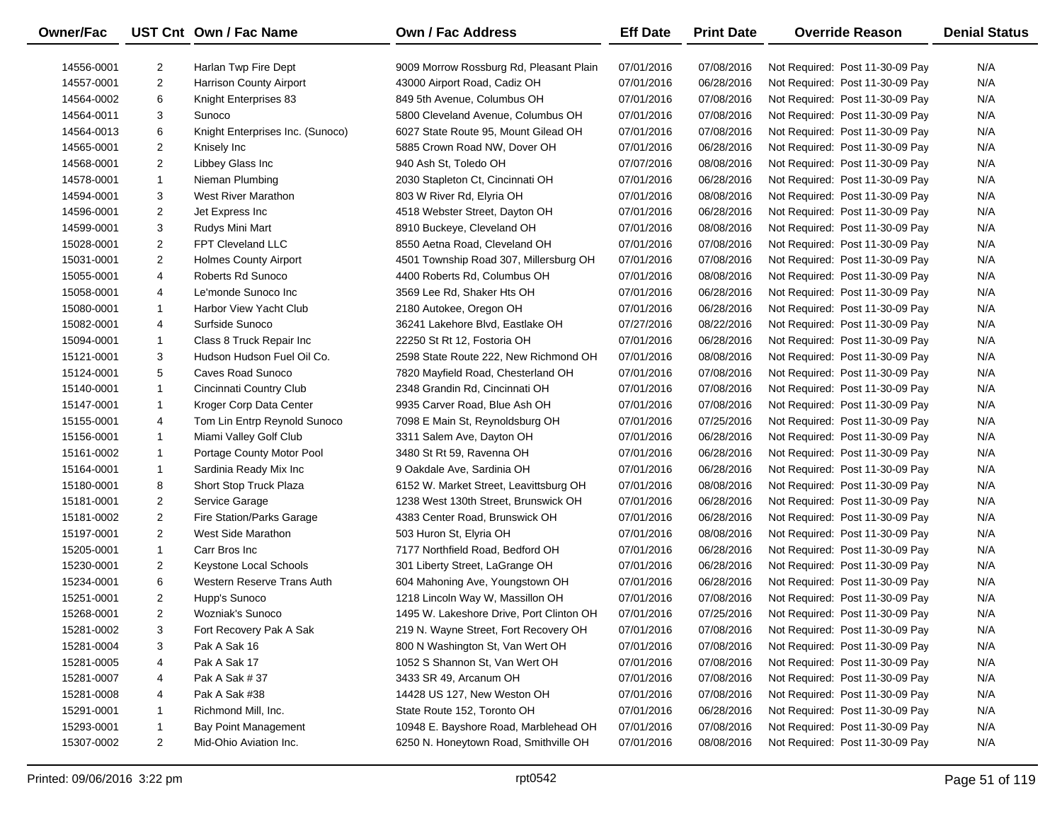| Owner/Fac | UST Cnt | Own / Fac Name | Own / Fac Address | Eff Date | Print Date | Override Reason | Denial Status |
|---|---|---|---|---|---|---|---|
| 14556-0001 | 2 | Harlan Twp Fire Dept | 9009 Morrow Rossburg Rd, Pleasant Plain | 07/01/2016 | 07/08/2016 | Not Required: Post 11-30-09 Pay | N/A |
| 14557-0001 | 2 | Harrison County Airport | 43000 Airport Road, Cadiz OH | 07/01/2016 | 06/28/2016 | Not Required: Post 11-30-09 Pay | N/A |
| 14564-0002 | 6 | Knight Enterprises 83 | 849 5th Avenue, Columbus OH | 07/01/2016 | 07/08/2016 | Not Required: Post 11-30-09 Pay | N/A |
| 14564-0011 | 3 | Sunoco | 5800 Cleveland Avenue, Columbus OH | 07/01/2016 | 07/08/2016 | Not Required: Post 11-30-09 Pay | N/A |
| 14564-0013 | 6 | Knight Enterprises Inc. (Sunoco) | 6027 State Route 95, Mount Gilead OH | 07/01/2016 | 07/08/2016 | Not Required: Post 11-30-09 Pay | N/A |
| 14565-0001 | 2 | Knisely Inc | 5885 Crown Road NW, Dover OH | 07/01/2016 | 06/28/2016 | Not Required: Post 11-30-09 Pay | N/A |
| 14568-0001 | 2 | Libbey Glass Inc | 940 Ash St, Toledo OH | 07/07/2016 | 08/08/2016 | Not Required: Post 11-30-09 Pay | N/A |
| 14578-0001 | 1 | Nieman Plumbing | 2030 Stapleton Ct, Cincinnati OH | 07/01/2016 | 06/28/2016 | Not Required: Post 11-30-09 Pay | N/A |
| 14594-0001 | 3 | West River Marathon | 803 W River Rd, Elyria OH | 07/01/2016 | 08/08/2016 | Not Required: Post 11-30-09 Pay | N/A |
| 14596-0001 | 2 | Jet Express Inc | 4518 Webster Street, Dayton OH | 07/01/2016 | 06/28/2016 | Not Required: Post 11-30-09 Pay | N/A |
| 14599-0001 | 3 | Rudys Mini Mart | 8910 Buckeye, Cleveland OH | 07/01/2016 | 08/08/2016 | Not Required: Post 11-30-09 Pay | N/A |
| 15028-0001 | 2 | FPT Cleveland LLC | 8550 Aetna Road, Cleveland OH | 07/01/2016 | 07/08/2016 | Not Required: Post 11-30-09 Pay | N/A |
| 15031-0001 | 2 | Holmes County Airport | 4501 Township Road 307, Millersburg OH | 07/01/2016 | 07/08/2016 | Not Required: Post 11-30-09 Pay | N/A |
| 15055-0001 | 4 | Roberts Rd Sunoco | 4400 Roberts Rd, Columbus OH | 07/01/2016 | 08/08/2016 | Not Required: Post 11-30-09 Pay | N/A |
| 15058-0001 | 4 | Le'monde Sunoco Inc | 3569 Lee Rd, Shaker Hts OH | 07/01/2016 | 06/28/2016 | Not Required: Post 11-30-09 Pay | N/A |
| 15080-0001 | 1 | Harbor View Yacht Club | 2180 Autokee, Oregon OH | 07/01/2016 | 06/28/2016 | Not Required: Post 11-30-09 Pay | N/A |
| 15082-0001 | 4 | Surfside Sunoco | 36241 Lakehore Blvd, Eastlake OH | 07/27/2016 | 08/22/2016 | Not Required: Post 11-30-09 Pay | N/A |
| 15094-0001 | 1 | Class 8 Truck Repair Inc | 22250 St Rt 12, Fostoria OH | 07/01/2016 | 06/28/2016 | Not Required: Post 11-30-09 Pay | N/A |
| 15121-0001 | 3 | Hudson Hudson Fuel Oil Co. | 2598 State Route 222, New Richmond OH | 07/01/2016 | 08/08/2016 | Not Required: Post 11-30-09 Pay | N/A |
| 15124-0001 | 5 | Caves Road Sunoco | 7820 Mayfield Road, Chesterland OH | 07/01/2016 | 07/08/2016 | Not Required: Post 11-30-09 Pay | N/A |
| 15140-0001 | 1 | Cincinnati Country Club | 2348 Grandin Rd, Cincinnati OH | 07/01/2016 | 07/08/2016 | Not Required: Post 11-30-09 Pay | N/A |
| 15147-0001 | 1 | Kroger Corp Data Center | 9935 Carver Road, Blue Ash OH | 07/01/2016 | 07/08/2016 | Not Required: Post 11-30-09 Pay | N/A |
| 15155-0001 | 4 | Tom Lin Entrp Reynold Sunoco | 7098 E Main St, Reynoldsburg OH | 07/01/2016 | 07/25/2016 | Not Required: Post 11-30-09 Pay | N/A |
| 15156-0001 | 1 | Miami Valley Golf Club | 3311 Salem Ave, Dayton OH | 07/01/2016 | 06/28/2016 | Not Required: Post 11-30-09 Pay | N/A |
| 15161-0002 | 1 | Portage County Motor Pool | 3480 St Rt 59, Ravenna OH | 07/01/2016 | 06/28/2016 | Not Required: Post 11-30-09 Pay | N/A |
| 15164-0001 | 1 | Sardinia Ready Mix Inc | 9 Oakdale Ave, Sardinia OH | 07/01/2016 | 06/28/2016 | Not Required: Post 11-30-09 Pay | N/A |
| 15180-0001 | 8 | Short Stop Truck Plaza | 6152 W. Market Street, Leavittsburg OH | 07/01/2016 | 08/08/2016 | Not Required: Post 11-30-09 Pay | N/A |
| 15181-0001 | 2 | Service Garage | 1238 West 130th Street, Brunswick OH | 07/01/2016 | 06/28/2016 | Not Required: Post 11-30-09 Pay | N/A |
| 15181-0002 | 2 | Fire Station/Parks Garage | 4383 Center Road, Brunswick OH | 07/01/2016 | 06/28/2016 | Not Required: Post 11-30-09 Pay | N/A |
| 15197-0001 | 2 | West Side Marathon | 503 Huron St, Elyria OH | 07/01/2016 | 08/08/2016 | Not Required: Post 11-30-09 Pay | N/A |
| 15205-0001 | 1 | Carr Bros Inc | 7177 Northfield Road, Bedford OH | 07/01/2016 | 06/28/2016 | Not Required: Post 11-30-09 Pay | N/A |
| 15230-0001 | 2 | Keystone Local Schools | 301 Liberty Street, LaGrange OH | 07/01/2016 | 06/28/2016 | Not Required: Post 11-30-09 Pay | N/A |
| 15234-0001 | 6 | Western Reserve Trans Auth | 604 Mahoning Ave, Youngstown OH | 07/01/2016 | 06/28/2016 | Not Required: Post 11-30-09 Pay | N/A |
| 15251-0001 | 2 | Hupp's Sunoco | 1218 Lincoln Way W, Massillon OH | 07/01/2016 | 07/08/2016 | Not Required: Post 11-30-09 Pay | N/A |
| 15268-0001 | 2 | Wozniak's Sunoco | 1495 W. Lakeshore Drive, Port Clinton OH | 07/01/2016 | 07/25/2016 | Not Required: Post 11-30-09 Pay | N/A |
| 15281-0002 | 3 | Fort Recovery Pak A Sak | 219 N. Wayne Street, Fort Recovery OH | 07/01/2016 | 07/08/2016 | Not Required: Post 11-30-09 Pay | N/A |
| 15281-0004 | 3 | Pak A Sak 16 | 800 N Washington St, Van Wert OH | 07/01/2016 | 07/08/2016 | Not Required: Post 11-30-09 Pay | N/A |
| 15281-0005 | 4 | Pak A Sak 17 | 1052 S Shannon St, Van Wert OH | 07/01/2016 | 07/08/2016 | Not Required: Post 11-30-09 Pay | N/A |
| 15281-0007 | 4 | Pak A Sak # 37 | 3433 SR 49, Arcanum OH | 07/01/2016 | 07/08/2016 | Not Required: Post 11-30-09 Pay | N/A |
| 15281-0008 | 4 | Pak A Sak #38 | 14428 US 127, New Weston OH | 07/01/2016 | 07/08/2016 | Not Required: Post 11-30-09 Pay | N/A |
| 15291-0001 | 1 | Richmond Mill, Inc. | State Route 152, Toronto OH | 07/01/2016 | 06/28/2016 | Not Required: Post 11-30-09 Pay | N/A |
| 15293-0001 | 1 | Bay Point Management | 10948 E. Bayshore Road, Marblehead OH | 07/01/2016 | 07/08/2016 | Not Required: Post 11-30-09 Pay | N/A |
| 15307-0002 | 2 | Mid-Ohio Aviation Inc. | 6250 N. Honeytown Road, Smithville OH | 07/01/2016 | 08/08/2016 | Not Required: Post 11-30-09 Pay | N/A |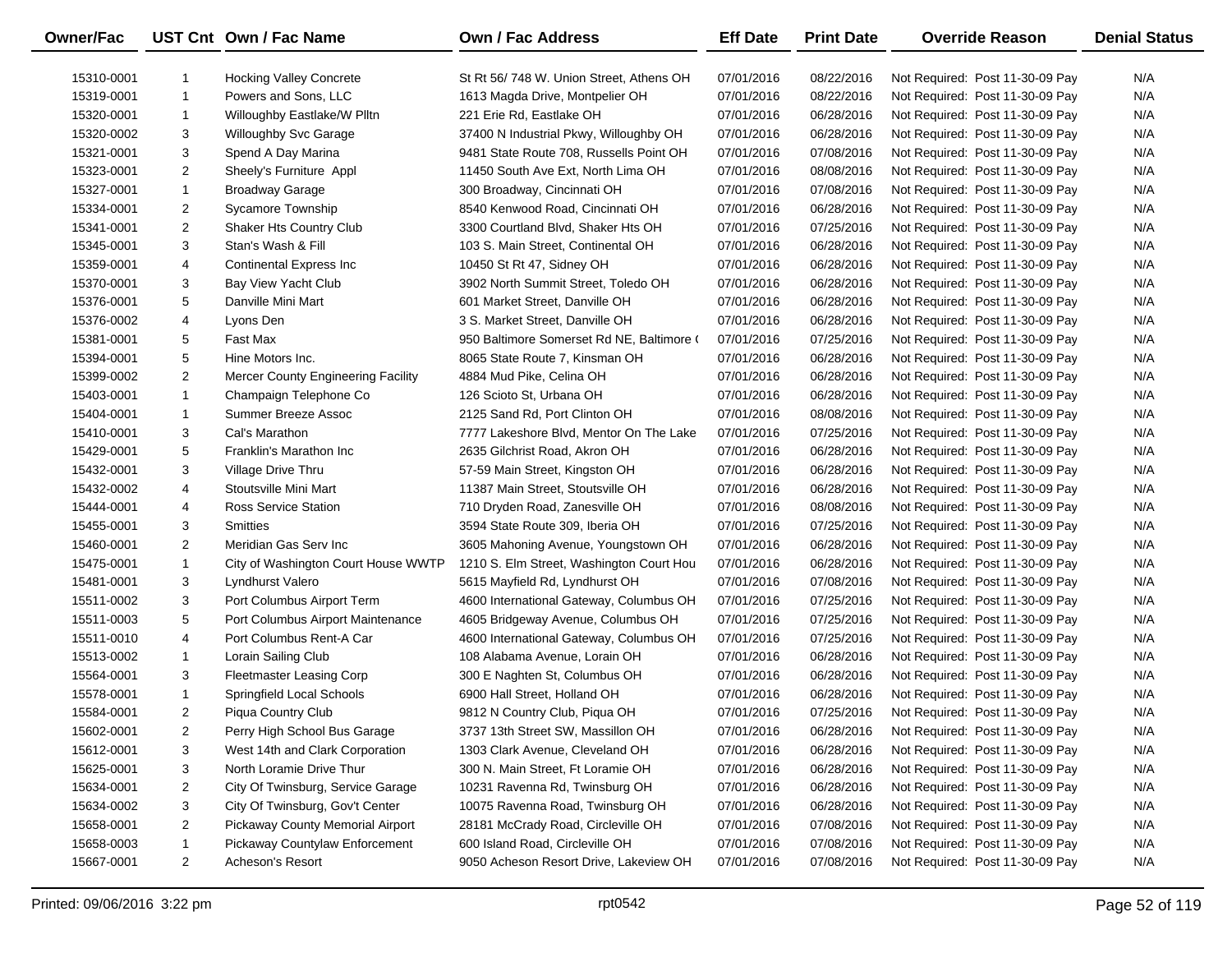| Owner/Fac | UST Cnt | Own / Fac Name | Own / Fac Address | Eff Date | Print Date | Override Reason | Denial Status |
|---|---|---|---|---|---|---|---|
| 15310-0001 | 1 | Hocking Valley Concrete | St Rt 56/ 748 W. Union Street, Athens OH | 07/01/2016 | 08/22/2016 | Not Required: Post 11-30-09 Pay | N/A |
| 15319-0001 | 1 | Powers and Sons, LLC | 1613 Magda Drive, Montpelier OH | 07/01/2016 | 08/22/2016 | Not Required: Post 11-30-09 Pay | N/A |
| 15320-0001 | 1 | Willoughby Eastlake/W Plltn | 221 Erie Rd, Eastlake OH | 07/01/2016 | 06/28/2016 | Not Required: Post 11-30-09 Pay | N/A |
| 15320-0002 | 3 | Willoughby Svc Garage | 37400 N Industrial Pkwy, Willoughby OH | 07/01/2016 | 06/28/2016 | Not Required: Post 11-30-09 Pay | N/A |
| 15321-0001 | 3 | Spend A Day Marina | 9481 State Route 708, Russells Point OH | 07/01/2016 | 07/08/2016 | Not Required: Post 11-30-09 Pay | N/A |
| 15323-0001 | 2 | Sheely's Furniture Appl | 11450 South Ave Ext, North Lima OH | 07/01/2016 | 08/08/2016 | Not Required: Post 11-30-09 Pay | N/A |
| 15327-0001 | 1 | Broadway Garage | 300 Broadway, Cincinnati OH | 07/01/2016 | 07/08/2016 | Not Required: Post 11-30-09 Pay | N/A |
| 15334-0001 | 2 | Sycamore Township | 8540 Kenwood Road, Cincinnati OH | 07/01/2016 | 06/28/2016 | Not Required: Post 11-30-09 Pay | N/A |
| 15341-0001 | 2 | Shaker Hts Country Club | 3300 Courtland Blvd, Shaker Hts OH | 07/01/2016 | 07/25/2016 | Not Required: Post 11-30-09 Pay | N/A |
| 15345-0001 | 3 | Stan's Wash & Fill | 103 S. Main Street, Continental OH | 07/01/2016 | 06/28/2016 | Not Required: Post 11-30-09 Pay | N/A |
| 15359-0001 | 4 | Continental Express Inc | 10450 St Rt 47, Sidney OH | 07/01/2016 | 06/28/2016 | Not Required: Post 11-30-09 Pay | N/A |
| 15370-0001 | 3 | Bay View Yacht Club | 3902 North Summit Street, Toledo OH | 07/01/2016 | 06/28/2016 | Not Required: Post 11-30-09 Pay | N/A |
| 15376-0001 | 5 | Danville Mini Mart | 601 Market Street, Danville OH | 07/01/2016 | 06/28/2016 | Not Required: Post 11-30-09 Pay | N/A |
| 15376-0002 | 4 | Lyons Den | 3 S. Market Street, Danville OH | 07/01/2016 | 06/28/2016 | Not Required: Post 11-30-09 Pay | N/A |
| 15381-0001 | 5 | Fast Max | 950 Baltimore Somerset Rd NE, Baltimore ( | 07/01/2016 | 07/25/2016 | Not Required: Post 11-30-09 Pay | N/A |
| 15394-0001 | 5 | Hine Motors Inc. | 8065 State Route 7, Kinsman OH | 07/01/2016 | 06/28/2016 | Not Required: Post 11-30-09 Pay | N/A |
| 15399-0002 | 2 | Mercer County Engineering Facility | 4884 Mud Pike, Celina OH | 07/01/2016 | 06/28/2016 | Not Required: Post 11-30-09 Pay | N/A |
| 15403-0001 | 1 | Champaign Telephone Co | 126 Scioto St, Urbana OH | 07/01/2016 | 06/28/2016 | Not Required: Post 11-30-09 Pay | N/A |
| 15404-0001 | 1 | Summer Breeze Assoc | 2125 Sand Rd, Port Clinton OH | 07/01/2016 | 08/08/2016 | Not Required: Post 11-30-09 Pay | N/A |
| 15410-0001 | 3 | Cal's Marathon | 7777 Lakeshore Blvd, Mentor On The Lake | 07/01/2016 | 07/25/2016 | Not Required: Post 11-30-09 Pay | N/A |
| 15429-0001 | 5 | Franklin's Marathon Inc | 2635 Gilchrist Road, Akron OH | 07/01/2016 | 06/28/2016 | Not Required: Post 11-30-09 Pay | N/A |
| 15432-0001 | 3 | Village Drive Thru | 57-59 Main Street, Kingston OH | 07/01/2016 | 06/28/2016 | Not Required: Post 11-30-09 Pay | N/A |
| 15432-0002 | 4 | Stoutsville Mini Mart | 11387 Main Street, Stoutsville OH | 07/01/2016 | 06/28/2016 | Not Required: Post 11-30-09 Pay | N/A |
| 15444-0001 | 4 | Ross Service Station | 710 Dryden Road, Zanesville OH | 07/01/2016 | 08/08/2016 | Not Required: Post 11-30-09 Pay | N/A |
| 15455-0001 | 3 | Smitties | 3594 State Route 309, Iberia OH | 07/01/2016 | 07/25/2016 | Not Required: Post 11-30-09 Pay | N/A |
| 15460-0001 | 2 | Meridian Gas Serv Inc | 3605 Mahoning Avenue, Youngstown OH | 07/01/2016 | 06/28/2016 | Not Required: Post 11-30-09 Pay | N/A |
| 15475-0001 | 1 | City of Washington Court House WWTP | 1210 S. Elm Street, Washington Court Hou | 07/01/2016 | 06/28/2016 | Not Required: Post 11-30-09 Pay | N/A |
| 15481-0001 | 3 | Lyndhurst Valero | 5615 Mayfield Rd, Lyndhurst OH | 07/01/2016 | 07/08/2016 | Not Required: Post 11-30-09 Pay | N/A |
| 15511-0002 | 3 | Port Columbus Airport Term | 4600 International Gateway, Columbus OH | 07/01/2016 | 07/25/2016 | Not Required: Post 11-30-09 Pay | N/A |
| 15511-0003 | 5 | Port Columbus Airport Maintenance | 4605 Bridgeway Avenue, Columbus OH | 07/01/2016 | 07/25/2016 | Not Required: Post 11-30-09 Pay | N/A |
| 15511-0010 | 4 | Port Columbus Rent-A Car | 4600 International Gateway, Columbus OH | 07/01/2016 | 07/25/2016 | Not Required: Post 11-30-09 Pay | N/A |
| 15513-0002 | 1 | Lorain Sailing Club | 108 Alabama Avenue, Lorain OH | 07/01/2016 | 06/28/2016 | Not Required: Post 11-30-09 Pay | N/A |
| 15564-0001 | 3 | Fleetmaster Leasing Corp | 300 E Naghten St, Columbus OH | 07/01/2016 | 06/28/2016 | Not Required: Post 11-30-09 Pay | N/A |
| 15578-0001 | 1 | Springfield Local Schools | 6900 Hall Street, Holland OH | 07/01/2016 | 06/28/2016 | Not Required: Post 11-30-09 Pay | N/A |
| 15584-0001 | 2 | Piqua Country Club | 9812 N Country Club, Piqua OH | 07/01/2016 | 07/25/2016 | Not Required: Post 11-30-09 Pay | N/A |
| 15602-0001 | 2 | Perry High School Bus Garage | 3737 13th Street SW, Massillon OH | 07/01/2016 | 06/28/2016 | Not Required: Post 11-30-09 Pay | N/A |
| 15612-0001 | 3 | West 14th and Clark Corporation | 1303 Clark Avenue, Cleveland OH | 07/01/2016 | 06/28/2016 | Not Required: Post 11-30-09 Pay | N/A |
| 15625-0001 | 3 | North Loramie Drive Thur | 300 N. Main Street, Ft Loramie OH | 07/01/2016 | 06/28/2016 | Not Required: Post 11-30-09 Pay | N/A |
| 15634-0001 | 2 | City Of Twinsburg, Service Garage | 10231 Ravenna Rd, Twinsburg OH | 07/01/2016 | 06/28/2016 | Not Required: Post 11-30-09 Pay | N/A |
| 15634-0002 | 3 | City Of Twinsburg, Gov't Center | 10075 Ravenna Road, Twinsburg OH | 07/01/2016 | 06/28/2016 | Not Required: Post 11-30-09 Pay | N/A |
| 15658-0001 | 2 | Pickaway County Memorial Airport | 28181 McCrady Road, Circleville OH | 07/01/2016 | 07/08/2016 | Not Required: Post 11-30-09 Pay | N/A |
| 15658-0003 | 1 | Pickaway Countylaw Enforcement | 600 Island Road, Circleville OH | 07/01/2016 | 07/08/2016 | Not Required: Post 11-30-09 Pay | N/A |
| 15667-0001 | 2 | Acheson's Resort | 9050 Acheson Resort Drive, Lakeview OH | 07/01/2016 | 07/08/2016 | Not Required: Post 11-30-09 Pay | N/A |

Printed: 09/06/2016 3:22 pm rpt0542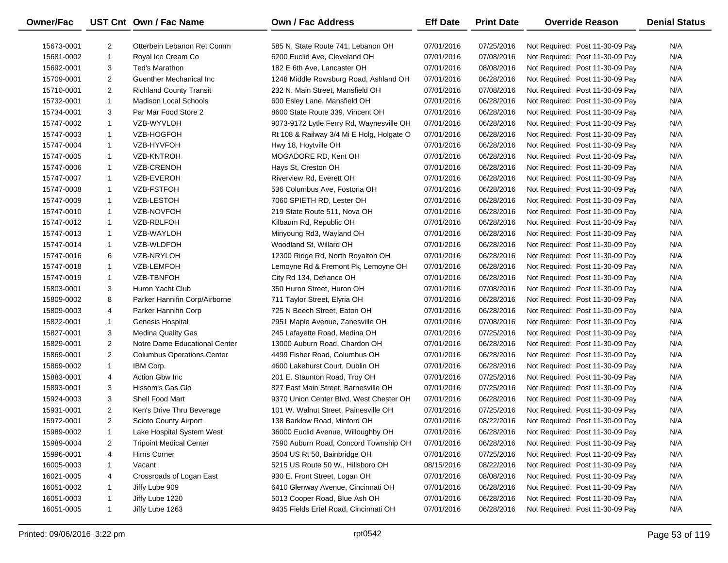| Owner/Fac | UST Cnt | Own / Fac Name | Own / Fac Address | Eff Date | Print Date | Override Reason | Denial Status |
|---|---|---|---|---|---|---|---|
| 15673-0001 | 2 | Otterbein Lebanon Ret Comm | 585 N. State Route 741, Lebanon OH | 07/01/2016 | 07/25/2016 | Not Required: Post 11-30-09 Pay | N/A |
| 15681-0002 | 1 | Royal Ice Cream Co | 6200 Euclid Ave, Cleveland OH | 07/01/2016 | 07/08/2016 | Not Required: Post 11-30-09 Pay | N/A |
| 15692-0001 | 3 | Ted's Marathon | 182 E 6th Ave, Lancaster OH | 07/01/2016 | 08/08/2016 | Not Required: Post 11-30-09 Pay | N/A |
| 15709-0001 | 2 | Guenther Mechanical Inc | 1248 Middle Rowsburg Road, Ashland OH | 07/01/2016 | 06/28/2016 | Not Required: Post 11-30-09 Pay | N/A |
| 15710-0001 | 2 | Richland County Transit | 232 N. Main Street, Mansfield OH | 07/01/2016 | 07/08/2016 | Not Required: Post 11-30-09 Pay | N/A |
| 15732-0001 | 1 | Madison Local Schools | 600 Esley Lane, Mansfield OH | 07/01/2016 | 06/28/2016 | Not Required: Post 11-30-09 Pay | N/A |
| 15734-0001 | 3 | Par Mar Food Store 2 | 8600 State Route 339, Vincent OH | 07/01/2016 | 06/28/2016 | Not Required: Post 11-30-09 Pay | N/A |
| 15747-0002 | 1 | VZB-WYVLOH | 9073-9172 Lytle Ferry Rd, Waynesville OH | 07/01/2016 | 06/28/2016 | Not Required: Post 11-30-09 Pay | N/A |
| 15747-0003 | 1 | VZB-HOGFOH | Rt 108 & Railway 3/4 Mi E Holg, Holgate O | 07/01/2016 | 06/28/2016 | Not Required: Post 11-30-09 Pay | N/A |
| 15747-0004 | 1 | VZB-HYVFOH | Hwy 18, Hoytville OH | 07/01/2016 | 06/28/2016 | Not Required: Post 11-30-09 Pay | N/A |
| 15747-0005 | 1 | VZB-KNTROH | MOGADORE RD, Kent OH | 07/01/2016 | 06/28/2016 | Not Required: Post 11-30-09 Pay | N/A |
| 15747-0006 | 1 | VZB-CRENOH | Hays St, Creston OH | 07/01/2016 | 06/28/2016 | Not Required: Post 11-30-09 Pay | N/A |
| 15747-0007 | 1 | VZB-EVEROH | Riverview Rd, Everett OH | 07/01/2016 | 06/28/2016 | Not Required: Post 11-30-09 Pay | N/A |
| 15747-0008 | 1 | VZB-FSTFOH | 536 Columbus Ave, Fostoria OH | 07/01/2016 | 06/28/2016 | Not Required: Post 11-30-09 Pay | N/A |
| 15747-0009 | 1 | VZB-LESTOH | 7060 SPIETH RD, Lester OH | 07/01/2016 | 06/28/2016 | Not Required: Post 11-30-09 Pay | N/A |
| 15747-0010 | 1 | VZB-NOVFOH | 219 State Route 511, Nova OH | 07/01/2016 | 06/28/2016 | Not Required: Post 11-30-09 Pay | N/A |
| 15747-0012 | 1 | VZB-RBLFOH | Kilbaum Rd, Republic OH | 07/01/2016 | 06/28/2016 | Not Required: Post 11-30-09 Pay | N/A |
| 15747-0013 | 1 | VZB-WAYLOH | Minyoung Rd3, Wayland OH | 07/01/2016 | 06/28/2016 | Not Required: Post 11-30-09 Pay | N/A |
| 15747-0014 | 1 | VZB-WLDFOH | Woodland St, Willard OH | 07/01/2016 | 06/28/2016 | Not Required: Post 11-30-09 Pay | N/A |
| 15747-0016 | 6 | VZB-NRYLOH | 12300 Ridge Rd, North Royalton OH | 07/01/2016 | 06/28/2016 | Not Required: Post 11-30-09 Pay | N/A |
| 15747-0018 | 1 | VZB-LEMFOH | Lemoyne Rd & Fremont Pk, Lemoyne OH | 07/01/2016 | 06/28/2016 | Not Required: Post 11-30-09 Pay | N/A |
| 15747-0019 | 1 | VZB-TBNFOH | City Rd 134, Defiance OH | 07/01/2016 | 06/28/2016 | Not Required: Post 11-30-09 Pay | N/A |
| 15803-0001 | 3 | Huron Yacht Club | 350 Huron Street, Huron OH | 07/01/2016 | 07/08/2016 | Not Required: Post 11-30-09 Pay | N/A |
| 15809-0002 | 8 | Parker Hannifin Corp/Airborne | 711 Taylor Street, Elyria OH | 07/01/2016 | 06/28/2016 | Not Required: Post 11-30-09 Pay | N/A |
| 15809-0003 | 4 | Parker Hannifin Corp | 725 N Beech Street, Eaton OH | 07/01/2016 | 06/28/2016 | Not Required: Post 11-30-09 Pay | N/A |
| 15822-0001 | 1 | Genesis Hospital | 2951 Maple Avenue, Zanesville OH | 07/01/2016 | 07/08/2016 | Not Required: Post 11-30-09 Pay | N/A |
| 15827-0001 | 3 | Medina Quality Gas | 245 Lafayette Road, Medina OH | 07/01/2016 | 07/25/2016 | Not Required: Post 11-30-09 Pay | N/A |
| 15829-0001 | 2 | Notre Dame Educational Center | 13000 Auburn Road, Chardon OH | 07/01/2016 | 06/28/2016 | Not Required: Post 11-30-09 Pay | N/A |
| 15869-0001 | 2 | Columbus Operations Center | 4499 Fisher Road, Columbus OH | 07/01/2016 | 06/28/2016 | Not Required: Post 11-30-09 Pay | N/A |
| 15869-0002 | 1 | IBM Corp. | 4600 Lakehurst Court, Dublin OH | 07/01/2016 | 06/28/2016 | Not Required: Post 11-30-09 Pay | N/A |
| 15883-0001 | 4 | Action Gbw Inc | 201 E. Staunton Road, Troy OH | 07/01/2016 | 07/25/2016 | Not Required: Post 11-30-09 Pay | N/A |
| 15893-0001 | 3 | Hissom's Gas Glo | 827 East Main Street, Barnesville OH | 07/01/2016 | 07/25/2016 | Not Required: Post 11-30-09 Pay | N/A |
| 15924-0003 | 3 | Shell Food Mart | 9370 Union Center Blvd, West Chester OH | 07/01/2016 | 06/28/2016 | Not Required: Post 11-30-09 Pay | N/A |
| 15931-0001 | 2 | Ken's Drive Thru Beverage | 101 W. Walnut Street, Painesville OH | 07/01/2016 | 07/25/2016 | Not Required: Post 11-30-09 Pay | N/A |
| 15972-0001 | 2 | Scioto County Airport | 138 Barklow Road, Minford OH | 07/01/2016 | 08/22/2016 | Not Required: Post 11-30-09 Pay | N/A |
| 15989-0002 | 1 | Lake Hospital System West | 36000 Euclid Avenue, Willoughby OH | 07/01/2016 | 06/28/2016 | Not Required: Post 11-30-09 Pay | N/A |
| 15989-0004 | 2 | Tripoint Medical Center | 7590 Auburn Road, Concord Township OH | 07/01/2016 | 06/28/2016 | Not Required: Post 11-30-09 Pay | N/A |
| 15996-0001 | 4 | Hirns Corner | 3504 US Rt 50, Bainbridge OH | 07/01/2016 | 07/25/2016 | Not Required: Post 11-30-09 Pay | N/A |
| 16005-0003 | 1 | Vacant | 5215 US Route 50 W., Hillsboro OH | 08/15/2016 | 08/22/2016 | Not Required: Post 11-30-09 Pay | N/A |
| 16021-0005 | 4 | Crossroads of Logan East | 930 E. Front Street, Logan OH | 07/01/2016 | 08/08/2016 | Not Required: Post 11-30-09 Pay | N/A |
| 16051-0002 | 1 | Jiffy Lube 909 | 6410 Glenway Avenue, Cincinnati OH | 07/01/2016 | 06/28/2016 | Not Required: Post 11-30-09 Pay | N/A |
| 16051-0003 | 1 | Jiffy Lube 1220 | 5013 Cooper Road, Blue Ash OH | 07/01/2016 | 06/28/2016 | Not Required: Post 11-30-09 Pay | N/A |
| 16051-0005 | 1 | Jiffy Lube 1263 | 9435 Fields Ertel Road, Cincinnati OH | 07/01/2016 | 06/28/2016 | Not Required: Post 11-30-09 Pay | N/A |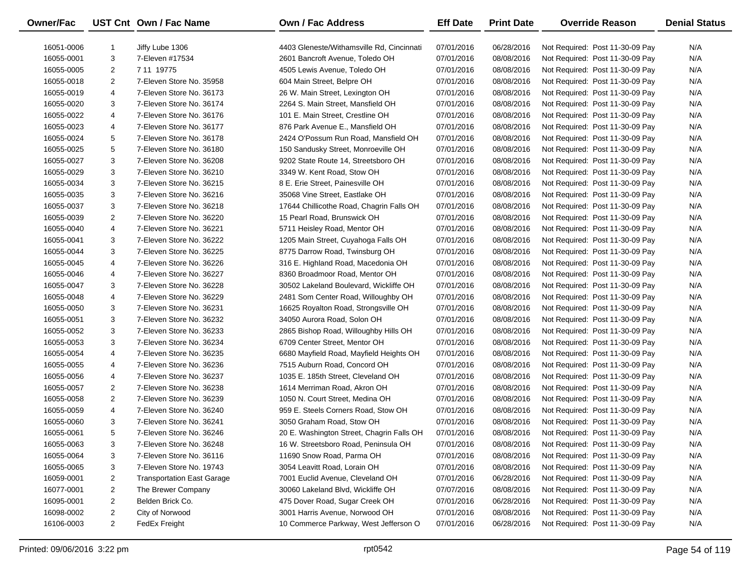| Owner/Fac | UST Cnt | Own / Fac Name | Own / Fac Address | Eff Date | Print Date | Override Reason | Denial Status |
|---|---|---|---|---|---|---|---|
| 16051-0006 | 1 | Jiffy Lube 1306 | 4403 Gleneste/Withamsville Rd, Cincinnati | 07/01/2016 | 06/28/2016 | Not Required: Post 11-30-09 Pay | N/A |
| 16055-0001 | 3 | 7-Eleven #17534 | 2601 Bancroft Avenue, Toledo OH | 07/01/2016 | 08/08/2016 | Not Required: Post 11-30-09 Pay | N/A |
| 16055-0005 | 2 | 7 11 19775 | 4505 Lewis Avenue, Toledo OH | 07/01/2016 | 08/08/2016 | Not Required: Post 11-30-09 Pay | N/A |
| 16055-0018 | 2 | 7-Eleven Store No. 35958 | 604 Main Street, Belpre OH | 07/01/2016 | 08/08/2016 | Not Required: Post 11-30-09 Pay | N/A |
| 16055-0019 | 4 | 7-Eleven Store No. 36173 | 26 W. Main Street, Lexington OH | 07/01/2016 | 08/08/2016 | Not Required: Post 11-30-09 Pay | N/A |
| 16055-0020 | 3 | 7-Eleven Store No. 36174 | 2264 S. Main Street, Mansfield OH | 07/01/2016 | 08/08/2016 | Not Required: Post 11-30-09 Pay | N/A |
| 16055-0022 | 4 | 7-Eleven Store No. 36176 | 101 E. Main Street, Crestline OH | 07/01/2016 | 08/08/2016 | Not Required: Post 11-30-09 Pay | N/A |
| 16055-0023 | 4 | 7-Eleven Store No. 36177 | 876 Park Avenue E., Mansfield OH | 07/01/2016 | 08/08/2016 | Not Required: Post 11-30-09 Pay | N/A |
| 16055-0024 | 5 | 7-Eleven Store No. 36178 | 2424 O'Possum Run Road, Mansfield OH | 07/01/2016 | 08/08/2016 | Not Required: Post 11-30-09 Pay | N/A |
| 16055-0025 | 5 | 7-Eleven Store No. 36180 | 150 Sandusky Street, Monroeville OH | 07/01/2016 | 08/08/2016 | Not Required: Post 11-30-09 Pay | N/A |
| 16055-0027 | 3 | 7-Eleven Store No. 36208 | 9202 State Route 14, Streetsboro OH | 07/01/2016 | 08/08/2016 | Not Required: Post 11-30-09 Pay | N/A |
| 16055-0029 | 3 | 7-Eleven Store No. 36210 | 3349 W. Kent Road, Stow OH | 07/01/2016 | 08/08/2016 | Not Required: Post 11-30-09 Pay | N/A |
| 16055-0034 | 3 | 7-Eleven Store No. 36215 | 8 E. Erie Street, Painesville OH | 07/01/2016 | 08/08/2016 | Not Required: Post 11-30-09 Pay | N/A |
| 16055-0035 | 3 | 7-Eleven Store No. 36216 | 35068 Vine Street, Eastlake OH | 07/01/2016 | 08/08/2016 | Not Required: Post 11-30-09 Pay | N/A |
| 16055-0037 | 3 | 7-Eleven Store No. 36218 | 17644 Chillicothe Road, Chagrin Falls OH | 07/01/2016 | 08/08/2016 | Not Required: Post 11-30-09 Pay | N/A |
| 16055-0039 | 2 | 7-Eleven Store No. 36220 | 15 Pearl Road, Brunswick OH | 07/01/2016 | 08/08/2016 | Not Required: Post 11-30-09 Pay | N/A |
| 16055-0040 | 4 | 7-Eleven Store No. 36221 | 5711 Heisley Road, Mentor OH | 07/01/2016 | 08/08/2016 | Not Required: Post 11-30-09 Pay | N/A |
| 16055-0041 | 3 | 7-Eleven Store No. 36222 | 1205 Main Street, Cuyahoga Falls OH | 07/01/2016 | 08/08/2016 | Not Required: Post 11-30-09 Pay | N/A |
| 16055-0044 | 3 | 7-Eleven Store No. 36225 | 8775 Darrow Road, Twinsburg OH | 07/01/2016 | 08/08/2016 | Not Required: Post 11-30-09 Pay | N/A |
| 16055-0045 | 4 | 7-Eleven Store No. 36226 | 316 E. Highland Road, Macedonia OH | 07/01/2016 | 08/08/2016 | Not Required: Post 11-30-09 Pay | N/A |
| 16055-0046 | 4 | 7-Eleven Store No. 36227 | 8360 Broadmoor Road, Mentor OH | 07/01/2016 | 08/08/2016 | Not Required: Post 11-30-09 Pay | N/A |
| 16055-0047 | 3 | 7-Eleven Store No. 36228 | 30502 Lakeland Boulevard, Wickliffe OH | 07/01/2016 | 08/08/2016 | Not Required: Post 11-30-09 Pay | N/A |
| 16055-0048 | 4 | 7-Eleven Store No. 36229 | 2481 Som Center Road, Willoughby OH | 07/01/2016 | 08/08/2016 | Not Required: Post 11-30-09 Pay | N/A |
| 16055-0050 | 3 | 7-Eleven Store No. 36231 | 16625 Royalton Road, Strongsville OH | 07/01/2016 | 08/08/2016 | Not Required: Post 11-30-09 Pay | N/A |
| 16055-0051 | 3 | 7-Eleven Store No. 36232 | 34050 Aurora Road, Solon OH | 07/01/2016 | 08/08/2016 | Not Required: Post 11-30-09 Pay | N/A |
| 16055-0052 | 3 | 7-Eleven Store No. 36233 | 2865 Bishop Road, Willoughby Hills OH | 07/01/2016 | 08/08/2016 | Not Required: Post 11-30-09 Pay | N/A |
| 16055-0053 | 3 | 7-Eleven Store No. 36234 | 6709 Center Street, Mentor OH | 07/01/2016 | 08/08/2016 | Not Required: Post 11-30-09 Pay | N/A |
| 16055-0054 | 4 | 7-Eleven Store No. 36235 | 6680 Mayfield Road, Mayfield Heights OH | 07/01/2016 | 08/08/2016 | Not Required: Post 11-30-09 Pay | N/A |
| 16055-0055 | 4 | 7-Eleven Store No. 36236 | 7515 Auburn Road, Concord OH | 07/01/2016 | 08/08/2016 | Not Required: Post 11-30-09 Pay | N/A |
| 16055-0056 | 4 | 7-Eleven Store No. 36237 | 1035 E. 185th Street, Cleveland OH | 07/01/2016 | 08/08/2016 | Not Required: Post 11-30-09 Pay | N/A |
| 16055-0057 | 2 | 7-Eleven Store No. 36238 | 1614 Merriman Road, Akron OH | 07/01/2016 | 08/08/2016 | Not Required: Post 11-30-09 Pay | N/A |
| 16055-0058 | 2 | 7-Eleven Store No. 36239 | 1050 N. Court Street, Medina OH | 07/01/2016 | 08/08/2016 | Not Required: Post 11-30-09 Pay | N/A |
| 16055-0059 | 4 | 7-Eleven Store No. 36240 | 959 E. Steels Corners Road, Stow OH | 07/01/2016 | 08/08/2016 | Not Required: Post 11-30-09 Pay | N/A |
| 16055-0060 | 3 | 7-Eleven Store No. 36241 | 3050 Graham Road, Stow OH | 07/01/2016 | 08/08/2016 | Not Required: Post 11-30-09 Pay | N/A |
| 16055-0061 | 5 | 7-Eleven Store No. 36246 | 20 E. Washington Street, Chagrin Falls OH | 07/01/2016 | 08/08/2016 | Not Required: Post 11-30-09 Pay | N/A |
| 16055-0063 | 3 | 7-Eleven Store No. 36248 | 16 W. Streetsboro Road, Peninsula OH | 07/01/2016 | 08/08/2016 | Not Required: Post 11-30-09 Pay | N/A |
| 16055-0064 | 3 | 7-Eleven Store No. 36116 | 11690 Snow Road, Parma OH | 07/01/2016 | 08/08/2016 | Not Required: Post 11-30-09 Pay | N/A |
| 16055-0065 | 3 | 7-Eleven Store No. 19743 | 3054 Leavitt Road, Lorain OH | 07/01/2016 | 08/08/2016 | Not Required: Post 11-30-09 Pay | N/A |
| 16059-0001 | 2 | Transportation East Garage | 7001 Euclid Avenue, Cleveland OH | 07/01/2016 | 06/28/2016 | Not Required: Post 11-30-09 Pay | N/A |
| 16077-0001 | 2 | The Brewer Company | 30060 Lakeland Blvd, Wickliffe OH | 07/07/2016 | 08/08/2016 | Not Required: Post 11-30-09 Pay | N/A |
| 16095-0001 | 2 | Belden Brick Co. | 475 Dover Road, Sugar Creek OH | 07/01/2016 | 06/28/2016 | Not Required: Post 11-30-09 Pay | N/A |
| 16098-0002 | 2 | City of Norwood | 3001 Harris Avenue, Norwood OH | 07/01/2016 | 08/08/2016 | Not Required: Post 11-30-09 Pay | N/A |
| 16106-0003 | 2 | FedEx Freight | 10 Commerce Parkway, West Jefferson O | 07/01/2016 | 06/28/2016 | Not Required: Post 11-30-09 Pay | N/A |

Printed: 09/06/2016 3:22 pm rpt0542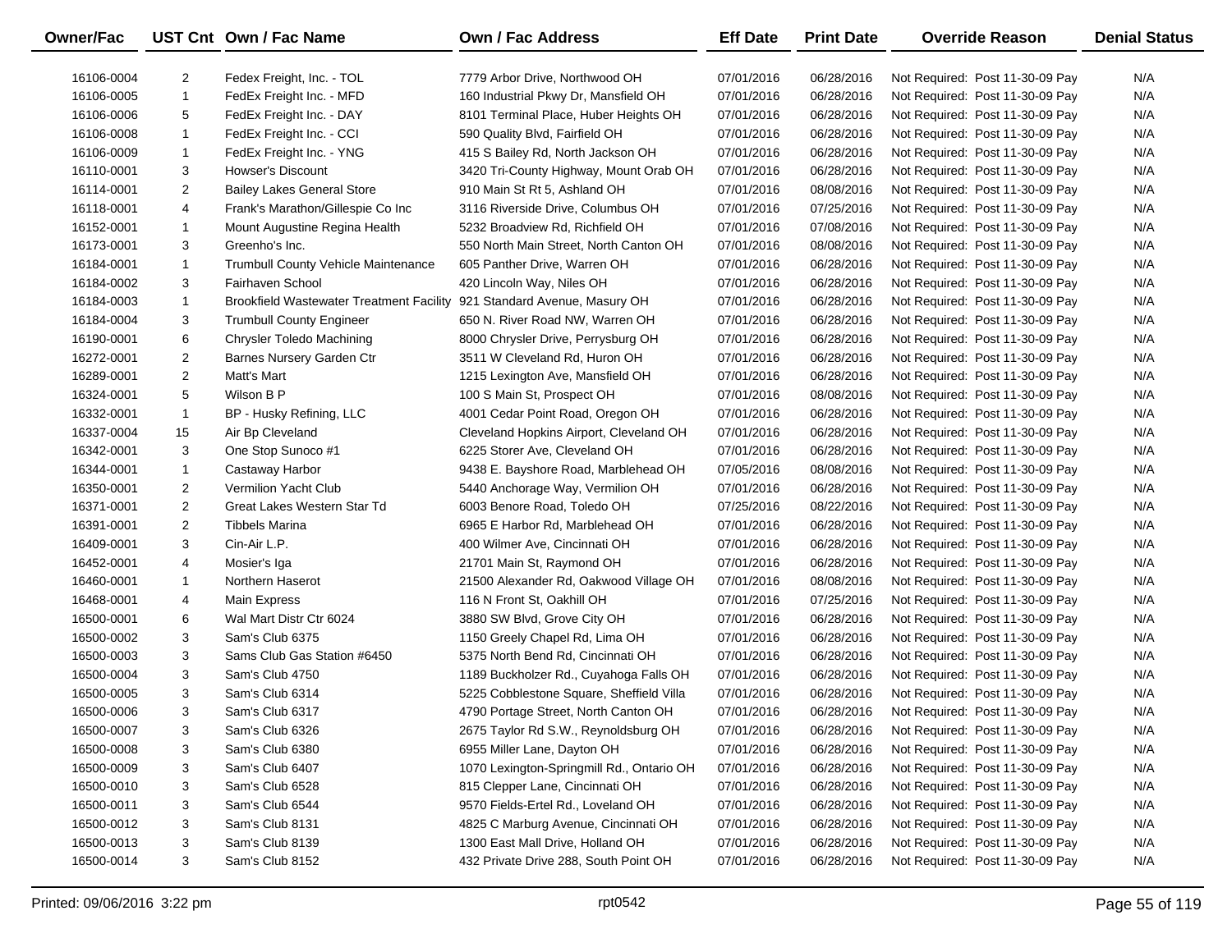| Owner/Fac | UST Cnt | Own / Fac Name | Own / Fac Address | Eff Date | Print Date | Override Reason | Denial Status |
|---|---|---|---|---|---|---|---|
| 16106-0004 | 2 | Fedex Freight, Inc. - TOL | 7779 Arbor Drive, Northwood OH | 07/01/2016 | 06/28/2016 | Not Required: Post 11-30-09 Pay | N/A |
| 16106-0005 | 1 | FedEx Freight Inc. - MFD | 160 Industrial Pkwy Dr, Mansfield OH | 07/01/2016 | 06/28/2016 | Not Required: Post 11-30-09 Pay | N/A |
| 16106-0006 | 5 | FedEx Freight Inc. - DAY | 8101 Terminal Place, Huber Heights OH | 07/01/2016 | 06/28/2016 | Not Required: Post 11-30-09 Pay | N/A |
| 16106-0008 | 1 | FedEx Freight Inc. - CCI | 590 Quality Blvd, Fairfield OH | 07/01/2016 | 06/28/2016 | Not Required: Post 11-30-09 Pay | N/A |
| 16106-0009 | 1 | FedEx Freight Inc. - YNG | 415 S Bailey Rd, North Jackson OH | 07/01/2016 | 06/28/2016 | Not Required: Post 11-30-09 Pay | N/A |
| 16110-0001 | 3 | Howser's Discount | 3420 Tri-County Highway, Mount Orab OH | 07/01/2016 | 06/28/2016 | Not Required: Post 11-30-09 Pay | N/A |
| 16114-0001 | 2 | Bailey Lakes General Store | 910 Main St Rt 5, Ashland OH | 07/01/2016 | 08/08/2016 | Not Required: Post 11-30-09 Pay | N/A |
| 16118-0001 | 4 | Frank's Marathon/Gillespie Co Inc | 3116 Riverside Drive, Columbus OH | 07/01/2016 | 07/25/2016 | Not Required: Post 11-30-09 Pay | N/A |
| 16152-0001 | 1 | Mount Augustine Regina Health | 5232 Broadview Rd, Richfield OH | 07/01/2016 | 07/08/2016 | Not Required: Post 11-30-09 Pay | N/A |
| 16173-0001 | 3 | Greenho's Inc. | 550 North Main Street, North Canton OH | 07/01/2016 | 08/08/2016 | Not Required: Post 11-30-09 Pay | N/A |
| 16184-0001 | 1 | Trumbull County Vehicle Maintenance | 605 Panther Drive, Warren OH | 07/01/2016 | 06/28/2016 | Not Required: Post 11-30-09 Pay | N/A |
| 16184-0002 | 3 | Fairhaven School | 420 Lincoln Way, Niles OH | 07/01/2016 | 06/28/2016 | Not Required: Post 11-30-09 Pay | N/A |
| 16184-0003 | 1 | Brookfield Wastewater Treatment Facility | 921 Standard Avenue, Masury OH | 07/01/2016 | 06/28/2016 | Not Required: Post 11-30-09 Pay | N/A |
| 16184-0004 | 3 | Trumbull County Engineer | 650 N. River Road NW, Warren OH | 07/01/2016 | 06/28/2016 | Not Required: Post 11-30-09 Pay | N/A |
| 16190-0001 | 6 | Chrysler Toledo Machining | 8000 Chrysler Drive, Perrysburg OH | 07/01/2016 | 06/28/2016 | Not Required: Post 11-30-09 Pay | N/A |
| 16272-0001 | 2 | Barnes Nursery Garden Ctr | 3511 W Cleveland Rd, Huron OH | 07/01/2016 | 06/28/2016 | Not Required: Post 11-30-09 Pay | N/A |
| 16289-0001 | 2 | Matt's Mart | 1215 Lexington Ave, Mansfield OH | 07/01/2016 | 06/28/2016 | Not Required: Post 11-30-09 Pay | N/A |
| 16324-0001 | 5 | Wilson B P | 100 S Main St, Prospect OH | 07/01/2016 | 08/08/2016 | Not Required: Post 11-30-09 Pay | N/A |
| 16332-0001 | 1 | BP - Husky Refining, LLC | 4001 Cedar Point Road, Oregon OH | 07/01/2016 | 06/28/2016 | Not Required: Post 11-30-09 Pay | N/A |
| 16337-0004 | 15 | Air Bp Cleveland | Cleveland Hopkins Airport, Cleveland OH | 07/01/2016 | 06/28/2016 | Not Required: Post 11-30-09 Pay | N/A |
| 16342-0001 | 3 | One Stop Sunoco #1 | 6225 Storer Ave, Cleveland OH | 07/01/2016 | 06/28/2016 | Not Required: Post 11-30-09 Pay | N/A |
| 16344-0001 | 1 | Castaway Harbor | 9438 E. Bayshore Road, Marblehead OH | 07/05/2016 | 08/08/2016 | Not Required: Post 11-30-09 Pay | N/A |
| 16350-0001 | 2 | Vermilion Yacht Club | 5440 Anchorage Way, Vermilion OH | 07/01/2016 | 06/28/2016 | Not Required: Post 11-30-09 Pay | N/A |
| 16371-0001 | 2 | Great Lakes Western Star Td | 6003 Benore Road, Toledo OH | 07/25/2016 | 08/22/2016 | Not Required: Post 11-30-09 Pay | N/A |
| 16391-0001 | 2 | Tibbels Marina | 6965 E Harbor Rd, Marblehead OH | 07/01/2016 | 06/28/2016 | Not Required: Post 11-30-09 Pay | N/A |
| 16409-0001 | 3 | Cin-Air L.P. | 400 Wilmer Ave, Cincinnati OH | 07/01/2016 | 06/28/2016 | Not Required: Post 11-30-09 Pay | N/A |
| 16452-0001 | 4 | Mosier's Iga | 21701 Main St, Raymond OH | 07/01/2016 | 06/28/2016 | Not Required: Post 11-30-09 Pay | N/A |
| 16460-0001 | 1 | Northern Haserot | 21500 Alexander Rd, Oakwood Village OH | 07/01/2016 | 08/08/2016 | Not Required: Post 11-30-09 Pay | N/A |
| 16468-0001 | 4 | Main Express | 116 N Front St, Oakhill OH | 07/01/2016 | 07/25/2016 | Not Required: Post 11-30-09 Pay | N/A |
| 16500-0001 | 6 | Wal Mart Distr Ctr 6024 | 3880 SW Blvd, Grove City OH | 07/01/2016 | 06/28/2016 | Not Required: Post 11-30-09 Pay | N/A |
| 16500-0002 | 3 | Sam's Club 6375 | 1150 Greely Chapel Rd, Lima OH | 07/01/2016 | 06/28/2016 | Not Required: Post 11-30-09 Pay | N/A |
| 16500-0003 | 3 | Sams Club Gas Station #6450 | 5375 North Bend Rd, Cincinnati OH | 07/01/2016 | 06/28/2016 | Not Required: Post 11-30-09 Pay | N/A |
| 16500-0004 | 3 | Sam's Club 4750 | 1189 Buckholzer Rd., Cuyahoga Falls OH | 07/01/2016 | 06/28/2016 | Not Required: Post 11-30-09 Pay | N/A |
| 16500-0005 | 3 | Sam's Club 6314 | 5225 Cobblestone Square, Sheffield Villa | 07/01/2016 | 06/28/2016 | Not Required: Post 11-30-09 Pay | N/A |
| 16500-0006 | 3 | Sam's Club 6317 | 4790 Portage Street, North Canton OH | 07/01/2016 | 06/28/2016 | Not Required: Post 11-30-09 Pay | N/A |
| 16500-0007 | 3 | Sam's Club 6326 | 2675 Taylor Rd S.W., Reynoldsburg OH | 07/01/2016 | 06/28/2016 | Not Required: Post 11-30-09 Pay | N/A |
| 16500-0008 | 3 | Sam's Club 6380 | 6955 Miller Lane, Dayton OH | 07/01/2016 | 06/28/2016 | Not Required: Post 11-30-09 Pay | N/A |
| 16500-0009 | 3 | Sam's Club 6407 | 1070 Lexington-Springmill Rd., Ontario OH | 07/01/2016 | 06/28/2016 | Not Required: Post 11-30-09 Pay | N/A |
| 16500-0010 | 3 | Sam's Club 6528 | 815 Clepper Lane, Cincinnati OH | 07/01/2016 | 06/28/2016 | Not Required: Post 11-30-09 Pay | N/A |
| 16500-0011 | 3 | Sam's Club 6544 | 9570 Fields-Ertel Rd., Loveland OH | 07/01/2016 | 06/28/2016 | Not Required: Post 11-30-09 Pay | N/A |
| 16500-0012 | 3 | Sam's Club 8131 | 4825 C Marburg Avenue, Cincinnati OH | 07/01/2016 | 06/28/2016 | Not Required: Post 11-30-09 Pay | N/A |
| 16500-0013 | 3 | Sam's Club 8139 | 1300 East Mall Drive, Holland OH | 07/01/2016 | 06/28/2016 | Not Required: Post 11-30-09 Pay | N/A |
| 16500-0014 | 3 | Sam's Club 8152 | 432 Private Drive 288, South Point OH | 07/01/2016 | 06/28/2016 | Not Required: Post 11-30-09 Pay | N/A |

Printed: 09/06/2016 3:22 pm rpt0542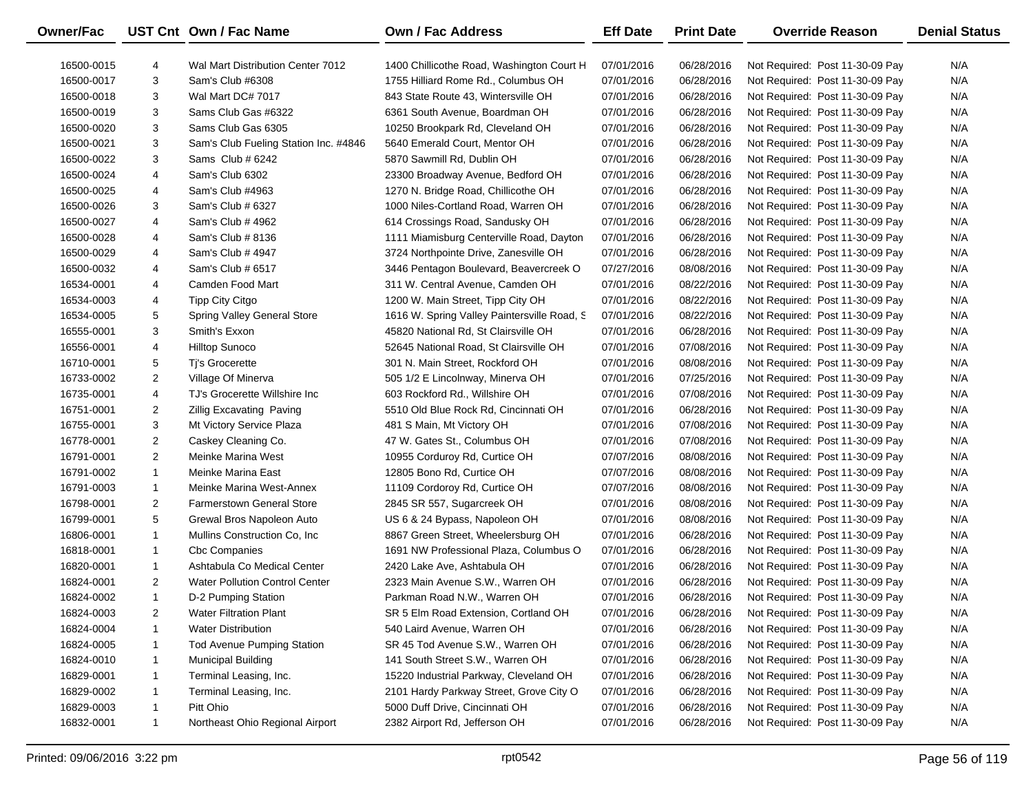| Owner/Fac | UST Cnt | Own / Fac Name | Own / Fac Address | Eff Date | Print Date | Override Reason | Denial Status |
|---|---|---|---|---|---|---|---|
| 16500-0015 | 4 | Wal Mart Distribution Center 7012 | 1400 Chillicothe Road, Washington Court H | 07/01/2016 | 06/28/2016 | Not Required: Post 11-30-09 Pay | N/A |
| 16500-0017 | 3 | Sam's Club #6308 | 1755 Hilliard Rome Rd., Columbus OH | 07/01/2016 | 06/28/2016 | Not Required: Post 11-30-09 Pay | N/A |
| 16500-0018 | 3 | Wal Mart DC# 7017 | 843 State Route 43, Wintersville OH | 07/01/2016 | 06/28/2016 | Not Required: Post 11-30-09 Pay | N/A |
| 16500-0019 | 3 | Sams Club Gas #6322 | 6361 South Avenue, Boardman OH | 07/01/2016 | 06/28/2016 | Not Required: Post 11-30-09 Pay | N/A |
| 16500-0020 | 3 | Sams Club Gas 6305 | 10250 Brookpark Rd, Cleveland OH | 07/01/2016 | 06/28/2016 | Not Required: Post 11-30-09 Pay | N/A |
| 16500-0021 | 3 | Sam's Club Fueling Station Inc. #4846 | 5640 Emerald Court, Mentor OH | 07/01/2016 | 06/28/2016 | Not Required: Post 11-30-09 Pay | N/A |
| 16500-0022 | 3 | Sams Club # 6242 | 5870 Sawmill Rd, Dublin OH | 07/01/2016 | 06/28/2016 | Not Required: Post 11-30-09 Pay | N/A |
| 16500-0024 | 4 | Sam's Club 6302 | 23300 Broadway Avenue, Bedford OH | 07/01/2016 | 06/28/2016 | Not Required: Post 11-30-09 Pay | N/A |
| 16500-0025 | 4 | Sam's Club #4963 | 1270 N. Bridge Road, Chillicothe OH | 07/01/2016 | 06/28/2016 | Not Required: Post 11-30-09 Pay | N/A |
| 16500-0026 | 3 | Sam's Club # 6327 | 1000 Niles-Cortland Road, Warren OH | 07/01/2016 | 06/28/2016 | Not Required: Post 11-30-09 Pay | N/A |
| 16500-0027 | 4 | Sam's Club # 4962 | 614 Crossings Road, Sandusky OH | 07/01/2016 | 06/28/2016 | Not Required: Post 11-30-09 Pay | N/A |
| 16500-0028 | 4 | Sam's Club # 8136 | 1111 Miamisburg Centerville Road, Dayton | 07/01/2016 | 06/28/2016 | Not Required: Post 11-30-09 Pay | N/A |
| 16500-0029 | 4 | Sam's Club # 4947 | 3724 Northpointe Drive, Zanesville OH | 07/01/2016 | 06/28/2016 | Not Required: Post 11-30-09 Pay | N/A |
| 16500-0032 | 4 | Sam's Club # 6517 | 3446 Pentagon Boulevard, Beavercreek O | 07/27/2016 | 08/08/2016 | Not Required: Post 11-30-09 Pay | N/A |
| 16534-0001 | 4 | Camden Food Mart | 311 W. Central Avenue, Camden OH | 07/01/2016 | 08/22/2016 | Not Required: Post 11-30-09 Pay | N/A |
| 16534-0003 | 4 | Tipp City Citgo | 1200 W. Main Street, Tipp City OH | 07/01/2016 | 08/22/2016 | Not Required: Post 11-30-09 Pay | N/A |
| 16534-0005 | 5 | Spring Valley General Store | 1616 W. Spring Valley Paintersville Road, S | 07/01/2016 | 08/22/2016 | Not Required: Post 11-30-09 Pay | N/A |
| 16555-0001 | 3 | Smith's Exxon | 45820 National Rd, St Clairsville OH | 07/01/2016 | 06/28/2016 | Not Required: Post 11-30-09 Pay | N/A |
| 16556-0001 | 4 | Hilltop Sunoco | 52645 National Road, St Clairsville OH | 07/01/2016 | 07/08/2016 | Not Required: Post 11-30-09 Pay | N/A |
| 16710-0001 | 5 | Tj's Grocerette | 301 N. Main Street, Rockford OH | 07/01/2016 | 08/08/2016 | Not Required: Post 11-30-09 Pay | N/A |
| 16733-0002 | 2 | Village Of Minerva | 505 1/2 E Lincolnway, Minerva OH | 07/01/2016 | 07/25/2016 | Not Required: Post 11-30-09 Pay | N/A |
| 16735-0001 | 4 | TJ's Grocerette Willshire Inc | 603 Rockford Rd., Willshire OH | 07/01/2016 | 07/08/2016 | Not Required: Post 11-30-09 Pay | N/A |
| 16751-0001 | 2 | Zillig Excavating Paving | 5510 Old Blue Rock Rd, Cincinnati OH | 07/01/2016 | 06/28/2016 | Not Required: Post 11-30-09 Pay | N/A |
| 16755-0001 | 3 | Mt Victory Service Plaza | 481 S Main, Mt Victory OH | 07/01/2016 | 07/08/2016 | Not Required: Post 11-30-09 Pay | N/A |
| 16778-0001 | 2 | Caskey Cleaning Co. | 47 W. Gates St., Columbus OH | 07/01/2016 | 07/08/2016 | Not Required: Post 11-30-09 Pay | N/A |
| 16791-0001 | 2 | Meinke Marina West | 10955 Corduroy Rd, Curtice OH | 07/07/2016 | 08/08/2016 | Not Required: Post 11-30-09 Pay | N/A |
| 16791-0002 | 1 | Meinke Marina East | 12805 Bono Rd, Curtice OH | 07/07/2016 | 08/08/2016 | Not Required: Post 11-30-09 Pay | N/A |
| 16791-0003 | 1 | Meinke Marina West-Annex | 11109 Cordoroy Rd, Curtice OH | 07/07/2016 | 08/08/2016 | Not Required: Post 11-30-09 Pay | N/A |
| 16798-0001 | 2 | Farmerstown General Store | 2845 SR 557, Sugarcreek OH | 07/01/2016 | 08/08/2016 | Not Required: Post 11-30-09 Pay | N/A |
| 16799-0001 | 5 | Grewal Bros Napoleon Auto | US 6 & 24 Bypass, Napoleon OH | 07/01/2016 | 08/08/2016 | Not Required: Post 11-30-09 Pay | N/A |
| 16806-0001 | 1 | Mullins Construction Co, Inc | 8867 Green Street, Wheelersburg OH | 07/01/2016 | 06/28/2016 | Not Required: Post 11-30-09 Pay | N/A |
| 16818-0001 | 1 | Cbc Companies | 1691 NW Professional Plaza, Columbus O | 07/01/2016 | 06/28/2016 | Not Required: Post 11-30-09 Pay | N/A |
| 16820-0001 | 1 | Ashtabula Co Medical Center | 2420 Lake Ave, Ashtabula OH | 07/01/2016 | 06/28/2016 | Not Required: Post 11-30-09 Pay | N/A |
| 16824-0001 | 2 | Water Pollution Control Center | 2323 Main Avenue S.W., Warren OH | 07/01/2016 | 06/28/2016 | Not Required: Post 11-30-09 Pay | N/A |
| 16824-0002 | 1 | D-2 Pumping Station | Parkman Road N.W., Warren OH | 07/01/2016 | 06/28/2016 | Not Required: Post 11-30-09 Pay | N/A |
| 16824-0003 | 2 | Water Filtration Plant | SR 5 Elm Road Extension, Cortland OH | 07/01/2016 | 06/28/2016 | Not Required: Post 11-30-09 Pay | N/A |
| 16824-0004 | 1 | Water Distribution | 540 Laird Avenue, Warren OH | 07/01/2016 | 06/28/2016 | Not Required: Post 11-30-09 Pay | N/A |
| 16824-0005 | 1 | Tod Avenue Pumping Station | SR 45 Tod Avenue S.W., Warren OH | 07/01/2016 | 06/28/2016 | Not Required: Post 11-30-09 Pay | N/A |
| 16824-0010 | 1 | Municipal Building | 141 South Street S.W., Warren OH | 07/01/2016 | 06/28/2016 | Not Required: Post 11-30-09 Pay | N/A |
| 16829-0001 | 1 | Terminal Leasing, Inc. | 15220 Industrial Parkway, Cleveland OH | 07/01/2016 | 06/28/2016 | Not Required: Post 11-30-09 Pay | N/A |
| 16829-0002 | 1 | Terminal Leasing, Inc. | 2101 Hardy Parkway Street, Grove City O | 07/01/2016 | 06/28/2016 | Not Required: Post 11-30-09 Pay | N/A |
| 16829-0003 | 1 | Pitt Ohio | 5000 Duff Drive, Cincinnati OH | 07/01/2016 | 06/28/2016 | Not Required: Post 11-30-09 Pay | N/A |
| 16832-0001 | 1 | Northeast Ohio Regional Airport | 2382 Airport Rd, Jefferson OH | 07/01/2016 | 06/28/2016 | Not Required: Post 11-30-09 Pay | N/A |

Printed: 09/06/2016 3:22 pm rpt0542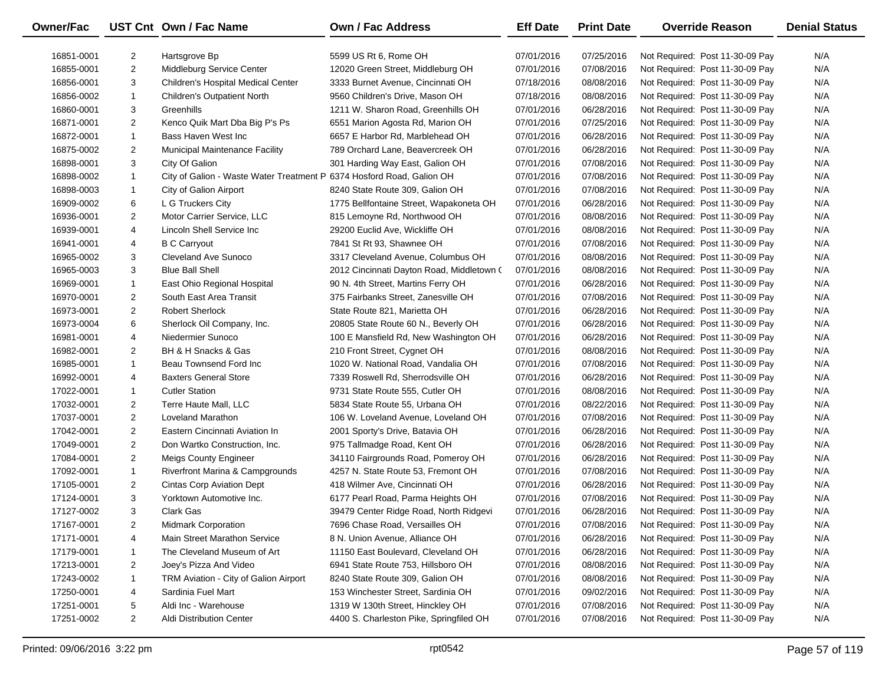| Owner/Fac | UST Cnt | Own / Fac Name | Own / Fac Address | Eff Date | Print Date | Override Reason | Denial Status |
|---|---|---|---|---|---|---|---|
| 16851-0001 | 2 | Hartsgrove Bp | 5599 US Rt 6, Rome OH | 07/01/2016 | 07/25/2016 | Not Required: Post 11-30-09 Pay | N/A |
| 16855-0001 | 2 | Middleburg Service Center | 12020 Green Street, Middleburg OH | 07/01/2016 | 07/08/2016 | Not Required: Post 11-30-09 Pay | N/A |
| 16856-0001 | 3 | Children's Hospital Medical Center | 3333 Burnet Avenue, Cincinnati OH | 07/18/2016 | 08/08/2016 | Not Required: Post 11-30-09 Pay | N/A |
| 16856-0002 | 1 | Children's Outpatient North | 9560 Children's Drive, Mason OH | 07/18/2016 | 08/08/2016 | Not Required: Post 11-30-09 Pay | N/A |
| 16860-0001 | 3 | Greenhills | 1211 W. Sharon Road, Greenhills OH | 07/01/2016 | 06/28/2016 | Not Required: Post 11-30-09 Pay | N/A |
| 16871-0001 | 2 | Kenco Quik Mart Dba Big P's Ps | 6551 Marion Agosta Rd, Marion OH | 07/01/2016 | 07/25/2016 | Not Required: Post 11-30-09 Pay | N/A |
| 16872-0001 | 1 | Bass Haven West Inc | 6657 E Harbor Rd, Marblehead OH | 07/01/2016 | 06/28/2016 | Not Required: Post 11-30-09 Pay | N/A |
| 16875-0002 | 2 | Municipal Maintenance Facility | 789 Orchard Lane, Beavercreek OH | 07/01/2016 | 06/28/2016 | Not Required: Post 11-30-09 Pay | N/A |
| 16898-0001 | 3 | City Of Galion | 301 Harding Way East, Galion OH | 07/01/2016 | 07/08/2016 | Not Required: Post 11-30-09 Pay | N/A |
| 16898-0002 | 1 | City of Galion - Waste Water Treatment P | 6374 Hosford Road, Galion OH | 07/01/2016 | 07/08/2016 | Not Required: Post 11-30-09 Pay | N/A |
| 16898-0003 | 1 | City of Galion Airport | 8240 State Route 309, Galion OH | 07/01/2016 | 07/08/2016 | Not Required: Post 11-30-09 Pay | N/A |
| 16909-0002 | 6 | L G Truckers City | 1775 Bellfontaine Street, Wapakoneta OH | 07/01/2016 | 06/28/2016 | Not Required: Post 11-30-09 Pay | N/A |
| 16936-0001 | 2 | Motor Carrier Service, LLC | 815 Lemoyne Rd, Northwood OH | 07/01/2016 | 08/08/2016 | Not Required: Post 11-30-09 Pay | N/A |
| 16939-0001 | 4 | Lincoln Shell Service Inc | 29200 Euclid Ave, Wickliffe OH | 07/01/2016 | 08/08/2016 | Not Required: Post 11-30-09 Pay | N/A |
| 16941-0001 | 4 | B C Carryout | 7841 St Rt 93, Shawnee OH | 07/01/2016 | 07/08/2016 | Not Required: Post 11-30-09 Pay | N/A |
| 16965-0002 | 3 | Cleveland Ave Sunoco | 3317 Cleveland Avenue, Columbus OH | 07/01/2016 | 08/08/2016 | Not Required: Post 11-30-09 Pay | N/A |
| 16965-0003 | 3 | Blue Ball Shell | 2012 Cincinnati Dayton Road, Middletown ( | 07/01/2016 | 08/08/2016 | Not Required: Post 11-30-09 Pay | N/A |
| 16969-0001 | 1 | East Ohio Regional Hospital | 90 N. 4th Street, Martins Ferry OH | 07/01/2016 | 06/28/2016 | Not Required: Post 11-30-09 Pay | N/A |
| 16970-0001 | 2 | South East Area Transit | 375 Fairbanks Street, Zanesville OH | 07/01/2016 | 07/08/2016 | Not Required: Post 11-30-09 Pay | N/A |
| 16973-0001 | 2 | Robert Sherlock | State Route 821, Marietta OH | 07/01/2016 | 06/28/2016 | Not Required: Post 11-30-09 Pay | N/A |
| 16973-0004 | 6 | Sherlock Oil Company, Inc. | 20805 State Route 60 N., Beverly OH | 07/01/2016 | 06/28/2016 | Not Required: Post 11-30-09 Pay | N/A |
| 16981-0001 | 4 | Niedermier Sunoco | 100 E Mansfield Rd, New Washington OH | 07/01/2016 | 06/28/2016 | Not Required: Post 11-30-09 Pay | N/A |
| 16982-0001 | 2 | BH & H Snacks & Gas | 210 Front Street, Cygnet OH | 07/01/2016 | 08/08/2016 | Not Required: Post 11-30-09 Pay | N/A |
| 16985-0001 | 1 | Beau Townsend Ford Inc | 1020 W. National Road, Vandalia OH | 07/01/2016 | 07/08/2016 | Not Required: Post 11-30-09 Pay | N/A |
| 16992-0001 | 4 | Baxters General Store | 7339 Roswell Rd, Sherrodsville OH | 07/01/2016 | 06/28/2016 | Not Required: Post 11-30-09 Pay | N/A |
| 17022-0001 | 1 | Cutler Station | 9731 State Route 555, Cutler OH | 07/01/2016 | 08/08/2016 | Not Required: Post 11-30-09 Pay | N/A |
| 17032-0001 | 2 | Terre Haute Mall, LLC | 5834 State Route 55, Urbana OH | 07/01/2016 | 08/22/2016 | Not Required: Post 11-30-09 Pay | N/A |
| 17037-0001 | 2 | Loveland Marathon | 106 W. Loveland Avenue, Loveland OH | 07/01/2016 | 07/08/2016 | Not Required: Post 11-30-09 Pay | N/A |
| 17042-0001 | 2 | Eastern Cincinnati Aviation In | 2001 Sporty's Drive, Batavia OH | 07/01/2016 | 06/28/2016 | Not Required: Post 11-30-09 Pay | N/A |
| 17049-0001 | 2 | Don Wartko Construction, Inc. | 975 Tallmadge Road, Kent OH | 07/01/2016 | 06/28/2016 | Not Required: Post 11-30-09 Pay | N/A |
| 17084-0001 | 2 | Meigs County Engineer | 34110 Fairgrounds Road, Pomeroy OH | 07/01/2016 | 06/28/2016 | Not Required: Post 11-30-09 Pay | N/A |
| 17092-0001 | 1 | Riverfront Marina & Campgrounds | 4257 N. State Route 53, Fremont OH | 07/01/2016 | 07/08/2016 | Not Required: Post 11-30-09 Pay | N/A |
| 17105-0001 | 2 | Cintas Corp Aviation Dept | 418 Wilmer Ave, Cincinnati OH | 07/01/2016 | 06/28/2016 | Not Required: Post 11-30-09 Pay | N/A |
| 17124-0001 | 3 | Yorktown Automotive Inc. | 6177 Pearl Road, Parma Heights OH | 07/01/2016 | 07/08/2016 | Not Required: Post 11-30-09 Pay | N/A |
| 17127-0002 | 3 | Clark Gas | 39479 Center Ridge Road, North Ridgevi | 07/01/2016 | 06/28/2016 | Not Required: Post 11-30-09 Pay | N/A |
| 17167-0001 | 2 | Midmark Corporation | 7696 Chase Road, Versailles OH | 07/01/2016 | 07/08/2016 | Not Required: Post 11-30-09 Pay | N/A |
| 17171-0001 | 4 | Main Street Marathon Service | 8 N. Union Avenue, Alliance OH | 07/01/2016 | 06/28/2016 | Not Required: Post 11-30-09 Pay | N/A |
| 17179-0001 | 1 | The Cleveland Museum of Art | 11150 East Boulevard, Cleveland OH | 07/01/2016 | 06/28/2016 | Not Required: Post 11-30-09 Pay | N/A |
| 17213-0001 | 2 | Joey's Pizza And Video | 6941 State Route 753, Hillsboro OH | 07/01/2016 | 08/08/2016 | Not Required: Post 11-30-09 Pay | N/A |
| 17243-0002 | 1 | TRM Aviation - City of Galion Airport | 8240 State Route 309, Galion OH | 07/01/2016 | 08/08/2016 | Not Required: Post 11-30-09 Pay | N/A |
| 17250-0001 | 4 | Sardinia Fuel Mart | 153 Winchester Street, Sardinia OH | 07/01/2016 | 09/02/2016 | Not Required: Post 11-30-09 Pay | N/A |
| 17251-0001 | 5 | Aldi Inc - Warehouse | 1319 W 130th Street, Hinckley OH | 07/01/2016 | 07/08/2016 | Not Required: Post 11-30-09 Pay | N/A |
| 17251-0002 | 2 | Aldi Distribution Center | 4400 S. Charleston Pike, Springfiled OH | 07/01/2016 | 07/08/2016 | Not Required: Post 11-30-09 Pay | N/A |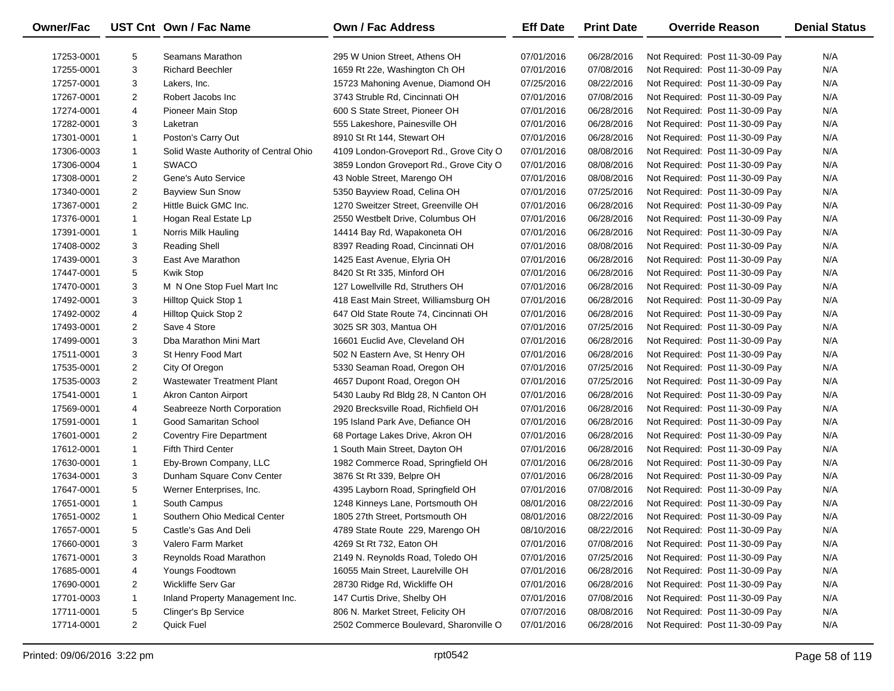| Owner/Fac | UST Cnt | Own / Fac Name | Own / Fac Address | Eff Date | Print Date | Override Reason | Denial Status |
|---|---|---|---|---|---|---|---|
| 17253-0001 | 5 | Seamans Marathon | 295 W Union Street, Athens OH | 07/01/2016 | 06/28/2016 | Not Required: Post 11-30-09 Pay | N/A |
| 17255-0001 | 3 | Richard Beechler | 1659 Rt 22e, Washington Ch OH | 07/01/2016 | 07/08/2016 | Not Required: Post 11-30-09 Pay | N/A |
| 17257-0001 | 3 | Lakers, Inc. | 15723 Mahoning Avenue, Diamond OH | 07/25/2016 | 08/22/2016 | Not Required: Post 11-30-09 Pay | N/A |
| 17267-0001 | 2 | Robert Jacobs Inc | 3743 Struble Rd, Cincinnati OH | 07/01/2016 | 07/08/2016 | Not Required: Post 11-30-09 Pay | N/A |
| 17274-0001 | 4 | Pioneer Main Stop | 600 S State Street, Pioneer OH | 07/01/2016 | 06/28/2016 | Not Required: Post 11-30-09 Pay | N/A |
| 17282-0001 | 3 | Laketran | 555 Lakeshore, Painesville OH | 07/01/2016 | 06/28/2016 | Not Required: Post 11-30-09 Pay | N/A |
| 17301-0001 | 1 | Poston's Carry Out | 8910 St Rt 144, Stewart OH | 07/01/2016 | 06/28/2016 | Not Required: Post 11-30-09 Pay | N/A |
| 17306-0003 | 1 | Solid Waste Authority of Central Ohio | 4109 London-Groveport Rd., Grove City O | 07/01/2016 | 08/08/2016 | Not Required: Post 11-30-09 Pay | N/A |
| 17306-0004 | 1 | SWACO | 3859 London Groveport Rd., Grove City O | 07/01/2016 | 08/08/2016 | Not Required: Post 11-30-09 Pay | N/A |
| 17308-0001 | 2 | Gene's Auto Service | 43 Noble Street, Marengo OH | 07/01/2016 | 08/08/2016 | Not Required: Post 11-30-09 Pay | N/A |
| 17340-0001 | 2 | Bayview Sun Snow | 5350 Bayview Road, Celina OH | 07/01/2016 | 07/25/2016 | Not Required: Post 11-30-09 Pay | N/A |
| 17367-0001 | 2 | Hittle Buick GMC Inc. | 1270 Sweitzer Street, Greenville OH | 07/01/2016 | 06/28/2016 | Not Required: Post 11-30-09 Pay | N/A |
| 17376-0001 | 1 | Hogan Real Estate Lp | 2550 Westbelt Drive, Columbus OH | 07/01/2016 | 06/28/2016 | Not Required: Post 11-30-09 Pay | N/A |
| 17391-0001 | 1 | Norris Milk Hauling | 14414 Bay Rd, Wapakoneta OH | 07/01/2016 | 06/28/2016 | Not Required: Post 11-30-09 Pay | N/A |
| 17408-0002 | 3 | Reading Shell | 8397 Reading Road, Cincinnati OH | 07/01/2016 | 08/08/2016 | Not Required: Post 11-30-09 Pay | N/A |
| 17439-0001 | 3 | East Ave Marathon | 1425 East Avenue, Elyria OH | 07/01/2016 | 06/28/2016 | Not Required: Post 11-30-09 Pay | N/A |
| 17447-0001 | 5 | Kwik Stop | 8420 St Rt 335, Minford OH | 07/01/2016 | 06/28/2016 | Not Required: Post 11-30-09 Pay | N/A |
| 17470-0001 | 3 | M N One Stop Fuel Mart Inc | 127 Lowellville Rd, Struthers OH | 07/01/2016 | 06/28/2016 | Not Required: Post 11-30-09 Pay | N/A |
| 17492-0001 | 3 | Hilltop Quick Stop 1 | 418 East Main Street, Williamsburg OH | 07/01/2016 | 06/28/2016 | Not Required: Post 11-30-09 Pay | N/A |
| 17492-0002 | 4 | Hilltop Quick Stop 2 | 647 Old State Route 74, Cincinnati OH | 07/01/2016 | 06/28/2016 | Not Required: Post 11-30-09 Pay | N/A |
| 17493-0001 | 2 | Save 4 Store | 3025 SR 303, Mantua OH | 07/01/2016 | 07/25/2016 | Not Required: Post 11-30-09 Pay | N/A |
| 17499-0001 | 3 | Dba Marathon Mini Mart | 16601 Euclid Ave, Cleveland OH | 07/01/2016 | 06/28/2016 | Not Required: Post 11-30-09 Pay | N/A |
| 17511-0001 | 3 | St Henry Food Mart | 502 N Eastern Ave, St Henry OH | 07/01/2016 | 06/28/2016 | Not Required: Post 11-30-09 Pay | N/A |
| 17535-0001 | 2 | City Of Oregon | 5330 Seaman Road, Oregon OH | 07/01/2016 | 07/25/2016 | Not Required: Post 11-30-09 Pay | N/A |
| 17535-0003 | 2 | Wastewater Treatment Plant | 4657 Dupont Road, Oregon OH | 07/01/2016 | 07/25/2016 | Not Required: Post 11-30-09 Pay | N/A |
| 17541-0001 | 1 | Akron Canton Airport | 5430 Lauby Rd Bldg 28, N Canton OH | 07/01/2016 | 06/28/2016 | Not Required: Post 11-30-09 Pay | N/A |
| 17569-0001 | 4 | Seabreeze North Corporation | 2920 Brecksville Road, Richfield OH | 07/01/2016 | 06/28/2016 | Not Required: Post 11-30-09 Pay | N/A |
| 17591-0001 | 1 | Good Samaritan School | 195 Island Park Ave, Defiance OH | 07/01/2016 | 06/28/2016 | Not Required: Post 11-30-09 Pay | N/A |
| 17601-0001 | 2 | Coventry Fire Department | 68 Portage Lakes Drive, Akron OH | 07/01/2016 | 06/28/2016 | Not Required: Post 11-30-09 Pay | N/A |
| 17612-0001 | 1 | Fifth Third Center | 1 South Main Street, Dayton OH | 07/01/2016 | 06/28/2016 | Not Required: Post 11-30-09 Pay | N/A |
| 17630-0001 | 1 | Eby-Brown Company, LLC | 1982 Commerce Road, Springfield OH | 07/01/2016 | 06/28/2016 | Not Required: Post 11-30-09 Pay | N/A |
| 17634-0001 | 3 | Dunham Square Conv Center | 3876 St Rt 339, Belpre OH | 07/01/2016 | 06/28/2016 | Not Required: Post 11-30-09 Pay | N/A |
| 17647-0001 | 5 | Werner Enterprises, Inc. | 4395 Layborn Road, Springfield OH | 07/01/2016 | 07/08/2016 | Not Required: Post 11-30-09 Pay | N/A |
| 17651-0001 | 1 | South Campus | 1248 Kinneys Lane, Portsmouth OH | 08/01/2016 | 08/22/2016 | Not Required: Post 11-30-09 Pay | N/A |
| 17651-0002 | 1 | Southern Ohio Medical Center | 1805 27th Street, Portsmouth OH | 08/01/2016 | 08/22/2016 | Not Required: Post 11-30-09 Pay | N/A |
| 17657-0001 | 5 | Castle's Gas And Deli | 4789 State Route 229, Marengo OH | 08/10/2016 | 08/22/2016 | Not Required: Post 11-30-09 Pay | N/A |
| 17660-0001 | 3 | Valero Farm Market | 4269 St Rt 732, Eaton OH | 07/01/2016 | 07/08/2016 | Not Required: Post 11-30-09 Pay | N/A |
| 17671-0001 | 3 | Reynolds Road Marathon | 2149 N. Reynolds Road, Toledo OH | 07/01/2016 | 07/25/2016 | Not Required: Post 11-30-09 Pay | N/A |
| 17685-0001 | 4 | Youngs Foodtown | 16055 Main Street, Laurelville OH | 07/01/2016 | 06/28/2016 | Not Required: Post 11-30-09 Pay | N/A |
| 17690-0001 | 2 | Wickliffe Serv Gar | 28730 Ridge Rd, Wickliffe OH | 07/01/2016 | 06/28/2016 | Not Required: Post 11-30-09 Pay | N/A |
| 17701-0003 | 1 | Inland Property Management Inc. | 147 Curtis Drive, Shelby OH | 07/01/2016 | 07/08/2016 | Not Required: Post 11-30-09 Pay | N/A |
| 17711-0001 | 5 | Clinger's Bp Service | 806 N. Market Street, Felicity OH | 07/07/2016 | 08/08/2016 | Not Required: Post 11-30-09 Pay | N/A |
| 17714-0001 | 2 | Quick Fuel | 2502 Commerce Boulevard, Sharonville O | 07/01/2016 | 06/28/2016 | Not Required: Post 11-30-09 Pay | N/A |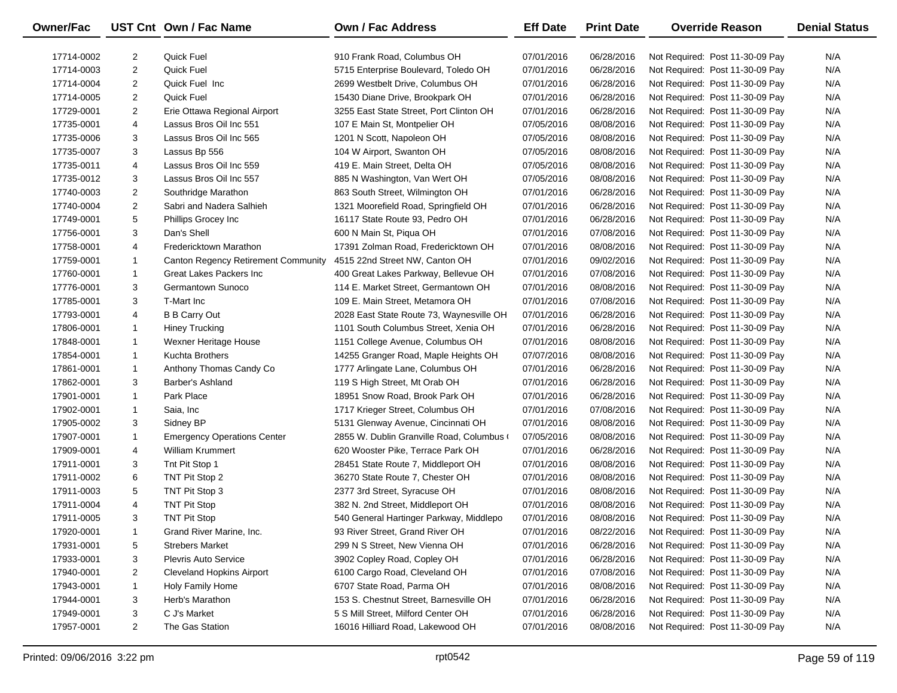| Owner/Fac | UST Cnt | Own / Fac Name | Own / Fac Address | Eff Date | Print Date | Override Reason | Denial Status |
|---|---|---|---|---|---|---|---|
| 17714-0002 | 2 | Quick Fuel | 910 Frank Road, Columbus OH | 07/01/2016 | 06/28/2016 | Not Required: Post 11-30-09 Pay | N/A |
| 17714-0003 | 2 | Quick Fuel | 5715 Enterprise Boulevard, Toledo OH | 07/01/2016 | 06/28/2016 | Not Required: Post 11-30-09 Pay | N/A |
| 17714-0004 | 2 | Quick Fuel Inc | 2699 Westbelt Drive, Columbus OH | 07/01/2016 | 06/28/2016 | Not Required: Post 11-30-09 Pay | N/A |
| 17714-0005 | 2 | Quick Fuel | 15430 Diane Drive, Brookpark OH | 07/01/2016 | 06/28/2016 | Not Required: Post 11-30-09 Pay | N/A |
| 17729-0001 | 2 | Erie Ottawa Regional Airport | 3255 East State Street, Port Clinton OH | 07/01/2016 | 06/28/2016 | Not Required: Post 11-30-09 Pay | N/A |
| 17735-0001 | 4 | Lassus Bros Oil Inc 551 | 107 E Main St, Montpelier OH | 07/05/2016 | 08/08/2016 | Not Required: Post 11-30-09 Pay | N/A |
| 17735-0006 | 3 | Lassus Bros Oil Inc 565 | 1201 N Scott, Napoleon OH | 07/05/2016 | 08/08/2016 | Not Required: Post 11-30-09 Pay | N/A |
| 17735-0007 | 3 | Lassus Bp 556 | 104 W Airport, Swanton OH | 07/05/2016 | 08/08/2016 | Not Required: Post 11-30-09 Pay | N/A |
| 17735-0011 | 4 | Lassus Bros Oil Inc 559 | 419 E. Main Street, Delta OH | 07/05/2016 | 08/08/2016 | Not Required: Post 11-30-09 Pay | N/A |
| 17735-0012 | 3 | Lassus Bros Oil Inc 557 | 885 N Washington, Van Wert OH | 07/05/2016 | 08/08/2016 | Not Required: Post 11-30-09 Pay | N/A |
| 17740-0003 | 2 | Southridge Marathon | 863 South Street, Wilmington OH | 07/01/2016 | 06/28/2016 | Not Required: Post 11-30-09 Pay | N/A |
| 17740-0004 | 2 | Sabri and Nadera Salhieh | 1321 Moorefield Road, Springfield OH | 07/01/2016 | 06/28/2016 | Not Required: Post 11-30-09 Pay | N/A |
| 17749-0001 | 5 | Phillips Grocey Inc | 16117 State Route 93, Pedro OH | 07/01/2016 | 06/28/2016 | Not Required: Post 11-30-09 Pay | N/A |
| 17756-0001 | 3 | Dan's Shell | 600 N Main St, Piqua OH | 07/01/2016 | 07/08/2016 | Not Required: Post 11-30-09 Pay | N/A |
| 17758-0001 | 4 | Fredericktown Marathon | 17391 Zolman Road, Fredericktown OH | 07/01/2016 | 08/08/2016 | Not Required: Post 11-30-09 Pay | N/A |
| 17759-0001 | 1 | Canton Regency Retirement Community | 4515 22nd Street NW, Canton OH | 07/01/2016 | 09/02/2016 | Not Required: Post 11-30-09 Pay | N/A |
| 17760-0001 | 1 | Great Lakes Packers Inc | 400 Great Lakes Parkway, Bellevue OH | 07/01/2016 | 07/08/2016 | Not Required: Post 11-30-09 Pay | N/A |
| 17776-0001 | 3 | Germantown Sunoco | 114 E. Market Street, Germantown OH | 07/01/2016 | 08/08/2016 | Not Required: Post 11-30-09 Pay | N/A |
| 17785-0001 | 3 | T-Mart Inc | 109 E. Main Street, Metamora OH | 07/01/2016 | 07/08/2016 | Not Required: Post 11-30-09 Pay | N/A |
| 17793-0001 | 4 | B B Carry Out | 2028 East State Route 73, Waynesville OH | 07/01/2016 | 06/28/2016 | Not Required: Post 11-30-09 Pay | N/A |
| 17806-0001 | 1 | Hiney Trucking | 1101 South Columbus Street, Xenia OH | 07/01/2016 | 06/28/2016 | Not Required: Post 11-30-09 Pay | N/A |
| 17848-0001 | 1 | Wexner Heritage House | 1151 College Avenue, Columbus OH | 07/01/2016 | 08/08/2016 | Not Required: Post 11-30-09 Pay | N/A |
| 17854-0001 | 1 | Kuchta Brothers | 14255 Granger Road, Maple Heights OH | 07/07/2016 | 08/08/2016 | Not Required: Post 11-30-09 Pay | N/A |
| 17861-0001 | 1 | Anthony Thomas Candy Co | 1777 Arlingate Lane, Columbus OH | 07/01/2016 | 06/28/2016 | Not Required: Post 11-30-09 Pay | N/A |
| 17862-0001 | 3 | Barber's Ashland | 119 S High Street, Mt Orab OH | 07/01/2016 | 06/28/2016 | Not Required: Post 11-30-09 Pay | N/A |
| 17901-0001 | 1 | Park Place | 18951 Snow Road, Brook Park OH | 07/01/2016 | 06/28/2016 | Not Required: Post 11-30-09 Pay | N/A |
| 17902-0001 | 1 | Saia, Inc | 1717 Krieger Street, Columbus OH | 07/01/2016 | 07/08/2016 | Not Required: Post 11-30-09 Pay | N/A |
| 17905-0002 | 3 | Sidney BP | 5131 Glenway Avenue, Cincinnati OH | 07/01/2016 | 08/08/2016 | Not Required: Post 11-30-09 Pay | N/A |
| 17907-0001 | 1 | Emergency Operations Center | 2855 W. Dublin Granville Road, Columbus ( | 07/05/2016 | 08/08/2016 | Not Required: Post 11-30-09 Pay | N/A |
| 17909-0001 | 4 | William Krummert | 620 Wooster Pike, Terrace Park OH | 07/01/2016 | 06/28/2016 | Not Required: Post 11-30-09 Pay | N/A |
| 17911-0001 | 3 | Tnt Pit Stop 1 | 28451 State Route 7, Middleport OH | 07/01/2016 | 08/08/2016 | Not Required: Post 11-30-09 Pay | N/A |
| 17911-0002 | 6 | TNT Pit Stop 2 | 36270 State Route 7, Chester OH | 07/01/2016 | 08/08/2016 | Not Required: Post 11-30-09 Pay | N/A |
| 17911-0003 | 5 | TNT Pit Stop 3 | 2377 3rd Street, Syracuse OH | 07/01/2016 | 08/08/2016 | Not Required: Post 11-30-09 Pay | N/A |
| 17911-0004 | 4 | TNT Pit Stop | 382 N. 2nd Street, Middleport OH | 07/01/2016 | 08/08/2016 | Not Required: Post 11-30-09 Pay | N/A |
| 17911-0005 | 3 | TNT Pit Stop | 540 General Hartinger Parkway, Middlepo | 07/01/2016 | 08/08/2016 | Not Required: Post 11-30-09 Pay | N/A |
| 17920-0001 | 1 | Grand River Marine, Inc. | 93 River Street, Grand River OH | 07/01/2016 | 08/22/2016 | Not Required: Post 11-30-09 Pay | N/A |
| 17931-0001 | 5 | Strebers Market | 299 N S Street, New Vienna OH | 07/01/2016 | 06/28/2016 | Not Required: Post 11-30-09 Pay | N/A |
| 17933-0001 | 3 | Plevris Auto Service | 3902 Copley Road, Copley OH | 07/01/2016 | 06/28/2016 | Not Required: Post 11-30-09 Pay | N/A |
| 17940-0001 | 2 | Cleveland Hopkins Airport | 6100 Cargo Road, Cleveland OH | 07/01/2016 | 07/08/2016 | Not Required: Post 11-30-09 Pay | N/A |
| 17943-0001 | 1 | Holy Family Home | 6707 State Road, Parma OH | 07/01/2016 | 08/08/2016 | Not Required: Post 11-30-09 Pay | N/A |
| 17944-0001 | 3 | Herb's Marathon | 153 S. Chestnut Street, Barnesville OH | 07/01/2016 | 06/28/2016 | Not Required: Post 11-30-09 Pay | N/A |
| 17949-0001 | 3 | C J's Market | 5 S Mill Street, Milford Center OH | 07/01/2016 | 06/28/2016 | Not Required: Post 11-30-09 Pay | N/A |
| 17957-0001 | 2 | The Gas Station | 16016 Hilliard Road, Lakewood OH | 07/01/2016 | 08/08/2016 | Not Required: Post 11-30-09 Pay | N/A |

Printed: 09/06/2016 3:22 pm rpt0542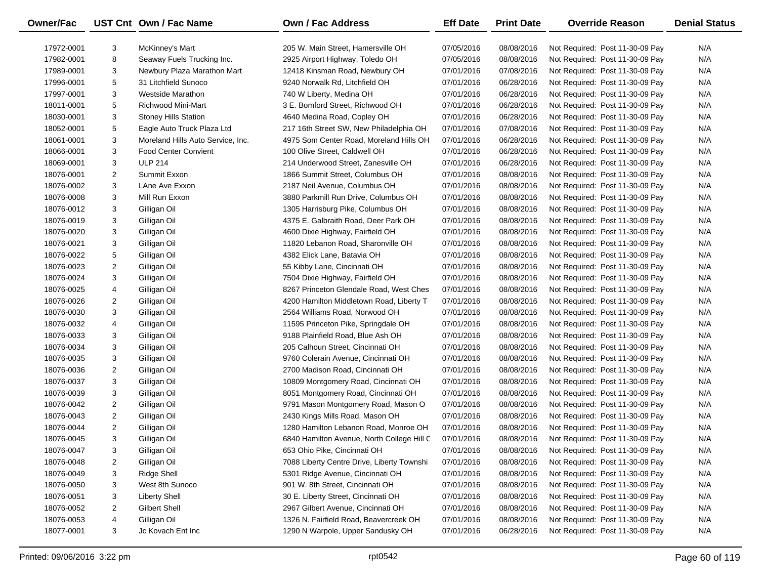| Owner/Fac | UST Cnt | Own / Fac Name | Own / Fac Address | Eff Date | Print Date | Override Reason | Denial Status |
|---|---|---|---|---|---|---|---|
| 17972-0001 | 3 | McKinney's Mart | 205 W. Main Street, Hamersville OH | 07/05/2016 | 08/08/2016 | Not Required: Post 11-30-09 Pay | N/A |
| 17982-0001 | 8 | Seaway Fuels Trucking Inc. | 2925 Airport Highway, Toledo OH | 07/05/2016 | 08/08/2016 | Not Required: Post 11-30-09 Pay | N/A |
| 17989-0001 | 3 | Newbury Plaza Marathon Mart | 12418 Kinsman Road, Newbury OH | 07/01/2016 | 07/08/2016 | Not Required: Post 11-30-09 Pay | N/A |
| 17996-0001 | 5 | 31 Litchfield Sunoco | 9240 Norwalk Rd, Litchfield OH | 07/01/2016 | 06/28/2016 | Not Required: Post 11-30-09 Pay | N/A |
| 17997-0001 | 3 | Westside Marathon | 740 W Liberty, Medina OH | 07/01/2016 | 06/28/2016 | Not Required: Post 11-30-09 Pay | N/A |
| 18011-0001 | 5 | Richwood Mini-Mart | 3 E. Bomford Street, Richwood OH | 07/01/2016 | 06/28/2016 | Not Required: Post 11-30-09 Pay | N/A |
| 18030-0001 | 3 | Stoney Hills Station | 4640 Medina Road, Copley OH | 07/01/2016 | 06/28/2016 | Not Required: Post 11-30-09 Pay | N/A |
| 18052-0001 | 5 | Eagle Auto Truck Plaza Ltd | 217 16th Street SW, New Philadelphia OH | 07/01/2016 | 07/08/2016 | Not Required: Post 11-30-09 Pay | N/A |
| 18061-0001 | 3 | Moreland Hills Auto Service, Inc. | 4975 Som Center Road, Moreland Hills OH | 07/01/2016 | 06/28/2016 | Not Required: Post 11-30-09 Pay | N/A |
| 18066-0001 | 3 | Food Center Convient | 100 Olive Street, Caldwell OH | 07/01/2016 | 06/28/2016 | Not Required: Post 11-30-09 Pay | N/A |
| 18069-0001 | 3 | ULP 214 | 214 Underwood Street, Zanesville OH | 07/01/2016 | 06/28/2016 | Not Required: Post 11-30-09 Pay | N/A |
| 18076-0001 | 2 | Summit Exxon | 1866 Summit Street, Columbus OH | 07/01/2016 | 08/08/2016 | Not Required: Post 11-30-09 Pay | N/A |
| 18076-0002 | 3 | LAne Ave Exxon | 2187 Neil Avenue, Columbus OH | 07/01/2016 | 08/08/2016 | Not Required: Post 11-30-09 Pay | N/A |
| 18076-0008 | 3 | Mill Run Exxon | 3880 Parkmill Run Drive, Columbus OH | 07/01/2016 | 08/08/2016 | Not Required: Post 11-30-09 Pay | N/A |
| 18076-0012 | 3 | Gilligan Oil | 1305 Harrisburg Pike, Columbus OH | 07/01/2016 | 08/08/2016 | Not Required: Post 11-30-09 Pay | N/A |
| 18076-0019 | 3 | Gilligan Oil | 4375 E. Galbraith Road, Deer Park OH | 07/01/2016 | 08/08/2016 | Not Required: Post 11-30-09 Pay | N/A |
| 18076-0020 | 3 | Gilligan Oil | 4600 Dixie Highway, Fairfield OH | 07/01/2016 | 08/08/2016 | Not Required: Post 11-30-09 Pay | N/A |
| 18076-0021 | 3 | Gilligan Oil | 11820 Lebanon Road, Sharonville OH | 07/01/2016 | 08/08/2016 | Not Required: Post 11-30-09 Pay | N/A |
| 18076-0022 | 5 | Gilligan Oil | 4382 Elick Lane, Batavia OH | 07/01/2016 | 08/08/2016 | Not Required: Post 11-30-09 Pay | N/A |
| 18076-0023 | 2 | Gilligan Oil | 55 Kibby Lane, Cincinnati OH | 07/01/2016 | 08/08/2016 | Not Required: Post 11-30-09 Pay | N/A |
| 18076-0024 | 3 | Gilligan Oil | 7504 Dixie Highway, Fairfield OH | 07/01/2016 | 08/08/2016 | Not Required: Post 11-30-09 Pay | N/A |
| 18076-0025 | 4 | Gilligan Oil | 8267 Princeton Glendale Road, West Ches | 07/01/2016 | 08/08/2016 | Not Required: Post 11-30-09 Pay | N/A |
| 18076-0026 | 2 | Gilligan Oil | 4200 Hamilton Middletown Road, Liberty T | 07/01/2016 | 08/08/2016 | Not Required: Post 11-30-09 Pay | N/A |
| 18076-0030 | 3 | Gilligan Oil | 2564 Williams Road, Norwood OH | 07/01/2016 | 08/08/2016 | Not Required: Post 11-30-09 Pay | N/A |
| 18076-0032 | 4 | Gilligan Oil | 11595 Princeton Pike, Springdale OH | 07/01/2016 | 08/08/2016 | Not Required: Post 11-30-09 Pay | N/A |
| 18076-0033 | 3 | Gilligan Oil | 9188 Plainfield Road, Blue Ash OH | 07/01/2016 | 08/08/2016 | Not Required: Post 11-30-09 Pay | N/A |
| 18076-0034 | 3 | Gilligan Oil | 205 Calhoun Street, Cincinnati OH | 07/01/2016 | 08/08/2016 | Not Required: Post 11-30-09 Pay | N/A |
| 18076-0035 | 3 | Gilligan Oil | 9760 Colerain Avenue, Cincinnati OH | 07/01/2016 | 08/08/2016 | Not Required: Post 11-30-09 Pay | N/A |
| 18076-0036 | 2 | Gilligan Oil | 2700 Madison Road, Cincinnati OH | 07/01/2016 | 08/08/2016 | Not Required: Post 11-30-09 Pay | N/A |
| 18076-0037 | 3 | Gilligan Oil | 10809 Montgomery Road, Cincinnati OH | 07/01/2016 | 08/08/2016 | Not Required: Post 11-30-09 Pay | N/A |
| 18076-0039 | 3 | Gilligan Oil | 8051 Montgomery Road, Cincinnati OH | 07/01/2016 | 08/08/2016 | Not Required: Post 11-30-09 Pay | N/A |
| 18076-0042 | 2 | Gilligan Oil | 9791 Mason Montgomery Road, Mason O | 07/01/2016 | 08/08/2016 | Not Required: Post 11-30-09 Pay | N/A |
| 18076-0043 | 2 | Gilligan Oil | 2430 Kings Mills Road, Mason OH | 07/01/2016 | 08/08/2016 | Not Required: Post 11-30-09 Pay | N/A |
| 18076-0044 | 2 | Gilligan Oil | 1280 Hamilton Lebanon Road, Monroe OH | 07/01/2016 | 08/08/2016 | Not Required: Post 11-30-09 Pay | N/A |
| 18076-0045 | 3 | Gilligan Oil | 6840 Hamilton Avenue, North College Hill C | 07/01/2016 | 08/08/2016 | Not Required: Post 11-30-09 Pay | N/A |
| 18076-0047 | 3 | Gilligan Oil | 653 Ohio Pike, Cincinnati OH | 07/01/2016 | 08/08/2016 | Not Required: Post 11-30-09 Pay | N/A |
| 18076-0048 | 2 | Gilligan Oil | 7088 Liberty Centre Drive, Liberty Townshi | 07/01/2016 | 08/08/2016 | Not Required: Post 11-30-09 Pay | N/A |
| 18076-0049 | 3 | Ridge Shell | 5301 Ridge Avenue, Cincinnati OH | 07/01/2016 | 08/08/2016 | Not Required: Post 11-30-09 Pay | N/A |
| 18076-0050 | 3 | West 8th Sunoco | 901 W. 8th Street, Cincinnati OH | 07/01/2016 | 08/08/2016 | Not Required: Post 11-30-09 Pay | N/A |
| 18076-0051 | 3 | Liberty Shell | 30 E. Liberty Street, Cincinnati OH | 07/01/2016 | 08/08/2016 | Not Required: Post 11-30-09 Pay | N/A |
| 18076-0052 | 2 | Gilbert Shell | 2967 Gilbert Avenue, Cincinnati OH | 07/01/2016 | 08/08/2016 | Not Required: Post 11-30-09 Pay | N/A |
| 18076-0053 | 4 | Gilligan Oil | 1326 N. Fairfield Road, Beavercreek OH | 07/01/2016 | 08/08/2016 | Not Required: Post 11-30-09 Pay | N/A |
| 18077-0001 | 3 | Jc Kovach Ent Inc | 1290 N Warpole, Upper Sandusky OH | 07/01/2016 | 06/28/2016 | Not Required: Post 11-30-09 Pay | N/A |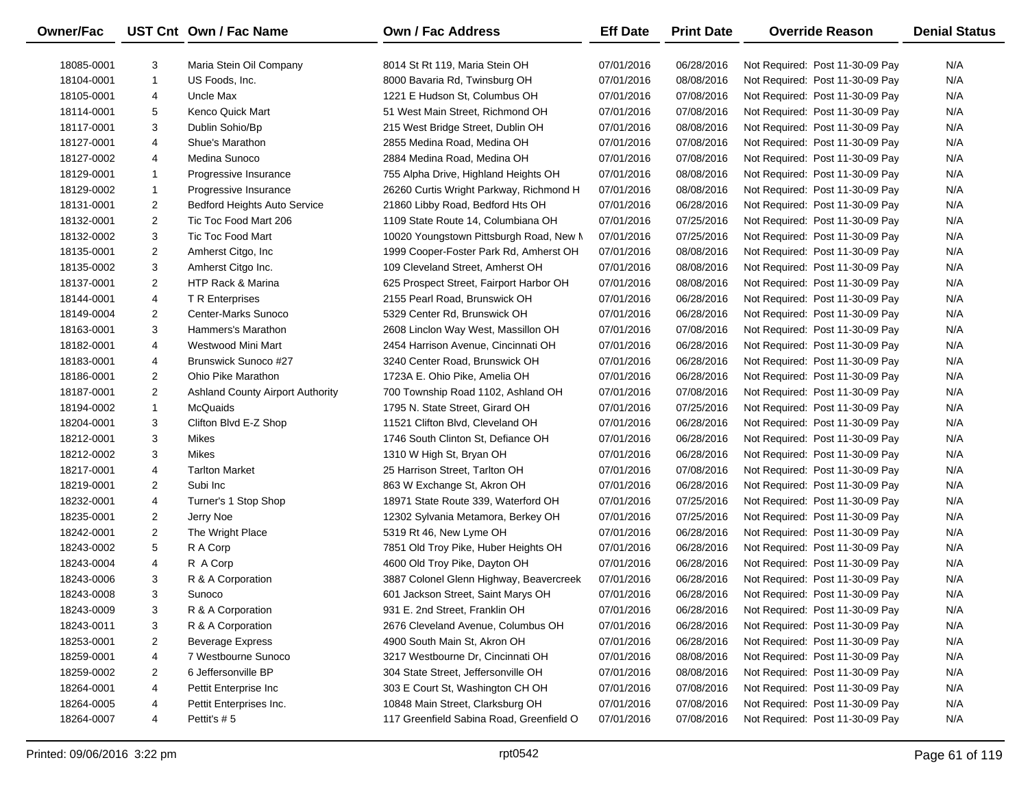| Owner/Fac | UST Cnt | Own / Fac Name | Own / Fac Address | Eff Date | Print Date | Override Reason | Denial Status |
|---|---|---|---|---|---|---|---|
| 18085-0001 | 3 | Maria Stein Oil Company | 8014 St Rt 119, Maria Stein OH | 07/01/2016 | 06/28/2016 | Not Required: Post 11-30-09 Pay | N/A |
| 18104-0001 | 1 | US Foods, Inc. | 8000 Bavaria Rd, Twinsburg OH | 07/01/2016 | 08/08/2016 | Not Required: Post 11-30-09 Pay | N/A |
| 18105-0001 | 4 | Uncle Max | 1221 E Hudson St, Columbus OH | 07/01/2016 | 07/08/2016 | Not Required: Post 11-30-09 Pay | N/A |
| 18114-0001 | 5 | Kenco Quick Mart | 51 West Main Street, Richmond OH | 07/01/2016 | 07/08/2016 | Not Required: Post 11-30-09 Pay | N/A |
| 18117-0001 | 3 | Dublin Sohio/Bp | 215 West Bridge Street, Dublin OH | 07/01/2016 | 08/08/2016 | Not Required: Post 11-30-09 Pay | N/A |
| 18127-0001 | 4 | Shue's Marathon | 2855 Medina Road, Medina OH | 07/01/2016 | 07/08/2016 | Not Required: Post 11-30-09 Pay | N/A |
| 18127-0002 | 4 | Medina Sunoco | 2884 Medina Road, Medina OH | 07/01/2016 | 07/08/2016 | Not Required: Post 11-30-09 Pay | N/A |
| 18129-0001 | 1 | Progressive Insurance | 755 Alpha Drive, Highland Heights OH | 07/01/2016 | 08/08/2016 | Not Required: Post 11-30-09 Pay | N/A |
| 18129-0002 | 1 | Progressive Insurance | 26260 Curtis Wright Parkway, Richmond H | 07/01/2016 | 08/08/2016 | Not Required: Post 11-30-09 Pay | N/A |
| 18131-0001 | 2 | Bedford Heights Auto Service | 21860 Libby Road, Bedford Hts OH | 07/01/2016 | 06/28/2016 | Not Required: Post 11-30-09 Pay | N/A |
| 18132-0001 | 2 | Tic Toc Food Mart 206 | 1109 State Route 14, Columbiana OH | 07/01/2016 | 07/25/2016 | Not Required: Post 11-30-09 Pay | N/A |
| 18132-0002 | 3 | Tic Toc Food Mart | 10020 Youngstown Pittsburgh Road, New N | 07/01/2016 | 07/25/2016 | Not Required: Post 11-30-09 Pay | N/A |
| 18135-0001 | 2 | Amherst Citgo, Inc | 1999 Cooper-Foster Park Rd, Amherst OH | 07/01/2016 | 08/08/2016 | Not Required: Post 11-30-09 Pay | N/A |
| 18135-0002 | 3 | Amherst Citgo Inc. | 109 Cleveland Street, Amherst OH | 07/01/2016 | 08/08/2016 | Not Required: Post 11-30-09 Pay | N/A |
| 18137-0001 | 2 | HTP Rack & Marina | 625 Prospect Street, Fairport Harbor OH | 07/01/2016 | 08/08/2016 | Not Required: Post 11-30-09 Pay | N/A |
| 18144-0001 | 4 | T R Enterprises | 2155 Pearl Road, Brunswick OH | 07/01/2016 | 06/28/2016 | Not Required: Post 11-30-09 Pay | N/A |
| 18149-0004 | 2 | Center-Marks Sunoco | 5329 Center Rd, Brunswick OH | 07/01/2016 | 06/28/2016 | Not Required: Post 11-30-09 Pay | N/A |
| 18163-0001 | 3 | Hammers's Marathon | 2608 Linclon Way West, Massillon OH | 07/01/2016 | 07/08/2016 | Not Required: Post 11-30-09 Pay | N/A |
| 18182-0001 | 4 | Westwood Mini Mart | 2454 Harrison Avenue, Cincinnati OH | 07/01/2016 | 06/28/2016 | Not Required: Post 11-30-09 Pay | N/A |
| 18183-0001 | 4 | Brunswick Sunoco #27 | 3240 Center Road, Brunswick OH | 07/01/2016 | 06/28/2016 | Not Required: Post 11-30-09 Pay | N/A |
| 18186-0001 | 2 | Ohio Pike Marathon | 1723A E. Ohio Pike, Amelia OH | 07/01/2016 | 06/28/2016 | Not Required: Post 11-30-09 Pay | N/A |
| 18187-0001 | 2 | Ashland County Airport Authority | 700 Township Road 1102, Ashland OH | 07/01/2016 | 07/08/2016 | Not Required: Post 11-30-09 Pay | N/A |
| 18194-0002 | 1 | McQuaids | 1795 N. State Street, Girard OH | 07/01/2016 | 07/25/2016 | Not Required: Post 11-30-09 Pay | N/A |
| 18204-0001 | 3 | Clifton Blvd E-Z Shop | 11521 Clifton Blvd, Cleveland OH | 07/01/2016 | 06/28/2016 | Not Required: Post 11-30-09 Pay | N/A |
| 18212-0001 | 3 | Mikes | 1746 South Clinton St, Defiance OH | 07/01/2016 | 06/28/2016 | Not Required: Post 11-30-09 Pay | N/A |
| 18212-0002 | 3 | Mikes | 1310 W High St, Bryan OH | 07/01/2016 | 06/28/2016 | Not Required: Post 11-30-09 Pay | N/A |
| 18217-0001 | 4 | Tarlton Market | 25 Harrison Street, Tarlton OH | 07/01/2016 | 07/08/2016 | Not Required: Post 11-30-09 Pay | N/A |
| 18219-0001 | 2 | Subi Inc | 863 W Exchange St, Akron OH | 07/01/2016 | 06/28/2016 | Not Required: Post 11-30-09 Pay | N/A |
| 18232-0001 | 4 | Turner's 1 Stop Shop | 18971 State Route 339, Waterford OH | 07/01/2016 | 07/25/2016 | Not Required: Post 11-30-09 Pay | N/A |
| 18235-0001 | 2 | Jerry Noe | 12302 Sylvania Metamora, Berkey OH | 07/01/2016 | 07/25/2016 | Not Required: Post 11-30-09 Pay | N/A |
| 18242-0001 | 2 | The Wright Place | 5319 Rt 46, New Lyme OH | 07/01/2016 | 06/28/2016 | Not Required: Post 11-30-09 Pay | N/A |
| 18243-0002 | 5 | R A Corp | 7851 Old Troy Pike, Huber Heights OH | 07/01/2016 | 06/28/2016 | Not Required: Post 11-30-09 Pay | N/A |
| 18243-0004 | 4 | R A Corp | 4600 Old Troy Pike, Dayton OH | 07/01/2016 | 06/28/2016 | Not Required: Post 11-30-09 Pay | N/A |
| 18243-0006 | 3 | R & A Corporation | 3887 Colonel Glenn Highway, Beavercreek | 07/01/2016 | 06/28/2016 | Not Required: Post 11-30-09 Pay | N/A |
| 18243-0008 | 3 | Sunoco | 601 Jackson Street, Saint Marys OH | 07/01/2016 | 06/28/2016 | Not Required: Post 11-30-09 Pay | N/A |
| 18243-0009 | 3 | R & A Corporation | 931 E. 2nd Street, Franklin OH | 07/01/2016 | 06/28/2016 | Not Required: Post 11-30-09 Pay | N/A |
| 18243-0011 | 3 | R & A Corporation | 2676 Cleveland Avenue, Columbus OH | 07/01/2016 | 06/28/2016 | Not Required: Post 11-30-09 Pay | N/A |
| 18253-0001 | 2 | Beverage Express | 4900 South Main St, Akron OH | 07/01/2016 | 06/28/2016 | Not Required: Post 11-30-09 Pay | N/A |
| 18259-0001 | 4 | 7 Westbourne Sunoco | 3217 Westbourne Dr, Cincinnati OH | 07/01/2016 | 08/08/2016 | Not Required: Post 11-30-09 Pay | N/A |
| 18259-0002 | 2 | 6 Jeffersonville BP | 304 State Street, Jeffersonville OH | 07/01/2016 | 08/08/2016 | Not Required: Post 11-30-09 Pay | N/A |
| 18264-0001 | 4 | Pettit Enterprise Inc | 303 E Court St, Washington CH OH | 07/01/2016 | 07/08/2016 | Not Required: Post 11-30-09 Pay | N/A |
| 18264-0005 | 4 | Pettit Enterprises Inc. | 10848 Main Street, Clarksburg OH | 07/01/2016 | 07/08/2016 | Not Required: Post 11-30-09 Pay | N/A |
| 18264-0007 | 4 | Pettit's # 5 | 117 Greenfield Sabina Road, Greenfield O | 07/01/2016 | 07/08/2016 | Not Required: Post 11-30-09 Pay | N/A |

Printed: 09/06/2016 3:22 pm rpt0542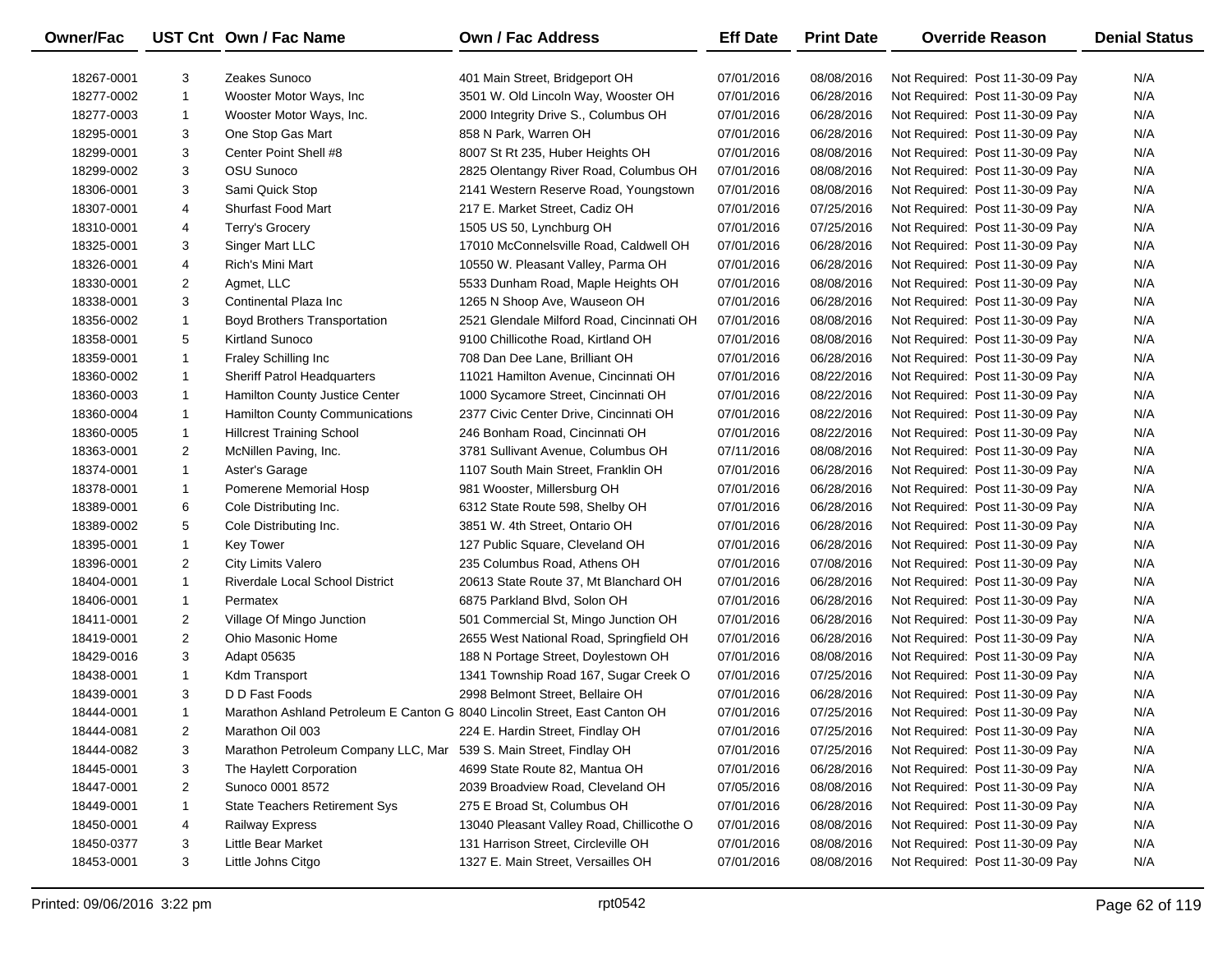| Owner/Fac | UST Cnt | Own / Fac Name | Own / Fac Address | Eff Date | Print Date | Override Reason | Denial Status |
|---|---|---|---|---|---|---|---|
| 18267-0001 | 3 | Zeakes Sunoco | 401 Main Street, Bridgeport OH | 07/01/2016 | 08/08/2016 | Not Required: Post 11-30-09 Pay | N/A |
| 18277-0002 | 1 | Wooster Motor Ways, Inc | 3501 W. Old Lincoln Way, Wooster OH | 07/01/2016 | 06/28/2016 | Not Required: Post 11-30-09 Pay | N/A |
| 18277-0003 | 1 | Wooster Motor Ways, Inc. | 2000 Integrity Drive S., Columbus OH | 07/01/2016 | 06/28/2016 | Not Required: Post 11-30-09 Pay | N/A |
| 18295-0001 | 3 | One Stop Gas Mart | 858 N Park, Warren OH | 07/01/2016 | 06/28/2016 | Not Required: Post 11-30-09 Pay | N/A |
| 18299-0001 | 3 | Center Point Shell #8 | 8007 St Rt 235, Huber Heights OH | 07/01/2016 | 08/08/2016 | Not Required: Post 11-30-09 Pay | N/A |
| 18299-0002 | 3 | OSU Sunoco | 2825 Olentangy River Road, Columbus OH | 07/01/2016 | 08/08/2016 | Not Required: Post 11-30-09 Pay | N/A |
| 18306-0001 | 3 | Sami Quick Stop | 2141 Western Reserve Road, Youngstown | 07/01/2016 | 08/08/2016 | Not Required: Post 11-30-09 Pay | N/A |
| 18307-0001 | 4 | Shurfast Food Mart | 217 E. Market Street, Cadiz OH | 07/01/2016 | 07/25/2016 | Not Required: Post 11-30-09 Pay | N/A |
| 18310-0001 | 4 | Terry's Grocery | 1505 US 50, Lynchburg OH | 07/01/2016 | 07/25/2016 | Not Required: Post 11-30-09 Pay | N/A |
| 18325-0001 | 3 | Singer Mart LLC | 17010 McConnelsville Road, Caldwell OH | 07/01/2016 | 06/28/2016 | Not Required: Post 11-30-09 Pay | N/A |
| 18326-0001 | 4 | Rich's Mini Mart | 10550 W. Pleasant Valley, Parma OH | 07/01/2016 | 06/28/2016 | Not Required: Post 11-30-09 Pay | N/A |
| 18330-0001 | 2 | Agmet, LLC | 5533 Dunham Road, Maple Heights OH | 07/01/2016 | 08/08/2016 | Not Required: Post 11-30-09 Pay | N/A |
| 18338-0001 | 3 | Continental Plaza Inc | 1265 N Shoop Ave, Wauseon OH | 07/01/2016 | 06/28/2016 | Not Required: Post 11-30-09 Pay | N/A |
| 18356-0002 | 1 | Boyd Brothers Transportation | 2521 Glendale Milford Road, Cincinnati OH | 07/01/2016 | 08/08/2016 | Not Required: Post 11-30-09 Pay | N/A |
| 18358-0001 | 5 | Kirtland Sunoco | 9100 Chillicothe Road, Kirtland OH | 07/01/2016 | 08/08/2016 | Not Required: Post 11-30-09 Pay | N/A |
| 18359-0001 | 1 | Fraley Schilling Inc | 708 Dan Dee Lane, Brilliant OH | 07/01/2016 | 06/28/2016 | Not Required: Post 11-30-09 Pay | N/A |
| 18360-0002 | 1 | Sheriff Patrol Headquarters | 11021 Hamilton Avenue, Cincinnati OH | 07/01/2016 | 08/22/2016 | Not Required: Post 11-30-09 Pay | N/A |
| 18360-0003 | 1 | Hamilton County Justice Center | 1000 Sycamore Street, Cincinnati OH | 07/01/2016 | 08/22/2016 | Not Required: Post 11-30-09 Pay | N/A |
| 18360-0004 | 1 | Hamilton County Communications | 2377 Civic Center Drive, Cincinnati OH | 07/01/2016 | 08/22/2016 | Not Required: Post 11-30-09 Pay | N/A |
| 18360-0005 | 1 | Hillcrest Training School | 246 Bonham Road, Cincinnati OH | 07/01/2016 | 08/22/2016 | Not Required: Post 11-30-09 Pay | N/A |
| 18363-0001 | 2 | McNillen Paving, Inc. | 3781 Sullivant Avenue, Columbus OH | 07/11/2016 | 08/08/2016 | Not Required: Post 11-30-09 Pay | N/A |
| 18374-0001 | 1 | Aster's Garage | 1107 South Main Street, Franklin OH | 07/01/2016 | 06/28/2016 | Not Required: Post 11-30-09 Pay | N/A |
| 18378-0001 | 1 | Pomerene Memorial Hosp | 981 Wooster, Millersburg OH | 07/01/2016 | 06/28/2016 | Not Required: Post 11-30-09 Pay | N/A |
| 18389-0001 | 6 | Cole Distributing Inc. | 6312 State Route 598, Shelby OH | 07/01/2016 | 06/28/2016 | Not Required: Post 11-30-09 Pay | N/A |
| 18389-0002 | 5 | Cole Distributing Inc. | 3851 W. 4th Street, Ontario OH | 07/01/2016 | 06/28/2016 | Not Required: Post 11-30-09 Pay | N/A |
| 18395-0001 | 1 | Key Tower | 127 Public Square, Cleveland OH | 07/01/2016 | 06/28/2016 | Not Required: Post 11-30-09 Pay | N/A |
| 18396-0001 | 2 | City Limits Valero | 235 Columbus Road, Athens OH | 07/01/2016 | 07/08/2016 | Not Required: Post 11-30-09 Pay | N/A |
| 18404-0001 | 1 | Riverdale Local School District | 20613 State Route 37, Mt Blanchard OH | 07/01/2016 | 06/28/2016 | Not Required: Post 11-30-09 Pay | N/A |
| 18406-0001 | 1 | Permatex | 6875 Parkland Blvd, Solon OH | 07/01/2016 | 06/28/2016 | Not Required: Post 11-30-09 Pay | N/A |
| 18411-0001 | 2 | Village Of Mingo Junction | 501 Commercial St, Mingo Junction OH | 07/01/2016 | 06/28/2016 | Not Required: Post 11-30-09 Pay | N/A |
| 18419-0001 | 2 | Ohio Masonic Home | 2655 West National Road, Springfield OH | 07/01/2016 | 06/28/2016 | Not Required: Post 11-30-09 Pay | N/A |
| 18429-0016 | 3 | Adapt 05635 | 188 N Portage Street, Doylestown OH | 07/01/2016 | 08/08/2016 | Not Required: Post 11-30-09 Pay | N/A |
| 18438-0001 | 1 | Kdm Transport | 1341 Township Road 167, Sugar Creek O | 07/01/2016 | 07/25/2016 | Not Required: Post 11-30-09 Pay | N/A |
| 18439-0001 | 3 | D D Fast Foods | 2998 Belmont Street, Bellaire OH | 07/01/2016 | 06/28/2016 | Not Required: Post 11-30-09 Pay | N/A |
| 18444-0001 | 1 | Marathon Ashland Petroleum E Canton G | 8040 Lincoln Street, East Canton OH | 07/01/2016 | 07/25/2016 | Not Required: Post 11-30-09 Pay | N/A |
| 18444-0081 | 2 | Marathon Oil 003 | 224 E. Hardin Street, Findlay OH | 07/01/2016 | 07/25/2016 | Not Required: Post 11-30-09 Pay | N/A |
| 18444-0082 | 3 | Marathon Petroleum Company LLC, Mar | 539 S. Main Street, Findlay OH | 07/01/2016 | 07/25/2016 | Not Required: Post 11-30-09 Pay | N/A |
| 18445-0001 | 3 | The Haylett Corporation | 4699 State Route 82, Mantua OH | 07/01/2016 | 06/28/2016 | Not Required: Post 11-30-09 Pay | N/A |
| 18447-0001 | 2 | Sunoco 0001 8572 | 2039 Broadview Road, Cleveland OH | 07/05/2016 | 08/08/2016 | Not Required: Post 11-30-09 Pay | N/A |
| 18449-0001 | 1 | State Teachers Retirement Sys | 275 E Broad St, Columbus OH | 07/01/2016 | 06/28/2016 | Not Required: Post 11-30-09 Pay | N/A |
| 18450-0001 | 4 | Railway Express | 13040 Pleasant Valley Road, Chillicothe O | 07/01/2016 | 08/08/2016 | Not Required: Post 11-30-09 Pay | N/A |
| 18450-0377 | 3 | Little Bear Market | 131 Harrison Street, Circleville OH | 07/01/2016 | 08/08/2016 | Not Required: Post 11-30-09 Pay | N/A |
| 18453-0001 | 3 | Little Johns Citgo | 1327 E. Main Street, Versailles OH | 07/01/2016 | 08/08/2016 | Not Required: Post 11-30-09 Pay | N/A |

Printed: 09/06/2016 3:22 pm rpt0542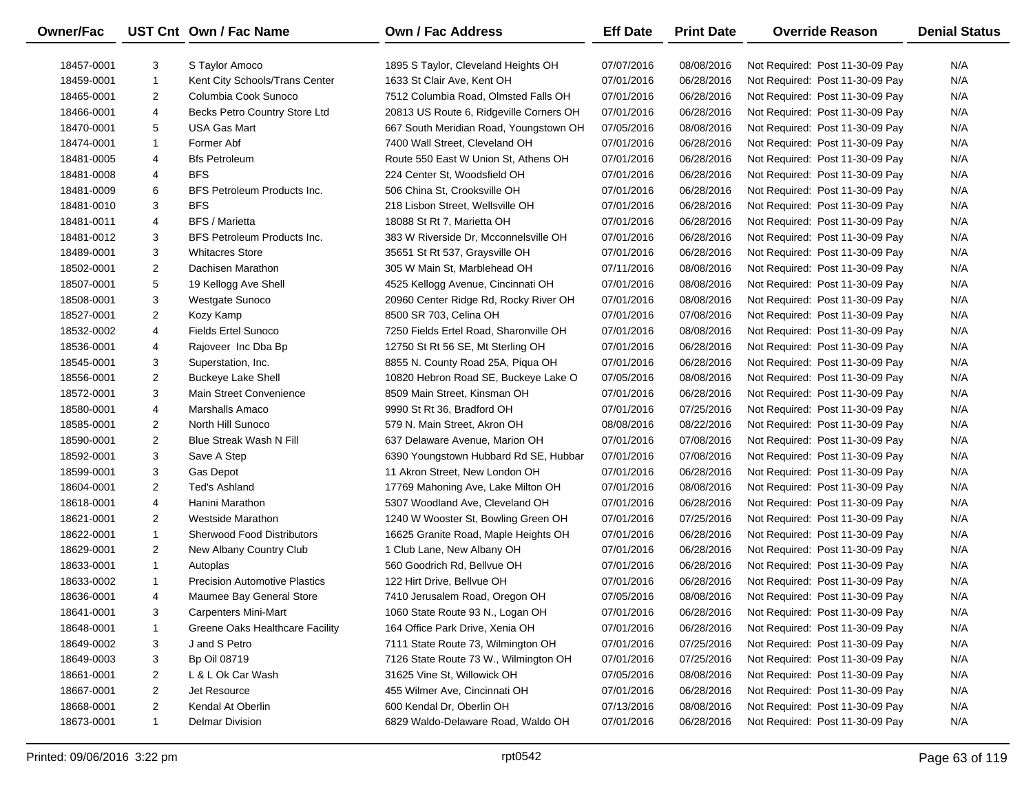| Owner/Fac | UST Cnt | Own / Fac Name | Own / Fac Address | Eff Date | Print Date | Override Reason | Denial Status |
|---|---|---|---|---|---|---|---|
| 18457-0001 | 3 | S Taylor Amoco | 1895 S Taylor, Cleveland Heights OH | 07/07/2016 | 08/08/2016 | Not Required: Post 11-30-09 Pay | N/A |
| 18459-0001 | 1 | Kent City Schools/Trans Center | 1633 St Clair Ave, Kent OH | 07/01/2016 | 06/28/2016 | Not Required: Post 11-30-09 Pay | N/A |
| 18465-0001 | 2 | Columbia Cook Sunoco | 7512 Columbia Road, Olmsted Falls OH | 07/01/2016 | 06/28/2016 | Not Required: Post 11-30-09 Pay | N/A |
| 18466-0001 | 4 | Becks Petro Country Store Ltd | 20813 US Route 6, Ridgeville Corners OH | 07/01/2016 | 06/28/2016 | Not Required: Post 11-30-09 Pay | N/A |
| 18470-0001 | 5 | USA Gas Mart | 667 South Meridian Road, Youngstown OH | 07/05/2016 | 08/08/2016 | Not Required: Post 11-30-09 Pay | N/A |
| 18474-0001 | 1 | Former Abf | 7400 Wall Street, Cleveland OH | 07/01/2016 | 06/28/2016 | Not Required: Post 11-30-09 Pay | N/A |
| 18481-0005 | 4 | Bfs Petroleum | Route 550 East W Union St, Athens OH | 07/01/2016 | 06/28/2016 | Not Required: Post 11-30-09 Pay | N/A |
| 18481-0008 | 4 | BFS | 224 Center St, Woodsfield OH | 07/01/2016 | 06/28/2016 | Not Required: Post 11-30-09 Pay | N/A |
| 18481-0009 | 6 | BFS Petroleum Products Inc. | 506 China St, Crooksville OH | 07/01/2016 | 06/28/2016 | Not Required: Post 11-30-09 Pay | N/A |
| 18481-0010 | 3 | BFS | 218 Lisbon Street, Wellsville OH | 07/01/2016 | 06/28/2016 | Not Required: Post 11-30-09 Pay | N/A |
| 18481-0011 | 4 | BFS / Marietta | 18088 St Rt 7, Marietta OH | 07/01/2016 | 06/28/2016 | Not Required: Post 11-30-09 Pay | N/A |
| 18481-0012 | 3 | BFS Petroleum Products Inc. | 383 W Riverside Dr, Mcconnelsville OH | 07/01/2016 | 06/28/2016 | Not Required: Post 11-30-09 Pay | N/A |
| 18489-0001 | 3 | Whitacres Store | 35651 St Rt 537, Graysville OH | 07/01/2016 | 06/28/2016 | Not Required: Post 11-30-09 Pay | N/A |
| 18502-0001 | 2 | Dachisen Marathon | 305 W Main St, Marblehead OH | 07/11/2016 | 08/08/2016 | Not Required: Post 11-30-09 Pay | N/A |
| 18507-0001 | 5 | 19 Kellogg Ave Shell | 4525 Kellogg Avenue, Cincinnati OH | 07/01/2016 | 08/08/2016 | Not Required: Post 11-30-09 Pay | N/A |
| 18508-0001 | 3 | Westgate Sunoco | 20960 Center Ridge Rd, Rocky River OH | 07/01/2016 | 08/08/2016 | Not Required: Post 11-30-09 Pay | N/A |
| 18527-0001 | 2 | Kozy Kamp | 8500 SR 703, Celina OH | 07/01/2016 | 07/08/2016 | Not Required: Post 11-30-09 Pay | N/A |
| 18532-0002 | 4 | Fields Ertel Sunoco | 7250 Fields Ertel Road, Sharonville OH | 07/01/2016 | 08/08/2016 | Not Required: Post 11-30-09 Pay | N/A |
| 18536-0001 | 4 | Rajoveer Inc Dba Bp | 12750 St Rt 56 SE, Mt Sterling OH | 07/01/2016 | 06/28/2016 | Not Required: Post 11-30-09 Pay | N/A |
| 18545-0001 | 3 | Superstation, Inc. | 8855 N. County Road 25A, Piqua OH | 07/01/2016 | 06/28/2016 | Not Required: Post 11-30-09 Pay | N/A |
| 18556-0001 | 2 | Buckeye Lake Shell | 10820 Hebron Road SE, Buckeye Lake O | 07/05/2016 | 08/08/2016 | Not Required: Post 11-30-09 Pay | N/A |
| 18572-0001 | 3 | Main Street Convenience | 8509 Main Street, Kinsman OH | 07/01/2016 | 06/28/2016 | Not Required: Post 11-30-09 Pay | N/A |
| 18580-0001 | 4 | Marshalls Amaco | 9990 St Rt 36, Bradford OH | 07/01/2016 | 07/25/2016 | Not Required: Post 11-30-09 Pay | N/A |
| 18585-0001 | 2 | North Hill Sunoco | 579 N. Main Street, Akron OH | 08/08/2016 | 08/22/2016 | Not Required: Post 11-30-09 Pay | N/A |
| 18590-0001 | 2 | Blue Streak Wash N Fill | 637 Delaware Avenue, Marion OH | 07/01/2016 | 07/08/2016 | Not Required: Post 11-30-09 Pay | N/A |
| 18592-0001 | 3 | Save A Step | 6390 Youngstown Hubbard Rd SE, Hubbar | 07/01/2016 | 07/08/2016 | Not Required: Post 11-30-09 Pay | N/A |
| 18599-0001 | 3 | Gas Depot | 11 Akron Street, New London OH | 07/01/2016 | 06/28/2016 | Not Required: Post 11-30-09 Pay | N/A |
| 18604-0001 | 2 | Ted's Ashland | 17769 Mahoning Ave, Lake Milton OH | 07/01/2016 | 08/08/2016 | Not Required: Post 11-30-09 Pay | N/A |
| 18618-0001 | 4 | Hanini Marathon | 5307 Woodland Ave, Cleveland OH | 07/01/2016 | 06/28/2016 | Not Required: Post 11-30-09 Pay | N/A |
| 18621-0001 | 2 | Westside Marathon | 1240 W Wooster St, Bowling Green OH | 07/01/2016 | 07/25/2016 | Not Required: Post 11-30-09 Pay | N/A |
| 18622-0001 | 1 | Sherwood Food Distributors | 16625 Granite Road, Maple Heights OH | 07/01/2016 | 06/28/2016 | Not Required: Post 11-30-09 Pay | N/A |
| 18629-0001 | 2 | New Albany Country Club | 1 Club Lane, New Albany OH | 07/01/2016 | 06/28/2016 | Not Required: Post 11-30-09 Pay | N/A |
| 18633-0001 | 1 | Autoplas | 560 Goodrich Rd, Bellvue OH | 07/01/2016 | 06/28/2016 | Not Required: Post 11-30-09 Pay | N/A |
| 18633-0002 | 1 | Precision Automotive Plastics | 122 Hirt Drive, Bellvue OH | 07/01/2016 | 06/28/2016 | Not Required: Post 11-30-09 Pay | N/A |
| 18636-0001 | 4 | Maumee Bay General Store | 7410 Jerusalem Road, Oregon OH | 07/05/2016 | 08/08/2016 | Not Required: Post 11-30-09 Pay | N/A |
| 18641-0001 | 3 | Carpenters Mini-Mart | 1060 State Route 93 N., Logan OH | 07/01/2016 | 06/28/2016 | Not Required: Post 11-30-09 Pay | N/A |
| 18648-0001 | 1 | Greene Oaks Healthcare Facility | 164 Office Park Drive, Xenia OH | 07/01/2016 | 06/28/2016 | Not Required: Post 11-30-09 Pay | N/A |
| 18649-0002 | 3 | J and S Petro | 7111 State Route 73, Wilmington OH | 07/01/2016 | 07/25/2016 | Not Required: Post 11-30-09 Pay | N/A |
| 18649-0003 | 3 | Bp Oil 08719 | 7126 State Route 73 W., Wilmington OH | 07/01/2016 | 07/25/2016 | Not Required: Post 11-30-09 Pay | N/A |
| 18661-0001 | 2 | L & L Ok Car Wash | 31625 Vine St, Willowick OH | 07/05/2016 | 08/08/2016 | Not Required: Post 11-30-09 Pay | N/A |
| 18667-0001 | 2 | Jet Resource | 455 Wilmer Ave, Cincinnati OH | 07/01/2016 | 06/28/2016 | Not Required: Post 11-30-09 Pay | N/A |
| 18668-0001 | 2 | Kendal At Oberlin | 600 Kendal Dr, Oberlin OH | 07/13/2016 | 08/08/2016 | Not Required: Post 11-30-09 Pay | N/A |
| 18673-0001 | 1 | Delmar Division | 6829 Waldo-Delaware Road, Waldo OH | 07/01/2016 | 06/28/2016 | Not Required: Post 11-30-09 Pay | N/A |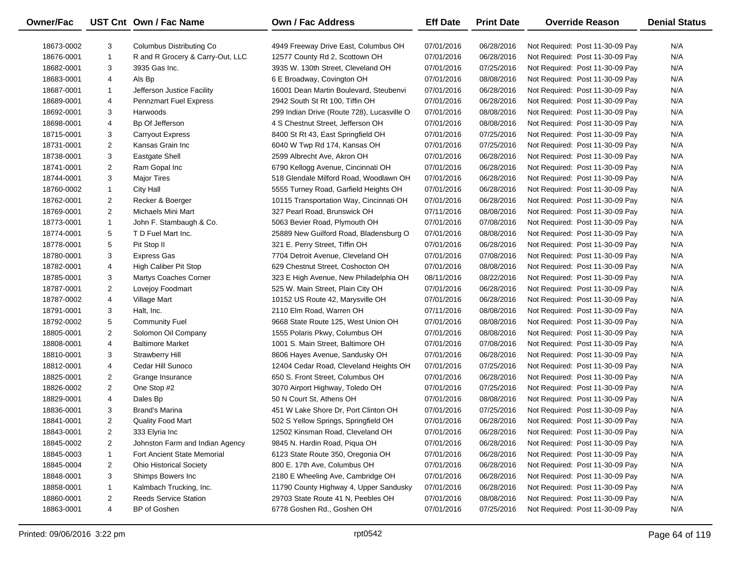| Owner/Fac | UST Cnt | Own / Fac Name | Own / Fac Address | Eff Date | Print Date | Override Reason | Denial Status |
|---|---|---|---|---|---|---|---|
| 18673-0002 | 3 | Columbus Distributing Co | 4949 Freeway Drive East, Columbus OH | 07/01/2016 | 06/28/2016 | Not Required: Post 11-30-09 Pay | N/A |
| 18676-0001 | 1 | R and R Grocery & Carry-Out, LLC | 12577 County Rd 2, Scottown OH | 07/01/2016 | 06/28/2016 | Not Required: Post 11-30-09 Pay | N/A |
| 18682-0001 | 3 | 3935 Gas Inc. | 3935 W. 130th Street, Cleveland OH | 07/01/2016 | 07/25/2016 | Not Required: Post 11-30-09 Pay | N/A |
| 18683-0001 | 4 | Als Bp | 6 E Broadway, Covington OH | 07/01/2016 | 08/08/2016 | Not Required: Post 11-30-09 Pay | N/A |
| 18687-0001 | 1 | Jefferson Justice Facility | 16001 Dean Martin Boulevard, Steubenvi | 07/01/2016 | 06/28/2016 | Not Required: Post 11-30-09 Pay | N/A |
| 18689-0001 | 4 | Pennzmart Fuel Express | 2942 South St Rt 100, Tiffin OH | 07/01/2016 | 06/28/2016 | Not Required: Post 11-30-09 Pay | N/A |
| 18692-0001 | 3 | Harwoods | 299 Indian Drive (Route 728), Lucasville O | 07/01/2016 | 08/08/2016 | Not Required: Post 11-30-09 Pay | N/A |
| 18698-0001 | 4 | Bp Of Jefferson | 4 S Chestnut Street, Jefferson OH | 07/01/2016 | 08/08/2016 | Not Required: Post 11-30-09 Pay | N/A |
| 18715-0001 | 3 | Carryout Express | 8400 St Rt 43, East Springfield OH | 07/01/2016 | 07/25/2016 | Not Required: Post 11-30-09 Pay | N/A |
| 18731-0001 | 2 | Kansas Grain Inc | 6040 W Twp Rd 174, Kansas OH | 07/01/2016 | 07/25/2016 | Not Required: Post 11-30-09 Pay | N/A |
| 18738-0001 | 3 | Eastgate Shell | 2599 Albrecht Ave, Akron OH | 07/01/2016 | 06/28/2016 | Not Required: Post 11-30-09 Pay | N/A |
| 18741-0001 | 2 | Ram Gopal Inc | 6790 Kellogg Avenue, Cincinnati OH | 07/01/2016 | 06/28/2016 | Not Required: Post 11-30-09 Pay | N/A |
| 18744-0001 | 3 | Major Tires | 518 Glendale Milford Road, Woodlawn OH | 07/01/2016 | 06/28/2016 | Not Required: Post 11-30-09 Pay | N/A |
| 18760-0002 | 1 | City Hall | 5555 Turney Road, Garfield Heights OH | 07/01/2016 | 06/28/2016 | Not Required: Post 11-30-09 Pay | N/A |
| 18762-0001 | 2 | Recker & Boerger | 10115 Transportation Way, Cincinnati OH | 07/01/2016 | 06/28/2016 | Not Required: Post 11-30-09 Pay | N/A |
| 18769-0001 | 2 | Michaels Mini Mart | 327 Pearl Road, Brunswick OH | 07/11/2016 | 08/08/2016 | Not Required: Post 11-30-09 Pay | N/A |
| 18773-0001 | 1 | John F. Stambaugh & Co. | 5063 Bevier Road, Plymouth OH | 07/01/2016 | 07/08/2016 | Not Required: Post 11-30-09 Pay | N/A |
| 18774-0001 | 5 | T D Fuel Mart Inc. | 25889 New Guilford Road, Bladensburg O | 07/01/2016 | 08/08/2016 | Not Required: Post 11-30-09 Pay | N/A |
| 18778-0001 | 5 | Pit Stop II | 321 E. Perry Street, Tiffin OH | 07/01/2016 | 06/28/2016 | Not Required: Post 11-30-09 Pay | N/A |
| 18780-0001 | 3 | Express Gas | 7704 Detroit Avenue, Cleveland OH | 07/01/2016 | 07/08/2016 | Not Required: Post 11-30-09 Pay | N/A |
| 18782-0001 | 4 | High Caliber Pit Stop | 629 Chestnut Street, Coshocton OH | 07/01/2016 | 08/08/2016 | Not Required: Post 11-30-09 Pay | N/A |
| 18785-0001 | 3 | Martys Coaches Corner | 323 E High Avenue, New Philadelphia OH | 08/11/2016 | 08/22/2016 | Not Required: Post 11-30-09 Pay | N/A |
| 18787-0001 | 2 | Lovejoy Foodmart | 525 W. Main Street, Plain City OH | 07/01/2016 | 06/28/2016 | Not Required: Post 11-30-09 Pay | N/A |
| 18787-0002 | 4 | Village Mart | 10152 US Route 42, Marysville OH | 07/01/2016 | 06/28/2016 | Not Required: Post 11-30-09 Pay | N/A |
| 18791-0001 | 3 | Halt, Inc. | 2110 Elm Road, Warren OH | 07/11/2016 | 08/08/2016 | Not Required: Post 11-30-09 Pay | N/A |
| 18792-0002 | 5 | Community Fuel | 9668 State Route 125, West Union OH | 07/01/2016 | 08/08/2016 | Not Required: Post 11-30-09 Pay | N/A |
| 18805-0001 | 2 | Solomon Oil Company | 1555 Polaris Pkwy, Columbus OH | 07/01/2016 | 08/08/2016 | Not Required: Post 11-30-09 Pay | N/A |
| 18808-0001 | 4 | Baltimore Market | 1001 S. Main Street, Baltimore OH | 07/01/2016 | 07/08/2016 | Not Required: Post 11-30-09 Pay | N/A |
| 18810-0001 | 3 | Strawberry Hill | 8606 Hayes Avenue, Sandusky OH | 07/01/2016 | 06/28/2016 | Not Required: Post 11-30-09 Pay | N/A |
| 18812-0001 | 4 | Cedar Hill Sunoco | 12404 Cedar Road, Cleveland Heights OH | 07/01/2016 | 07/25/2016 | Not Required: Post 11-30-09 Pay | N/A |
| 18825-0001 | 2 | Grange Insurance | 650 S. Front Street, Columbus OH | 07/01/2016 | 06/28/2016 | Not Required: Post 11-30-09 Pay | N/A |
| 18826-0002 | 2 | One Stop #2 | 3070 Airport Highway, Toledo OH | 07/01/2016 | 07/25/2016 | Not Required: Post 11-30-09 Pay | N/A |
| 18829-0001 | 4 | Dales Bp | 50 N Court St, Athens OH | 07/01/2016 | 08/08/2016 | Not Required: Post 11-30-09 Pay | N/A |
| 18836-0001 | 3 | Brand's Marina | 451 W Lake Shore Dr, Port Clinton OH | 07/01/2016 | 07/25/2016 | Not Required: Post 11-30-09 Pay | N/A |
| 18841-0001 | 2 | Quality Food Mart | 502 S Yellow Springs, Springfield OH | 07/01/2016 | 06/28/2016 | Not Required: Post 11-30-09 Pay | N/A |
| 18843-0001 | 2 | 333 Elyria Inc | 12502 Kinsman Road, Cleveland OH | 07/01/2016 | 06/28/2016 | Not Required: Post 11-30-09 Pay | N/A |
| 18845-0002 | 2 | Johnston Farm and Indian Agency | 9845 N. Hardin Road, Piqua OH | 07/01/2016 | 06/28/2016 | Not Required: Post 11-30-09 Pay | N/A |
| 18845-0003 | 1 | Fort Ancient State Memorial | 6123 State Route 350, Oregonia OH | 07/01/2016 | 06/28/2016 | Not Required: Post 11-30-09 Pay | N/A |
| 18845-0004 | 2 | Ohio Historical Society | 800 E. 17th Ave, Columbus OH | 07/01/2016 | 06/28/2016 | Not Required: Post 11-30-09 Pay | N/A |
| 18848-0001 | 3 | Shimps Bowers Inc | 2180 E Wheeling Ave, Cambridge OH | 07/01/2016 | 06/28/2016 | Not Required: Post 11-30-09 Pay | N/A |
| 18858-0001 | 1 | Kalmbach Trucking, Inc. | 11790 County Highway 4, Upper Sandusky | 07/01/2016 | 06/28/2016 | Not Required: Post 11-30-09 Pay | N/A |
| 18860-0001 | 2 | Reeds Service Station | 29703 State Route 41 N, Peebles OH | 07/01/2016 | 08/08/2016 | Not Required: Post 11-30-09 Pay | N/A |
| 18863-0001 | 4 | BP of Goshen | 6778 Goshen Rd., Goshen OH | 07/01/2016 | 07/25/2016 | Not Required: Post 11-30-09 Pay | N/A |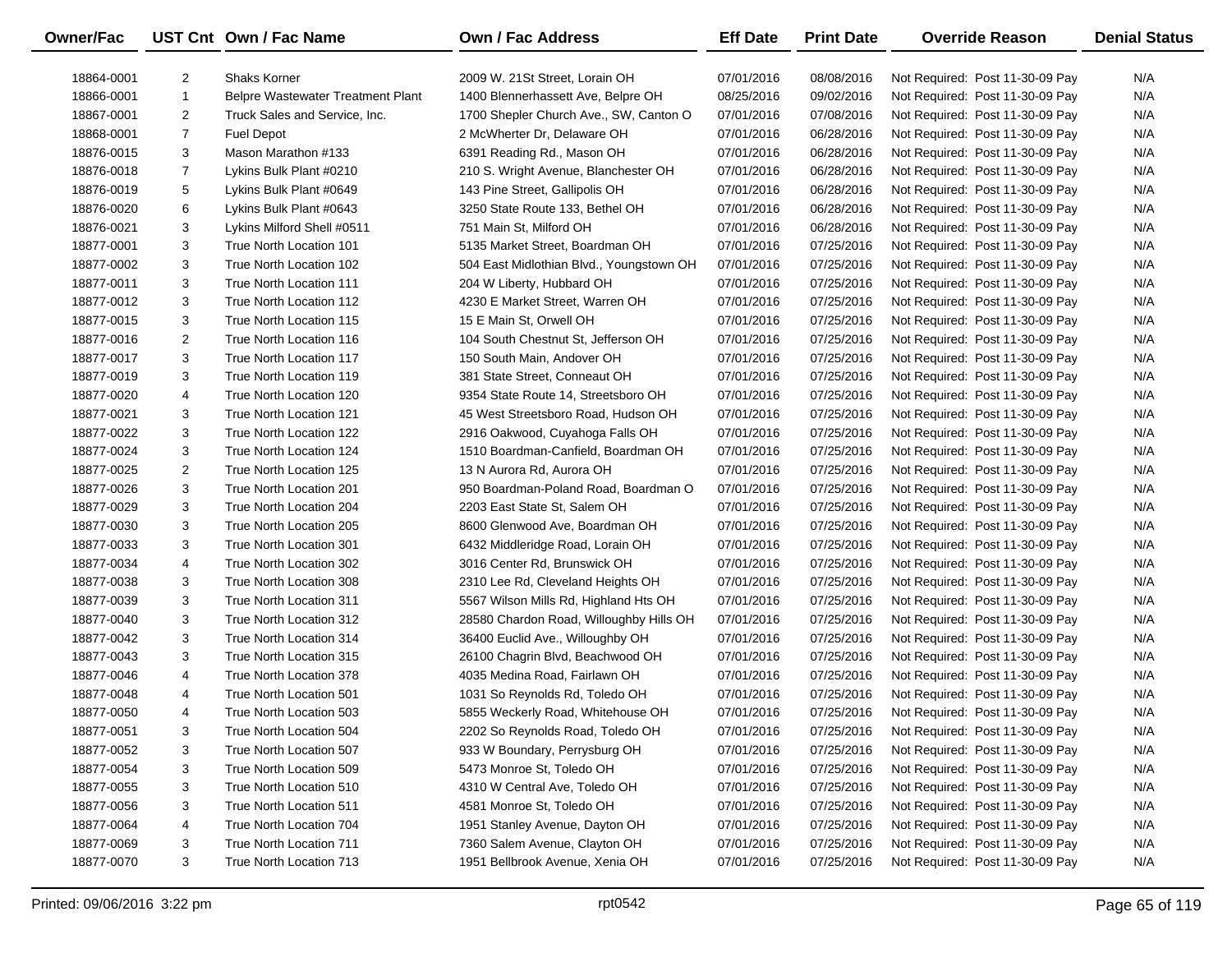| Owner/Fac | UST Cnt | Own / Fac Name | Own / Fac Address | Eff Date | Print Date | Override Reason | Denial Status |
|---|---|---|---|---|---|---|---|
| 18864-0001 | 2 | Shaks Korner | 2009 W. 21St Street, Lorain OH | 07/01/2016 | 08/08/2016 | Not Required: Post 11-30-09 Pay | N/A |
| 18866-0001 | 1 | Belpre Wastewater Treatment Plant | 1400 Blennerhassett Ave, Belpre OH | 08/25/2016 | 09/02/2016 | Not Required: Post 11-30-09 Pay | N/A |
| 18867-0001 | 2 | Truck Sales and Service, Inc. | 1700 Shepler Church Ave., SW, Canton O | 07/01/2016 | 07/08/2016 | Not Required: Post 11-30-09 Pay | N/A |
| 18868-0001 | 7 | Fuel Depot | 2 McWherter Dr, Delaware OH | 07/01/2016 | 06/28/2016 | Not Required: Post 11-30-09 Pay | N/A |
| 18876-0015 | 3 | Mason Marathon #133 | 6391 Reading Rd., Mason OH | 07/01/2016 | 06/28/2016 | Not Required: Post 11-30-09 Pay | N/A |
| 18876-0018 | 7 | Lykins Bulk Plant #0210 | 210 S. Wright Avenue, Blanchester OH | 07/01/2016 | 06/28/2016 | Not Required: Post 11-30-09 Pay | N/A |
| 18876-0019 | 5 | Lykins Bulk Plant #0649 | 143 Pine Street, Gallipolis OH | 07/01/2016 | 06/28/2016 | Not Required: Post 11-30-09 Pay | N/A |
| 18876-0020 | 6 | Lykins Bulk Plant #0643 | 3250 State Route 133, Bethel OH | 07/01/2016 | 06/28/2016 | Not Required: Post 11-30-09 Pay | N/A |
| 18876-0021 | 3 | Lykins Milford Shell #0511 | 751 Main St, Milford OH | 07/01/2016 | 06/28/2016 | Not Required: Post 11-30-09 Pay | N/A |
| 18877-0001 | 3 | True North Location 101 | 5135 Market Street, Boardman OH | 07/01/2016 | 07/25/2016 | Not Required: Post 11-30-09 Pay | N/A |
| 18877-0002 | 3 | True North Location 102 | 504 East Midlothian Blvd., Youngstown OH | 07/01/2016 | 07/25/2016 | Not Required: Post 11-30-09 Pay | N/A |
| 18877-0011 | 3 | True North Location 111 | 204 W Liberty, Hubbard OH | 07/01/2016 | 07/25/2016 | Not Required: Post 11-30-09 Pay | N/A |
| 18877-0012 | 3 | True North Location 112 | 4230 E Market Street, Warren OH | 07/01/2016 | 07/25/2016 | Not Required: Post 11-30-09 Pay | N/A |
| 18877-0015 | 3 | True North Location 115 | 15 E Main St, Orwell OH | 07/01/2016 | 07/25/2016 | Not Required: Post 11-30-09 Pay | N/A |
| 18877-0016 | 2 | True North Location 116 | 104 South Chestnut St, Jefferson OH | 07/01/2016 | 07/25/2016 | Not Required: Post 11-30-09 Pay | N/A |
| 18877-0017 | 3 | True North Location 117 | 150 South Main, Andover OH | 07/01/2016 | 07/25/2016 | Not Required: Post 11-30-09 Pay | N/A |
| 18877-0019 | 3 | True North Location 119 | 381 State Street, Conneaut OH | 07/01/2016 | 07/25/2016 | Not Required: Post 11-30-09 Pay | N/A |
| 18877-0020 | 4 | True North Location 120 | 9354 State Route 14, Streetsboro OH | 07/01/2016 | 07/25/2016 | Not Required: Post 11-30-09 Pay | N/A |
| 18877-0021 | 3 | True North Location 121 | 45 West Streetsboro Road, Hudson OH | 07/01/2016 | 07/25/2016 | Not Required: Post 11-30-09 Pay | N/A |
| 18877-0022 | 3 | True North Location 122 | 2916 Oakwood, Cuyahoga Falls OH | 07/01/2016 | 07/25/2016 | Not Required: Post 11-30-09 Pay | N/A |
| 18877-0024 | 3 | True North Location 124 | 1510 Boardman-Canfield, Boardman OH | 07/01/2016 | 07/25/2016 | Not Required: Post 11-30-09 Pay | N/A |
| 18877-0025 | 2 | True North Location 125 | 13 N Aurora Rd, Aurora OH | 07/01/2016 | 07/25/2016 | Not Required: Post 11-30-09 Pay | N/A |
| 18877-0026 | 3 | True North Location 201 | 950 Boardman-Poland Road, Boardman O | 07/01/2016 | 07/25/2016 | Not Required: Post 11-30-09 Pay | N/A |
| 18877-0029 | 3 | True North Location 204 | 2203 East State St, Salem OH | 07/01/2016 | 07/25/2016 | Not Required: Post 11-30-09 Pay | N/A |
| 18877-0030 | 3 | True North Location 205 | 8600 Glenwood Ave, Boardman OH | 07/01/2016 | 07/25/2016 | Not Required: Post 11-30-09 Pay | N/A |
| 18877-0033 | 3 | True North Location 301 | 6432 Middleridge Road, Lorain OH | 07/01/2016 | 07/25/2016 | Not Required: Post 11-30-09 Pay | N/A |
| 18877-0034 | 4 | True North Location 302 | 3016 Center Rd, Brunswick OH | 07/01/2016 | 07/25/2016 | Not Required: Post 11-30-09 Pay | N/A |
| 18877-0038 | 3 | True North Location 308 | 2310 Lee Rd, Cleveland Heights OH | 07/01/2016 | 07/25/2016 | Not Required: Post 11-30-09 Pay | N/A |
| 18877-0039 | 3 | True North Location 311 | 5567 Wilson Mills Rd, Highland Hts OH | 07/01/2016 | 07/25/2016 | Not Required: Post 11-30-09 Pay | N/A |
| 18877-0040 | 3 | True North Location 312 | 28580 Chardon Road, Willoughby Hills OH | 07/01/2016 | 07/25/2016 | Not Required: Post 11-30-09 Pay | N/A |
| 18877-0042 | 3 | True North Location 314 | 36400 Euclid Ave., Willoughby OH | 07/01/2016 | 07/25/2016 | Not Required: Post 11-30-09 Pay | N/A |
| 18877-0043 | 3 | True North Location 315 | 26100 Chagrin Blvd, Beachwood OH | 07/01/2016 | 07/25/2016 | Not Required: Post 11-30-09 Pay | N/A |
| 18877-0046 | 4 | True North Location 378 | 4035 Medina Road, Fairlawn OH | 07/01/2016 | 07/25/2016 | Not Required: Post 11-30-09 Pay | N/A |
| 18877-0048 | 4 | True North Location 501 | 1031 So Reynolds Rd, Toledo OH | 07/01/2016 | 07/25/2016 | Not Required: Post 11-30-09 Pay | N/A |
| 18877-0050 | 4 | True North Location 503 | 5855 Weckerly Road, Whitehouse OH | 07/01/2016 | 07/25/2016 | Not Required: Post 11-30-09 Pay | N/A |
| 18877-0051 | 3 | True North Location 504 | 2202 So Reynolds Road, Toledo OH | 07/01/2016 | 07/25/2016 | Not Required: Post 11-30-09 Pay | N/A |
| 18877-0052 | 3 | True North Location 507 | 933 W Boundary, Perrysburg OH | 07/01/2016 | 07/25/2016 | Not Required: Post 11-30-09 Pay | N/A |
| 18877-0054 | 3 | True North Location 509 | 5473 Monroe St, Toledo OH | 07/01/2016 | 07/25/2016 | Not Required: Post 11-30-09 Pay | N/A |
| 18877-0055 | 3 | True North Location 510 | 4310 W Central Ave, Toledo OH | 07/01/2016 | 07/25/2016 | Not Required: Post 11-30-09 Pay | N/A |
| 18877-0056 | 3 | True North Location 511 | 4581 Monroe St, Toledo OH | 07/01/2016 | 07/25/2016 | Not Required: Post 11-30-09 Pay | N/A |
| 18877-0064 | 4 | True North Location 704 | 1951 Stanley Avenue, Dayton OH | 07/01/2016 | 07/25/2016 | Not Required: Post 11-30-09 Pay | N/A |
| 18877-0069 | 3 | True North Location 711 | 7360 Salem Avenue, Clayton OH | 07/01/2016 | 07/25/2016 | Not Required: Post 11-30-09 Pay | N/A |
| 18877-0070 | 3 | True North Location 713 | 1951 Bellbrook Avenue, Xenia OH | 07/01/2016 | 07/25/2016 | Not Required: Post 11-30-09 Pay | N/A |

Printed: 09/06/2016 3:22 pm rpt0542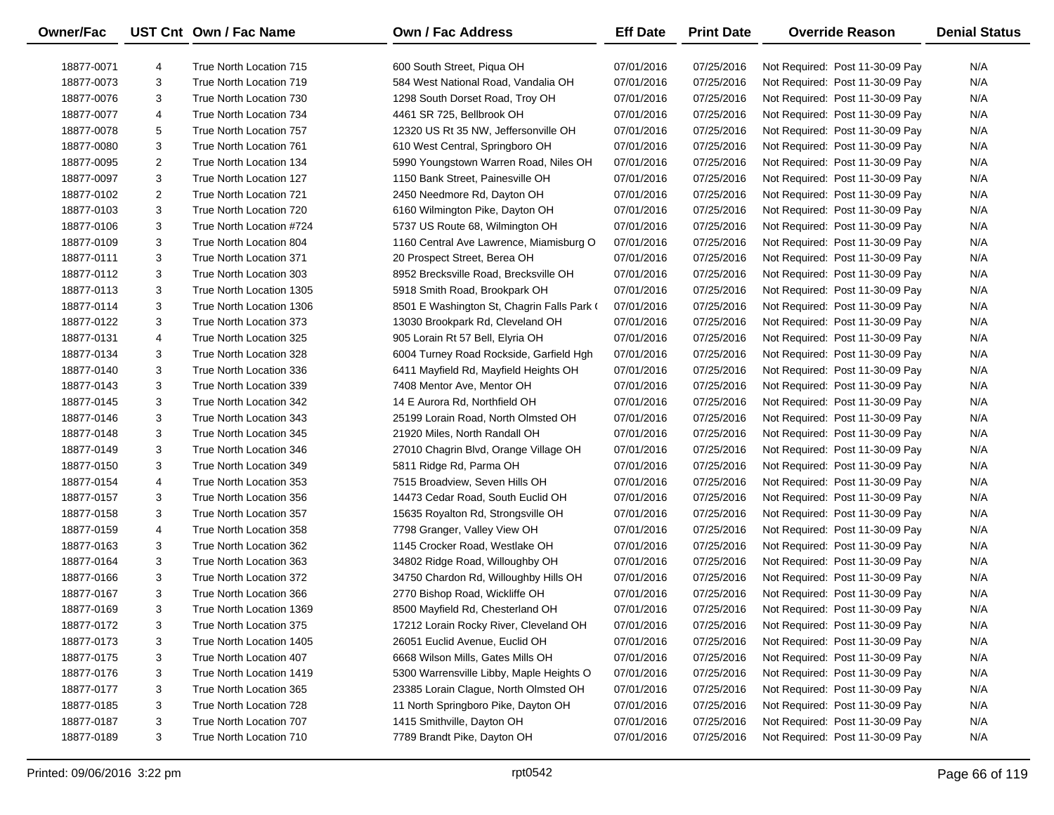| Owner/Fac | UST Cnt | Own / Fac Name | Own / Fac Address | Eff Date | Print Date | Override Reason | Denial Status |
|---|---|---|---|---|---|---|---|
| 18877-0071 | 4 | True North Location 715 | 600 South Street, Piqua OH | 07/01/2016 | 07/25/2016 | Not Required: Post 11-30-09 Pay | N/A |
| 18877-0073 | 3 | True North Location 719 | 584 West National Road, Vandalia OH | 07/01/2016 | 07/25/2016 | Not Required: Post 11-30-09 Pay | N/A |
| 18877-0076 | 3 | True North Location 730 | 1298 South Dorset Road, Troy OH | 07/01/2016 | 07/25/2016 | Not Required: Post 11-30-09 Pay | N/A |
| 18877-0077 | 4 | True North Location 734 | 4461 SR 725, Bellbrook OH | 07/01/2016 | 07/25/2016 | Not Required: Post 11-30-09 Pay | N/A |
| 18877-0078 | 5 | True North Location 757 | 12320 US Rt 35 NW, Jeffersonville OH | 07/01/2016 | 07/25/2016 | Not Required: Post 11-30-09 Pay | N/A |
| 18877-0080 | 3 | True North Location 761 | 610 West Central, Springboro OH | 07/01/2016 | 07/25/2016 | Not Required: Post 11-30-09 Pay | N/A |
| 18877-0095 | 2 | True North Location 134 | 5990 Youngstown Warren Road, Niles OH | 07/01/2016 | 07/25/2016 | Not Required: Post 11-30-09 Pay | N/A |
| 18877-0097 | 3 | True North Location 127 | 1150 Bank Street, Painesville OH | 07/01/2016 | 07/25/2016 | Not Required: Post 11-30-09 Pay | N/A |
| 18877-0102 | 2 | True North Location 721 | 2450 Needmore Rd, Dayton OH | 07/01/2016 | 07/25/2016 | Not Required: Post 11-30-09 Pay | N/A |
| 18877-0103 | 3 | True North Location 720 | 6160 Wilmington Pike, Dayton OH | 07/01/2016 | 07/25/2016 | Not Required: Post 11-30-09 Pay | N/A |
| 18877-0106 | 3 | True North Location #724 | 5737 US Route 68, Wilmington OH | 07/01/2016 | 07/25/2016 | Not Required: Post 11-30-09 Pay | N/A |
| 18877-0109 | 3 | True North Location 804 | 1160 Central Ave Lawrence, Miamisburg O | 07/01/2016 | 07/25/2016 | Not Required: Post 11-30-09 Pay | N/A |
| 18877-0111 | 3 | True North Location 371 | 20 Prospect Street, Berea OH | 07/01/2016 | 07/25/2016 | Not Required: Post 11-30-09 Pay | N/A |
| 18877-0112 | 3 | True North Location 303 | 8952 Brecksville Road, Brecksville OH | 07/01/2016 | 07/25/2016 | Not Required: Post 11-30-09 Pay | N/A |
| 18877-0113 | 3 | True North Location 1305 | 5918 Smith Road, Brookpark OH | 07/01/2016 | 07/25/2016 | Not Required: Post 11-30-09 Pay | N/A |
| 18877-0114 | 3 | True North Location 1306 | 8501 E Washington St, Chagrin Falls Park ( | 07/01/2016 | 07/25/2016 | Not Required: Post 11-30-09 Pay | N/A |
| 18877-0122 | 3 | True North Location 373 | 13030 Brookpark Rd, Cleveland OH | 07/01/2016 | 07/25/2016 | Not Required: Post 11-30-09 Pay | N/A |
| 18877-0131 | 4 | True North Location 325 | 905 Lorain Rt 57 Bell, Elyria OH | 07/01/2016 | 07/25/2016 | Not Required: Post 11-30-09 Pay | N/A |
| 18877-0134 | 3 | True North Location 328 | 6004 Turney Road Rockside, Garfield Hgh | 07/01/2016 | 07/25/2016 | Not Required: Post 11-30-09 Pay | N/A |
| 18877-0140 | 3 | True North Location 336 | 6411 Mayfield Rd, Mayfield Heights OH | 07/01/2016 | 07/25/2016 | Not Required: Post 11-30-09 Pay | N/A |
| 18877-0143 | 3 | True North Location 339 | 7408 Mentor Ave, Mentor OH | 07/01/2016 | 07/25/2016 | Not Required: Post 11-30-09 Pay | N/A |
| 18877-0145 | 3 | True North Location 342 | 14 E Aurora Rd, Northfield OH | 07/01/2016 | 07/25/2016 | Not Required: Post 11-30-09 Pay | N/A |
| 18877-0146 | 3 | True North Location 343 | 25199 Lorain Road, North Olmsted OH | 07/01/2016 | 07/25/2016 | Not Required: Post 11-30-09 Pay | N/A |
| 18877-0148 | 3 | True North Location 345 | 21920 Miles, North Randall OH | 07/01/2016 | 07/25/2016 | Not Required: Post 11-30-09 Pay | N/A |
| 18877-0149 | 3 | True North Location 346 | 27010 Chagrin Blvd, Orange Village OH | 07/01/2016 | 07/25/2016 | Not Required: Post 11-30-09 Pay | N/A |
| 18877-0150 | 3 | True North Location 349 | 5811 Ridge Rd, Parma OH | 07/01/2016 | 07/25/2016 | Not Required: Post 11-30-09 Pay | N/A |
| 18877-0154 | 4 | True North Location 353 | 7515 Broadview, Seven Hills OH | 07/01/2016 | 07/25/2016 | Not Required: Post 11-30-09 Pay | N/A |
| 18877-0157 | 3 | True North Location 356 | 14473 Cedar Road, South Euclid OH | 07/01/2016 | 07/25/2016 | Not Required: Post 11-30-09 Pay | N/A |
| 18877-0158 | 3 | True North Location 357 | 15635 Royalton Rd, Strongsville OH | 07/01/2016 | 07/25/2016 | Not Required: Post 11-30-09 Pay | N/A |
| 18877-0159 | 4 | True North Location 358 | 7798 Granger, Valley View OH | 07/01/2016 | 07/25/2016 | Not Required: Post 11-30-09 Pay | N/A |
| 18877-0163 | 3 | True North Location 362 | 1145 Crocker Road, Westlake OH | 07/01/2016 | 07/25/2016 | Not Required: Post 11-30-09 Pay | N/A |
| 18877-0164 | 3 | True North Location 363 | 34802 Ridge Road, Willoughby OH | 07/01/2016 | 07/25/2016 | Not Required: Post 11-30-09 Pay | N/A |
| 18877-0166 | 3 | True North Location 372 | 34750 Chardon Rd, Willoughby Hills OH | 07/01/2016 | 07/25/2016 | Not Required: Post 11-30-09 Pay | N/A |
| 18877-0167 | 3 | True North Location 366 | 2770 Bishop Road, Wickliffe OH | 07/01/2016 | 07/25/2016 | Not Required: Post 11-30-09 Pay | N/A |
| 18877-0169 | 3 | True North Location 1369 | 8500 Mayfield Rd, Chesterland OH | 07/01/2016 | 07/25/2016 | Not Required: Post 11-30-09 Pay | N/A |
| 18877-0172 | 3 | True North Location 375 | 17212 Lorain Rocky River, Cleveland OH | 07/01/2016 | 07/25/2016 | Not Required: Post 11-30-09 Pay | N/A |
| 18877-0173 | 3 | True North Location 1405 | 26051 Euclid Avenue, Euclid OH | 07/01/2016 | 07/25/2016 | Not Required: Post 11-30-09 Pay | N/A |
| 18877-0175 | 3 | True North Location 407 | 6668 Wilson Mills, Gates Mills OH | 07/01/2016 | 07/25/2016 | Not Required: Post 11-30-09 Pay | N/A |
| 18877-0176 | 3 | True North Location 1419 | 5300 Warrensville Libby, Maple Heights O | 07/01/2016 | 07/25/2016 | Not Required: Post 11-30-09 Pay | N/A |
| 18877-0177 | 3 | True North Location 365 | 23385 Lorain Clague, North Olmsted OH | 07/01/2016 | 07/25/2016 | Not Required: Post 11-30-09 Pay | N/A |
| 18877-0185 | 3 | True North Location 728 | 11 North Springboro Pike, Dayton OH | 07/01/2016 | 07/25/2016 | Not Required: Post 11-30-09 Pay | N/A |
| 18877-0187 | 3 | True North Location 707 | 1415 Smithville, Dayton OH | 07/01/2016 | 07/25/2016 | Not Required: Post 11-30-09 Pay | N/A |
| 18877-0189 | 3 | True North Location 710 | 7789 Brandt Pike, Dayton OH | 07/01/2016 | 07/25/2016 | Not Required: Post 11-30-09 Pay | N/A |

Printed: 09/06/2016 3:22 pm rpt0542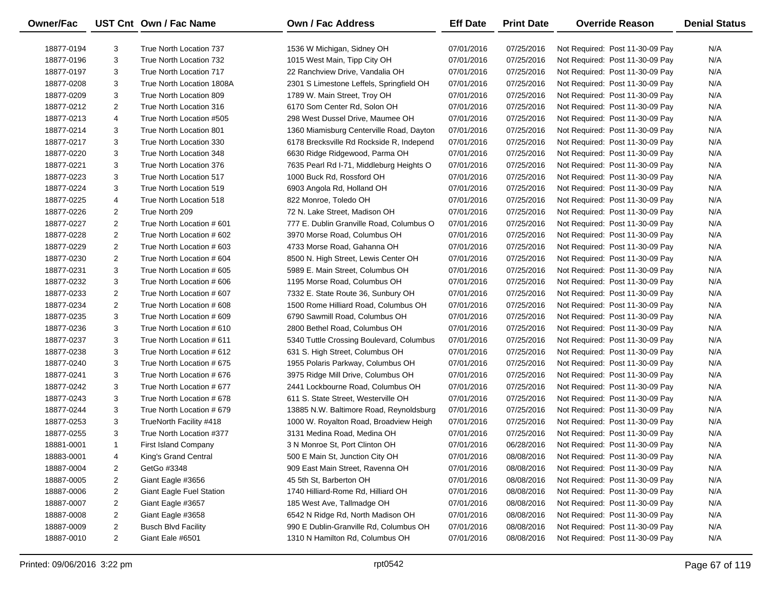| Owner/Fac | UST Cnt | Own / Fac Name | Own / Fac Address | Eff Date | Print Date | Override Reason | Denial Status |
|---|---|---|---|---|---|---|---|
| 18877-0194 | 3 | True North Location 737 | 1536 W Michigan, Sidney OH | 07/01/2016 | 07/25/2016 | Not Required: Post 11-30-09 Pay | N/A |
| 18877-0196 | 3 | True North Location 732 | 1015 West Main, Tipp City OH | 07/01/2016 | 07/25/2016 | Not Required: Post 11-30-09 Pay | N/A |
| 18877-0197 | 3 | True North Location 717 | 22 Ranchview Drive, Vandalia OH | 07/01/2016 | 07/25/2016 | Not Required: Post 11-30-09 Pay | N/A |
| 18877-0208 | 3 | True North Location 1808A | 2301 S Limestone Leffels, Springfield OH | 07/01/2016 | 07/25/2016 | Not Required: Post 11-30-09 Pay | N/A |
| 18877-0209 | 3 | True North Location 809 | 1789 W. Main Street, Troy OH | 07/01/2016 | 07/25/2016 | Not Required: Post 11-30-09 Pay | N/A |
| 18877-0212 | 2 | True North Location 316 | 6170 Som Center Rd, Solon OH | 07/01/2016 | 07/25/2016 | Not Required: Post 11-30-09 Pay | N/A |
| 18877-0213 | 4 | True North Location #505 | 298 West Dussel Drive, Maumee OH | 07/01/2016 | 07/25/2016 | Not Required: Post 11-30-09 Pay | N/A |
| 18877-0214 | 3 | True North Location 801 | 1360 Miamisburg Centerville Road, Dayton | 07/01/2016 | 07/25/2016 | Not Required: Post 11-30-09 Pay | N/A |
| 18877-0217 | 3 | True North Location 330 | 6178 Brecksville Rd Rockside R, Independ | 07/01/2016 | 07/25/2016 | Not Required: Post 11-30-09 Pay | N/A |
| 18877-0220 | 3 | True North Location 348 | 6630 Ridge Ridgewood, Parma OH | 07/01/2016 | 07/25/2016 | Not Required: Post 11-30-09 Pay | N/A |
| 18877-0221 | 3 | True North Location 376 | 7635 Pearl Rd I-71, Middleburg Heights O | 07/01/2016 | 07/25/2016 | Not Required: Post 11-30-09 Pay | N/A |
| 18877-0223 | 3 | True North Location 517 | 1000 Buck Rd, Rossford OH | 07/01/2016 | 07/25/2016 | Not Required: Post 11-30-09 Pay | N/A |
| 18877-0224 | 3 | True North Location 519 | 6903 Angola Rd, Holland OH | 07/01/2016 | 07/25/2016 | Not Required: Post 11-30-09 Pay | N/A |
| 18877-0225 | 4 | True North Location 518 | 822 Monroe, Toledo OH | 07/01/2016 | 07/25/2016 | Not Required: Post 11-30-09 Pay | N/A |
| 18877-0226 | 2 | True North 209 | 72 N. Lake Street, Madison OH | 07/01/2016 | 07/25/2016 | Not Required: Post 11-30-09 Pay | N/A |
| 18877-0227 | 2 | True North Location # 601 | 777 E. Dublin Granville Road, Columbus O | 07/01/2016 | 07/25/2016 | Not Required: Post 11-30-09 Pay | N/A |
| 18877-0228 | 2 | True North Location # 602 | 3970 Morse Road, Columbus OH | 07/01/2016 | 07/25/2016 | Not Required: Post 11-30-09 Pay | N/A |
| 18877-0229 | 2 | True North Location # 603 | 4733 Morse Road, Gahanna OH | 07/01/2016 | 07/25/2016 | Not Required: Post 11-30-09 Pay | N/A |
| 18877-0230 | 2 | True North Location # 604 | 8500 N. High Street, Lewis Center OH | 07/01/2016 | 07/25/2016 | Not Required: Post 11-30-09 Pay | N/A |
| 18877-0231 | 3 | True North Location # 605 | 5989 E. Main Street, Columbus OH | 07/01/2016 | 07/25/2016 | Not Required: Post 11-30-09 Pay | N/A |
| 18877-0232 | 3 | True North Location # 606 | 1195 Morse Road, Columbus OH | 07/01/2016 | 07/25/2016 | Not Required: Post 11-30-09 Pay | N/A |
| 18877-0233 | 2 | True North Location # 607 | 7332 E. State Route 36, Sunbury OH | 07/01/2016 | 07/25/2016 | Not Required: Post 11-30-09 Pay | N/A |
| 18877-0234 | 2 | True North Location # 608 | 1500 Rome Hilliard Road, Columbus OH | 07/01/2016 | 07/25/2016 | Not Required: Post 11-30-09 Pay | N/A |
| 18877-0235 | 3 | True North Location # 609 | 6790 Sawmill Road, Columbus OH | 07/01/2016 | 07/25/2016 | Not Required: Post 11-30-09 Pay | N/A |
| 18877-0236 | 3 | True North Location # 610 | 2800 Bethel Road, Columbus OH | 07/01/2016 | 07/25/2016 | Not Required: Post 11-30-09 Pay | N/A |
| 18877-0237 | 3 | True North Location # 611 | 5340 Tuttle Crossing Boulevard, Columbus | 07/01/2016 | 07/25/2016 | Not Required: Post 11-30-09 Pay | N/A |
| 18877-0238 | 3 | True North Location # 612 | 631 S. High Street, Columbus OH | 07/01/2016 | 07/25/2016 | Not Required: Post 11-30-09 Pay | N/A |
| 18877-0240 | 3 | True North Location # 675 | 1955 Polaris Parkway, Columbus OH | 07/01/2016 | 07/25/2016 | Not Required: Post 11-30-09 Pay | N/A |
| 18877-0241 | 3 | True North Location # 676 | 3975 Ridge Mill Drive, Columbus OH | 07/01/2016 | 07/25/2016 | Not Required: Post 11-30-09 Pay | N/A |
| 18877-0242 | 3 | True North Location # 677 | 2441 Lockbourne Road, Columbus OH | 07/01/2016 | 07/25/2016 | Not Required: Post 11-30-09 Pay | N/A |
| 18877-0243 | 3 | True North Location # 678 | 611 S. State Street, Westerville OH | 07/01/2016 | 07/25/2016 | Not Required: Post 11-30-09 Pay | N/A |
| 18877-0244 | 3 | True North Location # 679 | 13885 N.W. Baltimore Road, Reynoldsburg | 07/01/2016 | 07/25/2016 | Not Required: Post 11-30-09 Pay | N/A |
| 18877-0253 | 3 | TrueNorth Facility #418 | 1000 W. Royalton Road, Broadview Heigh | 07/01/2016 | 07/25/2016 | Not Required: Post 11-30-09 Pay | N/A |
| 18877-0255 | 3 | True North Location #377 | 3131 Medina Road, Medina OH | 07/01/2016 | 07/25/2016 | Not Required: Post 11-30-09 Pay | N/A |
| 18881-0001 | 1 | First Island Company | 3 N Monroe St, Port Clinton OH | 07/01/2016 | 06/28/2016 | Not Required: Post 11-30-09 Pay | N/A |
| 18883-0001 | 4 | King's Grand Central | 500 E Main St, Junction City OH | 07/01/2016 | 08/08/2016 | Not Required: Post 11-30-09 Pay | N/A |
| 18887-0004 | 2 | GetGo #3348 | 909 East Main Street, Ravenna OH | 07/01/2016 | 08/08/2016 | Not Required: Post 11-30-09 Pay | N/A |
| 18887-0005 | 2 | Giant Eagle #3656 | 45 5th St, Barberton OH | 07/01/2016 | 08/08/2016 | Not Required: Post 11-30-09 Pay | N/A |
| 18887-0006 | 2 | Giant Eagle Fuel Station | 1740 Hilliard-Rome Rd, Hilliard OH | 07/01/2016 | 08/08/2016 | Not Required: Post 11-30-09 Pay | N/A |
| 18887-0007 | 2 | Giant Eagle #3657 | 185 West Ave, Tallmadge OH | 07/01/2016 | 08/08/2016 | Not Required: Post 11-30-09 Pay | N/A |
| 18887-0008 | 2 | Giant Eagle #3658 | 6542 N Ridge Rd, North Madison OH | 07/01/2016 | 08/08/2016 | Not Required: Post 11-30-09 Pay | N/A |
| 18887-0009 | 2 | Busch Blvd Facility | 990 E Dublin-Granville Rd, Columbus OH | 07/01/2016 | 08/08/2016 | Not Required: Post 11-30-09 Pay | N/A |
| 18887-0010 | 2 | Giant Eale #6501 | 1310 N Hamilton Rd, Columbus OH | 07/01/2016 | 08/08/2016 | Not Required: Post 11-30-09 Pay | N/A |

Printed: 09/06/2016 3:22 pm rpt0542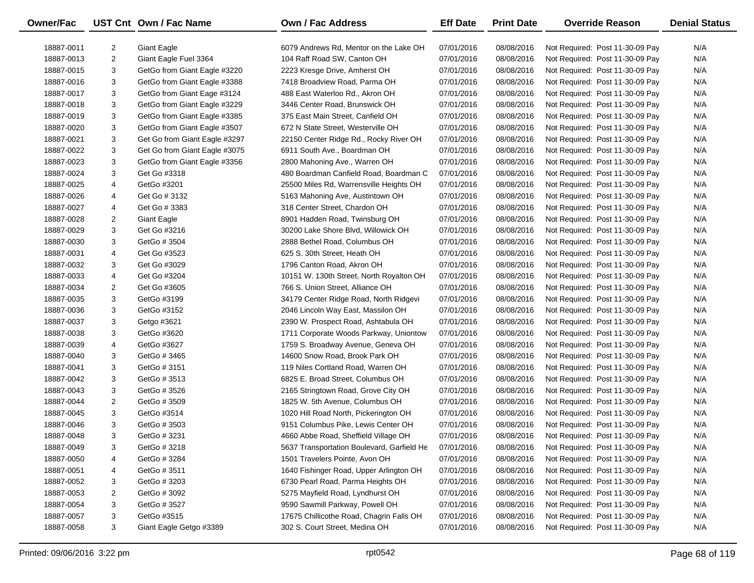| Owner/Fac | UST Cnt | Own / Fac Name | Own / Fac Address | Eff Date | Print Date | Override Reason | Denial Status |
|---|---|---|---|---|---|---|---|
| 18887-0011 | 2 | Giant Eagle | 6079 Andrews Rd, Mentor on the Lake OH | 07/01/2016 | 08/08/2016 | Not Required: Post 11-30-09 Pay | N/A |
| 18887-0013 | 2 | Giant Eagle Fuel 3364 | 104 Raff Road SW, Canton OH | 07/01/2016 | 08/08/2016 | Not Required: Post 11-30-09 Pay | N/A |
| 18887-0015 | 3 | GetGo from Giant Eagle #3220 | 2223 Kresge Drive, Amherst OH | 07/01/2016 | 08/08/2016 | Not Required: Post 11-30-09 Pay | N/A |
| 18887-0016 | 3 | GetGo from Giant Eagle #3388 | 7418 Broadview Road, Parma OH | 07/01/2016 | 08/08/2016 | Not Required: Post 11-30-09 Pay | N/A |
| 18887-0017 | 3 | GetGo from Giant Eage #3124 | 488 East Waterloo Rd., Akron OH | 07/01/2016 | 08/08/2016 | Not Required: Post 11-30-09 Pay | N/A |
| 18887-0018 | 3 | GetGo from Giant Eagle #3229 | 3446 Center Road, Brunswick OH | 07/01/2016 | 08/08/2016 | Not Required: Post 11-30-09 Pay | N/A |
| 18887-0019 | 3 | GetGo from Giant Eagle #3385 | 375 East Main Street, Canfield OH | 07/01/2016 | 08/08/2016 | Not Required: Post 11-30-09 Pay | N/A |
| 18887-0020 | 3 | GetGo from Giant Eagle #3507 | 672 N State Street, Westerville OH | 07/01/2016 | 08/08/2016 | Not Required: Post 11-30-09 Pay | N/A |
| 18887-0021 | 3 | Get Go from Giant Eagle #3297 | 22150 Center Ridge Rd., Rocky River OH | 07/01/2016 | 08/08/2016 | Not Required: Post 11-30-09 Pay | N/A |
| 18887-0022 | 3 | Get Go from Giant Eagle #3075 | 6911 South Ave., Boardman OH | 07/01/2016 | 08/08/2016 | Not Required: Post 11-30-09 Pay | N/A |
| 18887-0023 | 3 | GetGo from Giant Eagle #3356 | 2800 Mahoning Ave., Warren OH | 07/01/2016 | 08/08/2016 | Not Required: Post 11-30-09 Pay | N/A |
| 18887-0024 | 3 | Get Go #3318 | 480 Boardman Canfield Road, Boardman C | 07/01/2016 | 08/08/2016 | Not Required: Post 11-30-09 Pay | N/A |
| 18887-0025 | 4 | GetGo #3201 | 25500 Miles Rd, Warrensville Heights OH | 07/01/2016 | 08/08/2016 | Not Required: Post 11-30-09 Pay | N/A |
| 18887-0026 | 4 | Get Go # 3132 | 5163 Mahoning Ave, Austintown OH | 07/01/2016 | 08/08/2016 | Not Required: Post 11-30-09 Pay | N/A |
| 18887-0027 | 4 | Get Go # 3383 | 318 Center Street, Chardon OH | 07/01/2016 | 08/08/2016 | Not Required: Post 11-30-09 Pay | N/A |
| 18887-0028 | 2 | Giant Eagle | 8901 Hadden Road, Twinsburg OH | 07/01/2016 | 08/08/2016 | Not Required: Post 11-30-09 Pay | N/A |
| 18887-0029 | 3 | Get Go #3216 | 30200 Lake Shore Blvd, Willowick OH | 07/01/2016 | 08/08/2016 | Not Required: Post 11-30-09 Pay | N/A |
| 18887-0030 | 3 | GetGo # 3504 | 2888 Bethel Road, Columbus OH | 07/01/2016 | 08/08/2016 | Not Required: Post 11-30-09 Pay | N/A |
| 18887-0031 | 4 | Get Go #3523 | 625 S. 30th Street, Heath OH | 07/01/2016 | 08/08/2016 | Not Required: Post 11-30-09 Pay | N/A |
| 18887-0032 | 3 | Get Go #3029 | 1796 Canton Road, Akron OH | 07/01/2016 | 08/08/2016 | Not Required: Post 11-30-09 Pay | N/A |
| 18887-0033 | 4 | Get Go #3204 | 10151 W. 130th Street, North Royalton OH | 07/01/2016 | 08/08/2016 | Not Required: Post 11-30-09 Pay | N/A |
| 18887-0034 | 2 | Get Go #3605 | 766 S. Union Street, Alliance OH | 07/01/2016 | 08/08/2016 | Not Required: Post 11-30-09 Pay | N/A |
| 18887-0035 | 3 | GetGo #3199 | 34179 Center Ridge Road, North Ridgevi | 07/01/2016 | 08/08/2016 | Not Required: Post 11-30-09 Pay | N/A |
| 18887-0036 | 3 | GetGo #3152 | 2046 Lincoln Way East, Massilon OH | 07/01/2016 | 08/08/2016 | Not Required: Post 11-30-09 Pay | N/A |
| 18887-0037 | 3 | Getgo #3621 | 2390 W. Prospect Road, Ashtabula OH | 07/01/2016 | 08/08/2016 | Not Required: Post 11-30-09 Pay | N/A |
| 18887-0038 | 3 | GetGo #3620 | 1711 Corporate Woods Parkway, Uniontow | 07/01/2016 | 08/08/2016 | Not Required: Post 11-30-09 Pay | N/A |
| 18887-0039 | 4 | GetGo #3627 | 1759 S. Broadway Avenue, Geneva OH | 07/01/2016 | 08/08/2016 | Not Required: Post 11-30-09 Pay | N/A |
| 18887-0040 | 3 | GetGo # 3465 | 14600 Snow Road, Brook Park OH | 07/01/2016 | 08/08/2016 | Not Required: Post 11-30-09 Pay | N/A |
| 18887-0041 | 3 | GetGo # 3151 | 119 Niles Cortland Road, Warren OH | 07/01/2016 | 08/08/2016 | Not Required: Post 11-30-09 Pay | N/A |
| 18887-0042 | 3 | GetGo # 3513 | 6825 E. Broad Street, Columbus OH | 07/01/2016 | 08/08/2016 | Not Required: Post 11-30-09 Pay | N/A |
| 18887-0043 | 3 | GetGo # 3526 | 2165 Stringtown Road, Grove City OH | 07/01/2016 | 08/08/2016 | Not Required: Post 11-30-09 Pay | N/A |
| 18887-0044 | 2 | GetGo # 3509 | 1825 W. 5th Avenue, Columbus OH | 07/01/2016 | 08/08/2016 | Not Required: Post 11-30-09 Pay | N/A |
| 18887-0045 | 3 | GetGo #3514 | 1020 Hill Road North, Pickerington OH | 07/01/2016 | 08/08/2016 | Not Required: Post 11-30-09 Pay | N/A |
| 18887-0046 | 3 | GetGo # 3503 | 9151 Columbus Pike, Lewis Center OH | 07/01/2016 | 08/08/2016 | Not Required: Post 11-30-09 Pay | N/A |
| 18887-0048 | 3 | GetGo # 3231 | 4660 Abbe Road, Sheffield Village OH | 07/01/2016 | 08/08/2016 | Not Required: Post 11-30-09 Pay | N/A |
| 18887-0049 | 3 | GetGo # 3218 | 5637 Transportation Boulevard, Garfield He | 07/01/2016 | 08/08/2016 | Not Required: Post 11-30-09 Pay | N/A |
| 18887-0050 | 4 | GetGo # 3284 | 1501 Travelers Pointe, Avon OH | 07/01/2016 | 08/08/2016 | Not Required: Post 11-30-09 Pay | N/A |
| 18887-0051 | 4 | GetGo # 3511 | 1640 Fishinger Road, Upper Arlington OH | 07/01/2016 | 08/08/2016 | Not Required: Post 11-30-09 Pay | N/A |
| 18887-0052 | 3 | GetGo # 3203 | 6730 Pearl Road, Parma Heights OH | 07/01/2016 | 08/08/2016 | Not Required: Post 11-30-09 Pay | N/A |
| 18887-0053 | 2 | GetGo # 3092 | 5275 Mayfield Road, Lyndhurst OH | 07/01/2016 | 08/08/2016 | Not Required: Post 11-30-09 Pay | N/A |
| 18887-0054 | 3 | GetGo # 3527 | 9590 Sawmill Parkway, Powell OH | 07/01/2016 | 08/08/2016 | Not Required: Post 11-30-09 Pay | N/A |
| 18887-0057 | 3 | GetGo #3515 | 17675 Chillicothe Road, Chagrin Falls OH | 07/01/2016 | 08/08/2016 | Not Required: Post 11-30-09 Pay | N/A |
| 18887-0058 | 3 | Giant Eagle Getgo #3389 | 302 S. Court Street, Medina OH | 07/01/2016 | 08/08/2016 | Not Required: Post 11-30-09 Pay | N/A |

Printed: 09/06/2016 3:22 pm rpt0542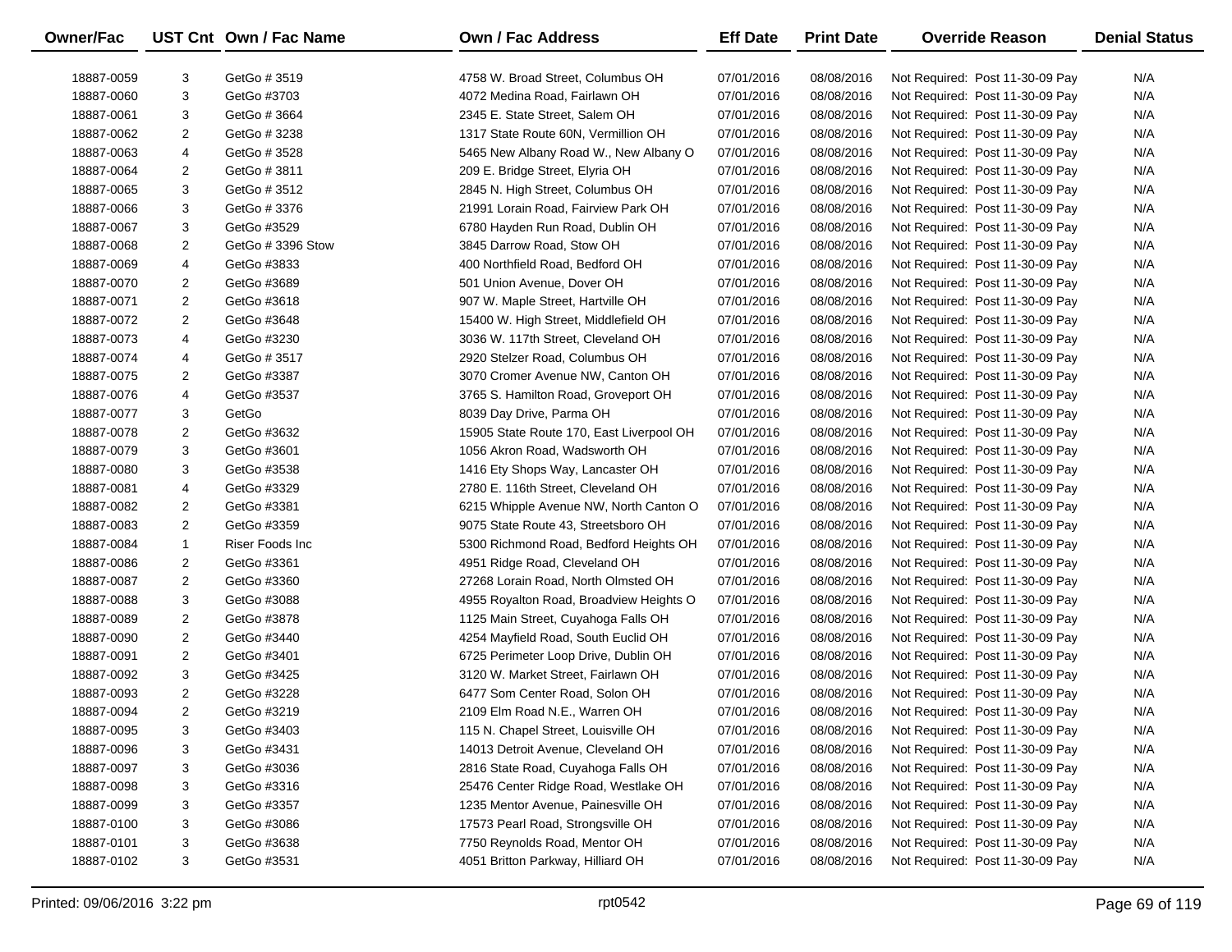| Owner/Fac | UST Cnt | Own / Fac Name | Own / Fac Address | Eff Date | Print Date | Override Reason | Denial Status |
|---|---|---|---|---|---|---|---|
| 18887-0059 | 3 | GetGo # 3519 | 4758 W. Broad Street, Columbus OH | 07/01/2016 | 08/08/2016 | Not Required: Post 11-30-09 Pay | N/A |
| 18887-0060 | 3 | GetGo #3703 | 4072 Medina Road, Fairlawn OH | 07/01/2016 | 08/08/2016 | Not Required: Post 11-30-09 Pay | N/A |
| 18887-0061 | 3 | GetGo # 3664 | 2345 E. State Street, Salem OH | 07/01/2016 | 08/08/2016 | Not Required: Post 11-30-09 Pay | N/A |
| 18887-0062 | 2 | GetGo # 3238 | 1317 State Route 60N, Vermillion OH | 07/01/2016 | 08/08/2016 | Not Required: Post 11-30-09 Pay | N/A |
| 18887-0063 | 4 | GetGo # 3528 | 5465 New Albany Road W., New Albany O | 07/01/2016 | 08/08/2016 | Not Required: Post 11-30-09 Pay | N/A |
| 18887-0064 | 2 | GetGo # 3811 | 209 E. Bridge Street, Elyria OH | 07/01/2016 | 08/08/2016 | Not Required: Post 11-30-09 Pay | N/A |
| 18887-0065 | 3 | GetGo # 3512 | 2845 N. High Street, Columbus OH | 07/01/2016 | 08/08/2016 | Not Required: Post 11-30-09 Pay | N/A |
| 18887-0066 | 3 | GetGo # 3376 | 21991 Lorain Road, Fairview Park OH | 07/01/2016 | 08/08/2016 | Not Required: Post 11-30-09 Pay | N/A |
| 18887-0067 | 3 | GetGo #3529 | 6780 Hayden Run Road, Dublin OH | 07/01/2016 | 08/08/2016 | Not Required: Post 11-30-09 Pay | N/A |
| 18887-0068 | 2 | GetGo # 3396 Stow | 3845 Darrow Road, Stow OH | 07/01/2016 | 08/08/2016 | Not Required: Post 11-30-09 Pay | N/A |
| 18887-0069 | 4 | GetGo #3833 | 400 Northfield Road, Bedford OH | 07/01/2016 | 08/08/2016 | Not Required: Post 11-30-09 Pay | N/A |
| 18887-0070 | 2 | GetGo #3689 | 501 Union Avenue, Dover OH | 07/01/2016 | 08/08/2016 | Not Required: Post 11-30-09 Pay | N/A |
| 18887-0071 | 2 | GetGo #3618 | 907 W. Maple Street, Hartville OH | 07/01/2016 | 08/08/2016 | Not Required: Post 11-30-09 Pay | N/A |
| 18887-0072 | 2 | GetGo #3648 | 15400 W. High Street, Middlefield OH | 07/01/2016 | 08/08/2016 | Not Required: Post 11-30-09 Pay | N/A |
| 18887-0073 | 4 | GetGo #3230 | 3036 W. 117th Street, Cleveland OH | 07/01/2016 | 08/08/2016 | Not Required: Post 11-30-09 Pay | N/A |
| 18887-0074 | 4 | GetGo # 3517 | 2920 Stelzer Road, Columbus OH | 07/01/2016 | 08/08/2016 | Not Required: Post 11-30-09 Pay | N/A |
| 18887-0075 | 2 | GetGo #3387 | 3070 Cromer Avenue NW, Canton OH | 07/01/2016 | 08/08/2016 | Not Required: Post 11-30-09 Pay | N/A |
| 18887-0076 | 4 | GetGo #3537 | 3765 S. Hamilton Road, Groveport OH | 07/01/2016 | 08/08/2016 | Not Required: Post 11-30-09 Pay | N/A |
| 18887-0077 | 3 | GetGo | 8039 Day Drive, Parma OH | 07/01/2016 | 08/08/2016 | Not Required: Post 11-30-09 Pay | N/A |
| 18887-0078 | 2 | GetGo #3632 | 15905 State Route 170, East Liverpool OH | 07/01/2016 | 08/08/2016 | Not Required: Post 11-30-09 Pay | N/A |
| 18887-0079 | 3 | GetGo #3601 | 1056 Akron Road, Wadsworth OH | 07/01/2016 | 08/08/2016 | Not Required: Post 11-30-09 Pay | N/A |
| 18887-0080 | 3 | GetGo #3538 | 1416 Ety Shops Way, Lancaster OH | 07/01/2016 | 08/08/2016 | Not Required: Post 11-30-09 Pay | N/A |
| 18887-0081 | 4 | GetGo #3329 | 2780 E. 116th Street, Cleveland OH | 07/01/2016 | 08/08/2016 | Not Required: Post 11-30-09 Pay | N/A |
| 18887-0082 | 2 | GetGo #3381 | 6215 Whipple Avenue NW, North Canton O | 07/01/2016 | 08/08/2016 | Not Required: Post 11-30-09 Pay | N/A |
| 18887-0083 | 2 | GetGo #3359 | 9075 State Route 43, Streetsboro OH | 07/01/2016 | 08/08/2016 | Not Required: Post 11-30-09 Pay | N/A |
| 18887-0084 | 1 | Riser Foods Inc | 5300 Richmond Road, Bedford Heights OH | 07/01/2016 | 08/08/2016 | Not Required: Post 11-30-09 Pay | N/A |
| 18887-0086 | 2 | GetGo #3361 | 4951 Ridge Road, Cleveland OH | 07/01/2016 | 08/08/2016 | Not Required: Post 11-30-09 Pay | N/A |
| 18887-0087 | 2 | GetGo #3360 | 27268 Lorain Road, North Olmsted OH | 07/01/2016 | 08/08/2016 | Not Required: Post 11-30-09 Pay | N/A |
| 18887-0088 | 3 | GetGo #3088 | 4955 Royalton Road, Broadview Heights O | 07/01/2016 | 08/08/2016 | Not Required: Post 11-30-09 Pay | N/A |
| 18887-0089 | 2 | GetGo #3878 | 1125 Main Street, Cuyahoga Falls OH | 07/01/2016 | 08/08/2016 | Not Required: Post 11-30-09 Pay | N/A |
| 18887-0090 | 2 | GetGo #3440 | 4254 Mayfield Road, South Euclid OH | 07/01/2016 | 08/08/2016 | Not Required: Post 11-30-09 Pay | N/A |
| 18887-0091 | 2 | GetGo #3401 | 6725 Perimeter Loop Drive, Dublin OH | 07/01/2016 | 08/08/2016 | Not Required: Post 11-30-09 Pay | N/A |
| 18887-0092 | 3 | GetGo #3425 | 3120 W. Market Street, Fairlawn OH | 07/01/2016 | 08/08/2016 | Not Required: Post 11-30-09 Pay | N/A |
| 18887-0093 | 2 | GetGo #3228 | 6477 Som Center Road, Solon OH | 07/01/2016 | 08/08/2016 | Not Required: Post 11-30-09 Pay | N/A |
| 18887-0094 | 2 | GetGo #3219 | 2109 Elm Road N.E., Warren OH | 07/01/2016 | 08/08/2016 | Not Required: Post 11-30-09 Pay | N/A |
| 18887-0095 | 3 | GetGo #3403 | 115 N. Chapel Street, Louisville OH | 07/01/2016 | 08/08/2016 | Not Required: Post 11-30-09 Pay | N/A |
| 18887-0096 | 3 | GetGo #3431 | 14013 Detroit Avenue, Cleveland OH | 07/01/2016 | 08/08/2016 | Not Required: Post 11-30-09 Pay | N/A |
| 18887-0097 | 3 | GetGo #3036 | 2816 State Road, Cuyahoga Falls OH | 07/01/2016 | 08/08/2016 | Not Required: Post 11-30-09 Pay | N/A |
| 18887-0098 | 3 | GetGo #3316 | 25476 Center Ridge Road, Westlake OH | 07/01/2016 | 08/08/2016 | Not Required: Post 11-30-09 Pay | N/A |
| 18887-0099 | 3 | GetGo #3357 | 1235 Mentor Avenue, Painesville OH | 07/01/2016 | 08/08/2016 | Not Required: Post 11-30-09 Pay | N/A |
| 18887-0100 | 3 | GetGo #3086 | 17573 Pearl Road, Strongsville OH | 07/01/2016 | 08/08/2016 | Not Required: Post 11-30-09 Pay | N/A |
| 18887-0101 | 3 | GetGo #3638 | 7750 Reynolds Road, Mentor OH | 07/01/2016 | 08/08/2016 | Not Required: Post 11-30-09 Pay | N/A |
| 18887-0102 | 3 | GetGo #3531 | 4051 Britton Parkway, Hilliard OH | 07/01/2016 | 08/08/2016 | Not Required: Post 11-30-09 Pay | N/A |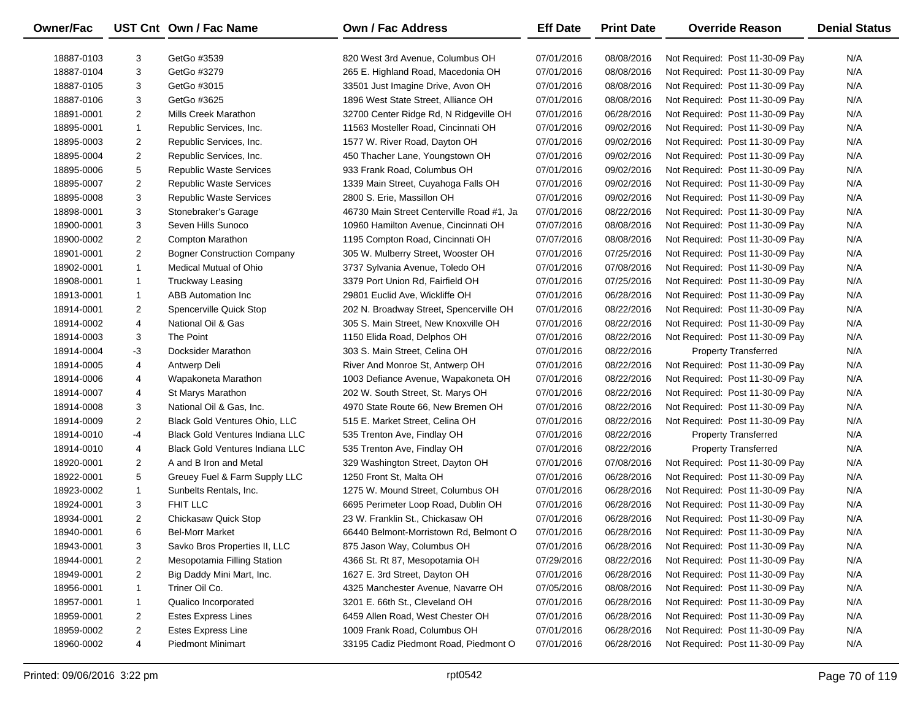| Owner/Fac | UST Cnt | Own / Fac Name | Own / Fac Address | Eff Date | Print Date | Override Reason | Denial Status |
|---|---|---|---|---|---|---|---|
| 18887-0103 | 3 | GetGo #3539 | 820 West 3rd Avenue, Columbus OH | 07/01/2016 | 08/08/2016 | Not Required: Post 11-30-09 Pay | N/A |
| 18887-0104 | 3 | GetGo #3279 | 265 E. Highland Road, Macedonia OH | 07/01/2016 | 08/08/2016 | Not Required: Post 11-30-09 Pay | N/A |
| 18887-0105 | 3 | GetGo #3015 | 33501 Just Imagine Drive, Avon OH | 07/01/2016 | 08/08/2016 | Not Required: Post 11-30-09 Pay | N/A |
| 18887-0106 | 3 | GetGo #3625 | 1896 West State Street, Alliance OH | 07/01/2016 | 08/08/2016 | Not Required: Post 11-30-09 Pay | N/A |
| 18891-0001 | 2 | Mills Creek Marathon | 32700 Center Ridge Rd, N Ridgeville OH | 07/01/2016 | 06/28/2016 | Not Required: Post 11-30-09 Pay | N/A |
| 18895-0001 | 1 | Republic Services, Inc. | 11563 Mosteller Road, Cincinnati OH | 07/01/2016 | 09/02/2016 | Not Required: Post 11-30-09 Pay | N/A |
| 18895-0003 | 2 | Republic Services, Inc. | 1577 W. River Road, Dayton OH | 07/01/2016 | 09/02/2016 | Not Required: Post 11-30-09 Pay | N/A |
| 18895-0004 | 2 | Republic Services, Inc. | 450 Thacher Lane, Youngstown OH | 07/01/2016 | 09/02/2016 | Not Required: Post 11-30-09 Pay | N/A |
| 18895-0006 | 5 | Republic Waste Services | 933 Frank Road, Columbus OH | 07/01/2016 | 09/02/2016 | Not Required: Post 11-30-09 Pay | N/A |
| 18895-0007 | 2 | Republic Waste Services | 1339 Main Street, Cuyahoga Falls OH | 07/01/2016 | 09/02/2016 | Not Required: Post 11-30-09 Pay | N/A |
| 18895-0008 | 3 | Republic Waste Services | 2800 S. Erie, Massillon OH | 07/01/2016 | 09/02/2016 | Not Required: Post 11-30-09 Pay | N/A |
| 18898-0001 | 3 | Stonebraker's Garage | 46730 Main Street Centerville Road #1, Ja | 07/01/2016 | 08/22/2016 | Not Required: Post 11-30-09 Pay | N/A |
| 18900-0001 | 3 | Seven Hills Sunoco | 10960 Hamilton Avenue, Cincinnati OH | 07/07/2016 | 08/08/2016 | Not Required: Post 11-30-09 Pay | N/A |
| 18900-0002 | 2 | Compton Marathon | 1195 Compton Road, Cincinnati OH | 07/07/2016 | 08/08/2016 | Not Required: Post 11-30-09 Pay | N/A |
| 18901-0001 | 2 | Bogner Construction Company | 305 W. Mulberry Street, Wooster OH | 07/01/2016 | 07/25/2016 | Not Required: Post 11-30-09 Pay | N/A |
| 18902-0001 | 1 | Medical Mutual of Ohio | 3737 Sylvania Avenue, Toledo OH | 07/01/2016 | 07/08/2016 | Not Required: Post 11-30-09 Pay | N/A |
| 18908-0001 | 1 | Truckway Leasing | 3379 Port Union Rd, Fairfield OH | 07/01/2016 | 07/25/2016 | Not Required: Post 11-30-09 Pay | N/A |
| 18913-0001 | 1 | ABB Automation Inc | 29801 Euclid Ave, Wickliffe OH | 07/01/2016 | 06/28/2016 | Not Required: Post 11-30-09 Pay | N/A |
| 18914-0001 | 2 | Spencerville Quick Stop | 202 N. Broadway Street, Spencerville OH | 07/01/2016 | 08/22/2016 | Not Required: Post 11-30-09 Pay | N/A |
| 18914-0002 | 4 | National Oil & Gas | 305 S. Main Street, New Knoxville OH | 07/01/2016 | 08/22/2016 | Not Required: Post 11-30-09 Pay | N/A |
| 18914-0003 | 3 | The Point | 1150 Elida Road, Delphos OH | 07/01/2016 | 08/22/2016 | Not Required: Post 11-30-09 Pay | N/A |
| 18914-0004 | -3 | Docksider Marathon | 303 S. Main Street, Celina OH | 07/01/2016 | 08/22/2016 | Property Transferred | N/A |
| 18914-0005 | 4 | Antwerp Deli | River And Monroe St, Antwerp OH | 07/01/2016 | 08/22/2016 | Not Required: Post 11-30-09 Pay | N/A |
| 18914-0006 | 4 | Wapakoneta Marathon | 1003 Defiance Avenue, Wapakoneta OH | 07/01/2016 | 08/22/2016 | Not Required: Post 11-30-09 Pay | N/A |
| 18914-0007 | 4 | St Marys Marathon | 202 W. South Street, St. Marys OH | 07/01/2016 | 08/22/2016 | Not Required: Post 11-30-09 Pay | N/A |
| 18914-0008 | 3 | National Oil & Gas, Inc. | 4970 State Route 66, New Bremen OH | 07/01/2016 | 08/22/2016 | Not Required: Post 11-30-09 Pay | N/A |
| 18914-0009 | 2 | Black Gold Ventures Ohio, LLC | 515 E. Market Street, Celina OH | 07/01/2016 | 08/22/2016 | Not Required: Post 11-30-09 Pay | N/A |
| 18914-0010 | -4 | Black Gold Ventures Indiana LLC | 535 Trenton Ave, Findlay OH | 07/01/2016 | 08/22/2016 | Property Transferred | N/A |
| 18914-0010 | 4 | Black Gold Ventures Indiana LLC | 535 Trenton Ave, Findlay OH | 07/01/2016 | 08/22/2016 | Property Transferred | N/A |
| 18920-0001 | 2 | A and B Iron and Metal | 329 Washington Street, Dayton OH | 07/01/2016 | 07/08/2016 | Not Required: Post 11-30-09 Pay | N/A |
| 18922-0001 | 5 | Greuey Fuel & Farm Supply LLC | 1250 Front St, Malta OH | 07/01/2016 | 06/28/2016 | Not Required: Post 11-30-09 Pay | N/A |
| 18923-0002 | 1 | Sunbelts Rentals, Inc. | 1275 W. Mound Street, Columbus OH | 07/01/2016 | 06/28/2016 | Not Required: Post 11-30-09 Pay | N/A |
| 18924-0001 | 3 | FHIT LLC | 6695 Perimeter Loop Road, Dublin OH | 07/01/2016 | 06/28/2016 | Not Required: Post 11-30-09 Pay | N/A |
| 18934-0001 | 2 | Chickasaw Quick Stop | 23 W. Franklin St., Chickasaw OH | 07/01/2016 | 06/28/2016 | Not Required: Post 11-30-09 Pay | N/A |
| 18940-0001 | 6 | Bel-Morr Market | 66440 Belmont-Morristown Rd, Belmont O | 07/01/2016 | 06/28/2016 | Not Required: Post 11-30-09 Pay | N/A |
| 18943-0001 | 3 | Savko Bros Properties II, LLC | 875 Jason Way, Columbus OH | 07/01/2016 | 06/28/2016 | Not Required: Post 11-30-09 Pay | N/A |
| 18944-0001 | 2 | Mesopotamia Filling Station | 4366 St. Rt 87, Mesopotamia OH | 07/29/2016 | 08/22/2016 | Not Required: Post 11-30-09 Pay | N/A |
| 18949-0001 | 2 | Big Daddy Mini Mart, Inc. | 1627 E. 3rd Street, Dayton OH | 07/01/2016 | 06/28/2016 | Not Required: Post 11-30-09 Pay | N/A |
| 18956-0001 | 1 | Triner Oil Co. | 4325 Manchester Avenue, Navarre OH | 07/05/2016 | 08/08/2016 | Not Required: Post 11-30-09 Pay | N/A |
| 18957-0001 | 1 | Qualico Incorporated | 3201 E. 66th St., Cleveland OH | 07/01/2016 | 06/28/2016 | Not Required: Post 11-30-09 Pay | N/A |
| 18959-0001 | 2 | Estes Express Lines | 6459 Allen Road, West Chester OH | 07/01/2016 | 06/28/2016 | Not Required: Post 11-30-09 Pay | N/A |
| 18959-0002 | 2 | Estes Express Line | 1009 Frank Road, Columbus OH | 07/01/2016 | 06/28/2016 | Not Required: Post 11-30-09 Pay | N/A |
| 18960-0002 | 4 | Piedmont Minimart | 33195 Cadiz Piedmont Road, Piedmont O | 07/01/2016 | 06/28/2016 | Not Required: Post 11-30-09 Pay | N/A |

Printed: 09/06/2016 3:22 pm rpt0542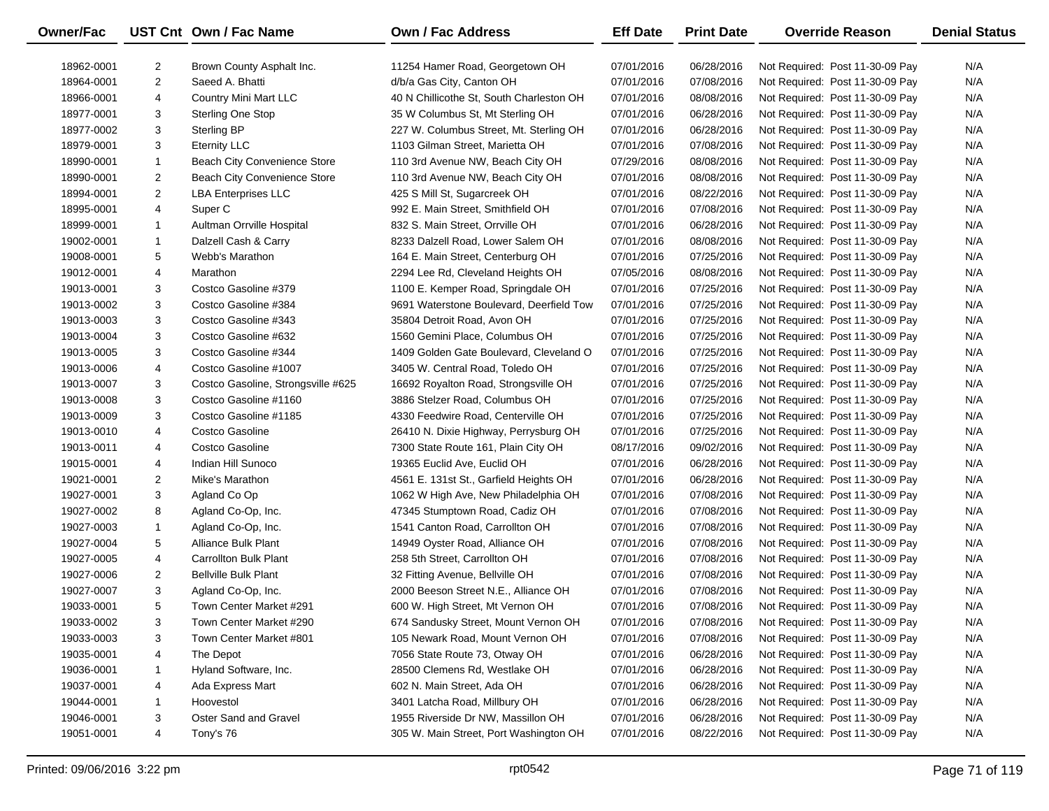| Owner/Fac | UST Cnt | Own / Fac Name | Own / Fac Address | Eff Date | Print Date | Override Reason | Denial Status |
|---|---|---|---|---|---|---|---|
| 18962-0001 | 2 | Brown County Asphalt Inc. | 11254 Hamer Road, Georgetown OH | 07/01/2016 | 06/28/2016 | Not Required: Post 11-30-09 Pay | N/A |
| 18964-0001 | 2 | Saeed A. Bhatti | d/b/a Gas City, Canton OH | 07/01/2016 | 07/08/2016 | Not Required: Post 11-30-09 Pay | N/A |
| 18966-0001 | 4 | Country Mini Mart LLC | 40 N Chillicothe St, South Charleston OH | 07/01/2016 | 08/08/2016 | Not Required: Post 11-30-09 Pay | N/A |
| 18977-0001 | 3 | Sterling One Stop | 35 W Columbus St, Mt Sterling OH | 07/01/2016 | 06/28/2016 | Not Required: Post 11-30-09 Pay | N/A |
| 18977-0002 | 3 | Sterling BP | 227 W. Columbus Street, Mt. Sterling OH | 07/01/2016 | 06/28/2016 | Not Required: Post 11-30-09 Pay | N/A |
| 18979-0001 | 3 | Eternity LLC | 1103 Gilman Street, Marietta OH | 07/01/2016 | 07/08/2016 | Not Required: Post 11-30-09 Pay | N/A |
| 18990-0001 | 1 | Beach City Convenience Store | 110 3rd Avenue NW, Beach City OH | 07/29/2016 | 08/08/2016 | Not Required: Post 11-30-09 Pay | N/A |
| 18990-0001 | 2 | Beach City Convenience Store | 110 3rd Avenue NW, Beach City OH | 07/01/2016 | 08/08/2016 | Not Required: Post 11-30-09 Pay | N/A |
| 18994-0001 | 2 | LBA Enterprises LLC | 425 S Mill St, Sugarcreek OH | 07/01/2016 | 08/22/2016 | Not Required: Post 11-30-09 Pay | N/A |
| 18995-0001 | 4 | Super C | 992 E. Main Street, Smithfield OH | 07/01/2016 | 07/08/2016 | Not Required: Post 11-30-09 Pay | N/A |
| 18999-0001 | 1 | Aultman Orrville Hospital | 832 S. Main Street, Orrville OH | 07/01/2016 | 06/28/2016 | Not Required: Post 11-30-09 Pay | N/A |
| 19002-0001 | 1 | Dalzell Cash & Carry | 8233 Dalzell Road, Lower Salem OH | 07/01/2016 | 08/08/2016 | Not Required: Post 11-30-09 Pay | N/A |
| 19008-0001 | 5 | Webb's Marathon | 164 E. Main Street, Centerburg OH | 07/01/2016 | 07/25/2016 | Not Required: Post 11-30-09 Pay | N/A |
| 19012-0001 | 4 | Marathon | 2294 Lee Rd, Cleveland Heights OH | 07/05/2016 | 08/08/2016 | Not Required: Post 11-30-09 Pay | N/A |
| 19013-0001 | 3 | Costco Gasoline #379 | 1100 E. Kemper Road, Springdale OH | 07/01/2016 | 07/25/2016 | Not Required: Post 11-30-09 Pay | N/A |
| 19013-0002 | 3 | Costco Gasoline #384 | 9691 Waterstone Boulevard, Deerfield Tow | 07/01/2016 | 07/25/2016 | Not Required: Post 11-30-09 Pay | N/A |
| 19013-0003 | 3 | Costco Gasoline #343 | 35804 Detroit Road, Avon OH | 07/01/2016 | 07/25/2016 | Not Required: Post 11-30-09 Pay | N/A |
| 19013-0004 | 3 | Costco Gasoline #632 | 1560 Gemini Place, Columbus OH | 07/01/2016 | 07/25/2016 | Not Required: Post 11-30-09 Pay | N/A |
| 19013-0005 | 3 | Costco Gasoline #344 | 1409 Golden Gate Boulevard, Cleveland O | 07/01/2016 | 07/25/2016 | Not Required: Post 11-30-09 Pay | N/A |
| 19013-0006 | 4 | Costco Gasoline #1007 | 3405 W. Central Road, Toledo OH | 07/01/2016 | 07/25/2016 | Not Required: Post 11-30-09 Pay | N/A |
| 19013-0007 | 3 | Costco Gasoline, Strongsville #625 | 16692 Royalton Road, Strongsville OH | 07/01/2016 | 07/25/2016 | Not Required: Post 11-30-09 Pay | N/A |
| 19013-0008 | 3 | Costco Gasoline #1160 | 3886 Stelzer Road, Columbus OH | 07/01/2016 | 07/25/2016 | Not Required: Post 11-30-09 Pay | N/A |
| 19013-0009 | 3 | Costco Gasoline #1185 | 4330 Feedwire Road, Centerville OH | 07/01/2016 | 07/25/2016 | Not Required: Post 11-30-09 Pay | N/A |
| 19013-0010 | 4 | Costco Gasoline | 26410 N. Dixie Highway, Perrysburg OH | 07/01/2016 | 07/25/2016 | Not Required: Post 11-30-09 Pay | N/A |
| 19013-0011 | 4 | Costco Gasoline | 7300 State Route 161, Plain City OH | 08/17/2016 | 09/02/2016 | Not Required: Post 11-30-09 Pay | N/A |
| 19015-0001 | 4 | Indian Hill Sunoco | 19365 Euclid Ave, Euclid OH | 07/01/2016 | 06/28/2016 | Not Required: Post 11-30-09 Pay | N/A |
| 19021-0001 | 2 | Mike's Marathon | 4561 E. 131st St., Garfield Heights OH | 07/01/2016 | 06/28/2016 | Not Required: Post 11-30-09 Pay | N/A |
| 19027-0001 | 3 | Agland Co Op | 1062 W High Ave, New Philadelphia OH | 07/01/2016 | 07/08/2016 | Not Required: Post 11-30-09 Pay | N/A |
| 19027-0002 | 8 | Agland Co-Op, Inc. | 47345 Stumptown Road, Cadiz OH | 07/01/2016 | 07/08/2016 | Not Required: Post 11-30-09 Pay | N/A |
| 19027-0003 | 1 | Agland Co-Op, Inc. | 1541 Canton Road, Carrollton OH | 07/01/2016 | 07/08/2016 | Not Required: Post 11-30-09 Pay | N/A |
| 19027-0004 | 5 | Alliance Bulk Plant | 14949 Oyster Road, Alliance OH | 07/01/2016 | 07/08/2016 | Not Required: Post 11-30-09 Pay | N/A |
| 19027-0005 | 4 | Carrollton Bulk Plant | 258 5th Street, Carrollton OH | 07/01/2016 | 07/08/2016 | Not Required: Post 11-30-09 Pay | N/A |
| 19027-0006 | 2 | Bellville Bulk Plant | 32 Fitting Avenue, Bellville OH | 07/01/2016 | 07/08/2016 | Not Required: Post 11-30-09 Pay | N/A |
| 19027-0007 | 3 | Agland Co-Op, Inc. | 2000 Beeson Street N.E., Alliance OH | 07/01/2016 | 07/08/2016 | Not Required: Post 11-30-09 Pay | N/A |
| 19033-0001 | 5 | Town Center Market #291 | 600 W. High Street, Mt Vernon OH | 07/01/2016 | 07/08/2016 | Not Required: Post 11-30-09 Pay | N/A |
| 19033-0002 | 3 | Town Center Market #290 | 674 Sandusky Street, Mount Vernon OH | 07/01/2016 | 07/08/2016 | Not Required: Post 11-30-09 Pay | N/A |
| 19033-0003 | 3 | Town Center Market #801 | 105 Newark Road, Mount Vernon OH | 07/01/2016 | 07/08/2016 | Not Required: Post 11-30-09 Pay | N/A |
| 19035-0001 | 4 | The Depot | 7056 State Route 73, Otway OH | 07/01/2016 | 06/28/2016 | Not Required: Post 11-30-09 Pay | N/A |
| 19036-0001 | 1 | Hyland Software, Inc. | 28500 Clemens Rd, Westlake OH | 07/01/2016 | 06/28/2016 | Not Required: Post 11-30-09 Pay | N/A |
| 19037-0001 | 4 | Ada Express Mart | 602 N. Main Street, Ada OH | 07/01/2016 | 06/28/2016 | Not Required: Post 11-30-09 Pay | N/A |
| 19044-0001 | 1 | Hoovestol | 3401 Latcha Road, Millbury OH | 07/01/2016 | 06/28/2016 | Not Required: Post 11-30-09 Pay | N/A |
| 19046-0001 | 3 | Oster Sand and Gravel | 1955 Riverside Dr NW, Massillon OH | 07/01/2016 | 06/28/2016 | Not Required: Post 11-30-09 Pay | N/A |
| 19051-0001 | 4 | Tony's 76 | 305 W. Main Street, Port Washington OH | 07/01/2016 | 08/22/2016 | Not Required: Post 11-30-09 Pay | N/A |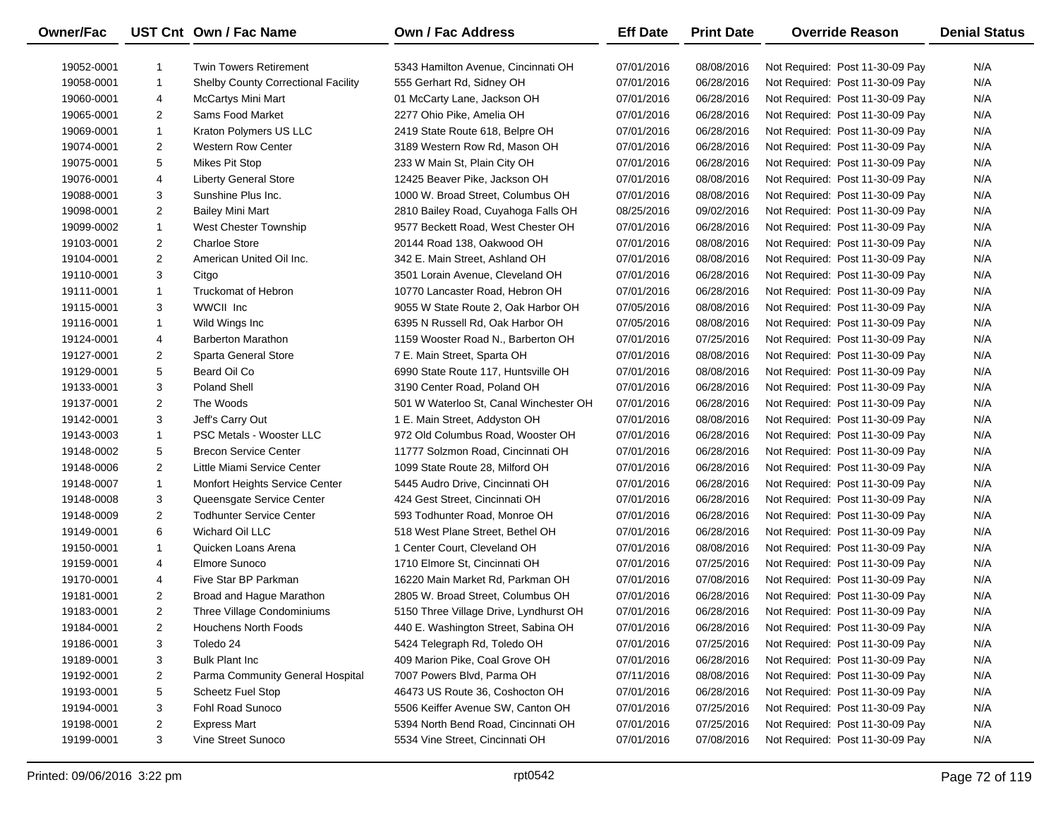| Owner/Fac | UST Cnt | Own / Fac Name | Own / Fac Address | Eff Date | Print Date | Override Reason | Denial Status |
|---|---|---|---|---|---|---|---|
| 19052-0001 | 1 | Twin Towers Retirement | 5343 Hamilton Avenue, Cincinnati OH | 07/01/2016 | 08/08/2016 | Not Required: Post 11-30-09 Pay | N/A |
| 19058-0001 | 1 | Shelby County Correctional Facility | 555 Gerhart Rd, Sidney OH | 07/01/2016 | 06/28/2016 | Not Required: Post 11-30-09 Pay | N/A |
| 19060-0001 | 4 | McCartys Mini Mart | 01 McCarty Lane, Jackson OH | 07/01/2016 | 06/28/2016 | Not Required: Post 11-30-09 Pay | N/A |
| 19065-0001 | 2 | Sams Food Market | 2277 Ohio Pike, Amelia OH | 07/01/2016 | 06/28/2016 | Not Required: Post 11-30-09 Pay | N/A |
| 19069-0001 | 1 | Kraton Polymers US LLC | 2419 State Route 618, Belpre OH | 07/01/2016 | 06/28/2016 | Not Required: Post 11-30-09 Pay | N/A |
| 19074-0001 | 2 | Western Row Center | 3189 Western Row Rd, Mason OH | 07/01/2016 | 06/28/2016 | Not Required: Post 11-30-09 Pay | N/A |
| 19075-0001 | 5 | Mikes Pit Stop | 233 W Main St, Plain City OH | 07/01/2016 | 06/28/2016 | Not Required: Post 11-30-09 Pay | N/A |
| 19076-0001 | 4 | Liberty General Store | 12425 Beaver Pike, Jackson OH | 07/01/2016 | 08/08/2016 | Not Required: Post 11-30-09 Pay | N/A |
| 19088-0001 | 3 | Sunshine Plus Inc. | 1000 W. Broad Street, Columbus OH | 07/01/2016 | 08/08/2016 | Not Required: Post 11-30-09 Pay | N/A |
| 19098-0001 | 2 | Bailey Mini Mart | 2810 Bailey Road, Cuyahoga Falls OH | 08/25/2016 | 09/02/2016 | Not Required: Post 11-30-09 Pay | N/A |
| 19099-0002 | 1 | West Chester Township | 9577 Beckett Road, West Chester OH | 07/01/2016 | 06/28/2016 | Not Required: Post 11-30-09 Pay | N/A |
| 19103-0001 | 2 | Charloe Store | 20144 Road 138, Oakwood OH | 07/01/2016 | 08/08/2016 | Not Required: Post 11-30-09 Pay | N/A |
| 19104-0001 | 2 | American United Oil Inc. | 342 E. Main Street, Ashland OH | 07/01/2016 | 08/08/2016 | Not Required: Post 11-30-09 Pay | N/A |
| 19110-0001 | 3 | Citgo | 3501 Lorain Avenue, Cleveland OH | 07/01/2016 | 06/28/2016 | Not Required: Post 11-30-09 Pay | N/A |
| 19111-0001 | 1 | Truckomat of Hebron | 10770 Lancaster Road, Hebron OH | 07/01/2016 | 06/28/2016 | Not Required: Post 11-30-09 Pay | N/A |
| 19115-0001 | 3 | WWCII Inc | 9055 W State Route 2, Oak Harbor OH | 07/05/2016 | 08/08/2016 | Not Required: Post 11-30-09 Pay | N/A |
| 19116-0001 | 1 | Wild Wings Inc | 6395 N Russell Rd, Oak Harbor OH | 07/05/2016 | 08/08/2016 | Not Required: Post 11-30-09 Pay | N/A |
| 19124-0001 | 4 | Barberton Marathon | 1159 Wooster Road N., Barberton OH | 07/01/2016 | 07/25/2016 | Not Required: Post 11-30-09 Pay | N/A |
| 19127-0001 | 2 | Sparta General Store | 7 E. Main Street, Sparta OH | 07/01/2016 | 08/08/2016 | Not Required: Post 11-30-09 Pay | N/A |
| 19129-0001 | 5 | Beard Oil Co | 6990 State Route 117, Huntsville OH | 07/01/2016 | 08/08/2016 | Not Required: Post 11-30-09 Pay | N/A |
| 19133-0001 | 3 | Poland Shell | 3190 Center Road, Poland OH | 07/01/2016 | 06/28/2016 | Not Required: Post 11-30-09 Pay | N/A |
| 19137-0001 | 2 | The Woods | 501 W Waterloo St, Canal Winchester OH | 07/01/2016 | 06/28/2016 | Not Required: Post 11-30-09 Pay | N/A |
| 19142-0001 | 3 | Jeff's Carry Out | 1 E. Main Street, Addyston OH | 07/01/2016 | 08/08/2016 | Not Required: Post 11-30-09 Pay | N/A |
| 19143-0003 | 1 | PSC Metals - Wooster LLC | 972 Old Columbus Road, Wooster OH | 07/01/2016 | 06/28/2016 | Not Required: Post 11-30-09 Pay | N/A |
| 19148-0002 | 5 | Brecon Service Center | 11777 Solzmon Road, Cincinnati OH | 07/01/2016 | 06/28/2016 | Not Required: Post 11-30-09 Pay | N/A |
| 19148-0006 | 2 | Little Miami Service Center | 1099 State Route 28, Milford OH | 07/01/2016 | 06/28/2016 | Not Required: Post 11-30-09 Pay | N/A |
| 19148-0007 | 1 | Monfort Heights Service Center | 5445 Audro Drive, Cincinnati OH | 07/01/2016 | 06/28/2016 | Not Required: Post 11-30-09 Pay | N/A |
| 19148-0008 | 3 | Queensgate Service Center | 424 Gest Street, Cincinnati OH | 07/01/2016 | 06/28/2016 | Not Required: Post 11-30-09 Pay | N/A |
| 19148-0009 | 2 | Todhunter Service Center | 593 Todhunter Road, Monroe OH | 07/01/2016 | 06/28/2016 | Not Required: Post 11-30-09 Pay | N/A |
| 19149-0001 | 6 | Wichard Oil LLC | 518 West Plane Street, Bethel OH | 07/01/2016 | 06/28/2016 | Not Required: Post 11-30-09 Pay | N/A |
| 19150-0001 | 1 | Quicken Loans Arena | 1 Center Court, Cleveland OH | 07/01/2016 | 08/08/2016 | Not Required: Post 11-30-09 Pay | N/A |
| 19159-0001 | 4 | Elmore Sunoco | 1710 Elmore St, Cincinnati OH | 07/01/2016 | 07/25/2016 | Not Required: Post 11-30-09 Pay | N/A |
| 19170-0001 | 4 | Five Star BP Parkman | 16220 Main Market Rd, Parkman OH | 07/01/2016 | 07/08/2016 | Not Required: Post 11-30-09 Pay | N/A |
| 19181-0001 | 2 | Broad and Hague Marathon | 2805 W. Broad Street, Columbus OH | 07/01/2016 | 06/28/2016 | Not Required: Post 11-30-09 Pay | N/A |
| 19183-0001 | 2 | Three Village Condominiums | 5150 Three Village Drive, Lyndhurst OH | 07/01/2016 | 06/28/2016 | Not Required: Post 11-30-09 Pay | N/A |
| 19184-0001 | 2 | Houchens North Foods | 440 E. Washington Street, Sabina OH | 07/01/2016 | 06/28/2016 | Not Required: Post 11-30-09 Pay | N/A |
| 19186-0001 | 3 | Toledo 24 | 5424 Telegraph Rd, Toledo OH | 07/01/2016 | 07/25/2016 | Not Required: Post 11-30-09 Pay | N/A |
| 19189-0001 | 3 | Bulk Plant Inc | 409 Marion Pike, Coal Grove OH | 07/01/2016 | 06/28/2016 | Not Required: Post 11-30-09 Pay | N/A |
| 19192-0001 | 2 | Parma Community General Hospital | 7007 Powers Blvd, Parma OH | 07/11/2016 | 08/08/2016 | Not Required: Post 11-30-09 Pay | N/A |
| 19193-0001 | 5 | Scheetz Fuel Stop | 46473 US Route 36, Coshocton OH | 07/01/2016 | 06/28/2016 | Not Required: Post 11-30-09 Pay | N/A |
| 19194-0001 | 3 | Fohl Road Sunoco | 5506 Keiffer Avenue SW, Canton OH | 07/01/2016 | 07/25/2016 | Not Required: Post 11-30-09 Pay | N/A |
| 19198-0001 | 2 | Express Mart | 5394 North Bend Road, Cincinnati OH | 07/01/2016 | 07/25/2016 | Not Required: Post 11-30-09 Pay | N/A |
| 19199-0001 | 3 | Vine Street Sunoco | 5534 Vine Street, Cincinnati OH | 07/01/2016 | 07/08/2016 | Not Required: Post 11-30-09 Pay | N/A |

Printed: 09/06/2016 3:22 pm rpt0542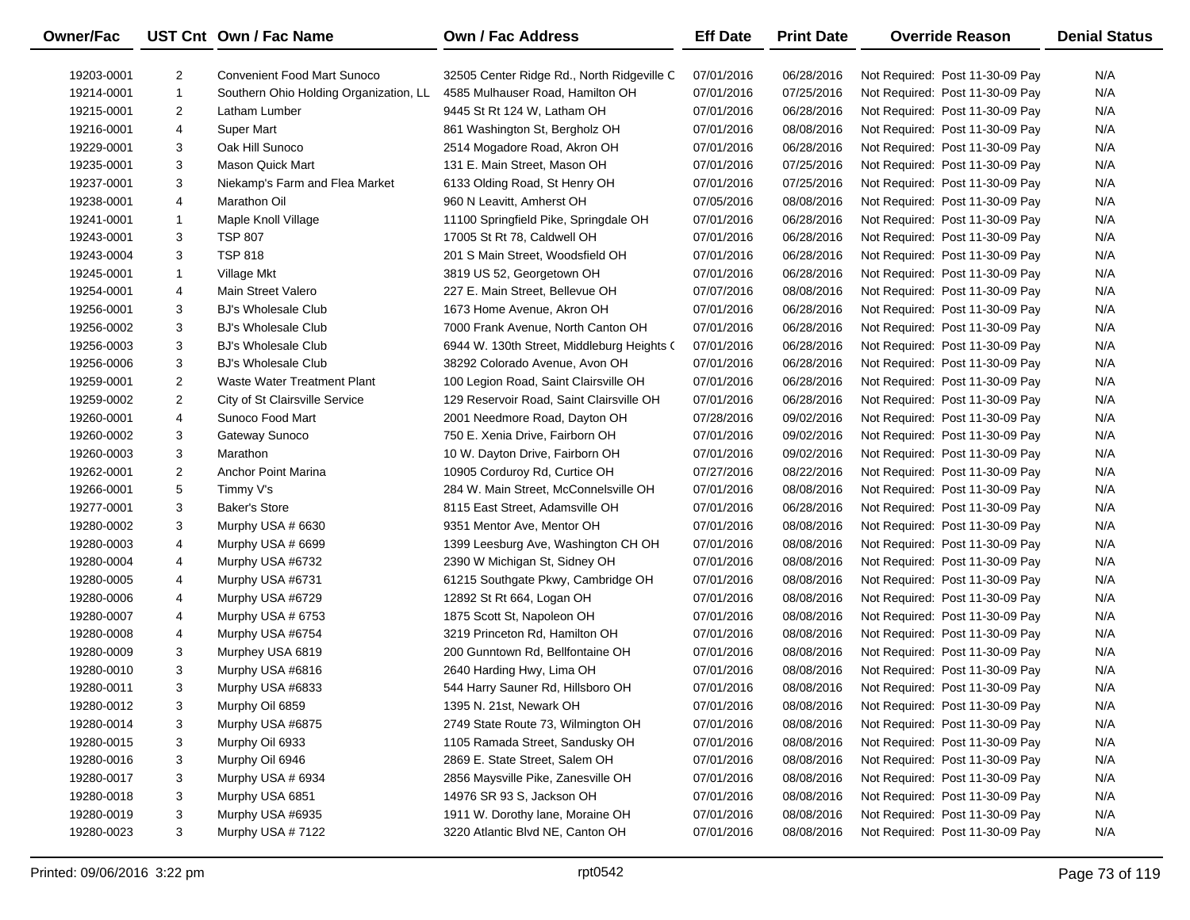| Owner/Fac | UST Cnt | Own / Fac Name | Own / Fac Address | Eff Date | Print Date | Override Reason | Denial Status |
|---|---|---|---|---|---|---|---|
| 19203-0001 | 2 | Convenient Food Mart Sunoco | 32505 Center Ridge Rd., North Ridgeville C | 07/01/2016 | 06/28/2016 | Not Required: Post 11-30-09 Pay | N/A |
| 19214-0001 | 1 | Southern Ohio Holding Organization, LL | 4585 Mulhauser Road, Hamilton OH | 07/01/2016 | 07/25/2016 | Not Required: Post 11-30-09 Pay | N/A |
| 19215-0001 | 2 | Latham Lumber | 9445 St Rt 124 W, Latham OH | 07/01/2016 | 06/28/2016 | Not Required: Post 11-30-09 Pay | N/A |
| 19216-0001 | 4 | Super Mart | 861 Washington St, Bergholz OH | 07/01/2016 | 08/08/2016 | Not Required: Post 11-30-09 Pay | N/A |
| 19229-0001 | 3 | Oak Hill Sunoco | 2514 Mogadore Road, Akron OH | 07/01/2016 | 06/28/2016 | Not Required: Post 11-30-09 Pay | N/A |
| 19235-0001 | 3 | Mason Quick Mart | 131 E. Main Street, Mason OH | 07/01/2016 | 07/25/2016 | Not Required: Post 11-30-09 Pay | N/A |
| 19237-0001 | 3 | Niekamp's Farm and Flea Market | 6133 Olding Road, St Henry OH | 07/01/2016 | 07/25/2016 | Not Required: Post 11-30-09 Pay | N/A |
| 19238-0001 | 4 | Marathon Oil | 960 N Leavitt, Amherst OH | 07/05/2016 | 08/08/2016 | Not Required: Post 11-30-09 Pay | N/A |
| 19241-0001 | 1 | Maple Knoll Village | 11100 Springfield Pike, Springdale OH | 07/01/2016 | 06/28/2016 | Not Required: Post 11-30-09 Pay | N/A |
| 19243-0001 | 3 | TSP 807 | 17005 St Rt 78, Caldwell OH | 07/01/2016 | 06/28/2016 | Not Required: Post 11-30-09 Pay | N/A |
| 19243-0004 | 3 | TSP 818 | 201 S Main Street, Woodsfield OH | 07/01/2016 | 06/28/2016 | Not Required: Post 11-30-09 Pay | N/A |
| 19245-0001 | 1 | Village Mkt | 3819 US 52, Georgetown OH | 07/01/2016 | 06/28/2016 | Not Required: Post 11-30-09 Pay | N/A |
| 19254-0001 | 4 | Main Street Valero | 227 E. Main Street, Bellevue OH | 07/07/2016 | 08/08/2016 | Not Required: Post 11-30-09 Pay | N/A |
| 19256-0001 | 3 | BJ's Wholesale Club | 1673 Home Avenue, Akron OH | 07/01/2016 | 06/28/2016 | Not Required: Post 11-30-09 Pay | N/A |
| 19256-0002 | 3 | BJ's Wholesale Club | 7000 Frank Avenue, North Canton OH | 07/01/2016 | 06/28/2016 | Not Required: Post 11-30-09 Pay | N/A |
| 19256-0003 | 3 | BJ's Wholesale Club | 6944 W. 130th Street, Middleburg Heights ( | 07/01/2016 | 06/28/2016 | Not Required: Post 11-30-09 Pay | N/A |
| 19256-0006 | 3 | BJ's Wholesale Club | 38292 Colorado Avenue, Avon OH | 07/01/2016 | 06/28/2016 | Not Required: Post 11-30-09 Pay | N/A |
| 19259-0001 | 2 | Waste Water Treatment Plant | 100 Legion Road, Saint Clairsville OH | 07/01/2016 | 06/28/2016 | Not Required: Post 11-30-09 Pay | N/A |
| 19259-0002 | 2 | City of St Clairsville Service | 129 Reservoir Road, Saint Clairsville OH | 07/01/2016 | 06/28/2016 | Not Required: Post 11-30-09 Pay | N/A |
| 19260-0001 | 4 | Sunoco Food Mart | 2001 Needmore Road, Dayton OH | 07/28/2016 | 09/02/2016 | Not Required: Post 11-30-09 Pay | N/A |
| 19260-0002 | 3 | Gateway Sunoco | 750 E. Xenia Drive, Fairborn OH | 07/01/2016 | 09/02/2016 | Not Required: Post 11-30-09 Pay | N/A |
| 19260-0003 | 3 | Marathon | 10 W. Dayton Drive, Fairborn OH | 07/01/2016 | 09/02/2016 | Not Required: Post 11-30-09 Pay | N/A |
| 19262-0001 | 2 | Anchor Point Marina | 10905 Corduroy Rd, Curtice OH | 07/27/2016 | 08/22/2016 | Not Required: Post 11-30-09 Pay | N/A |
| 19266-0001 | 5 | Timmy V's | 284 W. Main Street, McConnelsville OH | 07/01/2016 | 08/08/2016 | Not Required: Post 11-30-09 Pay | N/A |
| 19277-0001 | 3 | Baker's Store | 8115 East Street, Adamsville OH | 07/01/2016 | 06/28/2016 | Not Required: Post 11-30-09 Pay | N/A |
| 19280-0002 | 3 | Murphy USA # 6630 | 9351 Mentor Ave, Mentor OH | 07/01/2016 | 08/08/2016 | Not Required: Post 11-30-09 Pay | N/A |
| 19280-0003 | 4 | Murphy USA # 6699 | 1399 Leesburg Ave, Washington CH OH | 07/01/2016 | 08/08/2016 | Not Required: Post 11-30-09 Pay | N/A |
| 19280-0004 | 4 | Murphy USA #6732 | 2390 W Michigan St, Sidney OH | 07/01/2016 | 08/08/2016 | Not Required: Post 11-30-09 Pay | N/A |
| 19280-0005 | 4 | Murphy USA #6731 | 61215 Southgate Pkwy, Cambridge OH | 07/01/2016 | 08/08/2016 | Not Required: Post 11-30-09 Pay | N/A |
| 19280-0006 | 4 | Murphy USA #6729 | 12892 St Rt 664, Logan OH | 07/01/2016 | 08/08/2016 | Not Required: Post 11-30-09 Pay | N/A |
| 19280-0007 | 4 | Murphy USA # 6753 | 1875 Scott St, Napoleon OH | 07/01/2016 | 08/08/2016 | Not Required: Post 11-30-09 Pay | N/A |
| 19280-0008 | 4 | Murphy USA #6754 | 3219 Princeton Rd, Hamilton OH | 07/01/2016 | 08/08/2016 | Not Required: Post 11-30-09 Pay | N/A |
| 19280-0009 | 3 | Murphey USA 6819 | 200 Gunntown Rd, Bellfontaine OH | 07/01/2016 | 08/08/2016 | Not Required: Post 11-30-09 Pay | N/A |
| 19280-0010 | 3 | Murphy USA #6816 | 2640 Harding Hwy, Lima OH | 07/01/2016 | 08/08/2016 | Not Required: Post 11-30-09 Pay | N/A |
| 19280-0011 | 3 | Murphy USA #6833 | 544 Harry Sauner Rd, Hillsboro OH | 07/01/2016 | 08/08/2016 | Not Required: Post 11-30-09 Pay | N/A |
| 19280-0012 | 3 | Murphy Oil 6859 | 1395 N. 21st, Newark OH | 07/01/2016 | 08/08/2016 | Not Required: Post 11-30-09 Pay | N/A |
| 19280-0014 | 3 | Murphy USA #6875 | 2749 State Route 73, Wilmington OH | 07/01/2016 | 08/08/2016 | Not Required: Post 11-30-09 Pay | N/A |
| 19280-0015 | 3 | Murphy Oil 6933 | 1105 Ramada Street, Sandusky OH | 07/01/2016 | 08/08/2016 | Not Required: Post 11-30-09 Pay | N/A |
| 19280-0016 | 3 | Murphy Oil 6946 | 2869 E. State Street, Salem OH | 07/01/2016 | 08/08/2016 | Not Required: Post 11-30-09 Pay | N/A |
| 19280-0017 | 3 | Murphy USA # 6934 | 2856 Maysville Pike, Zanesville OH | 07/01/2016 | 08/08/2016 | Not Required: Post 11-30-09 Pay | N/A |
| 19280-0018 | 3 | Murphy USA 6851 | 14976 SR 93 S, Jackson OH | 07/01/2016 | 08/08/2016 | Not Required: Post 11-30-09 Pay | N/A |
| 19280-0019 | 3 | Murphy USA #6935 | 1911 W. Dorothy lane, Moraine OH | 07/01/2016 | 08/08/2016 | Not Required: Post 11-30-09 Pay | N/A |
| 19280-0023 | 3 | Murphy USA # 7122 | 3220 Atlantic Blvd NE, Canton OH | 07/01/2016 | 08/08/2016 | Not Required: Post 11-30-09 Pay | N/A |

Printed: 09/06/2016 3:22 pm rpt0542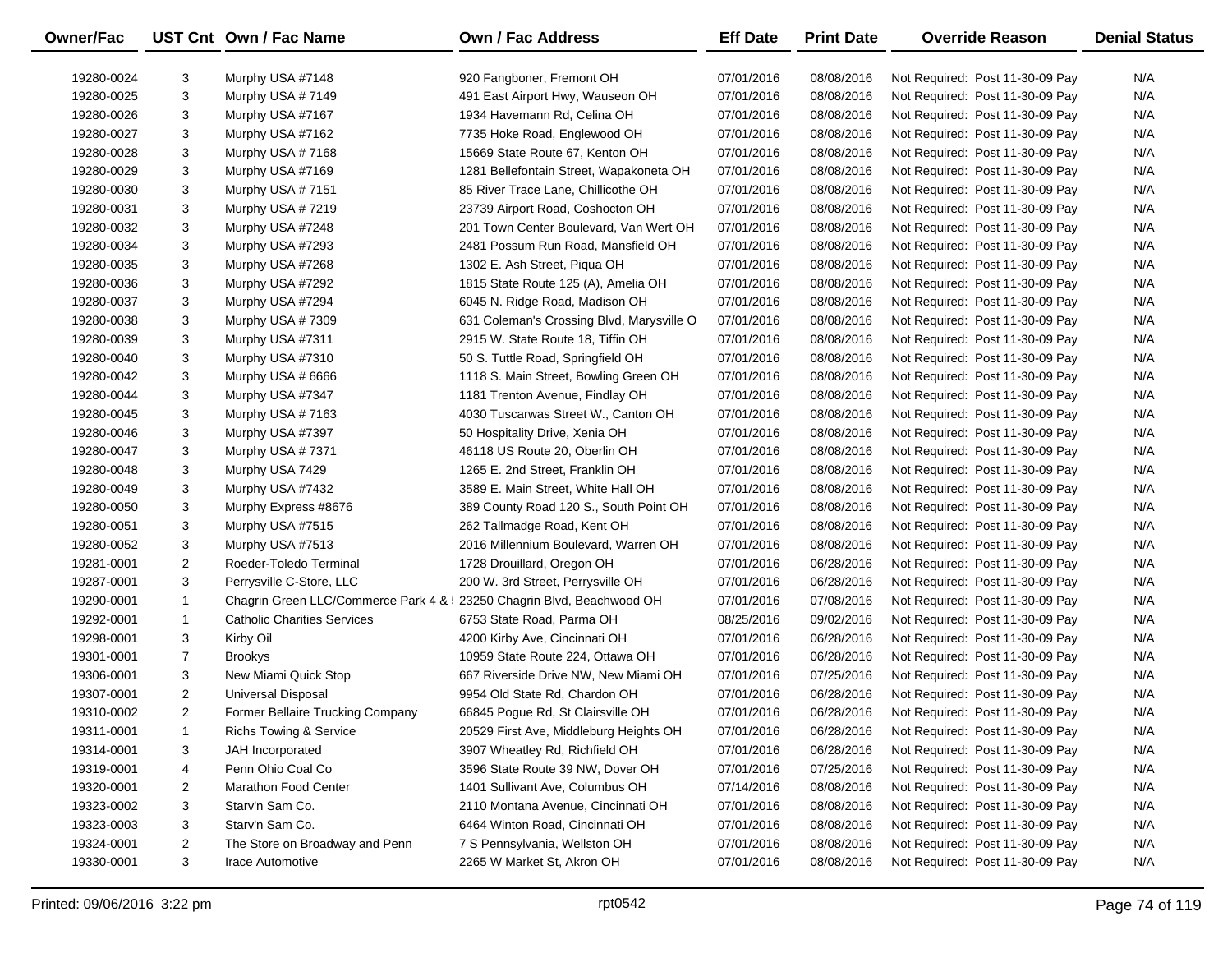| Owner/Fac | UST Cnt | Own / Fac Name | Own / Fac Address | Eff Date | Print Date | Override Reason | Denial Status |
|---|---|---|---|---|---|---|---|
| 19280-0024 | 3 | Murphy USA #7148 | 920 Fangboner, Fremont OH | 07/01/2016 | 08/08/2016 | Not Required: Post 11-30-09 Pay | N/A |
| 19280-0025 | 3 | Murphy USA #7149 | 491 East Airport Hwy, Wauseon OH | 07/01/2016 | 08/08/2016 | Not Required: Post 11-30-09 Pay | N/A |
| 19280-0026 | 3 | Murphy USA #7167 | 1934 Havemann Rd, Celina OH | 07/01/2016 | 08/08/2016 | Not Required: Post 11-30-09 Pay | N/A |
| 19280-0027 | 3 | Murphy USA #7162 | 7735 Hoke Road, Englewood OH | 07/01/2016 | 08/08/2016 | Not Required: Post 11-30-09 Pay | N/A |
| 19280-0028 | 3 | Murphy USA # 7168 | 15669 State Route 67, Kenton OH | 07/01/2016 | 08/08/2016 | Not Required: Post 11-30-09 Pay | N/A |
| 19280-0029 | 3 | Murphy USA #7169 | 1281 Bellefontain Street, Wapakoneta OH | 07/01/2016 | 08/08/2016 | Not Required: Post 11-30-09 Pay | N/A |
| 19280-0030 | 3 | Murphy USA # 7151 | 85 River Trace Lane, Chillicothe OH | 07/01/2016 | 08/08/2016 | Not Required: Post 11-30-09 Pay | N/A |
| 19280-0031 | 3 | Murphy USA # 7219 | 23739 Airport Road, Coshocton OH | 07/01/2016 | 08/08/2016 | Not Required: Post 11-30-09 Pay | N/A |
| 19280-0032 | 3 | Murphy USA #7248 | 201 Town Center Boulevard, Van Wert OH | 07/01/2016 | 08/08/2016 | Not Required: Post 11-30-09 Pay | N/A |
| 19280-0034 | 3 | Murphy USA #7293 | 2481 Possum Run Road, Mansfield OH | 07/01/2016 | 08/08/2016 | Not Required: Post 11-30-09 Pay | N/A |
| 19280-0035 | 3 | Murphy USA #7268 | 1302 E. Ash Street, Piqua OH | 07/01/2016 | 08/08/2016 | Not Required: Post 11-30-09 Pay | N/A |
| 19280-0036 | 3 | Murphy USA #7292 | 1815 State Route 125 (A), Amelia OH | 07/01/2016 | 08/08/2016 | Not Required: Post 11-30-09 Pay | N/A |
| 19280-0037 | 3 | Murphy USA #7294 | 6045 N. Ridge Road, Madison OH | 07/01/2016 | 08/08/2016 | Not Required: Post 11-30-09 Pay | N/A |
| 19280-0038 | 3 | Murphy USA # 7309 | 631 Coleman's Crossing Blvd, Marysville O | 07/01/2016 | 08/08/2016 | Not Required: Post 11-30-09 Pay | N/A |
| 19280-0039 | 3 | Murphy USA #7311 | 2915 W. State Route 18, Tiffin OH | 07/01/2016 | 08/08/2016 | Not Required: Post 11-30-09 Pay | N/A |
| 19280-0040 | 3 | Murphy USA #7310 | 50 S. Tuttle Road, Springfield OH | 07/01/2016 | 08/08/2016 | Not Required: Post 11-30-09 Pay | N/A |
| 19280-0042 | 3 | Murphy USA # 6666 | 1118 S. Main Street, Bowling Green OH | 07/01/2016 | 08/08/2016 | Not Required: Post 11-30-09 Pay | N/A |
| 19280-0044 | 3 | Murphy USA #7347 | 1181 Trenton Avenue, Findlay OH | 07/01/2016 | 08/08/2016 | Not Required: Post 11-30-09 Pay | N/A |
| 19280-0045 | 3 | Murphy USA # 7163 | 4030 Tuscarwas Street W., Canton OH | 07/01/2016 | 08/08/2016 | Not Required: Post 11-30-09 Pay | N/A |
| 19280-0046 | 3 | Murphy USA #7397 | 50 Hospitality Drive, Xenia OH | 07/01/2016 | 08/08/2016 | Not Required: Post 11-30-09 Pay | N/A |
| 19280-0047 | 3 | Murphy USA # 7371 | 46118 US Route 20, Oberlin OH | 07/01/2016 | 08/08/2016 | Not Required: Post 11-30-09 Pay | N/A |
| 19280-0048 | 3 | Murphy USA 7429 | 1265 E. 2nd Street, Franklin OH | 07/01/2016 | 08/08/2016 | Not Required: Post 11-30-09 Pay | N/A |
| 19280-0049 | 3 | Murphy USA #7432 | 3589 E. Main Street, White Hall OH | 07/01/2016 | 08/08/2016 | Not Required: Post 11-30-09 Pay | N/A |
| 19280-0050 | 3 | Murphy Express #8676 | 389 County Road 120 S., South Point OH | 07/01/2016 | 08/08/2016 | Not Required: Post 11-30-09 Pay | N/A |
| 19280-0051 | 3 | Murphy USA #7515 | 262 Tallmadge Road, Kent OH | 07/01/2016 | 08/08/2016 | Not Required: Post 11-30-09 Pay | N/A |
| 19280-0052 | 3 | Murphy USA #7513 | 2016 Millennium Boulevard, Warren OH | 07/01/2016 | 08/08/2016 | Not Required: Post 11-30-09 Pay | N/A |
| 19281-0001 | 2 | Roeder-Toledo Terminal | 1728 Drouillard, Oregon OH | 07/01/2016 | 06/28/2016 | Not Required: Post 11-30-09 Pay | N/A |
| 19287-0001 | 3 | Perrysville C-Store, LLC | 200 W. 3rd Street, Perrysville OH | 07/01/2016 | 06/28/2016 | Not Required: Post 11-30-09 Pay | N/A |
| 19290-0001 | 1 | Chagrin Green LLC/Commerce Park 4 & ! | 23250 Chagrin Blvd, Beachwood OH | 07/01/2016 | 07/08/2016 | Not Required: Post 11-30-09 Pay | N/A |
| 19292-0001 | 1 | Catholic Charities Services | 6753 State Road, Parma OH | 08/25/2016 | 09/02/2016 | Not Required: Post 11-30-09 Pay | N/A |
| 19298-0001 | 3 | Kirby Oil | 4200 Kirby Ave, Cincinnati OH | 07/01/2016 | 06/28/2016 | Not Required: Post 11-30-09 Pay | N/A |
| 19301-0001 | 7 | Brookys | 10959 State Route 224, Ottawa OH | 07/01/2016 | 06/28/2016 | Not Required: Post 11-30-09 Pay | N/A |
| 19306-0001 | 3 | New Miami Quick Stop | 667 Riverside Drive NW, New Miami OH | 07/01/2016 | 07/25/2016 | Not Required: Post 11-30-09 Pay | N/A |
| 19307-0001 | 2 | Universal Disposal | 9954 Old State Rd, Chardon OH | 07/01/2016 | 06/28/2016 | Not Required: Post 11-30-09 Pay | N/A |
| 19310-0002 | 2 | Former Bellaire Trucking Company | 66845 Pogue Rd, St Clairsville OH | 07/01/2016 | 06/28/2016 | Not Required: Post 11-30-09 Pay | N/A |
| 19311-0001 | 1 | Richs Towing & Service | 20529 First Ave, Middleburg Heights OH | 07/01/2016 | 06/28/2016 | Not Required: Post 11-30-09 Pay | N/A |
| 19314-0001 | 3 | JAH Incorporated | 3907 Wheatley Rd, Richfield OH | 07/01/2016 | 06/28/2016 | Not Required: Post 11-30-09 Pay | N/A |
| 19319-0001 | 4 | Penn Ohio Coal Co | 3596 State Route 39 NW, Dover OH | 07/01/2016 | 07/25/2016 | Not Required: Post 11-30-09 Pay | N/A |
| 19320-0001 | 2 | Marathon Food Center | 1401 Sullivant Ave, Columbus OH | 07/14/2016 | 08/08/2016 | Not Required: Post 11-30-09 Pay | N/A |
| 19323-0002 | 3 | Starv'n Sam Co. | 2110 Montana Avenue, Cincinnati OH | 07/01/2016 | 08/08/2016 | Not Required: Post 11-30-09 Pay | N/A |
| 19323-0003 | 3 | Starv'n Sam Co. | 6464 Winton Road, Cincinnati OH | 07/01/2016 | 08/08/2016 | Not Required: Post 11-30-09 Pay | N/A |
| 19324-0001 | 2 | The Store on Broadway and Penn | 7 S Pennsylvania, Wellston OH | 07/01/2016 | 08/08/2016 | Not Required: Post 11-30-09 Pay | N/A |
| 19330-0001 | 3 | Irace Automotive | 2265 W Market St, Akron OH | 07/01/2016 | 08/08/2016 | Not Required: Post 11-30-09 Pay | N/A |

Printed: 09/06/2016 3:22 pm rpt0542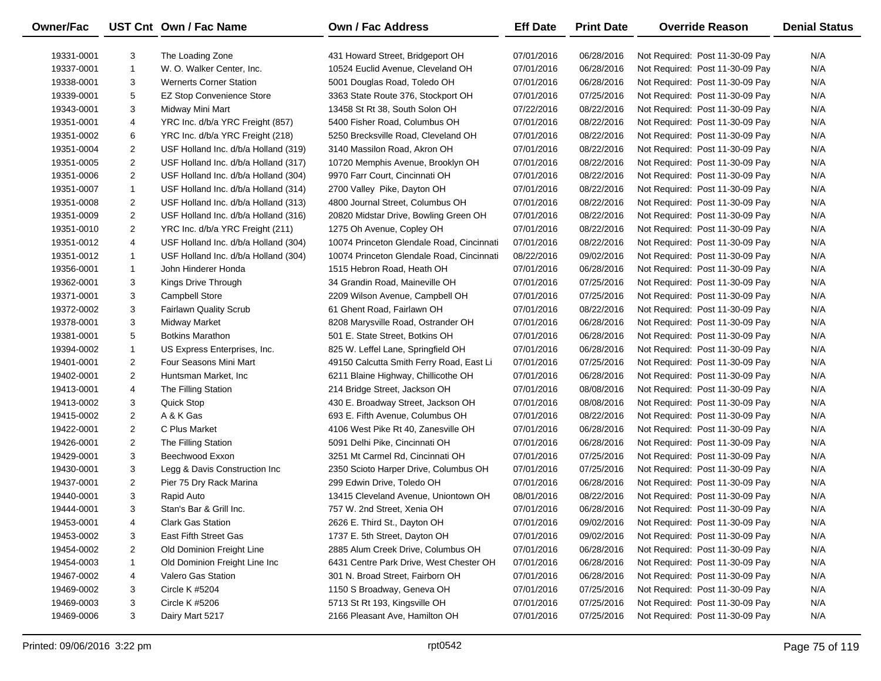| Owner/Fac | UST Cnt | Own / Fac Name | Own / Fac Address | Eff Date | Print Date | Override Reason | Denial Status |
|---|---|---|---|---|---|---|---|
| 19331-0001 | 3 | The Loading Zone | 431 Howard Street, Bridgeport OH | 07/01/2016 | 06/28/2016 | Not Required: Post 11-30-09 Pay | N/A |
| 19337-0001 | 1 | W. O. Walker Center, Inc. | 10524 Euclid Avenue, Cleveland OH | 07/01/2016 | 06/28/2016 | Not Required: Post 11-30-09 Pay | N/A |
| 19338-0001 | 3 | Wernerts Corner Station | 5001 Douglas Road, Toledo OH | 07/01/2016 | 06/28/2016 | Not Required: Post 11-30-09 Pay | N/A |
| 19339-0001 | 5 | EZ Stop Convenience Store | 3363 State Route 376, Stockport OH | 07/01/2016 | 07/25/2016 | Not Required: Post 11-30-09 Pay | N/A |
| 19343-0001 | 3 | Midway Mini Mart | 13458 St Rt 38, South Solon OH | 07/22/2016 | 08/22/2016 | Not Required: Post 11-30-09 Pay | N/A |
| 19351-0001 | 4 | YRC Inc. d/b/a YRC Freight (857) | 5400 Fisher Road, Columbus OH | 07/01/2016 | 08/22/2016 | Not Required: Post 11-30-09 Pay | N/A |
| 19351-0002 | 6 | YRC Inc. d/b/a YRC Freight (218) | 5250 Brecksville Road, Cleveland OH | 07/01/2016 | 08/22/2016 | Not Required: Post 11-30-09 Pay | N/A |
| 19351-0004 | 2 | USF Holland Inc. d/b/a Holland (319) | 3140 Massilon Road, Akron OH | 07/01/2016 | 08/22/2016 | Not Required: Post 11-30-09 Pay | N/A |
| 19351-0005 | 2 | USF Holland Inc. d/b/a Holland (317) | 10720 Memphis Avenue, Brooklyn OH | 07/01/2016 | 08/22/2016 | Not Required: Post 11-30-09 Pay | N/A |
| 19351-0006 | 2 | USF Holland Inc. d/b/a Holland (304) | 9970 Farr Court, Cincinnati OH | 07/01/2016 | 08/22/2016 | Not Required: Post 11-30-09 Pay | N/A |
| 19351-0007 | 1 | USF Holland Inc. d/b/a Holland (314) | 2700 Valley Pike, Dayton OH | 07/01/2016 | 08/22/2016 | Not Required: Post 11-30-09 Pay | N/A |
| 19351-0008 | 2 | USF Holland Inc. d/b/a Holland (313) | 4800 Journal Street, Columbus OH | 07/01/2016 | 08/22/2016 | Not Required: Post 11-30-09 Pay | N/A |
| 19351-0009 | 2 | USF Holland Inc. d/b/a Holland (316) | 20820 Midstar Drive, Bowling Green OH | 07/01/2016 | 08/22/2016 | Not Required: Post 11-30-09 Pay | N/A |
| 19351-0010 | 2 | YRC Inc. d/b/a YRC Freight (211) | 1275 Oh Avenue, Copley OH | 07/01/2016 | 08/22/2016 | Not Required: Post 11-30-09 Pay | N/A |
| 19351-0012 | 4 | USF Holland Inc. d/b/a Holland (304) | 10074 Princeton Glendale Road, Cincinnati | 07/01/2016 | 08/22/2016 | Not Required: Post 11-30-09 Pay | N/A |
| 19351-0012 | 1 | USF Holland Inc. d/b/a Holland (304) | 10074 Princeton Glendale Road, Cincinnati | 08/22/2016 | 09/02/2016 | Not Required: Post 11-30-09 Pay | N/A |
| 19356-0001 | 1 | John Hinderer Honda | 1515 Hebron Road, Heath OH | 07/01/2016 | 06/28/2016 | Not Required: Post 11-30-09 Pay | N/A |
| 19362-0001 | 3 | Kings Drive Through | 34 Grandin Road, Maineville OH | 07/01/2016 | 07/25/2016 | Not Required: Post 11-30-09 Pay | N/A |
| 19371-0001 | 3 | Campbell Store | 2209 Wilson Avenue, Campbell OH | 07/01/2016 | 07/25/2016 | Not Required: Post 11-30-09 Pay | N/A |
| 19372-0002 | 3 | Fairlawn Quality Scrub | 61 Ghent Road, Fairlawn OH | 07/01/2016 | 08/22/2016 | Not Required: Post 11-30-09 Pay | N/A |
| 19378-0001 | 3 | Midway Market | 8208 Marysville Road, Ostrander OH | 07/01/2016 | 06/28/2016 | Not Required: Post 11-30-09 Pay | N/A |
| 19381-0001 | 5 | Botkins Marathon | 501 E. State Street, Botkins OH | 07/01/2016 | 06/28/2016 | Not Required: Post 11-30-09 Pay | N/A |
| 19394-0002 | 1 | US Express Enterprises, Inc. | 825 W. Leffel Lane, Springfield OH | 07/01/2016 | 06/28/2016 | Not Required: Post 11-30-09 Pay | N/A |
| 19401-0001 | 2 | Four Seasons Mini Mart | 49150 Calcutta Smith Ferry Road, East Li | 07/01/2016 | 07/25/2016 | Not Required: Post 11-30-09 Pay | N/A |
| 19402-0001 | 2 | Huntsman Market, Inc | 6211 Blaine Highway, Chillicothe OH | 07/01/2016 | 06/28/2016 | Not Required: Post 11-30-09 Pay | N/A |
| 19413-0001 | 4 | The Filling Station | 214 Bridge Street, Jackson OH | 07/01/2016 | 08/08/2016 | Not Required: Post 11-30-09 Pay | N/A |
| 19413-0002 | 3 | Quick Stop | 430 E. Broadway Street, Jackson OH | 07/01/2016 | 08/08/2016 | Not Required: Post 11-30-09 Pay | N/A |
| 19415-0002 | 2 | A & K Gas | 693 E. Fifth Avenue, Columbus OH | 07/01/2016 | 08/22/2016 | Not Required: Post 11-30-09 Pay | N/A |
| 19422-0001 | 2 | C Plus Market | 4106 West Pike Rt 40, Zanesville OH | 07/01/2016 | 06/28/2016 | Not Required: Post 11-30-09 Pay | N/A |
| 19426-0001 | 2 | The Filling Station | 5091 Delhi Pike, Cincinnati OH | 07/01/2016 | 06/28/2016 | Not Required: Post 11-30-09 Pay | N/A |
| 19429-0001 | 3 | Beechwood Exxon | 3251 Mt Carmel Rd, Cincinnati OH | 07/01/2016 | 07/25/2016 | Not Required: Post 11-30-09 Pay | N/A |
| 19430-0001 | 3 | Legg & Davis Construction Inc | 2350 Scioto Harper Drive, Columbus OH | 07/01/2016 | 07/25/2016 | Not Required: Post 11-30-09 Pay | N/A |
| 19437-0001 | 2 | Pier 75 Dry Rack Marina | 299 Edwin Drive, Toledo OH | 07/01/2016 | 06/28/2016 | Not Required: Post 11-30-09 Pay | N/A |
| 19440-0001 | 3 | Rapid Auto | 13415 Cleveland Avenue, Uniontown OH | 08/01/2016 | 08/22/2016 | Not Required: Post 11-30-09 Pay | N/A |
| 19444-0001 | 3 | Stan's Bar & Grill Inc. | 757 W. 2nd Street, Xenia OH | 07/01/2016 | 06/28/2016 | Not Required: Post 11-30-09 Pay | N/A |
| 19453-0001 | 4 | Clark Gas Station | 2626 E. Third St., Dayton OH | 07/01/2016 | 09/02/2016 | Not Required: Post 11-30-09 Pay | N/A |
| 19453-0002 | 3 | East Fifth Street Gas | 1737 E. 5th Street, Dayton OH | 07/01/2016 | 09/02/2016 | Not Required: Post 11-30-09 Pay | N/A |
| 19454-0002 | 2 | Old Dominion Freight Line | 2885 Alum Creek Drive, Columbus OH | 07/01/2016 | 06/28/2016 | Not Required: Post 11-30-09 Pay | N/A |
| 19454-0003 | 1 | Old Dominion Freight Line Inc | 6431 Centre Park Drive, West Chester OH | 07/01/2016 | 06/28/2016 | Not Required: Post 11-30-09 Pay | N/A |
| 19467-0002 | 4 | Valero Gas Station | 301 N. Broad Street, Fairborn OH | 07/01/2016 | 06/28/2016 | Not Required: Post 11-30-09 Pay | N/A |
| 19469-0002 | 3 | Circle K #5204 | 1150 S Broadway, Geneva OH | 07/01/2016 | 07/25/2016 | Not Required: Post 11-30-09 Pay | N/A |
| 19469-0003 | 3 | Circle K #5206 | 5713 St Rt 193, Kingsville OH | 07/01/2016 | 07/25/2016 | Not Required: Post 11-30-09 Pay | N/A |
| 19469-0006 | 3 | Dairy Mart 5217 | 2166 Pleasant Ave, Hamilton OH | 07/01/2016 | 07/25/2016 | Not Required: Post 11-30-09 Pay | N/A |

Printed: 09/06/2016 3:22 pm rpt0542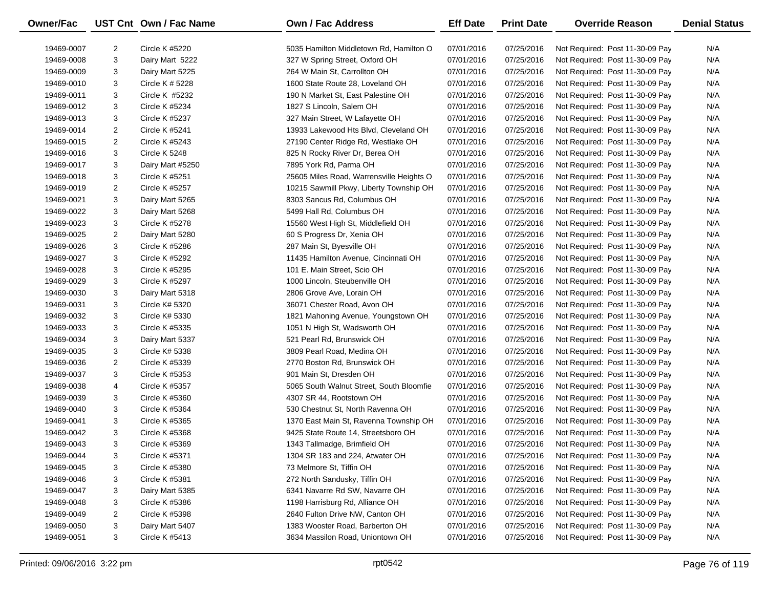| Owner/Fac | UST Cnt | Own / Fac Name | Own / Fac Address | Eff Date | Print Date | Override Reason | Denial Status |
|---|---|---|---|---|---|---|---|
| 19469-0007 | 2 | Circle K #5220 | 5035 Hamilton Middletown Rd, Hamilton O | 07/01/2016 | 07/25/2016 | Not Required: Post 11-30-09 Pay | N/A |
| 19469-0008 | 3 | Dairy Mart 5222 | 327 W Spring Street, Oxford OH | 07/01/2016 | 07/25/2016 | Not Required: Post 11-30-09 Pay | N/A |
| 19469-0009 | 3 | Dairy Mart 5225 | 264 W Main St, Carrollton OH | 07/01/2016 | 07/25/2016 | Not Required: Post 11-30-09 Pay | N/A |
| 19469-0010 | 3 | Circle K # 5228 | 1600 State Route 28, Loveland OH | 07/01/2016 | 07/25/2016 | Not Required: Post 11-30-09 Pay | N/A |
| 19469-0011 | 3 | Circle K #5232 | 190 N Market St, East Palestine OH | 07/01/2016 | 07/25/2016 | Not Required: Post 11-30-09 Pay | N/A |
| 19469-0012 | 3 | Circle K #5234 | 1827 S Lincoln, Salem OH | 07/01/2016 | 07/25/2016 | Not Required: Post 11-30-09 Pay | N/A |
| 19469-0013 | 3 | Circle K #5237 | 327 Main Street, W Lafayette OH | 07/01/2016 | 07/25/2016 | Not Required: Post 11-30-09 Pay | N/A |
| 19469-0014 | 2 | Circle K #5241 | 13933 Lakewood Hts Blvd, Cleveland OH | 07/01/2016 | 07/25/2016 | Not Required: Post 11-30-09 Pay | N/A |
| 19469-0015 | 2 | Circle K #5243 | 27190 Center Ridge Rd, Westlake OH | 07/01/2016 | 07/25/2016 | Not Required: Post 11-30-09 Pay | N/A |
| 19469-0016 | 3 | Circle K 5248 | 825 N Rocky River Dr, Berea OH | 07/01/2016 | 07/25/2016 | Not Required: Post 11-30-09 Pay | N/A |
| 19469-0017 | 3 | Dairy Mart #5250 | 7895 York Rd, Parma OH | 07/01/2016 | 07/25/2016 | Not Required: Post 11-30-09 Pay | N/A |
| 19469-0018 | 3 | Circle K #5251 | 25605 Miles Road, Warrensville Heights O | 07/01/2016 | 07/25/2016 | Not Required: Post 11-30-09 Pay | N/A |
| 19469-0019 | 2 | Circle K #5257 | 10215 Sawmill Pkwy, Liberty Township OH | 07/01/2016 | 07/25/2016 | Not Required: Post 11-30-09 Pay | N/A |
| 19469-0021 | 3 | Dairy Mart 5265 | 8303 Sancus Rd, Columbus OH | 07/01/2016 | 07/25/2016 | Not Required: Post 11-30-09 Pay | N/A |
| 19469-0022 | 3 | Dairy Mart 5268 | 5499 Hall Rd, Columbus OH | 07/01/2016 | 07/25/2016 | Not Required: Post 11-30-09 Pay | N/A |
| 19469-0023 | 3 | Circle K #5278 | 15560 West High St, Middlefield OH | 07/01/2016 | 07/25/2016 | Not Required: Post 11-30-09 Pay | N/A |
| 19469-0025 | 2 | Dairy Mart 5280 | 60 S Progress Dr, Xenia OH | 07/01/2016 | 07/25/2016 | Not Required: Post 11-30-09 Pay | N/A |
| 19469-0026 | 3 | Circle K #5286 | 287 Main St, Byesville OH | 07/01/2016 | 07/25/2016 | Not Required: Post 11-30-09 Pay | N/A |
| 19469-0027 | 3 | Circle K #5292 | 11435 Hamilton Avenue, Cincinnati OH | 07/01/2016 | 07/25/2016 | Not Required: Post 11-30-09 Pay | N/A |
| 19469-0028 | 3 | Circle K #5295 | 101 E. Main Street, Scio OH | 07/01/2016 | 07/25/2016 | Not Required: Post 11-30-09 Pay | N/A |
| 19469-0029 | 3 | Circle K #5297 | 1000 Lincoln, Steubenville OH | 07/01/2016 | 07/25/2016 | Not Required: Post 11-30-09 Pay | N/A |
| 19469-0030 | 3 | Dairy Mart 5318 | 2806 Grove Ave, Lorain OH | 07/01/2016 | 07/25/2016 | Not Required: Post 11-30-09 Pay | N/A |
| 19469-0031 | 3 | Circle K# 5320 | 36071 Chester Road, Avon OH | 07/01/2016 | 07/25/2016 | Not Required: Post 11-30-09 Pay | N/A |
| 19469-0032 | 3 | Circle K# 5330 | 1821 Mahoning Avenue, Youngstown OH | 07/01/2016 | 07/25/2016 | Not Required: Post 11-30-09 Pay | N/A |
| 19469-0033 | 3 | Circle K #5335 | 1051 N High St, Wadsworth OH | 07/01/2016 | 07/25/2016 | Not Required: Post 11-30-09 Pay | N/A |
| 19469-0034 | 3 | Dairy Mart 5337 | 521 Pearl Rd, Brunswick OH | 07/01/2016 | 07/25/2016 | Not Required: Post 11-30-09 Pay | N/A |
| 19469-0035 | 3 | Circle K# 5338 | 3809 Pearl Road, Medina OH | 07/01/2016 | 07/25/2016 | Not Required: Post 11-30-09 Pay | N/A |
| 19469-0036 | 2 | Circle K #5339 | 2770 Boston Rd, Brunswick OH | 07/01/2016 | 07/25/2016 | Not Required: Post 11-30-09 Pay | N/A |
| 19469-0037 | 3 | Circle K #5353 | 901 Main St, Dresden OH | 07/01/2016 | 07/25/2016 | Not Required: Post 11-30-09 Pay | N/A |
| 19469-0038 | 4 | Circle K #5357 | 5065 South Walnut Street, South Bloomfie | 07/01/2016 | 07/25/2016 | Not Required: Post 11-30-09 Pay | N/A |
| 19469-0039 | 3 | Circle K #5360 | 4307 SR 44, Rootstown OH | 07/01/2016 | 07/25/2016 | Not Required: Post 11-30-09 Pay | N/A |
| 19469-0040 | 3 | Circle K #5364 | 530 Chestnut St, North Ravenna OH | 07/01/2016 | 07/25/2016 | Not Required: Post 11-30-09 Pay | N/A |
| 19469-0041 | 3 | Circle K #5365 | 1370 East Main St, Ravenna Township OH | 07/01/2016 | 07/25/2016 | Not Required: Post 11-30-09 Pay | N/A |
| 19469-0042 | 3 | Circle K #5368 | 9425 State Route 14, Streetsboro OH | 07/01/2016 | 07/25/2016 | Not Required: Post 11-30-09 Pay | N/A |
| 19469-0043 | 3 | Circle K #5369 | 1343 Tallmadge, Brimfield OH | 07/01/2016 | 07/25/2016 | Not Required: Post 11-30-09 Pay | N/A |
| 19469-0044 | 3 | Circle K #5371 | 1304 SR 183 and 224, Atwater OH | 07/01/2016 | 07/25/2016 | Not Required: Post 11-30-09 Pay | N/A |
| 19469-0045 | 3 | Circle K #5380 | 73 Melmore St, Tiffin OH | 07/01/2016 | 07/25/2016 | Not Required: Post 11-30-09 Pay | N/A |
| 19469-0046 | 3 | Circle K #5381 | 272 North Sandusky, Tiffin OH | 07/01/2016 | 07/25/2016 | Not Required: Post 11-30-09 Pay | N/A |
| 19469-0047 | 3 | Dairy Mart 5385 | 6341 Navarre Rd SW, Navarre OH | 07/01/2016 | 07/25/2016 | Not Required: Post 11-30-09 Pay | N/A |
| 19469-0048 | 3 | Circle K #5386 | 1198 Harrisburg Rd, Alliance OH | 07/01/2016 | 07/25/2016 | Not Required: Post 11-30-09 Pay | N/A |
| 19469-0049 | 2 | Circle K #5398 | 2640 Fulton Drive NW, Canton OH | 07/01/2016 | 07/25/2016 | Not Required: Post 11-30-09 Pay | N/A |
| 19469-0050 | 3 | Dairy Mart 5407 | 1383 Wooster Road, Barberton OH | 07/01/2016 | 07/25/2016 | Not Required: Post 11-30-09 Pay | N/A |
| 19469-0051 | 3 | Circle K #5413 | 3634 Massilon Road, Uniontown OH | 07/01/2016 | 07/25/2016 | Not Required: Post 11-30-09 Pay | N/A |

Printed: 09/06/2016 3:22 pm rpt0542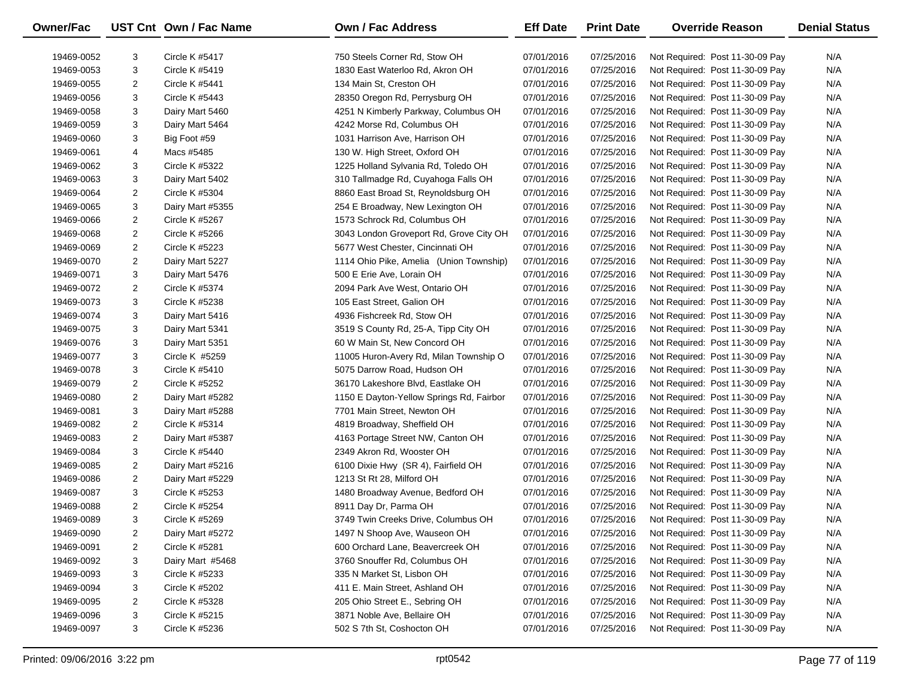| Owner/Fac | UST Cnt | Own / Fac Name | Own / Fac Address | Eff Date | Print Date | Override Reason | Denial Status |
|---|---|---|---|---|---|---|---|
| 19469-0052 | 3 | Circle K #5417 | 750 Steels Corner Rd, Stow OH | 07/01/2016 | 07/25/2016 | Not Required: Post 11-30-09 Pay | N/A |
| 19469-0053 | 3 | Circle K #5419 | 1830 East Waterloo Rd, Akron OH | 07/01/2016 | 07/25/2016 | Not Required: Post 11-30-09 Pay | N/A |
| 19469-0055 | 2 | Circle K #5441 | 134 Main St, Creston OH | 07/01/2016 | 07/25/2016 | Not Required: Post 11-30-09 Pay | N/A |
| 19469-0056 | 3 | Circle K #5443 | 28350 Oregon Rd, Perrysburg OH | 07/01/2016 | 07/25/2016 | Not Required: Post 11-30-09 Pay | N/A |
| 19469-0058 | 3 | Dairy Mart 5460 | 4251 N Kimberly Parkway, Columbus OH | 07/01/2016 | 07/25/2016 | Not Required: Post 11-30-09 Pay | N/A |
| 19469-0059 | 3 | Dairy Mart 5464 | 4242 Morse Rd, Columbus OH | 07/01/2016 | 07/25/2016 | Not Required: Post 11-30-09 Pay | N/A |
| 19469-0060 | 3 | Big Foot #59 | 1031 Harrison Ave, Harrison OH | 07/01/2016 | 07/25/2016 | Not Required: Post 11-30-09 Pay | N/A |
| 19469-0061 | 4 | Macs #5485 | 130 W. High Street, Oxford OH | 07/01/2016 | 07/25/2016 | Not Required: Post 11-30-09 Pay | N/A |
| 19469-0062 | 3 | Circle K #5322 | 1225 Holland Sylvania Rd, Toledo OH | 07/01/2016 | 07/25/2016 | Not Required: Post 11-30-09 Pay | N/A |
| 19469-0063 | 3 | Dairy Mart 5402 | 310 Tallmadge Rd, Cuyahoga Falls OH | 07/01/2016 | 07/25/2016 | Not Required: Post 11-30-09 Pay | N/A |
| 19469-0064 | 2 | Circle K #5304 | 8860 East Broad St, Reynoldsburg OH | 07/01/2016 | 07/25/2016 | Not Required: Post 11-30-09 Pay | N/A |
| 19469-0065 | 3 | Dairy Mart #5355 | 254 E Broadway, New Lexington OH | 07/01/2016 | 07/25/2016 | Not Required: Post 11-30-09 Pay | N/A |
| 19469-0066 | 2 | Circle K #5267 | 1573 Schrock Rd, Columbus OH | 07/01/2016 | 07/25/2016 | Not Required: Post 11-30-09 Pay | N/A |
| 19469-0068 | 2 | Circle K #5266 | 3043 London Groveport Rd, Grove City OH | 07/01/2016 | 07/25/2016 | Not Required: Post 11-30-09 Pay | N/A |
| 19469-0069 | 2 | Circle K #5223 | 5677 West Chester, Cincinnati OH | 07/01/2016 | 07/25/2016 | Not Required: Post 11-30-09 Pay | N/A |
| 19469-0070 | 2 | Dairy Mart 5227 | 1114 Ohio Pike, Amelia (Union Township) | 07/01/2016 | 07/25/2016 | Not Required: Post 11-30-09 Pay | N/A |
| 19469-0071 | 3 | Dairy Mart 5476 | 500 E Erie Ave, Lorain OH | 07/01/2016 | 07/25/2016 | Not Required: Post 11-30-09 Pay | N/A |
| 19469-0072 | 2 | Circle K #5374 | 2094 Park Ave West, Ontario OH | 07/01/2016 | 07/25/2016 | Not Required: Post 11-30-09 Pay | N/A |
| 19469-0073 | 3 | Circle K #5238 | 105 East Street, Galion OH | 07/01/2016 | 07/25/2016 | Not Required: Post 11-30-09 Pay | N/A |
| 19469-0074 | 3 | Dairy Mart 5416 | 4936 Fishcreek Rd, Stow OH | 07/01/2016 | 07/25/2016 | Not Required: Post 11-30-09 Pay | N/A |
| 19469-0075 | 3 | Dairy Mart 5341 | 3519 S County Rd, 25-A, Tipp City OH | 07/01/2016 | 07/25/2016 | Not Required: Post 11-30-09 Pay | N/A |
| 19469-0076 | 3 | Dairy Mart 5351 | 60 W Main St, New Concord OH | 07/01/2016 | 07/25/2016 | Not Required: Post 11-30-09 Pay | N/A |
| 19469-0077 | 3 | Circle K #5259 | 11005 Huron-Avery Rd, Milan Township O | 07/01/2016 | 07/25/2016 | Not Required: Post 11-30-09 Pay | N/A |
| 19469-0078 | 3 | Circle K #5410 | 5075 Darrow Road, Hudson OH | 07/01/2016 | 07/25/2016 | Not Required: Post 11-30-09 Pay | N/A |
| 19469-0079 | 2 | Circle K #5252 | 36170 Lakeshore Blvd, Eastlake OH | 07/01/2016 | 07/25/2016 | Not Required: Post 11-30-09 Pay | N/A |
| 19469-0080 | 2 | Dairy Mart #5282 | 1150 E Dayton-Yellow Springs Rd, Fairbor | 07/01/2016 | 07/25/2016 | Not Required: Post 11-30-09 Pay | N/A |
| 19469-0081 | 3 | Dairy Mart #5288 | 7701 Main Street, Newton OH | 07/01/2016 | 07/25/2016 | Not Required: Post 11-30-09 Pay | N/A |
| 19469-0082 | 2 | Circle K #5314 | 4819 Broadway, Sheffield OH | 07/01/2016 | 07/25/2016 | Not Required: Post 11-30-09 Pay | N/A |
| 19469-0083 | 2 | Dairy Mart #5387 | 4163 Portage Street NW, Canton OH | 07/01/2016 | 07/25/2016 | Not Required: Post 11-30-09 Pay | N/A |
| 19469-0084 | 3 | Circle K #5440 | 2349 Akron Rd, Wooster OH | 07/01/2016 | 07/25/2016 | Not Required: Post 11-30-09 Pay | N/A |
| 19469-0085 | 2 | Dairy Mart #5216 | 6100 Dixie Hwy (SR 4), Fairfield OH | 07/01/2016 | 07/25/2016 | Not Required: Post 11-30-09 Pay | N/A |
| 19469-0086 | 2 | Dairy Mart #5229 | 1213 St Rt 28, Milford OH | 07/01/2016 | 07/25/2016 | Not Required: Post 11-30-09 Pay | N/A |
| 19469-0087 | 3 | Circle K #5253 | 1480 Broadway Avenue, Bedford OH | 07/01/2016 | 07/25/2016 | Not Required: Post 11-30-09 Pay | N/A |
| 19469-0088 | 2 | Circle K #5254 | 8911 Day Dr, Parma OH | 07/01/2016 | 07/25/2016 | Not Required: Post 11-30-09 Pay | N/A |
| 19469-0089 | 3 | Circle K #5269 | 3749 Twin Creeks Drive, Columbus OH | 07/01/2016 | 07/25/2016 | Not Required: Post 11-30-09 Pay | N/A |
| 19469-0090 | 2 | Dairy Mart #5272 | 1497 N Shoop Ave, Wauseon OH | 07/01/2016 | 07/25/2016 | Not Required: Post 11-30-09 Pay | N/A |
| 19469-0091 | 2 | Circle K #5281 | 600 Orchard Lane, Beavercreek OH | 07/01/2016 | 07/25/2016 | Not Required: Post 11-30-09 Pay | N/A |
| 19469-0092 | 3 | Dairy Mart #5468 | 3760 Snouffer Rd, Columbus OH | 07/01/2016 | 07/25/2016 | Not Required: Post 11-30-09 Pay | N/A |
| 19469-0093 | 3 | Circle K #5233 | 335 N Market St, Lisbon OH | 07/01/2016 | 07/25/2016 | Not Required: Post 11-30-09 Pay | N/A |
| 19469-0094 | 3 | Circle K #5202 | 411 E. Main Street, Ashland OH | 07/01/2016 | 07/25/2016 | Not Required: Post 11-30-09 Pay | N/A |
| 19469-0095 | 2 | Circle K #5328 | 205 Ohio Street E., Sebring OH | 07/01/2016 | 07/25/2016 | Not Required: Post 11-30-09 Pay | N/A |
| 19469-0096 | 3 | Circle K #5215 | 3871 Noble Ave, Bellaire OH | 07/01/2016 | 07/25/2016 | Not Required: Post 11-30-09 Pay | N/A |
| 19469-0097 | 3 | Circle K #5236 | 502 S 7th St, Coshocton OH | 07/01/2016 | 07/25/2016 | Not Required: Post 11-30-09 Pay | N/A |

Printed: 09/06/2016 3:22 pm rpt0542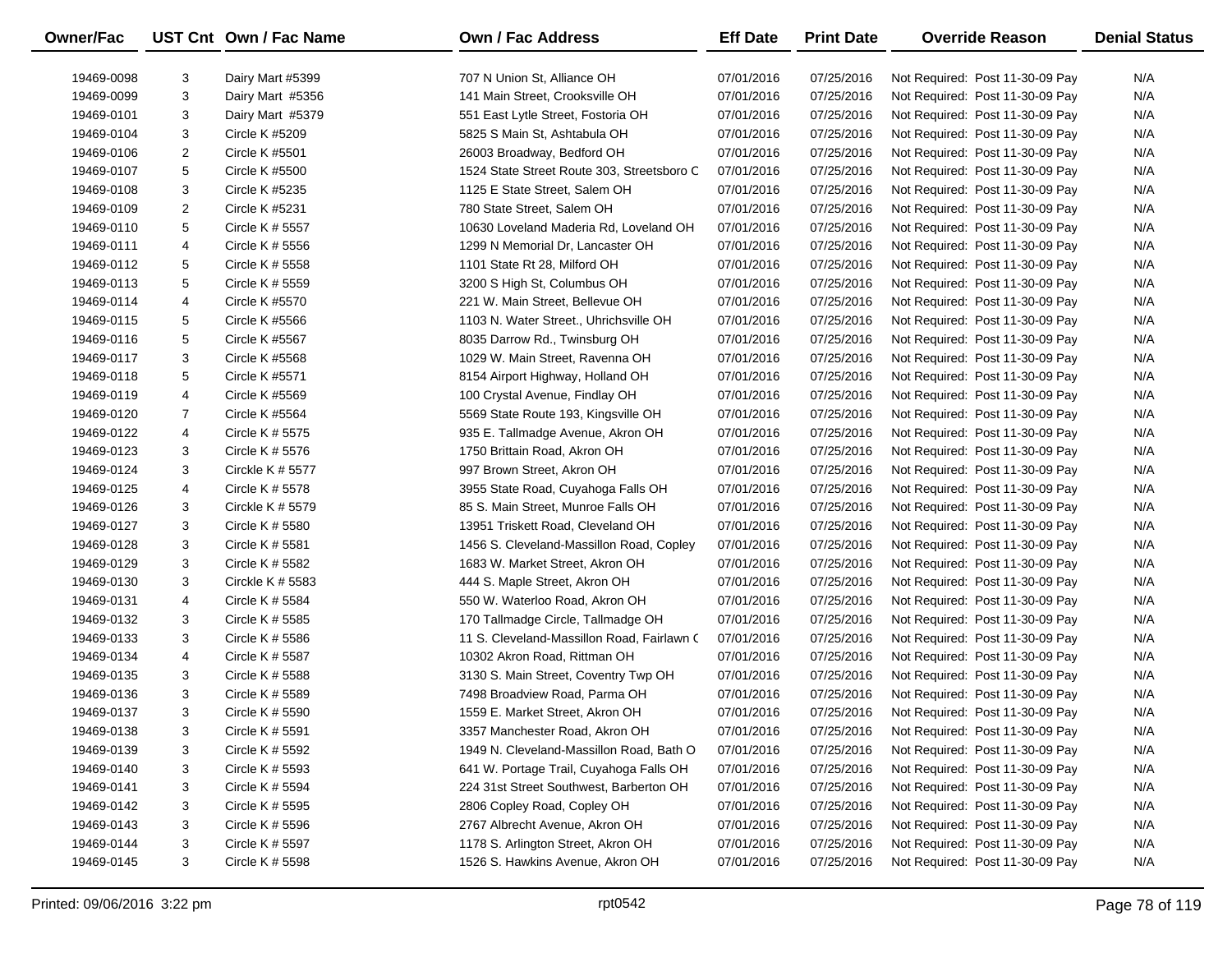| Owner/Fac | UST Cnt | Own / Fac Name | Own / Fac Address | Eff Date | Print Date | Override Reason | Denial Status |
|---|---|---|---|---|---|---|---|
| 19469-0098 | 3 | Dairy Mart #5399 | 707 N Union St, Alliance OH | 07/01/2016 | 07/25/2016 | Not Required: Post 11-30-09 Pay | N/A |
| 19469-0099 | 3 | Dairy Mart #5356 | 141 Main Street, Crooksville OH | 07/01/2016 | 07/25/2016 | Not Required: Post 11-30-09 Pay | N/A |
| 19469-0101 | 3 | Dairy Mart #5379 | 551 East Lytle Street, Fostoria OH | 07/01/2016 | 07/25/2016 | Not Required: Post 11-30-09 Pay | N/A |
| 19469-0104 | 3 | Circle K #5209 | 5825 S Main St, Ashtabula OH | 07/01/2016 | 07/25/2016 | Not Required: Post 11-30-09 Pay | N/A |
| 19469-0106 | 2 | Circle K #5501 | 26003 Broadway, Bedford OH | 07/01/2016 | 07/25/2016 | Not Required: Post 11-30-09 Pay | N/A |
| 19469-0107 | 5 | Circle K #5500 | 1524 State Street Route 303, Streetsboro C | 07/01/2016 | 07/25/2016 | Not Required: Post 11-30-09 Pay | N/A |
| 19469-0108 | 3 | Circle K #5235 | 1125 E State Street, Salem OH | 07/01/2016 | 07/25/2016 | Not Required: Post 11-30-09 Pay | N/A |
| 19469-0109 | 2 | Circle K #5231 | 780 State Street, Salem OH | 07/01/2016 | 07/25/2016 | Not Required: Post 11-30-09 Pay | N/A |
| 19469-0110 | 5 | Circle K # 5557 | 10630 Loveland Maderia Rd, Loveland OH | 07/01/2016 | 07/25/2016 | Not Required: Post 11-30-09 Pay | N/A |
| 19469-0111 | 4 | Circle K # 5556 | 1299 N Memorial Dr, Lancaster OH | 07/01/2016 | 07/25/2016 | Not Required: Post 11-30-09 Pay | N/A |
| 19469-0112 | 5 | Circle K # 5558 | 1101 State Rt 28, Milford OH | 07/01/2016 | 07/25/2016 | Not Required: Post 11-30-09 Pay | N/A |
| 19469-0113 | 5 | Circle K # 5559 | 3200 S High St, Columbus OH | 07/01/2016 | 07/25/2016 | Not Required: Post 11-30-09 Pay | N/A |
| 19469-0114 | 4 | Circle K #5570 | 221 W. Main Street, Bellevue OH | 07/01/2016 | 07/25/2016 | Not Required: Post 11-30-09 Pay | N/A |
| 19469-0115 | 5 | Circle K #5566 | 1103 N. Water Street., Uhrichsville OH | 07/01/2016 | 07/25/2016 | Not Required: Post 11-30-09 Pay | N/A |
| 19469-0116 | 5 | Circle K #5567 | 8035 Darrow Rd., Twinsburg OH | 07/01/2016 | 07/25/2016 | Not Required: Post 11-30-09 Pay | N/A |
| 19469-0117 | 3 | Circle K #5568 | 1029 W. Main Street, Ravenna OH | 07/01/2016 | 07/25/2016 | Not Required: Post 11-30-09 Pay | N/A |
| 19469-0118 | 5 | Circle K #5571 | 8154 Airport Highway, Holland OH | 07/01/2016 | 07/25/2016 | Not Required: Post 11-30-09 Pay | N/A |
| 19469-0119 | 4 | Circle K #5569 | 100 Crystal Avenue, Findlay OH | 07/01/2016 | 07/25/2016 | Not Required: Post 11-30-09 Pay | N/A |
| 19469-0120 | 7 | Circle K #5564 | 5569 State Route 193, Kingsville OH | 07/01/2016 | 07/25/2016 | Not Required: Post 11-30-09 Pay | N/A |
| 19469-0122 | 4 | Circle K # 5575 | 935 E. Tallmadge Avenue, Akron OH | 07/01/2016 | 07/25/2016 | Not Required: Post 11-30-09 Pay | N/A |
| 19469-0123 | 3 | Circle K # 5576 | 1750 Brittain Road, Akron OH | 07/01/2016 | 07/25/2016 | Not Required: Post 11-30-09 Pay | N/A |
| 19469-0124 | 3 | Circkle K # 5577 | 997 Brown Street, Akron OH | 07/01/2016 | 07/25/2016 | Not Required: Post 11-30-09 Pay | N/A |
| 19469-0125 | 4 | Circle K # 5578 | 3955 State Road, Cuyahoga Falls OH | 07/01/2016 | 07/25/2016 | Not Required: Post 11-30-09 Pay | N/A |
| 19469-0126 | 3 | Circkle K # 5579 | 85 S. Main Street, Munroe Falls OH | 07/01/2016 | 07/25/2016 | Not Required: Post 11-30-09 Pay | N/A |
| 19469-0127 | 3 | Circle K # 5580 | 13951 Triskett Road, Cleveland OH | 07/01/2016 | 07/25/2016 | Not Required: Post 11-30-09 Pay | N/A |
| 19469-0128 | 3 | Circle K # 5581 | 1456 S. Cleveland-Massillon Road, Copley | 07/01/2016 | 07/25/2016 | Not Required: Post 11-30-09 Pay | N/A |
| 19469-0129 | 3 | Circle K # 5582 | 1683 W. Market Street, Akron OH | 07/01/2016 | 07/25/2016 | Not Required: Post 11-30-09 Pay | N/A |
| 19469-0130 | 3 | Circkle K # 5583 | 444 S. Maple Street, Akron OH | 07/01/2016 | 07/25/2016 | Not Required: Post 11-30-09 Pay | N/A |
| 19469-0131 | 4 | Circle K # 5584 | 550 W. Waterloo Road, Akron OH | 07/01/2016 | 07/25/2016 | Not Required: Post 11-30-09 Pay | N/A |
| 19469-0132 | 3 | Circle K # 5585 | 170 Tallmadge Circle, Tallmadge OH | 07/01/2016 | 07/25/2016 | Not Required: Post 11-30-09 Pay | N/A |
| 19469-0133 | 3 | Circle K # 5586 | 11 S. Cleveland-Massillon Road, Fairlawn C | 07/01/2016 | 07/25/2016 | Not Required: Post 11-30-09 Pay | N/A |
| 19469-0134 | 4 | Circle K # 5587 | 10302 Akron Road, Rittman OH | 07/01/2016 | 07/25/2016 | Not Required: Post 11-30-09 Pay | N/A |
| 19469-0135 | 3 | Circle K # 5588 | 3130 S. Main Street, Coventry Twp OH | 07/01/2016 | 07/25/2016 | Not Required: Post 11-30-09 Pay | N/A |
| 19469-0136 | 3 | Circle K # 5589 | 7498 Broadview Road, Parma OH | 07/01/2016 | 07/25/2016 | Not Required: Post 11-30-09 Pay | N/A |
| 19469-0137 | 3 | Circle K # 5590 | 1559 E. Market Street, Akron OH | 07/01/2016 | 07/25/2016 | Not Required: Post 11-30-09 Pay | N/A |
| 19469-0138 | 3 | Circle K # 5591 | 3357 Manchester Road, Akron OH | 07/01/2016 | 07/25/2016 | Not Required: Post 11-30-09 Pay | N/A |
| 19469-0139 | 3 | Circle K # 5592 | 1949 N. Cleveland-Massillon Road, Bath O | 07/01/2016 | 07/25/2016 | Not Required: Post 11-30-09 Pay | N/A |
| 19469-0140 | 3 | Circle K # 5593 | 641 W. Portage Trail, Cuyahoga Falls OH | 07/01/2016 | 07/25/2016 | Not Required: Post 11-30-09 Pay | N/A |
| 19469-0141 | 3 | Circle K # 5594 | 224 31st Street Southwest, Barberton OH | 07/01/2016 | 07/25/2016 | Not Required: Post 11-30-09 Pay | N/A |
| 19469-0142 | 3 | Circle K # 5595 | 2806 Copley Road, Copley OH | 07/01/2016 | 07/25/2016 | Not Required: Post 11-30-09 Pay | N/A |
| 19469-0143 | 3 | Circle K # 5596 | 2767 Albrecht Avenue, Akron OH | 07/01/2016 | 07/25/2016 | Not Required: Post 11-30-09 Pay | N/A |
| 19469-0144 | 3 | Circle K # 5597 | 1178 S. Arlington Street, Akron OH | 07/01/2016 | 07/25/2016 | Not Required: Post 11-30-09 Pay | N/A |
| 19469-0145 | 3 | Circle K # 5598 | 1526 S. Hawkins Avenue, Akron OH | 07/01/2016 | 07/25/2016 | Not Required: Post 11-30-09 Pay | N/A |

Printed: 09/06/2016 3:22 pm rpt0542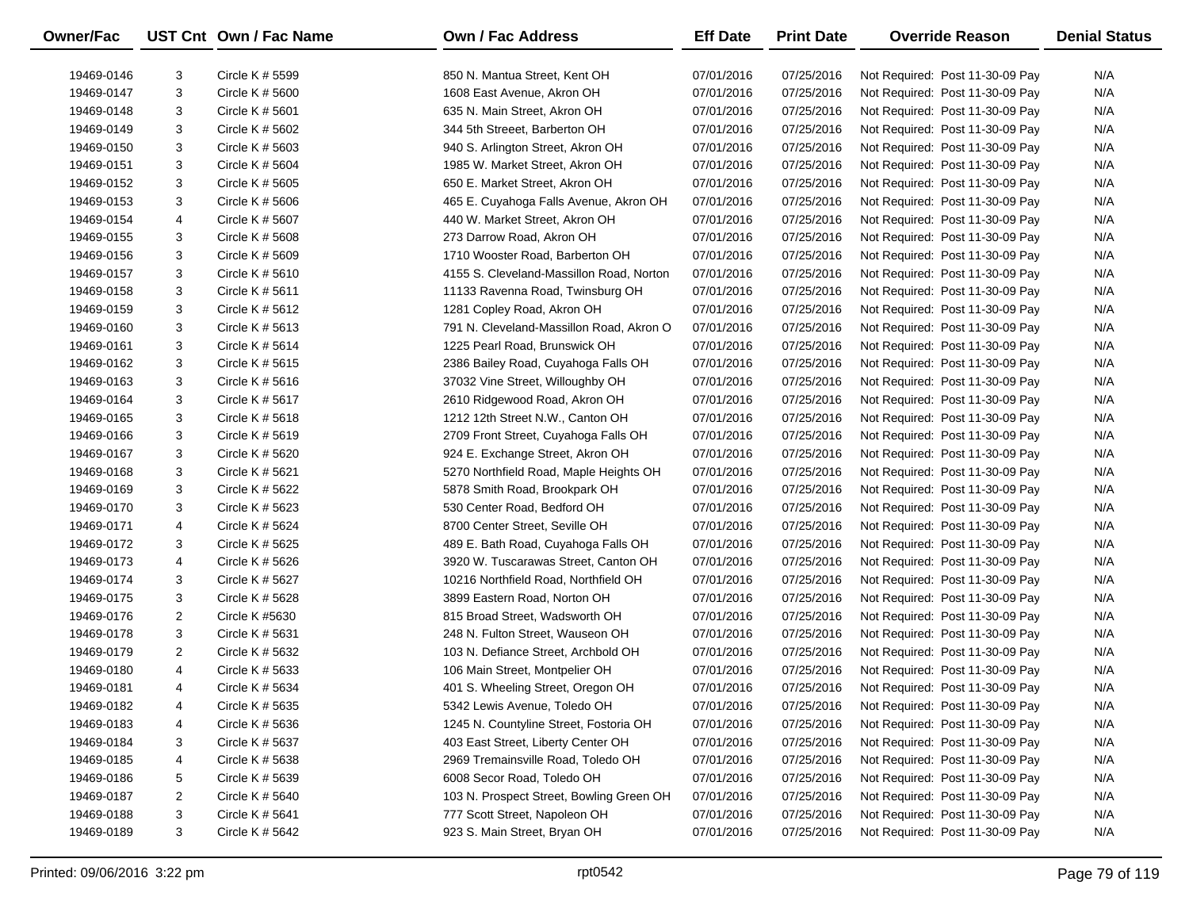| Owner/Fac | UST Cnt | Own / Fac Name | Own / Fac Address | Eff Date | Print Date | Override Reason | Denial Status |
|---|---|---|---|---|---|---|---|
| 19469-0146 | 3 | Circle K # 5599 | 850 N. Mantua Street, Kent OH | 07/01/2016 | 07/25/2016 | Not Required: Post 11-30-09 Pay | N/A |
| 19469-0147 | 3 | Circle K # 5600 | 1608 East Avenue, Akron OH | 07/01/2016 | 07/25/2016 | Not Required: Post 11-30-09 Pay | N/A |
| 19469-0148 | 3 | Circle K # 5601 | 635 N. Main Street, Akron OH | 07/01/2016 | 07/25/2016 | Not Required: Post 11-30-09 Pay | N/A |
| 19469-0149 | 3 | Circle K # 5602 | 344 5th Streeet, Barberton OH | 07/01/2016 | 07/25/2016 | Not Required: Post 11-30-09 Pay | N/A |
| 19469-0150 | 3 | Circle K # 5603 | 940 S. Arlington Street, Akron OH | 07/01/2016 | 07/25/2016 | Not Required: Post 11-30-09 Pay | N/A |
| 19469-0151 | 3 | Circle K # 5604 | 1985 W. Market Street, Akron OH | 07/01/2016 | 07/25/2016 | Not Required: Post 11-30-09 Pay | N/A |
| 19469-0152 | 3 | Circle K # 5605 | 650 E. Market Street, Akron OH | 07/01/2016 | 07/25/2016 | Not Required: Post 11-30-09 Pay | N/A |
| 19469-0153 | 3 | Circle K # 5606 | 465 E. Cuyahoga Falls Avenue, Akron OH | 07/01/2016 | 07/25/2016 | Not Required: Post 11-30-09 Pay | N/A |
| 19469-0154 | 4 | Circle K # 5607 | 440 W. Market Street, Akron OH | 07/01/2016 | 07/25/2016 | Not Required: Post 11-30-09 Pay | N/A |
| 19469-0155 | 3 | Circle K # 5608 | 273 Darrow Road, Akron OH | 07/01/2016 | 07/25/2016 | Not Required: Post 11-30-09 Pay | N/A |
| 19469-0156 | 3 | Circle K # 5609 | 1710 Wooster Road, Barberton OH | 07/01/2016 | 07/25/2016 | Not Required: Post 11-30-09 Pay | N/A |
| 19469-0157 | 3 | Circle K # 5610 | 4155 S. Cleveland-Massillon Road, Norton | 07/01/2016 | 07/25/2016 | Not Required: Post 11-30-09 Pay | N/A |
| 19469-0158 | 3 | Circle K # 5611 | 11133 Ravenna Road, Twinsburg OH | 07/01/2016 | 07/25/2016 | Not Required: Post 11-30-09 Pay | N/A |
| 19469-0159 | 3 | Circle K # 5612 | 1281 Copley Road, Akron OH | 07/01/2016 | 07/25/2016 | Not Required: Post 11-30-09 Pay | N/A |
| 19469-0160 | 3 | Circle K # 5613 | 791 N. Cleveland-Massillon Road, Akron O | 07/01/2016 | 07/25/2016 | Not Required: Post 11-30-09 Pay | N/A |
| 19469-0161 | 3 | Circle K # 5614 | 1225 Pearl Road, Brunswick OH | 07/01/2016 | 07/25/2016 | Not Required: Post 11-30-09 Pay | N/A |
| 19469-0162 | 3 | Circle K # 5615 | 2386 Bailey Road, Cuyahoga Falls OH | 07/01/2016 | 07/25/2016 | Not Required: Post 11-30-09 Pay | N/A |
| 19469-0163 | 3 | Circle K # 5616 | 37032 Vine Street, Willoughby OH | 07/01/2016 | 07/25/2016 | Not Required: Post 11-30-09 Pay | N/A |
| 19469-0164 | 3 | Circle K # 5617 | 2610 Ridgewood Road, Akron OH | 07/01/2016 | 07/25/2016 | Not Required: Post 11-30-09 Pay | N/A |
| 19469-0165 | 3 | Circle K # 5618 | 1212 12th Street N.W., Canton OH | 07/01/2016 | 07/25/2016 | Not Required: Post 11-30-09 Pay | N/A |
| 19469-0166 | 3 | Circle K # 5619 | 2709 Front Street, Cuyahoga Falls OH | 07/01/2016 | 07/25/2016 | Not Required: Post 11-30-09 Pay | N/A |
| 19469-0167 | 3 | Circle K # 5620 | 924 E. Exchange Street, Akron OH | 07/01/2016 | 07/25/2016 | Not Required: Post 11-30-09 Pay | N/A |
| 19469-0168 | 3 | Circle K # 5621 | 5270 Northfield Road, Maple Heights OH | 07/01/2016 | 07/25/2016 | Not Required: Post 11-30-09 Pay | N/A |
| 19469-0169 | 3 | Circle K # 5622 | 5878 Smith Road, Brookpark OH | 07/01/2016 | 07/25/2016 | Not Required: Post 11-30-09 Pay | N/A |
| 19469-0170 | 3 | Circle K # 5623 | 530 Center Road, Bedford OH | 07/01/2016 | 07/25/2016 | Not Required: Post 11-30-09 Pay | N/A |
| 19469-0171 | 4 | Circle K # 5624 | 8700 Center Street, Seville OH | 07/01/2016 | 07/25/2016 | Not Required: Post 11-30-09 Pay | N/A |
| 19469-0172 | 3 | Circle K # 5625 | 489 E. Bath Road, Cuyahoga Falls OH | 07/01/2016 | 07/25/2016 | Not Required: Post 11-30-09 Pay | N/A |
| 19469-0173 | 4 | Circle K # 5626 | 3920 W. Tuscarawas Street, Canton OH | 07/01/2016 | 07/25/2016 | Not Required: Post 11-30-09 Pay | N/A |
| 19469-0174 | 3 | Circle K # 5627 | 10216 Northfield Road, Northfield OH | 07/01/2016 | 07/25/2016 | Not Required: Post 11-30-09 Pay | N/A |
| 19469-0175 | 3 | Circle K # 5628 | 3899 Eastern Road, Norton OH | 07/01/2016 | 07/25/2016 | Not Required: Post 11-30-09 Pay | N/A |
| 19469-0176 | 2 | Circle K #5630 | 815 Broad Street, Wadsworth OH | 07/01/2016 | 07/25/2016 | Not Required: Post 11-30-09 Pay | N/A |
| 19469-0178 | 3 | Circle K # 5631 | 248 N. Fulton Street, Wauseon OH | 07/01/2016 | 07/25/2016 | Not Required: Post 11-30-09 Pay | N/A |
| 19469-0179 | 2 | Circle K # 5632 | 103 N. Defiance Street, Archbold OH | 07/01/2016 | 07/25/2016 | Not Required: Post 11-30-09 Pay | N/A |
| 19469-0180 | 4 | Circle K # 5633 | 106 Main Street, Montpelier OH | 07/01/2016 | 07/25/2016 | Not Required: Post 11-30-09 Pay | N/A |
| 19469-0181 | 4 | Circle K # 5634 | 401 S. Wheeling Street, Oregon OH | 07/01/2016 | 07/25/2016 | Not Required: Post 11-30-09 Pay | N/A |
| 19469-0182 | 4 | Circle K # 5635 | 5342 Lewis Avenue, Toledo OH | 07/01/2016 | 07/25/2016 | Not Required: Post 11-30-09 Pay | N/A |
| 19469-0183 | 4 | Circle K # 5636 | 1245 N. Countyline Street, Fostoria OH | 07/01/2016 | 07/25/2016 | Not Required: Post 11-30-09 Pay | N/A |
| 19469-0184 | 3 | Circle K # 5637 | 403 East Street, Liberty Center OH | 07/01/2016 | 07/25/2016 | Not Required: Post 11-30-09 Pay | N/A |
| 19469-0185 | 4 | Circle K # 5638 | 2969 Tremainsville Road, Toledo OH | 07/01/2016 | 07/25/2016 | Not Required: Post 11-30-09 Pay | N/A |
| 19469-0186 | 5 | Circle K # 5639 | 6008 Secor Road, Toledo OH | 07/01/2016 | 07/25/2016 | Not Required: Post 11-30-09 Pay | N/A |
| 19469-0187 | 2 | Circle K # 5640 | 103 N. Prospect Street, Bowling Green OH | 07/01/2016 | 07/25/2016 | Not Required: Post 11-30-09 Pay | N/A |
| 19469-0188 | 3 | Circle K # 5641 | 777 Scott Street, Napoleon OH | 07/01/2016 | 07/25/2016 | Not Required: Post 11-30-09 Pay | N/A |
| 19469-0189 | 3 | Circle K # 5642 | 923 S. Main Street, Bryan OH | 07/01/2016 | 07/25/2016 | Not Required: Post 11-30-09 Pay | N/A |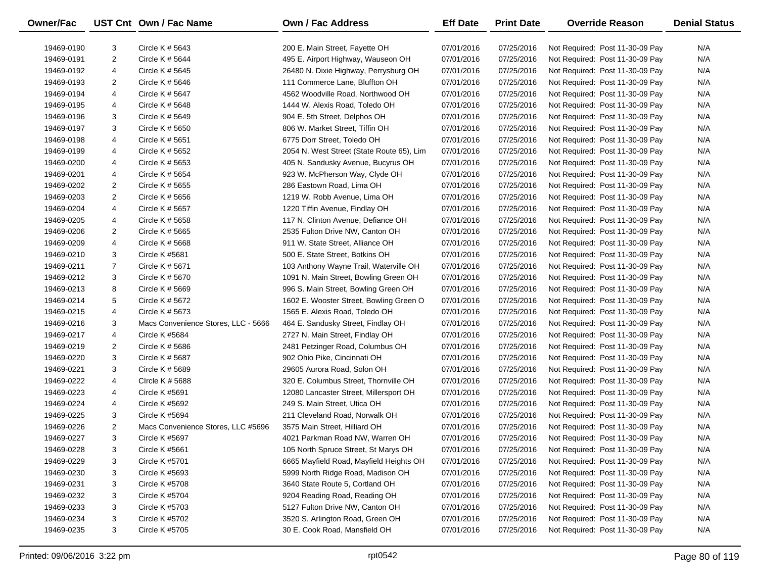| Owner/Fac | UST Cnt | Own / Fac Name | Own / Fac Address | Eff Date | Print Date | Override Reason | Denial Status |
|---|---|---|---|---|---|---|---|
| 19469-0190 | 3 | Circle K # 5643 | 200 E. Main Street, Fayette OH | 07/01/2016 | 07/25/2016 | Not Required: Post 11-30-09 Pay | N/A |
| 19469-0191 | 2 | Circle K # 5644 | 495 E. Airport Highway, Wauseon OH | 07/01/2016 | 07/25/2016 | Not Required: Post 11-30-09 Pay | N/A |
| 19469-0192 | 4 | Circle K # 5645 | 26480 N. Dixie Highway, Perrysburg OH | 07/01/2016 | 07/25/2016 | Not Required: Post 11-30-09 Pay | N/A |
| 19469-0193 | 2 | Circle K # 5646 | 111 Commerce Lane, Bluffton OH | 07/01/2016 | 07/25/2016 | Not Required: Post 11-30-09 Pay | N/A |
| 19469-0194 | 4 | Circle K # 5647 | 4562 Woodville Road, Northwood OH | 07/01/2016 | 07/25/2016 | Not Required: Post 11-30-09 Pay | N/A |
| 19469-0195 | 4 | Circle K # 5648 | 1444 W. Alexis Road, Toledo OH | 07/01/2016 | 07/25/2016 | Not Required: Post 11-30-09 Pay | N/A |
| 19469-0196 | 3 | Circle K # 5649 | 904 E. 5th Street, Delphos OH | 07/01/2016 | 07/25/2016 | Not Required: Post 11-30-09 Pay | N/A |
| 19469-0197 | 3 | Circle K # 5650 | 806 W. Market Street, Tiffin OH | 07/01/2016 | 07/25/2016 | Not Required: Post 11-30-09 Pay | N/A |
| 19469-0198 | 4 | Circle K # 5651 | 6775 Dorr Street, Toledo OH | 07/01/2016 | 07/25/2016 | Not Required: Post 11-30-09 Pay | N/A |
| 19469-0199 | 4 | Circle K # 5652 | 2054 N. West Street (State Route 65), Lim | 07/01/2016 | 07/25/2016 | Not Required: Post 11-30-09 Pay | N/A |
| 19469-0200 | 4 | Circle K # 5653 | 405 N. Sandusky Avenue, Bucyrus OH | 07/01/2016 | 07/25/2016 | Not Required: Post 11-30-09 Pay | N/A |
| 19469-0201 | 4 | Circle K # 5654 | 923 W. McPherson Way, Clyde OH | 07/01/2016 | 07/25/2016 | Not Required: Post 11-30-09 Pay | N/A |
| 19469-0202 | 2 | Circle K # 5655 | 286 Eastown Road, Lima OH | 07/01/2016 | 07/25/2016 | Not Required: Post 11-30-09 Pay | N/A |
| 19469-0203 | 2 | Circle K # 5656 | 1219 W. Robb Avenue, Lima OH | 07/01/2016 | 07/25/2016 | Not Required: Post 11-30-09 Pay | N/A |
| 19469-0204 | 4 | Circle K # 5657 | 1220 Tiffin Avenue, Findlay OH | 07/01/2016 | 07/25/2016 | Not Required: Post 11-30-09 Pay | N/A |
| 19469-0205 | 4 | Circle K # 5658 | 117 N. Clinton Avenue, Defiance OH | 07/01/2016 | 07/25/2016 | Not Required: Post 11-30-09 Pay | N/A |
| 19469-0206 | 2 | Circle K # 5665 | 2535 Fulton Drive NW, Canton OH | 07/01/2016 | 07/25/2016 | Not Required: Post 11-30-09 Pay | N/A |
| 19469-0209 | 4 | Circle K # 5668 | 911 W. State Street, Alliance OH | 07/01/2016 | 07/25/2016 | Not Required: Post 11-30-09 Pay | N/A |
| 19469-0210 | 3 | Circle K #5681 | 500 E. State Street, Botkins OH | 07/01/2016 | 07/25/2016 | Not Required: Post 11-30-09 Pay | N/A |
| 19469-0211 | 7 | Circle K # 5671 | 103 Anthony Wayne Trail, Waterville OH | 07/01/2016 | 07/25/2016 | Not Required: Post 11-30-09 Pay | N/A |
| 19469-0212 | 3 | Circle K # 5670 | 1091 N. Main Street, Bowling Green OH | 07/01/2016 | 07/25/2016 | Not Required: Post 11-30-09 Pay | N/A |
| 19469-0213 | 8 | Circle K # 5669 | 996 S. Main Street, Bowling Green OH | 07/01/2016 | 07/25/2016 | Not Required: Post 11-30-09 Pay | N/A |
| 19469-0214 | 5 | Circle K # 5672 | 1602 E. Wooster Street, Bowling Green O | 07/01/2016 | 07/25/2016 | Not Required: Post 11-30-09 Pay | N/A |
| 19469-0215 | 4 | Circle K # 5673 | 1565 E. Alexis Road, Toledo OH | 07/01/2016 | 07/25/2016 | Not Required: Post 11-30-09 Pay | N/A |
| 19469-0216 | 3 | Macs Convenience Stores, LLC - 5666 | 464 E. Sandusky Street, Findlay OH | 07/01/2016 | 07/25/2016 | Not Required: Post 11-30-09 Pay | N/A |
| 19469-0217 | 4 | Circle K #5684 | 2727 N. Main Street, Findlay OH | 07/01/2016 | 07/25/2016 | Not Required: Post 11-30-09 Pay | N/A |
| 19469-0219 | 2 | Circle K # 5686 | 2481 Petzinger Road, Columbus OH | 07/01/2016 | 07/25/2016 | Not Required: Post 11-30-09 Pay | N/A |
| 19469-0220 | 3 | Circle K # 5687 | 902 Ohio Pike, Cincinnati OH | 07/01/2016 | 07/25/2016 | Not Required: Post 11-30-09 Pay | N/A |
| 19469-0221 | 3 | Circle K # 5689 | 29605 Aurora Road, Solon OH | 07/01/2016 | 07/25/2016 | Not Required: Post 11-30-09 Pay | N/A |
| 19469-0222 | 4 | CIrcle K # 5688 | 320 E. Columbus Street, Thornville OH | 07/01/2016 | 07/25/2016 | Not Required: Post 11-30-09 Pay | N/A |
| 19469-0223 | 4 | Circle K #5691 | 12080 Lancaster Street, Millersport OH | 07/01/2016 | 07/25/2016 | Not Required: Post 11-30-09 Pay | N/A |
| 19469-0224 | 4 | Circle K #5692 | 249 S. Main Street, Utica OH | 07/01/2016 | 07/25/2016 | Not Required: Post 11-30-09 Pay | N/A |
| 19469-0225 | 3 | Circle K #5694 | 211 Cleveland Road, Norwalk OH | 07/01/2016 | 07/25/2016 | Not Required: Post 11-30-09 Pay | N/A |
| 19469-0226 | 2 | Macs Convenience Stores, LLC #5696 | 3575 Main Street, Hilliard OH | 07/01/2016 | 07/25/2016 | Not Required: Post 11-30-09 Pay | N/A |
| 19469-0227 | 3 | Circle K #5697 | 4021 Parkman Road NW, Warren OH | 07/01/2016 | 07/25/2016 | Not Required: Post 11-30-09 Pay | N/A |
| 19469-0228 | 3 | Circle K #5661 | 105 North Spruce Street, St Marys OH | 07/01/2016 | 07/25/2016 | Not Required: Post 11-30-09 Pay | N/A |
| 19469-0229 | 3 | Circle K #5701 | 6665 Mayfield Road, Mayfield Heights OH | 07/01/2016 | 07/25/2016 | Not Required: Post 11-30-09 Pay | N/A |
| 19469-0230 | 3 | Circle K #5693 | 5999 North Ridge Road, Madison OH | 07/01/2016 | 07/25/2016 | Not Required: Post 11-30-09 Pay | N/A |
| 19469-0231 | 3 | Circle K #5708 | 3640 State Route 5, Cortland OH | 07/01/2016 | 07/25/2016 | Not Required: Post 11-30-09 Pay | N/A |
| 19469-0232 | 3 | Circle K #5704 | 9204 Reading Road, Reading OH | 07/01/2016 | 07/25/2016 | Not Required: Post 11-30-09 Pay | N/A |
| 19469-0233 | 3 | Circle K #5703 | 5127 Fulton Drive NW, Canton OH | 07/01/2016 | 07/25/2016 | Not Required: Post 11-30-09 Pay | N/A |
| 19469-0234 | 3 | Circle K #5702 | 3520 S. Arlington Road, Green OH | 07/01/2016 | 07/25/2016 | Not Required: Post 11-30-09 Pay | N/A |
| 19469-0235 | 3 | Circle K #5705 | 30 E. Cook Road, Mansfield OH | 07/01/2016 | 07/25/2016 | Not Required: Post 11-30-09 Pay | N/A |

Printed: 09/06/2016 3:22 pm rpt0542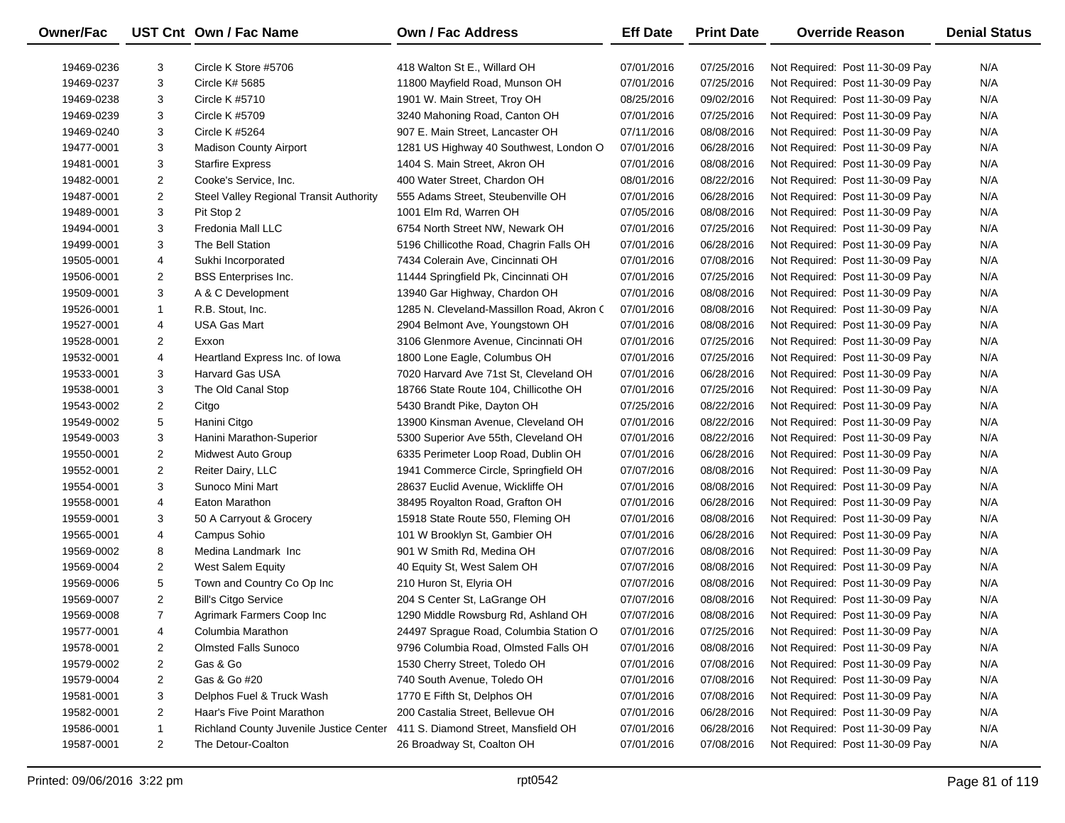| Owner/Fac | UST Cnt | Own / Fac Name | Own / Fac Address | Eff Date | Print Date | Override Reason | Denial Status |
|---|---|---|---|---|---|---|---|
| 19469-0236 | 3 | Circle K Store #5706 | 418 Walton St E., Willard OH | 07/01/2016 | 07/25/2016 | Not Required: Post 11-30-09 Pay | N/A |
| 19469-0237 | 3 | Circle K# 5685 | 11800 Mayfield Road, Munson OH | 07/01/2016 | 07/25/2016 | Not Required: Post 11-30-09 Pay | N/A |
| 19469-0238 | 3 | Circle K #5710 | 1901 W. Main Street, Troy OH | 08/25/2016 | 09/02/2016 | Not Required: Post 11-30-09 Pay | N/A |
| 19469-0239 | 3 | Circle K #5709 | 3240 Mahoning Road, Canton OH | 07/01/2016 | 07/25/2016 | Not Required: Post 11-30-09 Pay | N/A |
| 19469-0240 | 3 | Circle K #5264 | 907 E. Main Street, Lancaster OH | 07/11/2016 | 08/08/2016 | Not Required: Post 11-30-09 Pay | N/A |
| 19477-0001 | 3 | Madison County Airport | 1281 US Highway 40 Southwest, London O | 07/01/2016 | 06/28/2016 | Not Required: Post 11-30-09 Pay | N/A |
| 19481-0001 | 3 | Starfire Express | 1404 S. Main Street, Akron OH | 07/01/2016 | 08/08/2016 | Not Required: Post 11-30-09 Pay | N/A |
| 19482-0001 | 2 | Cooke's Service, Inc. | 400 Water Street, Chardon OH | 08/01/2016 | 08/22/2016 | Not Required: Post 11-30-09 Pay | N/A |
| 19487-0001 | 2 | Steel Valley Regional Transit Authority | 555 Adams Street, Steubenville OH | 07/01/2016 | 06/28/2016 | Not Required: Post 11-30-09 Pay | N/A |
| 19489-0001 | 3 | Pit Stop 2 | 1001 Elm Rd, Warren OH | 07/05/2016 | 08/08/2016 | Not Required: Post 11-30-09 Pay | N/A |
| 19494-0001 | 3 | Fredonia Mall LLC | 6754 North Street NW, Newark OH | 07/01/2016 | 07/25/2016 | Not Required: Post 11-30-09 Pay | N/A |
| 19499-0001 | 3 | The Bell Station | 5196 Chillicothe Road, Chagrin Falls OH | 07/01/2016 | 06/28/2016 | Not Required: Post 11-30-09 Pay | N/A |
| 19505-0001 | 4 | Sukhi Incorporated | 7434 Colerain Ave, Cincinnati OH | 07/01/2016 | 07/08/2016 | Not Required: Post 11-30-09 Pay | N/A |
| 19506-0001 | 2 | BSS Enterprises Inc. | 11444 Springfield Pk, Cincinnati OH | 07/01/2016 | 07/25/2016 | Not Required: Post 11-30-09 Pay | N/A |
| 19509-0001 | 3 | A & C Development | 13940 Gar Highway, Chardon OH | 07/01/2016 | 08/08/2016 | Not Required: Post 11-30-09 Pay | N/A |
| 19526-0001 | 1 | R.B. Stout, Inc. | 1285 N. Cleveland-Massillon Road, Akron ( | 07/01/2016 | 08/08/2016 | Not Required: Post 11-30-09 Pay | N/A |
| 19527-0001 | 4 | USA Gas Mart | 2904 Belmont Ave, Youngstown OH | 07/01/2016 | 08/08/2016 | Not Required: Post 11-30-09 Pay | N/A |
| 19528-0001 | 2 | Exxon | 3106 Glenmore Avenue, Cincinnati OH | 07/01/2016 | 07/25/2016 | Not Required: Post 11-30-09 Pay | N/A |
| 19532-0001 | 4 | Heartland Express Inc. of Iowa | 1800 Lone Eagle, Columbus OH | 07/01/2016 | 07/25/2016 | Not Required: Post 11-30-09 Pay | N/A |
| 19533-0001 | 3 | Harvard Gas USA | 7020 Harvard Ave 71st St, Cleveland OH | 07/01/2016 | 06/28/2016 | Not Required: Post 11-30-09 Pay | N/A |
| 19538-0001 | 3 | The Old Canal Stop | 18766 State Route 104, Chillicothe OH | 07/01/2016 | 07/25/2016 | Not Required: Post 11-30-09 Pay | N/A |
| 19543-0002 | 2 | Citgo | 5430 Brandt Pike, Dayton OH | 07/25/2016 | 08/22/2016 | Not Required: Post 11-30-09 Pay | N/A |
| 19549-0002 | 5 | Hanini Citgo | 13900 Kinsman Avenue, Cleveland OH | 07/01/2016 | 08/22/2016 | Not Required: Post 11-30-09 Pay | N/A |
| 19549-0003 | 3 | Hanini Marathon-Superior | 5300 Superior Ave 55th, Cleveland OH | 07/01/2016 | 08/22/2016 | Not Required: Post 11-30-09 Pay | N/A |
| 19550-0001 | 2 | Midwest Auto Group | 6335 Perimeter Loop Road, Dublin OH | 07/01/2016 | 06/28/2016 | Not Required: Post 11-30-09 Pay | N/A |
| 19552-0001 | 2 | Reiter Dairy, LLC | 1941 Commerce Circle, Springfield OH | 07/07/2016 | 08/08/2016 | Not Required: Post 11-30-09 Pay | N/A |
| 19554-0001 | 3 | Sunoco Mini Mart | 28637 Euclid Avenue, Wickliffe OH | 07/01/2016 | 08/08/2016 | Not Required: Post 11-30-09 Pay | N/A |
| 19558-0001 | 4 | Eaton Marathon | 38495 Royalton Road, Grafton OH | 07/01/2016 | 06/28/2016 | Not Required: Post 11-30-09 Pay | N/A |
| 19559-0001 | 3 | 50 A Carryout & Grocery | 15918 State Route 550, Fleming OH | 07/01/2016 | 08/08/2016 | Not Required: Post 11-30-09 Pay | N/A |
| 19565-0001 | 4 | Campus Sohio | 101 W Brooklyn St, Gambier OH | 07/01/2016 | 06/28/2016 | Not Required: Post 11-30-09 Pay | N/A |
| 19569-0002 | 8 | Medina Landmark Inc | 901 W Smith Rd, Medina OH | 07/07/2016 | 08/08/2016 | Not Required: Post 11-30-09 Pay | N/A |
| 19569-0004 | 2 | West Salem Equity | 40 Equity St, West Salem OH | 07/07/2016 | 08/08/2016 | Not Required: Post 11-30-09 Pay | N/A |
| 19569-0006 | 5 | Town and Country Co Op Inc | 210 Huron St, Elyria OH | 07/07/2016 | 08/08/2016 | Not Required: Post 11-30-09 Pay | N/A |
| 19569-0007 | 2 | Bill's Citgo Service | 204 S Center St, LaGrange OH | 07/07/2016 | 08/08/2016 | Not Required: Post 11-30-09 Pay | N/A |
| 19569-0008 | 7 | Agrimark Farmers Coop Inc | 1290 Middle Rowsburg Rd, Ashland OH | 07/07/2016 | 08/08/2016 | Not Required: Post 11-30-09 Pay | N/A |
| 19577-0001 | 4 | Columbia Marathon | 24497 Sprague Road, Columbia Station O | 07/01/2016 | 07/25/2016 | Not Required: Post 11-30-09 Pay | N/A |
| 19578-0001 | 2 | Olmsted Falls Sunoco | 9796 Columbia Road, Olmsted Falls OH | 07/01/2016 | 08/08/2016 | Not Required: Post 11-30-09 Pay | N/A |
| 19579-0002 | 2 | Gas & Go | 1530 Cherry Street, Toledo OH | 07/01/2016 | 07/08/2016 | Not Required: Post 11-30-09 Pay | N/A |
| 19579-0004 | 2 | Gas & Go #20 | 740 South Avenue, Toledo OH | 07/01/2016 | 07/08/2016 | Not Required: Post 11-30-09 Pay | N/A |
| 19581-0001 | 3 | Delphos Fuel & Truck Wash | 1770 E Fifth St, Delphos OH | 07/01/2016 | 07/08/2016 | Not Required: Post 11-30-09 Pay | N/A |
| 19582-0001 | 2 | Haar's Five Point Marathon | 200 Castalia Street, Bellevue OH | 07/01/2016 | 06/28/2016 | Not Required: Post 11-30-09 Pay | N/A |
| 19586-0001 | 1 | Richland County Juvenile Justice Center | 411 S. Diamond Street, Mansfield OH | 07/01/2016 | 06/28/2016 | Not Required: Post 11-30-09 Pay | N/A |
| 19587-0001 | 2 | The Detour-Coalton | 26 Broadway St, Coalton OH | 07/01/2016 | 07/08/2016 | Not Required: Post 11-30-09 Pay | N/A |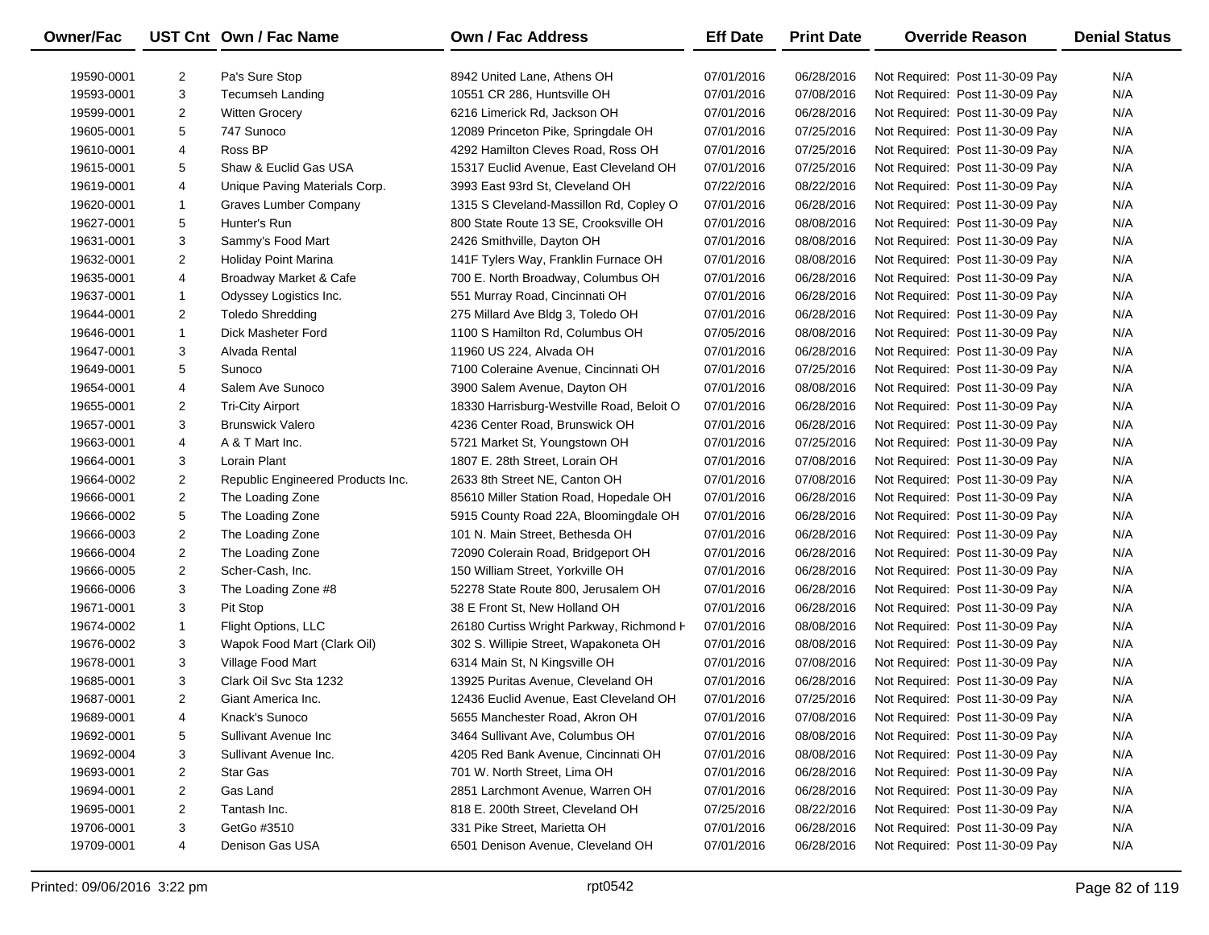| Owner/Fac | UST Cnt | Own / Fac Name | Own / Fac Address | Eff Date | Print Date | Override Reason | Denial Status |
|---|---|---|---|---|---|---|---|
| 19590-0001 | 2 | Pa's Sure Stop | 8942 United Lane, Athens OH | 07/01/2016 | 06/28/2016 | Not Required: Post 11-30-09 Pay | N/A |
| 19593-0001 | 3 | Tecumseh Landing | 10551 CR 286, Huntsville OH | 07/01/2016 | 07/08/2016 | Not Required: Post 11-30-09 Pay | N/A |
| 19599-0001 | 2 | Witten Grocery | 6216 Limerick Rd, Jackson OH | 07/01/2016 | 06/28/2016 | Not Required: Post 11-30-09 Pay | N/A |
| 19605-0001 | 5 | 747 Sunoco | 12089 Princeton Pike, Springdale OH | 07/01/2016 | 07/25/2016 | Not Required: Post 11-30-09 Pay | N/A |
| 19610-0001 | 4 | Ross BP | 4292 Hamilton Cleves Road, Ross OH | 07/01/2016 | 07/25/2016 | Not Required: Post 11-30-09 Pay | N/A |
| 19615-0001 | 5 | Shaw & Euclid Gas USA | 15317 Euclid Avenue, East Cleveland OH | 07/01/2016 | 07/25/2016 | Not Required: Post 11-30-09 Pay | N/A |
| 19619-0001 | 4 | Unique Paving Materials Corp. | 3993 East 93rd St, Cleveland OH | 07/22/2016 | 08/22/2016 | Not Required: Post 11-30-09 Pay | N/A |
| 19620-0001 | 1 | Graves Lumber Company | 1315 S Cleveland-Massillon Rd, Copley O | 07/01/2016 | 06/28/2016 | Not Required: Post 11-30-09 Pay | N/A |
| 19627-0001 | 5 | Hunter's Run | 800 State Route 13 SE, Crooksville OH | 07/01/2016 | 08/08/2016 | Not Required: Post 11-30-09 Pay | N/A |
| 19631-0001 | 3 | Sammy's Food Mart | 2426 Smithville, Dayton OH | 07/01/2016 | 08/08/2016 | Not Required: Post 11-30-09 Pay | N/A |
| 19632-0001 | 2 | Holiday Point Marina | 141F Tylers Way, Franklin Furnace OH | 07/01/2016 | 08/08/2016 | Not Required: Post 11-30-09 Pay | N/A |
| 19635-0001 | 4 | Broadway Market & Cafe | 700 E. North Broadway, Columbus OH | 07/01/2016 | 06/28/2016 | Not Required: Post 11-30-09 Pay | N/A |
| 19637-0001 | 1 | Odyssey Logistics Inc. | 551 Murray Road, Cincinnati OH | 07/01/2016 | 06/28/2016 | Not Required: Post 11-30-09 Pay | N/A |
| 19644-0001 | 2 | Toledo Shredding | 275 Millard Ave Bldg 3, Toledo OH | 07/01/2016 | 06/28/2016 | Not Required: Post 11-30-09 Pay | N/A |
| 19646-0001 | 1 | Dick Masheter Ford | 1100 S Hamilton Rd, Columbus OH | 07/05/2016 | 08/08/2016 | Not Required: Post 11-30-09 Pay | N/A |
| 19647-0001 | 3 | Alvada Rental | 11960 US 224, Alvada OH | 07/01/2016 | 06/28/2016 | Not Required: Post 11-30-09 Pay | N/A |
| 19649-0001 | 5 | Sunoco | 7100 Coleraine Avenue, Cincinnati OH | 07/01/2016 | 07/25/2016 | Not Required: Post 11-30-09 Pay | N/A |
| 19654-0001 | 4 | Salem Ave Sunoco | 3900 Salem Avenue, Dayton OH | 07/01/2016 | 08/08/2016 | Not Required: Post 11-30-09 Pay | N/A |
| 19655-0001 | 2 | Tri-City Airport | 18330 Harrisburg-Westville Road, Beloit O | 07/01/2016 | 06/28/2016 | Not Required: Post 11-30-09 Pay | N/A |
| 19657-0001 | 3 | Brunswick Valero | 4236 Center Road, Brunswick OH | 07/01/2016 | 06/28/2016 | Not Required: Post 11-30-09 Pay | N/A |
| 19663-0001 | 4 | A & T Mart Inc. | 5721 Market St, Youngstown OH | 07/01/2016 | 07/25/2016 | Not Required: Post 11-30-09 Pay | N/A |
| 19664-0001 | 3 | Lorain Plant | 1807 E. 28th Street, Lorain OH | 07/01/2016 | 07/08/2016 | Not Required: Post 11-30-09 Pay | N/A |
| 19664-0002 | 2 | Republic Engineered Products Inc. | 2633 8th Street NE, Canton OH | 07/01/2016 | 07/08/2016 | Not Required: Post 11-30-09 Pay | N/A |
| 19666-0001 | 2 | The Loading Zone | 85610 Miller Station Road, Hopedale OH | 07/01/2016 | 06/28/2016 | Not Required: Post 11-30-09 Pay | N/A |
| 19666-0002 | 5 | The Loading Zone | 5915 County Road 22A, Bloomingdale OH | 07/01/2016 | 06/28/2016 | Not Required: Post 11-30-09 Pay | N/A |
| 19666-0003 | 2 | The Loading Zone | 101 N. Main Street, Bethesda OH | 07/01/2016 | 06/28/2016 | Not Required: Post 11-30-09 Pay | N/A |
| 19666-0004 | 2 | The Loading Zone | 72090 Colerain Road, Bridgeport OH | 07/01/2016 | 06/28/2016 | Not Required: Post 11-30-09 Pay | N/A |
| 19666-0005 | 2 | Scher-Cash, Inc. | 150 William Street, Yorkville OH | 07/01/2016 | 06/28/2016 | Not Required: Post 11-30-09 Pay | N/A |
| 19666-0006 | 3 | The Loading Zone #8 | 52278 State Route 800, Jerusalem OH | 07/01/2016 | 06/28/2016 | Not Required: Post 11-30-09 Pay | N/A |
| 19671-0001 | 3 | Pit Stop | 38 E Front St, New Holland OH | 07/01/2016 | 06/28/2016 | Not Required: Post 11-30-09 Pay | N/A |
| 19674-0002 | 1 | Flight Options, LLC | 26180 Curtiss Wright Parkway, Richmond H | 07/01/2016 | 08/08/2016 | Not Required: Post 11-30-09 Pay | N/A |
| 19676-0002 | 3 | Wapok Food Mart (Clark Oil) | 302 S. Willipie Street, Wapakoneta OH | 07/01/2016 | 08/08/2016 | Not Required: Post 11-30-09 Pay | N/A |
| 19678-0001 | 3 | Village Food Mart | 6314 Main St, N Kingsville OH | 07/01/2016 | 07/08/2016 | Not Required: Post 11-30-09 Pay | N/A |
| 19685-0001 | 3 | Clark Oil Svc Sta 1232 | 13925 Puritas Avenue, Cleveland OH | 07/01/2016 | 06/28/2016 | Not Required: Post 11-30-09 Pay | N/A |
| 19687-0001 | 2 | Giant America Inc. | 12436 Euclid Avenue, East Cleveland OH | 07/01/2016 | 07/25/2016 | Not Required: Post 11-30-09 Pay | N/A |
| 19689-0001 | 4 | Knack's Sunoco | 5655 Manchester Road, Akron OH | 07/01/2016 | 07/08/2016 | Not Required: Post 11-30-09 Pay | N/A |
| 19692-0001 | 5 | Sullivant Avenue Inc | 3464 Sullivant Ave, Columbus OH | 07/01/2016 | 08/08/2016 | Not Required: Post 11-30-09 Pay | N/A |
| 19692-0004 | 3 | Sullivant Avenue Inc. | 4205 Red Bank Avenue, Cincinnati OH | 07/01/2016 | 08/08/2016 | Not Required: Post 11-30-09 Pay | N/A |
| 19693-0001 | 2 | Star Gas | 701 W. North Street, Lima OH | 07/01/2016 | 06/28/2016 | Not Required: Post 11-30-09 Pay | N/A |
| 19694-0001 | 2 | Gas Land | 2851 Larchmont Avenue, Warren OH | 07/01/2016 | 06/28/2016 | Not Required: Post 11-30-09 Pay | N/A |
| 19695-0001 | 2 | Tantash Inc. | 818 E. 200th Street, Cleveland OH | 07/25/2016 | 08/22/2016 | Not Required: Post 11-30-09 Pay | N/A |
| 19706-0001 | 3 | GetGo #3510 | 331 Pike Street, Marietta OH | 07/01/2016 | 06/28/2016 | Not Required: Post 11-30-09 Pay | N/A |
| 19709-0001 | 4 | Denison Gas USA | 6501 Denison Avenue, Cleveland OH | 07/01/2016 | 06/28/2016 | Not Required: Post 11-30-09 Pay | N/A |

Printed: 09/06/2016 3:22 pm rpt0542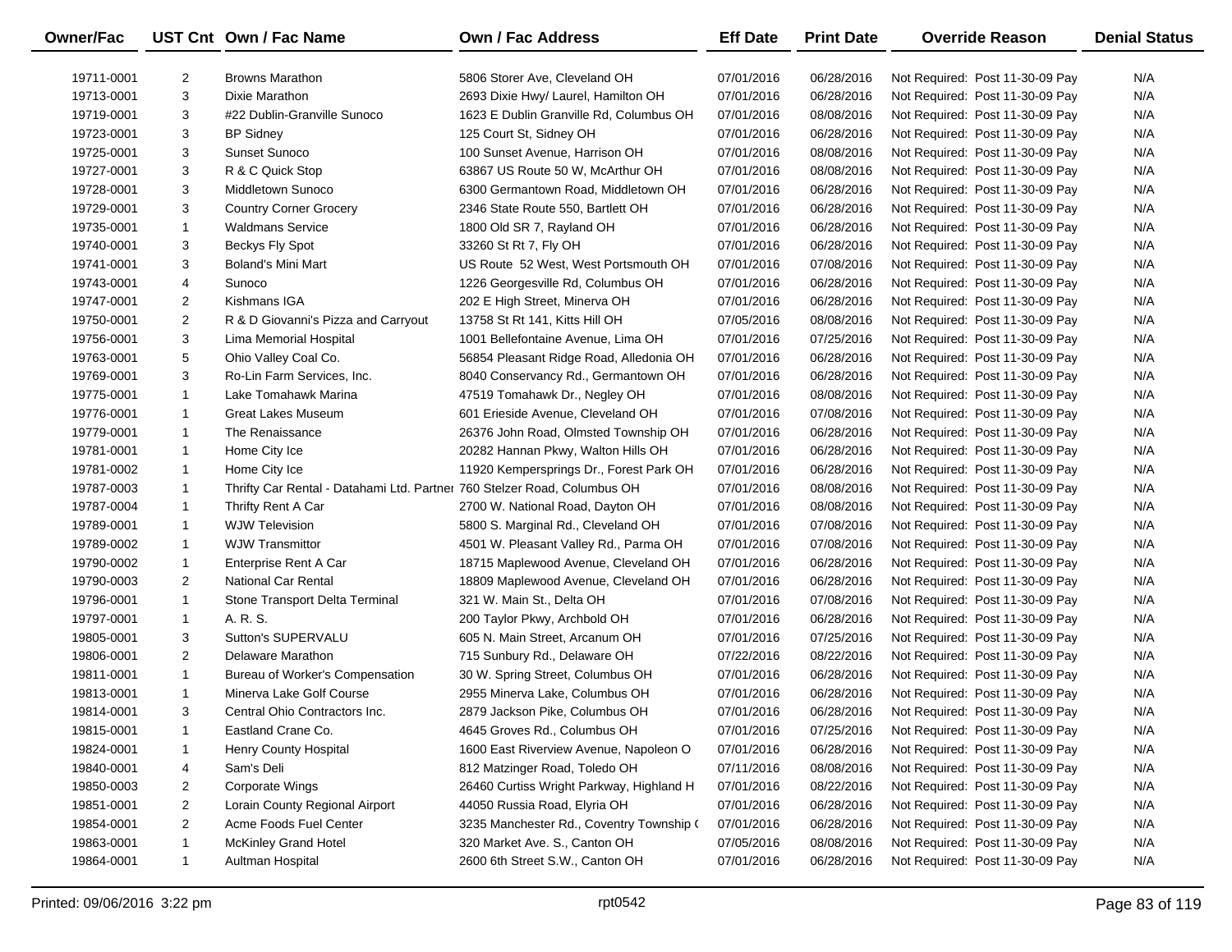| Owner/Fac | UST Cnt | Own / Fac Name | Own / Fac Address | Eff Date | Print Date | Override Reason | Denial Status |
|---|---|---|---|---|---|---|---|
| 19711-0001 | 2 | Browns Marathon | 5806 Storer Ave, Cleveland OH | 07/01/2016 | 06/28/2016 | Not Required: Post 11-30-09 Pay | N/A |
| 19713-0001 | 3 | Dixie Marathon | 2693 Dixie Hwy/ Laurel, Hamilton OH | 07/01/2016 | 06/28/2016 | Not Required: Post 11-30-09 Pay | N/A |
| 19719-0001 | 3 | #22 Dublin-Granville Sunoco | 1623 E Dublin Granville Rd, Columbus OH | 07/01/2016 | 08/08/2016 | Not Required: Post 11-30-09 Pay | N/A |
| 19723-0001 | 3 | BP Sidney | 125 Court St, Sidney OH | 07/01/2016 | 06/28/2016 | Not Required: Post 11-30-09 Pay | N/A |
| 19725-0001 | 3 | Sunset Sunoco | 100 Sunset Avenue, Harrison OH | 07/01/2016 | 08/08/2016 | Not Required: Post 11-30-09 Pay | N/A |
| 19727-0001 | 3 | R & C Quick Stop | 63867 US Route 50 W, McArthur OH | 07/01/2016 | 08/08/2016 | Not Required: Post 11-30-09 Pay | N/A |
| 19728-0001 | 3 | Middletown Sunoco | 6300 Germantown Road, Middletown OH | 07/01/2016 | 06/28/2016 | Not Required: Post 11-30-09 Pay | N/A |
| 19729-0001 | 3 | Country Corner Grocery | 2346 State Route 550, Bartlett OH | 07/01/2016 | 06/28/2016 | Not Required: Post 11-30-09 Pay | N/A |
| 19735-0001 | 1 | Waldmans Service | 1800 Old SR 7, Rayland OH | 07/01/2016 | 06/28/2016 | Not Required: Post 11-30-09 Pay | N/A |
| 19740-0001 | 3 | Beckys Fly Spot | 33260 St Rt 7, Fly OH | 07/01/2016 | 06/28/2016 | Not Required: Post 11-30-09 Pay | N/A |
| 19741-0001 | 3 | Boland's Mini Mart | US Route 52 West, West Portsmouth OH | 07/01/2016 | 07/08/2016 | Not Required: Post 11-30-09 Pay | N/A |
| 19743-0001 | 4 | Sunoco | 1226 Georgesville Rd, Columbus OH | 07/01/2016 | 06/28/2016 | Not Required: Post 11-30-09 Pay | N/A |
| 19747-0001 | 2 | Kishmans IGA | 202 E High Street, Minerva OH | 07/01/2016 | 06/28/2016 | Not Required: Post 11-30-09 Pay | N/A |
| 19750-0001 | 2 | R & D Giovanni's Pizza and Carryout | 13758 St Rt 141, Kitts Hill OH | 07/05/2016 | 08/08/2016 | Not Required: Post 11-30-09 Pay | N/A |
| 19756-0001 | 3 | Lima Memorial Hospital | 1001 Bellefontaine Avenue, Lima OH | 07/01/2016 | 07/25/2016 | Not Required: Post 11-30-09 Pay | N/A |
| 19763-0001 | 5 | Ohio Valley Coal Co. | 56854 Pleasant Ridge Road, Alledonia OH | 07/01/2016 | 06/28/2016 | Not Required: Post 11-30-09 Pay | N/A |
| 19769-0001 | 3 | Ro-Lin Farm Services, Inc. | 8040 Conservancy Rd., Germantown OH | 07/01/2016 | 06/28/2016 | Not Required: Post 11-30-09 Pay | N/A |
| 19775-0001 | 1 | Lake Tomahawk Marina | 47519 Tomahawk Dr., Negley OH | 07/01/2016 | 08/08/2016 | Not Required: Post 11-30-09 Pay | N/A |
| 19776-0001 | 1 | Great Lakes Museum | 601 Erieside Avenue, Cleveland OH | 07/01/2016 | 07/08/2016 | Not Required: Post 11-30-09 Pay | N/A |
| 19779-0001 | 1 | The Renaissance | 26376 John Road, Olmsted Township OH | 07/01/2016 | 06/28/2016 | Not Required: Post 11-30-09 Pay | N/A |
| 19781-0001 | 1 | Home City Ice | 20282 Hannan Pkwy, Walton Hills OH | 07/01/2016 | 06/28/2016 | Not Required: Post 11-30-09 Pay | N/A |
| 19781-0002 | 1 | Home City Ice | 11920 Kempersprings Dr., Forest Park OH | 07/01/2016 | 06/28/2016 | Not Required: Post 11-30-09 Pay | N/A |
| 19787-0003 | 1 | Thrifty Car Rental - Datahami Ltd. Partner | 760 Stelzer Road, Columbus OH | 07/01/2016 | 08/08/2016 | Not Required: Post 11-30-09 Pay | N/A |
| 19787-0004 | 1 | Thrifty Rent A Car | 2700 W. National Road, Dayton OH | 07/01/2016 | 08/08/2016 | Not Required: Post 11-30-09 Pay | N/A |
| 19789-0001 | 1 | WJW Television | 5800 S. Marginal Rd., Cleveland OH | 07/01/2016 | 07/08/2016 | Not Required: Post 11-30-09 Pay | N/A |
| 19789-0002 | 1 | WJW Transmittor | 4501 W. Pleasant Valley Rd., Parma OH | 07/01/2016 | 07/08/2016 | Not Required: Post 11-30-09 Pay | N/A |
| 19790-0002 | 1 | Enterprise Rent A Car | 18715 Maplewood Avenue, Cleveland OH | 07/01/2016 | 06/28/2016 | Not Required: Post 11-30-09 Pay | N/A |
| 19790-0003 | 2 | National Car Rental | 18809 Maplewood Avenue, Cleveland OH | 07/01/2016 | 06/28/2016 | Not Required: Post 11-30-09 Pay | N/A |
| 19796-0001 | 1 | Stone Transport Delta Terminal | 321 W. Main St., Delta OH | 07/01/2016 | 07/08/2016 | Not Required: Post 11-30-09 Pay | N/A |
| 19797-0001 | 1 | A. R. S. | 200 Taylor Pkwy, Archbold OH | 07/01/2016 | 06/28/2016 | Not Required: Post 11-30-09 Pay | N/A |
| 19805-0001 | 3 | Sutton's SUPERVALU | 605 N. Main Street, Arcanum OH | 07/01/2016 | 07/25/2016 | Not Required: Post 11-30-09 Pay | N/A |
| 19806-0001 | 2 | Delaware Marathon | 715 Sunbury Rd., Delaware OH | 07/22/2016 | 08/22/2016 | Not Required: Post 11-30-09 Pay | N/A |
| 19811-0001 | 1 | Bureau of Worker's Compensation | 30 W. Spring Street, Columbus OH | 07/01/2016 | 06/28/2016 | Not Required: Post 11-30-09 Pay | N/A |
| 19813-0001 | 1 | Minerva Lake Golf Course | 2955 Minerva Lake, Columbus OH | 07/01/2016 | 06/28/2016 | Not Required: Post 11-30-09 Pay | N/A |
| 19814-0001 | 3 | Central Ohio Contractors Inc. | 2879 Jackson Pike, Columbus OH | 07/01/2016 | 06/28/2016 | Not Required: Post 11-30-09 Pay | N/A |
| 19815-0001 | 1 | Eastland Crane Co. | 4645 Groves Rd., Columbus OH | 07/01/2016 | 07/25/2016 | Not Required: Post 11-30-09 Pay | N/A |
| 19824-0001 | 1 | Henry County Hospital | 1600 East Riverview Avenue, Napoleon O | 07/01/2016 | 06/28/2016 | Not Required: Post 11-30-09 Pay | N/A |
| 19840-0001 | 4 | Sam's Deli | 812 Matzinger Road, Toledo OH | 07/11/2016 | 08/08/2016 | Not Required: Post 11-30-09 Pay | N/A |
| 19850-0003 | 2 | Corporate Wings | 26460 Curtiss Wright Parkway, Highland H | 07/01/2016 | 08/22/2016 | Not Required: Post 11-30-09 Pay | N/A |
| 19851-0001 | 2 | Lorain County Regional Airport | 44050 Russia Road, Elyria OH | 07/01/2016 | 06/28/2016 | Not Required: Post 11-30-09 Pay | N/A |
| 19854-0001 | 2 | Acme Foods Fuel Center | 3235 Manchester Rd., Coventry Township ( | 07/01/2016 | 06/28/2016 | Not Required: Post 11-30-09 Pay | N/A |
| 19863-0001 | 1 | McKinley Grand Hotel | 320 Market Ave. S., Canton OH | 07/05/2016 | 08/08/2016 | Not Required: Post 11-30-09 Pay | N/A |
| 19864-0001 | 1 | Aultman Hospital | 2600 6th Street S.W., Canton OH | 07/01/2016 | 06/28/2016 | Not Required: Post 11-30-09 Pay | N/A |

Printed: 09/06/2016 3:22 pm rpt0542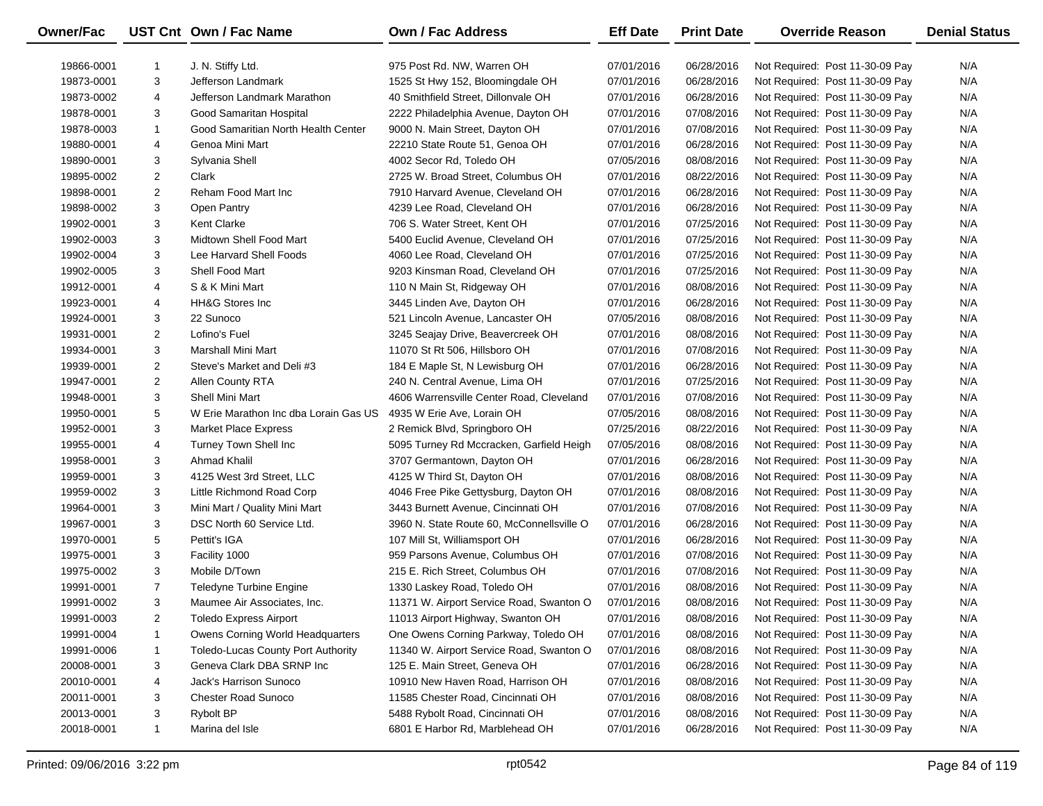| Owner/Fac | UST Cnt | Own / Fac Name | Own / Fac Address | Eff Date | Print Date | Override Reason | Denial Status |
|---|---|---|---|---|---|---|---|
| 19866-0001 | 1 | J. N. Stiffy Ltd. | 975 Post Rd. NW, Warren OH | 07/01/2016 | 06/28/2016 | Not Required: Post 11-30-09 Pay | N/A |
| 19873-0001 | 3 | Jefferson Landmark | 1525 St Hwy 152, Bloomingdale OH | 07/01/2016 | 06/28/2016 | Not Required: Post 11-30-09 Pay | N/A |
| 19873-0002 | 4 | Jefferson Landmark Marathon | 40 Smithfield Street, Dillonvale OH | 07/01/2016 | 06/28/2016 | Not Required: Post 11-30-09 Pay | N/A |
| 19878-0001 | 3 | Good Samaritan Hospital | 2222 Philadelphia Avenue, Dayton OH | 07/01/2016 | 07/08/2016 | Not Required: Post 11-30-09 Pay | N/A |
| 19878-0003 | 1 | Good Samaritian North Health Center | 9000 N. Main Street, Dayton OH | 07/01/2016 | 07/08/2016 | Not Required: Post 11-30-09 Pay | N/A |
| 19880-0001 | 4 | Genoa Mini Mart | 22210 State Route 51, Genoa OH | 07/01/2016 | 06/28/2016 | Not Required: Post 11-30-09 Pay | N/A |
| 19890-0001 | 3 | Sylvania Shell | 4002 Secor Rd, Toledo OH | 07/05/2016 | 08/08/2016 | Not Required: Post 11-30-09 Pay | N/A |
| 19895-0002 | 2 | Clark | 2725 W. Broad Street, Columbus OH | 07/01/2016 | 08/22/2016 | Not Required: Post 11-30-09 Pay | N/A |
| 19898-0001 | 2 | Reham Food Mart Inc | 7910 Harvard Avenue, Cleveland OH | 07/01/2016 | 06/28/2016 | Not Required: Post 11-30-09 Pay | N/A |
| 19898-0002 | 3 | Open Pantry | 4239 Lee Road, Cleveland OH | 07/01/2016 | 06/28/2016 | Not Required: Post 11-30-09 Pay | N/A |
| 19902-0001 | 3 | Kent Clarke | 706 S. Water Street, Kent OH | 07/01/2016 | 07/25/2016 | Not Required: Post 11-30-09 Pay | N/A |
| 19902-0003 | 3 | Midtown Shell Food Mart | 5400 Euclid Avenue, Cleveland OH | 07/01/2016 | 07/25/2016 | Not Required: Post 11-30-09 Pay | N/A |
| 19902-0004 | 3 | Lee Harvard Shell Foods | 4060 Lee Road, Cleveland OH | 07/01/2016 | 07/25/2016 | Not Required: Post 11-30-09 Pay | N/A |
| 19902-0005 | 3 | Shell Food Mart | 9203 Kinsman Road, Cleveland OH | 07/01/2016 | 07/25/2016 | Not Required: Post 11-30-09 Pay | N/A |
| 19912-0001 | 4 | S & K Mini Mart | 110 N Main St, Ridgeway OH | 07/01/2016 | 08/08/2016 | Not Required: Post 11-30-09 Pay | N/A |
| 19923-0001 | 4 | HH&G Stores Inc | 3445 Linden Ave, Dayton OH | 07/01/2016 | 06/28/2016 | Not Required: Post 11-30-09 Pay | N/A |
| 19924-0001 | 3 | 22 Sunoco | 521 Lincoln Avenue, Lancaster OH | 07/05/2016 | 08/08/2016 | Not Required: Post 11-30-09 Pay | N/A |
| 19931-0001 | 2 | Lofino's Fuel | 3245 Seajay Drive, Beavercreek OH | 07/01/2016 | 08/08/2016 | Not Required: Post 11-30-09 Pay | N/A |
| 19934-0001 | 3 | Marshall Mini Mart | 11070 St Rt 506, Hillsboro OH | 07/01/2016 | 07/08/2016 | Not Required: Post 11-30-09 Pay | N/A |
| 19939-0001 | 2 | Steve's Market and Deli #3 | 184 E Maple St, N Lewisburg OH | 07/01/2016 | 06/28/2016 | Not Required: Post 11-30-09 Pay | N/A |
| 19947-0001 | 2 | Allen County RTA | 240 N. Central Avenue, Lima OH | 07/01/2016 | 07/25/2016 | Not Required: Post 11-30-09 Pay | N/A |
| 19948-0001 | 3 | Shell Mini Mart | 4606 Warrensville Center Road, Cleveland | 07/01/2016 | 07/08/2016 | Not Required: Post 11-30-09 Pay | N/A |
| 19950-0001 | 5 | W Erie Marathon Inc dba Lorain Gas US | 4935 W Erie Ave, Lorain OH | 07/05/2016 | 08/08/2016 | Not Required: Post 11-30-09 Pay | N/A |
| 19952-0001 | 3 | Market Place Express | 2 Remick Blvd, Springboro OH | 07/25/2016 | 08/22/2016 | Not Required: Post 11-30-09 Pay | N/A |
| 19955-0001 | 4 | Turney Town Shell Inc | 5095 Turney Rd Mccracken, Garfield Heigh | 07/05/2016 | 08/08/2016 | Not Required: Post 11-30-09 Pay | N/A |
| 19958-0001 | 3 | Ahmad Khalil | 3707 Germantown, Dayton OH | 07/01/2016 | 06/28/2016 | Not Required: Post 11-30-09 Pay | N/A |
| 19959-0001 | 3 | 4125 West 3rd Street, LLC | 4125 W Third St, Dayton OH | 07/01/2016 | 08/08/2016 | Not Required: Post 11-30-09 Pay | N/A |
| 19959-0002 | 3 | Little Richmond Road Corp | 4046 Free Pike Gettysburg, Dayton OH | 07/01/2016 | 08/08/2016 | Not Required: Post 11-30-09 Pay | N/A |
| 19964-0001 | 3 | Mini Mart / Quality Mini Mart | 3443 Burnett Avenue, Cincinnati OH | 07/01/2016 | 07/08/2016 | Not Required: Post 11-30-09 Pay | N/A |
| 19967-0001 | 3 | DSC North 60 Service Ltd. | 3960 N. State Route 60, McConnellsville O | 07/01/2016 | 06/28/2016 | Not Required: Post 11-30-09 Pay | N/A |
| 19970-0001 | 5 | Pettit's IGA | 107 Mill St, Williamsport OH | 07/01/2016 | 06/28/2016 | Not Required: Post 11-30-09 Pay | N/A |
| 19975-0001 | 3 | Facility 1000 | 959 Parsons Avenue, Columbus OH | 07/01/2016 | 07/08/2016 | Not Required: Post 11-30-09 Pay | N/A |
| 19975-0002 | 3 | Mobile D/Town | 215 E. Rich Street, Columbus OH | 07/01/2016 | 07/08/2016 | Not Required: Post 11-30-09 Pay | N/A |
| 19991-0001 | 7 | Teledyne Turbine Engine | 1330 Laskey Road, Toledo OH | 07/01/2016 | 08/08/2016 | Not Required: Post 11-30-09 Pay | N/A |
| 19991-0002 | 3 | Maumee Air Associates, Inc. | 11371 W. Airport Service Road, Swanton O | 07/01/2016 | 08/08/2016 | Not Required: Post 11-30-09 Pay | N/A |
| 19991-0003 | 2 | Toledo Express Airport | 11013 Airport Highway, Swanton OH | 07/01/2016 | 08/08/2016 | Not Required: Post 11-30-09 Pay | N/A |
| 19991-0004 | 1 | Owens Corning World Headquarters | One Owens Corning Parkway, Toledo OH | 07/01/2016 | 08/08/2016 | Not Required: Post 11-30-09 Pay | N/A |
| 19991-0006 | 1 | Toledo-Lucas County Port Authority | 11340 W. Airport Service Road, Swanton O | 07/01/2016 | 08/08/2016 | Not Required: Post 11-30-09 Pay | N/A |
| 20008-0001 | 3 | Geneva Clark DBA SRNP Inc | 125 E. Main Street, Geneva OH | 07/01/2016 | 06/28/2016 | Not Required: Post 11-30-09 Pay | N/A |
| 20010-0001 | 4 | Jack's Harrison Sunoco | 10910 New Haven Road, Harrison OH | 07/01/2016 | 08/08/2016 | Not Required: Post 11-30-09 Pay | N/A |
| 20011-0001 | 3 | Chester Road Sunoco | 11585 Chester Road, Cincinnati OH | 07/01/2016 | 08/08/2016 | Not Required: Post 11-30-09 Pay | N/A |
| 20013-0001 | 3 | Rybolt BP | 5488 Rybolt Road, Cincinnati OH | 07/01/2016 | 08/08/2016 | Not Required: Post 11-30-09 Pay | N/A |
| 20018-0001 | 1 | Marina del Isle | 6801 E Harbor Rd, Marblehead OH | 07/01/2016 | 06/28/2016 | Not Required: Post 11-30-09 Pay | N/A |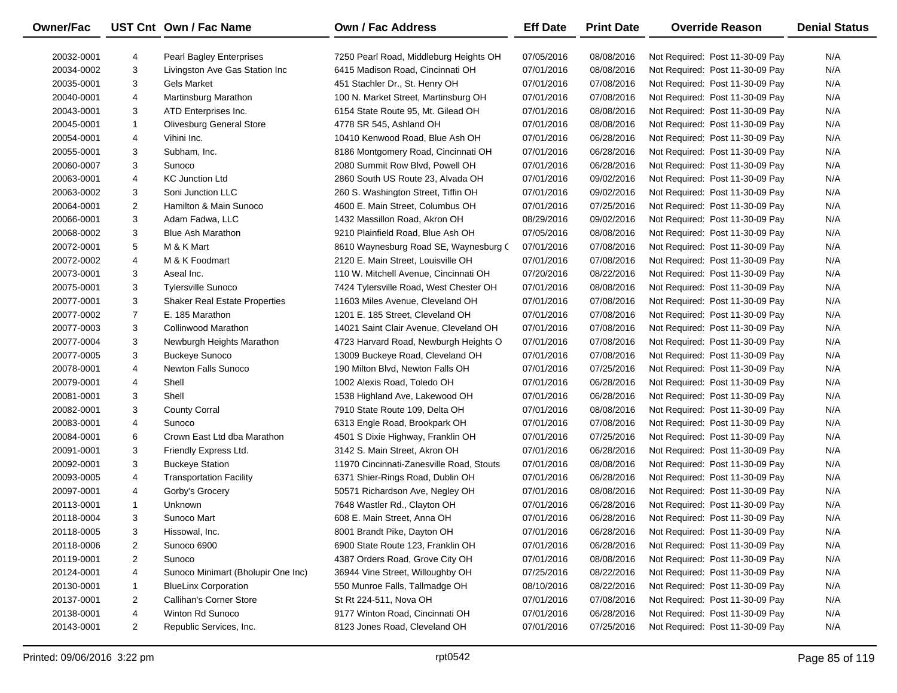| Owner/Fac | UST Cnt | Own / Fac Name | Own / Fac Address | Eff Date | Print Date | Override Reason | Denial Status |
|---|---|---|---|---|---|---|---|
| 20032-0001 | 4 | Pearl Bagley Enterprises | 7250 Pearl Road, Middleburg Heights OH | 07/05/2016 | 08/08/2016 | Not Required: Post 11-30-09 Pay | N/A |
| 20034-0002 | 3 | Livingston Ave Gas Station Inc | 6415 Madison Road, Cincinnati OH | 07/01/2016 | 08/08/2016 | Not Required: Post 11-30-09 Pay | N/A |
| 20035-0001 | 3 | Gels Market | 451 Stachler Dr., St. Henry OH | 07/01/2016 | 07/08/2016 | Not Required: Post 11-30-09 Pay | N/A |
| 20040-0001 | 4 | Martinsburg Marathon | 100 N. Market Street, Martinsburg OH | 07/01/2016 | 07/08/2016 | Not Required: Post 11-30-09 Pay | N/A |
| 20043-0001 | 3 | ATD Enterprises Inc. | 6154 State Route 95, Mt. Gilead OH | 07/01/2016 | 08/08/2016 | Not Required: Post 11-30-09 Pay | N/A |
| 20045-0001 | 1 | Olivesburg General Store | 4778 SR 545, Ashland OH | 07/01/2016 | 08/08/2016 | Not Required: Post 11-30-09 Pay | N/A |
| 20054-0001 | 4 | Vihini Inc. | 10410 Kenwood Road, Blue Ash OH | 07/01/2016 | 06/28/2016 | Not Required: Post 11-30-09 Pay | N/A |
| 20055-0001 | 3 | Subham, Inc. | 8186 Montgomery Road, Cincinnati OH | 07/01/2016 | 06/28/2016 | Not Required: Post 11-30-09 Pay | N/A |
| 20060-0007 | 3 | Sunoco | 2080 Summit Row Blvd, Powell OH | 07/01/2016 | 06/28/2016 | Not Required: Post 11-30-09 Pay | N/A |
| 20063-0001 | 4 | KC Junction Ltd | 2860 South US Route 23, Alvada OH | 07/01/2016 | 09/02/2016 | Not Required: Post 11-30-09 Pay | N/A |
| 20063-0002 | 3 | Soni Junction LLC | 260 S. Washington Street, Tiffin OH | 07/01/2016 | 09/02/2016 | Not Required: Post 11-30-09 Pay | N/A |
| 20064-0001 | 2 | Hamilton & Main Sunoco | 4600 E. Main Street, Columbus OH | 07/01/2016 | 07/25/2016 | Not Required: Post 11-30-09 Pay | N/A |
| 20066-0001 | 3 | Adam Fadwa, LLC | 1432 Massillon Road, Akron OH | 08/29/2016 | 09/02/2016 | Not Required: Post 11-30-09 Pay | N/A |
| 20068-0002 | 3 | Blue Ash Marathon | 9210 Plainfield Road, Blue Ash OH | 07/05/2016 | 08/08/2016 | Not Required: Post 11-30-09 Pay | N/A |
| 20072-0001 | 5 | M & K Mart | 8610 Waynesburg Road SE, Waynesburg C | 07/01/2016 | 07/08/2016 | Not Required: Post 11-30-09 Pay | N/A |
| 20072-0002 | 4 | M & K Foodmart | 2120 E. Main Street, Louisville OH | 07/01/2016 | 07/08/2016 | Not Required: Post 11-30-09 Pay | N/A |
| 20073-0001 | 3 | Aseal Inc. | 110 W. Mitchell Avenue, Cincinnati OH | 07/20/2016 | 08/22/2016 | Not Required: Post 11-30-09 Pay | N/A |
| 20075-0001 | 3 | Tylersville Sunoco | 7424 Tylersville Road, West Chester OH | 07/01/2016 | 08/08/2016 | Not Required: Post 11-30-09 Pay | N/A |
| 20077-0001 | 3 | Shaker Real Estate Properties | 11603 Miles Avenue, Cleveland OH | 07/01/2016 | 07/08/2016 | Not Required: Post 11-30-09 Pay | N/A |
| 20077-0002 | 7 | E. 185 Marathon | 1201 E. 185 Street, Cleveland OH | 07/01/2016 | 07/08/2016 | Not Required: Post 11-30-09 Pay | N/A |
| 20077-0003 | 3 | Collinwood Marathon | 14021 Saint Clair Avenue, Cleveland OH | 07/01/2016 | 07/08/2016 | Not Required: Post 11-30-09 Pay | N/A |
| 20077-0004 | 3 | Newburgh Heights Marathon | 4723 Harvard Road, Newburgh Heights O | 07/01/2016 | 07/08/2016 | Not Required: Post 11-30-09 Pay | N/A |
| 20077-0005 | 3 | Buckeye Sunoco | 13009 Buckeye Road, Cleveland OH | 07/01/2016 | 07/08/2016 | Not Required: Post 11-30-09 Pay | N/A |
| 20078-0001 | 4 | Newton Falls Sunoco | 190 Milton Blvd, Newton Falls OH | 07/01/2016 | 07/25/2016 | Not Required: Post 11-30-09 Pay | N/A |
| 20079-0001 | 4 | Shell | 1002 Alexis Road, Toledo OH | 07/01/2016 | 06/28/2016 | Not Required: Post 11-30-09 Pay | N/A |
| 20081-0001 | 3 | Shell | 1538 Highland Ave, Lakewood OH | 07/01/2016 | 06/28/2016 | Not Required: Post 11-30-09 Pay | N/A |
| 20082-0001 | 3 | County Corral | 7910 State Route 109, Delta OH | 07/01/2016 | 08/08/2016 | Not Required: Post 11-30-09 Pay | N/A |
| 20083-0001 | 4 | Sunoco | 6313 Engle Road, Brookpark OH | 07/01/2016 | 07/08/2016 | Not Required: Post 11-30-09 Pay | N/A |
| 20084-0001 | 6 | Crown East Ltd dba Marathon | 4501 S Dixie Highway, Franklin OH | 07/01/2016 | 07/25/2016 | Not Required: Post 11-30-09 Pay | N/A |
| 20091-0001 | 3 | Friendly Express Ltd. | 3142 S. Main Street, Akron OH | 07/01/2016 | 06/28/2016 | Not Required: Post 11-30-09 Pay | N/A |
| 20092-0001 | 3 | Buckeye Station | 11970 Cincinnati-Zanesville Road, Stouts | 07/01/2016 | 08/08/2016 | Not Required: Post 11-30-09 Pay | N/A |
| 20093-0005 | 4 | Transportation Facility | 6371 Shier-Rings Road, Dublin OH | 07/01/2016 | 06/28/2016 | Not Required: Post 11-30-09 Pay | N/A |
| 20097-0001 | 4 | Gorby's Grocery | 50571 Richardson Ave, Negley OH | 07/01/2016 | 08/08/2016 | Not Required: Post 11-30-09 Pay | N/A |
| 20113-0001 | 1 | Unknown | 7648 Wastler Rd., Clayton OH | 07/01/2016 | 06/28/2016 | Not Required: Post 11-30-09 Pay | N/A |
| 20118-0004 | 3 | Sunoco Mart | 608 E. Main Street, Anna OH | 07/01/2016 | 06/28/2016 | Not Required: Post 11-30-09 Pay | N/A |
| 20118-0005 | 3 | Hissowal, Inc. | 8001 Brandt Pike, Dayton OH | 07/01/2016 | 06/28/2016 | Not Required: Post 11-30-09 Pay | N/A |
| 20118-0006 | 2 | Sunoco 6900 | 6900 State Route 123, Franklin OH | 07/01/2016 | 06/28/2016 | Not Required: Post 11-30-09 Pay | N/A |
| 20119-0001 | 2 | Sunoco | 4387 Orders Road, Grove City OH | 07/01/2016 | 08/08/2016 | Not Required: Post 11-30-09 Pay | N/A |
| 20124-0001 | 4 | Sunoco Minimart (Bholupir One Inc) | 36944 Vine Street, Willoughby OH | 07/25/2016 | 08/22/2016 | Not Required: Post 11-30-09 Pay | N/A |
| 20130-0001 | 1 | BlueLinx Corporation | 550 Munroe Falls, Tallmadge OH | 08/10/2016 | 08/22/2016 | Not Required: Post 11-30-09 Pay | N/A |
| 20137-0001 | 2 | Callihan's Corner Store | St Rt 224-511, Nova OH | 07/01/2016 | 07/08/2016 | Not Required: Post 11-30-09 Pay | N/A |
| 20138-0001 | 4 | Winton Rd Sunoco | 9177 Winton Road, Cincinnati OH | 07/01/2016 | 06/28/2016 | Not Required: Post 11-30-09 Pay | N/A |
| 20143-0001 | 2 | Republic Services, Inc. | 8123 Jones Road, Cleveland OH | 07/01/2016 | 07/25/2016 | Not Required: Post 11-30-09 Pay | N/A |

Printed: 09/06/2016 3:22 pm rpt0542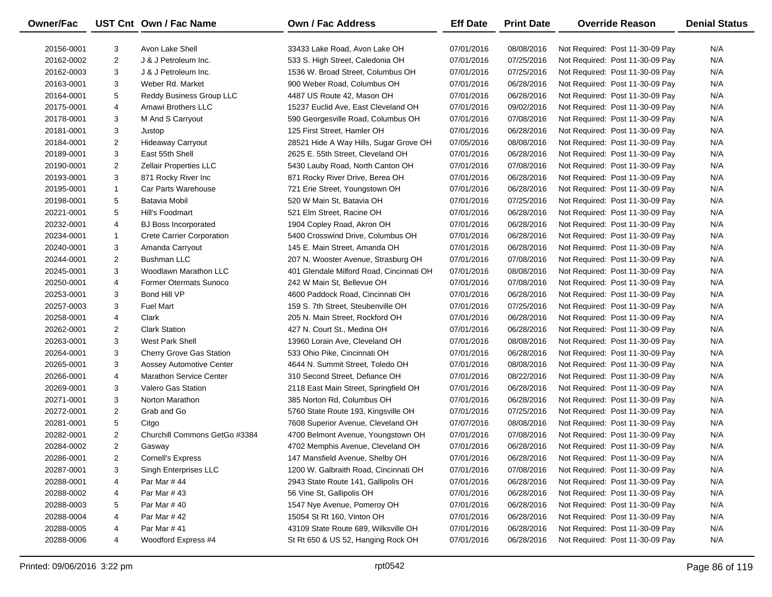| Owner/Fac | UST Cnt | Own / Fac Name | Own / Fac Address | Eff Date | Print Date | Override Reason | Denial Status |
|---|---|---|---|---|---|---|---|
| 20156-0001 | 3 | Avon Lake Shell | 33433 Lake Road, Avon Lake OH | 07/01/2016 | 08/08/2016 | Not Required: Post 11-30-09 Pay | N/A |
| 20162-0002 | 2 | J & J Petroleum Inc. | 533 S. High Street, Caledonia OH | 07/01/2016 | 07/25/2016 | Not Required: Post 11-30-09 Pay | N/A |
| 20162-0003 | 3 | J & J Petroleum Inc. | 1536 W. Broad Street, Columbus OH | 07/01/2016 | 07/25/2016 | Not Required: Post 11-30-09 Pay | N/A |
| 20163-0001 | 3 | Weber Rd. Market | 900 Weber Road, Columbus OH | 07/01/2016 | 06/28/2016 | Not Required: Post 11-30-09 Pay | N/A |
| 20164-0001 | 5 | Reddy Business Group LLC | 4487 US Route 42, Mason OH | 07/01/2016 | 06/28/2016 | Not Required: Post 11-30-09 Pay | N/A |
| 20175-0001 | 4 | Amawi Brothers LLC | 15237 Euclid Ave, East Cleveland OH | 07/01/2016 | 09/02/2016 | Not Required: Post 11-30-09 Pay | N/A |
| 20178-0001 | 3 | M And S Carryout | 590 Georgesville Road, Columbus OH | 07/01/2016 | 07/08/2016 | Not Required: Post 11-30-09 Pay | N/A |
| 20181-0001 | 3 | Justop | 125 First Street, Hamler OH | 07/01/2016 | 06/28/2016 | Not Required: Post 11-30-09 Pay | N/A |
| 20184-0001 | 2 | Hideaway Carryout | 28521 Hide A Way Hills, Sugar Grove OH | 07/05/2016 | 08/08/2016 | Not Required: Post 11-30-09 Pay | N/A |
| 20189-0001 | 3 | East 55th Shell | 2625 E. 55th Street, Cleveland OH | 07/01/2016 | 06/28/2016 | Not Required: Post 11-30-09 Pay | N/A |
| 20190-0001 | 2 | Zellair Properties LLC | 5430 Lauby Road, North Canton OH | 07/01/2016 | 07/08/2016 | Not Required: Post 11-30-09 Pay | N/A |
| 20193-0001 | 3 | 871 Rocky River Inc | 871 Rocky River Drive, Berea OH | 07/01/2016 | 06/28/2016 | Not Required: Post 11-30-09 Pay | N/A |
| 20195-0001 | 1 | Car Parts Warehouse | 721 Erie Street, Youngstown OH | 07/01/2016 | 06/28/2016 | Not Required: Post 11-30-09 Pay | N/A |
| 20198-0001 | 5 | Batavia Mobil | 520 W Main St, Batavia OH | 07/01/2016 | 07/25/2016 | Not Required: Post 11-30-09 Pay | N/A |
| 20221-0001 | 5 | Hill's Foodmart | 521 Elm Street, Racine OH | 07/01/2016 | 06/28/2016 | Not Required: Post 11-30-09 Pay | N/A |
| 20232-0001 | 4 | BJ Boss Incorporated | 1904 Copley Road, Akron OH | 07/01/2016 | 06/28/2016 | Not Required: Post 11-30-09 Pay | N/A |
| 20234-0001 | 1 | Crete Carrier Corporation | 5400 Crosswind Drive, Columbus OH | 07/01/2016 | 06/28/2016 | Not Required: Post 11-30-09 Pay | N/A |
| 20240-0001 | 3 | Amanda Carryout | 145 E. Main Street, Amanda OH | 07/01/2016 | 06/28/2016 | Not Required: Post 11-30-09 Pay | N/A |
| 20244-0001 | 2 | Bushman LLC | 207 N. Wooster Avenue, Strasburg OH | 07/01/2016 | 07/08/2016 | Not Required: Post 11-30-09 Pay | N/A |
| 20245-0001 | 3 | Woodlawn Marathon LLC | 401 Glendale Milford Road, Cincinnati OH | 07/01/2016 | 08/08/2016 | Not Required: Post 11-30-09 Pay | N/A |
| 20250-0001 | 4 | Former Otermats Sunoco | 242 W Main St, Bellevue OH | 07/01/2016 | 07/08/2016 | Not Required: Post 11-30-09 Pay | N/A |
| 20253-0001 | 3 | Bond Hill VP | 4600 Paddock Road, Cincinnati OH | 07/01/2016 | 06/28/2016 | Not Required: Post 11-30-09 Pay | N/A |
| 20257-0003 | 3 | Fuel Mart | 159 S. 7th Street, Steubenville OH | 07/01/2016 | 07/25/2016 | Not Required: Post 11-30-09 Pay | N/A |
| 20258-0001 | 4 | Clark | 205 N. Main Street, Rockford OH | 07/01/2016 | 06/28/2016 | Not Required: Post 11-30-09 Pay | N/A |
| 20262-0001 | 2 | Clark Station | 427 N. Court St., Medina OH | 07/01/2016 | 06/28/2016 | Not Required: Post 11-30-09 Pay | N/A |
| 20263-0001 | 3 | West Park Shell | 13960 Lorain Ave, Cleveland OH | 07/01/2016 | 08/08/2016 | Not Required: Post 11-30-09 Pay | N/A |
| 20264-0001 | 3 | Cherry Grove Gas Station | 533 Ohio Pike, Cincinnati OH | 07/01/2016 | 06/28/2016 | Not Required: Post 11-30-09 Pay | N/A |
| 20265-0001 | 3 | Aossey Automotive Center | 4644 N. Summit Street, Toledo OH | 07/01/2016 | 08/08/2016 | Not Required: Post 11-30-09 Pay | N/A |
| 20266-0001 | 4 | Marathon Service Center | 310 Second Street, Defiance OH | 07/01/2016 | 08/22/2016 | Not Required: Post 11-30-09 Pay | N/A |
| 20269-0001 | 3 | Valero Gas Station | 2118 East Main Street, Springfield OH | 07/01/2016 | 06/28/2016 | Not Required: Post 11-30-09 Pay | N/A |
| 20271-0001 | 3 | Norton Marathon | 385 Norton Rd, Columbus OH | 07/01/2016 | 06/28/2016 | Not Required: Post 11-30-09 Pay | N/A |
| 20272-0001 | 2 | Grab and Go | 5760 State Route 193, Kingsville OH | 07/01/2016 | 07/25/2016 | Not Required: Post 11-30-09 Pay | N/A |
| 20281-0001 | 5 | Citgo | 7608 Superior Avenue, Cleveland OH | 07/07/2016 | 08/08/2016 | Not Required: Post 11-30-09 Pay | N/A |
| 20282-0001 | 2 | Churchill Commons GetGo #3384 | 4700 Belmont Avenue, Youngstown OH | 07/01/2016 | 07/08/2016 | Not Required: Post 11-30-09 Pay | N/A |
| 20284-0002 | 2 | Gasway | 4702 Memphis Avenue, Cleveland OH | 07/01/2016 | 06/28/2016 | Not Required: Post 11-30-09 Pay | N/A |
| 20286-0001 | 2 | Cornell's Express | 147 Mansfield Avenue, Shelby OH | 07/01/2016 | 06/28/2016 | Not Required: Post 11-30-09 Pay | N/A |
| 20287-0001 | 3 | Singh Enterprises LLC | 1200 W. Galbraith Road, Cincinnati OH | 07/01/2016 | 07/08/2016 | Not Required: Post 11-30-09 Pay | N/A |
| 20288-0001 | 4 | Par Mar # 44 | 2943 State Route 141, Gallipolis OH | 07/01/2016 | 06/28/2016 | Not Required: Post 11-30-09 Pay | N/A |
| 20288-0002 | 4 | Par Mar # 43 | 56 Vine St, Gallipolis OH | 07/01/2016 | 06/28/2016 | Not Required: Post 11-30-09 Pay | N/A |
| 20288-0003 | 5 | Par Mar # 40 | 1547 Nye Avenue, Pomeroy OH | 07/01/2016 | 06/28/2016 | Not Required: Post 11-30-09 Pay | N/A |
| 20288-0004 | 4 | Par Mar # 42 | 15054 St Rt 160, Vinton OH | 07/01/2016 | 06/28/2016 | Not Required: Post 11-30-09 Pay | N/A |
| 20288-0005 | 4 | Par Mar # 41 | 43109 State Route 689, Wilksville OH | 07/01/2016 | 06/28/2016 | Not Required: Post 11-30-09 Pay | N/A |
| 20288-0006 | 4 | Woodford Express #4 | St Rt 650 & US 52, Hanging Rock OH | 07/01/2016 | 06/28/2016 | Not Required: Post 11-30-09 Pay | N/A |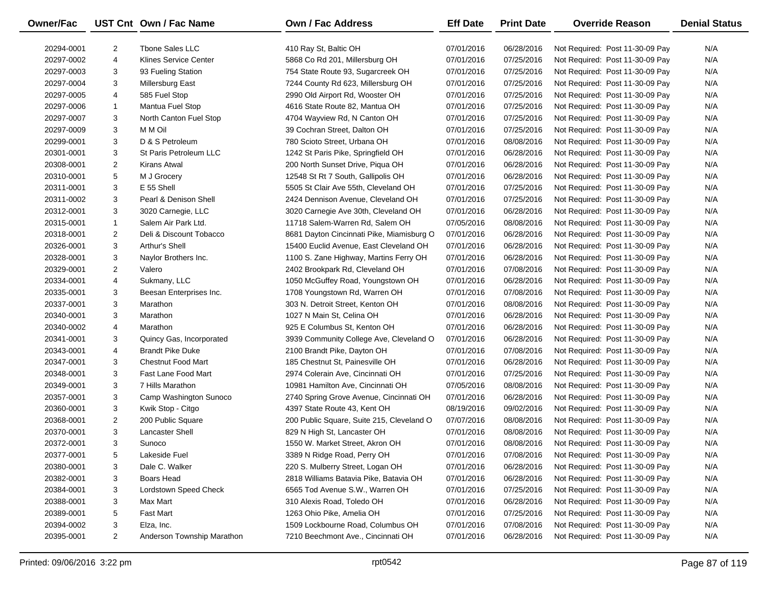| Owner/Fac | UST Cnt | Own / Fac Name | Own / Fac Address | Eff Date | Print Date | Override Reason | Denial Status |
|---|---|---|---|---|---|---|---|
| 20294-0001 | 2 | Tbone Sales LLC | 410 Ray St, Baltic OH | 07/01/2016 | 06/28/2016 | Not Required: Post 11-30-09 Pay | N/A |
| 20297-0002 | 4 | Klines Service Center | 5868 Co Rd 201, Millersburg OH | 07/01/2016 | 07/25/2016 | Not Required: Post 11-30-09 Pay | N/A |
| 20297-0003 | 3 | 93 Fueling Station | 754 State Route 93, Sugarcreek OH | 07/01/2016 | 07/25/2016 | Not Required: Post 11-30-09 Pay | N/A |
| 20297-0004 | 3 | Millersburg East | 7244 County Rd 623, Millersburg OH | 07/01/2016 | 07/25/2016 | Not Required: Post 11-30-09 Pay | N/A |
| 20297-0005 | 4 | 585 Fuel Stop | 2990 Old Airport Rd, Wooster OH | 07/01/2016 | 07/25/2016 | Not Required: Post 11-30-09 Pay | N/A |
| 20297-0006 | 1 | Mantua Fuel Stop | 4616 State Route 82, Mantua OH | 07/01/2016 | 07/25/2016 | Not Required: Post 11-30-09 Pay | N/A |
| 20297-0007 | 3 | North Canton Fuel Stop | 4704 Wayview Rd, N Canton OH | 07/01/2016 | 07/25/2016 | Not Required: Post 11-30-09 Pay | N/A |
| 20297-0009 | 3 | M M Oil | 39 Cochran Street, Dalton OH | 07/01/2016 | 07/25/2016 | Not Required: Post 11-30-09 Pay | N/A |
| 20299-0001 | 3 | D & S Petroleum | 780 Scioto Street, Urbana OH | 07/01/2016 | 08/08/2016 | Not Required: Post 11-30-09 Pay | N/A |
| 20301-0001 | 3 | St Paris Petroleum LLC | 1242 St Paris Pike, Springfield OH | 07/01/2016 | 06/28/2016 | Not Required: Post 11-30-09 Pay | N/A |
| 20308-0001 | 2 | Kirans Atwal | 200 North Sunset Drive, Piqua OH | 07/01/2016 | 06/28/2016 | Not Required: Post 11-30-09 Pay | N/A |
| 20310-0001 | 5 | M J Grocery | 12548 St Rt 7 South, Gallipolis OH | 07/01/2016 | 06/28/2016 | Not Required: Post 11-30-09 Pay | N/A |
| 20311-0001 | 3 | E 55 Shell | 5505 St Clair Ave 55th, Cleveland OH | 07/01/2016 | 07/25/2016 | Not Required: Post 11-30-09 Pay | N/A |
| 20311-0002 | 3 | Pearl & Denison Shell | 2424 Dennison Avenue, Cleveland OH | 07/01/2016 | 07/25/2016 | Not Required: Post 11-30-09 Pay | N/A |
| 20312-0001 | 3 | 3020 Carnegie, LLC | 3020 Carnegie Ave 30th, Cleveland OH | 07/01/2016 | 06/28/2016 | Not Required: Post 11-30-09 Pay | N/A |
| 20315-0001 | 1 | Salem Air Park Ltd. | 11718 Salem-Warren Rd, Salem OH | 07/05/2016 | 08/08/2016 | Not Required: Post 11-30-09 Pay | N/A |
| 20318-0001 | 2 | Deli & Discount Tobacco | 8681 Dayton Cincinnati Pike, Miamisburg O | 07/01/2016 | 06/28/2016 | Not Required: Post 11-30-09 Pay | N/A |
| 20326-0001 | 3 | Arthur's Shell | 15400 Euclid Avenue, East Cleveland OH | 07/01/2016 | 06/28/2016 | Not Required: Post 11-30-09 Pay | N/A |
| 20328-0001 | 3 | Naylor Brothers Inc. | 1100 S. Zane Highway, Martins Ferry OH | 07/01/2016 | 06/28/2016 | Not Required: Post 11-30-09 Pay | N/A |
| 20329-0001 | 2 | Valero | 2402 Brookpark Rd, Cleveland OH | 07/01/2016 | 07/08/2016 | Not Required: Post 11-30-09 Pay | N/A |
| 20334-0001 | 4 | Sukmany, LLC | 1050 McGuffey Road, Youngstown OH | 07/01/2016 | 06/28/2016 | Not Required: Post 11-30-09 Pay | N/A |
| 20335-0001 | 3 | Beesan Enterprises Inc. | 1708 Youngstown Rd, Warren OH | 07/01/2016 | 07/08/2016 | Not Required: Post 11-30-09 Pay | N/A |
| 20337-0001 | 3 | Marathon | 303 N. Detroit Street, Kenton OH | 07/01/2016 | 08/08/2016 | Not Required: Post 11-30-09 Pay | N/A |
| 20340-0001 | 3 | Marathon | 1027 N Main St, Celina OH | 07/01/2016 | 06/28/2016 | Not Required: Post 11-30-09 Pay | N/A |
| 20340-0002 | 4 | Marathon | 925 E Columbus St, Kenton OH | 07/01/2016 | 06/28/2016 | Not Required: Post 11-30-09 Pay | N/A |
| 20341-0001 | 3 | Quincy Gas, Incorporated | 3939 Community College Ave, Cleveland O | 07/01/2016 | 06/28/2016 | Not Required: Post 11-30-09 Pay | N/A |
| 20343-0001 | 4 | Brandt Pike Duke | 2100 Brandt Pike, Dayton OH | 07/01/2016 | 07/08/2016 | Not Required: Post 11-30-09 Pay | N/A |
| 20347-0001 | 3 | Chestnut Food Mart | 185 Chestnut St, Painesville OH | 07/01/2016 | 06/28/2016 | Not Required: Post 11-30-09 Pay | N/A |
| 20348-0001 | 3 | Fast Lane Food Mart | 2974 Colerain Ave, Cincinnati OH | 07/01/2016 | 07/25/2016 | Not Required: Post 11-30-09 Pay | N/A |
| 20349-0001 | 3 | 7 Hills Marathon | 10981 Hamilton Ave, Cincinnati OH | 07/05/2016 | 08/08/2016 | Not Required: Post 11-30-09 Pay | N/A |
| 20357-0001 | 3 | Camp Washington Sunoco | 2740 Spring Grove Avenue, Cincinnati OH | 07/01/2016 | 06/28/2016 | Not Required: Post 11-30-09 Pay | N/A |
| 20360-0001 | 3 | Kwik Stop - Citgo | 4397 State Route 43, Kent OH | 08/19/2016 | 09/02/2016 | Not Required: Post 11-30-09 Pay | N/A |
| 20368-0001 | 2 | 200 Public Square | 200 Public Square, Suite 215, Cleveland O | 07/07/2016 | 08/08/2016 | Not Required: Post 11-30-09 Pay | N/A |
| 20370-0001 | 3 | Lancaster Shell | 829 N High St, Lancaster OH | 07/01/2016 | 08/08/2016 | Not Required: Post 11-30-09 Pay | N/A |
| 20372-0001 | 3 | Sunoco | 1550 W. Market Street, Akron OH | 07/01/2016 | 08/08/2016 | Not Required: Post 11-30-09 Pay | N/A |
| 20377-0001 | 5 | Lakeside Fuel | 3389 N Ridge Road, Perry OH | 07/01/2016 | 07/08/2016 | Not Required: Post 11-30-09 Pay | N/A |
| 20380-0001 | 3 | Dale C. Walker | 220 S. Mulberry Street, Logan OH | 07/01/2016 | 06/28/2016 | Not Required: Post 11-30-09 Pay | N/A |
| 20382-0001 | 3 | Boars Head | 2818 Williams Batavia Pike, Batavia OH | 07/01/2016 | 06/28/2016 | Not Required: Post 11-30-09 Pay | N/A |
| 20384-0001 | 3 | Lordstown Speed Check | 6565 Tod Avenue S.W., Warren OH | 07/01/2016 | 07/25/2016 | Not Required: Post 11-30-09 Pay | N/A |
| 20388-0001 | 3 | Max Mart | 310 Alexis Road, Toledo OH | 07/01/2016 | 06/28/2016 | Not Required: Post 11-30-09 Pay | N/A |
| 20389-0001 | 5 | Fast Mart | 1263 Ohio Pike, Amelia OH | 07/01/2016 | 07/25/2016 | Not Required: Post 11-30-09 Pay | N/A |
| 20394-0002 | 3 | Elza, Inc. | 1509 Lockbourne Road, Columbus OH | 07/01/2016 | 07/08/2016 | Not Required: Post 11-30-09 Pay | N/A |
| 20395-0001 | 2 | Anderson Township Marathon | 7210 Beechmont Ave., Cincinnati OH | 07/01/2016 | 06/28/2016 | Not Required: Post 11-30-09 Pay | N/A |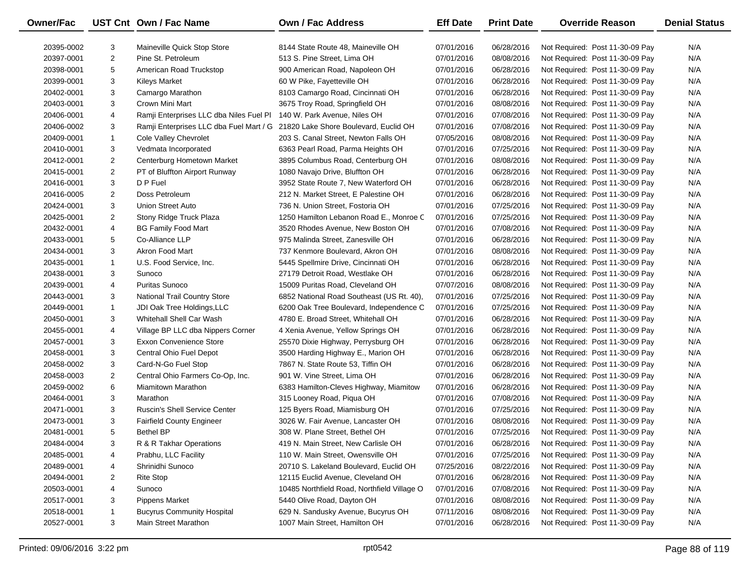| Owner/Fac | UST Cnt | Own / Fac Name | Own / Fac Address | Eff Date | Print Date | Override Reason | Denial Status |
|---|---|---|---|---|---|---|---|
| 20395-0002 | 3 | Maineville Quick Stop Store | 8144 State Route 48, Maineville OH | 07/01/2016 | 06/28/2016 | Not Required: Post 11-30-09 Pay | N/A |
| 20397-0001 | 2 | Pine St. Petroleum | 513 S. Pine Street, Lima OH | 07/01/2016 | 08/08/2016 | Not Required: Post 11-30-09 Pay | N/A |
| 20398-0001 | 5 | American Road Truckstop | 900 American Road, Napoleon OH | 07/01/2016 | 06/28/2016 | Not Required: Post 11-30-09 Pay | N/A |
| 20399-0001 | 3 | Kileys Market | 60 W Pike, Fayetteville OH | 07/01/2016 | 06/28/2016 | Not Required: Post 11-30-09 Pay | N/A |
| 20402-0001 | 3 | Camargo Marathon | 8103 Camargo Road, Cincinnati OH | 07/01/2016 | 06/28/2016 | Not Required: Post 11-30-09 Pay | N/A |
| 20403-0001 | 3 | Crown Mini Mart | 3675 Troy Road, Springfield OH | 07/01/2016 | 08/08/2016 | Not Required: Post 11-30-09 Pay | N/A |
| 20406-0001 | 4 | Ramji Enterprises LLC dba Niles Fuel Pl | 140 W. Park Avenue, Niles OH | 07/01/2016 | 07/08/2016 | Not Required: Post 11-30-09 Pay | N/A |
| 20406-0002 | 3 | Ramji Enterprises LLC dba Fuel Mart / G | 21820 Lake Shore Boulevard, Euclid OH | 07/01/2016 | 07/08/2016 | Not Required: Post 11-30-09 Pay | N/A |
| 20409-0001 | 1 | Cole Valley Chevrolet | 203 S. Canal Street, Newton Falls OH | 07/05/2016 | 08/08/2016 | Not Required: Post 11-30-09 Pay | N/A |
| 20410-0001 | 3 | Vedmata Incorporated | 6363 Pearl Road, Parma Heights OH | 07/01/2016 | 07/25/2016 | Not Required: Post 11-30-09 Pay | N/A |
| 20412-0001 | 2 | Centerburg Hometown Market | 3895 Columbus Road, Centerburg OH | 07/01/2016 | 08/08/2016 | Not Required: Post 11-30-09 Pay | N/A |
| 20415-0001 | 2 | PT of Bluffton Airport Runway | 1080 Navajo Drive, Bluffton OH | 07/01/2016 | 06/28/2016 | Not Required: Post 11-30-09 Pay | N/A |
| 20416-0001 | 3 | D P Fuel | 3952 State Route 7, New Waterford OH | 07/01/2016 | 06/28/2016 | Not Required: Post 11-30-09 Pay | N/A |
| 20416-0005 | 2 | Doss Petroleum | 212 N. Market Street, E Palestine OH | 07/01/2016 | 06/28/2016 | Not Required: Post 11-30-09 Pay | N/A |
| 20424-0001 | 3 | Union Street Auto | 736 N. Union Street, Fostoria OH | 07/01/2016 | 07/25/2016 | Not Required: Post 11-30-09 Pay | N/A |
| 20425-0001 | 2 | Stony Ridge Truck Plaza | 1250 Hamilton Lebanon Road E., Monroe C | 07/01/2016 | 07/25/2016 | Not Required: Post 11-30-09 Pay | N/A |
| 20432-0001 | 4 | BG Family Food Mart | 3520 Rhodes Avenue, New Boston OH | 07/01/2016 | 07/08/2016 | Not Required: Post 11-30-09 Pay | N/A |
| 20433-0001 | 5 | Co-Alliance LLP | 975 Malinda Street, Zanesville OH | 07/01/2016 | 06/28/2016 | Not Required: Post 11-30-09 Pay | N/A |
| 20434-0001 | 3 | Akron Food Mart | 737 Kenmore Boulevard, Akron OH | 07/01/2016 | 08/08/2016 | Not Required: Post 11-30-09 Pay | N/A |
| 20435-0001 | 1 | U.S. Food Service, Inc. | 5445 Spellmire Drive, Cincinnati OH | 07/01/2016 | 06/28/2016 | Not Required: Post 11-30-09 Pay | N/A |
| 20438-0001 | 3 | Sunoco | 27179 Detroit Road, Westlake OH | 07/01/2016 | 06/28/2016 | Not Required: Post 11-30-09 Pay | N/A |
| 20439-0001 | 4 | Puritas Sunoco | 15009 Puritas Road, Cleveland OH | 07/07/2016 | 08/08/2016 | Not Required: Post 11-30-09 Pay | N/A |
| 20443-0001 | 3 | National Trail Country Store | 6852 National Road Southeast (US Rt. 40), | 07/01/2016 | 07/25/2016 | Not Required: Post 11-30-09 Pay | N/A |
| 20449-0001 | 1 | JDI Oak Tree Holdings,LLC | 6200 Oak Tree Boulevard, Independence C | 07/01/2016 | 07/25/2016 | Not Required: Post 11-30-09 Pay | N/A |
| 20450-0001 | 3 | Whitehall Shell Car Wash | 4780 E. Broad Street, Whitehall OH | 07/01/2016 | 06/28/2016 | Not Required: Post 11-30-09 Pay | N/A |
| 20455-0001 | 4 | Village BP LLC dba Nippers Corner | 4 Xenia Avenue, Yellow Springs OH | 07/01/2016 | 06/28/2016 | Not Required: Post 11-30-09 Pay | N/A |
| 20457-0001 | 3 | Exxon Convenience Store | 25570 Dixie Highway, Perrysburg OH | 07/01/2016 | 06/28/2016 | Not Required: Post 11-30-09 Pay | N/A |
| 20458-0001 | 3 | Central Ohio Fuel Depot | 3500 Harding Highway E., Marion OH | 07/01/2016 | 06/28/2016 | Not Required: Post 11-30-09 Pay | N/A |
| 20458-0002 | 3 | Card-N-Go Fuel Stop | 7867 N. State Route 53, Tiffin OH | 07/01/2016 | 06/28/2016 | Not Required: Post 11-30-09 Pay | N/A |
| 20458-0003 | 2 | Central Ohio Farmers Co-Op, Inc. | 901 W. Vine Street, Lima OH | 07/01/2016 | 06/28/2016 | Not Required: Post 11-30-09 Pay | N/A |
| 20459-0002 | 6 | Miamitown Marathon | 6383 Hamilton-Cleves Highway, Miamitow | 07/01/2016 | 06/28/2016 | Not Required: Post 11-30-09 Pay | N/A |
| 20464-0001 | 3 | Marathon | 315 Looney Road, Piqua OH | 07/01/2016 | 07/08/2016 | Not Required: Post 11-30-09 Pay | N/A |
| 20471-0001 | 3 | Ruscin's Shell Service Center | 125 Byers Road, Miamisburg OH | 07/01/2016 | 07/25/2016 | Not Required: Post 11-30-09 Pay | N/A |
| 20473-0001 | 3 | Fairfield County Engineer | 3026 W. Fair Avenue, Lancaster OH | 07/01/2016 | 08/08/2016 | Not Required: Post 11-30-09 Pay | N/A |
| 20481-0001 | 5 | Bethel BP | 308 W. Plane Street, Bethel OH | 07/01/2016 | 07/25/2016 | Not Required: Post 11-30-09 Pay | N/A |
| 20484-0004 | 3 | R & R Takhar Operations | 419 N. Main Street, New Carlisle OH | 07/01/2016 | 06/28/2016 | Not Required: Post 11-30-09 Pay | N/A |
| 20485-0001 | 4 | Prabhu, LLC Facility | 110 W. Main Street, Owensville OH | 07/01/2016 | 07/25/2016 | Not Required: Post 11-30-09 Pay | N/A |
| 20489-0001 | 4 | Shrinidhi Sunoco | 20710 S. Lakeland Boulevard, Euclid OH | 07/25/2016 | 08/22/2016 | Not Required: Post 11-30-09 Pay | N/A |
| 20494-0001 | 2 | Rite Stop | 12115 Euclid Avenue, Cleveland OH | 07/01/2016 | 06/28/2016 | Not Required: Post 11-30-09 Pay | N/A |
| 20503-0001 | 4 | Sunoco | 10485 Northfield Road, Northfield Village O | 07/01/2016 | 07/08/2016 | Not Required: Post 11-30-09 Pay | N/A |
| 20517-0001 | 3 | Pippens Market | 5440 Olive Road, Dayton OH | 07/01/2016 | 08/08/2016 | Not Required: Post 11-30-09 Pay | N/A |
| 20518-0001 | 1 | Bucyrus Community Hospital | 629 N. Sandusky Avenue, Bucyrus OH | 07/11/2016 | 08/08/2016 | Not Required: Post 11-30-09 Pay | N/A |
| 20527-0001 | 3 | Main Street Marathon | 1007 Main Street, Hamilton OH | 07/01/2016 | 06/28/2016 | Not Required: Post 11-30-09 Pay | N/A |

Printed: 09/06/2016 3:22 pm rpt0542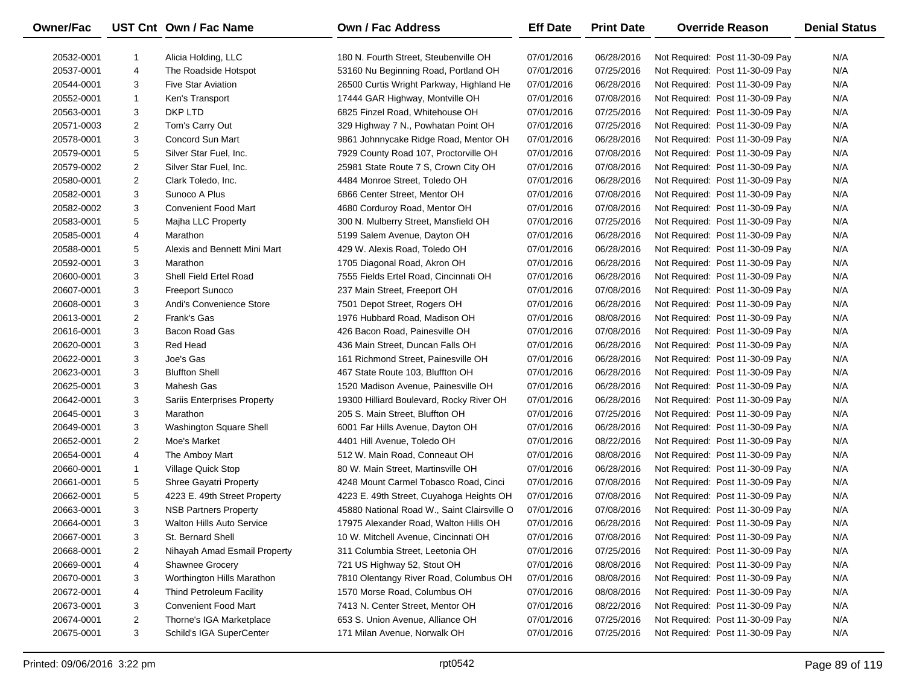| Owner/Fac | UST Cnt | Own / Fac Name | Own / Fac Address | Eff Date | Print Date | Override Reason | Denial Status |
|---|---|---|---|---|---|---|---|
| 20532-0001 | 1 | Alicia Holding, LLC | 180 N. Fourth Street, Steubenville OH | 07/01/2016 | 06/28/2016 | Not Required: Post 11-30-09 Pay | N/A |
| 20537-0001 | 4 | The Roadside Hotspot | 53160 Nu Beginning Road, Portland OH | 07/01/2016 | 07/25/2016 | Not Required: Post 11-30-09 Pay | N/A |
| 20544-0001 | 3 | Five Star Aviation | 26500 Curtis Wright Parkway, Highland He | 07/01/2016 | 06/28/2016 | Not Required: Post 11-30-09 Pay | N/A |
| 20552-0001 | 1 | Ken's Transport | 17444 GAR Highway, Montville OH | 07/01/2016 | 07/08/2016 | Not Required: Post 11-30-09 Pay | N/A |
| 20563-0001 | 3 | DKP LTD | 6825 Finzel Road, Whitehouse OH | 07/01/2016 | 07/25/2016 | Not Required: Post 11-30-09 Pay | N/A |
| 20571-0003 | 2 | Tom's Carry Out | 329 Highway 7 N., Powhatan Point OH | 07/01/2016 | 07/25/2016 | Not Required: Post 11-30-09 Pay | N/A |
| 20578-0001 | 3 | Concord Sun Mart | 9861 Johnnycake Ridge Road, Mentor OH | 07/01/2016 | 06/28/2016 | Not Required: Post 11-30-09 Pay | N/A |
| 20579-0001 | 5 | Silver Star Fuel, Inc. | 7929 County Road 107, Proctorville OH | 07/01/2016 | 07/08/2016 | Not Required: Post 11-30-09 Pay | N/A |
| 20579-0002 | 2 | Silver Star Fuel, Inc. | 25981 State Route 7 S, Crown City OH | 07/01/2016 | 07/08/2016 | Not Required: Post 11-30-09 Pay | N/A |
| 20580-0001 | 2 | Clark Toledo, Inc. | 4484 Monroe Street, Toledo OH | 07/01/2016 | 06/28/2016 | Not Required: Post 11-30-09 Pay | N/A |
| 20582-0001 | 3 | Sunoco A Plus | 6866 Center Street, Mentor OH | 07/01/2016 | 07/08/2016 | Not Required: Post 11-30-09 Pay | N/A |
| 20582-0002 | 3 | Convenient Food Mart | 4680 Corduroy Road, Mentor OH | 07/01/2016 | 07/08/2016 | Not Required: Post 11-30-09 Pay | N/A |
| 20583-0001 | 5 | Majha LLC Property | 300 N. Mulberry Street, Mansfield OH | 07/01/2016 | 07/25/2016 | Not Required: Post 11-30-09 Pay | N/A |
| 20585-0001 | 4 | Marathon | 5199 Salem Avenue, Dayton OH | 07/01/2016 | 06/28/2016 | Not Required: Post 11-30-09 Pay | N/A |
| 20588-0001 | 5 | Alexis and Bennett Mini Mart | 429 W. Alexis Road, Toledo OH | 07/01/2016 | 06/28/2016 | Not Required: Post 11-30-09 Pay | N/A |
| 20592-0001 | 3 | Marathon | 1705 Diagonal Road, Akron OH | 07/01/2016 | 06/28/2016 | Not Required: Post 11-30-09 Pay | N/A |
| 20600-0001 | 3 | Shell Field Ertel Road | 7555 Fields Ertel Road, Cincinnati OH | 07/01/2016 | 06/28/2016 | Not Required: Post 11-30-09 Pay | N/A |
| 20607-0001 | 3 | Freeport Sunoco | 237 Main Street, Freeport OH | 07/01/2016 | 07/08/2016 | Not Required: Post 11-30-09 Pay | N/A |
| 20608-0001 | 3 | Andi's Convenience Store | 7501 Depot Street, Rogers OH | 07/01/2016 | 06/28/2016 | Not Required: Post 11-30-09 Pay | N/A |
| 20613-0001 | 2 | Frank's Gas | 1976 Hubbard Road, Madison OH | 07/01/2016 | 08/08/2016 | Not Required: Post 11-30-09 Pay | N/A |
| 20616-0001 | 3 | Bacon Road Gas | 426 Bacon Road, Painesville OH | 07/01/2016 | 07/08/2016 | Not Required: Post 11-30-09 Pay | N/A |
| 20620-0001 | 3 | Red Head | 436 Main Street, Duncan Falls OH | 07/01/2016 | 06/28/2016 | Not Required: Post 11-30-09 Pay | N/A |
| 20622-0001 | 3 | Joe's Gas | 161 Richmond Street, Painesville OH | 07/01/2016 | 06/28/2016 | Not Required: Post 11-30-09 Pay | N/A |
| 20623-0001 | 3 | Bluffton Shell | 467 State Route 103, Bluffton OH | 07/01/2016 | 06/28/2016 | Not Required: Post 11-30-09 Pay | N/A |
| 20625-0001 | 3 | Mahesh Gas | 1520 Madison Avenue, Painesville OH | 07/01/2016 | 06/28/2016 | Not Required: Post 11-30-09 Pay | N/A |
| 20642-0001 | 3 | Sariis Enterprises Property | 19300 Hilliard Boulevard, Rocky River OH | 07/01/2016 | 06/28/2016 | Not Required: Post 11-30-09 Pay | N/A |
| 20645-0001 | 3 | Marathon | 205 S. Main Street, Bluffton OH | 07/01/2016 | 07/25/2016 | Not Required: Post 11-30-09 Pay | N/A |
| 20649-0001 | 3 | Washington Square Shell | 6001 Far Hills Avenue, Dayton OH | 07/01/2016 | 06/28/2016 | Not Required: Post 11-30-09 Pay | N/A |
| 20652-0001 | 2 | Moe's Market | 4401 Hill Avenue, Toledo OH | 07/01/2016 | 08/22/2016 | Not Required: Post 11-30-09 Pay | N/A |
| 20654-0001 | 4 | The Amboy Mart | 512 W. Main Road, Conneaut OH | 07/01/2016 | 08/08/2016 | Not Required: Post 11-30-09 Pay | N/A |
| 20660-0001 | 1 | Village Quick Stop | 80 W. Main Street, Martinsville OH | 07/01/2016 | 06/28/2016 | Not Required: Post 11-30-09 Pay | N/A |
| 20661-0001 | 5 | Shree Gayatri Property | 4248 Mount Carmel Tobasco Road, Cinci | 07/01/2016 | 07/08/2016 | Not Required: Post 11-30-09 Pay | N/A |
| 20662-0001 | 5 | 4223 E. 49th Street Property | 4223 E. 49th Street, Cuyahoga Heights OH | 07/01/2016 | 07/08/2016 | Not Required: Post 11-30-09 Pay | N/A |
| 20663-0001 | 3 | NSB Partners Property | 45880 National Road W., Saint Clairsville O | 07/01/2016 | 07/08/2016 | Not Required: Post 11-30-09 Pay | N/A |
| 20664-0001 | 3 | Walton Hills Auto Service | 17975 Alexander Road, Walton Hills OH | 07/01/2016 | 06/28/2016 | Not Required: Post 11-30-09 Pay | N/A |
| 20667-0001 | 3 | St. Bernard Shell | 10 W. Mitchell Avenue, Cincinnati OH | 07/01/2016 | 07/08/2016 | Not Required: Post 11-30-09 Pay | N/A |
| 20668-0001 | 2 | Nihayah Amad Esmail Property | 311 Columbia Street, Leetonia OH | 07/01/2016 | 07/25/2016 | Not Required: Post 11-30-09 Pay | N/A |
| 20669-0001 | 4 | Shawnee Grocery | 721 US Highway 52, Stout OH | 07/01/2016 | 08/08/2016 | Not Required: Post 11-30-09 Pay | N/A |
| 20670-0001 | 3 | Worthington Hills Marathon | 7810 Olentangy River Road, Columbus OH | 07/01/2016 | 08/08/2016 | Not Required: Post 11-30-09 Pay | N/A |
| 20672-0001 | 4 | Thind Petroleum Facility | 1570 Morse Road, Columbus OH | 07/01/2016 | 08/08/2016 | Not Required: Post 11-30-09 Pay | N/A |
| 20673-0001 | 3 | Convenient Food Mart | 7413 N. Center Street, Mentor OH | 07/01/2016 | 08/22/2016 | Not Required: Post 11-30-09 Pay | N/A |
| 20674-0001 | 2 | Thorne's IGA Marketplace | 653 S. Union Avenue, Alliance OH | 07/01/2016 | 07/25/2016 | Not Required: Post 11-30-09 Pay | N/A |
| 20675-0001 | 3 | Schild's IGA SuperCenter | 171 Milan Avenue, Norwalk OH | 07/01/2016 | 07/25/2016 | Not Required: Post 11-30-09 Pay | N/A |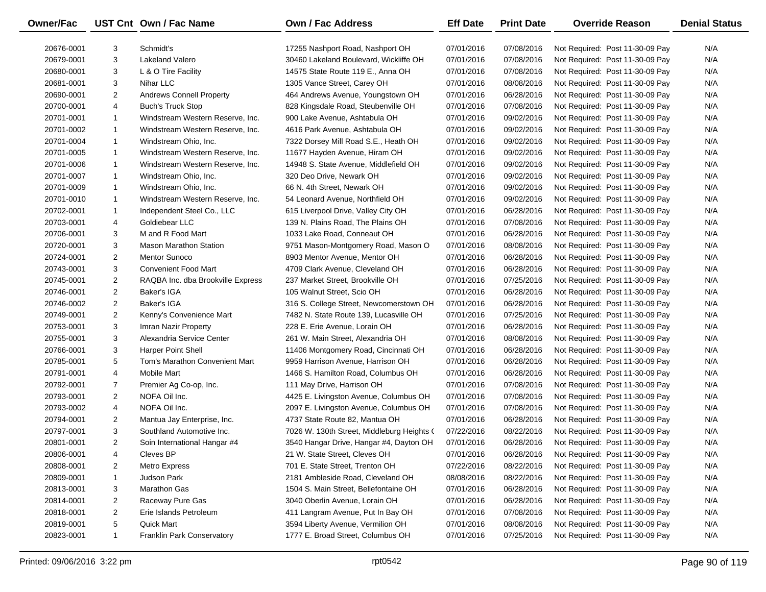| Owner/Fac | UST Cnt | Own / Fac Name | Own / Fac Address | Eff Date | Print Date | Override Reason | Denial Status |
|---|---|---|---|---|---|---|---|
| 20676-0001 | 3 | Schmidt's | 17255 Nashport Road, Nashport OH | 07/01/2016 | 07/08/2016 | Not Required: Post 11-30-09 Pay | N/A |
| 20679-0001 | 3 | Lakeland Valero | 30460 Lakeland Boulevard, Wickliffe OH | 07/01/2016 | 07/08/2016 | Not Required: Post 11-30-09 Pay | N/A |
| 20680-0001 | 3 | L & O Tire Facility | 14575 State Route 119 E., Anna OH | 07/01/2016 | 07/08/2016 | Not Required: Post 11-30-09 Pay | N/A |
| 20681-0001 | 3 | Nihar LLC | 1305 Vance Street, Carey OH | 07/01/2016 | 08/08/2016 | Not Required: Post 11-30-09 Pay | N/A |
| 20690-0001 | 2 | Andrews Connell Property | 464 Andrews Avenue, Youngstown OH | 07/01/2016 | 06/28/2016 | Not Required: Post 11-30-09 Pay | N/A |
| 20700-0001 | 4 | Buch's Truck Stop | 828 Kingsdale Road, Steubenville OH | 07/01/2016 | 07/08/2016 | Not Required: Post 11-30-09 Pay | N/A |
| 20701-0001 | 1 | Windstream Western Reserve, Inc. | 900 Lake Avenue, Ashtabula OH | 07/01/2016 | 09/02/2016 | Not Required: Post 11-30-09 Pay | N/A |
| 20701-0002 | 1 | Windstream Western Reserve, Inc. | 4616 Park Avenue, Ashtabula OH | 07/01/2016 | 09/02/2016 | Not Required: Post 11-30-09 Pay | N/A |
| 20701-0004 | 1 | Windstream Ohio, Inc. | 7322 Dorsey Mill Road S.E., Heath OH | 07/01/2016 | 09/02/2016 | Not Required: Post 11-30-09 Pay | N/A |
| 20701-0005 | 1 | Windstream Western Reserve, Inc. | 11677 Hayden Avenue, Hiram OH | 07/01/2016 | 09/02/2016 | Not Required: Post 11-30-09 Pay | N/A |
| 20701-0006 | 1 | Windstream Western Reserve, Inc. | 14948 S. State Avenue, Middlefield OH | 07/01/2016 | 09/02/2016 | Not Required: Post 11-30-09 Pay | N/A |
| 20701-0007 | 1 | Windstream Ohio, Inc. | 320 Deo Drive, Newark OH | 07/01/2016 | 09/02/2016 | Not Required: Post 11-30-09 Pay | N/A |
| 20701-0009 | 1 | Windstream Ohio, Inc. | 66 N. 4th Street, Newark OH | 07/01/2016 | 09/02/2016 | Not Required: Post 11-30-09 Pay | N/A |
| 20701-0010 | 1 | Windstream Western Reserve, Inc. | 54 Leonard Avenue, Northfield OH | 07/01/2016 | 09/02/2016 | Not Required: Post 11-30-09 Pay | N/A |
| 20702-0001 | 1 | Independent Steel Co., LLC | 615 Liverpool Drive, Valley City OH | 07/01/2016 | 06/28/2016 | Not Required: Post 11-30-09 Pay | N/A |
| 20703-0001 | 4 | Goldiebear LLC | 139 N. Plains Road, The Plains OH | 07/01/2016 | 07/08/2016 | Not Required: Post 11-30-09 Pay | N/A |
| 20706-0001 | 3 | M and R Food Mart | 1033 Lake Road, Conneaut OH | 07/01/2016 | 06/28/2016 | Not Required: Post 11-30-09 Pay | N/A |
| 20720-0001 | 3 | Mason Marathon Station | 9751 Mason-Montgomery Road, Mason O | 07/01/2016 | 08/08/2016 | Not Required: Post 11-30-09 Pay | N/A |
| 20724-0001 | 2 | Mentor Sunoco | 8903 Mentor Avenue, Mentor OH | 07/01/2016 | 06/28/2016 | Not Required: Post 11-30-09 Pay | N/A |
| 20743-0001 | 3 | Convenient Food Mart | 4709 Clark Avenue, Cleveland OH | 07/01/2016 | 06/28/2016 | Not Required: Post 11-30-09 Pay | N/A |
| 20745-0001 | 2 | RAQBA Inc. dba Brookville Express | 237 Market Street, Brookville OH | 07/01/2016 | 07/25/2016 | Not Required: Post 11-30-09 Pay | N/A |
| 20746-0001 | 2 | Baker's IGA | 105 Walnut Street, Scio OH | 07/01/2016 | 06/28/2016 | Not Required: Post 11-30-09 Pay | N/A |
| 20746-0002 | 2 | Baker's IGA | 316 S. College Street, Newcomerstown OH | 07/01/2016 | 06/28/2016 | Not Required: Post 11-30-09 Pay | N/A |
| 20749-0001 | 2 | Kenny's Convenience Mart | 7482 N. State Route 139, Lucasville OH | 07/01/2016 | 07/25/2016 | Not Required: Post 11-30-09 Pay | N/A |
| 20753-0001 | 3 | Imran Nazir Property | 228 E. Erie Avenue, Lorain OH | 07/01/2016 | 06/28/2016 | Not Required: Post 11-30-09 Pay | N/A |
| 20755-0001 | 3 | Alexandria Service Center | 261 W. Main Street, Alexandria OH | 07/01/2016 | 08/08/2016 | Not Required: Post 11-30-09 Pay | N/A |
| 20766-0001 | 3 | Harper Point Shell | 11406 Montgomery Road, Cincinnati OH | 07/01/2016 | 06/28/2016 | Not Required: Post 11-30-09 Pay | N/A |
| 20785-0001 | 5 | Tom's Marathon Convenient Mart | 9959 Harrison Avenue, Harrison OH | 07/01/2016 | 06/28/2016 | Not Required: Post 11-30-09 Pay | N/A |
| 20791-0001 | 4 | Mobile Mart | 1466 S. Hamilton Road, Columbus OH | 07/01/2016 | 06/28/2016 | Not Required: Post 11-30-09 Pay | N/A |
| 20792-0001 | 7 | Premier Ag Co-op, Inc. | 111 May Drive, Harrison OH | 07/01/2016 | 07/08/2016 | Not Required: Post 11-30-09 Pay | N/A |
| 20793-0001 | 2 | NOFA Oil Inc. | 4425 E. Livingston Avenue, Columbus OH | 07/01/2016 | 07/08/2016 | Not Required: Post 11-30-09 Pay | N/A |
| 20793-0002 | 4 | NOFA Oil Inc. | 2097 E. Livingston Avenue, Columbus OH | 07/01/2016 | 07/08/2016 | Not Required: Post 11-30-09 Pay | N/A |
| 20794-0001 | 2 | Mantua Jay Enterprise, Inc. | 4737 State Route 82, Mantua OH | 07/01/2016 | 06/28/2016 | Not Required: Post 11-30-09 Pay | N/A |
| 20797-0001 | 3 | Southland Automotive Inc. | 7026 W. 130th Street, Middleburg Heights ( | 07/22/2016 | 08/22/2016 | Not Required: Post 11-30-09 Pay | N/A |
| 20801-0001 | 2 | Soin International Hangar #4 | 3540 Hangar Drive, Hangar #4, Dayton OH | 07/01/2016 | 06/28/2016 | Not Required: Post 11-30-09 Pay | N/A |
| 20806-0001 | 4 | Cleves BP | 21 W. State Street, Cleves OH | 07/01/2016 | 06/28/2016 | Not Required: Post 11-30-09 Pay | N/A |
| 20808-0001 | 2 | Metro Express | 701 E. State Street, Trenton OH | 07/22/2016 | 08/22/2016 | Not Required: Post 11-30-09 Pay | N/A |
| 20809-0001 | 1 | Judson Park | 2181 Ambleside Road, Cleveland OH | 08/08/2016 | 08/22/2016 | Not Required: Post 11-30-09 Pay | N/A |
| 20813-0001 | 3 | Marathon Gas | 1504 S. Main Street, Bellefontaine OH | 07/01/2016 | 06/28/2016 | Not Required: Post 11-30-09 Pay | N/A |
| 20814-0001 | 2 | Raceway Pure Gas | 3040 Oberlin Avenue, Lorain OH | 07/01/2016 | 06/28/2016 | Not Required: Post 11-30-09 Pay | N/A |
| 20818-0001 | 2 | Erie Islands Petroleum | 411 Langram Avenue, Put In Bay OH | 07/01/2016 | 07/08/2016 | Not Required: Post 11-30-09 Pay | N/A |
| 20819-0001 | 5 | Quick Mart | 3594 Liberty Avenue, Vermilion OH | 07/01/2016 | 08/08/2016 | Not Required: Post 11-30-09 Pay | N/A |
| 20823-0001 | 1 | Franklin Park Conservatory | 1777 E. Broad Street, Columbus OH | 07/01/2016 | 07/25/2016 | Not Required: Post 11-30-09 Pay | N/A |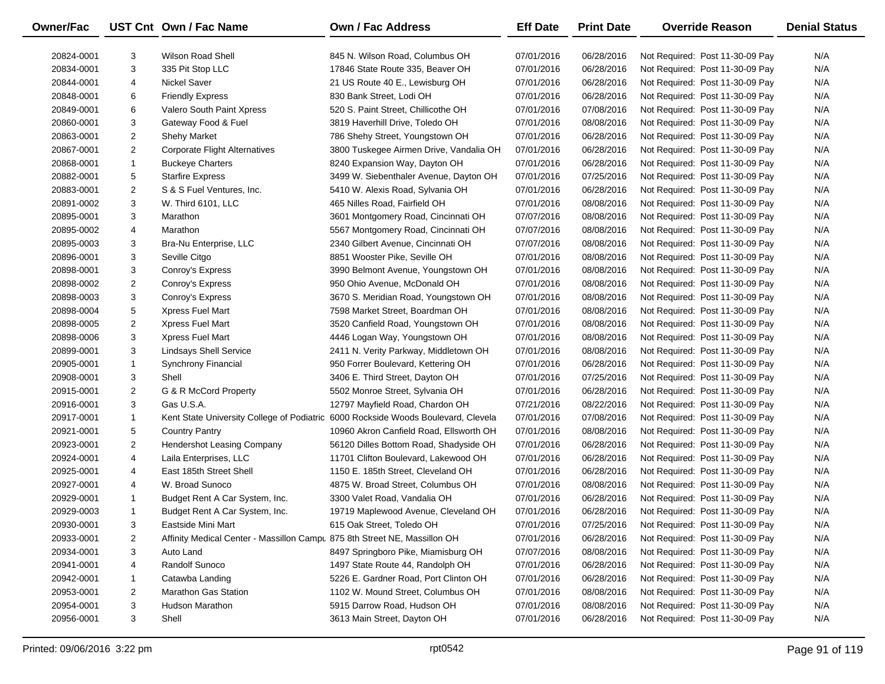| Owner/Fac | UST Cnt | Own / Fac Name | Own / Fac Address | Eff Date | Print Date | Override Reason | Denial Status |
|---|---|---|---|---|---|---|---|
| 20824-0001 | 3 | Wilson Road Shell | 845 N. Wilson Road, Columbus OH | 07/01/2016 | 06/28/2016 | Not Required: Post 11-30-09 Pay | N/A |
| 20834-0001 | 3 | 335 Pit Stop LLC | 17846 State Route 335, Beaver OH | 07/01/2016 | 06/28/2016 | Not Required: Post 11-30-09 Pay | N/A |
| 20844-0001 | 4 | Nickel Saver | 21 US Route 40 E., Lewisburg OH | 07/01/2016 | 06/28/2016 | Not Required: Post 11-30-09 Pay | N/A |
| 20848-0001 | 6 | Friendly Express | 830 Bank Street, Lodi OH | 07/01/2016 | 06/28/2016 | Not Required: Post 11-30-09 Pay | N/A |
| 20849-0001 | 6 | Valero South Paint Xpress | 520 S. Paint Street, Chillicothe OH | 07/01/2016 | 07/08/2016 | Not Required: Post 11-30-09 Pay | N/A |
| 20860-0001 | 3 | Gateway Food & Fuel | 3819 Haverhill Drive, Toledo OH | 07/01/2016 | 08/08/2016 | Not Required: Post 11-30-09 Pay | N/A |
| 20863-0001 | 2 | Shehy Market | 786 Shehy Street, Youngstown OH | 07/01/2016 | 06/28/2016 | Not Required: Post 11-30-09 Pay | N/A |
| 20867-0001 | 2 | Corporate Flight Alternatives | 3800 Tuskegee Airmen Drive, Vandalia OH | 07/01/2016 | 06/28/2016 | Not Required: Post 11-30-09 Pay | N/A |
| 20868-0001 | 1 | Buckeye Charters | 8240 Expansion Way, Dayton OH | 07/01/2016 | 06/28/2016 | Not Required: Post 11-30-09 Pay | N/A |
| 20882-0001 | 5 | Starfire Express | 3499 W. Siebenthaler Avenue, Dayton OH | 07/01/2016 | 07/25/2016 | Not Required: Post 11-30-09 Pay | N/A |
| 20883-0001 | 2 | S & S Fuel Ventures, Inc. | 5410 W. Alexis Road, Sylvania OH | 07/01/2016 | 06/28/2016 | Not Required: Post 11-30-09 Pay | N/A |
| 20891-0002 | 3 | W. Third 6101, LLC | 465 Nilles Road, Fairfield OH | 07/01/2016 | 08/08/2016 | Not Required: Post 11-30-09 Pay | N/A |
| 20895-0001 | 3 | Marathon | 3601 Montgomery Road, Cincinnati OH | 07/07/2016 | 08/08/2016 | Not Required: Post 11-30-09 Pay | N/A |
| 20895-0002 | 4 | Marathon | 5567 Montgomery Road, Cincinnati OH | 07/07/2016 | 08/08/2016 | Not Required: Post 11-30-09 Pay | N/A |
| 20895-0003 | 3 | Bra-Nu Enterprise, LLC | 2340 Gilbert Avenue, Cincinnati OH | 07/07/2016 | 08/08/2016 | Not Required: Post 11-30-09 Pay | N/A |
| 20896-0001 | 3 | Seville Citgo | 8851 Wooster Pike, Seville OH | 07/01/2016 | 08/08/2016 | Not Required: Post 11-30-09 Pay | N/A |
| 20898-0001 | 3 | Conroy's Express | 3990 Belmont Avenue, Youngstown OH | 07/01/2016 | 08/08/2016 | Not Required: Post 11-30-09 Pay | N/A |
| 20898-0002 | 2 | Conroy's Express | 950 Ohio Avenue, McDonald OH | 07/01/2016 | 08/08/2016 | Not Required: Post 11-30-09 Pay | N/A |
| 20898-0003 | 3 | Conroy's Express | 3670 S. Meridian Road, Youngstown OH | 07/01/2016 | 08/08/2016 | Not Required: Post 11-30-09 Pay | N/A |
| 20898-0004 | 5 | Xpress Fuel Mart | 7598 Market Street, Boardman OH | 07/01/2016 | 08/08/2016 | Not Required: Post 11-30-09 Pay | N/A |
| 20898-0005 | 2 | Xpress Fuel Mart | 3520 Canfield Road, Youngstown OH | 07/01/2016 | 08/08/2016 | Not Required: Post 11-30-09 Pay | N/A |
| 20898-0006 | 3 | Xpress Fuel Mart | 4446 Logan Way, Youngstown OH | 07/01/2016 | 08/08/2016 | Not Required: Post 11-30-09 Pay | N/A |
| 20899-0001 | 3 | Lindsays Shell Service | 2411 N. Verity Parkway, Middletown OH | 07/01/2016 | 08/08/2016 | Not Required: Post 11-30-09 Pay | N/A |
| 20905-0001 | 1 | Synchrony Financial | 950 Forrer Boulevard, Kettering OH | 07/01/2016 | 06/28/2016 | Not Required: Post 11-30-09 Pay | N/A |
| 20908-0001 | 3 | Shell | 3406 E. Third Street, Dayton OH | 07/01/2016 | 07/25/2016 | Not Required: Post 11-30-09 Pay | N/A |
| 20915-0001 | 2 | G & R McCord Property | 5502 Monroe Street, Sylvania OH | 07/01/2016 | 06/28/2016 | Not Required: Post 11-30-09 Pay | N/A |
| 20916-0001 | 3 | Gas U.S.A. | 12797 Mayfield Road, Chardon OH | 07/21/2016 | 08/22/2016 | Not Required: Post 11-30-09 Pay | N/A |
| 20917-0001 | 1 | Kent State University College of Podiatric | 6000 Rockside Woods Boulevard, Clevela | 07/01/2016 | 07/08/2016 | Not Required: Post 11-30-09 Pay | N/A |
| 20921-0001 | 5 | Country Pantry | 10960 Akron Canfield Road, Ellsworth OH | 07/01/2016 | 08/08/2016 | Not Required: Post 11-30-09 Pay | N/A |
| 20923-0001 | 2 | Hendershot Leasing Company | 56120 Dilles Bottom Road, Shadyside OH | 07/01/2016 | 06/28/2016 | Not Required: Post 11-30-09 Pay | N/A |
| 20924-0001 | 4 | Laila Enterprises, LLC | 11701 Clifton Boulevard, Lakewood OH | 07/01/2016 | 06/28/2016 | Not Required: Post 11-30-09 Pay | N/A |
| 20925-0001 | 4 | East 185th Street Shell | 1150 E. 185th Street, Cleveland OH | 07/01/2016 | 06/28/2016 | Not Required: Post 11-30-09 Pay | N/A |
| 20927-0001 | 4 | W. Broad Sunoco | 4875 W. Broad Street, Columbus OH | 07/01/2016 | 08/08/2016 | Not Required: Post 11-30-09 Pay | N/A |
| 20929-0001 | 1 | Budget Rent A Car System, Inc. | 3300 Valet Road, Vandalia OH | 07/01/2016 | 06/28/2016 | Not Required: Post 11-30-09 Pay | N/A |
| 20929-0003 | 1 | Budget Rent A Car System, Inc. | 19719 Maplewood Avenue, Cleveland OH | 07/01/2016 | 06/28/2016 | Not Required: Post 11-30-09 Pay | N/A |
| 20930-0001 | 3 | Eastside Mini Mart | 615 Oak Street, Toledo OH | 07/01/2016 | 07/25/2016 | Not Required: Post 11-30-09 Pay | N/A |
| 20933-0001 | 2 | Affinity Medical Center - Massillon Campu | 875 8th Street NE, Massillon OH | 07/01/2016 | 06/28/2016 | Not Required: Post 11-30-09 Pay | N/A |
| 20934-0001 | 3 | Auto Land | 8497 Springboro Pike, Miamisburg OH | 07/07/2016 | 08/08/2016 | Not Required: Post 11-30-09 Pay | N/A |
| 20941-0001 | 4 | Randolf Sunoco | 1497 State Route 44, Randolph OH | 07/01/2016 | 06/28/2016 | Not Required: Post 11-30-09 Pay | N/A |
| 20942-0001 | 1 | Catawba Landing | 5226 E. Gardner Road, Port Clinton OH | 07/01/2016 | 06/28/2016 | Not Required: Post 11-30-09 Pay | N/A |
| 20953-0001 | 2 | Marathon Gas Station | 1102 W. Mound Street, Columbus OH | 07/01/2016 | 08/08/2016 | Not Required: Post 11-30-09 Pay | N/A |
| 20954-0001 | 3 | Hudson Marathon | 5915 Darrow Road, Hudson OH | 07/01/2016 | 08/08/2016 | Not Required: Post 11-30-09 Pay | N/A |
| 20956-0001 | 3 | Shell | 3613 Main Street, Dayton OH | 07/01/2016 | 06/28/2016 | Not Required: Post 11-30-09 Pay | N/A |

Printed: 09/06/2016 3:22 pm rpt0542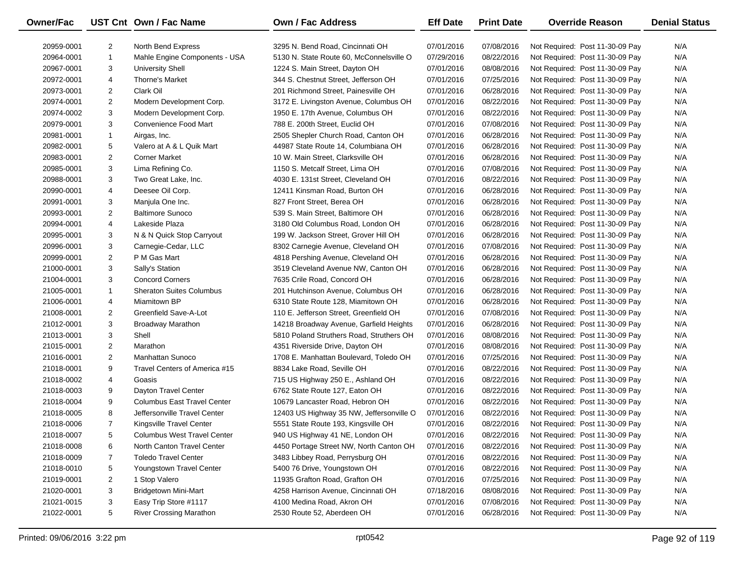| Owner/Fac | UST Cnt | Own / Fac Name | Own / Fac Address | Eff Date | Print Date | Override Reason | Denial Status |
|---|---|---|---|---|---|---|---|
| 20959-0001 | 2 | North Bend Express | 3295 N. Bend Road, Cincinnati OH | 07/01/2016 | 07/08/2016 | Not Required: Post 11-30-09 Pay | N/A |
| 20964-0001 | 1 | Mahle Engine Components - USA | 5130 N. State Route 60, McConnelsville O | 07/29/2016 | 08/22/2016 | Not Required: Post 11-30-09 Pay | N/A |
| 20967-0001 | 3 | University Shell | 1224 S. Main Street, Dayton OH | 07/01/2016 | 08/08/2016 | Not Required: Post 11-30-09 Pay | N/A |
| 20972-0001 | 4 | Thorne's Market | 344 S. Chestnut Street, Jefferson OH | 07/01/2016 | 07/25/2016 | Not Required: Post 11-30-09 Pay | N/A |
| 20973-0001 | 2 | Clark Oil | 201 Richmond Street, Painesville OH | 07/01/2016 | 06/28/2016 | Not Required: Post 11-30-09 Pay | N/A |
| 20974-0001 | 2 | Modern Development Corp. | 3172 E. Livingston Avenue, Columbus OH | 07/01/2016 | 08/22/2016 | Not Required: Post 11-30-09 Pay | N/A |
| 20974-0002 | 3 | Modern Development Corp. | 1950 E. 17th Avenue, Columbus OH | 07/01/2016 | 08/22/2016 | Not Required: Post 11-30-09 Pay | N/A |
| 20979-0001 | 3 | Convenience Food Mart | 788 E. 200th Street, Euclid OH | 07/01/2016 | 07/08/2016 | Not Required: Post 11-30-09 Pay | N/A |
| 20981-0001 | 1 | Airgas, Inc. | 2505 Shepler Church Road, Canton OH | 07/01/2016 | 06/28/2016 | Not Required: Post 11-30-09 Pay | N/A |
| 20982-0001 | 5 | Valero at A & L Quik Mart | 44987 State Route 14, Columbiana OH | 07/01/2016 | 06/28/2016 | Not Required: Post 11-30-09 Pay | N/A |
| 20983-0001 | 2 | Corner Market | 10 W. Main Street, Clarksville OH | 07/01/2016 | 06/28/2016 | Not Required: Post 11-30-09 Pay | N/A |
| 20985-0001 | 3 | Lima Refining Co. | 1150 S. Metcalf Street, Lima OH | 07/01/2016 | 07/08/2016 | Not Required: Post 11-30-09 Pay | N/A |
| 20988-0001 | 3 | Two Great Lake, Inc. | 4030 E. 131st Street, Cleveland OH | 07/01/2016 | 08/22/2016 | Not Required: Post 11-30-09 Pay | N/A |
| 20990-0001 | 4 | Deesee Oil Corp. | 12411 Kinsman Road, Burton OH | 07/01/2016 | 06/28/2016 | Not Required: Post 11-30-09 Pay | N/A |
| 20991-0001 | 3 | Manjula One Inc. | 827 Front Street, Berea OH | 07/01/2016 | 06/28/2016 | Not Required: Post 11-30-09 Pay | N/A |
| 20993-0001 | 2 | Baltimore Sunoco | 539 S. Main Street, Baltimore OH | 07/01/2016 | 06/28/2016 | Not Required: Post 11-30-09 Pay | N/A |
| 20994-0001 | 4 | Lakeside Plaza | 3180 Old Columbus Road, London OH | 07/01/2016 | 06/28/2016 | Not Required: Post 11-30-09 Pay | N/A |
| 20995-0001 | 3 | N & N Quick Stop Carryout | 199 W. Jackson Street, Grover Hill OH | 07/01/2016 | 06/28/2016 | Not Required: Post 11-30-09 Pay | N/A |
| 20996-0001 | 3 | Carnegie-Cedar, LLC | 8302 Carnegie Avenue, Cleveland OH | 07/01/2016 | 07/08/2016 | Not Required: Post 11-30-09 Pay | N/A |
| 20999-0001 | 2 | P M Gas Mart | 4818 Pershing Avenue, Cleveland OH | 07/01/2016 | 06/28/2016 | Not Required: Post 11-30-09 Pay | N/A |
| 21000-0001 | 3 | Sally's Station | 3519 Cleveland Avenue NW, Canton OH | 07/01/2016 | 06/28/2016 | Not Required: Post 11-30-09 Pay | N/A |
| 21004-0001 | 3 | Concord Corners | 7635 Crile Road, Concord OH | 07/01/2016 | 06/28/2016 | Not Required: Post 11-30-09 Pay | N/A |
| 21005-0001 | 1 | Sheraton Suites Columbus | 201 Hutchinson Avenue, Columbus OH | 07/01/2016 | 06/28/2016 | Not Required: Post 11-30-09 Pay | N/A |
| 21006-0001 | 4 | Miamitown BP | 6310 State Route 128, Miamitown OH | 07/01/2016 | 06/28/2016 | Not Required: Post 11-30-09 Pay | N/A |
| 21008-0001 | 2 | Greenfield Save-A-Lot | 110 E. Jefferson Street, Greenfield OH | 07/01/2016 | 07/08/2016 | Not Required: Post 11-30-09 Pay | N/A |
| 21012-0001 | 3 | Broadway Marathon | 14218 Broadway Avenue, Garfield Heights | 07/01/2016 | 06/28/2016 | Not Required: Post 11-30-09 Pay | N/A |
| 21013-0001 | 3 | Shell | 5810 Poland Struthers Road, Struthers OH | 07/01/2016 | 08/08/2016 | Not Required: Post 11-30-09 Pay | N/A |
| 21015-0001 | 2 | Marathon | 4351 Riverside Drive, Dayton OH | 07/01/2016 | 08/08/2016 | Not Required: Post 11-30-09 Pay | N/A |
| 21016-0001 | 2 | Manhattan Sunoco | 1708 E. Manhattan Boulevard, Toledo OH | 07/01/2016 | 07/25/2016 | Not Required: Post 11-30-09 Pay | N/A |
| 21018-0001 | 9 | Travel Centers of America #15 | 8834 Lake Road, Seville OH | 07/01/2016 | 08/22/2016 | Not Required: Post 11-30-09 Pay | N/A |
| 21018-0002 | 4 | Goasis | 715 US Highway 250 E., Ashland OH | 07/01/2016 | 08/22/2016 | Not Required: Post 11-30-09 Pay | N/A |
| 21018-0003 | 9 | Dayton Travel Center | 6762 State Route 127, Eaton OH | 07/01/2016 | 08/22/2016 | Not Required: Post 11-30-09 Pay | N/A |
| 21018-0004 | 9 | Columbus East Travel Center | 10679 Lancaster Road, Hebron OH | 07/01/2016 | 08/22/2016 | Not Required: Post 11-30-09 Pay | N/A |
| 21018-0005 | 8 | Jeffersonville Travel Center | 12403 US Highway 35 NW, Jeffersonville O | 07/01/2016 | 08/22/2016 | Not Required: Post 11-30-09 Pay | N/A |
| 21018-0006 | 7 | Kingsville Travel Center | 5551 State Route 193, Kingsville OH | 07/01/2016 | 08/22/2016 | Not Required: Post 11-30-09 Pay | N/A |
| 21018-0007 | 5 | Columbus West Travel Center | 940 US Highway 41 NE, London OH | 07/01/2016 | 08/22/2016 | Not Required: Post 11-30-09 Pay | N/A |
| 21018-0008 | 6 | North Canton Travel Center | 4450 Portage Street NW, North Canton OH | 07/01/2016 | 08/22/2016 | Not Required: Post 11-30-09 Pay | N/A |
| 21018-0009 | 7 | Toledo Travel Center | 3483 Libbey Road, Perrysburg OH | 07/01/2016 | 08/22/2016 | Not Required: Post 11-30-09 Pay | N/A |
| 21018-0010 | 5 | Youngstown Travel Center | 5400 76 Drive, Youngstown OH | 07/01/2016 | 08/22/2016 | Not Required: Post 11-30-09 Pay | N/A |
| 21019-0001 | 2 | 1 Stop Valero | 11935 Grafton Road, Grafton OH | 07/01/2016 | 07/25/2016 | Not Required: Post 11-30-09 Pay | N/A |
| 21020-0001 | 3 | Bridgetown Mini-Mart | 4258 Harrison Avenue, Cincinnati OH | 07/18/2016 | 08/08/2016 | Not Required: Post 11-30-09 Pay | N/A |
| 21021-0015 | 3 | Easy Trip Store #1117 | 4100 Medina Road, Akron OH | 07/01/2016 | 07/08/2016 | Not Required: Post 11-30-09 Pay | N/A |
| 21022-0001 | 5 | River Crossing Marathon | 2530 Route 52, Aberdeen OH | 07/01/2016 | 06/28/2016 | Not Required: Post 11-30-09 Pay | N/A |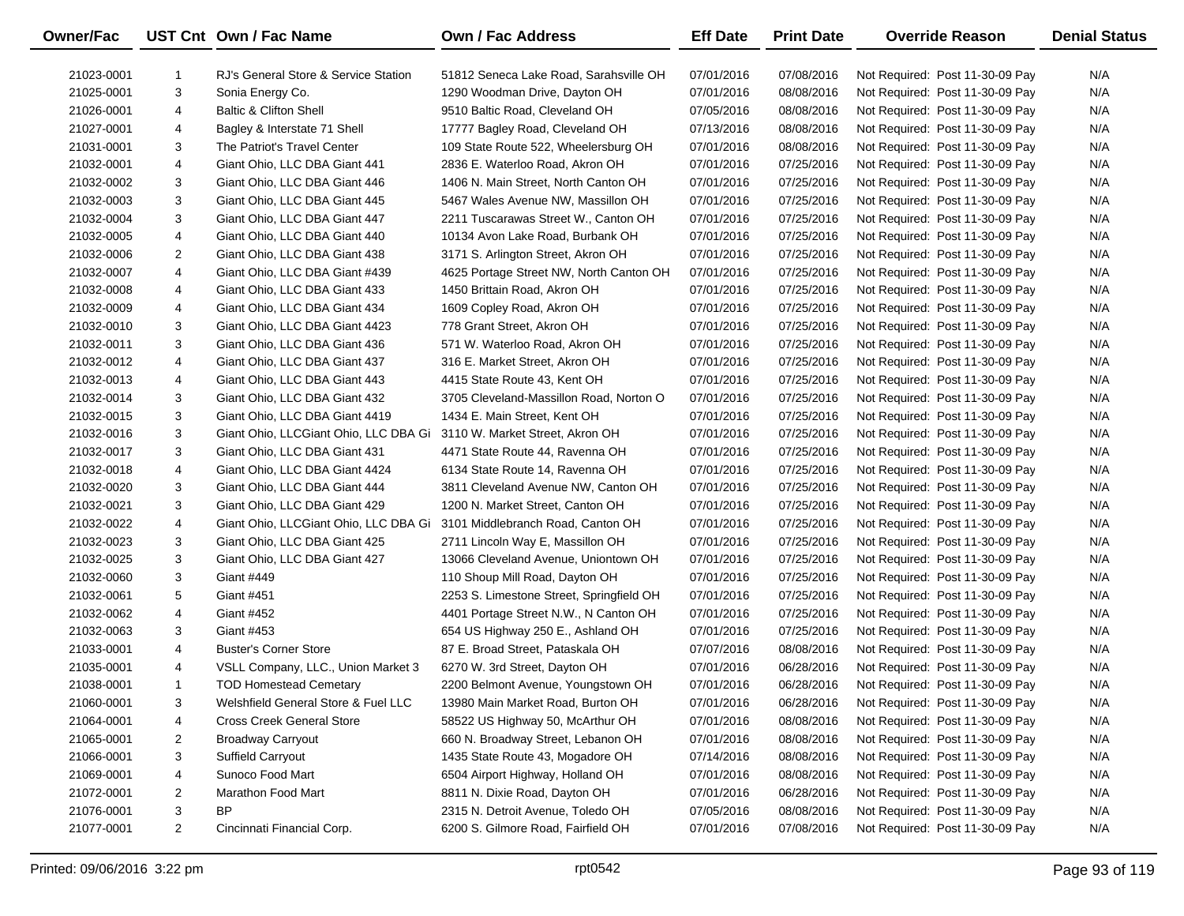| Owner/Fac | UST Cnt | Own / Fac Name | Own / Fac Address | Eff Date | Print Date | Override Reason | Denial Status |
|---|---|---|---|---|---|---|---|
| 21023-0001 | 1 | RJ's General Store & Service Station | 51812 Seneca Lake Road, Sarahsville OH | 07/01/2016 | 07/08/2016 | Not Required: Post 11-30-09 Pay | N/A |
| 21025-0001 | 3 | Sonia Energy Co. | 1290 Woodman Drive, Dayton OH | 07/01/2016 | 08/08/2016 | Not Required: Post 11-30-09 Pay | N/A |
| 21026-0001 | 4 | Baltic & Clifton Shell | 9510 Baltic Road, Cleveland OH | 07/05/2016 | 08/08/2016 | Not Required: Post 11-30-09 Pay | N/A |
| 21027-0001 | 4 | Bagley & Interstate 71 Shell | 17777 Bagley Road, Cleveland OH | 07/13/2016 | 08/08/2016 | Not Required: Post 11-30-09 Pay | N/A |
| 21031-0001 | 3 | The Patriot's Travel Center | 109 State Route 522, Wheelersburg OH | 07/01/2016 | 08/08/2016 | Not Required: Post 11-30-09 Pay | N/A |
| 21032-0001 | 4 | Giant Ohio, LLC DBA Giant 441 | 2836 E. Waterloo Road, Akron OH | 07/01/2016 | 07/25/2016 | Not Required: Post 11-30-09 Pay | N/A |
| 21032-0002 | 3 | Giant Ohio, LLC DBA Giant 446 | 1406 N. Main Street, North Canton OH | 07/01/2016 | 07/25/2016 | Not Required: Post 11-30-09 Pay | N/A |
| 21032-0003 | 3 | Giant Ohio, LLC DBA Giant 445 | 5467 Wales Avenue NW, Massillon OH | 07/01/2016 | 07/25/2016 | Not Required: Post 11-30-09 Pay | N/A |
| 21032-0004 | 3 | Giant Ohio, LLC DBA Giant 447 | 2211 Tuscarawas Street W., Canton OH | 07/01/2016 | 07/25/2016 | Not Required: Post 11-30-09 Pay | N/A |
| 21032-0005 | 4 | Giant Ohio, LLC DBA Giant 440 | 10134 Avon Lake Road, Burbank OH | 07/01/2016 | 07/25/2016 | Not Required: Post 11-30-09 Pay | N/A |
| 21032-0006 | 2 | Giant Ohio, LLC DBA Giant 438 | 3171 S. Arlington Street, Akron OH | 07/01/2016 | 07/25/2016 | Not Required: Post 11-30-09 Pay | N/A |
| 21032-0007 | 4 | Giant Ohio, LLC DBA Giant #439 | 4625 Portage Street NW, North Canton OH | 07/01/2016 | 07/25/2016 | Not Required: Post 11-30-09 Pay | N/A |
| 21032-0008 | 4 | Giant Ohio, LLC DBA Giant 433 | 1450 Brittain Road, Akron OH | 07/01/2016 | 07/25/2016 | Not Required: Post 11-30-09 Pay | N/A |
| 21032-0009 | 4 | Giant Ohio, LLC DBA Giant 434 | 1609 Copley Road, Akron OH | 07/01/2016 | 07/25/2016 | Not Required: Post 11-30-09 Pay | N/A |
| 21032-0010 | 3 | Giant Ohio, LLC DBA Giant 4423 | 778 Grant Street, Akron OH | 07/01/2016 | 07/25/2016 | Not Required: Post 11-30-09 Pay | N/A |
| 21032-0011 | 3 | Giant Ohio, LLC DBA Giant 436 | 571 W. Waterloo Road, Akron OH | 07/01/2016 | 07/25/2016 | Not Required: Post 11-30-09 Pay | N/A |
| 21032-0012 | 4 | Giant Ohio, LLC DBA Giant 437 | 316 E. Market Street, Akron OH | 07/01/2016 | 07/25/2016 | Not Required: Post 11-30-09 Pay | N/A |
| 21032-0013 | 4 | Giant Ohio, LLC DBA Giant 443 | 4415 State Route 43, Kent OH | 07/01/2016 | 07/25/2016 | Not Required: Post 11-30-09 Pay | N/A |
| 21032-0014 | 3 | Giant Ohio, LLC DBA Giant 432 | 3705 Cleveland-Massillon Road, Norton O | 07/01/2016 | 07/25/2016 | Not Required: Post 11-30-09 Pay | N/A |
| 21032-0015 | 3 | Giant Ohio, LLC DBA Giant 4419 | 1434 E. Main Street, Kent OH | 07/01/2016 | 07/25/2016 | Not Required: Post 11-30-09 Pay | N/A |
| 21032-0016 | 3 | Giant Ohio, LLCGiant Ohio, LLC DBA Gi | 3110 W. Market Street, Akron OH | 07/01/2016 | 07/25/2016 | Not Required: Post 11-30-09 Pay | N/A |
| 21032-0017 | 3 | Giant Ohio, LLC DBA Giant 431 | 4471 State Route 44, Ravenna OH | 07/01/2016 | 07/25/2016 | Not Required: Post 11-30-09 Pay | N/A |
| 21032-0018 | 4 | Giant Ohio, LLC DBA Giant 4424 | 6134 State Route 14, Ravenna OH | 07/01/2016 | 07/25/2016 | Not Required: Post 11-30-09 Pay | N/A |
| 21032-0020 | 3 | Giant Ohio, LLC DBA Giant 444 | 3811 Cleveland Avenue NW, Canton OH | 07/01/2016 | 07/25/2016 | Not Required: Post 11-30-09 Pay | N/A |
| 21032-0021 | 3 | Giant Ohio, LLC DBA Giant 429 | 1200 N. Market Street, Canton OH | 07/01/2016 | 07/25/2016 | Not Required: Post 11-30-09 Pay | N/A |
| 21032-0022 | 4 | Giant Ohio, LLCGiant Ohio, LLC DBA Gi | 3101 Middlebranch Road, Canton OH | 07/01/2016 | 07/25/2016 | Not Required: Post 11-30-09 Pay | N/A |
| 21032-0023 | 3 | Giant Ohio, LLC DBA Giant 425 | 2711 Lincoln Way E, Massillon OH | 07/01/2016 | 07/25/2016 | Not Required: Post 11-30-09 Pay | N/A |
| 21032-0025 | 3 | Giant Ohio, LLC DBA Giant 427 | 13066 Cleveland Avenue, Uniontown OH | 07/01/2016 | 07/25/2016 | Not Required: Post 11-30-09 Pay | N/A |
| 21032-0060 | 3 | Giant #449 | 110 Shoup Mill Road, Dayton OH | 07/01/2016 | 07/25/2016 | Not Required: Post 11-30-09 Pay | N/A |
| 21032-0061 | 5 | Giant #451 | 2253 S. Limestone Street, Springfield OH | 07/01/2016 | 07/25/2016 | Not Required: Post 11-30-09 Pay | N/A |
| 21032-0062 | 4 | Giant #452 | 4401 Portage Street N.W., N Canton OH | 07/01/2016 | 07/25/2016 | Not Required: Post 11-30-09 Pay | N/A |
| 21032-0063 | 3 | Giant #453 | 654 US Highway 250 E., Ashland OH | 07/01/2016 | 07/25/2016 | Not Required: Post 11-30-09 Pay | N/A |
| 21033-0001 | 4 | Buster's Corner Store | 87 E. Broad Street, Pataskala OH | 07/07/2016 | 08/08/2016 | Not Required: Post 11-30-09 Pay | N/A |
| 21035-0001 | 4 | VSLL Company, LLC., Union Market 3 | 6270 W. 3rd Street, Dayton OH | 07/01/2016 | 06/28/2016 | Not Required: Post 11-30-09 Pay | N/A |
| 21038-0001 | 1 | TOD Homestead Cemetary | 2200 Belmont Avenue, Youngstown OH | 07/01/2016 | 06/28/2016 | Not Required: Post 11-30-09 Pay | N/A |
| 21060-0001 | 3 | Welshfield General Store & Fuel LLC | 13980 Main Market Road, Burton OH | 07/01/2016 | 06/28/2016 | Not Required: Post 11-30-09 Pay | N/A |
| 21064-0001 | 4 | Cross Creek General Store | 58522 US Highway 50, McArthur OH | 07/01/2016 | 08/08/2016 | Not Required: Post 11-30-09 Pay | N/A |
| 21065-0001 | 2 | Broadway Carryout | 660 N. Broadway Street, Lebanon OH | 07/01/2016 | 08/08/2016 | Not Required: Post 11-30-09 Pay | N/A |
| 21066-0001 | 3 | Suffield Carryout | 1435 State Route 43, Mogadore OH | 07/14/2016 | 08/08/2016 | Not Required: Post 11-30-09 Pay | N/A |
| 21069-0001 | 4 | Sunoco Food Mart | 6504 Airport Highway, Holland OH | 07/01/2016 | 08/08/2016 | Not Required: Post 11-30-09 Pay | N/A |
| 21072-0001 | 2 | Marathon Food Mart | 8811 N. Dixie Road, Dayton OH | 07/01/2016 | 06/28/2016 | Not Required: Post 11-30-09 Pay | N/A |
| 21076-0001 | 3 | BP | 2315 N. Detroit Avenue, Toledo OH | 07/05/2016 | 08/08/2016 | Not Required: Post 11-30-09 Pay | N/A |
| 21077-0001 | 2 | Cincinnati Financial Corp. | 6200 S. Gilmore Road, Fairfield OH | 07/01/2016 | 07/08/2016 | Not Required: Post 11-30-09 Pay | N/A |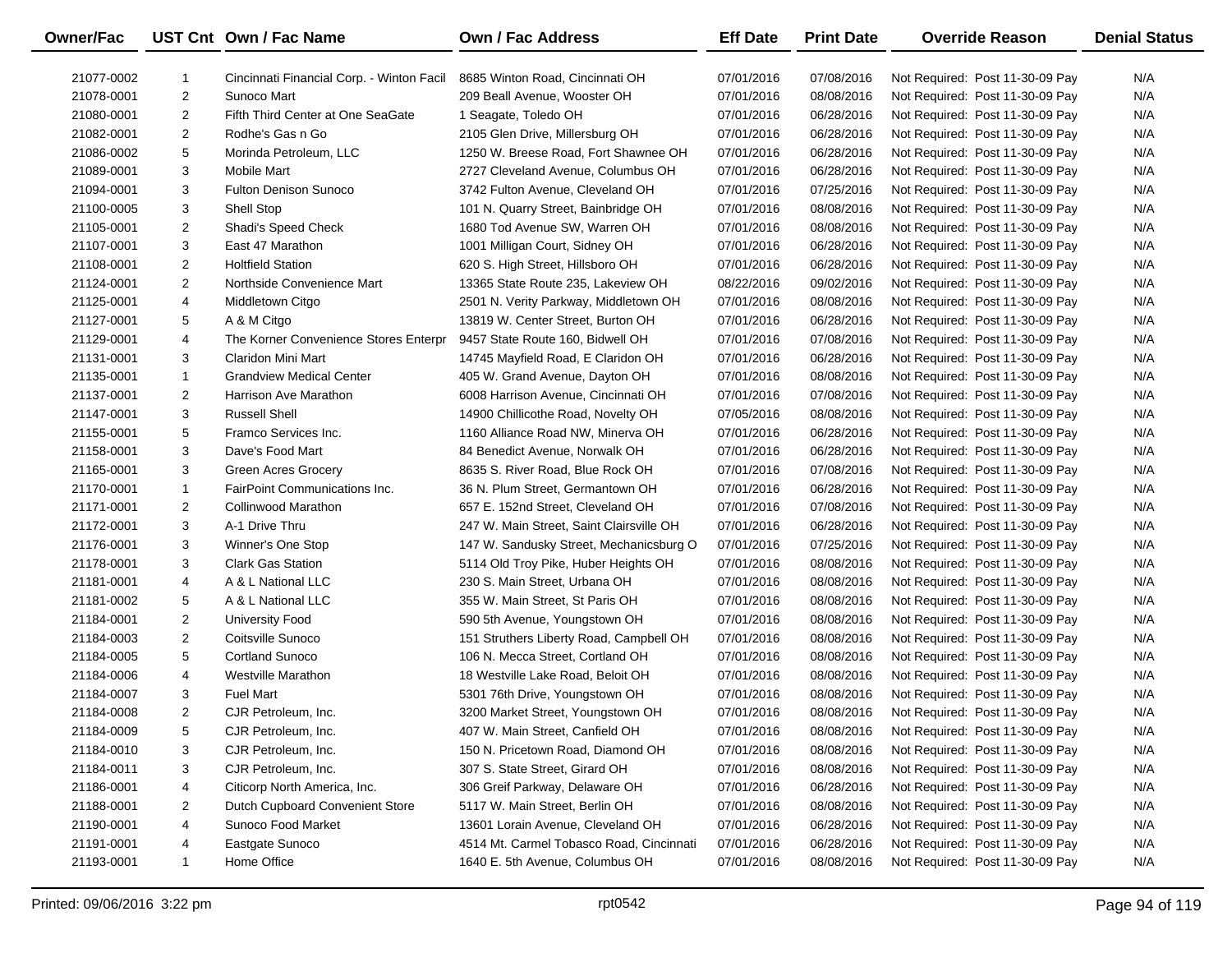| Owner/Fac | UST Cnt | Own / Fac Name | Own / Fac Address | Eff Date | Print Date | Override Reason | Denial Status |
|---|---|---|---|---|---|---|---|
| 21077-0002 | 1 | Cincinnati Financial Corp. - Winton Facil | 8685 Winton Road, Cincinnati OH | 07/01/2016 | 07/08/2016 | Not Required: Post 11-30-09 Pay | N/A |
| 21078-0001 | 2 | Sunoco Mart | 209 Beall Avenue, Wooster OH | 07/01/2016 | 08/08/2016 | Not Required: Post 11-30-09 Pay | N/A |
| 21080-0001 | 2 | Fifth Third Center at One SeaGate | 1 Seagate, Toledo OH | 07/01/2016 | 06/28/2016 | Not Required: Post 11-30-09 Pay | N/A |
| 21082-0001 | 2 | Rodhe's Gas n Go | 2105 Glen Drive, Millersburg OH | 07/01/2016 | 06/28/2016 | Not Required: Post 11-30-09 Pay | N/A |
| 21086-0002 | 5 | Morinda Petroleum, LLC | 1250 W. Breese Road, Fort Shawnee OH | 07/01/2016 | 06/28/2016 | Not Required: Post 11-30-09 Pay | N/A |
| 21089-0001 | 3 | Mobile Mart | 2727 Cleveland Avenue, Columbus OH | 07/01/2016 | 06/28/2016 | Not Required: Post 11-30-09 Pay | N/A |
| 21094-0001 | 3 | Fulton Denison Sunoco | 3742 Fulton Avenue, Cleveland OH | 07/01/2016 | 07/25/2016 | Not Required: Post 11-30-09 Pay | N/A |
| 21100-0005 | 3 | Shell Stop | 101 N. Quarry Street, Bainbridge OH | 07/01/2016 | 08/08/2016 | Not Required: Post 11-30-09 Pay | N/A |
| 21105-0001 | 2 | Shadi's Speed Check | 1680 Tod Avenue SW, Warren OH | 07/01/2016 | 08/08/2016 | Not Required: Post 11-30-09 Pay | N/A |
| 21107-0001 | 3 | East 47 Marathon | 1001 Milligan Court, Sidney OH | 07/01/2016 | 06/28/2016 | Not Required: Post 11-30-09 Pay | N/A |
| 21108-0001 | 2 | Holtfield Station | 620 S. High Street, Hillsboro OH | 07/01/2016 | 06/28/2016 | Not Required: Post 11-30-09 Pay | N/A |
| 21124-0001 | 2 | Northside Convenience Mart | 13365 State Route 235, Lakeview OH | 08/22/2016 | 09/02/2016 | Not Required: Post 11-30-09 Pay | N/A |
| 21125-0001 | 4 | Middletown Citgo | 2501 N. Verity Parkway, Middletown OH | 07/01/2016 | 08/08/2016 | Not Required: Post 11-30-09 Pay | N/A |
| 21127-0001 | 5 | A & M Citgo | 13819 W. Center Street, Burton OH | 07/01/2016 | 06/28/2016 | Not Required: Post 11-30-09 Pay | N/A |
| 21129-0001 | 4 | The Korner Convenience Stores Enterpr | 9457 State Route 160, Bidwell OH | 07/01/2016 | 07/08/2016 | Not Required: Post 11-30-09 Pay | N/A |
| 21131-0001 | 3 | Claridon Mini Mart | 14745 Mayfield Road, E Claridon OH | 07/01/2016 | 06/28/2016 | Not Required: Post 11-30-09 Pay | N/A |
| 21135-0001 | 1 | Grandview Medical Center | 405 W. Grand Avenue, Dayton OH | 07/01/2016 | 08/08/2016 | Not Required: Post 11-30-09 Pay | N/A |
| 21137-0001 | 2 | Harrison Ave Marathon | 6008 Harrison Avenue, Cincinnati OH | 07/01/2016 | 07/08/2016 | Not Required: Post 11-30-09 Pay | N/A |
| 21147-0001 | 3 | Russell Shell | 14900 Chillicothe Road, Novelty OH | 07/05/2016 | 08/08/2016 | Not Required: Post 11-30-09 Pay | N/A |
| 21155-0001 | 5 | Framco Services Inc. | 1160 Alliance Road NW, Minerva OH | 07/01/2016 | 06/28/2016 | Not Required: Post 11-30-09 Pay | N/A |
| 21158-0001 | 3 | Dave's Food Mart | 84 Benedict Avenue, Norwalk OH | 07/01/2016 | 06/28/2016 | Not Required: Post 11-30-09 Pay | N/A |
| 21165-0001 | 3 | Green Acres Grocery | 8635 S. River Road, Blue Rock OH | 07/01/2016 | 07/08/2016 | Not Required: Post 11-30-09 Pay | N/A |
| 21170-0001 | 1 | FairPoint Communications Inc. | 36 N. Plum Street, Germantown OH | 07/01/2016 | 06/28/2016 | Not Required: Post 11-30-09 Pay | N/A |
| 21171-0001 | 2 | Collinwood Marathon | 657 E. 152nd Street, Cleveland OH | 07/01/2016 | 07/08/2016 | Not Required: Post 11-30-09 Pay | N/A |
| 21172-0001 | 3 | A-1 Drive Thru | 247 W. Main Street, Saint Clairsville OH | 07/01/2016 | 06/28/2016 | Not Required: Post 11-30-09 Pay | N/A |
| 21176-0001 | 3 | Winner's One Stop | 147 W. Sandusky Street, Mechanicsburg O | 07/01/2016 | 07/25/2016 | Not Required: Post 11-30-09 Pay | N/A |
| 21178-0001 | 3 | Clark Gas Station | 5114 Old Troy Pike, Huber Heights OH | 07/01/2016 | 08/08/2016 | Not Required: Post 11-30-09 Pay | N/A |
| 21181-0001 | 4 | A & L National LLC | 230 S. Main Street, Urbana OH | 07/01/2016 | 08/08/2016 | Not Required: Post 11-30-09 Pay | N/A |
| 21181-0002 | 5 | A & L National LLC | 355 W. Main Street, St Paris OH | 07/01/2016 | 08/08/2016 | Not Required: Post 11-30-09 Pay | N/A |
| 21184-0001 | 2 | University Food | 590 5th Avenue, Youngstown OH | 07/01/2016 | 08/08/2016 | Not Required: Post 11-30-09 Pay | N/A |
| 21184-0003 | 2 | Coitsville Sunoco | 151 Struthers Liberty Road, Campbell OH | 07/01/2016 | 08/08/2016 | Not Required: Post 11-30-09 Pay | N/A |
| 21184-0005 | 5 | Cortland Sunoco | 106 N. Mecca Street, Cortland OH | 07/01/2016 | 08/08/2016 | Not Required: Post 11-30-09 Pay | N/A |
| 21184-0006 | 4 | Westville Marathon | 18 Westville Lake Road, Beloit OH | 07/01/2016 | 08/08/2016 | Not Required: Post 11-30-09 Pay | N/A |
| 21184-0007 | 3 | Fuel Mart | 5301 76th Drive, Youngstown OH | 07/01/2016 | 08/08/2016 | Not Required: Post 11-30-09 Pay | N/A |
| 21184-0008 | 2 | CJR Petroleum, Inc. | 3200 Market Street, Youngstown OH | 07/01/2016 | 08/08/2016 | Not Required: Post 11-30-09 Pay | N/A |
| 21184-0009 | 5 | CJR Petroleum, Inc. | 407 W. Main Street, Canfield OH | 07/01/2016 | 08/08/2016 | Not Required: Post 11-30-09 Pay | N/A |
| 21184-0010 | 3 | CJR Petroleum, Inc. | 150 N. Pricetown Road, Diamond OH | 07/01/2016 | 08/08/2016 | Not Required: Post 11-30-09 Pay | N/A |
| 21184-0011 | 3 | CJR Petroleum, Inc. | 307 S. State Street, Girard OH | 07/01/2016 | 08/08/2016 | Not Required: Post 11-30-09 Pay | N/A |
| 21186-0001 | 4 | Citicorp North America, Inc. | 306 Greif Parkway, Delaware OH | 07/01/2016 | 06/28/2016 | Not Required: Post 11-30-09 Pay | N/A |
| 21188-0001 | 2 | Dutch Cupboard Convenient Store | 5117 W. Main Street, Berlin OH | 07/01/2016 | 08/08/2016 | Not Required: Post 11-30-09 Pay | N/A |
| 21190-0001 | 4 | Sunoco Food Market | 13601 Lorain Avenue, Cleveland OH | 07/01/2016 | 06/28/2016 | Not Required: Post 11-30-09 Pay | N/A |
| 21191-0001 | 4 | Eastgate Sunoco | 4514 Mt. Carmel Tobasco Road, Cincinnati | 07/01/2016 | 06/28/2016 | Not Required: Post 11-30-09 Pay | N/A |
| 21193-0001 | 1 | Home Office | 1640 E. 5th Avenue, Columbus OH | 07/01/2016 | 08/08/2016 | Not Required: Post 11-30-09 Pay | N/A |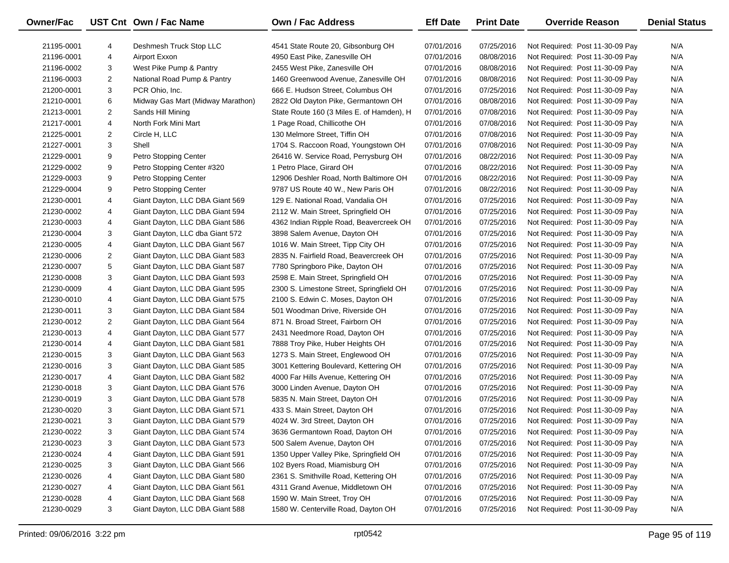| Owner/Fac | UST Cnt | Own / Fac Name | Own / Fac Address | Eff Date | Print Date | Override Reason | Denial Status |
|---|---|---|---|---|---|---|---|
| 21195-0001 | 4 | Deshmesh Truck Stop LLC | 4541 State Route 20, Gibsonburg OH | 07/01/2016 | 07/25/2016 | Not Required: Post 11-30-09 Pay | N/A |
| 21196-0001 | 4 | Airport Exxon | 4950 East Pike, Zanesville OH | 07/01/2016 | 08/08/2016 | Not Required: Post 11-30-09 Pay | N/A |
| 21196-0002 | 3 | West Pike Pump & Pantry | 2455 West Pike, Zanesville OH | 07/01/2016 | 08/08/2016 | Not Required: Post 11-30-09 Pay | N/A |
| 21196-0003 | 2 | National Road Pump & Pantry | 1460 Greenwood Avenue, Zanesville OH | 07/01/2016 | 08/08/2016 | Not Required: Post 11-30-09 Pay | N/A |
| 21200-0001 | 3 | PCR Ohio, Inc. | 666 E. Hudson Street, Columbus OH | 07/01/2016 | 07/25/2016 | Not Required: Post 11-30-09 Pay | N/A |
| 21210-0001 | 6 | Midway Gas Mart (Midway Marathon) | 2822 Old Dayton Pike, Germantown OH | 07/01/2016 | 08/08/2016 | Not Required: Post 11-30-09 Pay | N/A |
| 21213-0001 | 2 | Sands Hill Mining | State Route 160 (3 Miles E. of Hamden), H | 07/01/2016 | 07/08/2016 | Not Required: Post 11-30-09 Pay | N/A |
| 21217-0001 | 4 | North Fork Mini Mart | 1 Page Road, Chillicothe OH | 07/01/2016 | 07/08/2016 | Not Required: Post 11-30-09 Pay | N/A |
| 21225-0001 | 2 | Circle H, LLC | 130 Melmore Street, Tiffin OH | 07/01/2016 | 07/08/2016 | Not Required: Post 11-30-09 Pay | N/A |
| 21227-0001 | 3 | Shell | 1704 S. Raccoon Road, Youngstown OH | 07/01/2016 | 07/08/2016 | Not Required: Post 11-30-09 Pay | N/A |
| 21229-0001 | 9 | Petro Stopping Center | 26416 W. Service Road, Perrysburg OH | 07/01/2016 | 08/22/2016 | Not Required: Post 11-30-09 Pay | N/A |
| 21229-0002 | 9 | Petro Stopping Center #320 | 1 Petro Place, Girard OH | 07/01/2016 | 08/22/2016 | Not Required: Post 11-30-09 Pay | N/A |
| 21229-0003 | 9 | Petro Stopping Center | 12906 Deshler Road, North Baltimore OH | 07/01/2016 | 08/22/2016 | Not Required: Post 11-30-09 Pay | N/A |
| 21229-0004 | 9 | Petro Stopping Center | 9787 US Route 40 W., New Paris OH | 07/01/2016 | 08/22/2016 | Not Required: Post 11-30-09 Pay | N/A |
| 21230-0001 | 4 | Giant Dayton, LLC DBA Giant 569 | 129 E. National Road, Vandalia OH | 07/01/2016 | 07/25/2016 | Not Required: Post 11-30-09 Pay | N/A |
| 21230-0002 | 4 | Giant Dayton, LLC DBA Giant 594 | 2112 W. Main Street, Springfield OH | 07/01/2016 | 07/25/2016 | Not Required: Post 11-30-09 Pay | N/A |
| 21230-0003 | 4 | Giant Dayton, LLC DBA Giant 586 | 4362 Indian Ripple Road, Beavercreek OH | 07/01/2016 | 07/25/2016 | Not Required: Post 11-30-09 Pay | N/A |
| 21230-0004 | 3 | Giant Dayton, LLC dba Giant 572 | 3898 Salem Avenue, Dayton OH | 07/01/2016 | 07/25/2016 | Not Required: Post 11-30-09 Pay | N/A |
| 21230-0005 | 4 | Giant Dayton, LLC DBA Giant 567 | 1016 W. Main Street, Tipp City OH | 07/01/2016 | 07/25/2016 | Not Required: Post 11-30-09 Pay | N/A |
| 21230-0006 | 2 | Giant Dayton, LLC DBA Giant 583 | 2835 N. Fairfield Road, Beavercreek OH | 07/01/2016 | 07/25/2016 | Not Required: Post 11-30-09 Pay | N/A |
| 21230-0007 | 5 | Giant Dayton, LLC DBA Giant 587 | 7780 Springboro Pike, Dayton OH | 07/01/2016 | 07/25/2016 | Not Required: Post 11-30-09 Pay | N/A |
| 21230-0008 | 3 | Giant Dayton, LLC DBA Giant 593 | 2598 E. Main Street, Springfield OH | 07/01/2016 | 07/25/2016 | Not Required: Post 11-30-09 Pay | N/A |
| 21230-0009 | 4 | Giant Dayton, LLC DBA Giant 595 | 2300 S. Limestone Street, Springfield OH | 07/01/2016 | 07/25/2016 | Not Required: Post 11-30-09 Pay | N/A |
| 21230-0010 | 4 | Giant Dayton, LLC DBA Giant 575 | 2100 S. Edwin C. Moses, Dayton OH | 07/01/2016 | 07/25/2016 | Not Required: Post 11-30-09 Pay | N/A |
| 21230-0011 | 3 | Giant Dayton, LLC DBA Giant 584 | 501 Woodman Drive, Riverside OH | 07/01/2016 | 07/25/2016 | Not Required: Post 11-30-09 Pay | N/A |
| 21230-0012 | 2 | Giant Dayton, LLC DBA Giant 564 | 871 N. Broad Street, Fairborn OH | 07/01/2016 | 07/25/2016 | Not Required: Post 11-30-09 Pay | N/A |
| 21230-0013 | 4 | Giant Dayton, LLC DBA Giant 577 | 2431 Needmore Road, Dayton OH | 07/01/2016 | 07/25/2016 | Not Required: Post 11-30-09 Pay | N/A |
| 21230-0014 | 4 | Giant Dayton, LLC DBA Giant 581 | 7888 Troy Pike, Huber Heights OH | 07/01/2016 | 07/25/2016 | Not Required: Post 11-30-09 Pay | N/A |
| 21230-0015 | 3 | Giant Dayton, LLC DBA Giant 563 | 1273 S. Main Street, Englewood OH | 07/01/2016 | 07/25/2016 | Not Required: Post 11-30-09 Pay | N/A |
| 21230-0016 | 3 | Giant Dayton, LLC DBA Giant 585 | 3001 Kettering Boulevard, Kettering OH | 07/01/2016 | 07/25/2016 | Not Required: Post 11-30-09 Pay | N/A |
| 21230-0017 | 4 | Giant Dayton, LLC DBA Giant 582 | 4000 Far Hills Avenue, Kettering OH | 07/01/2016 | 07/25/2016 | Not Required: Post 11-30-09 Pay | N/A |
| 21230-0018 | 3 | Giant Dayton, LLC DBA Giant 576 | 3000 Linden Avenue, Dayton OH | 07/01/2016 | 07/25/2016 | Not Required: Post 11-30-09 Pay | N/A |
| 21230-0019 | 3 | Giant Dayton, LLC DBA Giant 578 | 5835 N. Main Street, Dayton OH | 07/01/2016 | 07/25/2016 | Not Required: Post 11-30-09 Pay | N/A |
| 21230-0020 | 3 | Giant Dayton, LLC DBA Giant 571 | 433 S. Main Street, Dayton OH | 07/01/2016 | 07/25/2016 | Not Required: Post 11-30-09 Pay | N/A |
| 21230-0021 | 3 | Giant Dayton, LLC DBA Giant 579 | 4024 W. 3rd Street, Dayton OH | 07/01/2016 | 07/25/2016 | Not Required: Post 11-30-09 Pay | N/A |
| 21230-0022 | 3 | Giant Dayton, LLC DBA Giant 574 | 3636 Germantown Road, Dayton OH | 07/01/2016 | 07/25/2016 | Not Required: Post 11-30-09 Pay | N/A |
| 21230-0023 | 3 | Giant Dayton, LLC DBA Giant 573 | 500 Salem Avenue, Dayton OH | 07/01/2016 | 07/25/2016 | Not Required: Post 11-30-09 Pay | N/A |
| 21230-0024 | 4 | Giant Dayton, LLC DBA Giant 591 | 1350 Upper Valley Pike, Springfield OH | 07/01/2016 | 07/25/2016 | Not Required: Post 11-30-09 Pay | N/A |
| 21230-0025 | 3 | Giant Dayton, LLC DBA Giant 566 | 102 Byers Road, Miamisburg OH | 07/01/2016 | 07/25/2016 | Not Required: Post 11-30-09 Pay | N/A |
| 21230-0026 | 4 | Giant Dayton, LLC DBA Giant 580 | 2361 S. Smithville Road, Kettering OH | 07/01/2016 | 07/25/2016 | Not Required: Post 11-30-09 Pay | N/A |
| 21230-0027 | 4 | Giant Dayton, LLC DBA Giant 561 | 4311 Grand Avenue, Middletown OH | 07/01/2016 | 07/25/2016 | Not Required: Post 11-30-09 Pay | N/A |
| 21230-0028 | 4 | Giant Dayton, LLC DBA Giant 568 | 1590 W. Main Street, Troy OH | 07/01/2016 | 07/25/2016 | Not Required: Post 11-30-09 Pay | N/A |
| 21230-0029 | 3 | Giant Dayton, LLC DBA Giant 588 | 1580 W. Centerville Road, Dayton OH | 07/01/2016 | 07/25/2016 | Not Required: Post 11-30-09 Pay | N/A |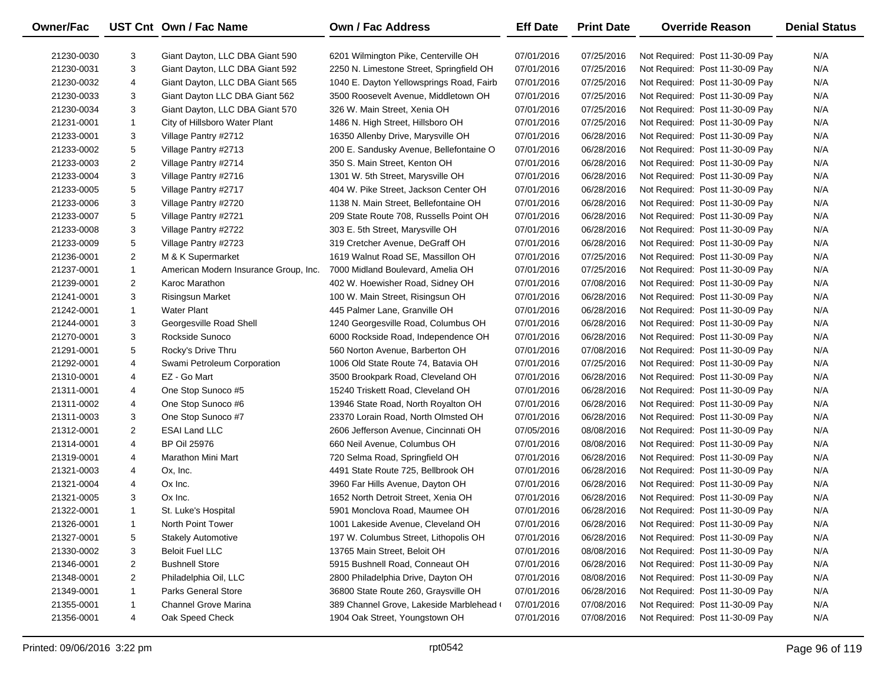| Owner/Fac | UST Cnt | Own / Fac Name | Own / Fac Address | Eff Date | Print Date | Override Reason | Denial Status |
|---|---|---|---|---|---|---|---|
| 21230-0030 | 3 | Giant Dayton, LLC DBA Giant 590 | 6201 Wilmington Pike, Centerville OH | 07/01/2016 | 07/25/2016 | Not Required: Post 11-30-09 Pay | N/A |
| 21230-0031 | 3 | Giant Dayton, LLC DBA Giant 592 | 2250 N. Limestone Street, Springfield OH | 07/01/2016 | 07/25/2016 | Not Required: Post 11-30-09 Pay | N/A |
| 21230-0032 | 4 | Giant Dayton, LLC DBA Giant 565 | 1040 E. Dayton Yellowsprings Road, Fairb | 07/01/2016 | 07/25/2016 | Not Required: Post 11-30-09 Pay | N/A |
| 21230-0033 | 3 | Giant Dayton LLC DBA Giant 562 | 3500 Roosevelt Avenue, Middletown OH | 07/01/2016 | 07/25/2016 | Not Required: Post 11-30-09 Pay | N/A |
| 21230-0034 | 3 | Giant Dayton, LLC DBA Giant 570 | 326 W. Main Street, Xenia OH | 07/01/2016 | 07/25/2016 | Not Required: Post 11-30-09 Pay | N/A |
| 21231-0001 | 1 | City of Hillsboro Water Plant | 1486 N. High Street, Hillsboro OH | 07/01/2016 | 07/25/2016 | Not Required: Post 11-30-09 Pay | N/A |
| 21233-0001 | 3 | Village Pantry #2712 | 16350 Allenby Drive, Marysville OH | 07/01/2016 | 06/28/2016 | Not Required: Post 11-30-09 Pay | N/A |
| 21233-0002 | 5 | Village Pantry #2713 | 200 E. Sandusky Avenue, Bellefontaine O | 07/01/2016 | 06/28/2016 | Not Required: Post 11-30-09 Pay | N/A |
| 21233-0003 | 2 | Village Pantry #2714 | 350 S. Main Street, Kenton OH | 07/01/2016 | 06/28/2016 | Not Required: Post 11-30-09 Pay | N/A |
| 21233-0004 | 3 | Village Pantry #2716 | 1301 W. 5th Street, Marysville OH | 07/01/2016 | 06/28/2016 | Not Required: Post 11-30-09 Pay | N/A |
| 21233-0005 | 5 | Village Pantry #2717 | 404 W. Pike Street, Jackson Center OH | 07/01/2016 | 06/28/2016 | Not Required: Post 11-30-09 Pay | N/A |
| 21233-0006 | 3 | Village Pantry #2720 | 1138 N. Main Street, Bellefontaine OH | 07/01/2016 | 06/28/2016 | Not Required: Post 11-30-09 Pay | N/A |
| 21233-0007 | 5 | Village Pantry #2721 | 209 State Route 708, Russells Point OH | 07/01/2016 | 06/28/2016 | Not Required: Post 11-30-09 Pay | N/A |
| 21233-0008 | 3 | Village Pantry #2722 | 303 E. 5th Street, Marysville OH | 07/01/2016 | 06/28/2016 | Not Required: Post 11-30-09 Pay | N/A |
| 21233-0009 | 5 | Village Pantry #2723 | 319 Cretcher Avenue, DeGraff OH | 07/01/2016 | 06/28/2016 | Not Required: Post 11-30-09 Pay | N/A |
| 21236-0001 | 2 | M & K Supermarket | 1619 Walnut Road SE, Massillon OH | 07/01/2016 | 07/25/2016 | Not Required: Post 11-30-09 Pay | N/A |
| 21237-0001 | 1 | American Modern Insurance Group, Inc. | 7000 Midland Boulevard, Amelia OH | 07/01/2016 | 07/25/2016 | Not Required: Post 11-30-09 Pay | N/A |
| 21239-0001 | 2 | Karoc Marathon | 402 W. Hoewisher Road, Sidney OH | 07/01/2016 | 07/08/2016 | Not Required: Post 11-30-09 Pay | N/A |
| 21241-0001 | 3 | Risingsun Market | 100 W. Main Street, Risingsun OH | 07/01/2016 | 06/28/2016 | Not Required: Post 11-30-09 Pay | N/A |
| 21242-0001 | 1 | Water Plant | 445 Palmer Lane, Granville OH | 07/01/2016 | 06/28/2016 | Not Required: Post 11-30-09 Pay | N/A |
| 21244-0001 | 3 | Georgesville Road Shell | 1240 Georgesville Road, Columbus OH | 07/01/2016 | 06/28/2016 | Not Required: Post 11-30-09 Pay | N/A |
| 21270-0001 | 3 | Rockside Sunoco | 6000 Rockside Road, Independence OH | 07/01/2016 | 06/28/2016 | Not Required: Post 11-30-09 Pay | N/A |
| 21291-0001 | 5 | Rocky's Drive Thru | 560 Norton Avenue, Barberton OH | 07/01/2016 | 07/08/2016 | Not Required: Post 11-30-09 Pay | N/A |
| 21292-0001 | 4 | Swami Petroleum Corporation | 1006 Old State Route 74, Batavia OH | 07/01/2016 | 07/25/2016 | Not Required: Post 11-30-09 Pay | N/A |
| 21310-0001 | 4 | EZ - Go Mart | 3500 Brookpark Road, Cleveland OH | 07/01/2016 | 06/28/2016 | Not Required: Post 11-30-09 Pay | N/A |
| 21311-0001 | 4 | One Stop Sunoco #5 | 15240 Triskett Road, Cleveland OH | 07/01/2016 | 06/28/2016 | Not Required: Post 11-30-09 Pay | N/A |
| 21311-0002 | 4 | One Stop Sunoco #6 | 13946 State Road, North Royalton OH | 07/01/2016 | 06/28/2016 | Not Required: Post 11-30-09 Pay | N/A |
| 21311-0003 | 3 | One Stop Sunoco #7 | 23370 Lorain Road, North Olmsted OH | 07/01/2016 | 06/28/2016 | Not Required: Post 11-30-09 Pay | N/A |
| 21312-0001 | 2 | ESAI Land LLC | 2606 Jefferson Avenue, Cincinnati OH | 07/05/2016 | 08/08/2016 | Not Required: Post 11-30-09 Pay | N/A |
| 21314-0001 | 4 | BP Oil 25976 | 660 Neil Avenue, Columbus OH | 07/01/2016 | 08/08/2016 | Not Required: Post 11-30-09 Pay | N/A |
| 21319-0001 | 4 | Marathon Mini Mart | 720 Selma Road, Springfield OH | 07/01/2016 | 06/28/2016 | Not Required: Post 11-30-09 Pay | N/A |
| 21321-0003 | 4 | Ox, Inc. | 4491 State Route 725, Bellbrook OH | 07/01/2016 | 06/28/2016 | Not Required: Post 11-30-09 Pay | N/A |
| 21321-0004 | 4 | Ox Inc. | 3960 Far Hills Avenue, Dayton OH | 07/01/2016 | 06/28/2016 | Not Required: Post 11-30-09 Pay | N/A |
| 21321-0005 | 3 | Ox Inc. | 1652 North Detroit Street, Xenia OH | 07/01/2016 | 06/28/2016 | Not Required: Post 11-30-09 Pay | N/A |
| 21322-0001 | 1 | St. Luke's Hospital | 5901 Monclova Road, Maumee OH | 07/01/2016 | 06/28/2016 | Not Required: Post 11-30-09 Pay | N/A |
| 21326-0001 | 1 | North Point Tower | 1001 Lakeside Avenue, Cleveland OH | 07/01/2016 | 06/28/2016 | Not Required: Post 11-30-09 Pay | N/A |
| 21327-0001 | 5 | Stakely Automotive | 197 W. Columbus Street, Lithopolis OH | 07/01/2016 | 06/28/2016 | Not Required: Post 11-30-09 Pay | N/A |
| 21330-0002 | 3 | Beloit Fuel LLC | 13765 Main Street, Beloit OH | 07/01/2016 | 08/08/2016 | Not Required: Post 11-30-09 Pay | N/A |
| 21346-0001 | 2 | Bushnell Store | 5915 Bushnell Road, Conneaut OH | 07/01/2016 | 06/28/2016 | Not Required: Post 11-30-09 Pay | N/A |
| 21348-0001 | 2 | Philadelphia Oil, LLC | 2800 Philadelphia Drive, Dayton OH | 07/01/2016 | 08/08/2016 | Not Required: Post 11-30-09 Pay | N/A |
| 21349-0001 | 1 | Parks General Store | 36800 State Route 260, Graysville OH | 07/01/2016 | 06/28/2016 | Not Required: Post 11-30-09 Pay | N/A |
| 21355-0001 | 1 | Channel Grove Marina | 389 Channel Grove, Lakeside Marblehead ( | 07/01/2016 | 07/08/2016 | Not Required: Post 11-30-09 Pay | N/A |
| 21356-0001 | 4 | Oak Speed Check | 1904 Oak Street, Youngstown OH | 07/01/2016 | 07/08/2016 | Not Required: Post 11-30-09 Pay | N/A |

Printed: 09/06/2016 3:22 pm　　rpt0542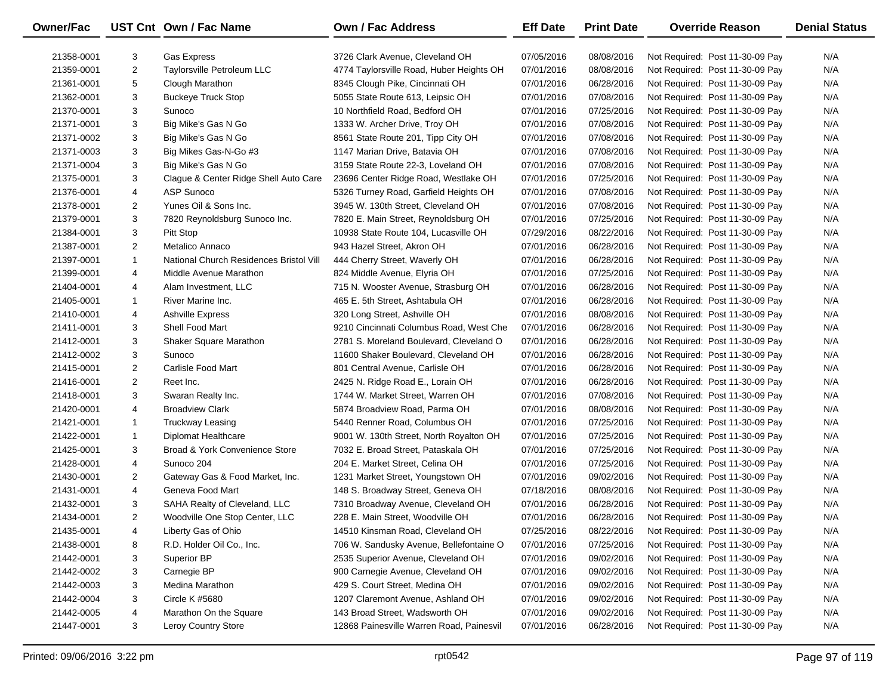| Owner/Fac | UST Cnt | Own / Fac Name | Own / Fac Address | Eff Date | Print Date | Override Reason | Denial Status |
|---|---|---|---|---|---|---|---|
| 21358-0001 | 3 | Gas Express | 3726 Clark Avenue, Cleveland OH | 07/05/2016 | 08/08/2016 | Not Required: Post 11-30-09 Pay | N/A |
| 21359-0001 | 2 | Taylorsville Petroleum LLC | 4774 Taylorsville Road, Huber Heights OH | 07/01/2016 | 08/08/2016 | Not Required: Post 11-30-09 Pay | N/A |
| 21361-0001 | 5 | Clough Marathon | 8345 Clough Pike, Cincinnati OH | 07/01/2016 | 06/28/2016 | Not Required: Post 11-30-09 Pay | N/A |
| 21362-0001 | 3 | Buckeye Truck Stop | 5055 State Route 613, Leipsic OH | 07/01/2016 | 07/08/2016 | Not Required: Post 11-30-09 Pay | N/A |
| 21370-0001 | 3 | Sunoco | 10 Northfield Road, Bedford OH | 07/01/2016 | 07/25/2016 | Not Required: Post 11-30-09 Pay | N/A |
| 21371-0001 | 3 | Big Mike's Gas N Go | 1333 W. Archer Drive, Troy OH | 07/01/2016 | 07/08/2016 | Not Required: Post 11-30-09 Pay | N/A |
| 21371-0002 | 3 | Big Mike's Gas N Go | 8561 State Route 201, Tipp City OH | 07/01/2016 | 07/08/2016 | Not Required: Post 11-30-09 Pay | N/A |
| 21371-0003 | 3 | Big Mikes Gas-N-Go #3 | 1147 Marian Drive, Batavia OH | 07/01/2016 | 07/08/2016 | Not Required: Post 11-30-09 Pay | N/A |
| 21371-0004 | 3 | Big Mike's Gas N Go | 3159 State Route 22-3, Loveland OH | 07/01/2016 | 07/08/2016 | Not Required: Post 11-30-09 Pay | N/A |
| 21375-0001 | 3 | Clague & Center Ridge Shell Auto Care | 23696 Center Ridge Road, Westlake OH | 07/01/2016 | 07/25/2016 | Not Required: Post 11-30-09 Pay | N/A |
| 21376-0001 | 4 | ASP Sunoco | 5326 Turney Road, Garfield Heights OH | 07/01/2016 | 07/08/2016 | Not Required: Post 11-30-09 Pay | N/A |
| 21378-0001 | 2 | Yunes Oil & Sons Inc. | 3945 W. 130th Street, Cleveland OH | 07/01/2016 | 07/08/2016 | Not Required: Post 11-30-09 Pay | N/A |
| 21379-0001 | 3 | 7820 Reynoldsburg Sunoco Inc. | 7820 E. Main Street, Reynoldsburg OH | 07/01/2016 | 07/25/2016 | Not Required: Post 11-30-09 Pay | N/A |
| 21384-0001 | 3 | Pitt Stop | 10938 State Route 104, Lucasville OH | 07/29/2016 | 08/22/2016 | Not Required: Post 11-30-09 Pay | N/A |
| 21387-0001 | 2 | Metalico Annaco | 943 Hazel Street, Akron OH | 07/01/2016 | 06/28/2016 | Not Required: Post 11-30-09 Pay | N/A |
| 21397-0001 | 1 | National Church Residences Bristol Vill | 444 Cherry Street, Waverly OH | 07/01/2016 | 06/28/2016 | Not Required: Post 11-30-09 Pay | N/A |
| 21399-0001 | 4 | Middle Avenue Marathon | 824 Middle Avenue, Elyria OH | 07/01/2016 | 07/25/2016 | Not Required: Post 11-30-09 Pay | N/A |
| 21404-0001 | 4 | Alam Investment, LLC | 715 N. Wooster Avenue, Strasburg OH | 07/01/2016 | 06/28/2016 | Not Required: Post 11-30-09 Pay | N/A |
| 21405-0001 | 1 | River Marine Inc. | 465 E. 5th Street, Ashtabula OH | 07/01/2016 | 06/28/2016 | Not Required: Post 11-30-09 Pay | N/A |
| 21410-0001 | 4 | Ashville Express | 320 Long Street, Ashville OH | 07/01/2016 | 08/08/2016 | Not Required: Post 11-30-09 Pay | N/A |
| 21411-0001 | 3 | Shell Food Mart | 9210 Cincinnati Columbus Road, West Che | 07/01/2016 | 06/28/2016 | Not Required: Post 11-30-09 Pay | N/A |
| 21412-0001 | 3 | Shaker Square Marathon | 2781 S. Moreland Boulevard, Cleveland O | 07/01/2016 | 06/28/2016 | Not Required: Post 11-30-09 Pay | N/A |
| 21412-0002 | 3 | Sunoco | 11600 Shaker Boulevard, Cleveland OH | 07/01/2016 | 06/28/2016 | Not Required: Post 11-30-09 Pay | N/A |
| 21415-0001 | 2 | Carlisle Food Mart | 801 Central Avenue, Carlisle OH | 07/01/2016 | 06/28/2016 | Not Required: Post 11-30-09 Pay | N/A |
| 21416-0001 | 2 | Reet Inc. | 2425 N. Ridge Road E., Lorain OH | 07/01/2016 | 06/28/2016 | Not Required: Post 11-30-09 Pay | N/A |
| 21418-0001 | 3 | Swaran Realty Inc. | 1744 W. Market Street, Warren OH | 07/01/2016 | 07/08/2016 | Not Required: Post 11-30-09 Pay | N/A |
| 21420-0001 | 4 | Broadview Clark | 5874 Broadview Road, Parma OH | 07/01/2016 | 08/08/2016 | Not Required: Post 11-30-09 Pay | N/A |
| 21421-0001 | 1 | Truckway Leasing | 5440 Renner Road, Columbus OH | 07/01/2016 | 07/25/2016 | Not Required: Post 11-30-09 Pay | N/A |
| 21422-0001 | 1 | Diplomat Healthcare | 9001 W. 130th Street, North Royalton OH | 07/01/2016 | 07/25/2016 | Not Required: Post 11-30-09 Pay | N/A |
| 21425-0001 | 3 | Broad & York Convenience Store | 7032 E. Broad Street, Pataskala OH | 07/01/2016 | 07/25/2016 | Not Required: Post 11-30-09 Pay | N/A |
| 21428-0001 | 4 | Sunoco 204 | 204 E. Market Street, Celina OH | 07/01/2016 | 07/25/2016 | Not Required: Post 11-30-09 Pay | N/A |
| 21430-0001 | 2 | Gateway Gas & Food Market, Inc. | 1231 Market Street, Youngstown OH | 07/01/2016 | 09/02/2016 | Not Required: Post 11-30-09 Pay | N/A |
| 21431-0001 | 4 | Geneva Food Mart | 148 S. Broadway Street, Geneva OH | 07/18/2016 | 08/08/2016 | Not Required: Post 11-30-09 Pay | N/A |
| 21432-0001 | 3 | SAHA Realty of Cleveland, LLC | 7310 Broadway Avenue, Cleveland OH | 07/01/2016 | 06/28/2016 | Not Required: Post 11-30-09 Pay | N/A |
| 21434-0001 | 2 | Woodville One Stop Center, LLC | 228 E. Main Street, Woodville OH | 07/01/2016 | 06/28/2016 | Not Required: Post 11-30-09 Pay | N/A |
| 21435-0001 | 4 | Liberty Gas of Ohio | 14510 Kinsman Road, Cleveland OH | 07/25/2016 | 08/22/2016 | Not Required: Post 11-30-09 Pay | N/A |
| 21438-0001 | 8 | R.D. Holder Oil Co., Inc. | 706 W. Sandusky Avenue, Bellefontaine O | 07/01/2016 | 07/25/2016 | Not Required: Post 11-30-09 Pay | N/A |
| 21442-0001 | 3 | Superior BP | 2535 Superior Avenue, Cleveland OH | 07/01/2016 | 09/02/2016 | Not Required: Post 11-30-09 Pay | N/A |
| 21442-0002 | 3 | Carnegie BP | 900 Carnegie Avenue, Cleveland OH | 07/01/2016 | 09/02/2016 | Not Required: Post 11-30-09 Pay | N/A |
| 21442-0003 | 3 | Medina Marathon | 429 S. Court Street, Medina OH | 07/01/2016 | 09/02/2016 | Not Required: Post 11-30-09 Pay | N/A |
| 21442-0004 | 3 | Circle K #5680 | 1207 Claremont Avenue, Ashland OH | 07/01/2016 | 09/02/2016 | Not Required: Post 11-30-09 Pay | N/A |
| 21442-0005 | 4 | Marathon On the Square | 143 Broad Street, Wadsworth OH | 07/01/2016 | 09/02/2016 | Not Required: Post 11-30-09 Pay | N/A |
| 21447-0001 | 3 | Leroy Country Store | 12868 Painesville Warren Road, Painesvil | 07/01/2016 | 06/28/2016 | Not Required: Post 11-30-09 Pay | N/A |

Printed: 09/06/2016 3:22 pm rpt0542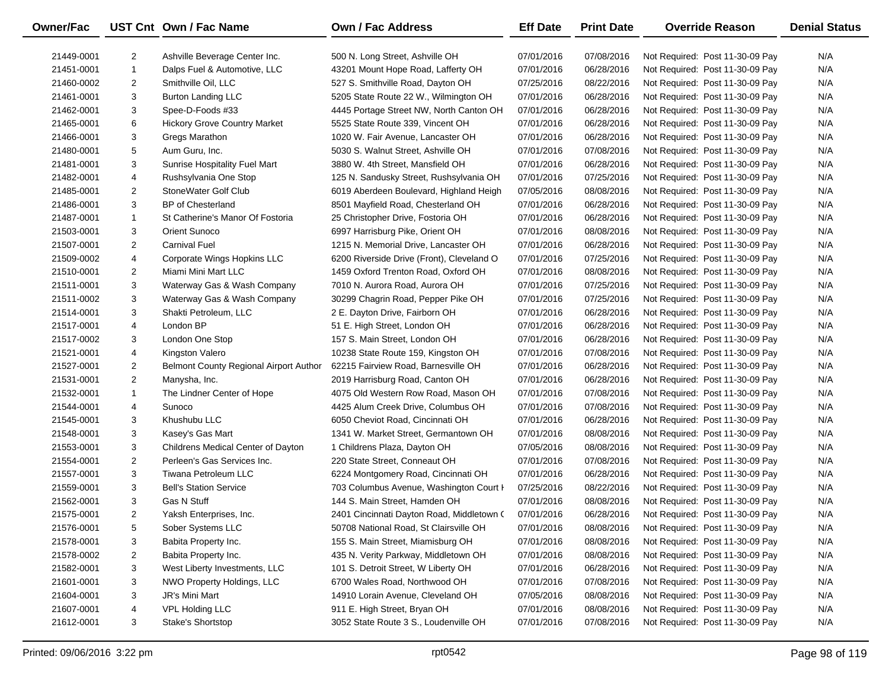| Owner/Fac | UST Cnt | Own / Fac Name | Own / Fac Address | Eff Date | Print Date | Override Reason | Denial Status |
|---|---|---|---|---|---|---|---|
| 21449-0001 | 2 | Ashville Beverage Center Inc. | 500 N. Long Street, Ashville OH | 07/01/2016 | 07/08/2016 | Not Required: Post 11-30-09 Pay | N/A |
| 21451-0001 | 1 | Dalps Fuel & Automotive, LLC | 43201 Mount Hope Road, Lafferty OH | 07/01/2016 | 06/28/2016 | Not Required: Post 11-30-09 Pay | N/A |
| 21460-0002 | 2 | Smithville Oil, LLC | 527 S. Smithville Road, Dayton OH | 07/25/2016 | 08/22/2016 | Not Required: Post 11-30-09 Pay | N/A |
| 21461-0001 | 3 | Burton Landing LLC | 5205 State Route 22 W., Wilmington OH | 07/01/2016 | 06/28/2016 | Not Required: Post 11-30-09 Pay | N/A |
| 21462-0001 | 3 | Spee-D-Foods #33 | 4445 Portage Street NW, North Canton OH | 07/01/2016 | 06/28/2016 | Not Required: Post 11-30-09 Pay | N/A |
| 21465-0001 | 6 | Hickory Grove Country Market | 5525 State Route 339, Vincent OH | 07/01/2016 | 06/28/2016 | Not Required: Post 11-30-09 Pay | N/A |
| 21466-0001 | 3 | Gregs Marathon | 1020 W. Fair Avenue, Lancaster OH | 07/01/2016 | 06/28/2016 | Not Required: Post 11-30-09 Pay | N/A |
| 21480-0001 | 5 | Aum Guru, Inc. | 5030 S. Walnut Street, Ashville OH | 07/01/2016 | 07/08/2016 | Not Required: Post 11-30-09 Pay | N/A |
| 21481-0001 | 3 | Sunrise Hospitality Fuel Mart | 3880 W. 4th Street, Mansfield OH | 07/01/2016 | 06/28/2016 | Not Required: Post 11-30-09 Pay | N/A |
| 21482-0001 | 4 | Rushsylvania One Stop | 125 N. Sandusky Street, Rushsylvania OH | 07/01/2016 | 07/25/2016 | Not Required: Post 11-30-09 Pay | N/A |
| 21485-0001 | 2 | StoneWater Golf Club | 6019 Aberdeen Boulevard, Highland Heigh | 07/05/2016 | 08/08/2016 | Not Required: Post 11-30-09 Pay | N/A |
| 21486-0001 | 3 | BP of Chesterland | 8501 Mayfield Road, Chesterland OH | 07/01/2016 | 06/28/2016 | Not Required: Post 11-30-09 Pay | N/A |
| 21487-0001 | 1 | St Catherine's Manor Of Fostoria | 25 Christopher Drive, Fostoria OH | 07/01/2016 | 06/28/2016 | Not Required: Post 11-30-09 Pay | N/A |
| 21503-0001 | 3 | Orient Sunoco | 6997 Harrisburg Pike, Orient OH | 07/01/2016 | 08/08/2016 | Not Required: Post 11-30-09 Pay | N/A |
| 21507-0001 | 2 | Carnival Fuel | 1215 N. Memorial Drive, Lancaster OH | 07/01/2016 | 06/28/2016 | Not Required: Post 11-30-09 Pay | N/A |
| 21509-0002 | 4 | Corporate Wings Hopkins LLC | 6200 Riverside Drive (Front), Cleveland O | 07/01/2016 | 07/25/2016 | Not Required: Post 11-30-09 Pay | N/A |
| 21510-0001 | 2 | Miami Mini Mart LLC | 1459 Oxford Trenton Road, Oxford OH | 07/01/2016 | 08/08/2016 | Not Required: Post 11-30-09 Pay | N/A |
| 21511-0001 | 3 | Waterway Gas & Wash Company | 7010 N. Aurora Road, Aurora OH | 07/01/2016 | 07/25/2016 | Not Required: Post 11-30-09 Pay | N/A |
| 21511-0002 | 3 | Waterway Gas & Wash Company | 30299 Chagrin Road, Pepper Pike OH | 07/01/2016 | 07/25/2016 | Not Required: Post 11-30-09 Pay | N/A |
| 21514-0001 | 3 | Shakti Petroleum, LLC | 2 E. Dayton Drive, Fairborn OH | 07/01/2016 | 06/28/2016 | Not Required: Post 11-30-09 Pay | N/A |
| 21517-0001 | 4 | London BP | 51 E. High Street, London OH | 07/01/2016 | 06/28/2016 | Not Required: Post 11-30-09 Pay | N/A |
| 21517-0002 | 3 | London One Stop | 157 S. Main Street, London OH | 07/01/2016 | 06/28/2016 | Not Required: Post 11-30-09 Pay | N/A |
| 21521-0001 | 4 | Kingston Valero | 10238 State Route 159, Kingston OH | 07/01/2016 | 07/08/2016 | Not Required: Post 11-30-09 Pay | N/A |
| 21527-0001 | 2 | Belmont County Regional Airport Author | 62215 Fairview Road, Barnesville OH | 07/01/2016 | 06/28/2016 | Not Required: Post 11-30-09 Pay | N/A |
| 21531-0001 | 2 | Manysha, Inc. | 2019 Harrisburg Road, Canton OH | 07/01/2016 | 06/28/2016 | Not Required: Post 11-30-09 Pay | N/A |
| 21532-0001 | 1 | The Lindner Center of Hope | 4075 Old Western Row Road, Mason OH | 07/01/2016 | 07/08/2016 | Not Required: Post 11-30-09 Pay | N/A |
| 21544-0001 | 4 | Sunoco | 4425 Alum Creek Drive, Columbus OH | 07/01/2016 | 07/08/2016 | Not Required: Post 11-30-09 Pay | N/A |
| 21545-0001 | 3 | Khushubu LLC | 6050 Cheviot Road, Cincinnati OH | 07/01/2016 | 06/28/2016 | Not Required: Post 11-30-09 Pay | N/A |
| 21548-0001 | 3 | Kasey's Gas Mart | 1341 W. Market Street, Germantown OH | 07/01/2016 | 08/08/2016 | Not Required: Post 11-30-09 Pay | N/A |
| 21553-0001 | 3 | Childrens Medical Center of Dayton | 1 Childrens Plaza, Dayton OH | 07/05/2016 | 08/08/2016 | Not Required: Post 11-30-09 Pay | N/A |
| 21554-0001 | 2 | Perleen's Gas Services Inc. | 220 State Street, Conneaut OH | 07/01/2016 | 07/08/2016 | Not Required: Post 11-30-09 Pay | N/A |
| 21557-0001 | 3 | Tiwana Petroleum LLC | 6224 Montgomery Road, Cincinnati OH | 07/01/2016 | 06/28/2016 | Not Required: Post 11-30-09 Pay | N/A |
| 21559-0001 | 3 | Bell's Station Service | 703 Columbus Avenue, Washington Court H | 07/25/2016 | 08/22/2016 | Not Required: Post 11-30-09 Pay | N/A |
| 21562-0001 | 3 | Gas N Stuff | 144 S. Main Street, Hamden OH | 07/01/2016 | 08/08/2016 | Not Required: Post 11-30-09 Pay | N/A |
| 21575-0001 | 2 | Yaksh Enterprises, Inc. | 2401 Cincinnati Dayton Road, Middletown ( | 07/01/2016 | 06/28/2016 | Not Required: Post 11-30-09 Pay | N/A |
| 21576-0001 | 5 | Sober Systems LLC | 50708 National Road, St Clairsville OH | 07/01/2016 | 08/08/2016 | Not Required: Post 11-30-09 Pay | N/A |
| 21578-0001 | 3 | Babita Property Inc. | 155 S. Main Street, Miamisburg OH | 07/01/2016 | 08/08/2016 | Not Required: Post 11-30-09 Pay | N/A |
| 21578-0002 | 2 | Babita Property Inc. | 435 N. Verity Parkway, Middletown OH | 07/01/2016 | 08/08/2016 | Not Required: Post 11-30-09 Pay | N/A |
| 21582-0001 | 3 | West Liberty Investments, LLC | 101 S. Detroit Street, W Liberty OH | 07/01/2016 | 06/28/2016 | Not Required: Post 11-30-09 Pay | N/A |
| 21601-0001 | 3 | NWO Property Holdings, LLC | 6700 Wales Road, Northwood OH | 07/01/2016 | 07/08/2016 | Not Required: Post 11-30-09 Pay | N/A |
| 21604-0001 | 3 | JR's Mini Mart | 14910 Lorain Avenue, Cleveland OH | 07/05/2016 | 08/08/2016 | Not Required: Post 11-30-09 Pay | N/A |
| 21607-0001 | 4 | VPL Holding LLC | 911 E. High Street, Bryan OH | 07/01/2016 | 08/08/2016 | Not Required: Post 11-30-09 Pay | N/A |
| 21612-0001 | 3 | Stake's Shortstop | 3052 State Route 3 S., Loudenville OH | 07/01/2016 | 07/08/2016 | Not Required: Post 11-30-09 Pay | N/A |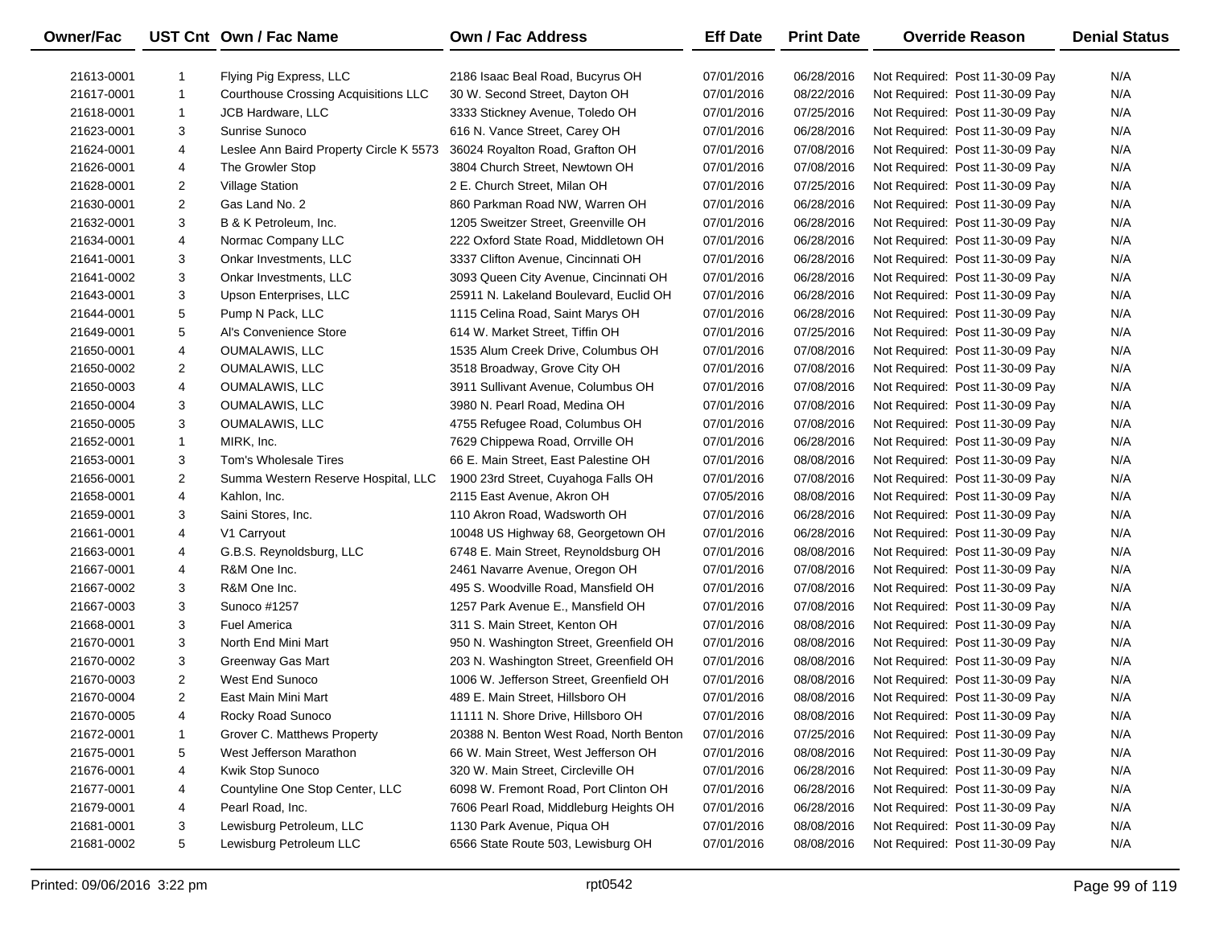| Owner/Fac | UST Cnt | Own / Fac Name | Own / Fac Address | Eff Date | Print Date | Override Reason | Denial Status |
|---|---|---|---|---|---|---|---|
| 21613-0001 | 1 | Flying Pig Express, LLC | 2186 Isaac Beal Road, Bucyrus OH | 07/01/2016 | 06/28/2016 | Not Required: Post 11-30-09 Pay | N/A |
| 21617-0001 | 1 | Courthouse Crossing Acquisitions LLC | 30 W. Second Street, Dayton OH | 07/01/2016 | 08/22/2016 | Not Required: Post 11-30-09 Pay | N/A |
| 21618-0001 | 1 | JCB Hardware, LLC | 3333 Stickney Avenue, Toledo OH | 07/01/2016 | 07/25/2016 | Not Required: Post 11-30-09 Pay | N/A |
| 21623-0001 | 3 | Sunrise Sunoco | 616 N. Vance Street, Carey OH | 07/01/2016 | 06/28/2016 | Not Required: Post 11-30-09 Pay | N/A |
| 21624-0001 | 4 | Leslee Ann Baird Property Circle K 5573 | 36024 Royalton Road, Grafton OH | 07/01/2016 | 07/08/2016 | Not Required: Post 11-30-09 Pay | N/A |
| 21626-0001 | 4 | The Growler Stop | 3804 Church Street, Newtown OH | 07/01/2016 | 07/08/2016 | Not Required: Post 11-30-09 Pay | N/A |
| 21628-0001 | 2 | Village Station | 2 E. Church Street, Milan OH | 07/01/2016 | 07/25/2016 | Not Required: Post 11-30-09 Pay | N/A |
| 21630-0001 | 2 | Gas Land No. 2 | 860 Parkman Road NW, Warren OH | 07/01/2016 | 06/28/2016 | Not Required: Post 11-30-09 Pay | N/A |
| 21632-0001 | 3 | B & K Petroleum, Inc. | 1205 Sweitzer Street, Greenville OH | 07/01/2016 | 06/28/2016 | Not Required: Post 11-30-09 Pay | N/A |
| 21634-0001 | 4 | Normac Company LLC | 222 Oxford State Road, Middletown OH | 07/01/2016 | 06/28/2016 | Not Required: Post 11-30-09 Pay | N/A |
| 21641-0001 | 3 | Onkar Investments, LLC | 3337 Clifton Avenue, Cincinnati OH | 07/01/2016 | 06/28/2016 | Not Required: Post 11-30-09 Pay | N/A |
| 21641-0002 | 3 | Onkar Investments, LLC | 3093 Queen City Avenue, Cincinnati OH | 07/01/2016 | 06/28/2016 | Not Required: Post 11-30-09 Pay | N/A |
| 21643-0001 | 3 | Upson Enterprises, LLC | 25911 N. Lakeland Boulevard, Euclid OH | 07/01/2016 | 06/28/2016 | Not Required: Post 11-30-09 Pay | N/A |
| 21644-0001 | 5 | Pump N Pack, LLC | 1115 Celina Road, Saint Marys OH | 07/01/2016 | 06/28/2016 | Not Required: Post 11-30-09 Pay | N/A |
| 21649-0001 | 5 | Al's Convenience Store | 614 W. Market Street, Tiffin OH | 07/01/2016 | 07/25/2016 | Not Required: Post 11-30-09 Pay | N/A |
| 21650-0001 | 4 | OUMALAWIS, LLC | 1535 Alum Creek Drive, Columbus OH | 07/01/2016 | 07/08/2016 | Not Required: Post 11-30-09 Pay | N/A |
| 21650-0002 | 2 | OUMALAWIS, LLC | 3518 Broadway, Grove City OH | 07/01/2016 | 07/08/2016 | Not Required: Post 11-30-09 Pay | N/A |
| 21650-0003 | 4 | OUMALAWIS, LLC | 3911 Sullivant Avenue, Columbus OH | 07/01/2016 | 07/08/2016 | Not Required: Post 11-30-09 Pay | N/A |
| 21650-0004 | 3 | OUMALAWIS, LLC | 3980 N. Pearl Road, Medina OH | 07/01/2016 | 07/08/2016 | Not Required: Post 11-30-09 Pay | N/A |
| 21650-0005 | 3 | OUMALAWIS, LLC | 4755 Refugee Road, Columbus OH | 07/01/2016 | 07/08/2016 | Not Required: Post 11-30-09 Pay | N/A |
| 21652-0001 | 1 | MIRK, Inc. | 7629 Chippewa Road, Orrville OH | 07/01/2016 | 06/28/2016 | Not Required: Post 11-30-09 Pay | N/A |
| 21653-0001 | 3 | Tom's Wholesale Tires | 66 E. Main Street, East Palestine OH | 07/01/2016 | 08/08/2016 | Not Required: Post 11-30-09 Pay | N/A |
| 21656-0001 | 2 | Summa Western Reserve Hospital, LLC | 1900 23rd Street, Cuyahoga Falls OH | 07/01/2016 | 07/08/2016 | Not Required: Post 11-30-09 Pay | N/A |
| 21658-0001 | 4 | Kahlon, Inc. | 2115 East Avenue, Akron OH | 07/05/2016 | 08/08/2016 | Not Required: Post 11-30-09 Pay | N/A |
| 21659-0001 | 3 | Saini Stores, Inc. | 110 Akron Road, Wadsworth OH | 07/01/2016 | 06/28/2016 | Not Required: Post 11-30-09 Pay | N/A |
| 21661-0001 | 4 | V1 Carryout | 10048 US Highway 68, Georgetown OH | 07/01/2016 | 06/28/2016 | Not Required: Post 11-30-09 Pay | N/A |
| 21663-0001 | 4 | G.B.S. Reynoldsburg, LLC | 6748 E. Main Street, Reynoldsburg OH | 07/01/2016 | 08/08/2016 | Not Required: Post 11-30-09 Pay | N/A |
| 21667-0001 | 4 | R&M One Inc. | 2461 Navarre Avenue, Oregon OH | 07/01/2016 | 07/08/2016 | Not Required: Post 11-30-09 Pay | N/A |
| 21667-0002 | 3 | R&M One Inc. | 495 S. Woodville Road, Mansfield OH | 07/01/2016 | 07/08/2016 | Not Required: Post 11-30-09 Pay | N/A |
| 21667-0003 | 3 | Sunoco #1257 | 1257 Park Avenue E., Mansfield OH | 07/01/2016 | 07/08/2016 | Not Required: Post 11-30-09 Pay | N/A |
| 21668-0001 | 3 | Fuel America | 311 S. Main Street, Kenton OH | 07/01/2016 | 08/08/2016 | Not Required: Post 11-30-09 Pay | N/A |
| 21670-0001 | 3 | North End Mini Mart | 950 N. Washington Street, Greenfield OH | 07/01/2016 | 08/08/2016 | Not Required: Post 11-30-09 Pay | N/A |
| 21670-0002 | 3 | Greenway Gas Mart | 203 N. Washington Street, Greenfield OH | 07/01/2016 | 08/08/2016 | Not Required: Post 11-30-09 Pay | N/A |
| 21670-0003 | 2 | West End Sunoco | 1006 W. Jefferson Street, Greenfield OH | 07/01/2016 | 08/08/2016 | Not Required: Post 11-30-09 Pay | N/A |
| 21670-0004 | 2 | East Main Mini Mart | 489 E. Main Street, Hillsboro OH | 07/01/2016 | 08/08/2016 | Not Required: Post 11-30-09 Pay | N/A |
| 21670-0005 | 4 | Rocky Road Sunoco | 11111 N. Shore Drive, Hillsboro OH | 07/01/2016 | 08/08/2016 | Not Required: Post 11-30-09 Pay | N/A |
| 21672-0001 | 1 | Grover C. Matthews Property | 20388 N. Benton West Road, North Benton | 07/01/2016 | 07/25/2016 | Not Required: Post 11-30-09 Pay | N/A |
| 21675-0001 | 5 | West Jefferson Marathon | 66 W. Main Street, West Jefferson OH | 07/01/2016 | 08/08/2016 | Not Required: Post 11-30-09 Pay | N/A |
| 21676-0001 | 4 | Kwik Stop Sunoco | 320 W. Main Street, Circleville OH | 07/01/2016 | 06/28/2016 | Not Required: Post 11-30-09 Pay | N/A |
| 21677-0001 | 4 | Countyline One Stop Center, LLC | 6098 W. Fremont Road, Port Clinton OH | 07/01/2016 | 06/28/2016 | Not Required: Post 11-30-09 Pay | N/A |
| 21679-0001 | 4 | Pearl Road, Inc. | 7606 Pearl Road, Middleburg Heights OH | 07/01/2016 | 06/28/2016 | Not Required: Post 11-30-09 Pay | N/A |
| 21681-0001 | 3 | Lewisburg Petroleum, LLC | 1130 Park Avenue, Piqua OH | 07/01/2016 | 08/08/2016 | Not Required: Post 11-30-09 Pay | N/A |
| 21681-0002 | 5 | Lewisburg Petroleum LLC | 6566 State Route 503, Lewisburg OH | 07/01/2016 | 08/08/2016 | Not Required: Post 11-30-09 Pay | N/A |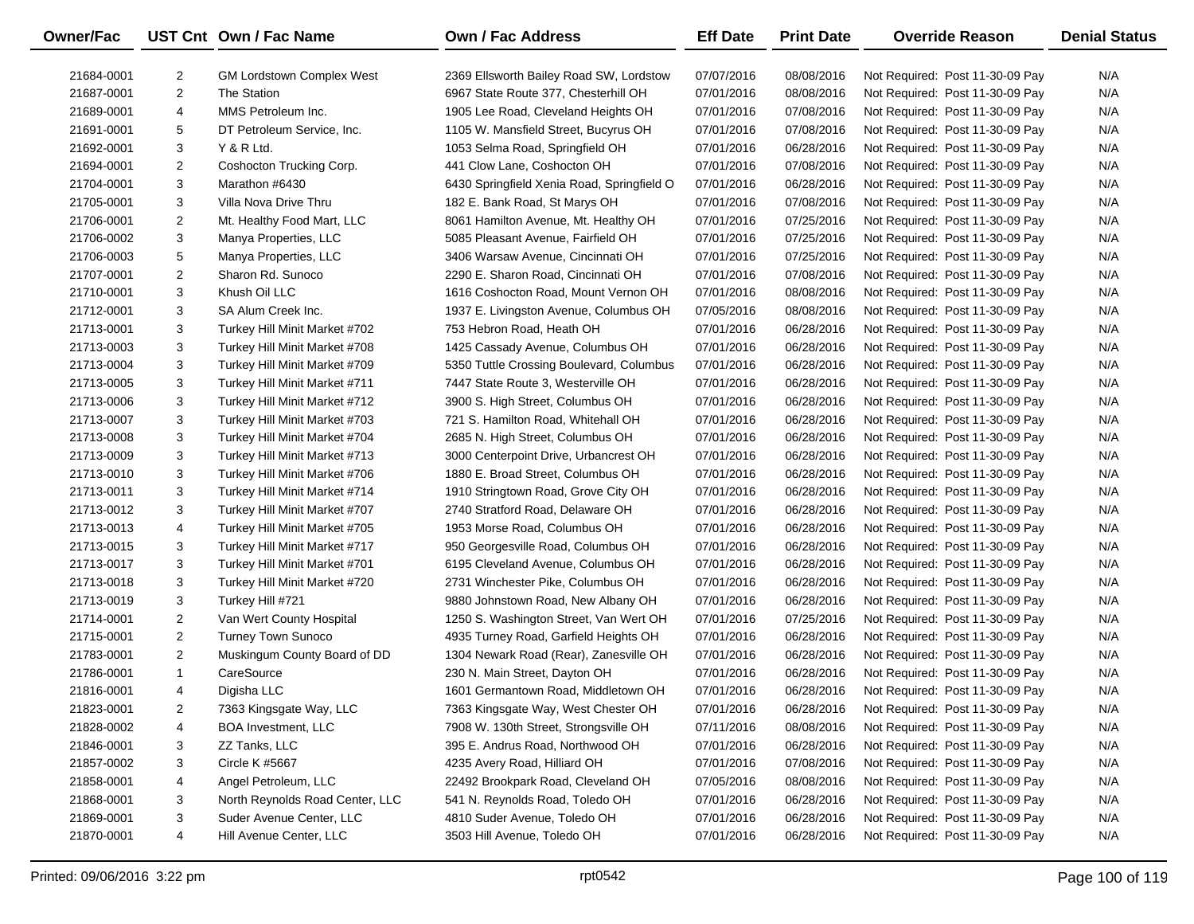| Owner/Fac | UST Cnt | Own / Fac Name | Own / Fac Address | Eff Date | Print Date | Override Reason | Denial Status |
|---|---|---|---|---|---|---|---|
| 21684-0001 | 2 | GM Lordstown Complex West | 2369 Ellsworth Bailey Road SW, Lordstow | 07/07/2016 | 08/08/2016 | Not Required: Post 11-30-09 Pay | N/A |
| 21687-0001 | 2 | The Station | 6967 State Route 377, Chesterhill OH | 07/01/2016 | 08/08/2016 | Not Required: Post 11-30-09 Pay | N/A |
| 21689-0001 | 4 | MMS Petroleum Inc. | 1905 Lee Road, Cleveland Heights OH | 07/01/2016 | 07/08/2016 | Not Required: Post 11-30-09 Pay | N/A |
| 21691-0001 | 5 | DT Petroleum Service, Inc. | 1105 W. Mansfield Street, Bucyrus OH | 07/01/2016 | 07/08/2016 | Not Required: Post 11-30-09 Pay | N/A |
| 21692-0001 | 3 | Y & R Ltd. | 1053 Selma Road, Springfield OH | 07/01/2016 | 06/28/2016 | Not Required: Post 11-30-09 Pay | N/A |
| 21694-0001 | 2 | Coshocton Trucking Corp. | 441 Clow Lane, Coshocton OH | 07/01/2016 | 07/08/2016 | Not Required: Post 11-30-09 Pay | N/A |
| 21704-0001 | 3 | Marathon #6430 | 6430 Springfield Xenia Road, Springfield O | 07/01/2016 | 06/28/2016 | Not Required: Post 11-30-09 Pay | N/A |
| 21705-0001 | 3 | Villa Nova Drive Thru | 182 E. Bank Road, St Marys OH | 07/01/2016 | 07/08/2016 | Not Required: Post 11-30-09 Pay | N/A |
| 21706-0001 | 2 | Mt. Healthy Food Mart, LLC | 8061 Hamilton Avenue, Mt. Healthy OH | 07/01/2016 | 07/25/2016 | Not Required: Post 11-30-09 Pay | N/A |
| 21706-0002 | 3 | Manya Properties, LLC | 5085 Pleasant Avenue, Fairfield OH | 07/01/2016 | 07/25/2016 | Not Required: Post 11-30-09 Pay | N/A |
| 21706-0003 | 5 | Manya Properties, LLC | 3406 Warsaw Avenue, Cincinnati OH | 07/01/2016 | 07/25/2016 | Not Required: Post 11-30-09 Pay | N/A |
| 21707-0001 | 2 | Sharon Rd. Sunoco | 2290 E. Sharon Road, Cincinnati OH | 07/01/2016 | 07/08/2016 | Not Required: Post 11-30-09 Pay | N/A |
| 21710-0001 | 3 | Khush Oil LLC | 1616 Coshocton Road, Mount Vernon OH | 07/01/2016 | 08/08/2016 | Not Required: Post 11-30-09 Pay | N/A |
| 21712-0001 | 3 | SA Alum Creek Inc. | 1937 E. Livingston Avenue, Columbus OH | 07/05/2016 | 08/08/2016 | Not Required: Post 11-30-09 Pay | N/A |
| 21713-0001 | 3 | Turkey Hill Minit Market #702 | 753 Hebron Road, Heath OH | 07/01/2016 | 06/28/2016 | Not Required: Post 11-30-09 Pay | N/A |
| 21713-0003 | 3 | Turkey Hill Minit Market #708 | 1425 Cassady Avenue, Columbus OH | 07/01/2016 | 06/28/2016 | Not Required: Post 11-30-09 Pay | N/A |
| 21713-0004 | 3 | Turkey Hill Minit Market #709 | 5350 Tuttle Crossing Boulevard, Columbus | 07/01/2016 | 06/28/2016 | Not Required: Post 11-30-09 Pay | N/A |
| 21713-0005 | 3 | Turkey Hill Minit Market #711 | 7447 State Route 3, Westerville OH | 07/01/2016 | 06/28/2016 | Not Required: Post 11-30-09 Pay | N/A |
| 21713-0006 | 3 | Turkey Hill Minit Market #712 | 3900 S. High Street, Columbus OH | 07/01/2016 | 06/28/2016 | Not Required: Post 11-30-09 Pay | N/A |
| 21713-0007 | 3 | Turkey Hill Minit Market #703 | 721 S. Hamilton Road, Whitehall OH | 07/01/2016 | 06/28/2016 | Not Required: Post 11-30-09 Pay | N/A |
| 21713-0008 | 3 | Turkey Hill Minit Market #704 | 2685 N. High Street, Columbus OH | 07/01/2016 | 06/28/2016 | Not Required: Post 11-30-09 Pay | N/A |
| 21713-0009 | 3 | Turkey Hill Minit Market #713 | 3000 Centerpoint Drive, Urbancrest OH | 07/01/2016 | 06/28/2016 | Not Required: Post 11-30-09 Pay | N/A |
| 21713-0010 | 3 | Turkey Hill Minit Market #706 | 1880 E. Broad Street, Columbus OH | 07/01/2016 | 06/28/2016 | Not Required: Post 11-30-09 Pay | N/A |
| 21713-0011 | 3 | Turkey Hill Minit Market #714 | 1910 Stringtown Road, Grove City OH | 07/01/2016 | 06/28/2016 | Not Required: Post 11-30-09 Pay | N/A |
| 21713-0012 | 3 | Turkey Hill Minit Market #707 | 2740 Stratford Road, Delaware OH | 07/01/2016 | 06/28/2016 | Not Required: Post 11-30-09 Pay | N/A |
| 21713-0013 | 4 | Turkey Hill Minit Market #705 | 1953 Morse Road, Columbus OH | 07/01/2016 | 06/28/2016 | Not Required: Post 11-30-09 Pay | N/A |
| 21713-0015 | 3 | Turkey Hill Minit Market #717 | 950 Georgesville Road, Columbus OH | 07/01/2016 | 06/28/2016 | Not Required: Post 11-30-09 Pay | N/A |
| 21713-0017 | 3 | Turkey Hill Minit Market #701 | 6195 Cleveland Avenue, Columbus OH | 07/01/2016 | 06/28/2016 | Not Required: Post 11-30-09 Pay | N/A |
| 21713-0018 | 3 | Turkey Hill Minit Market #720 | 2731 Winchester Pike, Columbus OH | 07/01/2016 | 06/28/2016 | Not Required: Post 11-30-09 Pay | N/A |
| 21713-0019 | 3 | Turkey Hill #721 | 9880 Johnstown Road, New Albany OH | 07/01/2016 | 06/28/2016 | Not Required: Post 11-30-09 Pay | N/A |
| 21714-0001 | 2 | Van Wert County Hospital | 1250 S. Washington Street, Van Wert OH | 07/01/2016 | 07/25/2016 | Not Required: Post 11-30-09 Pay | N/A |
| 21715-0001 | 2 | Turney Town Sunoco | 4935 Turney Road, Garfield Heights OH | 07/01/2016 | 06/28/2016 | Not Required: Post 11-30-09 Pay | N/A |
| 21783-0001 | 2 | Muskingum County Board of DD | 1304 Newark Road (Rear), Zanesville OH | 07/01/2016 | 06/28/2016 | Not Required: Post 11-30-09 Pay | N/A |
| 21786-0001 | 1 | CareSource | 230 N. Main Street, Dayton OH | 07/01/2016 | 06/28/2016 | Not Required: Post 11-30-09 Pay | N/A |
| 21816-0001 | 4 | Digisha LLC | 1601 Germantown Road, Middletown OH | 07/01/2016 | 06/28/2016 | Not Required: Post 11-30-09 Pay | N/A |
| 21823-0001 | 2 | 7363 Kingsgate Way, LLC | 7363 Kingsgate Way, West Chester OH | 07/01/2016 | 06/28/2016 | Not Required: Post 11-30-09 Pay | N/A |
| 21828-0002 | 4 | BOA Investment, LLC | 7908 W. 130th Street, Strongsville OH | 07/11/2016 | 08/08/2016 | Not Required: Post 11-30-09 Pay | N/A |
| 21846-0001 | 3 | ZZ Tanks, LLC | 395 E. Andrus Road, Northwood OH | 07/01/2016 | 06/28/2016 | Not Required: Post 11-30-09 Pay | N/A |
| 21857-0002 | 3 | Circle K #5667 | 4235 Avery Road, Hilliard OH | 07/01/2016 | 07/08/2016 | Not Required: Post 11-30-09 Pay | N/A |
| 21858-0001 | 4 | Angel Petroleum, LLC | 22492 Brookpark Road, Cleveland OH | 07/05/2016 | 08/08/2016 | Not Required: Post 11-30-09 Pay | N/A |
| 21868-0001 | 3 | North Reynolds Road Center, LLC | 541 N. Reynolds Road, Toledo OH | 07/01/2016 | 06/28/2016 | Not Required: Post 11-30-09 Pay | N/A |
| 21869-0001 | 3 | Suder Avenue Center, LLC | 4810 Suder Avenue, Toledo OH | 07/01/2016 | 06/28/2016 | Not Required: Post 11-30-09 Pay | N/A |
| 21870-0001 | 4 | Hill Avenue Center, LLC | 3503 Hill Avenue, Toledo OH | 07/01/2016 | 06/28/2016 | Not Required: Post 11-30-09 Pay | N/A |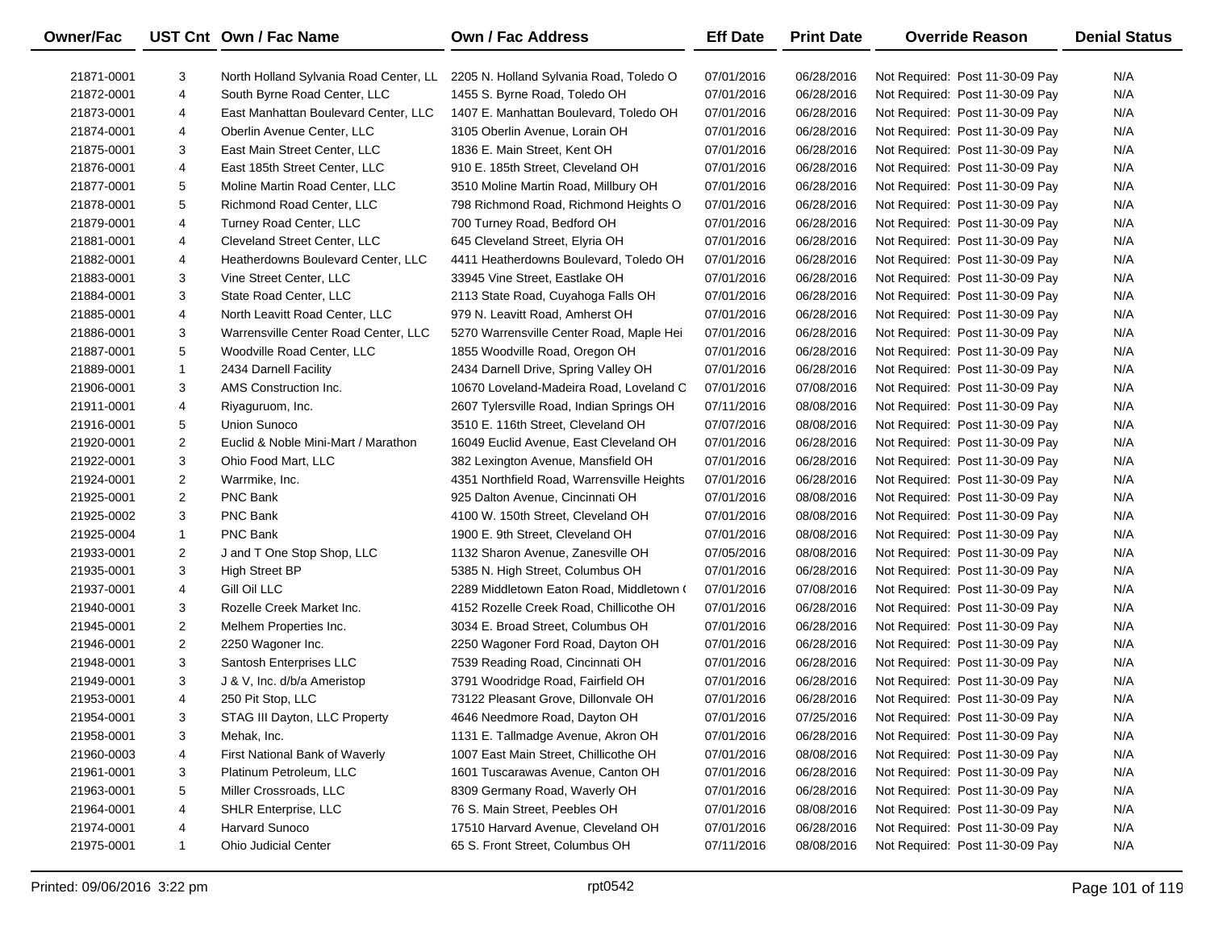| Owner/Fac | UST Cnt | Own / Fac Name | Own / Fac Address | Eff Date | Print Date | Override Reason | Denial Status |
|---|---|---|---|---|---|---|---|
| 21871-0001 | 3 | North Holland Sylvania Road Center, LL | 2205 N. Holland Sylvania Road, Toledo O | 07/01/2016 | 06/28/2016 | Not Required: Post 11-30-09 Pay | N/A |
| 21872-0001 | 4 | South Byrne Road Center, LLC | 1455 S. Byrne Road, Toledo OH | 07/01/2016 | 06/28/2016 | Not Required: Post 11-30-09 Pay | N/A |
| 21873-0001 | 4 | East Manhattan Boulevard Center, LLC | 1407 E. Manhattan Boulevard, Toledo OH | 07/01/2016 | 06/28/2016 | Not Required: Post 11-30-09 Pay | N/A |
| 21874-0001 | 4 | Oberlin Avenue Center, LLC | 3105 Oberlin Avenue, Lorain OH | 07/01/2016 | 06/28/2016 | Not Required: Post 11-30-09 Pay | N/A |
| 21875-0001 | 3 | East Main Street Center, LLC | 1836 E. Main Street, Kent OH | 07/01/2016 | 06/28/2016 | Not Required: Post 11-30-09 Pay | N/A |
| 21876-0001 | 4 | East 185th Street Center, LLC | 910 E. 185th Street, Cleveland OH | 07/01/2016 | 06/28/2016 | Not Required: Post 11-30-09 Pay | N/A |
| 21877-0001 | 5 | Moline Martin Road Center, LLC | 3510 Moline Martin Road, Millbury OH | 07/01/2016 | 06/28/2016 | Not Required: Post 11-30-09 Pay | N/A |
| 21878-0001 | 5 | Richmond Road Center, LLC | 798 Richmond Road, Richmond Heights O | 07/01/2016 | 06/28/2016 | Not Required: Post 11-30-09 Pay | N/A |
| 21879-0001 | 4 | Turney Road Center, LLC | 700 Turney Road, Bedford OH | 07/01/2016 | 06/28/2016 | Not Required: Post 11-30-09 Pay | N/A |
| 21881-0001 | 4 | Cleveland Street Center, LLC | 645 Cleveland Street, Elyria OH | 07/01/2016 | 06/28/2016 | Not Required: Post 11-30-09 Pay | N/A |
| 21882-0001 | 4 | Heatherdowns Boulevard Center, LLC | 4411 Heatherdowns Boulevard, Toledo OH | 07/01/2016 | 06/28/2016 | Not Required: Post 11-30-09 Pay | N/A |
| 21883-0001 | 3 | Vine Street Center, LLC | 33945 Vine Street, Eastlake OH | 07/01/2016 | 06/28/2016 | Not Required: Post 11-30-09 Pay | N/A |
| 21884-0001 | 3 | State Road Center, LLC | 2113 State Road, Cuyahoga Falls OH | 07/01/2016 | 06/28/2016 | Not Required: Post 11-30-09 Pay | N/A |
| 21885-0001 | 4 | North Leavitt Road Center, LLC | 979 N. Leavitt Road, Amherst OH | 07/01/2016 | 06/28/2016 | Not Required: Post 11-30-09 Pay | N/A |
| 21886-0001 | 3 | Warrensville Center Road Center, LLC | 5270 Warrensville Center Road, Maple Hei | 07/01/2016 | 06/28/2016 | Not Required: Post 11-30-09 Pay | N/A |
| 21887-0001 | 5 | Woodville Road Center, LLC | 1855 Woodville Road, Oregon OH | 07/01/2016 | 06/28/2016 | Not Required: Post 11-30-09 Pay | N/A |
| 21889-0001 | 1 | 2434 Darnell Facility | 2434 Darnell Drive, Spring Valley OH | 07/01/2016 | 06/28/2016 | Not Required: Post 11-30-09 Pay | N/A |
| 21906-0001 | 3 | AMS Construction Inc. | 10670 Loveland-Madeira Road, Loveland C | 07/01/2016 | 07/08/2016 | Not Required: Post 11-30-09 Pay | N/A |
| 21911-0001 | 4 | Riyaguruom, Inc. | 2607 Tylersville Road, Indian Springs OH | 07/11/2016 | 08/08/2016 | Not Required: Post 11-30-09 Pay | N/A |
| 21916-0001 | 5 | Union Sunoco | 3510 E. 116th Street, Cleveland OH | 07/07/2016 | 08/08/2016 | Not Required: Post 11-30-09 Pay | N/A |
| 21920-0001 | 2 | Euclid & Noble Mini-Mart / Marathon | 16049 Euclid Avenue, East Cleveland OH | 07/01/2016 | 06/28/2016 | Not Required: Post 11-30-09 Pay | N/A |
| 21922-0001 | 3 | Ohio Food Mart, LLC | 382 Lexington Avenue, Mansfield OH | 07/01/2016 | 06/28/2016 | Not Required: Post 11-30-09 Pay | N/A |
| 21924-0001 | 2 | Warrmike, Inc. | 4351 Northfield Road, Warrensville Heights | 07/01/2016 | 06/28/2016 | Not Required: Post 11-30-09 Pay | N/A |
| 21925-0001 | 2 | PNC Bank | 925 Dalton Avenue, Cincinnati OH | 07/01/2016 | 08/08/2016 | Not Required: Post 11-30-09 Pay | N/A |
| 21925-0002 | 3 | PNC Bank | 4100 W. 150th Street, Cleveland OH | 07/01/2016 | 08/08/2016 | Not Required: Post 11-30-09 Pay | N/A |
| 21925-0004 | 1 | PNC Bank | 1900 E. 9th Street, Cleveland OH | 07/01/2016 | 08/08/2016 | Not Required: Post 11-30-09 Pay | N/A |
| 21933-0001 | 2 | J and T One Stop Shop, LLC | 1132 Sharon Avenue, Zanesville OH | 07/05/2016 | 08/08/2016 | Not Required: Post 11-30-09 Pay | N/A |
| 21935-0001 | 3 | High Street BP | 5385 N. High Street, Columbus OH | 07/01/2016 | 06/28/2016 | Not Required: Post 11-30-09 Pay | N/A |
| 21937-0001 | 4 | Gill Oil LLC | 2289 Middletown Eaton Road, Middletown ( | 07/01/2016 | 07/08/2016 | Not Required: Post 11-30-09 Pay | N/A |
| 21940-0001 | 3 | Rozelle Creek Market Inc. | 4152 Rozelle Creek Road, Chillicothe OH | 07/01/2016 | 06/28/2016 | Not Required: Post 11-30-09 Pay | N/A |
| 21945-0001 | 2 | Melhem Properties Inc. | 3034 E. Broad Street, Columbus OH | 07/01/2016 | 06/28/2016 | Not Required: Post 11-30-09 Pay | N/A |
| 21946-0001 | 2 | 2250 Wagoner Inc. | 2250 Wagoner Ford Road, Dayton OH | 07/01/2016 | 06/28/2016 | Not Required: Post 11-30-09 Pay | N/A |
| 21948-0001 | 3 | Santosh Enterprises LLC | 7539 Reading Road, Cincinnati OH | 07/01/2016 | 06/28/2016 | Not Required: Post 11-30-09 Pay | N/A |
| 21949-0001 | 3 | J & V, Inc. d/b/a Ameristop | 3791 Woodridge Road, Fairfield OH | 07/01/2016 | 06/28/2016 | Not Required: Post 11-30-09 Pay | N/A |
| 21953-0001 | 4 | 250 Pit Stop, LLC | 73122 Pleasant Grove, Dillonvale OH | 07/01/2016 | 06/28/2016 | Not Required: Post 11-30-09 Pay | N/A |
| 21954-0001 | 3 | STAG III Dayton, LLC Property | 4646 Needmore Road, Dayton OH | 07/01/2016 | 07/25/2016 | Not Required: Post 11-30-09 Pay | N/A |
| 21958-0001 | 3 | Mehak, Inc. | 1131 E. Tallmadge Avenue, Akron OH | 07/01/2016 | 06/28/2016 | Not Required: Post 11-30-09 Pay | N/A |
| 21960-0003 | 4 | First National Bank of Waverly | 1007 East Main Street, Chillicothe OH | 07/01/2016 | 08/08/2016 | Not Required: Post 11-30-09 Pay | N/A |
| 21961-0001 | 3 | Platinum Petroleum, LLC | 1601 Tuscarawas Avenue, Canton OH | 07/01/2016 | 06/28/2016 | Not Required: Post 11-30-09 Pay | N/A |
| 21963-0001 | 5 | Miller Crossroads, LLC | 8309 Germany Road, Waverly OH | 07/01/2016 | 06/28/2016 | Not Required: Post 11-30-09 Pay | N/A |
| 21964-0001 | 4 | SHLR Enterprise, LLC | 76 S. Main Street, Peebles OH | 07/01/2016 | 08/08/2016 | Not Required: Post 11-30-09 Pay | N/A |
| 21974-0001 | 4 | Harvard Sunoco | 17510 Harvard Avenue, Cleveland OH | 07/01/2016 | 06/28/2016 | Not Required: Post 11-30-09 Pay | N/A |
| 21975-0001 | 1 | Ohio Judicial Center | 65 S. Front Street, Columbus OH | 07/11/2016 | 08/08/2016 | Not Required: Post 11-30-09 Pay | N/A |

Printed: 09/06/2016 3:22 pm rpt0542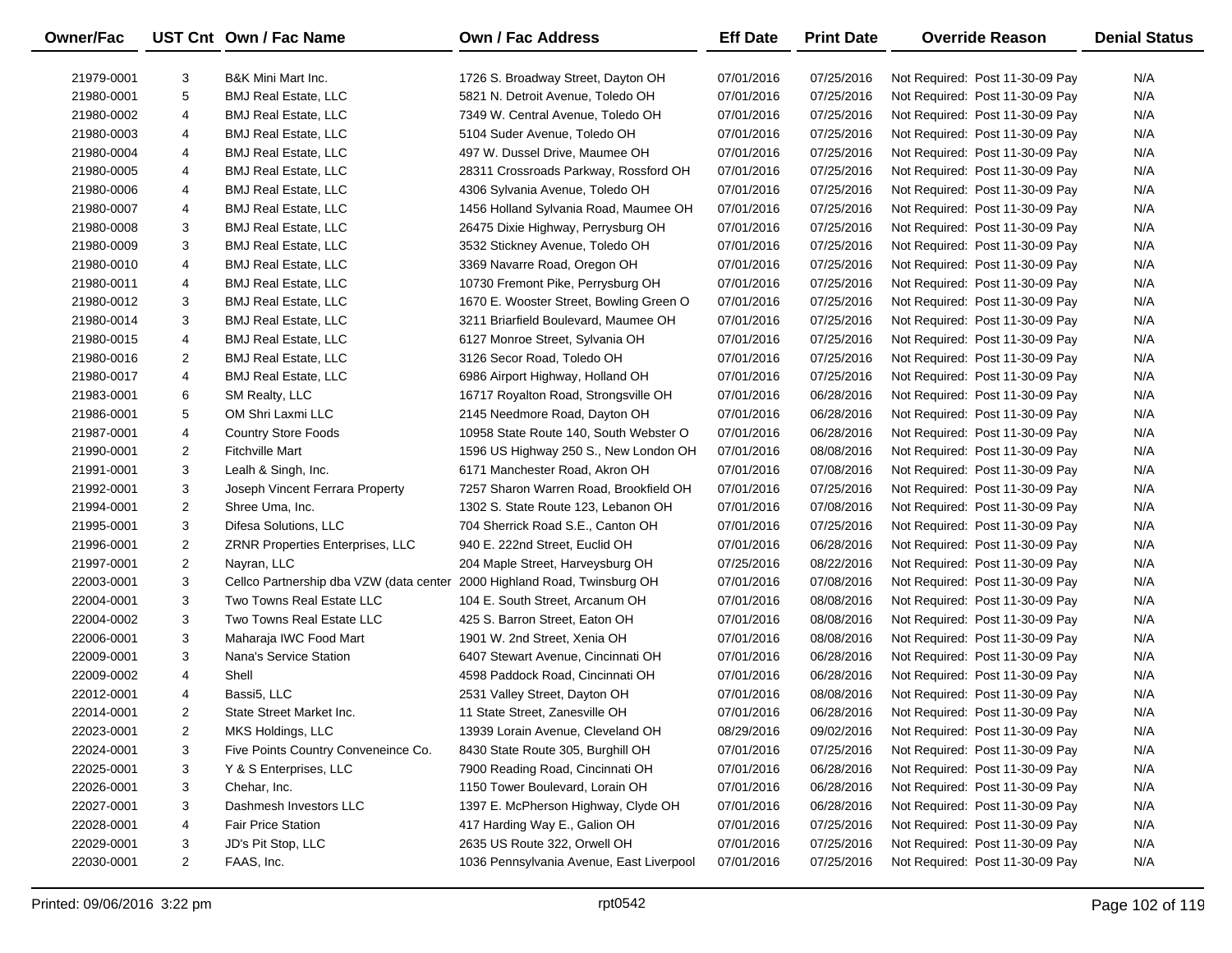| Owner/Fac | UST Cnt | Own / Fac Name | Own / Fac Address | Eff Date | Print Date | Override Reason | Denial Status |
|---|---|---|---|---|---|---|---|
| 21979-0001 | 3 | B&K Mini Mart Inc. | 1726 S. Broadway Street, Dayton OH | 07/01/2016 | 07/25/2016 | Not Required: Post 11-30-09 Pay | N/A |
| 21980-0001 | 5 | BMJ Real Estate, LLC | 5821 N. Detroit Avenue, Toledo OH | 07/01/2016 | 07/25/2016 | Not Required: Post 11-30-09 Pay | N/A |
| 21980-0002 | 4 | BMJ Real Estate, LLC | 7349 W. Central Avenue, Toledo OH | 07/01/2016 | 07/25/2016 | Not Required: Post 11-30-09 Pay | N/A |
| 21980-0003 | 4 | BMJ Real Estate, LLC | 5104 Suder Avenue, Toledo OH | 07/01/2016 | 07/25/2016 | Not Required: Post 11-30-09 Pay | N/A |
| 21980-0004 | 4 | BMJ Real Estate, LLC | 497 W. Dussel Drive, Maumee OH | 07/01/2016 | 07/25/2016 | Not Required: Post 11-30-09 Pay | N/A |
| 21980-0005 | 4 | BMJ Real Estate, LLC | 28311 Crossroads Parkway, Rossford OH | 07/01/2016 | 07/25/2016 | Not Required: Post 11-30-09 Pay | N/A |
| 21980-0006 | 4 | BMJ Real Estate, LLC | 4306 Sylvania Avenue, Toledo OH | 07/01/2016 | 07/25/2016 | Not Required: Post 11-30-09 Pay | N/A |
| 21980-0007 | 4 | BMJ Real Estate, LLC | 1456 Holland Sylvania Road, Maumee OH | 07/01/2016 | 07/25/2016 | Not Required: Post 11-30-09 Pay | N/A |
| 21980-0008 | 3 | BMJ Real Estate, LLC | 26475 Dixie Highway, Perrysburg OH | 07/01/2016 | 07/25/2016 | Not Required: Post 11-30-09 Pay | N/A |
| 21980-0009 | 3 | BMJ Real Estate, LLC | 3532 Stickney Avenue, Toledo OH | 07/01/2016 | 07/25/2016 | Not Required: Post 11-30-09 Pay | N/A |
| 21980-0010 | 4 | BMJ Real Estate, LLC | 3369 Navarre Road, Oregon OH | 07/01/2016 | 07/25/2016 | Not Required: Post 11-30-09 Pay | N/A |
| 21980-0011 | 4 | BMJ Real Estate, LLC | 10730 Fremont Pike, Perrysburg OH | 07/01/2016 | 07/25/2016 | Not Required: Post 11-30-09 Pay | N/A |
| 21980-0012 | 3 | BMJ Real Estate, LLC | 1670 E. Wooster Street, Bowling Green O | 07/01/2016 | 07/25/2016 | Not Required: Post 11-30-09 Pay | N/A |
| 21980-0014 | 3 | BMJ Real Estate, LLC | 3211 Briarfield Boulevard, Maumee OH | 07/01/2016 | 07/25/2016 | Not Required: Post 11-30-09 Pay | N/A |
| 21980-0015 | 4 | BMJ Real Estate, LLC | 6127 Monroe Street, Sylvania OH | 07/01/2016 | 07/25/2016 | Not Required: Post 11-30-09 Pay | N/A |
| 21980-0016 | 2 | BMJ Real Estate, LLC | 3126 Secor Road, Toledo OH | 07/01/2016 | 07/25/2016 | Not Required: Post 11-30-09 Pay | N/A |
| 21980-0017 | 4 | BMJ Real Estate, LLC | 6986 Airport Highway, Holland OH | 07/01/2016 | 07/25/2016 | Not Required: Post 11-30-09 Pay | N/A |
| 21983-0001 | 6 | SM Realty, LLC | 16717 Royalton Road, Strongsville OH | 07/01/2016 | 06/28/2016 | Not Required: Post 11-30-09 Pay | N/A |
| 21986-0001 | 5 | OM Shri Laxmi LLC | 2145 Needmore Road, Dayton OH | 07/01/2016 | 06/28/2016 | Not Required: Post 11-30-09 Pay | N/A |
| 21987-0001 | 4 | Country Store Foods | 10958 State Route 140, South Webster O | 07/01/2016 | 06/28/2016 | Not Required: Post 11-30-09 Pay | N/A |
| 21990-0001 | 2 | Fitchville Mart | 1596 US Highway 250 S., New London OH | 07/01/2016 | 08/08/2016 | Not Required: Post 11-30-09 Pay | N/A |
| 21991-0001 | 3 | Lealh & Singh, Inc. | 6171 Manchester Road, Akron OH | 07/01/2016 | 07/08/2016 | Not Required: Post 11-30-09 Pay | N/A |
| 21992-0001 | 3 | Joseph Vincent Ferrara Property | 7257 Sharon Warren Road, Brookfield OH | 07/01/2016 | 07/25/2016 | Not Required: Post 11-30-09 Pay | N/A |
| 21994-0001 | 2 | Shree Uma, Inc. | 1302 S. State Route 123, Lebanon OH | 07/01/2016 | 07/08/2016 | Not Required: Post 11-30-09 Pay | N/A |
| 21995-0001 | 3 | Difesa Solutions, LLC | 704 Sherrick Road S.E., Canton OH | 07/01/2016 | 07/25/2016 | Not Required: Post 11-30-09 Pay | N/A |
| 21996-0001 | 2 | ZRNR Properties Enterprises, LLC | 940 E. 222nd Street, Euclid OH | 07/01/2016 | 06/28/2016 | Not Required: Post 11-30-09 Pay | N/A |
| 21997-0001 | 2 | Nayran, LLC | 204 Maple Street, Harveysburg OH | 07/25/2016 | 08/22/2016 | Not Required: Post 11-30-09 Pay | N/A |
| 22003-0001 | 3 | Cellco Partnership dba VZW (data center | 2000 Highland Road, Twinsburg OH | 07/01/2016 | 07/08/2016 | Not Required: Post 11-30-09 Pay | N/A |
| 22004-0001 | 3 | Two Towns Real Estate LLC | 104 E. South Street, Arcanum OH | 07/01/2016 | 08/08/2016 | Not Required: Post 11-30-09 Pay | N/A |
| 22004-0002 | 3 | Two Towns Real Estate LLC | 425 S. Barron Street, Eaton OH | 07/01/2016 | 08/08/2016 | Not Required: Post 11-30-09 Pay | N/A |
| 22006-0001 | 3 | Maharaja IWC Food Mart | 1901 W. 2nd Street, Xenia OH | 07/01/2016 | 08/08/2016 | Not Required: Post 11-30-09 Pay | N/A |
| 22009-0001 | 3 | Nana's Service Station | 6407 Stewart Avenue, Cincinnati OH | 07/01/2016 | 06/28/2016 | Not Required: Post 11-30-09 Pay | N/A |
| 22009-0002 | 4 | Shell | 4598 Paddock Road, Cincinnati OH | 07/01/2016 | 06/28/2016 | Not Required: Post 11-30-09 Pay | N/A |
| 22012-0001 | 4 | Bassi5, LLC | 2531 Valley Street, Dayton OH | 07/01/2016 | 08/08/2016 | Not Required: Post 11-30-09 Pay | N/A |
| 22014-0001 | 2 | State Street Market Inc. | 11 State Street, Zanesville OH | 07/01/2016 | 06/28/2016 | Not Required: Post 11-30-09 Pay | N/A |
| 22023-0001 | 2 | MKS Holdings, LLC | 13939 Lorain Avenue, Cleveland OH | 08/29/2016 | 09/02/2016 | Not Required: Post 11-30-09 Pay | N/A |
| 22024-0001 | 3 | Five Points Country Conveneince Co. | 8430 State Route 305, Burghill OH | 07/01/2016 | 07/25/2016 | Not Required: Post 11-30-09 Pay | N/A |
| 22025-0001 | 3 | Y & S Enterprises, LLC | 7900 Reading Road, Cincinnati OH | 07/01/2016 | 06/28/2016 | Not Required: Post 11-30-09 Pay | N/A |
| 22026-0001 | 3 | Chehar, Inc. | 1150 Tower Boulevard, Lorain OH | 07/01/2016 | 06/28/2016 | Not Required: Post 11-30-09 Pay | N/A |
| 22027-0001 | 3 | Dashmesh Investors LLC | 1397 E. McPherson Highway, Clyde OH | 07/01/2016 | 06/28/2016 | Not Required: Post 11-30-09 Pay | N/A |
| 22028-0001 | 4 | Fair Price Station | 417 Harding Way E., Galion OH | 07/01/2016 | 07/25/2016 | Not Required: Post 11-30-09 Pay | N/A |
| 22029-0001 | 3 | JD's Pit Stop, LLC | 2635 US Route 322, Orwell OH | 07/01/2016 | 07/25/2016 | Not Required: Post 11-30-09 Pay | N/A |
| 22030-0001 | 2 | FAAS, Inc. | 1036 Pennsylvania Avenue, East Liverpool | 07/01/2016 | 07/25/2016 | Not Required: Post 11-30-09 Pay | N/A |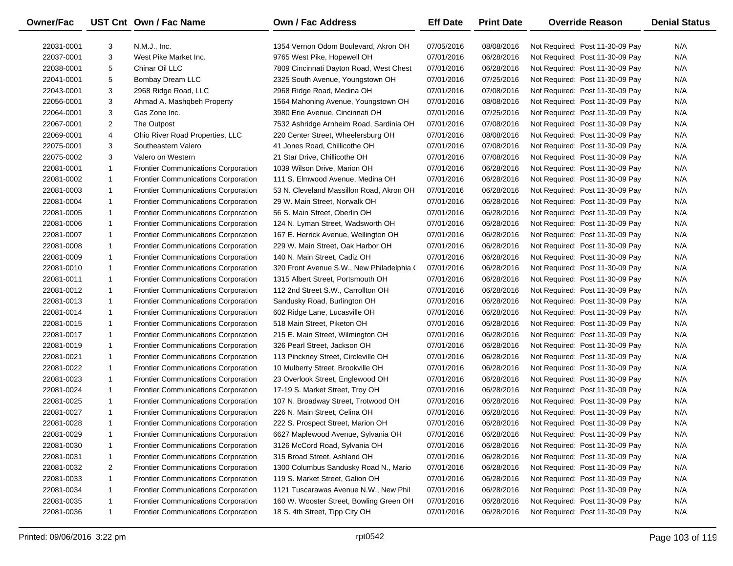| Owner/Fac | UST Cnt | Own / Fac Name | Own / Fac Address | Eff Date | Print Date | Override Reason | Denial Status |
|---|---|---|---|---|---|---|---|
| 22031-0001 | 3 | N.M.J., Inc. | 1354 Vernon Odom Boulevard, Akron OH | 07/05/2016 | 08/08/2016 | Not Required: Post 11-30-09 Pay | N/A |
| 22037-0001 | 3 | West Pike Market Inc. | 9765 West Pike, Hopewell OH | 07/01/2016 | 06/28/2016 | Not Required: Post 11-30-09 Pay | N/A |
| 22038-0001 | 5 | Chinar Oil LLC | 7809 Cincinnati Dayton Road, West Chest | 07/01/2016 | 06/28/2016 | Not Required: Post 11-30-09 Pay | N/A |
| 22041-0001 | 5 | Bombay Dream LLC | 2325 South Avenue, Youngstown OH | 07/01/2016 | 07/25/2016 | Not Required: Post 11-30-09 Pay | N/A |
| 22043-0001 | 3 | 2968 Ridge Road, LLC | 2968 Ridge Road, Medina OH | 07/01/2016 | 07/08/2016 | Not Required: Post 11-30-09 Pay | N/A |
| 22056-0001 | 3 | Ahmad A. Mashqbeh Property | 1564 Mahoning Avenue, Youngstown OH | 07/01/2016 | 08/08/2016 | Not Required: Post 11-30-09 Pay | N/A |
| 22064-0001 | 3 | Gas Zone Inc. | 3980 Erie Avenue, Cincinnati OH | 07/01/2016 | 07/25/2016 | Not Required: Post 11-30-09 Pay | N/A |
| 22067-0001 | 2 | The Outpost | 7532 Ashridge Arnheim Road, Sardinia OH | 07/01/2016 | 07/08/2016 | Not Required: Post 11-30-09 Pay | N/A |
| 22069-0001 | 4 | Ohio River Road Properties, LLC | 220 Center Street, Wheelersburg OH | 07/01/2016 | 08/08/2016 | Not Required: Post 11-30-09 Pay | N/A |
| 22075-0001 | 3 | Southeastern Valero | 41 Jones Road, Chillicothe OH | 07/01/2016 | 07/08/2016 | Not Required: Post 11-30-09 Pay | N/A |
| 22075-0002 | 3 | Valero on Western | 21 Star Drive, Chillicothe OH | 07/01/2016 | 07/08/2016 | Not Required: Post 11-30-09 Pay | N/A |
| 22081-0001 | 1 | Frontier Communications Corporation | 1039 Wilson Drive, Marion OH | 07/01/2016 | 06/28/2016 | Not Required: Post 11-30-09 Pay | N/A |
| 22081-0002 | 1 | Frontier Communications Corporation | 111 S. Elmwood Avenue, Medina OH | 07/01/2016 | 06/28/2016 | Not Required: Post 11-30-09 Pay | N/A |
| 22081-0003 | 1 | Frontier Communications Corporation | 53 N. Cleveland Massillon Road, Akron OH | 07/01/2016 | 06/28/2016 | Not Required: Post 11-30-09 Pay | N/A |
| 22081-0004 | 1 | Frontier Communications Corporation | 29 W. Main Street, Norwalk OH | 07/01/2016 | 06/28/2016 | Not Required: Post 11-30-09 Pay | N/A |
| 22081-0005 | 1 | Frontier Communications Corporation | 56 S. Main Street, Oberlin OH | 07/01/2016 | 06/28/2016 | Not Required: Post 11-30-09 Pay | N/A |
| 22081-0006 | 1 | Frontier Communications Corporation | 124 N. Lyman Street, Wadsworth OH | 07/01/2016 | 06/28/2016 | Not Required: Post 11-30-09 Pay | N/A |
| 22081-0007 | 1 | Frontier Communications Corporation | 167 E. Herrick Avenue, Wellington OH | 07/01/2016 | 06/28/2016 | Not Required: Post 11-30-09 Pay | N/A |
| 22081-0008 | 1 | Frontier Communications Corporation | 229 W. Main Street, Oak Harbor OH | 07/01/2016 | 06/28/2016 | Not Required: Post 11-30-09 Pay | N/A |
| 22081-0009 | 1 | Frontier Communications Corporation | 140 N. Main Street, Cadiz OH | 07/01/2016 | 06/28/2016 | Not Required: Post 11-30-09 Pay | N/A |
| 22081-0010 | 1 | Frontier Communications Corporation | 320 Front Avenue S.W., New Philadelphia ( | 07/01/2016 | 06/28/2016 | Not Required: Post 11-30-09 Pay | N/A |
| 22081-0011 | 1 | Frontier Communications Corporation | 1315 Albert Street, Portsmouth OH | 07/01/2016 | 06/28/2016 | Not Required: Post 11-30-09 Pay | N/A |
| 22081-0012 | 1 | Frontier Communications Corporation | 112 2nd Street S.W., Carrollton OH | 07/01/2016 | 06/28/2016 | Not Required: Post 11-30-09 Pay | N/A |
| 22081-0013 | 1 | Frontier Communications Corporation | Sandusky Road, Burlington OH | 07/01/2016 | 06/28/2016 | Not Required: Post 11-30-09 Pay | N/A |
| 22081-0014 | 1 | Frontier Communications Corporation | 602 Ridge Lane, Lucasville OH | 07/01/2016 | 06/28/2016 | Not Required: Post 11-30-09 Pay | N/A |
| 22081-0015 | 1 | Frontier Communications Corporation | 518 Main Street, Piketon OH | 07/01/2016 | 06/28/2016 | Not Required: Post 11-30-09 Pay | N/A |
| 22081-0017 | 1 | Frontier Communications Corporation | 215 E. Main Street, Wilmington OH | 07/01/2016 | 06/28/2016 | Not Required: Post 11-30-09 Pay | N/A |
| 22081-0019 | 1 | Frontier Communications Corporation | 326 Pearl Street, Jackson OH | 07/01/2016 | 06/28/2016 | Not Required: Post 11-30-09 Pay | N/A |
| 22081-0021 | 1 | Frontier Communications Corporation | 113 Pinckney Street, Circleville OH | 07/01/2016 | 06/28/2016 | Not Required: Post 11-30-09 Pay | N/A |
| 22081-0022 | 1 | Frontier Communications Corporation | 10 Mulberry Street, Brookville OH | 07/01/2016 | 06/28/2016 | Not Required: Post 11-30-09 Pay | N/A |
| 22081-0023 | 1 | Frontier Communications Corporation | 23 Overlook Street, Englewood OH | 07/01/2016 | 06/28/2016 | Not Required: Post 11-30-09 Pay | N/A |
| 22081-0024 | 1 | Frontier Communications Corporation | 17-19 S. Market Street, Troy OH | 07/01/2016 | 06/28/2016 | Not Required: Post 11-30-09 Pay | N/A |
| 22081-0025 | 1 | Frontier Communications Corporation | 107 N. Broadway Street, Trotwood OH | 07/01/2016 | 06/28/2016 | Not Required: Post 11-30-09 Pay | N/A |
| 22081-0027 | 1 | Frontier Communications Corporation | 226 N. Main Street, Celina OH | 07/01/2016 | 06/28/2016 | Not Required: Post 11-30-09 Pay | N/A |
| 22081-0028 | 1 | Frontier Communications Corporation | 222 S. Prospect Street, Marion OH | 07/01/2016 | 06/28/2016 | Not Required: Post 11-30-09 Pay | N/A |
| 22081-0029 | 1 | Frontier Communications Corporation | 6627 Maplewood Avenue, Sylvania OH | 07/01/2016 | 06/28/2016 | Not Required: Post 11-30-09 Pay | N/A |
| 22081-0030 | 1 | Frontier Communications Corporation | 3126 McCord Road, Sylvania OH | 07/01/2016 | 06/28/2016 | Not Required: Post 11-30-09 Pay | N/A |
| 22081-0031 | 1 | Frontier Communications Corporation | 315 Broad Street, Ashland OH | 07/01/2016 | 06/28/2016 | Not Required: Post 11-30-09 Pay | N/A |
| 22081-0032 | 2 | Frontier Communications Corporation | 1300 Columbus Sandusky Road N., Mario | 07/01/2016 | 06/28/2016 | Not Required: Post 11-30-09 Pay | N/A |
| 22081-0033 | 1 | Frontier Communications Corporation | 119 S. Market Street, Galion OH | 07/01/2016 | 06/28/2016 | Not Required: Post 11-30-09 Pay | N/A |
| 22081-0034 | 1 | Frontier Communications Corporation | 1121 Tuscarawas Avenue N.W., New Phil | 07/01/2016 | 06/28/2016 | Not Required: Post 11-30-09 Pay | N/A |
| 22081-0035 | 1 | Frontier Communications Corporation | 160 W. Wooster Street, Bowling Green OH | 07/01/2016 | 06/28/2016 | Not Required: Post 11-30-09 Pay | N/A |
| 22081-0036 | 1 | Frontier Communications Corporation | 18 S. 4th Street, Tipp City OH | 07/01/2016 | 06/28/2016 | Not Required: Post 11-30-09 Pay | N/A |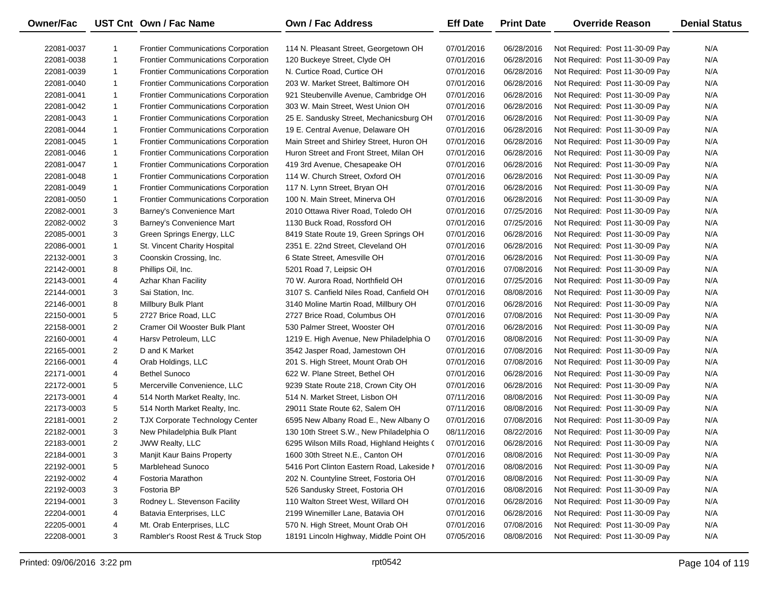| Owner/Fac | UST Cnt | Own / Fac Name | Own / Fac Address | Eff Date | Print Date | Override Reason | Denial Status |
|---|---|---|---|---|---|---|---|
| 22081-0037 | 1 | Frontier Communications Corporation | 114 N. Pleasant Street, Georgetown OH | 07/01/2016 | 06/28/2016 | Not Required: Post 11-30-09 Pay | N/A |
| 22081-0038 | 1 | Frontier Communications Corporation | 120 Buckeye Street, Clyde OH | 07/01/2016 | 06/28/2016 | Not Required: Post 11-30-09 Pay | N/A |
| 22081-0039 | 1 | Frontier Communications Corporation | N. Curtice Road, Curtice OH | 07/01/2016 | 06/28/2016 | Not Required: Post 11-30-09 Pay | N/A |
| 22081-0040 | 1 | Frontier Communications Corporation | 203 W. Market Street, Baltimore OH | 07/01/2016 | 06/28/2016 | Not Required: Post 11-30-09 Pay | N/A |
| 22081-0041 | 1 | Frontier Communications Corporation | 921 Steubenville Avenue, Cambridge OH | 07/01/2016 | 06/28/2016 | Not Required: Post 11-30-09 Pay | N/A |
| 22081-0042 | 1 | Frontier Communications Corporation | 303 W. Main Street, West Union OH | 07/01/2016 | 06/28/2016 | Not Required: Post 11-30-09 Pay | N/A |
| 22081-0043 | 1 | Frontier Communications Corporation | 25 E. Sandusky Street, Mechanicsburg OH | 07/01/2016 | 06/28/2016 | Not Required: Post 11-30-09 Pay | N/A |
| 22081-0044 | 1 | Frontier Communications Corporation | 19 E. Central Avenue, Delaware OH | 07/01/2016 | 06/28/2016 | Not Required: Post 11-30-09 Pay | N/A |
| 22081-0045 | 1 | Frontier Communications Corporation | Main Street and Shirley Street, Huron OH | 07/01/2016 | 06/28/2016 | Not Required: Post 11-30-09 Pay | N/A |
| 22081-0046 | 1 | Frontier Communications Corporation | Huron Street and Front Street, Milan OH | 07/01/2016 | 06/28/2016 | Not Required: Post 11-30-09 Pay | N/A |
| 22081-0047 | 1 | Frontier Communications Corporation | 419 3rd Avenue, Chesapeake OH | 07/01/2016 | 06/28/2016 | Not Required: Post 11-30-09 Pay | N/A |
| 22081-0048 | 1 | Frontier Communications Corporation | 114 W. Church Street, Oxford OH | 07/01/2016 | 06/28/2016 | Not Required: Post 11-30-09 Pay | N/A |
| 22081-0049 | 1 | Frontier Communications Corporation | 117 N. Lynn Street, Bryan OH | 07/01/2016 | 06/28/2016 | Not Required: Post 11-30-09 Pay | N/A |
| 22081-0050 | 1 | Frontier Communications Corporation | 100 N. Main Street, Minerva OH | 07/01/2016 | 06/28/2016 | Not Required: Post 11-30-09 Pay | N/A |
| 22082-0001 | 3 | Barney's Convenience Mart | 2010 Ottawa River Road, Toledo OH | 07/01/2016 | 07/25/2016 | Not Required: Post 11-30-09 Pay | N/A |
| 22082-0002 | 3 | Barney's Convenience Mart | 1130 Buck Road, Rossford OH | 07/01/2016 | 07/25/2016 | Not Required: Post 11-30-09 Pay | N/A |
| 22085-0001 | 3 | Green Springs Energy, LLC | 8419 State Route 19, Green Springs OH | 07/01/2016 | 06/28/2016 | Not Required: Post 11-30-09 Pay | N/A |
| 22086-0001 | 1 | St. Vincent Charity Hospital | 2351 E. 22nd Street, Cleveland OH | 07/01/2016 | 06/28/2016 | Not Required: Post 11-30-09 Pay | N/A |
| 22132-0001 | 3 | Coonskin Crossing, Inc. | 6 State Street, Amesville OH | 07/01/2016 | 06/28/2016 | Not Required: Post 11-30-09 Pay | N/A |
| 22142-0001 | 8 | Phillips Oil, Inc. | 5201 Road 7, Leipsic OH | 07/01/2016 | 07/08/2016 | Not Required: Post 11-30-09 Pay | N/A |
| 22143-0001 | 4 | Azhar Khan Facility | 70 W. Aurora Road, Northfield OH | 07/01/2016 | 07/25/2016 | Not Required: Post 11-30-09 Pay | N/A |
| 22144-0001 | 3 | Sai Station, Inc. | 3107 S. Canfield Niles Road, Canfield OH | 07/01/2016 | 08/08/2016 | Not Required: Post 11-30-09 Pay | N/A |
| 22146-0001 | 8 | Millbury Bulk Plant | 3140 Moline Martin Road, Millbury OH | 07/01/2016 | 06/28/2016 | Not Required: Post 11-30-09 Pay | N/A |
| 22150-0001 | 5 | 2727 Brice Road, LLC | 2727 Brice Road, Columbus OH | 07/01/2016 | 07/08/2016 | Not Required: Post 11-30-09 Pay | N/A |
| 22158-0001 | 2 | Cramer Oil Wooster Bulk Plant | 530 Palmer Street, Wooster OH | 07/01/2016 | 06/28/2016 | Not Required: Post 11-30-09 Pay | N/A |
| 22160-0001 | 4 | Harsv Petroleum, LLC | 1219 E. High Avenue, New Philadelphia O | 07/01/2016 | 08/08/2016 | Not Required: Post 11-30-09 Pay | N/A |
| 22165-0001 | 2 | D and K Market | 3542 Jasper Road, Jamestown OH | 07/01/2016 | 07/08/2016 | Not Required: Post 11-30-09 Pay | N/A |
| 22166-0001 | 4 | Orab Holdings, LLC | 201 S. High Street, Mount Orab OH | 07/01/2016 | 07/08/2016 | Not Required: Post 11-30-09 Pay | N/A |
| 22171-0001 | 4 | Bethel Sunoco | 622 W. Plane Street, Bethel OH | 07/01/2016 | 06/28/2016 | Not Required: Post 11-30-09 Pay | N/A |
| 22172-0001 | 5 | Mercerville Convenience, LLC | 9239 State Route 218, Crown City OH | 07/01/2016 | 06/28/2016 | Not Required: Post 11-30-09 Pay | N/A |
| 22173-0001 | 4 | 514 North Market Realty, Inc. | 514 N. Market Street, Lisbon OH | 07/11/2016 | 08/08/2016 | Not Required: Post 11-30-09 Pay | N/A |
| 22173-0003 | 5 | 514 North Market Realty, Inc. | 29011 State Route 62, Salem OH | 07/11/2016 | 08/08/2016 | Not Required: Post 11-30-09 Pay | N/A |
| 22181-0001 | 2 | TJX Corporate Technology Center | 6595 New Albany Road E., New Albany O | 07/01/2016 | 07/08/2016 | Not Required: Post 11-30-09 Pay | N/A |
| 22182-0001 | 3 | New Philadelphia Bulk Plant | 130 10th Street S.W., New Philadelphia O | 08/11/2016 | 08/22/2016 | Not Required: Post 11-30-09 Pay | N/A |
| 22183-0001 | 2 | JWW Realty, LLC | 6295 Wilson Mills Road, Highland Heights ( | 07/01/2016 | 06/28/2016 | Not Required: Post 11-30-09 Pay | N/A |
| 22184-0001 | 3 | Manjit Kaur Bains Property | 1600 30th Street N.E., Canton OH | 07/01/2016 | 08/08/2016 | Not Required: Post 11-30-09 Pay | N/A |
| 22192-0001 | 5 | Marblehead Sunoco | 5416 Port Clinton Eastern Road, Lakeside I | 07/01/2016 | 08/08/2016 | Not Required: Post 11-30-09 Pay | N/A |
| 22192-0002 | 4 | Fostoria Marathon | 202 N. Countyline Street, Fostoria OH | 07/01/2016 | 08/08/2016 | Not Required: Post 11-30-09 Pay | N/A |
| 22192-0003 | 3 | Fostoria BP | 526 Sandusky Street, Fostoria OH | 07/01/2016 | 08/08/2016 | Not Required: Post 11-30-09 Pay | N/A |
| 22194-0001 | 3 | Rodney L. Stevenson Facility | 110 Walton Street West, Willard OH | 07/01/2016 | 06/28/2016 | Not Required: Post 11-30-09 Pay | N/A |
| 22204-0001 | 4 | Batavia Enterprises, LLC | 2199 Winemiller Lane, Batavia OH | 07/01/2016 | 06/28/2016 | Not Required: Post 11-30-09 Pay | N/A |
| 22205-0001 | 4 | Mt. Orab Enterprises, LLC | 570 N. High Street, Mount Orab OH | 07/01/2016 | 07/08/2016 | Not Required: Post 11-30-09 Pay | N/A |
| 22208-0001 | 3 | Rambler's Roost Rest & Truck Stop | 18191 Lincoln Highway, Middle Point OH | 07/05/2016 | 08/08/2016 | Not Required: Post 11-30-09 Pay | N/A |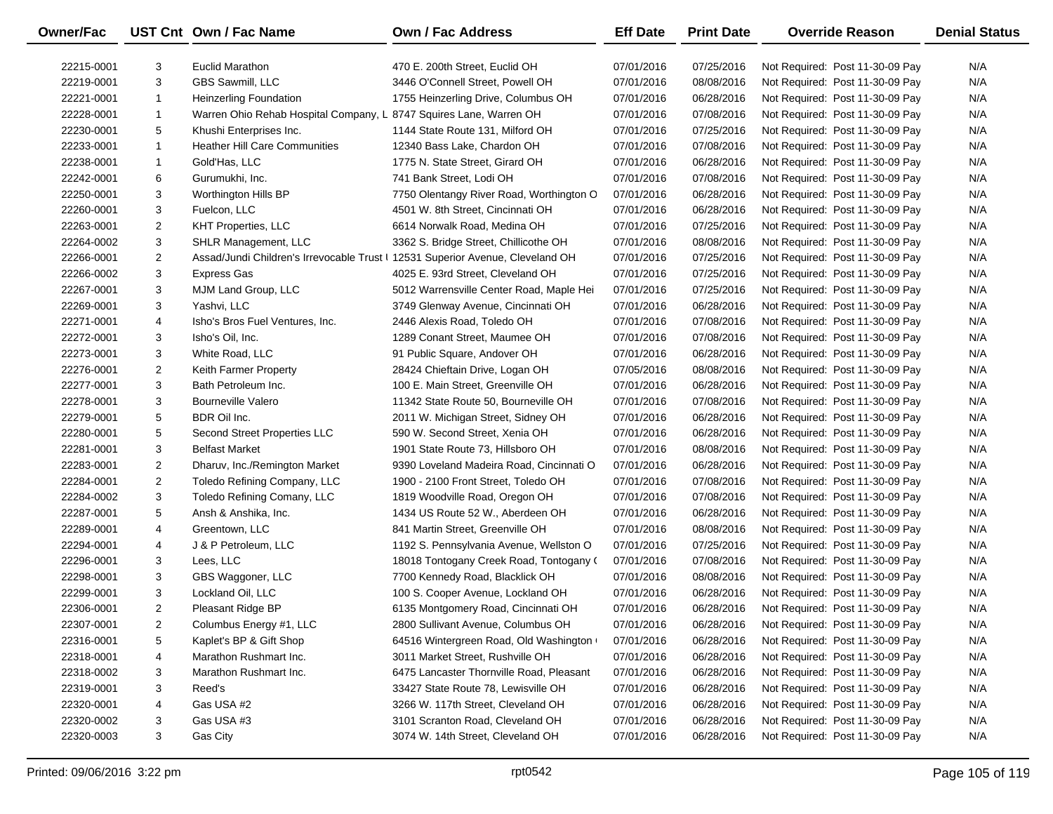| Owner/Fac | UST Cnt | Own / Fac Name | Own / Fac Address | Eff Date | Print Date | Override Reason | Denial Status |
|---|---|---|---|---|---|---|---|
| 22215-0001 | 3 | Euclid Marathon | 470 E. 200th Street, Euclid OH | 07/01/2016 | 07/25/2016 | Not Required: Post 11-30-09 Pay | N/A |
| 22219-0001 | 3 | GBS Sawmill, LLC | 3446 O'Connell Street, Powell OH | 07/01/2016 | 08/08/2016 | Not Required: Post 11-30-09 Pay | N/A |
| 22221-0001 | 1 | Heinzerling Foundation | 1755 Heinzerling Drive, Columbus OH | 07/01/2016 | 06/28/2016 | Not Required: Post 11-30-09 Pay | N/A |
| 22228-0001 | 1 | Warren Ohio Rehab Hospital Company, L | 8747 Squires Lane, Warren OH | 07/01/2016 | 07/08/2016 | Not Required: Post 11-30-09 Pay | N/A |
| 22230-0001 | 5 | Khushi Enterprises Inc. | 1144 State Route 131, Milford OH | 07/01/2016 | 07/25/2016 | Not Required: Post 11-30-09 Pay | N/A |
| 22233-0001 | 1 | Heather Hill Care Communities | 12340 Bass Lake, Chardon OH | 07/01/2016 | 07/08/2016 | Not Required: Post 11-30-09 Pay | N/A |
| 22238-0001 | 1 | Gold'Has, LLC | 1775 N. State Street, Girard OH | 07/01/2016 | 06/28/2016 | Not Required: Post 11-30-09 Pay | N/A |
| 22242-0001 | 6 | Gurumukhi, Inc. | 741 Bank Street, Lodi OH | 07/01/2016 | 07/08/2016 | Not Required: Post 11-30-09 Pay | N/A |
| 22250-0001 | 3 | Worthington Hills BP | 7750 Olentangy River Road, Worthington O | 07/01/2016 | 06/28/2016 | Not Required: Post 11-30-09 Pay | N/A |
| 22260-0001 | 3 | Fuelcon, LLC | 4501 W. 8th Street, Cincinnati OH | 07/01/2016 | 06/28/2016 | Not Required: Post 11-30-09 Pay | N/A |
| 22263-0001 | 2 | KHT Properties, LLC | 6614 Norwalk Road, Medina OH | 07/01/2016 | 07/25/2016 | Not Required: Post 11-30-09 Pay | N/A |
| 22264-0002 | 3 | SHLR Management, LLC | 3362 S. Bridge Street, Chillicothe OH | 07/01/2016 | 08/08/2016 | Not Required: Post 11-30-09 Pay | N/A |
| 22266-0001 | 2 | Assad/Jundi Children's Irrevocable Trust I | 12531 Superior Avenue, Cleveland OH | 07/01/2016 | 07/25/2016 | Not Required: Post 11-30-09 Pay | N/A |
| 22266-0002 | 3 | Express Gas | 4025 E. 93rd Street, Cleveland OH | 07/01/2016 | 07/25/2016 | Not Required: Post 11-30-09 Pay | N/A |
| 22267-0001 | 3 | MJM Land Group, LLC | 5012 Warrensville Center Road, Maple Hei | 07/01/2016 | 07/25/2016 | Not Required: Post 11-30-09 Pay | N/A |
| 22269-0001 | 3 | Yashvi, LLC | 3749 Glenway Avenue, Cincinnati OH | 07/01/2016 | 06/28/2016 | Not Required: Post 11-30-09 Pay | N/A |
| 22271-0001 | 4 | Isho's Bros Fuel Ventures, Inc. | 2446 Alexis Road, Toledo OH | 07/01/2016 | 07/08/2016 | Not Required: Post 11-30-09 Pay | N/A |
| 22272-0001 | 3 | Isho's Oil, Inc. | 1289 Conant Street, Maumee OH | 07/01/2016 | 07/08/2016 | Not Required: Post 11-30-09 Pay | N/A |
| 22273-0001 | 3 | White Road, LLC | 91 Public Square, Andover OH | 07/01/2016 | 06/28/2016 | Not Required: Post 11-30-09 Pay | N/A |
| 22276-0001 | 2 | Keith Farmer Property | 28424 Chieftain Drive, Logan OH | 07/05/2016 | 08/08/2016 | Not Required: Post 11-30-09 Pay | N/A |
| 22277-0001 | 3 | Bath Petroleum Inc. | 100 E. Main Street, Greenville OH | 07/01/2016 | 06/28/2016 | Not Required: Post 11-30-09 Pay | N/A |
| 22278-0001 | 3 | Bourneville Valero | 11342 State Route 50, Bourneville OH | 07/01/2016 | 07/08/2016 | Not Required: Post 11-30-09 Pay | N/A |
| 22279-0001 | 5 | BDR Oil Inc. | 2011 W. Michigan Street, Sidney OH | 07/01/2016 | 06/28/2016 | Not Required: Post 11-30-09 Pay | N/A |
| 22280-0001 | 5 | Second Street Properties LLC | 590 W. Second Street, Xenia OH | 07/01/2016 | 06/28/2016 | Not Required: Post 11-30-09 Pay | N/A |
| 22281-0001 | 3 | Belfast Market | 1901 State Route 73, Hillsboro OH | 07/01/2016 | 08/08/2016 | Not Required: Post 11-30-09 Pay | N/A |
| 22283-0001 | 2 | Dharuv, Inc./Remington Market | 9390 Loveland Madeira Road, Cincinnati O | 07/01/2016 | 06/28/2016 | Not Required: Post 11-30-09 Pay | N/A |
| 22284-0001 | 2 | Toledo Refining Company, LLC | 1900 - 2100 Front Street, Toledo OH | 07/01/2016 | 07/08/2016 | Not Required: Post 11-30-09 Pay | N/A |
| 22284-0002 | 3 | Toledo Refining Comany, LLC | 1819 Woodville Road, Oregon OH | 07/01/2016 | 07/08/2016 | Not Required: Post 11-30-09 Pay | N/A |
| 22287-0001 | 5 | Ansh & Anshika, Inc. | 1434 US Route 52 W., Aberdeen OH | 07/01/2016 | 06/28/2016 | Not Required: Post 11-30-09 Pay | N/A |
| 22289-0001 | 4 | Greentown, LLC | 841 Martin Street, Greenville OH | 07/01/2016 | 08/08/2016 | Not Required: Post 11-30-09 Pay | N/A |
| 22294-0001 | 4 | J & P Petroleum, LLC | 1192 S. Pennsylvania Avenue, Wellston O | 07/01/2016 | 07/25/2016 | Not Required: Post 11-30-09 Pay | N/A |
| 22296-0001 | 3 | Lees, LLC | 18018 Tontogany Creek Road, Tontogany ( | 07/01/2016 | 07/08/2016 | Not Required: Post 11-30-09 Pay | N/A |
| 22298-0001 | 3 | GBS Waggoner, LLC | 7700 Kennedy Road, Blacklick OH | 07/01/2016 | 08/08/2016 | Not Required: Post 11-30-09 Pay | N/A |
| 22299-0001 | 3 | Lockland Oil, LLC | 100 S. Cooper Avenue, Lockland OH | 07/01/2016 | 06/28/2016 | Not Required: Post 11-30-09 Pay | N/A |
| 22306-0001 | 2 | Pleasant Ridge BP | 6135 Montgomery Road, Cincinnati OH | 07/01/2016 | 06/28/2016 | Not Required: Post 11-30-09 Pay | N/A |
| 22307-0001 | 2 | Columbus Energy #1, LLC | 2800 Sullivant Avenue, Columbus OH | 07/01/2016 | 06/28/2016 | Not Required: Post 11-30-09 Pay | N/A |
| 22316-0001 | 5 | Kaplet's BP & Gift Shop | 64516 Wintergreen Road, Old Washington ( | 07/01/2016 | 06/28/2016 | Not Required: Post 11-30-09 Pay | N/A |
| 22318-0001 | 4 | Marathon Rushmart Inc. | 3011 Market Street, Rushville OH | 07/01/2016 | 06/28/2016 | Not Required: Post 11-30-09 Pay | N/A |
| 22318-0002 | 3 | Marathon Rushmart Inc. | 6475 Lancaster Thornville Road, Pleasant | 07/01/2016 | 06/28/2016 | Not Required: Post 11-30-09 Pay | N/A |
| 22319-0001 | 3 | Reed's | 33427 State Route 78, Lewisville OH | 07/01/2016 | 06/28/2016 | Not Required: Post 11-30-09 Pay | N/A |
| 22320-0001 | 4 | Gas USA #2 | 3266 W. 117th Street, Cleveland OH | 07/01/2016 | 06/28/2016 | Not Required: Post 11-30-09 Pay | N/A |
| 22320-0002 | 3 | Gas USA #3 | 3101 Scranton Road, Cleveland OH | 07/01/2016 | 06/28/2016 | Not Required: Post 11-30-09 Pay | N/A |
| 22320-0003 | 3 | Gas City | 3074 W. 14th Street, Cleveland OH | 07/01/2016 | 06/28/2016 | Not Required: Post 11-30-09 Pay | N/A |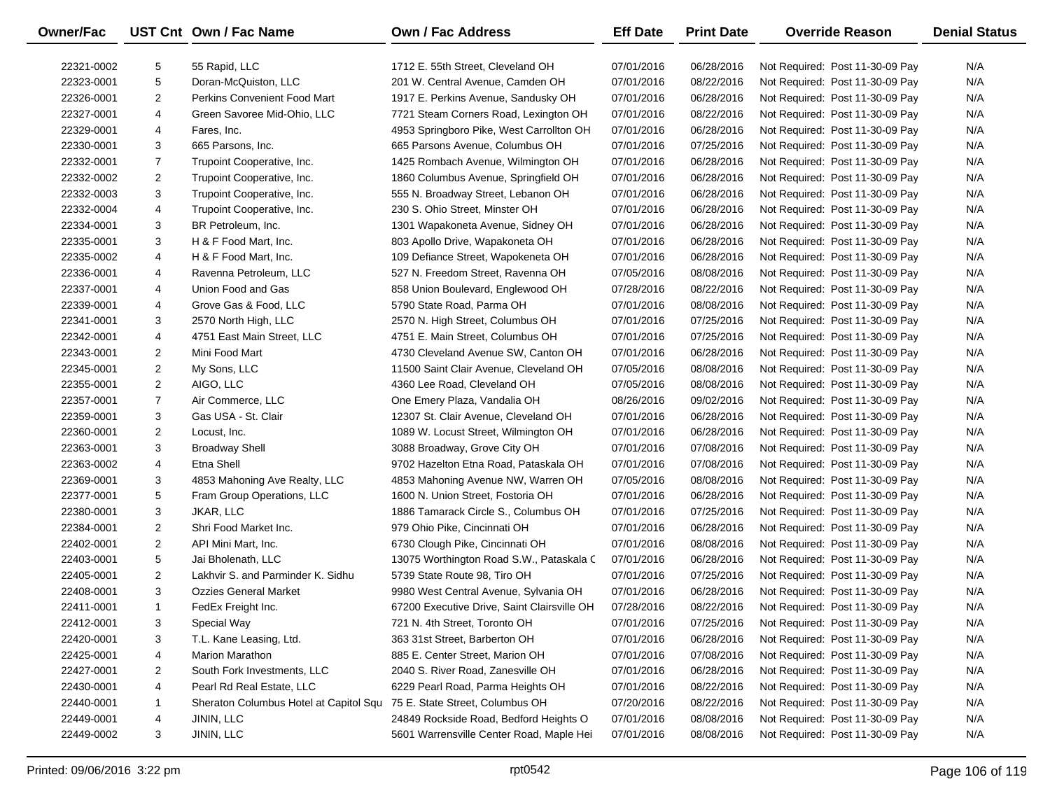| Owner/Fac | UST Cnt | Own / Fac Name | Own / Fac Address | Eff Date | Print Date | Override Reason | Denial Status |
|---|---|---|---|---|---|---|---|
| 22321-0002 | 5 | 55 Rapid, LLC | 1712 E. 55th Street, Cleveland OH | 07/01/2016 | 06/28/2016 | Not Required: Post 11-30-09 Pay | N/A |
| 22323-0001 | 5 | Doran-McQuiston, LLC | 201 W. Central Avenue, Camden OH | 07/01/2016 | 08/22/2016 | Not Required: Post 11-30-09 Pay | N/A |
| 22326-0001 | 2 | Perkins Convenient Food Mart | 1917 E. Perkins Avenue, Sandusky OH | 07/01/2016 | 06/28/2016 | Not Required: Post 11-30-09 Pay | N/A |
| 22327-0001 | 4 | Green Savoree Mid-Ohio, LLC | 7721 Steam Corners Road, Lexington OH | 07/01/2016 | 08/22/2016 | Not Required: Post 11-30-09 Pay | N/A |
| 22329-0001 | 4 | Fares, Inc. | 4953 Springboro Pike, West Carrollton OH | 07/01/2016 | 06/28/2016 | Not Required: Post 11-30-09 Pay | N/A |
| 22330-0001 | 3 | 665 Parsons, Inc. | 665 Parsons Avenue, Columbus OH | 07/01/2016 | 07/25/2016 | Not Required: Post 11-30-09 Pay | N/A |
| 22332-0001 | 7 | Trupoint Cooperative, Inc. | 1425 Rombach Avenue, Wilmington OH | 07/01/2016 | 06/28/2016 | Not Required: Post 11-30-09 Pay | N/A |
| 22332-0002 | 2 | Trupoint Cooperative, Inc. | 1860 Columbus Avenue, Springfield OH | 07/01/2016 | 06/28/2016 | Not Required: Post 11-30-09 Pay | N/A |
| 22332-0003 | 3 | Trupoint Cooperative, Inc. | 555 N. Broadway Street, Lebanon OH | 07/01/2016 | 06/28/2016 | Not Required: Post 11-30-09 Pay | N/A |
| 22332-0004 | 4 | Trupoint Cooperative, Inc. | 230 S. Ohio Street, Minster OH | 07/01/2016 | 06/28/2016 | Not Required: Post 11-30-09 Pay | N/A |
| 22334-0001 | 3 | BR Petroleum, Inc. | 1301 Wapakoneta Avenue, Sidney OH | 07/01/2016 | 06/28/2016 | Not Required: Post 11-30-09 Pay | N/A |
| 22335-0001 | 3 | H & F Food Mart, Inc. | 803 Apollo Drive, Wapakoneta OH | 07/01/2016 | 06/28/2016 | Not Required: Post 11-30-09 Pay | N/A |
| 22335-0002 | 4 | H & F Food Mart, Inc. | 109 Defiance Street, Wapokeneta OH | 07/01/2016 | 06/28/2016 | Not Required: Post 11-30-09 Pay | N/A |
| 22336-0001 | 4 | Ravenna Petroleum, LLC | 527 N. Freedom Street, Ravenna OH | 07/05/2016 | 08/08/2016 | Not Required: Post 11-30-09 Pay | N/A |
| 22337-0001 | 4 | Union Food and Gas | 858 Union Boulevard, Englewood OH | 07/28/2016 | 08/22/2016 | Not Required: Post 11-30-09 Pay | N/A |
| 22339-0001 | 4 | Grove Gas & Food, LLC | 5790 State Road, Parma OH | 07/01/2016 | 08/08/2016 | Not Required: Post 11-30-09 Pay | N/A |
| 22341-0001 | 3 | 2570 North High, LLC | 2570 N. High Street, Columbus OH | 07/01/2016 | 07/25/2016 | Not Required: Post 11-30-09 Pay | N/A |
| 22342-0001 | 4 | 4751 East Main Street, LLC | 4751 E. Main Street, Columbus OH | 07/01/2016 | 07/25/2016 | Not Required: Post 11-30-09 Pay | N/A |
| 22343-0001 | 2 | Mini Food Mart | 4730 Cleveland Avenue SW, Canton OH | 07/01/2016 | 06/28/2016 | Not Required: Post 11-30-09 Pay | N/A |
| 22345-0001 | 2 | My Sons, LLC | 11500 Saint Clair Avenue, Cleveland OH | 07/05/2016 | 08/08/2016 | Not Required: Post 11-30-09 Pay | N/A |
| 22355-0001 | 2 | AIGO, LLC | 4360 Lee Road, Cleveland OH | 07/05/2016 | 08/08/2016 | Not Required: Post 11-30-09 Pay | N/A |
| 22357-0001 | 7 | Air Commerce, LLC | One Emery Plaza, Vandalia OH | 08/26/2016 | 09/02/2016 | Not Required: Post 11-30-09 Pay | N/A |
| 22359-0001 | 3 | Gas USA - St. Clair | 12307 St. Clair Avenue, Cleveland OH | 07/01/2016 | 06/28/2016 | Not Required: Post 11-30-09 Pay | N/A |
| 22360-0001 | 2 | Locust, Inc. | 1089 W. Locust Street, Wilmington OH | 07/01/2016 | 06/28/2016 | Not Required: Post 11-30-09 Pay | N/A |
| 22363-0001 | 3 | Broadway Shell | 3088 Broadway, Grove City OH | 07/01/2016 | 07/08/2016 | Not Required: Post 11-30-09 Pay | N/A |
| 22363-0002 | 4 | Etna Shell | 9702 Hazelton Etna Road, Pataskala OH | 07/01/2016 | 07/08/2016 | Not Required: Post 11-30-09 Pay | N/A |
| 22369-0001 | 3 | 4853 Mahoning Ave Realty, LLC | 4853 Mahoning Avenue NW, Warren OH | 07/05/2016 | 08/08/2016 | Not Required: Post 11-30-09 Pay | N/A |
| 22377-0001 | 5 | Fram Group Operations, LLC | 1600 N. Union Street, Fostoria OH | 07/01/2016 | 06/28/2016 | Not Required: Post 11-30-09 Pay | N/A |
| 22380-0001 | 3 | JKAR, LLC | 1886 Tamarack Circle S., Columbus OH | 07/01/2016 | 07/25/2016 | Not Required: Post 11-30-09 Pay | N/A |
| 22384-0001 | 2 | Shri Food Market Inc. | 979 Ohio Pike, Cincinnati OH | 07/01/2016 | 06/28/2016 | Not Required: Post 11-30-09 Pay | N/A |
| 22402-0001 | 2 | API Mini Mart, Inc. | 6730 Clough Pike, Cincinnati OH | 07/01/2016 | 08/08/2016 | Not Required: Post 11-30-09 Pay | N/A |
| 22403-0001 | 5 | Jai Bholenath, LLC | 13075 Worthington Road S.W., Pataskala C | 07/01/2016 | 06/28/2016 | Not Required: Post 11-30-09 Pay | N/A |
| 22405-0001 | 2 | Lakhvir S. and Parminder K. Sidhu | 5739 State Route 98, Tiro OH | 07/01/2016 | 07/25/2016 | Not Required: Post 11-30-09 Pay | N/A |
| 22408-0001 | 3 | Ozzies General Market | 9980 West Central Avenue, Sylvania OH | 07/01/2016 | 06/28/2016 | Not Required: Post 11-30-09 Pay | N/A |
| 22411-0001 | 1 | FedEx Freight Inc. | 67200 Executive Drive, Saint Clairsville OH | 07/28/2016 | 08/22/2016 | Not Required: Post 11-30-09 Pay | N/A |
| 22412-0001 | 3 | Special Way | 721 N. 4th Street, Toronto OH | 07/01/2016 | 07/25/2016 | Not Required: Post 11-30-09 Pay | N/A |
| 22420-0001 | 3 | T.L. Kane Leasing, Ltd. | 363 31st Street, Barberton OH | 07/01/2016 | 06/28/2016 | Not Required: Post 11-30-09 Pay | N/A |
| 22425-0001 | 4 | Marion Marathon | 885 E. Center Street, Marion OH | 07/01/2016 | 07/08/2016 | Not Required: Post 11-30-09 Pay | N/A |
| 22427-0001 | 2 | South Fork Investments, LLC | 2040 S. River Road, Zanesville OH | 07/01/2016 | 06/28/2016 | Not Required: Post 11-30-09 Pay | N/A |
| 22430-0001 | 4 | Pearl Rd Real Estate, LLC | 6229 Pearl Road, Parma Heights OH | 07/01/2016 | 08/22/2016 | Not Required: Post 11-30-09 Pay | N/A |
| 22440-0001 | 1 | Sheraton Columbus Hotel at Capitol Squ | 75 E. State Street, Columbus OH | 07/20/2016 | 08/22/2016 | Not Required: Post 11-30-09 Pay | N/A |
| 22449-0001 | 4 | JININ, LLC | 24849 Rockside Road, Bedford Heights O | 07/01/2016 | 08/08/2016 | Not Required: Post 11-30-09 Pay | N/A |
| 22449-0002 | 3 | JININ, LLC | 5601 Warrensville Center Road, Maple Hei | 07/01/2016 | 08/08/2016 | Not Required: Post 11-30-09 Pay | N/A |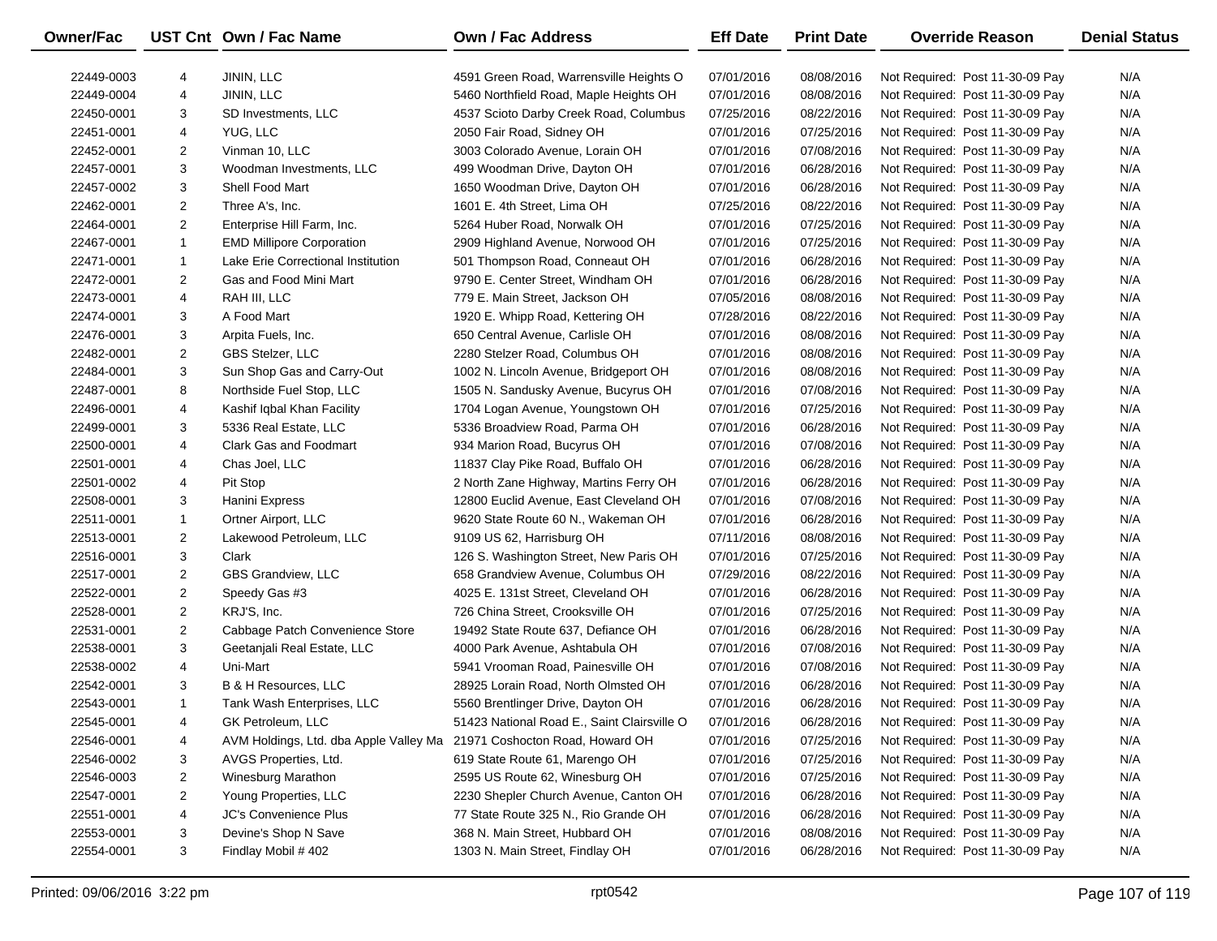| Owner/Fac | UST Cnt | Own / Fac Name | Own / Fac Address | Eff Date | Print Date | Override Reason | Denial Status |
|---|---|---|---|---|---|---|---|
| 22449-0003 | 4 | JININ, LLC | 4591 Green Road, Warrensville Heights O | 07/01/2016 | 08/08/2016 | Not Required: Post 11-30-09 Pay | N/A |
| 22449-0004 | 4 | JININ, LLC | 5460 Northfield Road, Maple Heights OH | 07/01/2016 | 08/08/2016 | Not Required: Post 11-30-09 Pay | N/A |
| 22450-0001 | 3 | SD Investments, LLC | 4537 Scioto Darby Creek Road, Columbus | 07/25/2016 | 08/22/2016 | Not Required: Post 11-30-09 Pay | N/A |
| 22451-0001 | 4 | YUG, LLC | 2050 Fair Road, Sidney OH | 07/01/2016 | 07/25/2016 | Not Required: Post 11-30-09 Pay | N/A |
| 22452-0001 | 2 | Vinman 10, LLC | 3003 Colorado Avenue, Lorain OH | 07/01/2016 | 07/08/2016 | Not Required: Post 11-30-09 Pay | N/A |
| 22457-0001 | 3 | Woodman Investments, LLC | 499 Woodman Drive, Dayton OH | 07/01/2016 | 06/28/2016 | Not Required: Post 11-30-09 Pay | N/A |
| 22457-0002 | 3 | Shell Food Mart | 1650 Woodman Drive, Dayton OH | 07/01/2016 | 06/28/2016 | Not Required: Post 11-30-09 Pay | N/A |
| 22462-0001 | 2 | Three A's, Inc. | 1601 E. 4th Street, Lima OH | 07/25/2016 | 08/22/2016 | Not Required: Post 11-30-09 Pay | N/A |
| 22464-0001 | 2 | Enterprise Hill Farm, Inc. | 5264 Huber Road, Norwalk OH | 07/01/2016 | 07/25/2016 | Not Required: Post 11-30-09 Pay | N/A |
| 22467-0001 | 1 | EMD Millipore Corporation | 2909 Highland Avenue, Norwood OH | 07/01/2016 | 07/25/2016 | Not Required: Post 11-30-09 Pay | N/A |
| 22471-0001 | 1 | Lake Erie Correctional Institution | 501 Thompson Road, Conneaut OH | 07/01/2016 | 06/28/2016 | Not Required: Post 11-30-09 Pay | N/A |
| 22472-0001 | 2 | Gas and Food Mini Mart | 9790 E. Center Street, Windham OH | 07/01/2016 | 06/28/2016 | Not Required: Post 11-30-09 Pay | N/A |
| 22473-0001 | 4 | RAH III, LLC | 779 E. Main Street, Jackson OH | 07/05/2016 | 08/08/2016 | Not Required: Post 11-30-09 Pay | N/A |
| 22474-0001 | 3 | A Food Mart | 1920 E. Whipp Road, Kettering OH | 07/28/2016 | 08/22/2016 | Not Required: Post 11-30-09 Pay | N/A |
| 22476-0001 | 3 | Arpita Fuels, Inc. | 650 Central Avenue, Carlisle OH | 07/01/2016 | 08/08/2016 | Not Required: Post 11-30-09 Pay | N/A |
| 22482-0001 | 2 | GBS Stelzer, LLC | 2280 Stelzer Road, Columbus OH | 07/01/2016 | 08/08/2016 | Not Required: Post 11-30-09 Pay | N/A |
| 22484-0001 | 3 | Sun Shop Gas and Carry-Out | 1002 N. Lincoln Avenue, Bridgeport OH | 07/01/2016 | 08/08/2016 | Not Required: Post 11-30-09 Pay | N/A |
| 22487-0001 | 8 | Northside Fuel Stop, LLC | 1505 N. Sandusky Avenue, Bucyrus OH | 07/01/2016 | 07/08/2016 | Not Required: Post 11-30-09 Pay | N/A |
| 22496-0001 | 4 | Kashif Iqbal Khan Facility | 1704 Logan Avenue, Youngstown OH | 07/01/2016 | 07/25/2016 | Not Required: Post 11-30-09 Pay | N/A |
| 22499-0001 | 3 | 5336 Real Estate, LLC | 5336 Broadview Road, Parma OH | 07/01/2016 | 06/28/2016 | Not Required: Post 11-30-09 Pay | N/A |
| 22500-0001 | 4 | Clark Gas and Foodmart | 934 Marion Road, Bucyrus OH | 07/01/2016 | 07/08/2016 | Not Required: Post 11-30-09 Pay | N/A |
| 22501-0001 | 4 | Chas Joel, LLC | 11837 Clay Pike Road, Buffalo OH | 07/01/2016 | 06/28/2016 | Not Required: Post 11-30-09 Pay | N/A |
| 22501-0002 | 4 | Pit Stop | 2 North Zane Highway, Martins Ferry OH | 07/01/2016 | 06/28/2016 | Not Required: Post 11-30-09 Pay | N/A |
| 22508-0001 | 3 | Hanini Express | 12800 Euclid Avenue, East Cleveland OH | 07/01/2016 | 07/08/2016 | Not Required: Post 11-30-09 Pay | N/A |
| 22511-0001 | 1 | Ortner Airport, LLC | 9620 State Route 60 N., Wakeman OH | 07/01/2016 | 06/28/2016 | Not Required: Post 11-30-09 Pay | N/A |
| 22513-0001 | 2 | Lakewood Petroleum, LLC | 9109 US 62, Harrisburg OH | 07/11/2016 | 08/08/2016 | Not Required: Post 11-30-09 Pay | N/A |
| 22516-0001 | 3 | Clark | 126 S. Washington Street, New Paris OH | 07/01/2016 | 07/25/2016 | Not Required: Post 11-30-09 Pay | N/A |
| 22517-0001 | 2 | GBS Grandview, LLC | 658 Grandview Avenue, Columbus OH | 07/29/2016 | 08/22/2016 | Not Required: Post 11-30-09 Pay | N/A |
| 22522-0001 | 2 | Speedy Gas #3 | 4025 E. 131st Street, Cleveland OH | 07/01/2016 | 06/28/2016 | Not Required: Post 11-30-09 Pay | N/A |
| 22528-0001 | 2 | KRJ'S, Inc. | 726 China Street, Crooksville OH | 07/01/2016 | 07/25/2016 | Not Required: Post 11-30-09 Pay | N/A |
| 22531-0001 | 2 | Cabbage Patch Convenience Store | 19492 State Route 637, Defiance OH | 07/01/2016 | 06/28/2016 | Not Required: Post 11-30-09 Pay | N/A |
| 22538-0001 | 3 | Geetanjali Real Estate, LLC | 4000 Park Avenue, Ashtabula OH | 07/01/2016 | 07/08/2016 | Not Required: Post 11-30-09 Pay | N/A |
| 22538-0002 | 4 | Uni-Mart | 5941 Vrooman Road, Painesville OH | 07/01/2016 | 07/08/2016 | Not Required: Post 11-30-09 Pay | N/A |
| 22542-0001 | 3 | B & H Resources, LLC | 28925 Lorain Road, North Olmsted OH | 07/01/2016 | 06/28/2016 | Not Required: Post 11-30-09 Pay | N/A |
| 22543-0001 | 1 | Tank Wash Enterprises, LLC | 5560 Brentlinger Drive, Dayton OH | 07/01/2016 | 06/28/2016 | Not Required: Post 11-30-09 Pay | N/A |
| 22545-0001 | 4 | GK Petroleum, LLC | 51423 National Road E., Saint Clairsville O | 07/01/2016 | 06/28/2016 | Not Required: Post 11-30-09 Pay | N/A |
| 22546-0001 | 4 | AVM Holdings, Ltd. dba Apple Valley Ma | 21971 Coshocton Road, Howard OH | 07/01/2016 | 07/25/2016 | Not Required: Post 11-30-09 Pay | N/A |
| 22546-0002 | 3 | AVGS Properties, Ltd. | 619 State Route 61, Marengo OH | 07/01/2016 | 07/25/2016 | Not Required: Post 11-30-09 Pay | N/A |
| 22546-0003 | 2 | Winesburg Marathon | 2595 US Route 62, Winesburg OH | 07/01/2016 | 07/25/2016 | Not Required: Post 11-30-09 Pay | N/A |
| 22547-0001 | 2 | Young Properties, LLC | 2230 Shepler Church Avenue, Canton OH | 07/01/2016 | 06/28/2016 | Not Required: Post 11-30-09 Pay | N/A |
| 22551-0001 | 4 | JC's Convenience Plus | 77 State Route 325 N., Rio Grande OH | 07/01/2016 | 06/28/2016 | Not Required: Post 11-30-09 Pay | N/A |
| 22553-0001 | 3 | Devine's Shop N Save | 368 N. Main Street, Hubbard OH | 07/01/2016 | 08/08/2016 | Not Required: Post 11-30-09 Pay | N/A |
| 22554-0001 | 3 | Findlay Mobil # 402 | 1303 N. Main Street, Findlay OH | 07/01/2016 | 06/28/2016 | Not Required: Post 11-30-09 Pay | N/A |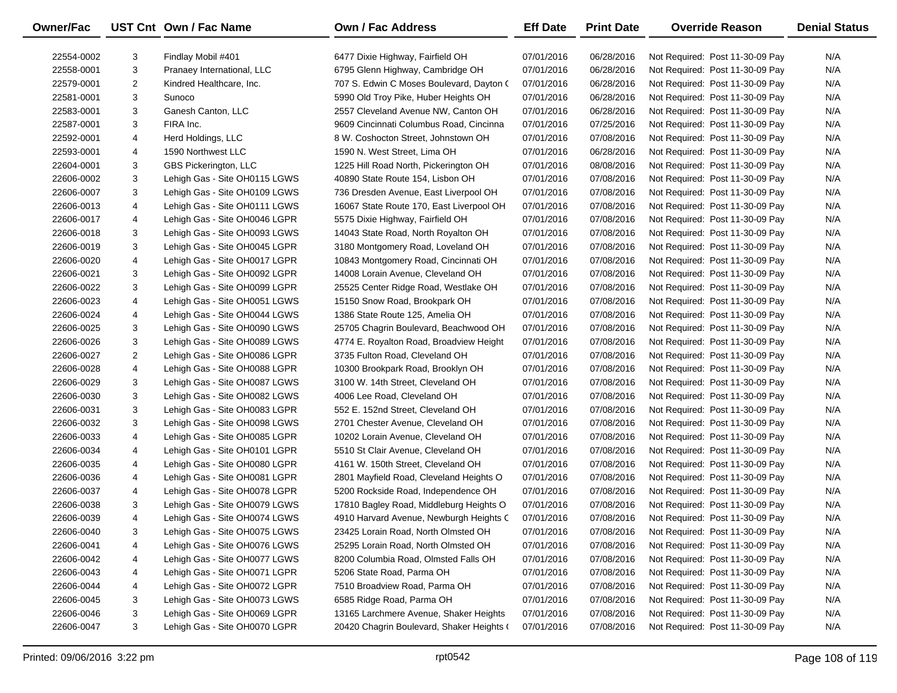| Owner/Fac | UST Cnt | Own / Fac Name | Own / Fac Address | Eff Date | Print Date | Override Reason | Denial Status |
|---|---|---|---|---|---|---|---|
| 22554-0002 | 3 | Findlay Mobil #401 | 6477 Dixie Highway, Fairfield OH | 07/01/2016 | 06/28/2016 | Not Required: Post 11-30-09 Pay | N/A |
| 22558-0001 | 3 | Pranaey International, LLC | 6795 Glenn Highway, Cambridge OH | 07/01/2016 | 06/28/2016 | Not Required: Post 11-30-09 Pay | N/A |
| 22579-0001 | 2 | Kindred Healthcare, Inc. | 707 S. Edwin C Moses Boulevard, Dayton C | 07/01/2016 | 06/28/2016 | Not Required: Post 11-30-09 Pay | N/A |
| 22581-0001 | 3 | Sunoco | 5990 Old Troy Pike, Huber Heights OH | 07/01/2016 | 06/28/2016 | Not Required: Post 11-30-09 Pay | N/A |
| 22583-0001 | 3 | Ganesh Canton, LLC | 2557 Cleveland Avenue NW, Canton OH | 07/01/2016 | 06/28/2016 | Not Required: Post 11-30-09 Pay | N/A |
| 22587-0001 | 3 | FIRA Inc. | 9609 Cincinnati Columbus Road, Cincinna | 07/01/2016 | 07/25/2016 | Not Required: Post 11-30-09 Pay | N/A |
| 22592-0001 | 4 | Herd Holdings, LLC | 8 W. Coshocton Street, Johnstown OH | 07/01/2016 | 07/08/2016 | Not Required: Post 11-30-09 Pay | N/A |
| 22593-0001 | 4 | 1590 Northwest LLC | 1590 N. West Street, Lima OH | 07/01/2016 | 06/28/2016 | Not Required: Post 11-30-09 Pay | N/A |
| 22604-0001 | 3 | GBS Pickerington, LLC | 1225 Hill Road North, Pickerington OH | 07/01/2016 | 08/08/2016 | Not Required: Post 11-30-09 Pay | N/A |
| 22606-0002 | 3 | Lehigh Gas - Site OH0115 LGWS | 40890 State Route 154, Lisbon OH | 07/01/2016 | 07/08/2016 | Not Required: Post 11-30-09 Pay | N/A |
| 22606-0007 | 3 | Lehigh Gas - Site OH0109 LGWS | 736 Dresden Avenue, East Liverpool OH | 07/01/2016 | 07/08/2016 | Not Required: Post 11-30-09 Pay | N/A |
| 22606-0013 | 4 | Lehigh Gas - Site OH0111 LGWS | 16067 State Route 170, East Liverpool OH | 07/01/2016 | 07/08/2016 | Not Required: Post 11-30-09 Pay | N/A |
| 22606-0017 | 4 | Lehigh Gas - Site OH0046 LGPR | 5575 Dixie Highway, Fairfield OH | 07/01/2016 | 07/08/2016 | Not Required: Post 11-30-09 Pay | N/A |
| 22606-0018 | 3 | Lehigh Gas - Site OH0093 LGWS | 14043 State Road, North Royalton OH | 07/01/2016 | 07/08/2016 | Not Required: Post 11-30-09 Pay | N/A |
| 22606-0019 | 3 | Lehigh Gas - Site OH0045 LGPR | 3180 Montgomery Road, Loveland OH | 07/01/2016 | 07/08/2016 | Not Required: Post 11-30-09 Pay | N/A |
| 22606-0020 | 4 | Lehigh Gas - Site OH0017 LGPR | 10843 Montgomery Road, Cincinnati OH | 07/01/2016 | 07/08/2016 | Not Required: Post 11-30-09 Pay | N/A |
| 22606-0021 | 3 | Lehigh Gas - Site OH0092 LGPR | 14008 Lorain Avenue, Cleveland OH | 07/01/2016 | 07/08/2016 | Not Required: Post 11-30-09 Pay | N/A |
| 22606-0022 | 3 | Lehigh Gas - Site OH0099 LGPR | 25525 Center Ridge Road, Westlake OH | 07/01/2016 | 07/08/2016 | Not Required: Post 11-30-09 Pay | N/A |
| 22606-0023 | 4 | Lehigh Gas - Site OH0051 LGWS | 15150 Snow Road, Brookpark OH | 07/01/2016 | 07/08/2016 | Not Required: Post 11-30-09 Pay | N/A |
| 22606-0024 | 4 | Lehigh Gas - Site OH0044 LGWS | 1386 State Route 125, Amelia OH | 07/01/2016 | 07/08/2016 | Not Required: Post 11-30-09 Pay | N/A |
| 22606-0025 | 3 | Lehigh Gas - Site OH0090 LGWS | 25705 Chagrin Boulevard, Beachwood OH | 07/01/2016 | 07/08/2016 | Not Required: Post 11-30-09 Pay | N/A |
| 22606-0026 | 3 | Lehigh Gas - Site OH0089 LGWS | 4774 E. Royalton Road, Broadview Height | 07/01/2016 | 07/08/2016 | Not Required: Post 11-30-09 Pay | N/A |
| 22606-0027 | 2 | Lehigh Gas - Site OH0086 LGPR | 3735 Fulton Road, Cleveland OH | 07/01/2016 | 07/08/2016 | Not Required: Post 11-30-09 Pay | N/A |
| 22606-0028 | 4 | Lehigh Gas - Site OH0088 LGPR | 10300 Brookpark Road, Brooklyn OH | 07/01/2016 | 07/08/2016 | Not Required: Post 11-30-09 Pay | N/A |
| 22606-0029 | 3 | Lehigh Gas - Site OH0087 LGWS | 3100 W. 14th Street, Cleveland OH | 07/01/2016 | 07/08/2016 | Not Required: Post 11-30-09 Pay | N/A |
| 22606-0030 | 3 | Lehigh Gas - Site OH0082 LGWS | 4006 Lee Road, Cleveland OH | 07/01/2016 | 07/08/2016 | Not Required: Post 11-30-09 Pay | N/A |
| 22606-0031 | 3 | Lehigh Gas - Site OH0083 LGPR | 552 E. 152nd Street, Cleveland OH | 07/01/2016 | 07/08/2016 | Not Required: Post 11-30-09 Pay | N/A |
| 22606-0032 | 3 | Lehigh Gas - Site OH0098 LGWS | 2701 Chester Avenue, Cleveland OH | 07/01/2016 | 07/08/2016 | Not Required: Post 11-30-09 Pay | N/A |
| 22606-0033 | 4 | Lehigh Gas - Site OH0085 LGPR | 10202 Lorain Avenue, Cleveland OH | 07/01/2016 | 07/08/2016 | Not Required: Post 11-30-09 Pay | N/A |
| 22606-0034 | 4 | Lehigh Gas - Site OH0101 LGPR | 5510 St Clair Avenue, Cleveland OH | 07/01/2016 | 07/08/2016 | Not Required: Post 11-30-09 Pay | N/A |
| 22606-0035 | 4 | Lehigh Gas - Site OH0080 LGPR | 4161 W. 150th Street, Cleveland OH | 07/01/2016 | 07/08/2016 | Not Required: Post 11-30-09 Pay | N/A |
| 22606-0036 | 4 | Lehigh Gas - Site OH0081 LGPR | 2801 Mayfield Road, Cleveland Heights O | 07/01/2016 | 07/08/2016 | Not Required: Post 11-30-09 Pay | N/A |
| 22606-0037 | 4 | Lehigh Gas - Site OH0078 LGPR | 5200 Rockside Road, Independence OH | 07/01/2016 | 07/08/2016 | Not Required: Post 11-30-09 Pay | N/A |
| 22606-0038 | 3 | Lehigh Gas - Site OH0079 LGWS | 17810 Bagley Road, Middleburg Heights O | 07/01/2016 | 07/08/2016 | Not Required: Post 11-30-09 Pay | N/A |
| 22606-0039 | 4 | Lehigh Gas - Site OH0074 LGWS | 4910 Harvard Avenue, Newburgh Heights C | 07/01/2016 | 07/08/2016 | Not Required: Post 11-30-09 Pay | N/A |
| 22606-0040 | 3 | Lehigh Gas - Site OH0075 LGWS | 23425 Lorain Road, North Olmsted OH | 07/01/2016 | 07/08/2016 | Not Required: Post 11-30-09 Pay | N/A |
| 22606-0041 | 4 | Lehigh Gas - Site OH0076 LGWS | 25295 Lorain Road, North Olmsted OH | 07/01/2016 | 07/08/2016 | Not Required: Post 11-30-09 Pay | N/A |
| 22606-0042 | 4 | Lehigh Gas - Site OH0077 LGWS | 8200 Columbia Road, Olmsted Falls OH | 07/01/2016 | 07/08/2016 | Not Required: Post 11-30-09 Pay | N/A |
| 22606-0043 | 4 | Lehigh Gas - Site OH0071 LGPR | 5206 State Road, Parma OH | 07/01/2016 | 07/08/2016 | Not Required: Post 11-30-09 Pay | N/A |
| 22606-0044 | 4 | Lehigh Gas - Site OH0072 LGPR | 7510 Broadview Road, Parma OH | 07/01/2016 | 07/08/2016 | Not Required: Post 11-30-09 Pay | N/A |
| 22606-0045 | 3 | Lehigh Gas - Site OH0073 LGWS | 6585 Ridge Road, Parma OH | 07/01/2016 | 07/08/2016 | Not Required: Post 11-30-09 Pay | N/A |
| 22606-0046 | 3 | Lehigh Gas - Site OH0069 LGPR | 13165 Larchmere Avenue, Shaker Heights | 07/01/2016 | 07/08/2016 | Not Required: Post 11-30-09 Pay | N/A |
| 22606-0047 | 3 | Lehigh Gas - Site OH0070 LGPR | 20420 Chagrin Boulevard, Shaker Heights ( | 07/01/2016 | 07/08/2016 | Not Required: Post 11-30-09 Pay | N/A |

Printed: 09/06/2016 3:22 pm rpt0542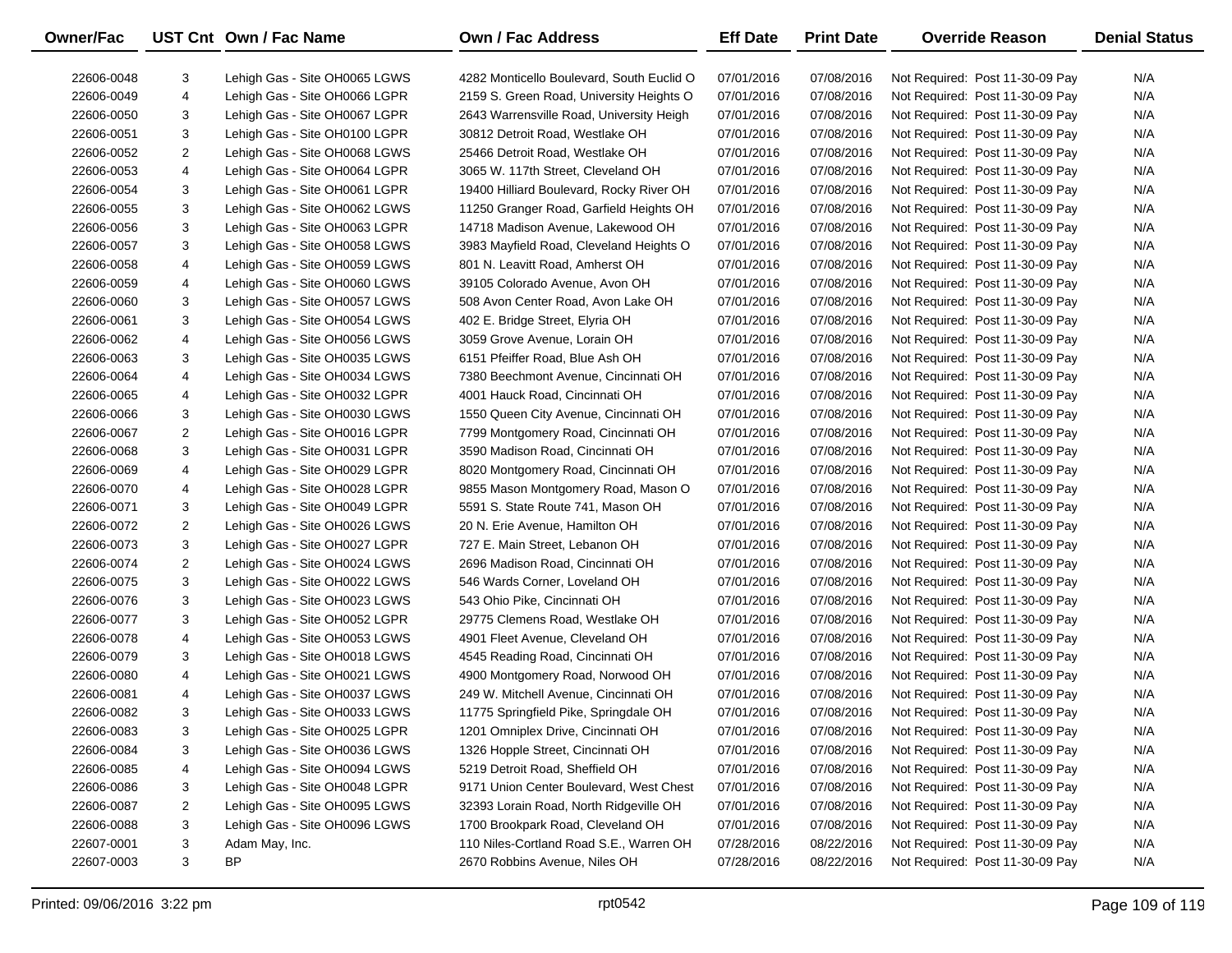| Owner/Fac | UST Cnt | Own / Fac Name | Own / Fac Address | Eff Date | Print Date | Override Reason | Denial Status |
|---|---|---|---|---|---|---|---|
| 22606-0048 | 3 | Lehigh Gas - Site OH0065 LGWS | 4282 Monticello Boulevard, South Euclid O | 07/01/2016 | 07/08/2016 | Not Required: Post 11-30-09 Pay | N/A |
| 22606-0049 | 4 | Lehigh Gas - Site OH0066 LGPR | 2159 S. Green Road, University Heights O | 07/01/2016 | 07/08/2016 | Not Required: Post 11-30-09 Pay | N/A |
| 22606-0050 | 3 | Lehigh Gas - Site OH0067 LGPR | 2643 Warrensville Road, University Heigh | 07/01/2016 | 07/08/2016 | Not Required: Post 11-30-09 Pay | N/A |
| 22606-0051 | 3 | Lehigh Gas - Site OH0100 LGPR | 30812 Detroit Road, Westlake OH | 07/01/2016 | 07/08/2016 | Not Required: Post 11-30-09 Pay | N/A |
| 22606-0052 | 2 | Lehigh Gas - Site OH0068 LGWS | 25466 Detroit Road, Westlake OH | 07/01/2016 | 07/08/2016 | Not Required: Post 11-30-09 Pay | N/A |
| 22606-0053 | 4 | Lehigh Gas - Site OH0064 LGPR | 3065 W. 117th Street, Cleveland OH | 07/01/2016 | 07/08/2016 | Not Required: Post 11-30-09 Pay | N/A |
| 22606-0054 | 3 | Lehigh Gas - Site OH0061 LGPR | 19400 Hilliard Boulevard, Rocky River OH | 07/01/2016 | 07/08/2016 | Not Required: Post 11-30-09 Pay | N/A |
| 22606-0055 | 3 | Lehigh Gas - Site OH0062 LGWS | 11250 Granger Road, Garfield Heights OH | 07/01/2016 | 07/08/2016 | Not Required: Post 11-30-09 Pay | N/A |
| 22606-0056 | 3 | Lehigh Gas - Site OH0063 LGPR | 14718 Madison Avenue, Lakewood OH | 07/01/2016 | 07/08/2016 | Not Required: Post 11-30-09 Pay | N/A |
| 22606-0057 | 3 | Lehigh Gas - Site OH0058 LGWS | 3983 Mayfield Road, Cleveland Heights O | 07/01/2016 | 07/08/2016 | Not Required: Post 11-30-09 Pay | N/A |
| 22606-0058 | 4 | Lehigh Gas - Site OH0059 LGWS | 801 N. Leavitt Road, Amherst OH | 07/01/2016 | 07/08/2016 | Not Required: Post 11-30-09 Pay | N/A |
| 22606-0059 | 4 | Lehigh Gas - Site OH0060 LGWS | 39105 Colorado Avenue, Avon OH | 07/01/2016 | 07/08/2016 | Not Required: Post 11-30-09 Pay | N/A |
| 22606-0060 | 3 | Lehigh Gas - Site OH0057 LGWS | 508 Avon Center Road, Avon Lake OH | 07/01/2016 | 07/08/2016 | Not Required: Post 11-30-09 Pay | N/A |
| 22606-0061 | 3 | Lehigh Gas - Site OH0054 LGWS | 402 E. Bridge Street, Elyria OH | 07/01/2016 | 07/08/2016 | Not Required: Post 11-30-09 Pay | N/A |
| 22606-0062 | 4 | Lehigh Gas - Site OH0056 LGWS | 3059 Grove Avenue, Lorain OH | 07/01/2016 | 07/08/2016 | Not Required: Post 11-30-09 Pay | N/A |
| 22606-0063 | 3 | Lehigh Gas - Site OH0035 LGWS | 6151 Pfeiffer Road, Blue Ash OH | 07/01/2016 | 07/08/2016 | Not Required: Post 11-30-09 Pay | N/A |
| 22606-0064 | 4 | Lehigh Gas - Site OH0034 LGWS | 7380 Beechmont Avenue, Cincinnati OH | 07/01/2016 | 07/08/2016 | Not Required: Post 11-30-09 Pay | N/A |
| 22606-0065 | 4 | Lehigh Gas - Site OH0032 LGPR | 4001 Hauck Road, Cincinnati OH | 07/01/2016 | 07/08/2016 | Not Required: Post 11-30-09 Pay | N/A |
| 22606-0066 | 3 | Lehigh Gas - Site OH0030 LGWS | 1550 Queen City Avenue, Cincinnati OH | 07/01/2016 | 07/08/2016 | Not Required: Post 11-30-09 Pay | N/A |
| 22606-0067 | 2 | Lehigh Gas - Site OH0016 LGPR | 7799 Montgomery Road, Cincinnati OH | 07/01/2016 | 07/08/2016 | Not Required: Post 11-30-09 Pay | N/A |
| 22606-0068 | 3 | Lehigh Gas - Site OH0031 LGPR | 3590 Madison Road, Cincinnati OH | 07/01/2016 | 07/08/2016 | Not Required: Post 11-30-09 Pay | N/A |
| 22606-0069 | 4 | Lehigh Gas - Site OH0029 LGPR | 8020 Montgomery Road, Cincinnati OH | 07/01/2016 | 07/08/2016 | Not Required: Post 11-30-09 Pay | N/A |
| 22606-0070 | 4 | Lehigh Gas - Site OH0028 LGPR | 9855 Mason Montgomery Road, Mason O | 07/01/2016 | 07/08/2016 | Not Required: Post 11-30-09 Pay | N/A |
| 22606-0071 | 3 | Lehigh Gas - Site OH0049 LGPR | 5591 S. State Route 741, Mason OH | 07/01/2016 | 07/08/2016 | Not Required: Post 11-30-09 Pay | N/A |
| 22606-0072 | 2 | Lehigh Gas - Site OH0026 LGWS | 20 N. Erie Avenue, Hamilton OH | 07/01/2016 | 07/08/2016 | Not Required: Post 11-30-09 Pay | N/A |
| 22606-0073 | 3 | Lehigh Gas - Site OH0027 LGPR | 727 E. Main Street, Lebanon OH | 07/01/2016 | 07/08/2016 | Not Required: Post 11-30-09 Pay | N/A |
| 22606-0074 | 2 | Lehigh Gas - Site OH0024 LGWS | 2696 Madison Road, Cincinnati OH | 07/01/2016 | 07/08/2016 | Not Required: Post 11-30-09 Pay | N/A |
| 22606-0075 | 3 | Lehigh Gas - Site OH0022 LGWS | 546 Wards Corner, Loveland OH | 07/01/2016 | 07/08/2016 | Not Required: Post 11-30-09 Pay | N/A |
| 22606-0076 | 3 | Lehigh Gas - Site OH0023 LGWS | 543 Ohio Pike, Cincinnati OH | 07/01/2016 | 07/08/2016 | Not Required: Post 11-30-09 Pay | N/A |
| 22606-0077 | 3 | Lehigh Gas - Site OH0052 LGPR | 29775 Clemens Road, Westlake OH | 07/01/2016 | 07/08/2016 | Not Required: Post 11-30-09 Pay | N/A |
| 22606-0078 | 4 | Lehigh Gas - Site OH0053 LGWS | 4901 Fleet Avenue, Cleveland OH | 07/01/2016 | 07/08/2016 | Not Required: Post 11-30-09 Pay | N/A |
| 22606-0079 | 3 | Lehigh Gas - Site OH0018 LGWS | 4545 Reading Road, Cincinnati OH | 07/01/2016 | 07/08/2016 | Not Required: Post 11-30-09 Pay | N/A |
| 22606-0080 | 4 | Lehigh Gas - Site OH0021 LGWS | 4900 Montgomery Road, Norwood OH | 07/01/2016 | 07/08/2016 | Not Required: Post 11-30-09 Pay | N/A |
| 22606-0081 | 4 | Lehigh Gas - Site OH0037 LGWS | 249 W. Mitchell Avenue, Cincinnati OH | 07/01/2016 | 07/08/2016 | Not Required: Post 11-30-09 Pay | N/A |
| 22606-0082 | 3 | Lehigh Gas - Site OH0033 LGWS | 11775 Springfield Pike, Springdale OH | 07/01/2016 | 07/08/2016 | Not Required: Post 11-30-09 Pay | N/A |
| 22606-0083 | 3 | Lehigh Gas - Site OH0025 LGPR | 1201 Omniplex Drive, Cincinnati OH | 07/01/2016 | 07/08/2016 | Not Required: Post 11-30-09 Pay | N/A |
| 22606-0084 | 3 | Lehigh Gas - Site OH0036 LGWS | 1326 Hopple Street, Cincinnati OH | 07/01/2016 | 07/08/2016 | Not Required: Post 11-30-09 Pay | N/A |
| 22606-0085 | 4 | Lehigh Gas - Site OH0094 LGWS | 5219 Detroit Road, Sheffield OH | 07/01/2016 | 07/08/2016 | Not Required: Post 11-30-09 Pay | N/A |
| 22606-0086 | 3 | Lehigh Gas - Site OH0048 LGPR | 9171 Union Center Boulevard, West Chest | 07/01/2016 | 07/08/2016 | Not Required: Post 11-30-09 Pay | N/A |
| 22606-0087 | 2 | Lehigh Gas - Site OH0095 LGWS | 32393 Lorain Road, North Ridgeville OH | 07/01/2016 | 07/08/2016 | Not Required: Post 11-30-09 Pay | N/A |
| 22606-0088 | 3 | Lehigh Gas - Site OH0096 LGWS | 1700 Brookpark Road, Cleveland OH | 07/01/2016 | 07/08/2016 | Not Required: Post 11-30-09 Pay | N/A |
| 22607-0001 | 3 | Adam May, Inc. | 110 Niles-Cortland Road S.E., Warren OH | 07/28/2016 | 08/22/2016 | Not Required: Post 11-30-09 Pay | N/A |
| 22607-0003 | 3 | BP | 2670 Robbins Avenue, Niles OH | 07/28/2016 | 08/22/2016 | Not Required: Post 11-30-09 Pay | N/A |

Printed: 09/06/2016 3:22 pm    rpt0542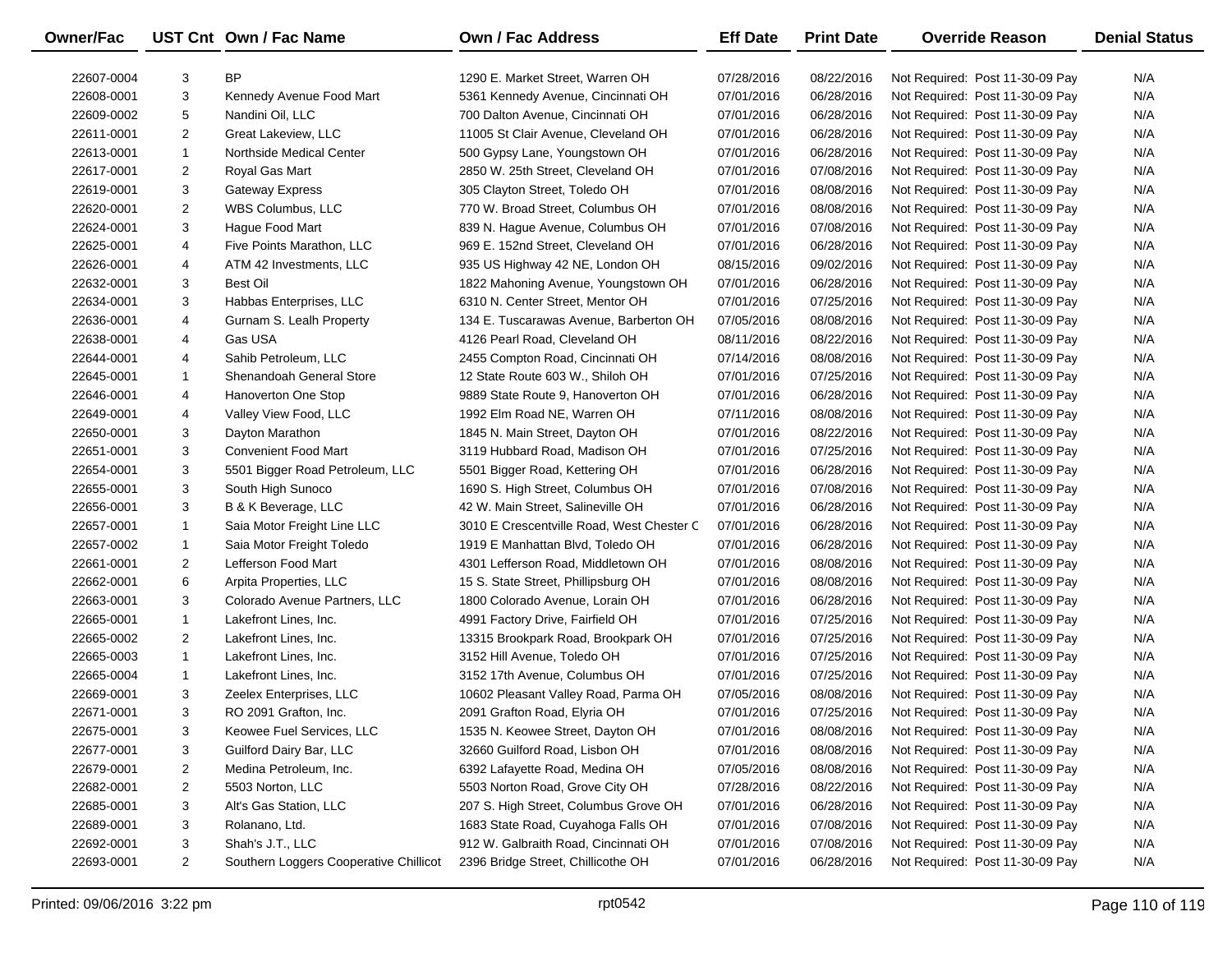| Owner/Fac | UST Cnt | Own / Fac Name | Own / Fac Address | Eff Date | Print Date | Override Reason | Denial Status |
|---|---|---|---|---|---|---|---|
| 22607-0004 | 3 | BP | 1290 E. Market Street, Warren OH | 07/28/2016 | 08/22/2016 | Not Required: Post 11-30-09 Pay | N/A |
| 22608-0001 | 3 | Kennedy Avenue Food Mart | 5361 Kennedy Avenue, Cincinnati OH | 07/01/2016 | 06/28/2016 | Not Required: Post 11-30-09 Pay | N/A |
| 22609-0002 | 5 | Nandini Oil, LLC | 700 Dalton Avenue, Cincinnati OH | 07/01/2016 | 06/28/2016 | Not Required: Post 11-30-09 Pay | N/A |
| 22611-0001 | 2 | Great Lakeview, LLC | 11005 St Clair Avenue, Cleveland OH | 07/01/2016 | 06/28/2016 | Not Required: Post 11-30-09 Pay | N/A |
| 22613-0001 | 1 | Northside Medical Center | 500 Gypsy Lane, Youngstown OH | 07/01/2016 | 06/28/2016 | Not Required: Post 11-30-09 Pay | N/A |
| 22617-0001 | 2 | Royal Gas Mart | 2850 W. 25th Street, Cleveland OH | 07/01/2016 | 07/08/2016 | Not Required: Post 11-30-09 Pay | N/A |
| 22619-0001 | 3 | Gateway Express | 305 Clayton Street, Toledo OH | 07/01/2016 | 08/08/2016 | Not Required: Post 11-30-09 Pay | N/A |
| 22620-0001 | 2 | WBS Columbus, LLC | 770 W. Broad Street, Columbus OH | 07/01/2016 | 08/08/2016 | Not Required: Post 11-30-09 Pay | N/A |
| 22624-0001 | 3 | Hague Food Mart | 839 N. Hague Avenue, Columbus OH | 07/01/2016 | 07/08/2016 | Not Required: Post 11-30-09 Pay | N/A |
| 22625-0001 | 4 | Five Points Marathon, LLC | 969 E. 152nd Street, Cleveland OH | 07/01/2016 | 06/28/2016 | Not Required: Post 11-30-09 Pay | N/A |
| 22626-0001 | 4 | ATM 42 Investments, LLC | 935 US Highway 42 NE, London OH | 08/15/2016 | 09/02/2016 | Not Required: Post 11-30-09 Pay | N/A |
| 22632-0001 | 3 | Best Oil | 1822 Mahoning Avenue, Youngstown OH | 07/01/2016 | 06/28/2016 | Not Required: Post 11-30-09 Pay | N/A |
| 22634-0001 | 3 | Habbas Enterprises, LLC | 6310 N. Center Street, Mentor OH | 07/01/2016 | 07/25/2016 | Not Required: Post 11-30-09 Pay | N/A |
| 22636-0001 | 4 | Gurnam S. Lealh Property | 134 E. Tuscarawas Avenue, Barberton OH | 07/05/2016 | 08/08/2016 | Not Required: Post 11-30-09 Pay | N/A |
| 22638-0001 | 4 | Gas USA | 4126 Pearl Road, Cleveland OH | 08/11/2016 | 08/22/2016 | Not Required: Post 11-30-09 Pay | N/A |
| 22644-0001 | 4 | Sahib Petroleum, LLC | 2455 Compton Road, Cincinnati OH | 07/14/2016 | 08/08/2016 | Not Required: Post 11-30-09 Pay | N/A |
| 22645-0001 | 1 | Shenandoah General Store | 12 State Route 603 W., Shiloh OH | 07/01/2016 | 07/25/2016 | Not Required: Post 11-30-09 Pay | N/A |
| 22646-0001 | 4 | Hanoverton One Stop | 9889 State Route 9, Hanoverton OH | 07/01/2016 | 06/28/2016 | Not Required: Post 11-30-09 Pay | N/A |
| 22649-0001 | 4 | Valley View Food, LLC | 1992 Elm Road NE, Warren OH | 07/11/2016 | 08/08/2016 | Not Required: Post 11-30-09 Pay | N/A |
| 22650-0001 | 3 | Dayton Marathon | 1845 N. Main Street, Dayton OH | 07/01/2016 | 08/22/2016 | Not Required: Post 11-30-09 Pay | N/A |
| 22651-0001 | 3 | Convenient Food Mart | 3119 Hubbard Road, Madison OH | 07/01/2016 | 07/25/2016 | Not Required: Post 11-30-09 Pay | N/A |
| 22654-0001 | 3 | 5501 Bigger Road Petroleum, LLC | 5501 Bigger Road, Kettering OH | 07/01/2016 | 06/28/2016 | Not Required: Post 11-30-09 Pay | N/A |
| 22655-0001 | 3 | South High Sunoco | 1690 S. High Street, Columbus OH | 07/01/2016 | 07/08/2016 | Not Required: Post 11-30-09 Pay | N/A |
| 22656-0001 | 3 | B & K Beverage, LLC | 42 W. Main Street, Salineville OH | 07/01/2016 | 06/28/2016 | Not Required: Post 11-30-09 Pay | N/A |
| 22657-0001 | 1 | Saia Motor Freight Line LLC | 3010 E Crescentville Road, West Chester C | 07/01/2016 | 06/28/2016 | Not Required: Post 11-30-09 Pay | N/A |
| 22657-0002 | 1 | Saia Motor Freight Toledo | 1919 E Manhattan Blvd, Toledo OH | 07/01/2016 | 06/28/2016 | Not Required: Post 11-30-09 Pay | N/A |
| 22661-0001 | 2 | Lefferson Food Mart | 4301 Lefferson Road, Middletown OH | 07/01/2016 | 08/08/2016 | Not Required: Post 11-30-09 Pay | N/A |
| 22662-0001 | 6 | Arpita Properties, LLC | 15 S. State Street, Phillipsburg OH | 07/01/2016 | 08/08/2016 | Not Required: Post 11-30-09 Pay | N/A |
| 22663-0001 | 3 | Colorado Avenue Partners, LLC | 1800 Colorado Avenue, Lorain OH | 07/01/2016 | 06/28/2016 | Not Required: Post 11-30-09 Pay | N/A |
| 22665-0001 | 1 | Lakefront Lines, Inc. | 4991 Factory Drive, Fairfield OH | 07/01/2016 | 07/25/2016 | Not Required: Post 11-30-09 Pay | N/A |
| 22665-0002 | 2 | Lakefront Lines, Inc. | 13315 Brookpark Road, Brookpark OH | 07/01/2016 | 07/25/2016 | Not Required: Post 11-30-09 Pay | N/A |
| 22665-0003 | 1 | Lakefront Lines, Inc. | 3152 Hill Avenue, Toledo OH | 07/01/2016 | 07/25/2016 | Not Required: Post 11-30-09 Pay | N/A |
| 22665-0004 | 1 | Lakefront Lines, Inc. | 3152 17th Avenue, Columbus OH | 07/01/2016 | 07/25/2016 | Not Required: Post 11-30-09 Pay | N/A |
| 22669-0001 | 3 | Zeelex Enterprises, LLC | 10602 Pleasant Valley Road, Parma OH | 07/05/2016 | 08/08/2016 | Not Required: Post 11-30-09 Pay | N/A |
| 22671-0001 | 3 | RO 2091 Grafton, Inc. | 2091 Grafton Road, Elyria OH | 07/01/2016 | 07/25/2016 | Not Required: Post 11-30-09 Pay | N/A |
| 22675-0001 | 3 | Keowee Fuel Services, LLC | 1535 N. Keowee Street, Dayton OH | 07/01/2016 | 08/08/2016 | Not Required: Post 11-30-09 Pay | N/A |
| 22677-0001 | 3 | Guilford Dairy Bar, LLC | 32660 Guilford Road, Lisbon OH | 07/01/2016 | 08/08/2016 | Not Required: Post 11-30-09 Pay | N/A |
| 22679-0001 | 2 | Medina Petroleum, Inc. | 6392 Lafayette Road, Medina OH | 07/05/2016 | 08/08/2016 | Not Required: Post 11-30-09 Pay | N/A |
| 22682-0001 | 2 | 5503 Norton, LLC | 5503 Norton Road, Grove City OH | 07/28/2016 | 08/22/2016 | Not Required: Post 11-30-09 Pay | N/A |
| 22685-0001 | 3 | Alt's Gas Station, LLC | 207 S. High Street, Columbus Grove OH | 07/01/2016 | 06/28/2016 | Not Required: Post 11-30-09 Pay | N/A |
| 22689-0001 | 3 | Rolanano, Ltd. | 1683 State Road, Cuyahoga Falls OH | 07/01/2016 | 07/08/2016 | Not Required: Post 11-30-09 Pay | N/A |
| 22692-0001 | 3 | Shah's J.T., LLC | 912 W. Galbraith Road, Cincinnati OH | 07/01/2016 | 07/08/2016 | Not Required: Post 11-30-09 Pay | N/A |
| 22693-0001 | 2 | Southern Loggers Cooperative Chillicot | 2396 Bridge Street, Chillicothe OH | 07/01/2016 | 06/28/2016 | Not Required: Post 11-30-09 Pay | N/A |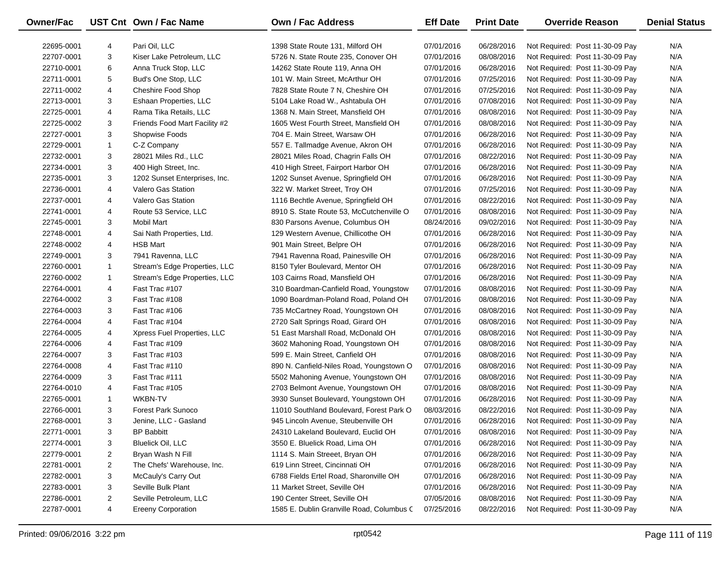| Owner/Fac | UST Cnt | Own / Fac Name | Own / Fac Address | Eff Date | Print Date | Override Reason | Denial Status |
|---|---|---|---|---|---|---|---|
| 22695-0001 | 4 | Pari Oil, LLC | 1398 State Route 131, Milford OH | 07/01/2016 | 06/28/2016 | Not Required: Post 11-30-09 Pay | N/A |
| 22707-0001 | 3 | Kiser Lake Petroleum, LLC | 5726 N. State Route 235, Conover OH | 07/01/2016 | 08/08/2016 | Not Required: Post 11-30-09 Pay | N/A |
| 22710-0001 | 6 | Anna Truck Stop, LLC | 14262 State Route 119, Anna OH | 07/01/2016 | 06/28/2016 | Not Required: Post 11-30-09 Pay | N/A |
| 22711-0001 | 5 | Bud's One Stop, LLC | 101 W. Main Street, McArthur OH | 07/01/2016 | 07/25/2016 | Not Required: Post 11-30-09 Pay | N/A |
| 22711-0002 | 4 | Cheshire Food Shop | 7828 State Route 7 N, Cheshire OH | 07/01/2016 | 07/25/2016 | Not Required: Post 11-30-09 Pay | N/A |
| 22713-0001 | 3 | Eshaan Properties, LLC | 5104 Lake Road W., Ashtabula OH | 07/01/2016 | 07/08/2016 | Not Required: Post 11-30-09 Pay | N/A |
| 22725-0001 | 4 | Rama Tika Retails, LLC | 1368 N. Main Street, Mansfield OH | 07/01/2016 | 08/08/2016 | Not Required: Post 11-30-09 Pay | N/A |
| 22725-0002 | 3 | Friends Food Mart Facility #2 | 1605 West Fourth Street, Mansfield OH | 07/01/2016 | 08/08/2016 | Not Required: Post 11-30-09 Pay | N/A |
| 22727-0001 | 3 | Shopwise Foods | 704 E. Main Street, Warsaw OH | 07/01/2016 | 06/28/2016 | Not Required: Post 11-30-09 Pay | N/A |
| 22729-0001 | 1 | C-Z Company | 557 E. Tallmadge Avenue, Akron OH | 07/01/2016 | 06/28/2016 | Not Required: Post 11-30-09 Pay | N/A |
| 22732-0001 | 3 | 28021 Miles Rd., LLC | 28021 Miles Road, Chagrin Falls OH | 07/01/2016 | 08/22/2016 | Not Required: Post 11-30-09 Pay | N/A |
| 22734-0001 | 3 | 400 High Street, Inc. | 410 High Street, Fairport Harbor OH | 07/01/2016 | 06/28/2016 | Not Required: Post 11-30-09 Pay | N/A |
| 22735-0001 | 3 | 1202 Sunset Enterprises, Inc. | 1202 Sunset Avenue, Springfield OH | 07/01/2016 | 06/28/2016 | Not Required: Post 11-30-09 Pay | N/A |
| 22736-0001 | 4 | Valero Gas Station | 322 W. Market Street, Troy OH | 07/01/2016 | 07/25/2016 | Not Required: Post 11-30-09 Pay | N/A |
| 22737-0001 | 4 | Valero Gas Station | 1116 Bechtle Avenue, Springfield OH | 07/01/2016 | 08/22/2016 | Not Required: Post 11-30-09 Pay | N/A |
| 22741-0001 | 4 | Route 53 Service, LLC | 8910 S. State Route 53, McCutchenville O | 07/01/2016 | 08/08/2016 | Not Required: Post 11-30-09 Pay | N/A |
| 22745-0001 | 3 | Mobil Mart | 830 Parsons Avenue, Columbus OH | 08/24/2016 | 09/02/2016 | Not Required: Post 11-30-09 Pay | N/A |
| 22748-0001 | 4 | Sai Nath Properties, Ltd. | 129 Western Avenue, Chillicothe OH | 07/01/2016 | 06/28/2016 | Not Required: Post 11-30-09 Pay | N/A |
| 22748-0002 | 4 | HSB Mart | 901 Main Street, Belpre OH | 07/01/2016 | 06/28/2016 | Not Required: Post 11-30-09 Pay | N/A |
| 22749-0001 | 3 | 7941 Ravenna, LLC | 7941 Ravenna Road, Painesville OH | 07/01/2016 | 06/28/2016 | Not Required: Post 11-30-09 Pay | N/A |
| 22760-0001 | 1 | Stream's Edge Properties, LLC | 8150 Tyler Boulevard, Mentor OH | 07/01/2016 | 06/28/2016 | Not Required: Post 11-30-09 Pay | N/A |
| 22760-0002 | 1 | Stream's Edge Properties, LLC | 103 Cairns Road, Mansfield OH | 07/01/2016 | 06/28/2016 | Not Required: Post 11-30-09 Pay | N/A |
| 22764-0001 | 4 | Fast Trac #107 | 310 Boardman-Canfield Road, Youngstow | 07/01/2016 | 08/08/2016 | Not Required: Post 11-30-09 Pay | N/A |
| 22764-0002 | 3 | Fast Trac #108 | 1090 Boardman-Poland Road, Poland OH | 07/01/2016 | 08/08/2016 | Not Required: Post 11-30-09 Pay | N/A |
| 22764-0003 | 3 | Fast Trac #106 | 735 McCartney Road, Youngstown OH | 07/01/2016 | 08/08/2016 | Not Required: Post 11-30-09 Pay | N/A |
| 22764-0004 | 4 | Fast Trac #104 | 2720 Salt Springs Road, Girard OH | 07/01/2016 | 08/08/2016 | Not Required: Post 11-30-09 Pay | N/A |
| 22764-0005 | 4 | Xpress Fuel Properties, LLC | 51 East Marshall Road, McDonald OH | 07/01/2016 | 08/08/2016 | Not Required: Post 11-30-09 Pay | N/A |
| 22764-0006 | 4 | Fast Trac #109 | 3602 Mahoning Road, Youngstown OH | 07/01/2016 | 08/08/2016 | Not Required: Post 11-30-09 Pay | N/A |
| 22764-0007 | 3 | Fast Trac #103 | 599 E. Main Street, Canfield OH | 07/01/2016 | 08/08/2016 | Not Required: Post 11-30-09 Pay | N/A |
| 22764-0008 | 4 | Fast Trac #110 | 890 N. Canfield-Niles Road, Youngstown O | 07/01/2016 | 08/08/2016 | Not Required: Post 11-30-09 Pay | N/A |
| 22764-0009 | 3 | Fast Trac #111 | 5502 Mahoning Avenue, Youngstown OH | 07/01/2016 | 08/08/2016 | Not Required: Post 11-30-09 Pay | N/A |
| 22764-0010 | 4 | Fast Trac #105 | 2703 Belmont Avenue, Youngstown OH | 07/01/2016 | 08/08/2016 | Not Required: Post 11-30-09 Pay | N/A |
| 22765-0001 | 1 | WKBN-TV | 3930 Sunset Boulevard, Youngstown OH | 07/01/2016 | 06/28/2016 | Not Required: Post 11-30-09 Pay | N/A |
| 22766-0001 | 3 | Forest Park Sunoco | 11010 Southland Boulevard, Forest Park O | 08/03/2016 | 08/22/2016 | Not Required: Post 11-30-09 Pay | N/A |
| 22768-0001 | 3 | Jenine, LLC - Gasland | 945 Lincoln Avenue, Steubenville OH | 07/01/2016 | 06/28/2016 | Not Required: Post 11-30-09 Pay | N/A |
| 22771-0001 | 3 | BP Babbitt | 24310 Lakeland Boulevard, Euclid OH | 07/01/2016 | 08/08/2016 | Not Required: Post 11-30-09 Pay | N/A |
| 22774-0001 | 3 | Bluelick Oil, LLC | 3550 E. Bluelick Road, Lima OH | 07/01/2016 | 06/28/2016 | Not Required: Post 11-30-09 Pay | N/A |
| 22779-0001 | 2 | Bryan Wash N Fill | 1114 S. Main Streeet, Bryan OH | 07/01/2016 | 06/28/2016 | Not Required: Post 11-30-09 Pay | N/A |
| 22781-0001 | 2 | The Chefs' Warehouse, Inc. | 619 Linn Street, Cincinnati OH | 07/01/2016 | 06/28/2016 | Not Required: Post 11-30-09 Pay | N/A |
| 22782-0001 | 3 | McCauly's Carry Out | 6788 Fields Ertel Road, Sharonville OH | 07/01/2016 | 06/28/2016 | Not Required: Post 11-30-09 Pay | N/A |
| 22783-0001 | 3 | Seville Bulk Plant | 11 Market Street, Seville OH | 07/01/2016 | 06/28/2016 | Not Required: Post 11-30-09 Pay | N/A |
| 22786-0001 | 2 | Seville Petroleum, LLC | 190 Center Street, Seville OH | 07/05/2016 | 08/08/2016 | Not Required: Post 11-30-09 Pay | N/A |
| 22787-0001 | 4 | Ereeny Corporation | 1585 E. Dublin Granville Road, Columbus C | 07/25/2016 | 08/22/2016 | Not Required: Post 11-30-09 Pay | N/A |

Printed: 09/06/2016 3:22 pm rpt0542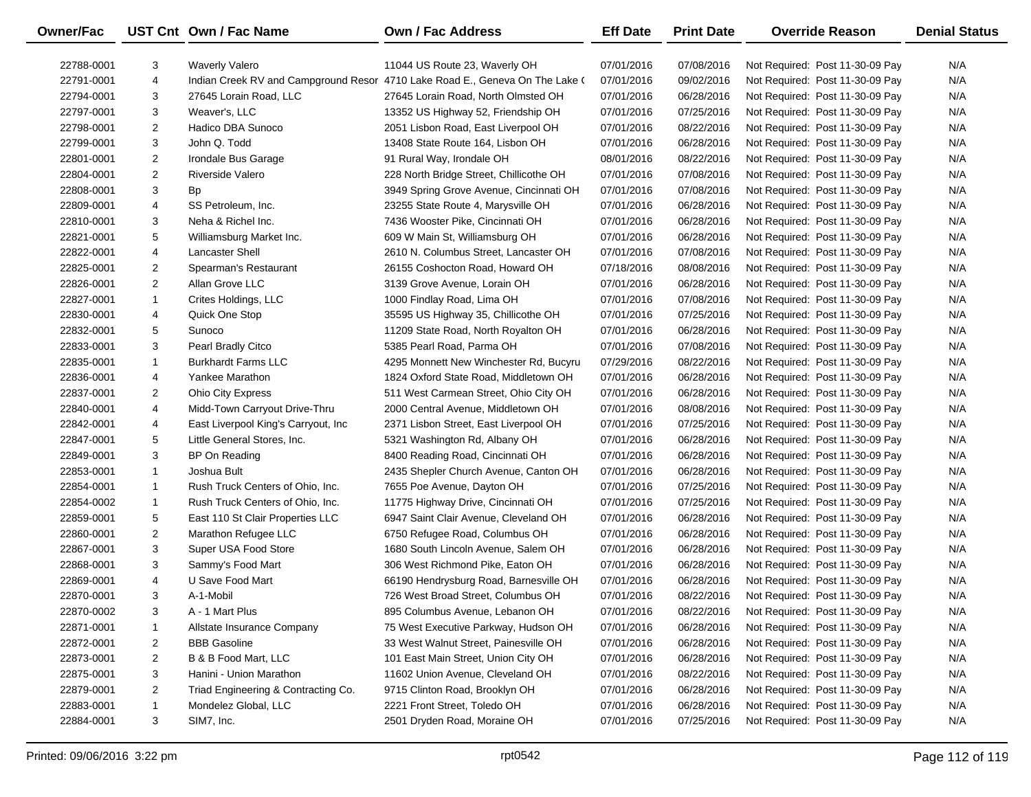| Owner/Fac | UST Cnt | Own / Fac Name | Own / Fac Address | Eff Date | Print Date | Override Reason | Denial Status |
|---|---|---|---|---|---|---|---|
| 22788-0001 | 3 | Waverly Valero | 11044 US Route 23, Waverly OH | 07/01/2016 | 07/08/2016 | Not Required: Post 11-30-09 Pay | N/A |
| 22791-0001 | 4 | Indian Creek RV and Campground Resor | 4710 Lake Road E., Geneva On The Lake ( | 07/01/2016 | 09/02/2016 | Not Required: Post 11-30-09 Pay | N/A |
| 22794-0001 | 3 | 27645 Lorain Road, LLC | 27645 Lorain Road, North Olmsted OH | 07/01/2016 | 06/28/2016 | Not Required: Post 11-30-09 Pay | N/A |
| 22797-0001 | 3 | Weaver's, LLC | 13352 US Highway 52, Friendship OH | 07/01/2016 | 07/25/2016 | Not Required: Post 11-30-09 Pay | N/A |
| 22798-0001 | 2 | Hadico DBA Sunoco | 2051 Lisbon Road, East Liverpool OH | 07/01/2016 | 08/22/2016 | Not Required: Post 11-30-09 Pay | N/A |
| 22799-0001 | 3 | John Q. Todd | 13408 State Route 164, Lisbon OH | 07/01/2016 | 06/28/2016 | Not Required: Post 11-30-09 Pay | N/A |
| 22801-0001 | 2 | Irondale Bus Garage | 91 Rural Way, Irondale OH | 08/01/2016 | 08/22/2016 | Not Required: Post 11-30-09 Pay | N/A |
| 22804-0001 | 2 | Riverside Valero | 228 North Bridge Street, Chillicothe OH | 07/01/2016 | 07/08/2016 | Not Required: Post 11-30-09 Pay | N/A |
| 22808-0001 | 3 | Bp | 3949 Spring Grove Avenue, Cincinnati OH | 07/01/2016 | 07/08/2016 | Not Required: Post 11-30-09 Pay | N/A |
| 22809-0001 | 4 | SS Petroleum, Inc. | 23255 State Route 4, Marysville OH | 07/01/2016 | 06/28/2016 | Not Required: Post 11-30-09 Pay | N/A |
| 22810-0001 | 3 | Neha & Richel Inc. | 7436 Wooster Pike, Cincinnati OH | 07/01/2016 | 06/28/2016 | Not Required: Post 11-30-09 Pay | N/A |
| 22821-0001 | 5 | Williamsburg Market Inc. | 609 W Main St, Williamsburg OH | 07/01/2016 | 06/28/2016 | Not Required: Post 11-30-09 Pay | N/A |
| 22822-0001 | 4 | Lancaster Shell | 2610 N. Columbus Street, Lancaster OH | 07/01/2016 | 07/08/2016 | Not Required: Post 11-30-09 Pay | N/A |
| 22825-0001 | 2 | Spearman's Restaurant | 26155 Coshocton Road, Howard OH | 07/18/2016 | 08/08/2016 | Not Required: Post 11-30-09 Pay | N/A |
| 22826-0001 | 2 | Allan Grove LLC | 3139 Grove Avenue, Lorain OH | 07/01/2016 | 06/28/2016 | Not Required: Post 11-30-09 Pay | N/A |
| 22827-0001 | 1 | Crites Holdings, LLC | 1000 Findlay Road, Lima OH | 07/01/2016 | 07/08/2016 | Not Required: Post 11-30-09 Pay | N/A |
| 22830-0001 | 4 | Quick One Stop | 35595 US Highway 35, Chillicothe OH | 07/01/2016 | 07/25/2016 | Not Required: Post 11-30-09 Pay | N/A |
| 22832-0001 | 5 | Sunoco | 11209 State Road, North Royalton OH | 07/01/2016 | 06/28/2016 | Not Required: Post 11-30-09 Pay | N/A |
| 22833-0001 | 3 | Pearl Bradly Citco | 5385 Pearl Road, Parma OH | 07/01/2016 | 07/08/2016 | Not Required: Post 11-30-09 Pay | N/A |
| 22835-0001 | 1 | Burkhardt Farms LLC | 4295 Monnett New Winchester Rd, Bucyru | 07/29/2016 | 08/22/2016 | Not Required: Post 11-30-09 Pay | N/A |
| 22836-0001 | 4 | Yankee Marathon | 1824 Oxford State Road, Middletown OH | 07/01/2016 | 06/28/2016 | Not Required: Post 11-30-09 Pay | N/A |
| 22837-0001 | 2 | Ohio City Express | 511 West Carmean Street, Ohio City OH | 07/01/2016 | 06/28/2016 | Not Required: Post 11-30-09 Pay | N/A |
| 22840-0001 | 4 | Midd-Town Carryout Drive-Thru | 2000 Central Avenue, Middletown OH | 07/01/2016 | 08/08/2016 | Not Required: Post 11-30-09 Pay | N/A |
| 22842-0001 | 4 | East Liverpool King's Carryout, Inc | 2371 Lisbon Street, East Liverpool OH | 07/01/2016 | 07/25/2016 | Not Required: Post 11-30-09 Pay | N/A |
| 22847-0001 | 5 | Little General Stores, Inc. | 5321 Washington Rd, Albany OH | 07/01/2016 | 06/28/2016 | Not Required: Post 11-30-09 Pay | N/A |
| 22849-0001 | 3 | BP On Reading | 8400 Reading Road, Cincinnati OH | 07/01/2016 | 06/28/2016 | Not Required: Post 11-30-09 Pay | N/A |
| 22853-0001 | 1 | Joshua Bult | 2435 Shepler Church Avenue, Canton OH | 07/01/2016 | 06/28/2016 | Not Required: Post 11-30-09 Pay | N/A |
| 22854-0001 | 1 | Rush Truck Centers of Ohio, Inc. | 7655 Poe Avenue, Dayton OH | 07/01/2016 | 07/25/2016 | Not Required: Post 11-30-09 Pay | N/A |
| 22854-0002 | 1 | Rush Truck Centers of Ohio, Inc. | 11775 Highway Drive, Cincinnati OH | 07/01/2016 | 07/25/2016 | Not Required: Post 11-30-09 Pay | N/A |
| 22859-0001 | 5 | East 110 St Clair Properties LLC | 6947 Saint Clair Avenue, Cleveland OH | 07/01/2016 | 06/28/2016 | Not Required: Post 11-30-09 Pay | N/A |
| 22860-0001 | 2 | Marathon Refugee LLC | 6750 Refugee Road, Columbus OH | 07/01/2016 | 06/28/2016 | Not Required: Post 11-30-09 Pay | N/A |
| 22867-0001 | 3 | Super USA Food Store | 1680 South Lincoln Avenue, Salem OH | 07/01/2016 | 06/28/2016 | Not Required: Post 11-30-09 Pay | N/A |
| 22868-0001 | 3 | Sammy's Food Mart | 306 West Richmond Pike, Eaton OH | 07/01/2016 | 06/28/2016 | Not Required: Post 11-30-09 Pay | N/A |
| 22869-0001 | 4 | U Save Food Mart | 66190 Hendrysburg Road, Barnesville OH | 07/01/2016 | 06/28/2016 | Not Required: Post 11-30-09 Pay | N/A |
| 22870-0001 | 3 | A-1-Mobil | 726 West Broad Street, Columbus OH | 07/01/2016 | 08/22/2016 | Not Required: Post 11-30-09 Pay | N/A |
| 22870-0002 | 3 | A - 1 Mart Plus | 895 Columbus Avenue, Lebanon OH | 07/01/2016 | 08/22/2016 | Not Required: Post 11-30-09 Pay | N/A |
| 22871-0001 | 1 | Allstate Insurance Company | 75 West Executive Parkway, Hudson OH | 07/01/2016 | 06/28/2016 | Not Required: Post 11-30-09 Pay | N/A |
| 22872-0001 | 2 | BBB Gasoline | 33 West Walnut Street, Painesville OH | 07/01/2016 | 06/28/2016 | Not Required: Post 11-30-09 Pay | N/A |
| 22873-0001 | 2 | B & B Food Mart, LLC | 101 East Main Street, Union City OH | 07/01/2016 | 06/28/2016 | Not Required: Post 11-30-09 Pay | N/A |
| 22875-0001 | 3 | Hanini - Union Marathon | 11602 Union Avenue, Cleveland OH | 07/01/2016 | 08/22/2016 | Not Required: Post 11-30-09 Pay | N/A |
| 22879-0001 | 2 | Triad Engineering & Contracting Co. | 9715 Clinton Road, Brooklyn OH | 07/01/2016 | 06/28/2016 | Not Required: Post 11-30-09 Pay | N/A |
| 22883-0001 | 1 | Mondelez Global, LLC | 2221 Front Street, Toledo OH | 07/01/2016 | 06/28/2016 | Not Required: Post 11-30-09 Pay | N/A |
| 22884-0001 | 3 | SIM7, Inc. | 2501 Dryden Road, Moraine OH | 07/01/2016 | 07/25/2016 | Not Required: Post 11-30-09 Pay | N/A |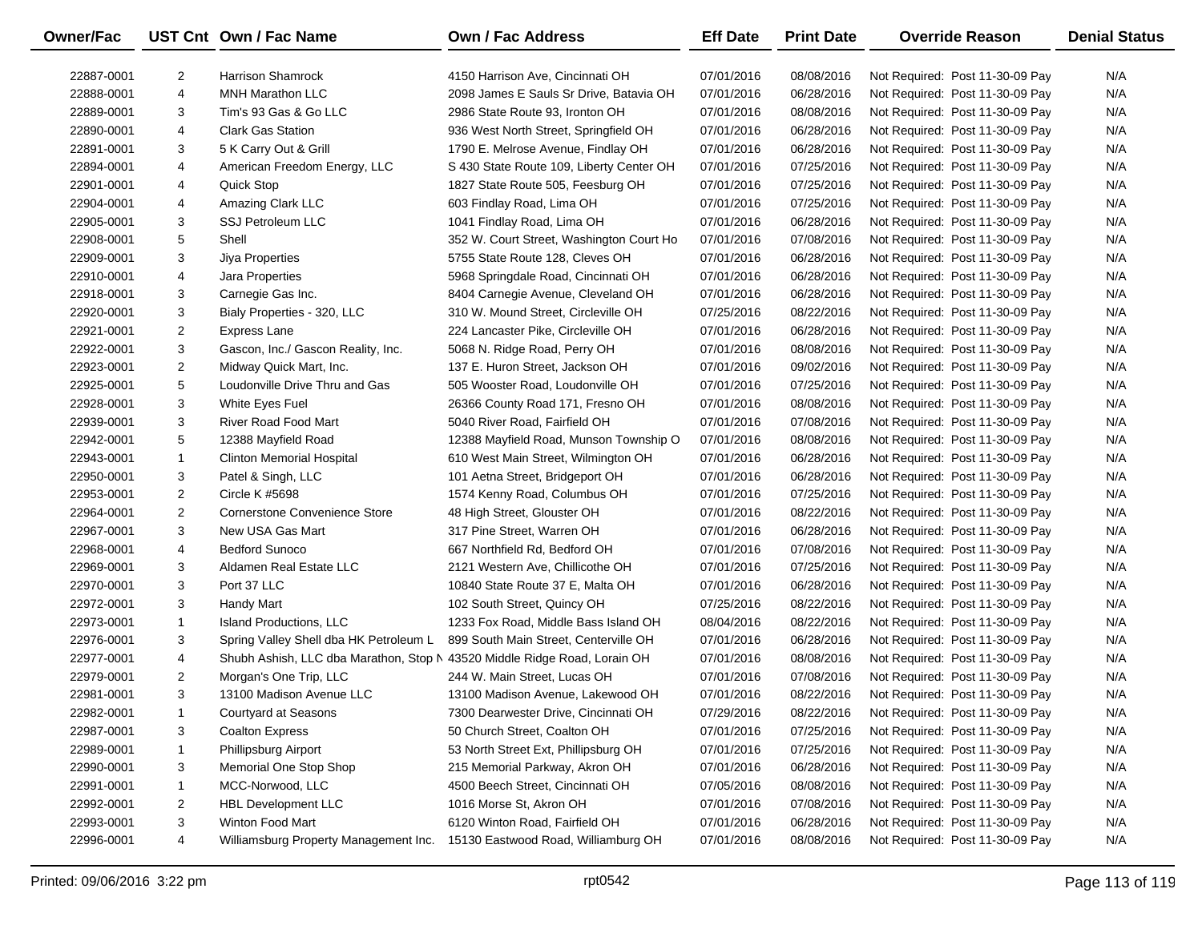| Owner/Fac | UST Cnt | Own / Fac Name | Own / Fac Address | Eff Date | Print Date | Override Reason | Denial Status |
|---|---|---|---|---|---|---|---|
| 22887-0001 | 2 | Harrison Shamrock | 4150 Harrison Ave, Cincinnati OH | 07/01/2016 | 08/08/2016 | Not Required: Post 11-30-09 Pay | N/A |
| 22888-0001 | 4 | MNH Marathon LLC | 2098 James E Sauls Sr Drive, Batavia OH | 07/01/2016 | 06/28/2016 | Not Required: Post 11-30-09 Pay | N/A |
| 22889-0001 | 3 | Tim's 93 Gas & Go LLC | 2986 State Route 93, Ironton OH | 07/01/2016 | 08/08/2016 | Not Required: Post 11-30-09 Pay | N/A |
| 22890-0001 | 4 | Clark Gas Station | 936 West North Street, Springfield OH | 07/01/2016 | 06/28/2016 | Not Required: Post 11-30-09 Pay | N/A |
| 22891-0001 | 3 | 5 K Carry Out & Grill | 1790 E. Melrose Avenue, Findlay OH | 07/01/2016 | 06/28/2016 | Not Required: Post 11-30-09 Pay | N/A |
| 22894-0001 | 4 | American Freedom Energy, LLC | S 430 State Route 109, Liberty Center OH | 07/01/2016 | 07/25/2016 | Not Required: Post 11-30-09 Pay | N/A |
| 22901-0001 | 4 | Quick Stop | 1827 State Route 505, Feesburg OH | 07/01/2016 | 07/25/2016 | Not Required: Post 11-30-09 Pay | N/A |
| 22904-0001 | 4 | Amazing Clark LLC | 603 Findlay Road, Lima OH | 07/01/2016 | 07/25/2016 | Not Required: Post 11-30-09 Pay | N/A |
| 22905-0001 | 3 | SSJ Petroleum LLC | 1041 Findlay Road, Lima OH | 07/01/2016 | 06/28/2016 | Not Required: Post 11-30-09 Pay | N/A |
| 22908-0001 | 5 | Shell | 352 W. Court Street, Washington Court Ho | 07/01/2016 | 07/08/2016 | Not Required: Post 11-30-09 Pay | N/A |
| 22909-0001 | 3 | Jiya Properties | 5755 State Route 128, Cleves OH | 07/01/2016 | 06/28/2016 | Not Required: Post 11-30-09 Pay | N/A |
| 22910-0001 | 4 | Jara Properties | 5968 Springdale Road, Cincinnati OH | 07/01/2016 | 06/28/2016 | Not Required: Post 11-30-09 Pay | N/A |
| 22918-0001 | 3 | Carnegie Gas Inc. | 8404 Carnegie Avenue, Cleveland OH | 07/01/2016 | 06/28/2016 | Not Required: Post 11-30-09 Pay | N/A |
| 22920-0001 | 3 | Bialy Properties - 320, LLC | 310 W. Mound Street, Circleville OH | 07/25/2016 | 08/22/2016 | Not Required: Post 11-30-09 Pay | N/A |
| 22921-0001 | 2 | Express Lane | 224 Lancaster Pike, Circleville OH | 07/01/2016 | 06/28/2016 | Not Required: Post 11-30-09 Pay | N/A |
| 22922-0001 | 3 | Gascon, Inc./ Gascon Reality, Inc. | 5068 N. Ridge Road, Perry OH | 07/01/2016 | 08/08/2016 | Not Required: Post 11-30-09 Pay | N/A |
| 22923-0001 | 2 | Midway Quick Mart, Inc. | 137 E. Huron Street, Jackson OH | 07/01/2016 | 09/02/2016 | Not Required: Post 11-30-09 Pay | N/A |
| 22925-0001 | 5 | Loudonville Drive Thru and Gas | 505 Wooster Road, Loudonville OH | 07/01/2016 | 07/25/2016 | Not Required: Post 11-30-09 Pay | N/A |
| 22928-0001 | 3 | White Eyes Fuel | 26366 County Road 171, Fresno OH | 07/01/2016 | 08/08/2016 | Not Required: Post 11-30-09 Pay | N/A |
| 22939-0001 | 3 | River Road Food Mart | 5040 River Road, Fairfield OH | 07/01/2016 | 07/08/2016 | Not Required: Post 11-30-09 Pay | N/A |
| 22942-0001 | 5 | 12388 Mayfield Road | 12388 Mayfield Road, Munson Township O | 07/01/2016 | 08/08/2016 | Not Required: Post 11-30-09 Pay | N/A |
| 22943-0001 | 1 | Clinton Memorial Hospital | 610 West Main Street, Wilmington OH | 07/01/2016 | 06/28/2016 | Not Required: Post 11-30-09 Pay | N/A |
| 22950-0001 | 3 | Patel & Singh, LLC | 101 Aetna Street, Bridgeport OH | 07/01/2016 | 06/28/2016 | Not Required: Post 11-30-09 Pay | N/A |
| 22953-0001 | 2 | Circle K #5698 | 1574 Kenny Road, Columbus OH | 07/01/2016 | 07/25/2016 | Not Required: Post 11-30-09 Pay | N/A |
| 22964-0001 | 2 | Cornerstone Convenience Store | 48 High Street, Glouster OH | 07/01/2016 | 08/22/2016 | Not Required: Post 11-30-09 Pay | N/A |
| 22967-0001 | 3 | New USA Gas Mart | 317 Pine Street, Warren OH | 07/01/2016 | 06/28/2016 | Not Required: Post 11-30-09 Pay | N/A |
| 22968-0001 | 4 | Bedford Sunoco | 667 Northfield Rd, Bedford OH | 07/01/2016 | 07/08/2016 | Not Required: Post 11-30-09 Pay | N/A |
| 22969-0001 | 3 | Aldamen Real Estate LLC | 2121 Western Ave, Chillicothe OH | 07/01/2016 | 07/25/2016 | Not Required: Post 11-30-09 Pay | N/A |
| 22970-0001 | 3 | Port 37 LLC | 10840 State Route 37 E, Malta OH | 07/01/2016 | 06/28/2016 | Not Required: Post 11-30-09 Pay | N/A |
| 22972-0001 | 3 | Handy Mart | 102 South Street, Quincy OH | 07/25/2016 | 08/22/2016 | Not Required: Post 11-30-09 Pay | N/A |
| 22973-0001 | 1 | Island Productions, LLC | 1233 Fox Road, Middle Bass Island OH | 08/04/2016 | 08/22/2016 | Not Required: Post 11-30-09 Pay | N/A |
| 22976-0001 | 3 | Spring Valley Shell dba HK Petroleum L | 899 South Main Street, Centerville OH | 07/01/2016 | 06/28/2016 | Not Required: Post 11-30-09 Pay | N/A |
| 22977-0001 | 4 | Shubh Ashish, LLC dba Marathon, Stop N | 43520 Middle Ridge Road, Lorain OH | 07/01/2016 | 08/08/2016 | Not Required: Post 11-30-09 Pay | N/A |
| 22979-0001 | 2 | Morgan's One Trip, LLC | 244 W. Main Street, Lucas OH | 07/01/2016 | 07/08/2016 | Not Required: Post 11-30-09 Pay | N/A |
| 22981-0001 | 3 | 13100 Madison Avenue LLC | 13100 Madison Avenue, Lakewood OH | 07/01/2016 | 08/22/2016 | Not Required: Post 11-30-09 Pay | N/A |
| 22982-0001 | 1 | Courtyard at Seasons | 7300 Dearwester Drive, Cincinnati OH | 07/29/2016 | 08/22/2016 | Not Required: Post 11-30-09 Pay | N/A |
| 22987-0001 | 3 | Coalton Express | 50 Church Street, Coalton OH | 07/01/2016 | 07/25/2016 | Not Required: Post 11-30-09 Pay | N/A |
| 22989-0001 | 1 | Phillipsburg Airport | 53 North Street Ext, Phillipsburg OH | 07/01/2016 | 07/25/2016 | Not Required: Post 11-30-09 Pay | N/A |
| 22990-0001 | 3 | Memorial One Stop Shop | 215 Memorial Parkway, Akron OH | 07/01/2016 | 06/28/2016 | Not Required: Post 11-30-09 Pay | N/A |
| 22991-0001 | 1 | MCC-Norwood, LLC | 4500 Beech Street, Cincinnati OH | 07/05/2016 | 08/08/2016 | Not Required: Post 11-30-09 Pay | N/A |
| 22992-0001 | 2 | HBL Development LLC | 1016 Morse St, Akron OH | 07/01/2016 | 07/08/2016 | Not Required: Post 11-30-09 Pay | N/A |
| 22993-0001 | 3 | Winton Food Mart | 6120 Winton Road, Fairfield OH | 07/01/2016 | 06/28/2016 | Not Required: Post 11-30-09 Pay | N/A |
| 22996-0001 | 4 | Williamsburg Property Management Inc. | 15130 Eastwood Road, Williamburg OH | 07/01/2016 | 08/08/2016 | Not Required: Post 11-30-09 Pay | N/A |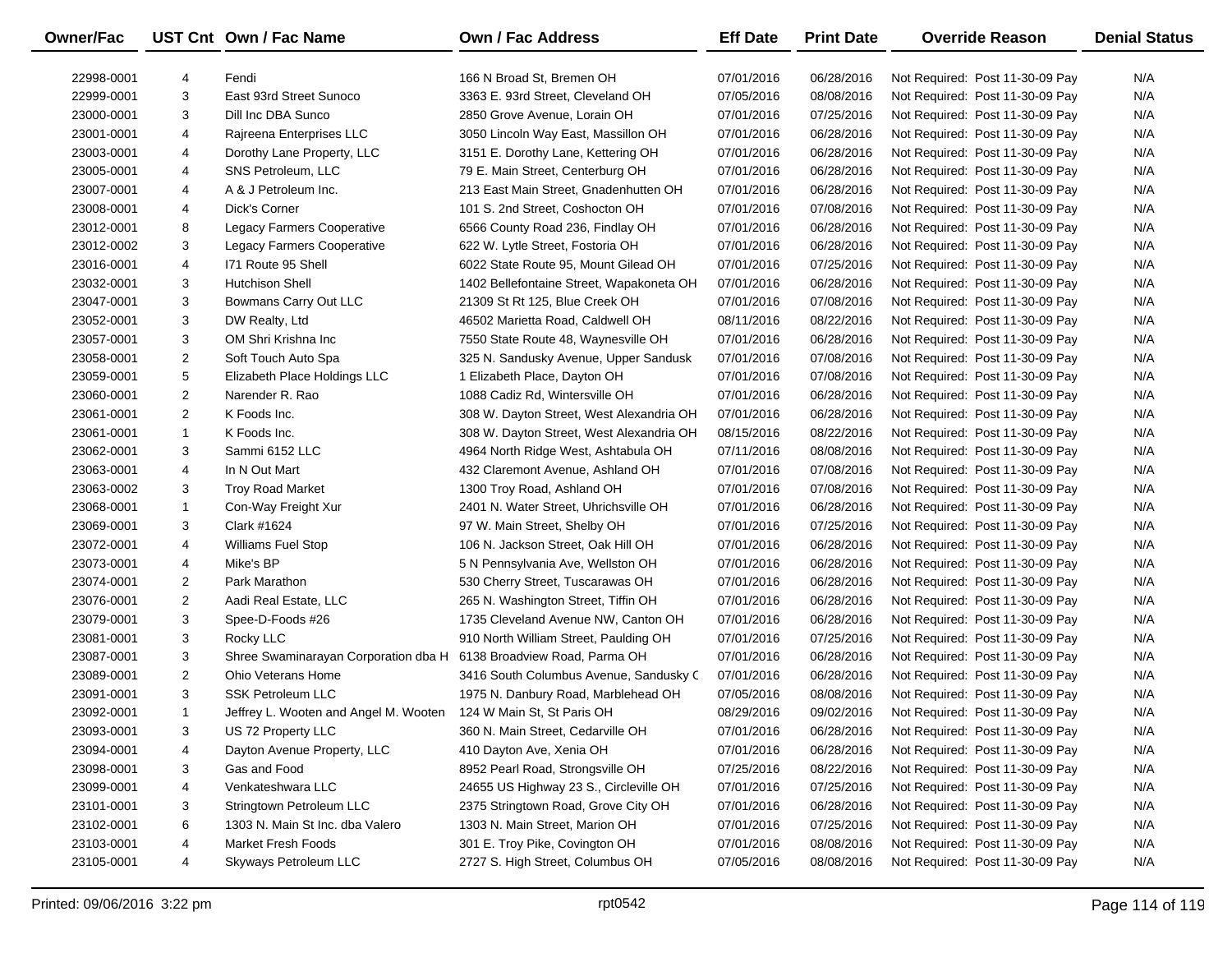| Owner/Fac | UST Cnt | Own / Fac Name | Own / Fac Address | Eff Date | Print Date | Override Reason | Denial Status |
|---|---|---|---|---|---|---|---|
| 22998-0001 | 4 | Fendi | 166 N Broad St, Bremen OH | 07/01/2016 | 06/28/2016 | Not Required: Post 11-30-09 Pay | N/A |
| 22999-0001 | 3 | East 93rd Street Sunoco | 3363 E. 93rd Street, Cleveland OH | 07/05/2016 | 08/08/2016 | Not Required: Post 11-30-09 Pay | N/A |
| 23000-0001 | 3 | Dill Inc DBA Sunco | 2850 Grove Avenue, Lorain OH | 07/01/2016 | 07/25/2016 | Not Required: Post 11-30-09 Pay | N/A |
| 23001-0001 | 4 | Rajreena Enterprises LLC | 3050 Lincoln Way East, Massillon OH | 07/01/2016 | 06/28/2016 | Not Required: Post 11-30-09 Pay | N/A |
| 23003-0001 | 4 | Dorothy Lane Property, LLC | 3151 E. Dorothy Lane, Kettering OH | 07/01/2016 | 06/28/2016 | Not Required: Post 11-30-09 Pay | N/A |
| 23005-0001 | 4 | SNS Petroleum, LLC | 79 E. Main Street, Centerburg OH | 07/01/2016 | 06/28/2016 | Not Required: Post 11-30-09 Pay | N/A |
| 23007-0001 | 4 | A & J Petroleum Inc. | 213 East Main Street, Gnadenhutten OH | 07/01/2016 | 06/28/2016 | Not Required: Post 11-30-09 Pay | N/A |
| 23008-0001 | 4 | Dick's Corner | 101 S. 2nd Street, Coshocton OH | 07/01/2016 | 07/08/2016 | Not Required: Post 11-30-09 Pay | N/A |
| 23012-0001 | 8 | Legacy Farmers Cooperative | 6566 County Road 236, Findlay OH | 07/01/2016 | 06/28/2016 | Not Required: Post 11-30-09 Pay | N/A |
| 23012-0002 | 3 | Legacy Farmers Cooperative | 622 W. Lytle Street, Fostoria OH | 07/01/2016 | 06/28/2016 | Not Required: Post 11-30-09 Pay | N/A |
| 23016-0001 | 4 | I71 Route 95 Shell | 6022 State Route 95, Mount Gilead OH | 07/01/2016 | 07/25/2016 | Not Required: Post 11-30-09 Pay | N/A |
| 23032-0001 | 3 | Hutchison Shell | 1402 Bellefontaine Street, Wapakoneta OH | 07/01/2016 | 06/28/2016 | Not Required: Post 11-30-09 Pay | N/A |
| 23047-0001 | 3 | Bowmans Carry Out LLC | 21309 St Rt 125, Blue Creek OH | 07/01/2016 | 07/08/2016 | Not Required: Post 11-30-09 Pay | N/A |
| 23052-0001 | 3 | DW Realty, Ltd | 46502 Marietta Road, Caldwell OH | 08/11/2016 | 08/22/2016 | Not Required: Post 11-30-09 Pay | N/A |
| 23057-0001 | 3 | OM Shri Krishna Inc | 7550 State Route 48, Waynesville OH | 07/01/2016 | 06/28/2016 | Not Required: Post 11-30-09 Pay | N/A |
| 23058-0001 | 2 | Soft Touch Auto Spa | 325 N. Sandusky Avenue, Upper Sandusk | 07/01/2016 | 07/08/2016 | Not Required: Post 11-30-09 Pay | N/A |
| 23059-0001 | 5 | Elizabeth Place Holdings LLC | 1 Elizabeth Place, Dayton OH | 07/01/2016 | 07/08/2016 | Not Required: Post 11-30-09 Pay | N/A |
| 23060-0001 | 2 | Narender R. Rao | 1088 Cadiz Rd, Wintersville OH | 07/01/2016 | 06/28/2016 | Not Required: Post 11-30-09 Pay | N/A |
| 23061-0001 | 2 | K Foods Inc. | 308 W. Dayton Street, West Alexandria OH | 07/01/2016 | 06/28/2016 | Not Required: Post 11-30-09 Pay | N/A |
| 23061-0001 | 1 | K Foods Inc. | 308 W. Dayton Street, West Alexandria OH | 08/15/2016 | 08/22/2016 | Not Required: Post 11-30-09 Pay | N/A |
| 23062-0001 | 3 | Sammi 6152 LLC | 4964 North Ridge West, Ashtabula OH | 07/11/2016 | 08/08/2016 | Not Required: Post 11-30-09 Pay | N/A |
| 23063-0001 | 4 | In N Out Mart | 432 Claremont Avenue, Ashland OH | 07/01/2016 | 07/08/2016 | Not Required: Post 11-30-09 Pay | N/A |
| 23063-0002 | 3 | Troy Road Market | 1300 Troy Road, Ashland OH | 07/01/2016 | 07/08/2016 | Not Required: Post 11-30-09 Pay | N/A |
| 23068-0001 | 1 | Con-Way Freight Xur | 2401 N. Water Street, Uhrichsville OH | 07/01/2016 | 06/28/2016 | Not Required: Post 11-30-09 Pay | N/A |
| 23069-0001 | 3 | Clark #1624 | 97 W. Main Street, Shelby OH | 07/01/2016 | 07/25/2016 | Not Required: Post 11-30-09 Pay | N/A |
| 23072-0001 | 4 | Williams Fuel Stop | 106 N. Jackson Street, Oak Hill OH | 07/01/2016 | 06/28/2016 | Not Required: Post 11-30-09 Pay | N/A |
| 23073-0001 | 4 | Mike's BP | 5 N Pennsylvania Ave, Wellston OH | 07/01/2016 | 06/28/2016 | Not Required: Post 11-30-09 Pay | N/A |
| 23074-0001 | 2 | Park Marathon | 530 Cherry Street, Tuscarawas OH | 07/01/2016 | 06/28/2016 | Not Required: Post 11-30-09 Pay | N/A |
| 23076-0001 | 2 | Aadi Real Estate, LLC | 265 N. Washington Street, Tiffin OH | 07/01/2016 | 06/28/2016 | Not Required: Post 11-30-09 Pay | N/A |
| 23079-0001 | 3 | Spee-D-Foods #26 | 1735 Cleveland Avenue NW, Canton OH | 07/01/2016 | 06/28/2016 | Not Required: Post 11-30-09 Pay | N/A |
| 23081-0001 | 3 | Rocky LLC | 910 North William Street, Paulding OH | 07/01/2016 | 07/25/2016 | Not Required: Post 11-30-09 Pay | N/A |
| 23087-0001 | 3 | Shree Swaminarayan Corporation dba H | 6138 Broadview Road, Parma OH | 07/01/2016 | 06/28/2016 | Not Required: Post 11-30-09 Pay | N/A |
| 23089-0001 | 2 | Ohio Veterans Home | 3416 South Columbus Avenue, Sandusky C | 07/01/2016 | 06/28/2016 | Not Required: Post 11-30-09 Pay | N/A |
| 23091-0001 | 3 | SSK Petroleum LLC | 1975 N. Danbury Road, Marblehead OH | 07/05/2016 | 08/08/2016 | Not Required: Post 11-30-09 Pay | N/A |
| 23092-0001 | 1 | Jeffrey L. Wooten and Angel M. Wooten | 124 W Main St, St Paris OH | 08/29/2016 | 09/02/2016 | Not Required: Post 11-30-09 Pay | N/A |
| 23093-0001 | 3 | US 72 Property LLC | 360 N. Main Street, Cedarville OH | 07/01/2016 | 06/28/2016 | Not Required: Post 11-30-09 Pay | N/A |
| 23094-0001 | 4 | Dayton Avenue Property, LLC | 410 Dayton Ave, Xenia OH | 07/01/2016 | 06/28/2016 | Not Required: Post 11-30-09 Pay | N/A |
| 23098-0001 | 3 | Gas and Food | 8952 Pearl Road, Strongsville OH | 07/25/2016 | 08/22/2016 | Not Required: Post 11-30-09 Pay | N/A |
| 23099-0001 | 4 | Venkateshwara LLC | 24655 US Highway 23 S., Circleville OH | 07/01/2016 | 07/25/2016 | Not Required: Post 11-30-09 Pay | N/A |
| 23101-0001 | 3 | Stringtown Petroleum LLC | 2375 Stringtown Road, Grove City OH | 07/01/2016 | 06/28/2016 | Not Required: Post 11-30-09 Pay | N/A |
| 23102-0001 | 6 | 1303 N. Main St Inc. dba Valero | 1303 N. Main Street, Marion OH | 07/01/2016 | 07/25/2016 | Not Required: Post 11-30-09 Pay | N/A |
| 23103-0001 | 4 | Market Fresh Foods | 301 E. Troy Pike, Covington OH | 07/01/2016 | 08/08/2016 | Not Required: Post 11-30-09 Pay | N/A |
| 23105-0001 | 4 | Skyways Petroleum LLC | 2727 S. High Street, Columbus OH | 07/05/2016 | 08/08/2016 | Not Required: Post 11-30-09 Pay | N/A |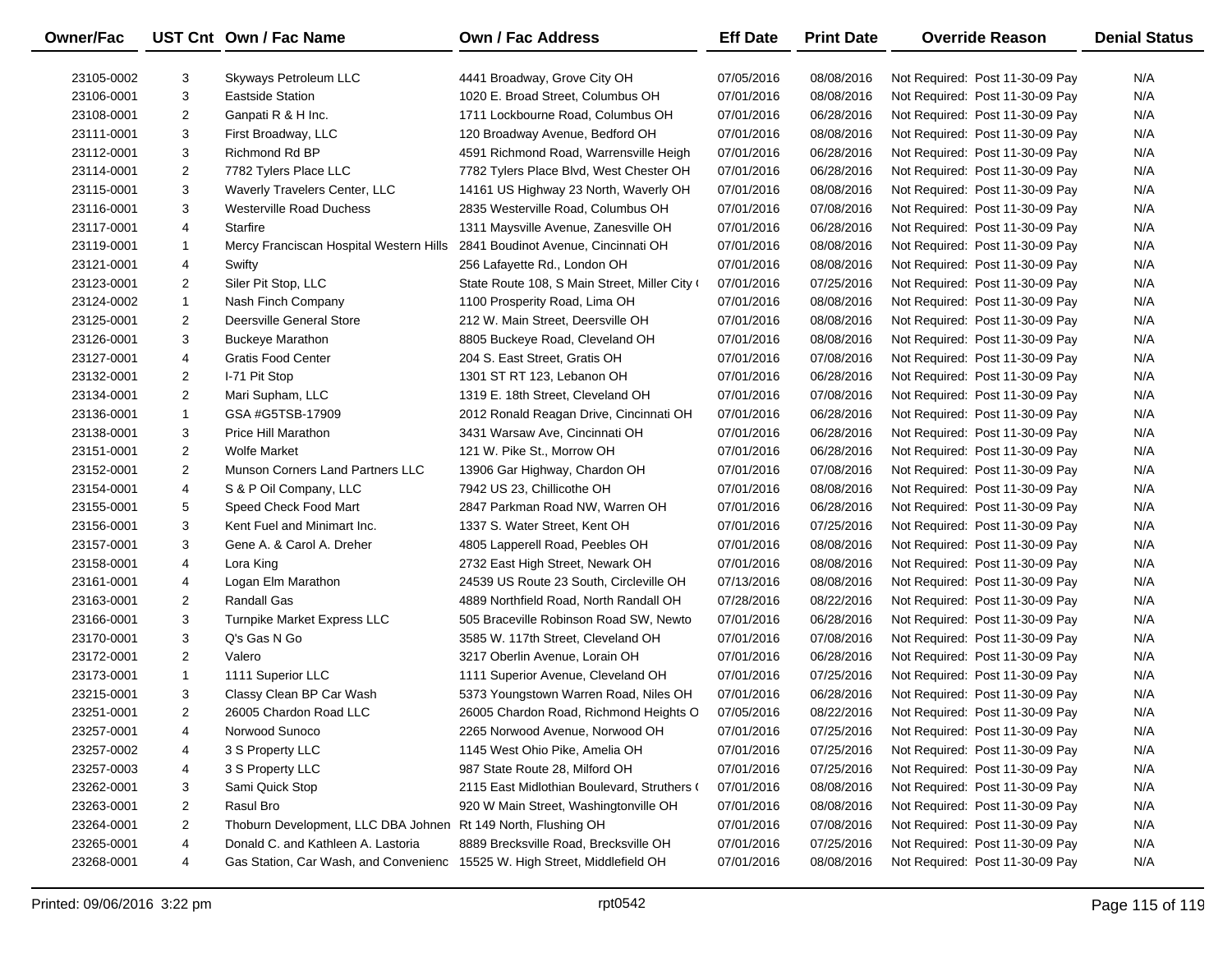| Owner/Fac | UST Cnt | Own / Fac Name | Own / Fac Address | Eff Date | Print Date | Override Reason | Denial Status |
|---|---|---|---|---|---|---|---|
| 23105-0002 | 3 | Skyways Petroleum LLC | 4441 Broadway, Grove City OH | 07/05/2016 | 08/08/2016 | Not Required: Post 11-30-09 Pay | N/A |
| 23106-0001 | 3 | Eastside Station | 1020 E. Broad Street, Columbus OH | 07/01/2016 | 08/08/2016 | Not Required: Post 11-30-09 Pay | N/A |
| 23108-0001 | 2 | Ganpati R & H Inc. | 1711 Lockbourne Road, Columbus OH | 07/01/2016 | 06/28/2016 | Not Required: Post 11-30-09 Pay | N/A |
| 23111-0001 | 3 | First Broadway, LLC | 120 Broadway Avenue, Bedford OH | 07/01/2016 | 08/08/2016 | Not Required: Post 11-30-09 Pay | N/A |
| 23112-0001 | 3 | Richmond Rd BP | 4591 Richmond Road, Warrensville Heigh | 07/01/2016 | 06/28/2016 | Not Required: Post 11-30-09 Pay | N/A |
| 23114-0001 | 2 | 7782 Tylers Place LLC | 7782 Tylers Place Blvd, West Chester OH | 07/01/2016 | 06/28/2016 | Not Required: Post 11-30-09 Pay | N/A |
| 23115-0001 | 3 | Waverly Travelers Center, LLC | 14161 US Highway 23 North, Waverly OH | 07/01/2016 | 08/08/2016 | Not Required: Post 11-30-09 Pay | N/A |
| 23116-0001 | 3 | Westerville Road Duchess | 2835 Westerville Road, Columbus OH | 07/01/2016 | 07/08/2016 | Not Required: Post 11-30-09 Pay | N/A |
| 23117-0001 | 4 | Starfire | 1311 Maysville Avenue, Zanesville OH | 07/01/2016 | 06/28/2016 | Not Required: Post 11-30-09 Pay | N/A |
| 23119-0001 | 1 | Mercy Franciscan Hospital Western Hills | 2841 Boudinot Avenue, Cincinnati OH | 07/01/2016 | 08/08/2016 | Not Required: Post 11-30-09 Pay | N/A |
| 23121-0001 | 4 | Swifty | 256 Lafayette Rd., London OH | 07/01/2016 | 08/08/2016 | Not Required: Post 11-30-09 Pay | N/A |
| 23123-0001 | 2 | Siler Pit Stop, LLC | State Route 108, S Main Street, Miller City ( | 07/01/2016 | 07/25/2016 | Not Required: Post 11-30-09 Pay | N/A |
| 23124-0002 | 1 | Nash Finch Company | 1100 Prosperity Road, Lima OH | 07/01/2016 | 08/08/2016 | Not Required: Post 11-30-09 Pay | N/A |
| 23125-0001 | 2 | Deersville General Store | 212 W. Main Street, Deersville OH | 07/01/2016 | 08/08/2016 | Not Required: Post 11-30-09 Pay | N/A |
| 23126-0001 | 3 | Buckeye Marathon | 8805 Buckeye Road, Cleveland OH | 07/01/2016 | 08/08/2016 | Not Required: Post 11-30-09 Pay | N/A |
| 23127-0001 | 4 | Gratis Food Center | 204 S. East Street, Gratis OH | 07/01/2016 | 07/08/2016 | Not Required: Post 11-30-09 Pay | N/A |
| 23132-0001 | 2 | I-71 Pit Stop | 1301 ST RT 123, Lebanon OH | 07/01/2016 | 06/28/2016 | Not Required: Post 11-30-09 Pay | N/A |
| 23134-0001 | 2 | Mari Supham, LLC | 1319 E. 18th Street, Cleveland OH | 07/01/2016 | 07/08/2016 | Not Required: Post 11-30-09 Pay | N/A |
| 23136-0001 | 1 | GSA #G5TSB-17909 | 2012 Ronald Reagan Drive, Cincinnati OH | 07/01/2016 | 06/28/2016 | Not Required: Post 11-30-09 Pay | N/A |
| 23138-0001 | 3 | Price Hill Marathon | 3431 Warsaw Ave, Cincinnati OH | 07/01/2016 | 06/28/2016 | Not Required: Post 11-30-09 Pay | N/A |
| 23151-0001 | 2 | Wolfe Market | 121 W. Pike St., Morrow OH | 07/01/2016 | 06/28/2016 | Not Required: Post 11-30-09 Pay | N/A |
| 23152-0001 | 2 | Munson Corners Land Partners LLC | 13906 Gar Highway, Chardon OH | 07/01/2016 | 07/08/2016 | Not Required: Post 11-30-09 Pay | N/A |
| 23154-0001 | 4 | S & P Oil Company, LLC | 7942 US 23, Chillicothe OH | 07/01/2016 | 08/08/2016 | Not Required: Post 11-30-09 Pay | N/A |
| 23155-0001 | 5 | Speed Check Food Mart | 2847 Parkman Road NW, Warren OH | 07/01/2016 | 06/28/2016 | Not Required: Post 11-30-09 Pay | N/A |
| 23156-0001 | 3 | Kent Fuel and Minimart Inc. | 1337 S. Water Street, Kent OH | 07/01/2016 | 07/25/2016 | Not Required: Post 11-30-09 Pay | N/A |
| 23157-0001 | 3 | Gene A. & Carol A. Dreher | 4805 Lapperell Road, Peebles OH | 07/01/2016 | 08/08/2016 | Not Required: Post 11-30-09 Pay | N/A |
| 23158-0001 | 4 | Lora King | 2732 East High Street, Newark OH | 07/01/2016 | 08/08/2016 | Not Required: Post 11-30-09 Pay | N/A |
| 23161-0001 | 4 | Logan Elm Marathon | 24539 US Route 23 South, Circleville OH | 07/13/2016 | 08/08/2016 | Not Required: Post 11-30-09 Pay | N/A |
| 23163-0001 | 2 | Randall Gas | 4889 Northfield Road, North Randall OH | 07/28/2016 | 08/22/2016 | Not Required: Post 11-30-09 Pay | N/A |
| 23166-0001 | 3 | Turnpike Market Express LLC | 505 Braceville Robinson Road SW, Newto | 07/01/2016 | 06/28/2016 | Not Required: Post 11-30-09 Pay | N/A |
| 23170-0001 | 3 | Q's Gas N Go | 3585 W. 117th Street, Cleveland OH | 07/01/2016 | 07/08/2016 | Not Required: Post 11-30-09 Pay | N/A |
| 23172-0001 | 2 | Valero | 3217 Oberlin Avenue, Lorain OH | 07/01/2016 | 06/28/2016 | Not Required: Post 11-30-09 Pay | N/A |
| 23173-0001 | 1 | 1111 Superior LLC | 1111 Superior Avenue, Cleveland OH | 07/01/2016 | 07/25/2016 | Not Required: Post 11-30-09 Pay | N/A |
| 23215-0001 | 3 | Classy Clean BP Car Wash | 5373 Youngstown Warren Road, Niles OH | 07/01/2016 | 06/28/2016 | Not Required: Post 11-30-09 Pay | N/A |
| 23251-0001 | 2 | 26005 Chardon Road LLC | 26005 Chardon Road, Richmond Heights O | 07/05/2016 | 08/22/2016 | Not Required: Post 11-30-09 Pay | N/A |
| 23257-0001 | 4 | Norwood Sunoco | 2265 Norwood Avenue, Norwood OH | 07/01/2016 | 07/25/2016 | Not Required: Post 11-30-09 Pay | N/A |
| 23257-0002 | 4 | 3 S Property LLC | 1145 West Ohio Pike, Amelia OH | 07/01/2016 | 07/25/2016 | Not Required: Post 11-30-09 Pay | N/A |
| 23257-0003 | 4 | 3 S Property LLC | 987 State Route 28, Milford OH | 07/01/2016 | 07/25/2016 | Not Required: Post 11-30-09 Pay | N/A |
| 23262-0001 | 3 | Sami Quick Stop | 2115 East Midlothian Boulevard, Struthers ( | 07/01/2016 | 08/08/2016 | Not Required: Post 11-30-09 Pay | N/A |
| 23263-0001 | 2 | Rasul Bro | 920 W Main Street, Washingtonville OH | 07/01/2016 | 08/08/2016 | Not Required: Post 11-30-09 Pay | N/A |
| 23264-0001 | 2 | Thoburn Development, LLC DBA Johnen | Rt 149 North, Flushing OH | 07/01/2016 | 07/08/2016 | Not Required: Post 11-30-09 Pay | N/A |
| 23265-0001 | 4 | Donald C. and Kathleen A. Lastoria | 8889 Brecksville Road, Brecksville OH | 07/01/2016 | 07/25/2016 | Not Required: Post 11-30-09 Pay | N/A |
| 23268-0001 | 4 | Gas Station, Car Wash, and Convenienc | 15525 W. High Street, Middlefield OH | 07/01/2016 | 08/08/2016 | Not Required: Post 11-30-09 Pay | N/A |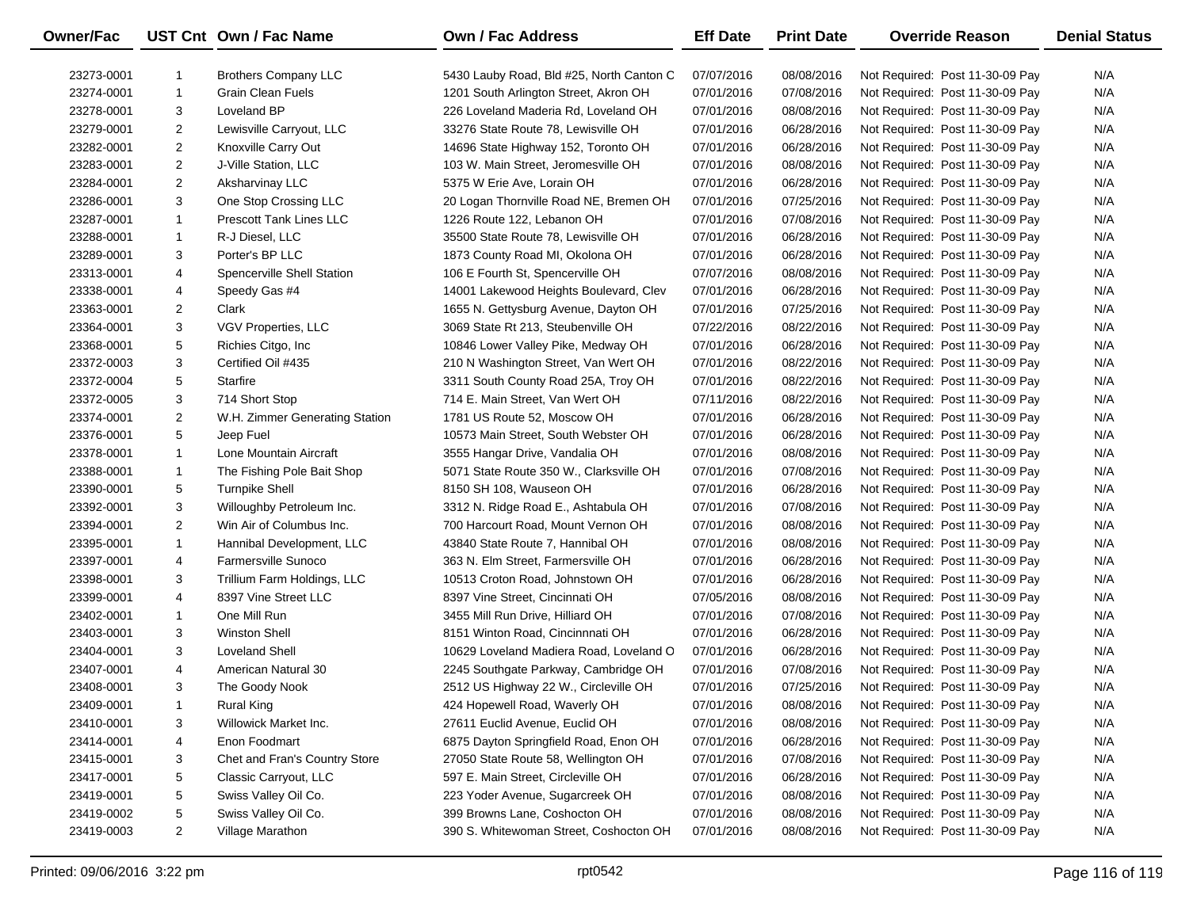| Owner/Fac | UST Cnt | Own / Fac Name | Own / Fac Address | Eff Date | Print Date | Override Reason | Denial Status |
|---|---|---|---|---|---|---|---|
| 23273-0001 | 1 | Brothers Company LLC | 5430 Lauby Road, Bld #25, North Canton C | 07/07/2016 | 08/08/2016 | Not Required: Post 11-30-09 Pay | N/A |
| 23274-0001 | 1 | Grain Clean Fuels | 1201 South Arlington Street, Akron OH | 07/01/2016 | 07/08/2016 | Not Required: Post 11-30-09 Pay | N/A |
| 23278-0001 | 3 | Loveland BP | 226 Loveland Maderia Rd, Loveland OH | 07/01/2016 | 08/08/2016 | Not Required: Post 11-30-09 Pay | N/A |
| 23279-0001 | 2 | Lewisville Carryout, LLC | 33276 State Route 78, Lewisville OH | 07/01/2016 | 06/28/2016 | Not Required: Post 11-30-09 Pay | N/A |
| 23282-0001 | 2 | Knoxville Carry Out | 14696 State Highway 152, Toronto OH | 07/01/2016 | 06/28/2016 | Not Required: Post 11-30-09 Pay | N/A |
| 23283-0001 | 2 | J-Ville Station, LLC | 103 W. Main Street, Jeromesville OH | 07/01/2016 | 08/08/2016 | Not Required: Post 11-30-09 Pay | N/A |
| 23284-0001 | 2 | Aksharvinay LLC | 5375 W Erie Ave, Lorain OH | 07/01/2016 | 06/28/2016 | Not Required: Post 11-30-09 Pay | N/A |
| 23286-0001 | 3 | One Stop Crossing LLC | 20 Logan Thornville Road NE, Bremen OH | 07/01/2016 | 07/25/2016 | Not Required: Post 11-30-09 Pay | N/A |
| 23287-0001 | 1 | Prescott Tank Lines LLC | 1226 Route 122, Lebanon OH | 07/01/2016 | 07/08/2016 | Not Required: Post 11-30-09 Pay | N/A |
| 23288-0001 | 1 | R-J Diesel, LLC | 35500 State Route 78, Lewisville OH | 07/01/2016 | 06/28/2016 | Not Required: Post 11-30-09 Pay | N/A |
| 23289-0001 | 3 | Porter's BP LLC | 1873 County Road MI, Okolona OH | 07/01/2016 | 06/28/2016 | Not Required: Post 11-30-09 Pay | N/A |
| 23313-0001 | 4 | Spencerville Shell Station | 106 E Fourth St, Spencerville OH | 07/07/2016 | 08/08/2016 | Not Required: Post 11-30-09 Pay | N/A |
| 23338-0001 | 4 | Speedy Gas #4 | 14001 Lakewood Heights Boulevard, Clev | 07/01/2016 | 06/28/2016 | Not Required: Post 11-30-09 Pay | N/A |
| 23363-0001 | 2 | Clark | 1655 N. Gettysburg Avenue, Dayton OH | 07/01/2016 | 07/25/2016 | Not Required: Post 11-30-09 Pay | N/A |
| 23364-0001 | 3 | VGV Properties, LLC | 3069 State Rt 213, Steubenville OH | 07/22/2016 | 08/22/2016 | Not Required: Post 11-30-09 Pay | N/A |
| 23368-0001 | 5 | Richies Citgo, Inc | 10846 Lower Valley Pike, Medway OH | 07/01/2016 | 06/28/2016 | Not Required: Post 11-30-09 Pay | N/A |
| 23372-0003 | 3 | Certified Oil #435 | 210 N Washington Street, Van Wert OH | 07/01/2016 | 08/22/2016 | Not Required: Post 11-30-09 Pay | N/A |
| 23372-0004 | 5 | Starfire | 3311 South County Road 25A, Troy OH | 07/01/2016 | 08/22/2016 | Not Required: Post 11-30-09 Pay | N/A |
| 23372-0005 | 3 | 714 Short Stop | 714 E. Main Street, Van Wert OH | 07/11/2016 | 08/22/2016 | Not Required: Post 11-30-09 Pay | N/A |
| 23374-0001 | 2 | W.H. Zimmer Generating Station | 1781 US Route 52, Moscow OH | 07/01/2016 | 06/28/2016 | Not Required: Post 11-30-09 Pay | N/A |
| 23376-0001 | 5 | Jeep Fuel | 10573 Main Street, South Webster OH | 07/01/2016 | 06/28/2016 | Not Required: Post 11-30-09 Pay | N/A |
| 23378-0001 | 1 | Lone Mountain Aircraft | 3555 Hangar Drive, Vandalia OH | 07/01/2016 | 08/08/2016 | Not Required: Post 11-30-09 Pay | N/A |
| 23388-0001 | 1 | The Fishing Pole Bait Shop | 5071 State Route 350 W., Clarksville OH | 07/01/2016 | 07/08/2016 | Not Required: Post 11-30-09 Pay | N/A |
| 23390-0001 | 5 | Turnpike Shell | 8150 SH 108, Wauseon OH | 07/01/2016 | 06/28/2016 | Not Required: Post 11-30-09 Pay | N/A |
| 23392-0001 | 3 | Willoughby Petroleum Inc. | 3312 N. Ridge Road E., Ashtabula OH | 07/01/2016 | 07/08/2016 | Not Required: Post 11-30-09 Pay | N/A |
| 23394-0001 | 2 | Win Air of Columbus Inc. | 700 Harcourt Road, Mount Vernon OH | 07/01/2016 | 08/08/2016 | Not Required: Post 11-30-09 Pay | N/A |
| 23395-0001 | 1 | Hannibal Development, LLC | 43840 State Route 7, Hannibal OH | 07/01/2016 | 08/08/2016 | Not Required: Post 11-30-09 Pay | N/A |
| 23397-0001 | 4 | Farmersville Sunoco | 363 N. Elm Street, Farmersville OH | 07/01/2016 | 06/28/2016 | Not Required: Post 11-30-09 Pay | N/A |
| 23398-0001 | 3 | Trillium Farm Holdings, LLC | 10513 Croton Road, Johnstown OH | 07/01/2016 | 06/28/2016 | Not Required: Post 11-30-09 Pay | N/A |
| 23399-0001 | 4 | 8397 Vine Street LLC | 8397 Vine Street, Cincinnati OH | 07/05/2016 | 08/08/2016 | Not Required: Post 11-30-09 Pay | N/A |
| 23402-0001 | 1 | One Mill Run | 3455 Mill Run Drive, Hilliard OH | 07/01/2016 | 07/08/2016 | Not Required: Post 11-30-09 Pay | N/A |
| 23403-0001 | 3 | Winston Shell | 8151 Winton Road, Cincinnnati OH | 07/01/2016 | 06/28/2016 | Not Required: Post 11-30-09 Pay | N/A |
| 23404-0001 | 3 | Loveland Shell | 10629 Loveland Madiera Road, Loveland O | 07/01/2016 | 06/28/2016 | Not Required: Post 11-30-09 Pay | N/A |
| 23407-0001 | 4 | American Natural 30 | 2245 Southgate Parkway, Cambridge OH | 07/01/2016 | 07/08/2016 | Not Required: Post 11-30-09 Pay | N/A |
| 23408-0001 | 3 | The Goody Nook | 2512 US Highway 22 W., Circleville OH | 07/01/2016 | 07/25/2016 | Not Required: Post 11-30-09 Pay | N/A |
| 23409-0001 | 1 | Rural King | 424 Hopewell Road, Waverly OH | 07/01/2016 | 08/08/2016 | Not Required: Post 11-30-09 Pay | N/A |
| 23410-0001 | 3 | Willowick Market Inc. | 27611 Euclid Avenue, Euclid OH | 07/01/2016 | 08/08/2016 | Not Required: Post 11-30-09 Pay | N/A |
| 23414-0001 | 4 | Enon Foodmart | 6875 Dayton Springfield Road, Enon OH | 07/01/2016 | 06/28/2016 | Not Required: Post 11-30-09 Pay | N/A |
| 23415-0001 | 3 | Chet and Fran's Country Store | 27050 State Route 58, Wellington OH | 07/01/2016 | 07/08/2016 | Not Required: Post 11-30-09 Pay | N/A |
| 23417-0001 | 5 | Classic Carryout, LLC | 597 E. Main Street, Circleville OH | 07/01/2016 | 06/28/2016 | Not Required: Post 11-30-09 Pay | N/A |
| 23419-0001 | 5 | Swiss Valley Oil Co. | 223 Yoder Avenue, Sugarcreek OH | 07/01/2016 | 08/08/2016 | Not Required: Post 11-30-09 Pay | N/A |
| 23419-0002 | 5 | Swiss Valley Oil Co. | 399 Browns Lane, Coshocton OH | 07/01/2016 | 08/08/2016 | Not Required: Post 11-30-09 Pay | N/A |
| 23419-0003 | 2 | Village Marathon | 390 S. Whitewoman Street, Coshocton OH | 07/01/2016 | 08/08/2016 | Not Required: Post 11-30-09 Pay | N/A |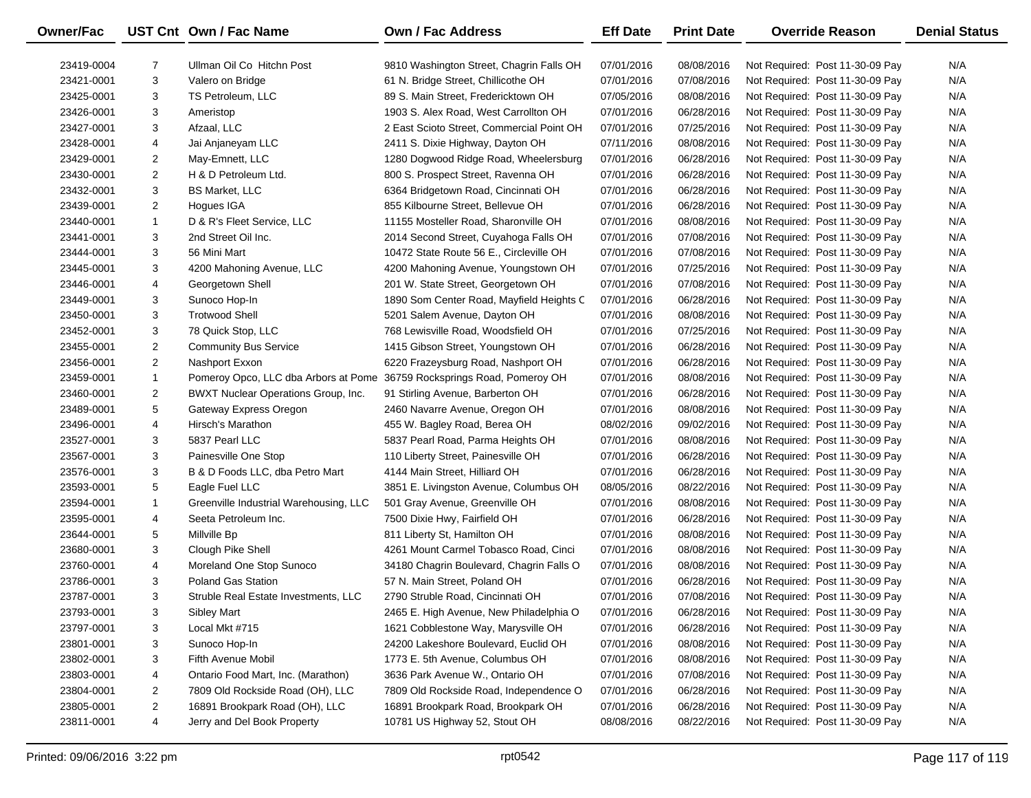| Owner/Fac | UST Cnt | Own / Fac Name | Own / Fac Address | Eff Date | Print Date | Override Reason | Denial Status |
|---|---|---|---|---|---|---|---|
| 23419-0004 | 7 | Ullman Oil Co Hitchn Post | 9810 Washington Street, Chagrin Falls OH | 07/01/2016 | 08/08/2016 | Not Required: Post 11-30-09 Pay | N/A |
| 23421-0001 | 3 | Valero on Bridge | 61 N. Bridge Street, Chillicothe OH | 07/01/2016 | 07/08/2016 | Not Required: Post 11-30-09 Pay | N/A |
| 23425-0001 | 3 | TS Petroleum, LLC | 89 S. Main Street, Fredericktown OH | 07/05/2016 | 08/08/2016 | Not Required: Post 11-30-09 Pay | N/A |
| 23426-0001 | 3 | Ameristop | 1903 S. Alex Road, West Carrollton OH | 07/01/2016 | 06/28/2016 | Not Required: Post 11-30-09 Pay | N/A |
| 23427-0001 | 3 | Afzaal, LLC | 2 East Scioto Street, Commercial Point OH | 07/01/2016 | 07/25/2016 | Not Required: Post 11-30-09 Pay | N/A |
| 23428-0001 | 4 | Jai Anjaneyam LLC | 2411 S. Dixie Highway, Dayton OH | 07/11/2016 | 08/08/2016 | Not Required: Post 11-30-09 Pay | N/A |
| 23429-0001 | 2 | May-Emnett, LLC | 1280 Dogwood Ridge Road, Wheelersburg | 07/01/2016 | 06/28/2016 | Not Required: Post 11-30-09 Pay | N/A |
| 23430-0001 | 2 | H & D Petroleum Ltd. | 800 S. Prospect Street, Ravenna OH | 07/01/2016 | 06/28/2016 | Not Required: Post 11-30-09 Pay | N/A |
| 23432-0001 | 3 | BS Market, LLC | 6364 Bridgetown Road, Cincinnati OH | 07/01/2016 | 06/28/2016 | Not Required: Post 11-30-09 Pay | N/A |
| 23439-0001 | 2 | Hogues IGA | 855 Kilbourne Street, Bellevue OH | 07/01/2016 | 06/28/2016 | Not Required: Post 11-30-09 Pay | N/A |
| 23440-0001 | 1 | D & R's Fleet Service, LLC | 11155 Mosteller Road, Sharonville OH | 07/01/2016 | 08/08/2016 | Not Required: Post 11-30-09 Pay | N/A |
| 23441-0001 | 3 | 2nd Street Oil Inc. | 2014 Second Street, Cuyahoga Falls OH | 07/01/2016 | 07/08/2016 | Not Required: Post 11-30-09 Pay | N/A |
| 23444-0001 | 3 | 56 Mini Mart | 10472 State Route 56 E., Circleville OH | 07/01/2016 | 07/08/2016 | Not Required: Post 11-30-09 Pay | N/A |
| 23445-0001 | 3 | 4200 Mahoning Avenue, LLC | 4200 Mahoning Avenue, Youngstown OH | 07/01/2016 | 07/25/2016 | Not Required: Post 11-30-09 Pay | N/A |
| 23446-0001 | 4 | Georgetown Shell | 201 W. State Street, Georgetown OH | 07/01/2016 | 07/08/2016 | Not Required: Post 11-30-09 Pay | N/A |
| 23449-0001 | 3 | Sunoco Hop-In | 1890 Som Center Road, Mayfield Heights C | 07/01/2016 | 06/28/2016 | Not Required: Post 11-30-09 Pay | N/A |
| 23450-0001 | 3 | Trotwood Shell | 5201 Salem Avenue, Dayton OH | 07/01/2016 | 08/08/2016 | Not Required: Post 11-30-09 Pay | N/A |
| 23452-0001 | 3 | 78 Quick Stop, LLC | 768 Lewisville Road, Woodsfield OH | 07/01/2016 | 07/25/2016 | Not Required: Post 11-30-09 Pay | N/A |
| 23455-0001 | 2 | Community Bus Service | 1415 Gibson Street, Youngstown OH | 07/01/2016 | 06/28/2016 | Not Required: Post 11-30-09 Pay | N/A |
| 23456-0001 | 2 | Nashport Exxon | 6220 Frazeysburg Road, Nashport OH | 07/01/2016 | 06/28/2016 | Not Required: Post 11-30-09 Pay | N/A |
| 23459-0001 | 1 | Pomeroy Opco, LLC dba Arbors at Pome | 36759 Rocksprings Road, Pomeroy OH | 07/01/2016 | 08/08/2016 | Not Required: Post 11-30-09 Pay | N/A |
| 23460-0001 | 2 | BWXT Nuclear Operations Group, Inc. | 91 Stirling Avenue, Barberton OH | 07/01/2016 | 06/28/2016 | Not Required: Post 11-30-09 Pay | N/A |
| 23489-0001 | 5 | Gateway Express Oregon | 2460 Navarre Avenue, Oregon OH | 07/01/2016 | 08/08/2016 | Not Required: Post 11-30-09 Pay | N/A |
| 23496-0001 | 4 | Hirsch's Marathon | 455 W. Bagley Road, Berea OH | 08/02/2016 | 09/02/2016 | Not Required: Post 11-30-09 Pay | N/A |
| 23527-0001 | 3 | 5837 Pearl LLC | 5837 Pearl Road, Parma Heights OH | 07/01/2016 | 08/08/2016 | Not Required: Post 11-30-09 Pay | N/A |
| 23567-0001 | 3 | Painesville One Stop | 110 Liberty Street, Painesville OH | 07/01/2016 | 06/28/2016 | Not Required: Post 11-30-09 Pay | N/A |
| 23576-0001 | 3 | B & D Foods LLC, dba Petro Mart | 4144 Main Street, Hilliard OH | 07/01/2016 | 06/28/2016 | Not Required: Post 11-30-09 Pay | N/A |
| 23593-0001 | 5 | Eagle Fuel LLC | 3851 E. Livingston Avenue, Columbus OH | 08/05/2016 | 08/22/2016 | Not Required: Post 11-30-09 Pay | N/A |
| 23594-0001 | 1 | Greenville Industrial Warehousing, LLC | 501 Gray Avenue, Greenville OH | 07/01/2016 | 08/08/2016 | Not Required: Post 11-30-09 Pay | N/A |
| 23595-0001 | 4 | Seeta Petroleum Inc. | 7500 Dixie Hwy, Fairfield OH | 07/01/2016 | 06/28/2016 | Not Required: Post 11-30-09 Pay | N/A |
| 23644-0001 | 5 | Millville Bp | 811 Liberty St, Hamilton OH | 07/01/2016 | 08/08/2016 | Not Required: Post 11-30-09 Pay | N/A |
| 23680-0001 | 3 | Clough Pike Shell | 4261 Mount Carmel Tobasco Road, Cinci | 07/01/2016 | 08/08/2016 | Not Required: Post 11-30-09 Pay | N/A |
| 23760-0001 | 4 | Moreland One Stop Sunoco | 34180 Chagrin Boulevard, Chagrin Falls O | 07/01/2016 | 08/08/2016 | Not Required: Post 11-30-09 Pay | N/A |
| 23786-0001 | 3 | Poland Gas Station | 57 N. Main Street, Poland OH | 07/01/2016 | 06/28/2016 | Not Required: Post 11-30-09 Pay | N/A |
| 23787-0001 | 3 | Struble Real Estate Investments, LLC | 2790 Struble Road, Cincinnati OH | 07/01/2016 | 07/08/2016 | Not Required: Post 11-30-09 Pay | N/A |
| 23793-0001 | 3 | Sibley Mart | 2465 E. High Avenue, New Philadelphia O | 07/01/2016 | 06/28/2016 | Not Required: Post 11-30-09 Pay | N/A |
| 23797-0001 | 3 | Local Mkt #715 | 1621 Cobblestone Way, Marysville OH | 07/01/2016 | 06/28/2016 | Not Required: Post 11-30-09 Pay | N/A |
| 23801-0001 | 3 | Sunoco Hop-In | 24200 Lakeshore Boulevard, Euclid OH | 07/01/2016 | 08/08/2016 | Not Required: Post 11-30-09 Pay | N/A |
| 23802-0001 | 3 | Fifth Avenue Mobil | 1773 E. 5th Avenue, Columbus OH | 07/01/2016 | 08/08/2016 | Not Required: Post 11-30-09 Pay | N/A |
| 23803-0001 | 4 | Ontario Food Mart, Inc. (Marathon) | 3636 Park Avenue W., Ontario OH | 07/01/2016 | 07/08/2016 | Not Required: Post 11-30-09 Pay | N/A |
| 23804-0001 | 2 | 7809 Old Rockside Road (OH), LLC | 7809 Old Rockside Road, Independence O | 07/01/2016 | 06/28/2016 | Not Required: Post 11-30-09 Pay | N/A |
| 23805-0001 | 2 | 16891 Brookpark Road (OH), LLC | 16891 Brookpark Road, Brookpark OH | 07/01/2016 | 06/28/2016 | Not Required: Post 11-30-09 Pay | N/A |
| 23811-0001 | 4 | Jerry and Del Book Property | 10781 US Highway 52, Stout OH | 08/08/2016 | 08/22/2016 | Not Required: Post 11-30-09 Pay | N/A |

Printed: 09/06/2016 3:22 pm rpt0542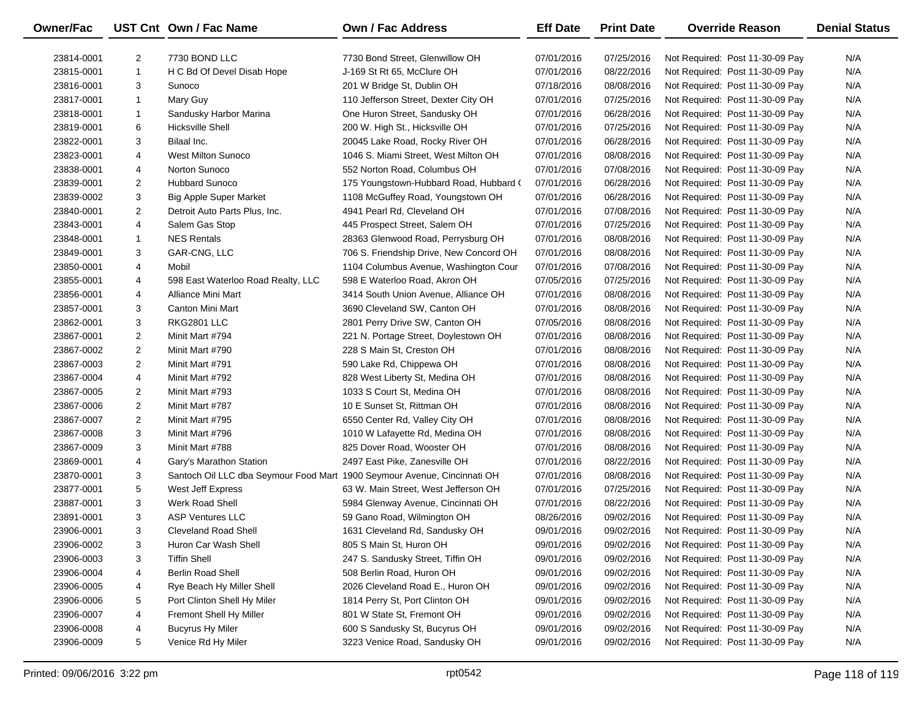| Owner/Fac | UST Cnt | Own / Fac Name | Own / Fac Address | Eff Date | Print Date | Override Reason | Denial Status |
|---|---|---|---|---|---|---|---|
| 23814-0001 | 2 | 7730 BOND LLC | 7730 Bond Street, Glenwillow OH | 07/01/2016 | 07/25/2016 | Not Required: Post 11-30-09 Pay | N/A |
| 23815-0001 | 1 | H C Bd Of Devel Disab Hope | J-169 St Rt 65, McClure OH | 07/01/2016 | 08/22/2016 | Not Required: Post 11-30-09 Pay | N/A |
| 23816-0001 | 3 | Sunoco | 201 W Bridge St, Dublin OH | 07/18/2016 | 08/08/2016 | Not Required: Post 11-30-09 Pay | N/A |
| 23817-0001 | 1 | Mary Guy | 110 Jefferson Street, Dexter City OH | 07/01/2016 | 07/25/2016 | Not Required: Post 11-30-09 Pay | N/A |
| 23818-0001 | 1 | Sandusky Harbor Marina | One Huron Street, Sandusky OH | 07/01/2016 | 06/28/2016 | Not Required: Post 11-30-09 Pay | N/A |
| 23819-0001 | 6 | Hicksville Shell | 200 W. High St., Hicksville OH | 07/01/2016 | 07/25/2016 | Not Required: Post 11-30-09 Pay | N/A |
| 23822-0001 | 3 | Bilaal Inc. | 20045 Lake Road, Rocky River OH | 07/01/2016 | 06/28/2016 | Not Required: Post 11-30-09 Pay | N/A |
| 23823-0001 | 4 | West Milton Sunoco | 1046 S. Miami Street, West Milton OH | 07/01/2016 | 08/08/2016 | Not Required: Post 11-30-09 Pay | N/A |
| 23838-0001 | 4 | Norton Sunoco | 552 Norton Road, Columbus OH | 07/01/2016 | 07/08/2016 | Not Required: Post 11-30-09 Pay | N/A |
| 23839-0001 | 2 | Hubbard Sunoco | 175 Youngstown-Hubbard Road, Hubbard ( | 07/01/2016 | 06/28/2016 | Not Required: Post 11-30-09 Pay | N/A |
| 23839-0002 | 3 | Big Apple Super Market | 1108 McGuffey Road, Youngstown OH | 07/01/2016 | 06/28/2016 | Not Required: Post 11-30-09 Pay | N/A |
| 23840-0001 | 2 | Detroit Auto Parts Plus, Inc. | 4941 Pearl Rd, Cleveland OH | 07/01/2016 | 07/08/2016 | Not Required: Post 11-30-09 Pay | N/A |
| 23843-0001 | 4 | Salem Gas Stop | 445 Prospect Street, Salem OH | 07/01/2016 | 07/25/2016 | Not Required: Post 11-30-09 Pay | N/A |
| 23848-0001 | 1 | NES Rentals | 28363 Glenwood Road, Perrysburg OH | 07/01/2016 | 08/08/2016 | Not Required: Post 11-30-09 Pay | N/A |
| 23849-0001 | 3 | GAR-CNG, LLC | 706 S. Friendship Drive, New Concord OH | 07/01/2016 | 08/08/2016 | Not Required: Post 11-30-09 Pay | N/A |
| 23850-0001 | 4 | Mobil | 1104 Columbus Avenue, Washington Cour | 07/01/2016 | 07/08/2016 | Not Required: Post 11-30-09 Pay | N/A |
| 23855-0001 | 4 | 598 East Waterloo Road Realty, LLC | 598 E Waterloo Road, Akron OH | 07/05/2016 | 07/25/2016 | Not Required: Post 11-30-09 Pay | N/A |
| 23856-0001 | 4 | Alliance Mini Mart | 3414 South Union Avenue, Alliance OH | 07/01/2016 | 08/08/2016 | Not Required: Post 11-30-09 Pay | N/A |
| 23857-0001 | 3 | Canton Mini Mart | 3690 Cleveland SW, Canton OH | 07/01/2016 | 08/08/2016 | Not Required: Post 11-30-09 Pay | N/A |
| 23862-0001 | 3 | RKG2801 LLC | 2801 Perry Drive SW, Canton OH | 07/05/2016 | 08/08/2016 | Not Required: Post 11-30-09 Pay | N/A |
| 23867-0001 | 2 | Minit Mart #794 | 221 N. Portage Street, Doylestown OH | 07/01/2016 | 08/08/2016 | Not Required: Post 11-30-09 Pay | N/A |
| 23867-0002 | 2 | Minit Mart #790 | 228 S Main St, Creston OH | 07/01/2016 | 08/08/2016 | Not Required: Post 11-30-09 Pay | N/A |
| 23867-0003 | 2 | Minit Mart #791 | 590 Lake Rd, Chippewa OH | 07/01/2016 | 08/08/2016 | Not Required: Post 11-30-09 Pay | N/A |
| 23867-0004 | 4 | Minit Mart #792 | 828 West Liberty St, Medina OH | 07/01/2016 | 08/08/2016 | Not Required: Post 11-30-09 Pay | N/A |
| 23867-0005 | 2 | Minit Mart #793 | 1033 S Court St, Medina OH | 07/01/2016 | 08/08/2016 | Not Required: Post 11-30-09 Pay | N/A |
| 23867-0006 | 2 | Minit Mart #787 | 10 E Sunset St, Rittman OH | 07/01/2016 | 08/08/2016 | Not Required: Post 11-30-09 Pay | N/A |
| 23867-0007 | 2 | Minit Mart #795 | 6550 Center Rd, Valley City OH | 07/01/2016 | 08/08/2016 | Not Required: Post 11-30-09 Pay | N/A |
| 23867-0008 | 3 | Minit Mart #796 | 1010 W Lafayette Rd, Medina OH | 07/01/2016 | 08/08/2016 | Not Required: Post 11-30-09 Pay | N/A |
| 23867-0009 | 3 | Minit Mart #788 | 825 Dover Road, Wooster OH | 07/01/2016 | 08/08/2016 | Not Required: Post 11-30-09 Pay | N/A |
| 23869-0001 | 4 | Gary's Marathon Station | 2497 East Pike, Zanesville OH | 07/01/2016 | 08/22/2016 | Not Required: Post 11-30-09 Pay | N/A |
| 23870-0001 | 3 | Santoch Oil LLC dba Seymour Food Mart | 1900 Seymour Avenue, Cincinnati OH | 07/01/2016 | 08/08/2016 | Not Required: Post 11-30-09 Pay | N/A |
| 23877-0001 | 5 | West Jeff Express | 63 W. Main Street, West Jefferson OH | 07/01/2016 | 07/25/2016 | Not Required: Post 11-30-09 Pay | N/A |
| 23887-0001 | 3 | Werk Road Shell | 5984 Glenway Avenue, Cincinnati OH | 07/01/2016 | 08/22/2016 | Not Required: Post 11-30-09 Pay | N/A |
| 23891-0001 | 3 | ASP Ventures LLC | 59 Gano Road, Wilmington OH | 08/26/2016 | 09/02/2016 | Not Required: Post 11-30-09 Pay | N/A |
| 23906-0001 | 3 | Cleveland Road Shell | 1631 Cleveland Rd, Sandusky OH | 09/01/2016 | 09/02/2016 | Not Required: Post 11-30-09 Pay | N/A |
| 23906-0002 | 3 | Huron Car Wash Shell | 805 S Main St, Huron OH | 09/01/2016 | 09/02/2016 | Not Required: Post 11-30-09 Pay | N/A |
| 23906-0003 | 3 | Tiffin Shell | 247 S. Sandusky Street, Tiffin OH | 09/01/2016 | 09/02/2016 | Not Required: Post 11-30-09 Pay | N/A |
| 23906-0004 | 4 | Berlin Road Shell | 508 Berlin Road, Huron OH | 09/01/2016 | 09/02/2016 | Not Required: Post 11-30-09 Pay | N/A |
| 23906-0005 | 4 | Rye Beach Hy Miller Shell | 2026 Cleveland Road E., Huron OH | 09/01/2016 | 09/02/2016 | Not Required: Post 11-30-09 Pay | N/A |
| 23906-0006 | 5 | Port Clinton Shell Hy Miler | 1814 Perry St, Port Clinton OH | 09/01/2016 | 09/02/2016 | Not Required: Post 11-30-09 Pay | N/A |
| 23906-0007 | 4 | Fremont Shell Hy Miller | 801 W State St, Fremont OH | 09/01/2016 | 09/02/2016 | Not Required: Post 11-30-09 Pay | N/A |
| 23906-0008 | 4 | Bucyrus Hy Miler | 600 S Sandusky St, Bucyrus OH | 09/01/2016 | 09/02/2016 | Not Required: Post 11-30-09 Pay | N/A |
| 23906-0009 | 5 | Venice Rd Hy Miler | 3223 Venice Road, Sandusky OH | 09/01/2016 | 09/02/2016 | Not Required: Post 11-30-09 Pay | N/A |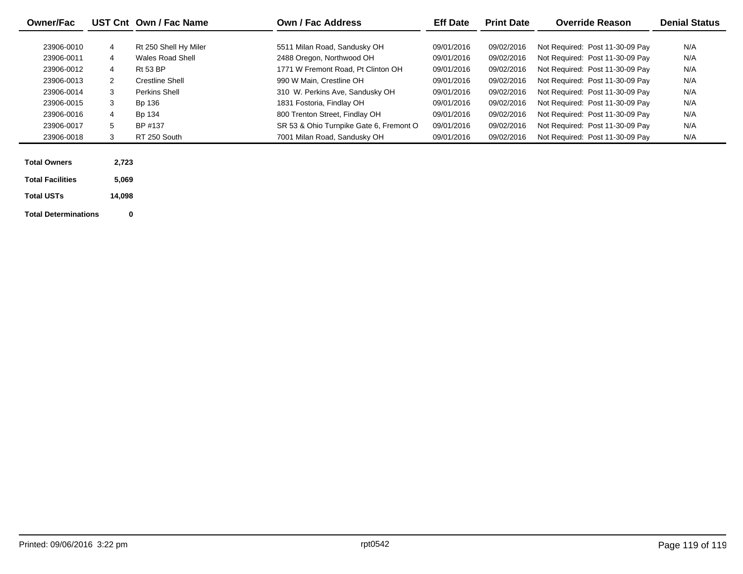| Owner/Fac | UST Cnt | Own / Fac Name | Own / Fac Address | Eff Date | Print Date | Override Reason | Denial Status |
|---|---|---|---|---|---|---|---|
| 23906-0010 | 4 | Rt 250 Shell Hy Miler | 5511 Milan Road, Sandusky OH | 09/01/2016 | 09/02/2016 | Not Required: Post 11-30-09 Pay | N/A |
| 23906-0011 | 4 | Wales Road Shell | 2488 Oregon, Northwood OH | 09/01/2016 | 09/02/2016 | Not Required: Post 11-30-09 Pay | N/A |
| 23906-0012 | 4 | Rt 53 BP | 1771 W Fremont Road, Pt Clinton OH | 09/01/2016 | 09/02/2016 | Not Required: Post 11-30-09 Pay | N/A |
| 23906-0013 | 2 | Crestline Shell | 990 W Main, Crestline OH | 09/01/2016 | 09/02/2016 | Not Required: Post 11-30-09 Pay | N/A |
| 23906-0014 | 3 | Perkins Shell | 310 W. Perkins Ave, Sandusky OH | 09/01/2016 | 09/02/2016 | Not Required: Post 11-30-09 Pay | N/A |
| 23906-0015 | 3 | Bp 136 | 1831 Fostoria, Findlay OH | 09/01/2016 | 09/02/2016 | Not Required: Post 11-30-09 Pay | N/A |
| 23906-0016 | 4 | Bp 134 | 800 Trenton Street, Findlay OH | 09/01/2016 | 09/02/2016 | Not Required: Post 11-30-09 Pay | N/A |
| 23906-0017 | 5 | BP #137 | SR 53 & Ohio Turnpike Gate 6, Fremont O | 09/01/2016 | 09/02/2016 | Not Required: Post 11-30-09 Pay | N/A |
| 23906-0018 | 3 | RT 250 South | 7001 Milan Road, Sandusky OH | 09/01/2016 | 09/02/2016 | Not Required: Post 11-30-09 Pay | N/A |

| | |
|---|---|
| **Total Owners** | **2,723** |
| **Total Facilities** | **5,069** |
| **Total USTs** | **14,098** |
| **Total Determinations** | **0** |

Printed: 09/06/2016 3:22 pm rpt0542